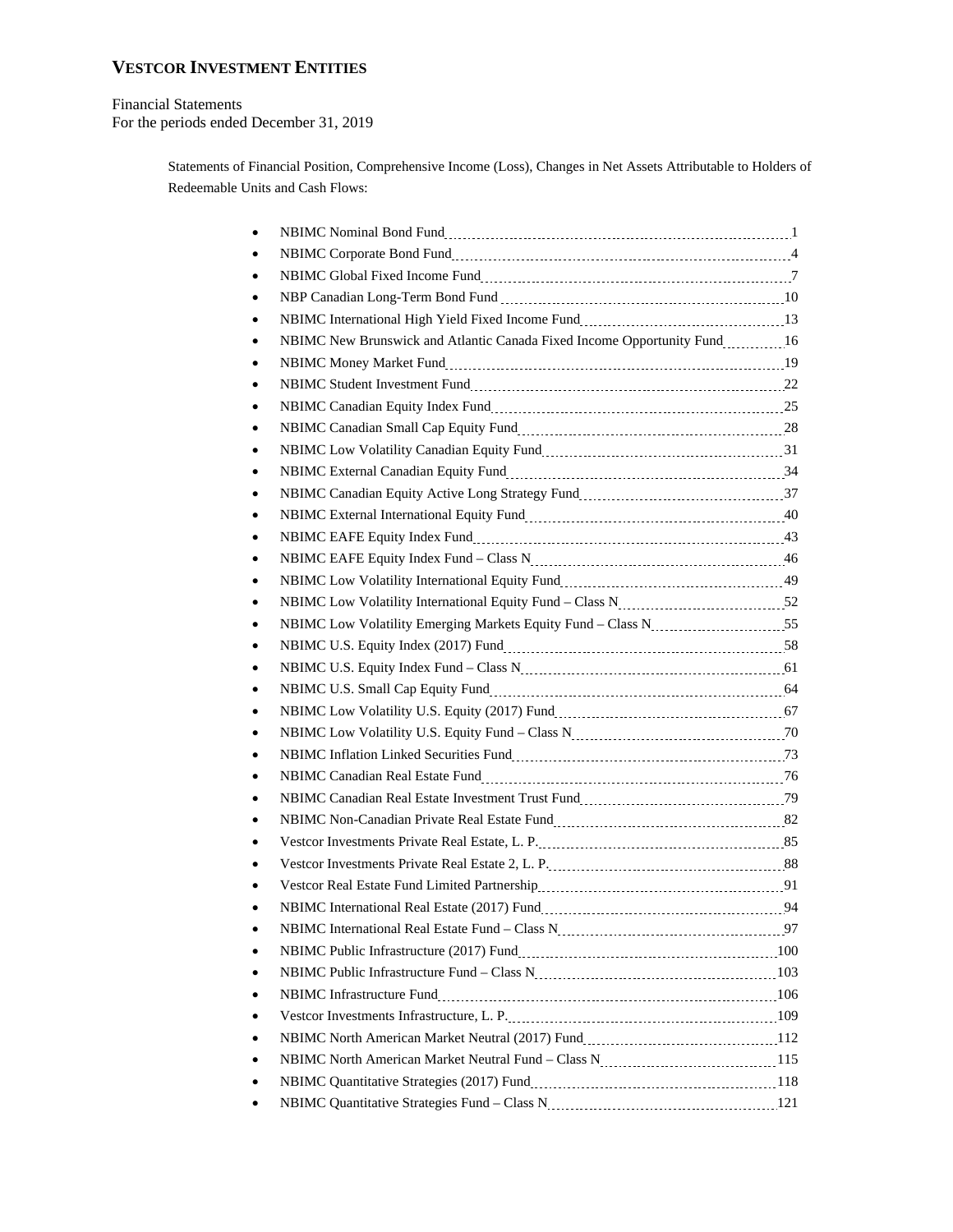# VESTCOR INVESTMENT ENTITIES

Financial Statements
For the periods ended December 31, 2019

Statements of Financial Position, Comprehensive Income (Loss), Changes in Net Assets Attributable to Holders of Redeemable Units and Cash Flows:

- NBIMC Nominal Bond Fund .......... 1
- NBIMC Corporate Bond Fund .......... 4
- NBIMC Global Fixed Income Fund .......... 7
- NBP Canadian Long-Term Bond Fund .......... 10
- NBIMC International High Yield Fixed Income Fund .......... 13
- NBIMC New Brunswick and Atlantic Canada Fixed Income Opportunity Fund .......... 16
- NBIMC Money Market Fund .......... 19
- NBIMC Student Investment Fund .......... 22
- NBIMC Canadian Equity Index Fund .......... 25
- NBIMC Canadian Small Cap Equity Fund .......... 28
- NBIMC Low Volatility Canadian Equity Fund .......... 31
- NBIMC External Canadian Equity Fund .......... 34
- NBIMC Canadian Equity Active Long Strategy Fund .......... 37
- NBIMC External International Equity Fund .......... 40
- NBIMC EAFE Equity Index Fund .......... 43
- NBIMC EAFE Equity Index Fund – Class N .......... 46
- NBIMC Low Volatility International Equity Fund .......... 49
- NBIMC Low Volatility International Equity Fund – Class N .......... 52
- NBIMC Low Volatility Emerging Markets Equity Fund – Class N .......... 55
- NBIMC U.S. Equity Index (2017) Fund .......... 58
- NBIMC U.S. Equity Index Fund – Class N .......... 61
- NBIMC U.S. Small Cap Equity Fund .......... 64
- NBIMC Low Volatility U.S. Equity (2017) Fund .......... 67
- NBIMC Low Volatility U.S. Equity Fund – Class N .......... 70
- NBIMC Inflation Linked Securities Fund .......... 73
- NBIMC Canadian Real Estate Fund .......... 76
- NBIMC Canadian Real Estate Investment Trust Fund .......... 79
- NBIMC Non-Canadian Private Real Estate Fund .......... 82
- Vestcor Investments Private Real Estate, L. P. .......... 85
- Vestcor Investments Private Real Estate 2, L. P. .......... 88
- Vestcor Real Estate Fund Limited Partnership .......... 91
- NBIMC International Real Estate (2017) Fund .......... 94
- NBIMC International Real Estate Fund – Class N .......... 97
- NBIMC Public Infrastructure (2017) Fund .......... 100
- NBIMC Public Infrastructure Fund – Class N .......... 103
- NBIMC Infrastructure Fund .......... 106
- Vestcor Investments Infrastructure, L. P. .......... 109
- NBIMC North American Market Neutral (2017) Fund .......... 112
- NBIMC North American Market Neutral Fund – Class N .......... 115
- NBIMC Quantitative Strategies (2017) Fund .......... 118
- NBIMC Quantitative Strategies Fund – Class N .......... 121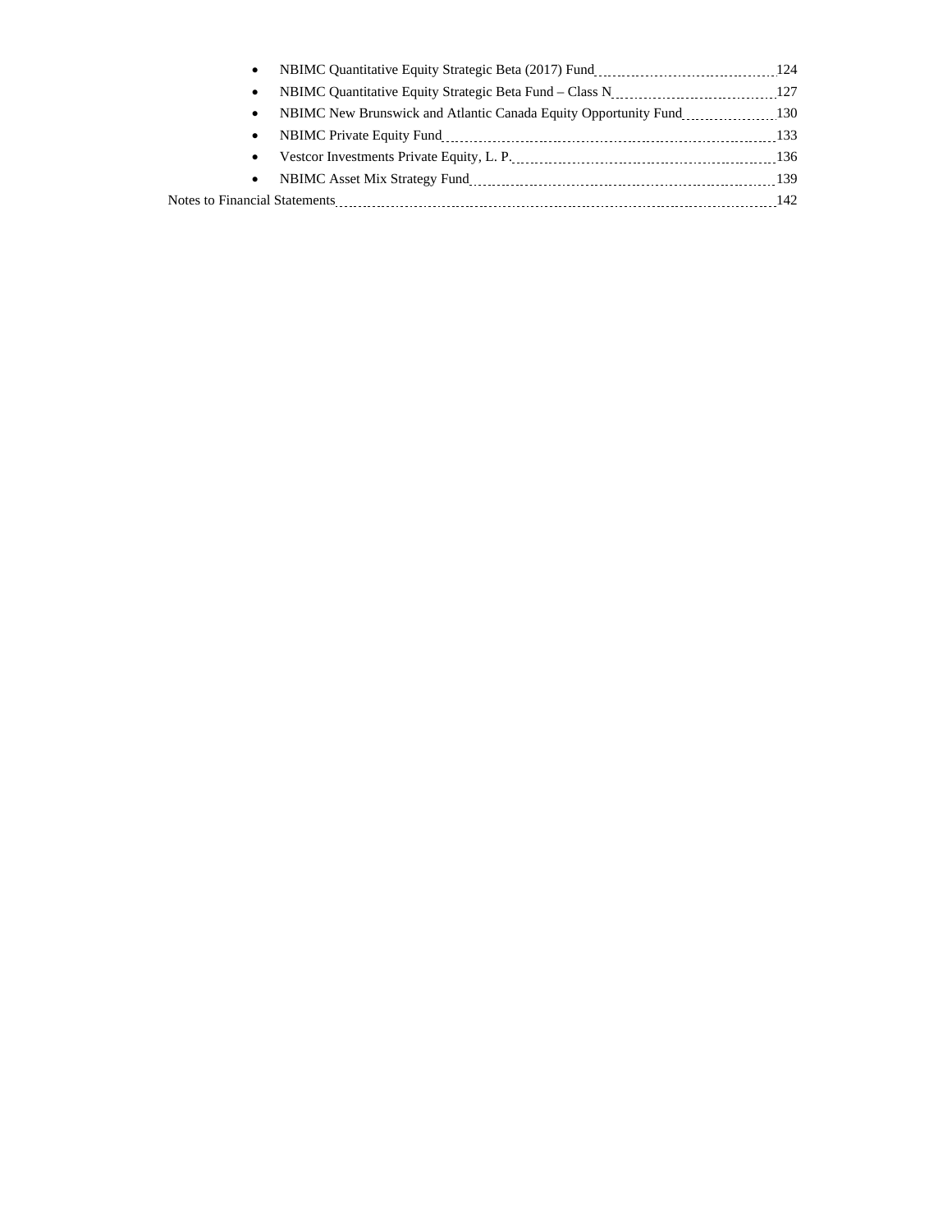- NBIMC Quantitative Equity Strategic Beta (2017) Fund ........ 124
- NBIMC Quantitative Equity Strategic Beta Fund – Class N ........ 127
- NBIMC New Brunswick and Atlantic Canada Equity Opportunity Fund ........ 130
- NBIMC Private Equity Fund ........ 133
- Vestcor Investments Private Equity, L. P. ........ 136
- NBIMC Asset Mix Strategy Fund ........ 139

Notes to Financial Statements ........ 142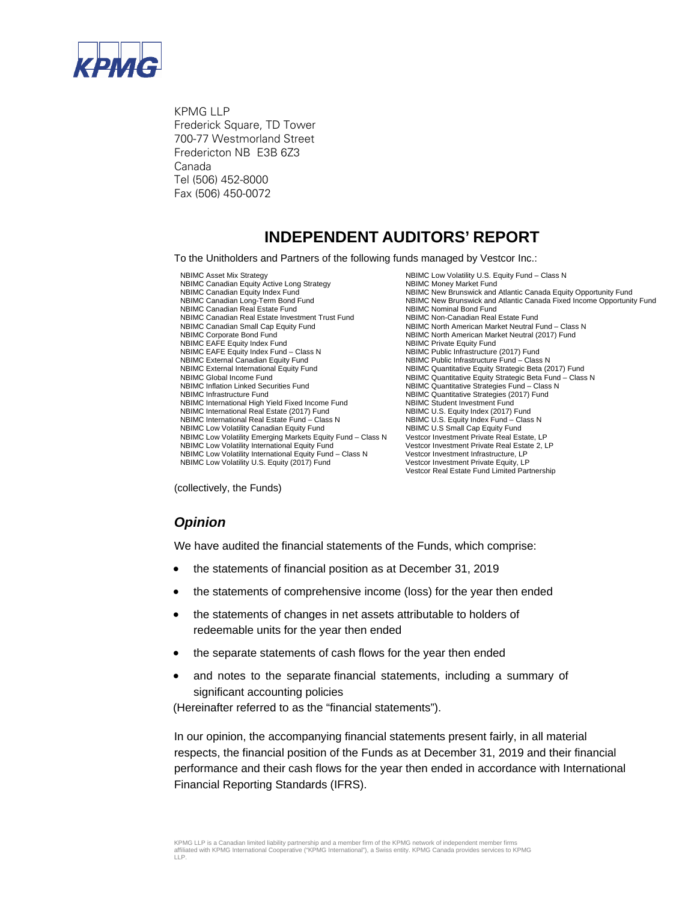KPMG LLP
Frederick Square, TD Tower
700-77 Westmorland Street
Fredericton NB E3B 6Z3
Canada
Tel (506) 452-8000
Fax (506) 450-0072

# INDEPENDENT AUDITORS' REPORT

To the Unitholders and Partners of the following funds managed by Vestcor Inc.:

NBIMC Asset Mix Strategy
NBIMC Canadian Equity Active Long Strategy
NBIMC Canadian Equity Index Fund
NBIMC Canadian Long-Term Bond Fund
NBIMC Canadian Real Estate Fund
NBIMC Canadian Real Estate Investment Trust Fund
NBIMC Canadian Small Cap Equity Fund
NBIMC Corporate Bond Fund
NBIMC EAFE Equity Index Fund
NBIMC EAFE Equity Index Fund – Class N
NBIMC External Canadian Equity Fund
NBIMC External International Equity Fund
NBIMC Global Income Fund
NBIMC Inflation Linked Securities Fund
NBIMC Infrastructure Fund
NBIMC International High Yield Fixed Income Fund
NBIMC International Real Estate (2017) Fund
NBIMC International Real Estate Fund – Class N
NBIMC Low Volatility Canadian Equity Fund
NBIMC Low Volatility Emerging Markets Equity Fund – Class N
NBIMC Low Volatility International Equity Fund
NBIMC Low Volatility International Equity Fund – Class N
NBIMC Low Volatility U.S. Equity (2017) Fund
NBIMC Low Volatility U.S. Equity Fund – Class N
NBIMC Money Market Fund
NBIMC New Brunswick and Atlantic Canada Equity Opportunity Fund
NBIMC New Brunswick and Atlantic Canada Fixed Income Opportunity Fund
NBIMC Nominal Bond Fund
NBIMC Non-Canadian Real Estate Fund
NBIMC North American Market Neutral Fund – Class N
NBIMC North American Market Neutral (2017) Fund
NBIMC Private Equity Fund
NBIMC Public Infrastructure (2017) Fund
NBIMC Public Infrastructure Fund – Class N
NBIMC Quantitative Equity Strategic Beta (2017) Fund
NBIMC Quantitative Equity Strategic Beta Fund – Class N
NBIMC Quantitative Strategies Fund – Class N
NBIMC Quantitative Strategies (2017) Fund
NBIMC Student Investment Fund
NBIMC U.S. Equity Index (2017) Fund
NBIMC U.S. Equity Index Fund – Class N
NBIMC U.S Small Cap Equity Fund
Vestcor Investment Private Real Estate, LP
Vestcor Investment Private Real Estate 2, LP
Vestcor Investment Infrastructure, LP
Vestcor Investment Private Equity, LP
Vestcor Real Estate Fund Limited Partnership

(collectively, the Funds)

## *Opinion*

We have audited the financial statements of the Funds, which comprise:

- the statements of financial position as at December 31, 2019
- the statements of comprehensive income (loss) for the year then ended
- the statements of changes in net assets attributable to holders of redeemable units for the year then ended
- the separate statements of cash flows for the year then ended
- and notes to the separate financial statements, including a summary of significant accounting policies

(Hereinafter referred to as the "financial statements").

In our opinion, the accompanying financial statements present fairly, in all material respects, the financial position of the Funds as at December 31, 2019 and their financial performance and their cash flows for the year then ended in accordance with International Financial Reporting Standards (IFRS).

KPMG LLP is a Canadian limited liability partnership and a member firm of the KPMG network of independent member firms affiliated with KPMG International Cooperative ("KPMG International"), a Swiss entity. KPMG Canada provides services to KPMG LLP.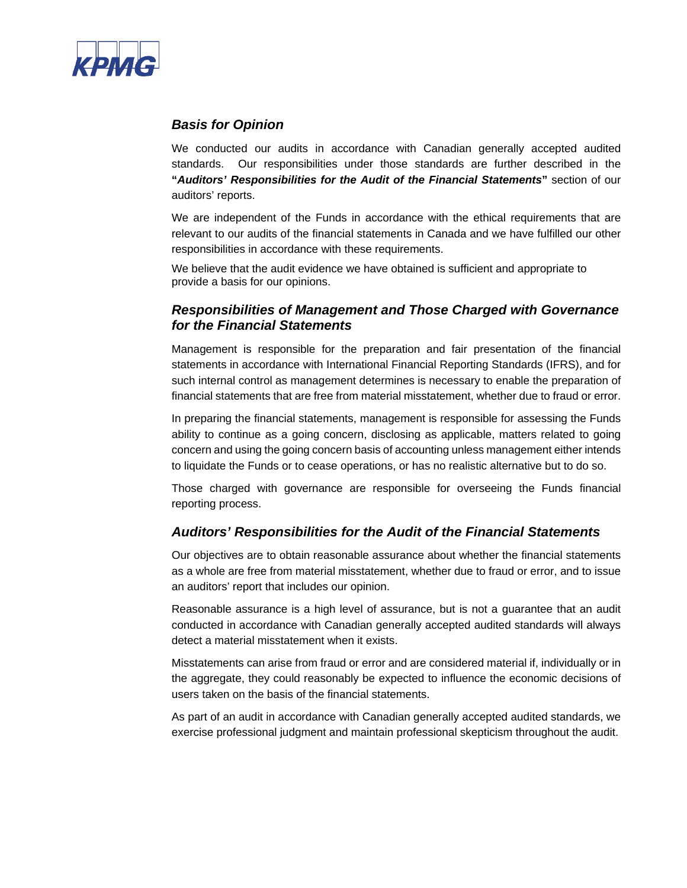## *Basis for Opinion*

We conducted our audits in accordance with Canadian generally accepted audited standards. Our responsibilities under those standards are further described in the **"*Auditors' Responsibilities for the Audit of the Financial Statements*"** section of our auditors' reports.

We are independent of the Funds in accordance with the ethical requirements that are relevant to our audits of the financial statements in Canada and we have fulfilled our other responsibilities in accordance with these requirements.

We believe that the audit evidence we have obtained is sufficient and appropriate to provide a basis for our opinions.

## *Responsibilities of Management and Those Charged with Governance for the Financial Statements*

Management is responsible for the preparation and fair presentation of the financial statements in accordance with International Financial Reporting Standards (IFRS), and for such internal control as management determines is necessary to enable the preparation of financial statements that are free from material misstatement, whether due to fraud or error.

In preparing the financial statements, management is responsible for assessing the Funds ability to continue as a going concern, disclosing as applicable, matters related to going concern and using the going concern basis of accounting unless management either intends to liquidate the Funds or to cease operations, or has no realistic alternative but to do so.

Those charged with governance are responsible for overseeing the Funds financial reporting process.

## *Auditors' Responsibilities for the Audit of the Financial Statements*

Our objectives are to obtain reasonable assurance about whether the financial statements as a whole are free from material misstatement, whether due to fraud or error, and to issue an auditors' report that includes our opinion.

Reasonable assurance is a high level of assurance, but is not a guarantee that an audit conducted in accordance with Canadian generally accepted audited standards will always detect a material misstatement when it exists.

Misstatements can arise from fraud or error and are considered material if, individually or in the aggregate, they could reasonably be expected to influence the economic decisions of users taken on the basis of the financial statements.

As part of an audit in accordance with Canadian generally accepted audited standards, we exercise professional judgment and maintain professional skepticism throughout the audit.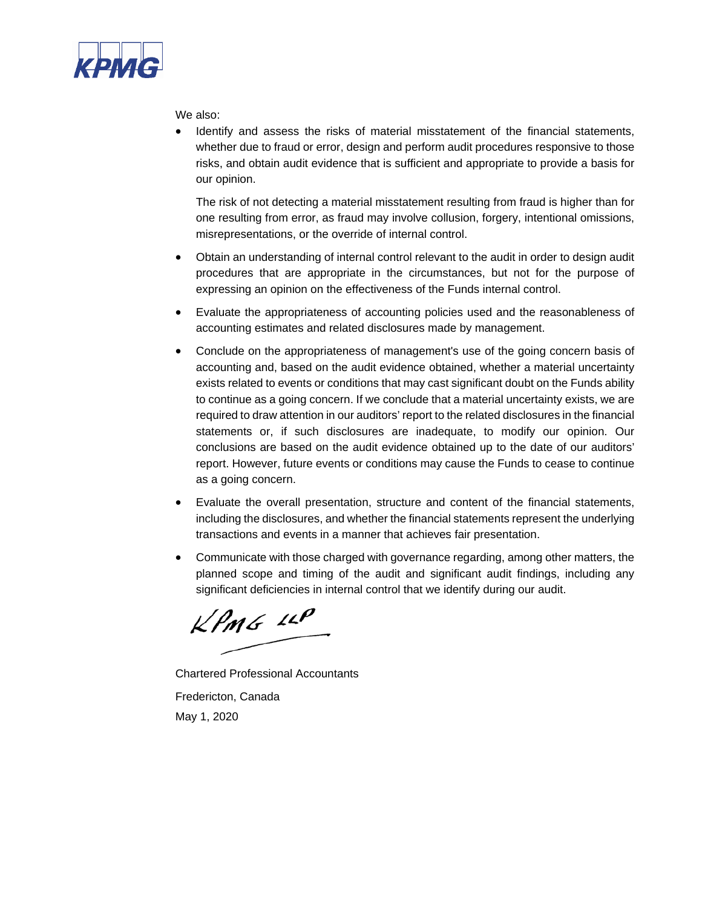We also:

- Identify and assess the risks of material misstatement of the financial statements, whether due to fraud or error, design and perform audit procedures responsive to those risks, and obtain audit evidence that is sufficient and appropriate to provide a basis for our opinion.

  The risk of not detecting a material misstatement resulting from fraud is higher than for one resulting from error, as fraud may involve collusion, forgery, intentional omissions, misrepresentations, or the override of internal control.

- Obtain an understanding of internal control relevant to the audit in order to design audit procedures that are appropriate in the circumstances, but not for the purpose of expressing an opinion on the effectiveness of the Funds internal control.

- Evaluate the appropriateness of accounting policies used and the reasonableness of accounting estimates and related disclosures made by management.

- Conclude on the appropriateness of management's use of the going concern basis of accounting and, based on the audit evidence obtained, whether a material uncertainty exists related to events or conditions that may cast significant doubt on the Funds ability to continue as a going concern. If we conclude that a material uncertainty exists, we are required to draw attention in our auditors' report to the related disclosures in the financial statements or, if such disclosures are inadequate, to modify our opinion. Our conclusions are based on the audit evidence obtained up to the date of our auditors' report. However, future events or conditions may cause the Funds to cease to continue as a going concern.

- Evaluate the overall presentation, structure and content of the financial statements, including the disclosures, and whether the financial statements represent the underlying transactions and events in a manner that achieves fair presentation.

- Communicate with those charged with governance regarding, among other matters, the planned scope and timing of the audit and significant audit findings, including any significant deficiencies in internal control that we identify during our audit.

KPMG LLP

Chartered Professional Accountants

Fredericton, Canada

May 1, 2020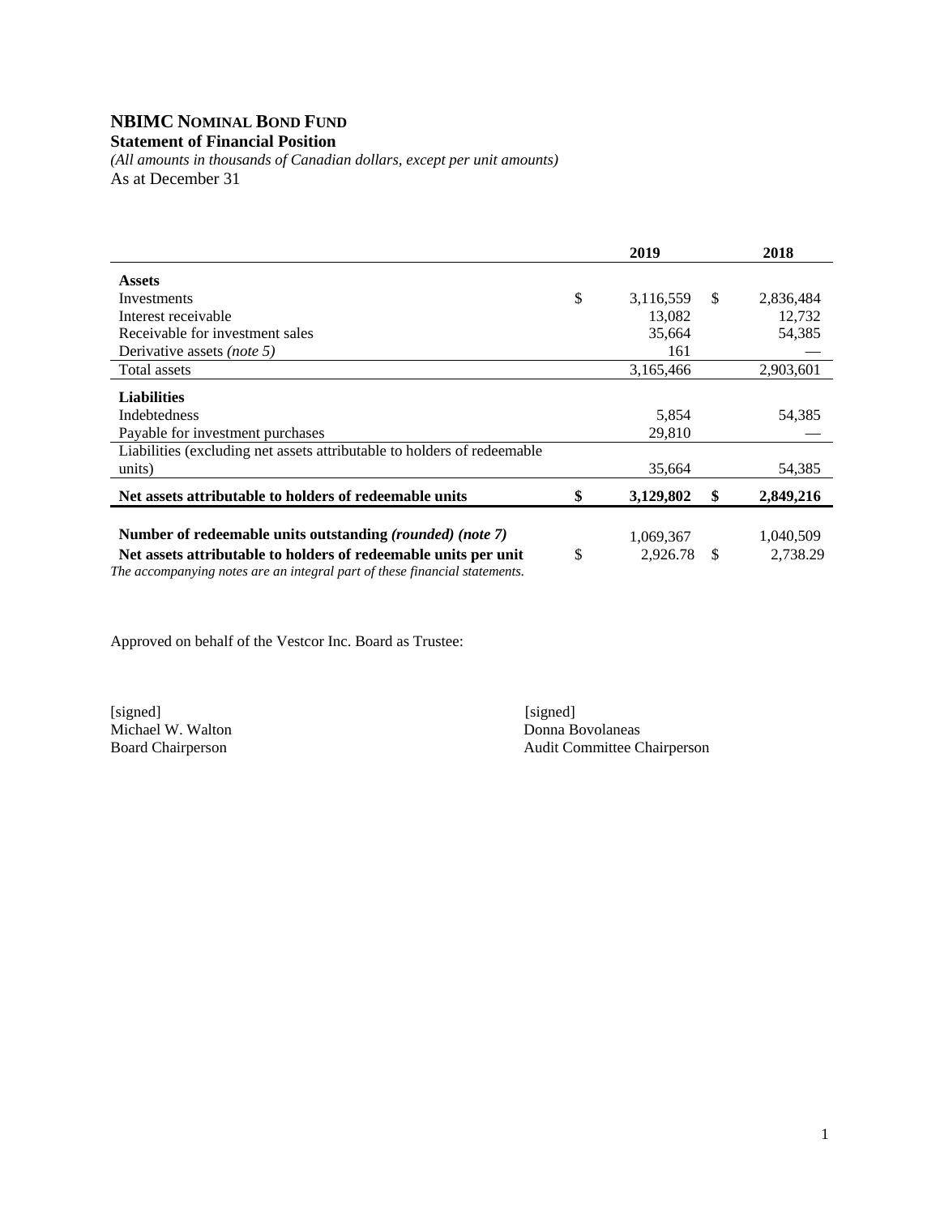# NBIMC NOMINAL BOND FUND

**Statement of Financial Position**

*(All amounts in thousands of Canadian dollars, except per unit amounts)*

As at December 31

| | | 2019 | | 2018 |
|---|---|---|---|---|
| **Assets** | | | | |
| Investments | $ | 3,116,559 | $ | 2,836,484 |
| Interest receivable | | 13,082 | | 12,732 |
| Receivable for investment sales | | 35,664 | | 54,385 |
| Derivative assets *(note 5)* | | 161 | | — |
| Total assets | | 3,165,466 | | 2,903,601 |
| **Liabilities** | | | | |
| Indebtedness | | 5,854 | | 54,385 |
| Payable for investment purchases | | 29,810 | | — |
| Liabilities (excluding net assets attributable to holders of redeemable units) | | 35,664 | | 54,385 |
| **Net assets attributable to holders of redeemable units** | **$** | **3,129,802** | **$** | **2,849,216** |
| **Number of redeemable units outstanding *(rounded) (note 7)*** | | 1,069,367 | | 1,040,509 |
| **Net assets attributable to holders of redeemable units per unit** | $ | 2,926.78 | $ | 2,738.29 |

*The accompanying notes are an integral part of these financial statements.*

Approved on behalf of the Vestcor Inc. Board as Trustee:

[signed]
Michael W. Walton
Board Chairperson

[signed]
Donna Bovolaneas
Audit Committee Chairperson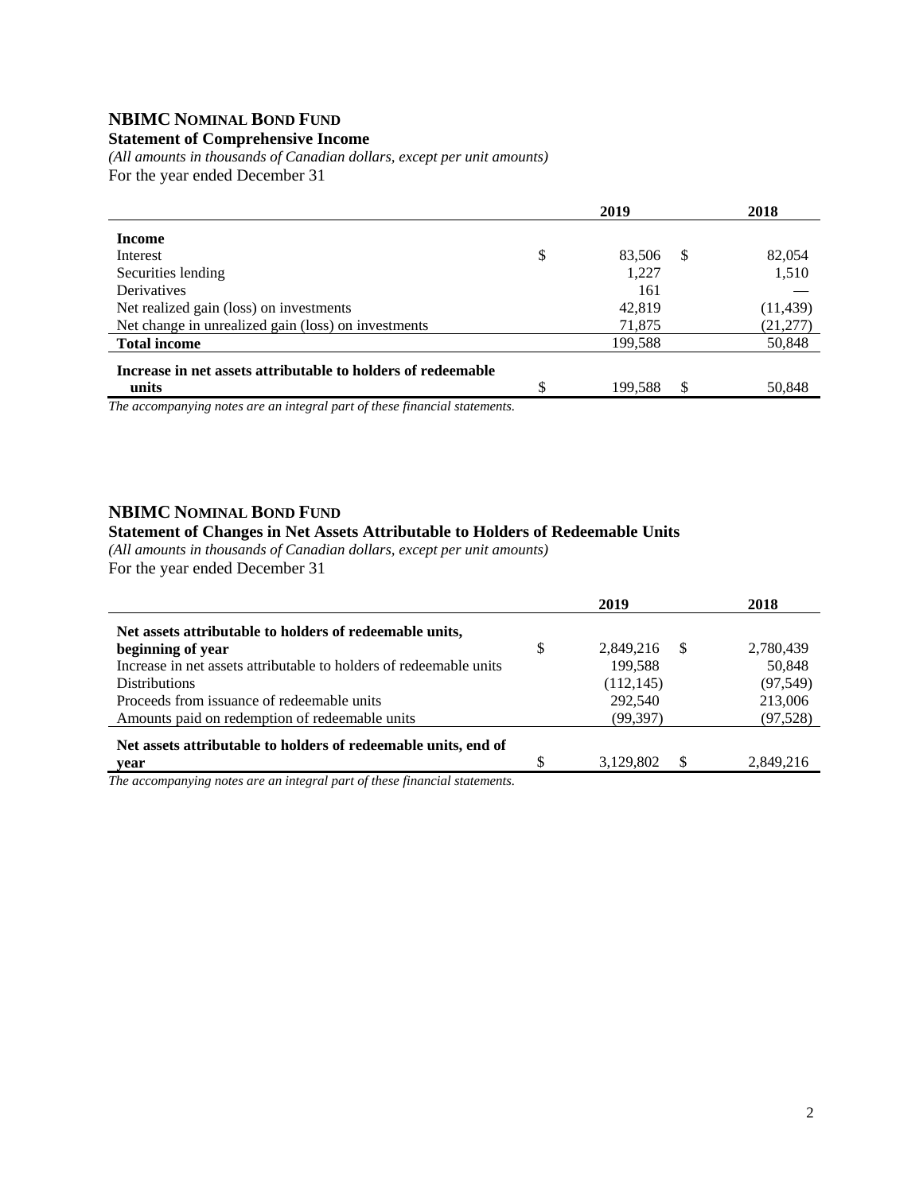## NBIMC Nominal Bond Fund

### Statement of Comprehensive Income

*(All amounts in thousands of Canadian dollars, except per unit amounts)*

For the year ended December 31

| | 2019 | 2018 |
|---|---|---|
| **Income** | | |
| Interest | $ 83,506 | $ 82,054 |
| Securities lending | 1,227 | 1,510 |
| Derivatives | 161 | — |
| Net realized gain (loss) on investments | 42,819 | (11,439) |
| Net change in unrealized gain (loss) on investments | 71,875 | (21,277) |
| **Total income** | 199,588 | 50,848 |
| **Increase in net assets attributable to holders of redeemable units** | $ 199,588 | $ 50,848 |

*The accompanying notes are an integral part of these financial statements.*

## NBIMC Nominal Bond Fund

### Statement of Changes in Net Assets Attributable to Holders of Redeemable Units

*(All amounts in thousands of Canadian dollars, except per unit amounts)*

For the year ended December 31

| | 2019 | 2018 |
|---|---|---|
| **Net assets attributable to holders of redeemable units, beginning of year** | $ 2,849,216 | $ 2,780,439 |
| Increase in net assets attributable to holders of redeemable units | 199,588 | 50,848 |
| Distributions | (112,145) | (97,549) |
| Proceeds from issuance of redeemable units | 292,540 | 213,006 |
| Amounts paid on redemption of redeemable units | (99,397) | (97,528) |
| **Net assets attributable to holders of redeemable units, end of year** | $ 3,129,802 | $ 2,849,216 |

*The accompanying notes are an integral part of these financial statements.*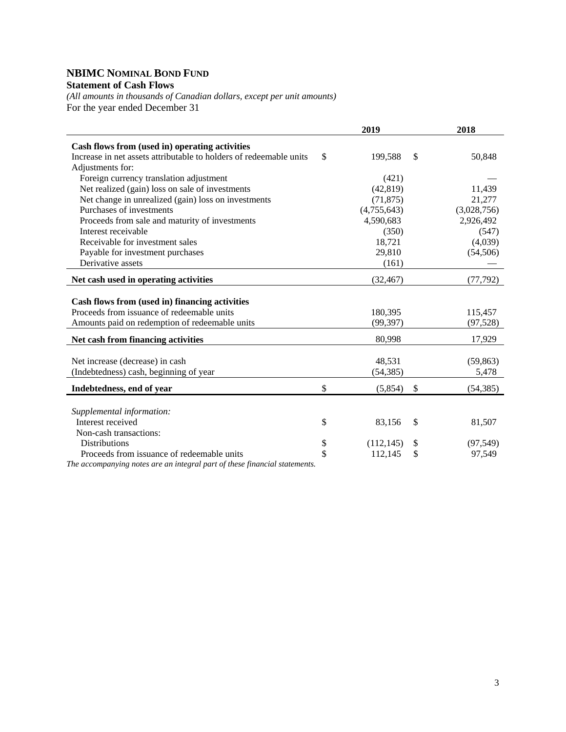# NBIMC NOMINAL BOND FUND

**Statement of Cash Flows**

*(All amounts in thousands of Canadian dollars, except per unit amounts)*

For the year ended December 31

| | 2019 | 2018 |
|---|---|---|
| **Cash flows from (used in) operating activities** | | |
| Increase in net assets attributable to holders of redeemable units | $ 199,588 | $ 50,848 |
| Adjustments for: | | |
| Foreign currency translation adjustment | (421) | — |
| Net realized (gain) loss on sale of investments | (42,819) | 11,439 |
| Net change in unrealized (gain) loss on investments | (71,875) | 21,277 |
| Purchases of investments | (4,755,643) | (3,028,756) |
| Proceeds from sale and maturity of investments | 4,590,683 | 2,926,492 |
| Interest receivable | (350) | (547) |
| Receivable for investment sales | 18,721 | (4,039) |
| Payable for investment purchases | 29,810 | (54,506) |
| Derivative assets | (161) | — |
| **Net cash used in operating activities** | (32,467) | (77,792) |
| **Cash flows from (used in) financing activities** | | |
| Proceeds from issuance of redeemable units | 180,395 | 115,457 |
| Amounts paid on redemption of redeemable units | (99,397) | (97,528) |
| **Net cash from financing activities** | 80,998 | 17,929 |
| Net increase (decrease) in cash | 48,531 | (59,863) |
| (Indebtedness) cash, beginning of year | (54,385) | 5,478 |
| **Indebtedness, end of year** | $ (5,854) | $ (54,385) |
| *Supplemental information:* | | |
| Interest received | $ 83,156 | $ 81,507 |
| Non-cash transactions: | | |
| Distributions | $ (112,145) | $ (97,549) |
| Proceeds from issuance of redeemable units | $ 112,145 | $ 97,549 |

*The accompanying notes are an integral part of these financial statements.*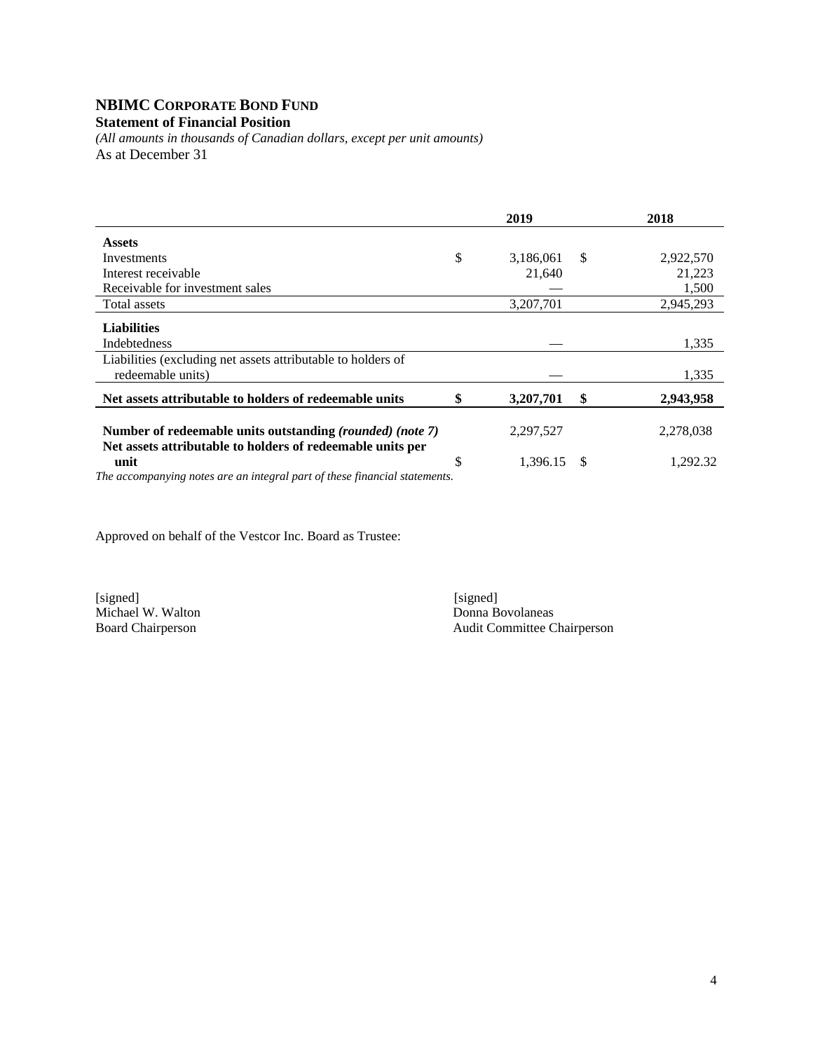# NBIMC CORPORATE BOND FUND

**Statement of Financial Position**

*(All amounts in thousands of Canadian dollars, except per unit amounts)*

As at December 31

| | 2019 | 2018 |
|---|---|---|
| **Assets** | | |
| Investments | $ 3,186,061 | $ 2,922,570 |
| Interest receivable | 21,640 | 21,223 |
| Receivable for investment sales | — | 1,500 |
| Total assets | 3,207,701 | 2,945,293 |
| **Liabilities** | | |
| Indebtedness | — | 1,335 |
| Liabilities (excluding net assets attributable to holders of redeemable units) | — | 1,335 |
| **Net assets attributable to holders of redeemable units** | **$ 3,207,701** | **$ 2,943,958** |
| **Number of redeemable units outstanding** ***(rounded) (note 7)*** | 2,297,527 | 2,278,038 |
| **Net assets attributable to holders of redeemable units per unit** | $ 1,396.15 | $ 1,292.32 |

*The accompanying notes are an integral part of these financial statements.*

Approved on behalf of the Vestcor Inc. Board as Trustee:

[signed]
Michael W. Walton
Board Chairperson

[signed]
Donna Bovolaneas
Audit Committee Chairperson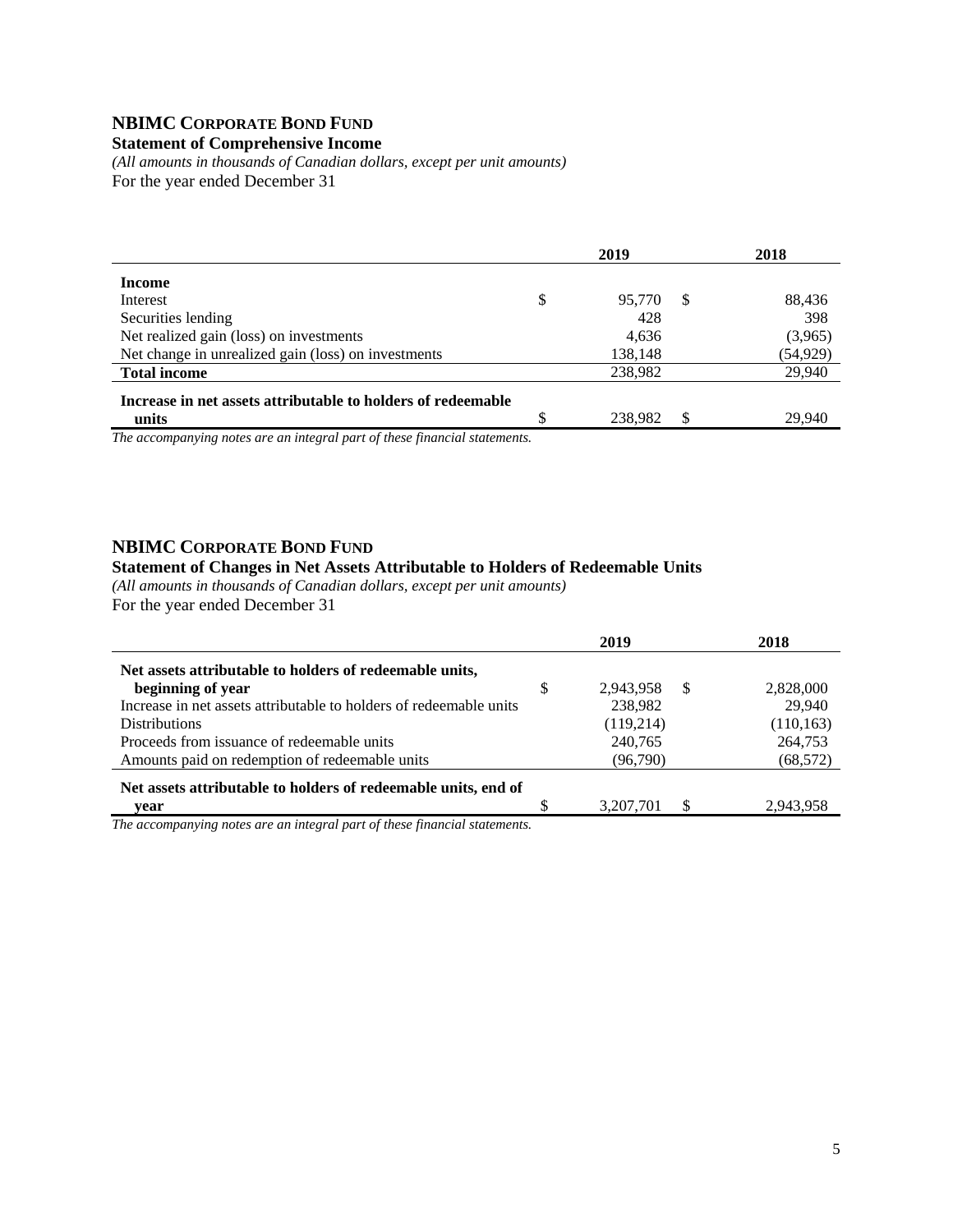## NBIMC CORPORATE BOND FUND

**Statement of Comprehensive Income**

*(All amounts in thousands of Canadian dollars, except per unit amounts)*

For the year ended December 31

| | 2019 | 2018 |
|---|---|---|
| **Income** | | |
| Interest | $ 95,770 | $ 88,436 |
| Securities lending | 428 | 398 |
| Net realized gain (loss) on investments | 4,636 | (3,965) |
| Net change in unrealized gain (loss) on investments | 138,148 | (54,929) |
| **Total income** | 238,982 | 29,940 |
| **Increase in net assets attributable to holders of redeemable units** | $ 238,982 | $ 29,940 |

*The accompanying notes are an integral part of these financial statements.*

## NBIMC CORPORATE BOND FUND

**Statement of Changes in Net Assets Attributable to Holders of Redeemable Units**

*(All amounts in thousands of Canadian dollars, except per unit amounts)*

For the year ended December 31

| | 2019 | 2018 |
|---|---|---|
| **Net assets attributable to holders of redeemable units, beginning of year** | $ 2,943,958 | $ 2,828,000 |
| Increase in net assets attributable to holders of redeemable units | 238,982 | 29,940 |
| Distributions | (119,214) | (110,163) |
| Proceeds from issuance of redeemable units | 240,765 | 264,753 |
| Amounts paid on redemption of redeemable units | (96,790) | (68,572) |
| **Net assets attributable to holders of redeemable units, end of year** | $ 3,207,701 | $ 2,943,958 |

*The accompanying notes are an integral part of these financial statements.*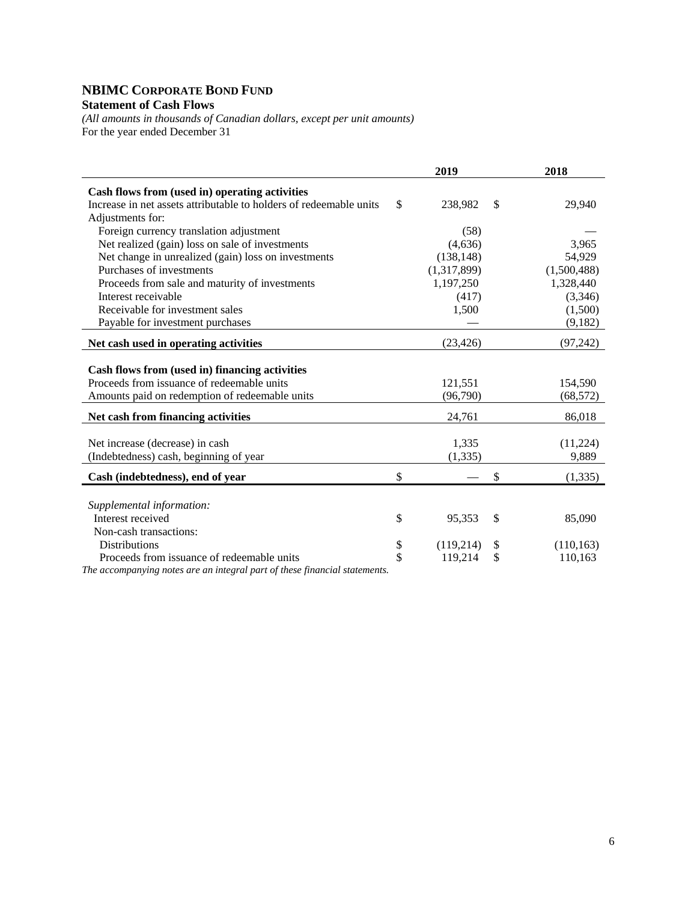# NBIMC CORPORATE BOND FUND

**Statement of Cash Flows**

*(All amounts in thousands of Canadian dollars, except per unit amounts)*

For the year ended December 31

| | 2019 | 2018 |
|---|---|---|
| **Cash flows from (used in) operating activities** | | |
| Increase in net assets attributable to holders of redeemable units | $ 238,982 | $ 29,940 |
| Adjustments for: | | |
| Foreign currency translation adjustment | (58) | — |
| Net realized (gain) loss on sale of investments | (4,636) | 3,965 |
| Net change in unrealized (gain) loss on investments | (138,148) | 54,929 |
| Purchases of investments | (1,317,899) | (1,500,488) |
| Proceeds from sale and maturity of investments | 1,197,250 | 1,328,440 |
| Interest receivable | (417) | (3,346) |
| Receivable for investment sales | 1,500 | (1,500) |
| Payable for investment purchases | — | (9,182) |
| **Net cash used in operating activities** | (23,426) | (97,242) |
| **Cash flows from (used in) financing activities** | | |
| Proceeds from issuance of redeemable units | 121,551 | 154,590 |
| Amounts paid on redemption of redeemable units | (96,790) | (68,572) |
| **Net cash from financing activities** | 24,761 | 86,018 |
| Net increase (decrease) in cash | 1,335 | (11,224) |
| (Indebtedness) cash, beginning of year | (1,335) | 9,889 |
| **Cash (indebtedness), end of year** | $ — | $ (1,335) |
| *Supplemental information:* | | |
| Interest received | $ 95,353 | $ 85,090 |
| Non-cash transactions: | | |
| Distributions | $ (119,214) | $ (110,163) |
| Proceeds from issuance of redeemable units | $ 119,214 | $ 110,163 |

*The accompanying notes are an integral part of these financial statements.*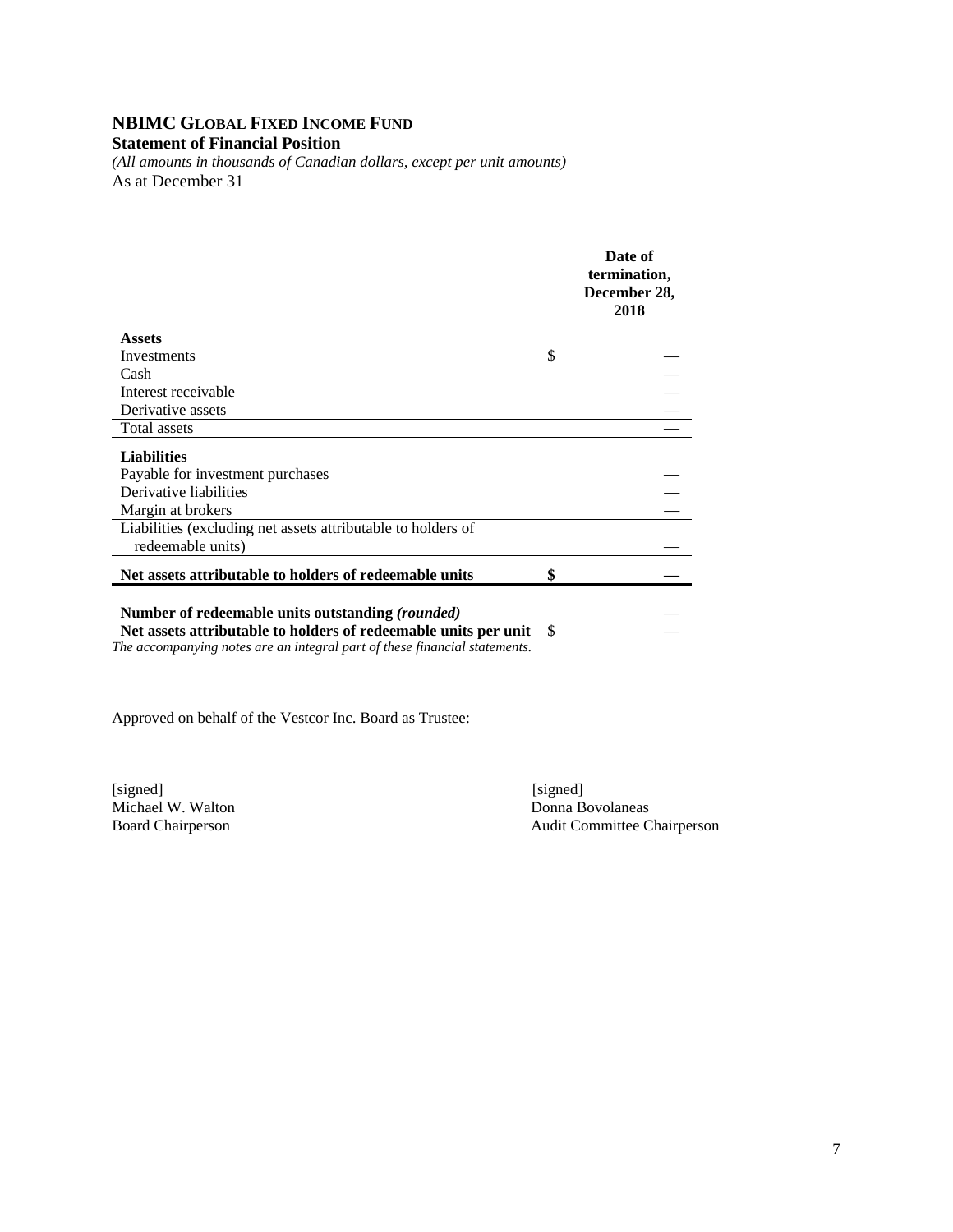# NBIMC Global Fixed Income Fund

**Statement of Financial Position**

*(All amounts in thousands of Canadian dollars, except per unit amounts)*

As at December 31

| | Date of termination, December 28, 2018 |
|---|---|
| **Assets** | |
| Investments | $ — |
| Cash | — |
| Interest receivable | — |
| Derivative assets | — |
| Total assets | — |
| **Liabilities** | |
| Payable for investment purchases | — |
| Derivative liabilities | — |
| Margin at brokers | — |
| Liabilities (excluding net assets attributable to holders of redeemable units) | — |
| **Net assets attributable to holders of redeemable units** | **$ —** |
| **Number of redeemable units outstanding *(rounded)*** | — |
| **Net assets attributable to holders of redeemable units per unit** | $ — |

*The accompanying notes are an integral part of these financial statements.*

Approved on behalf of the Vestcor Inc. Board as Trustee:

[signed]
Michael W. Walton
Board Chairperson

[signed]
Donna Bovolaneas
Audit Committee Chairperson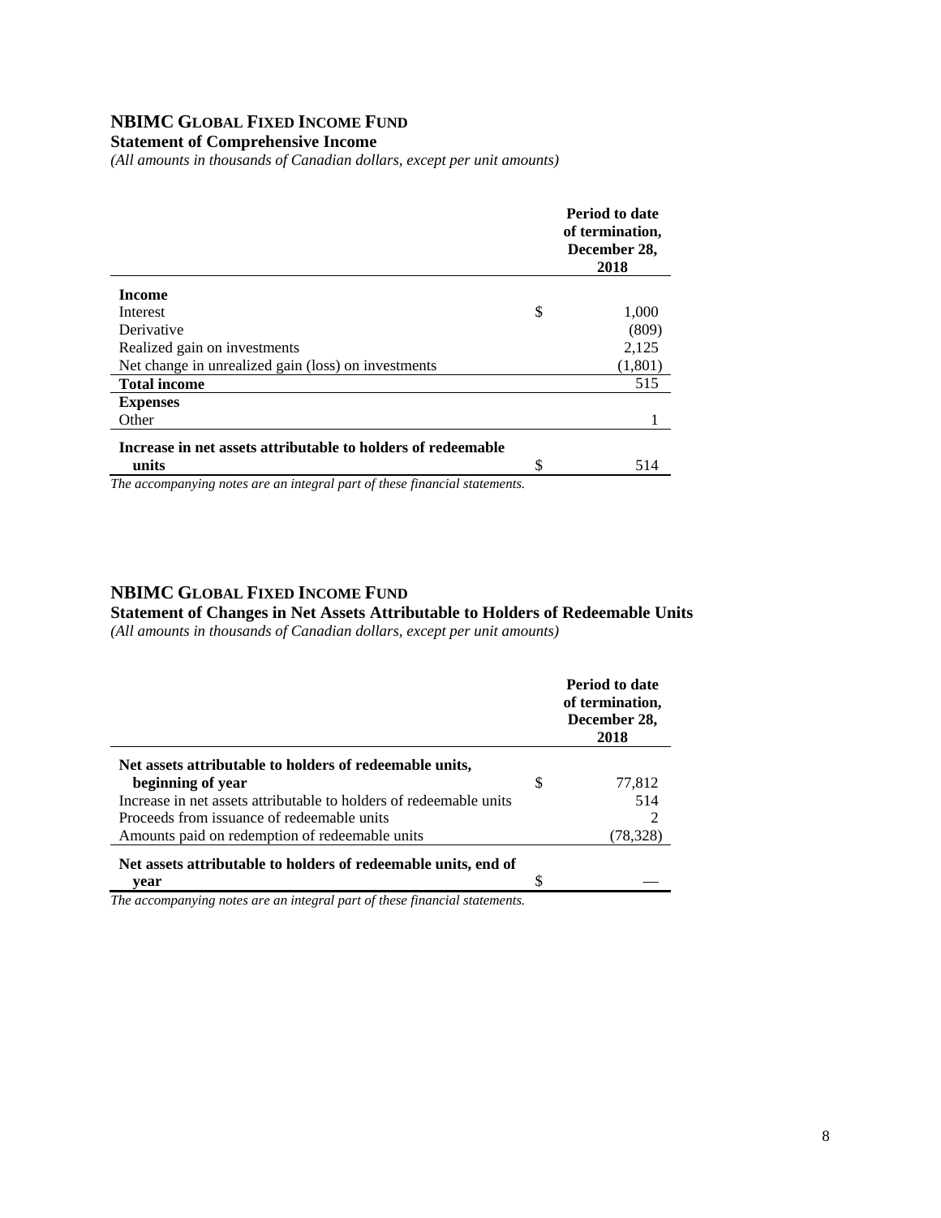## NBIMC GLOBAL FIXED INCOME FUND

**Statement of Comprehensive Income**

*(All amounts in thousands of Canadian dollars, except per unit amounts)*

| | | Period to date of termination, December 28, 2018 |
|---|---|---|
| **Income** | | |
| Interest | $ | 1,000 |
| Derivative | | (809) |
| Realized gain on investments | | 2,125 |
| Net change in unrealized gain (loss) on investments | | (1,801) |
| **Total income** | | 515 |
| **Expenses** | | |
| Other | | 1 |
| **Increase in net assets attributable to holders of redeemable units** | $ | 514 |

*The accompanying notes are an integral part of these financial statements.*

## NBIMC GLOBAL FIXED INCOME FUND

**Statement of Changes in Net Assets Attributable to Holders of Redeemable Units**

*(All amounts in thousands of Canadian dollars, except per unit amounts)*

| | | Period to date of termination, December 28, 2018 |
|---|---|---|
| **Net assets attributable to holders of redeemable units, beginning of year** | $ | 77,812 |
| Increase in net assets attributable to holders of redeemable units | | 514 |
| Proceeds from issuance of redeemable units | | 2 |
| Amounts paid on redemption of redeemable units | | (78,328) |
| **Net assets attributable to holders of redeemable units, end of year** | $ | — |

*The accompanying notes are an integral part of these financial statements.*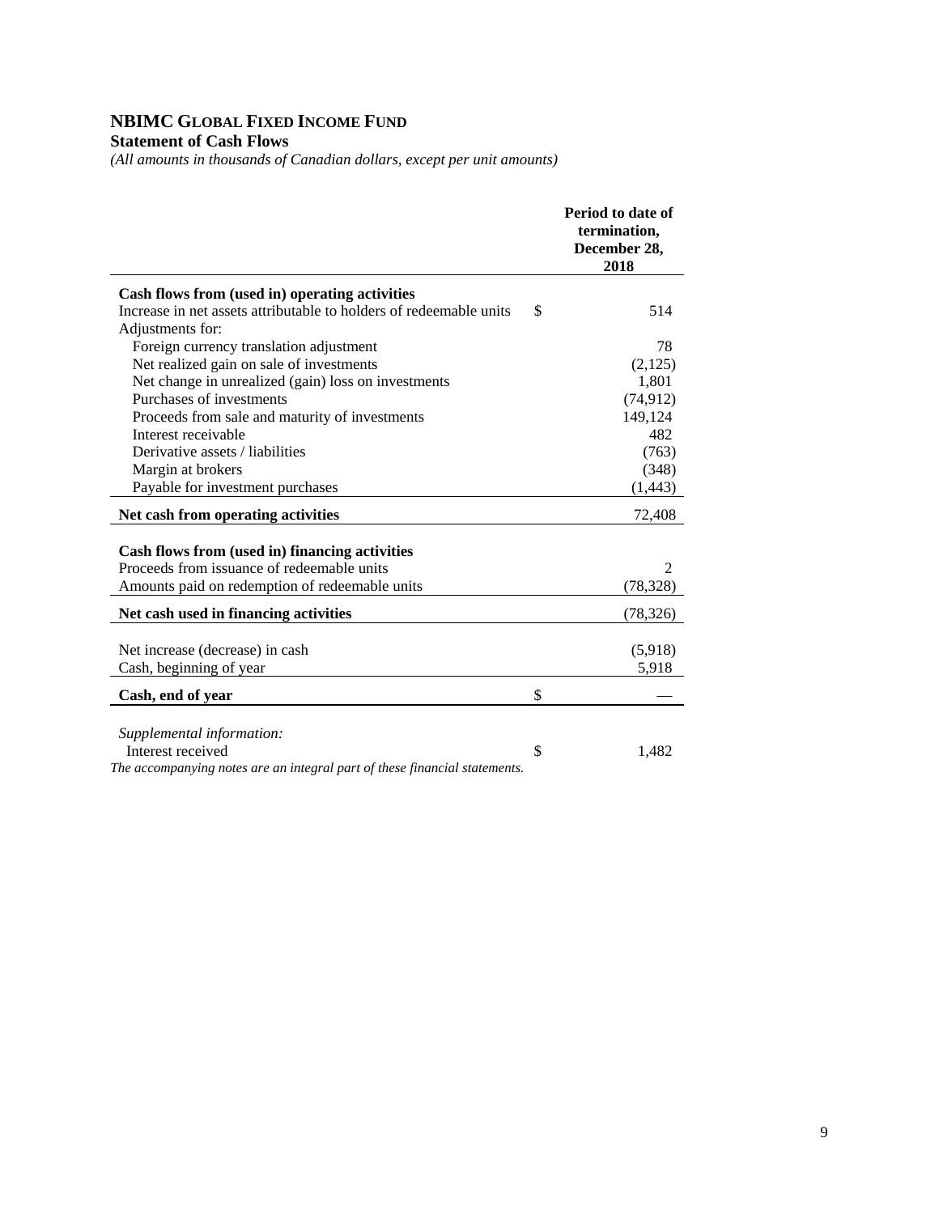# NBIMC GLOBAL FIXED INCOME FUND

**Statement of Cash Flows**

*(All amounts in thousands of Canadian dollars, except per unit amounts)*

| | | Period to date of termination, December 28, 2018 |
|---|---|---|
| **Cash flows from (used in) operating activities** | | |
| Increase in net assets attributable to holders of redeemable units | $ | 514 |
| Adjustments for: | | |
| Foreign currency translation adjustment | | 78 |
| Net realized gain on sale of investments | | (2,125) |
| Net change in unrealized (gain) loss on investments | | 1,801 |
| Purchases of investments | | (74,912) |
| Proceeds from sale and maturity of investments | | 149,124 |
| Interest receivable | | 482 |
| Derivative assets / liabilities | | (763) |
| Margin at brokers | | (348) |
| Payable for investment purchases | | (1,443) |
| **Net cash from operating activities** | | 72,408 |
| **Cash flows from (used in) financing activities** | | |
| Proceeds from issuance of redeemable units | | 2 |
| Amounts paid on redemption of redeemable units | | (78,328) |
| **Net cash used in financing activities** | | (78,326) |
| Net increase (decrease) in cash | | (5,918) |
| Cash, beginning of year | | 5,918 |
| **Cash, end of year** | $ | — |
| *Supplemental information:* | | |
| Interest received | $ | 1,482 |

*The accompanying notes are an integral part of these financial statements.*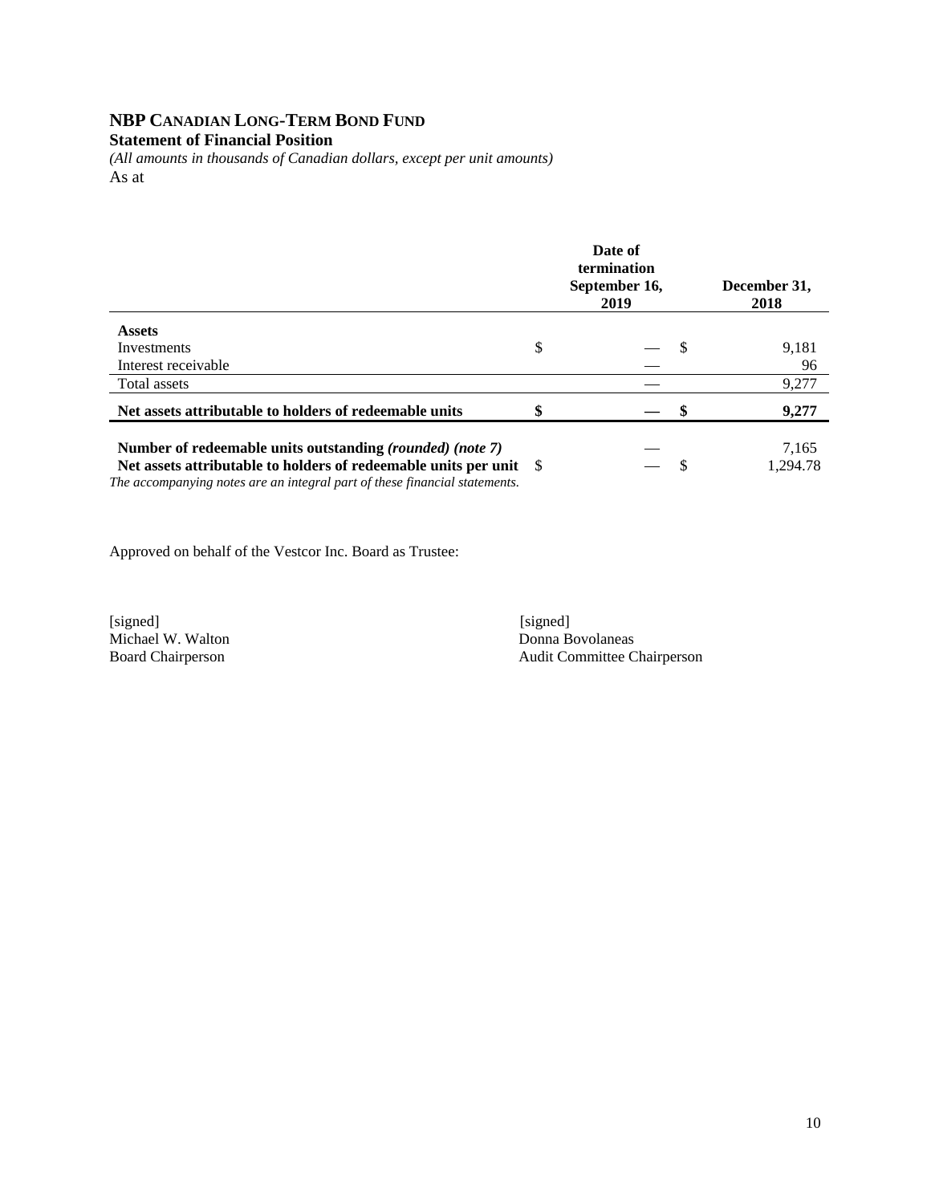# NBP Canadian Long-Term Bond Fund

**Statement of Financial Position**

*(All amounts in thousands of Canadian dollars, except per unit amounts)*

As at

| | Date of termination September 16, 2019 | December 31, 2018 |
|---|---|---|
| **Assets** | | |
| Investments | $ — | $ 9,181 |
| Interest receivable | — | 96 |
| Total assets | — | 9,277 |
| **Net assets attributable to holders of redeemable units** | **$ —** | **$ 9,277** |
| **Number of redeemable units outstanding *(rounded) (note 7)*** | — | 7,165 |
| **Net assets attributable to holders of redeemable units per unit** | $ — | $ 1,294.78 |

*The accompanying notes are an integral part of these financial statements.*

Approved on behalf of the Vestcor Inc. Board as Trustee:

[signed]
Michael W. Walton
Board Chairperson

[signed]
Donna Bovolaneas
Audit Committee Chairperson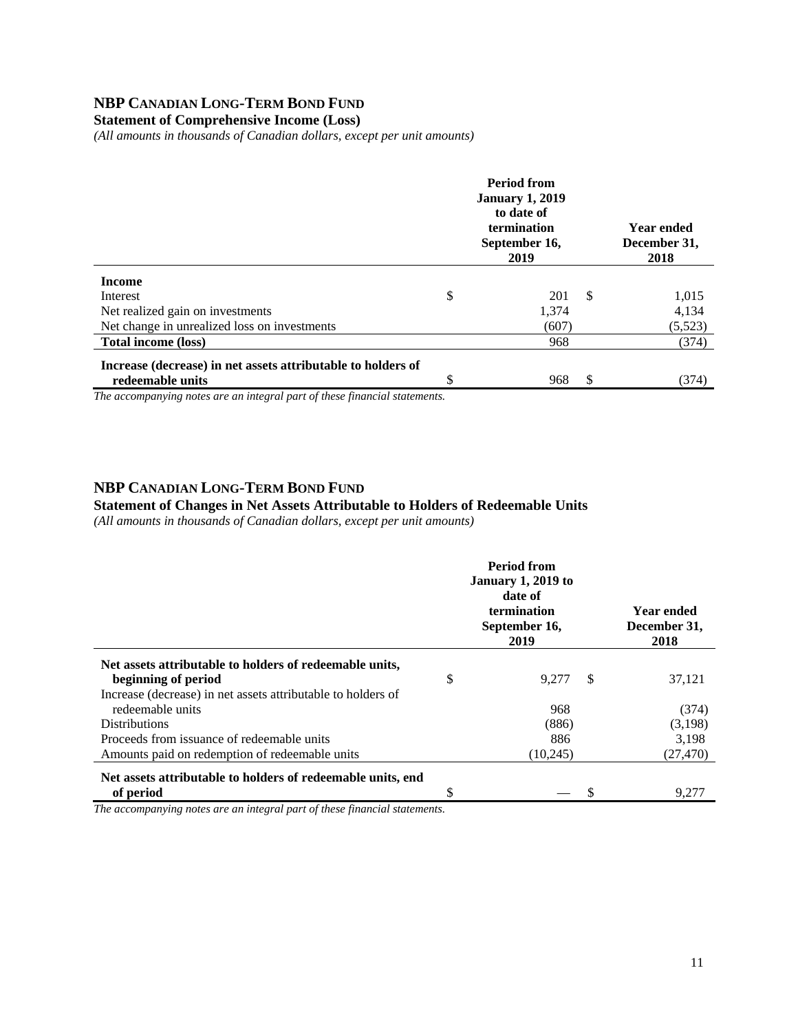## NBP CANADIAN LONG-TERM BOND FUND

**Statement of Comprehensive Income (Loss)**

*(All amounts in thousands of Canadian dollars, except per unit amounts)*

| | Period from January 1, 2019 to date of termination September 16, 2019 | Year ended December 31, 2018 |
|---|---|---|
| **Income** | | |
| Interest | $ 201 | $ 1,015 |
| Net realized gain on investments | 1,374 | 4,134 |
| Net change in unrealized loss on investments | (607) | (5,523) |
| **Total income (loss)** | 968 | (374) |
| **Increase (decrease) in net assets attributable to holders of redeemable units** | $ 968 | $ (374) |

*The accompanying notes are an integral part of these financial statements.*

## NBP CANADIAN LONG-TERM BOND FUND

**Statement of Changes in Net Assets Attributable to Holders of Redeemable Units**

*(All amounts in thousands of Canadian dollars, except per unit amounts)*

| | Period from January 1, 2019 to date of termination September 16, 2019 | Year ended December 31, 2018 |
|---|---|---|
| **Net assets attributable to holders of redeemable units, beginning of period** | $ 9,277 | $ 37,121 |
| Increase (decrease) in net assets attributable to holders of redeemable units | 968 | (374) |
| Distributions | (886) | (3,198) |
| Proceeds from issuance of redeemable units | 886 | 3,198 |
| Amounts paid on redemption of redeemable units | (10,245) | (27,470) |
| **Net assets attributable to holders of redeemable units, end of period** | $ — | $ 9,277 |

*The accompanying notes are an integral part of these financial statements.*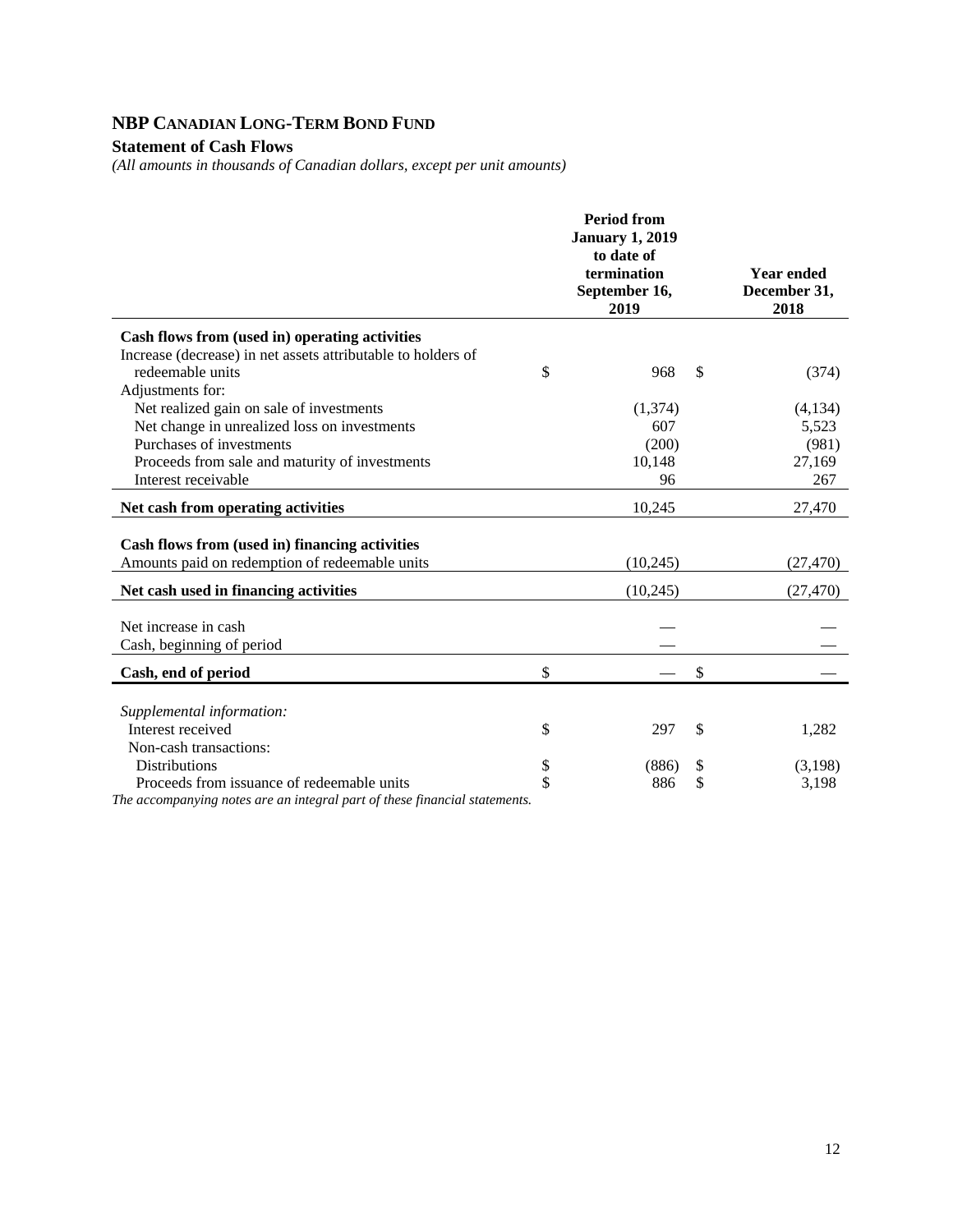# NBP CANADIAN LONG-TERM BOND FUND

## Statement of Cash Flows

*(All amounts in thousands of Canadian dollars, except per unit amounts)*

| | Period from January 1, 2019 to date of termination September 16, 2019 | Year ended December 31, 2018 |
|---|---|---|
| **Cash flows from (used in) operating activities** | | |
| Increase (decrease) in net assets attributable to holders of redeemable units | $ 968 | $ (374) |
| Adjustments for: | | |
| Net realized gain on sale of investments | (1,374) | (4,134) |
| Net change in unrealized loss on investments | 607 | 5,523 |
| Purchases of investments | (200) | (981) |
| Proceeds from sale and maturity of investments | 10,148 | 27,169 |
| Interest receivable | 96 | 267 |
| **Net cash from operating activities** | 10,245 | 27,470 |
| **Cash flows from (used in) financing activities** | | |
| Amounts paid on redemption of redeemable units | (10,245) | (27,470) |
| **Net cash used in financing activities** | (10,245) | (27,470) |
| Net increase in cash | — | — |
| Cash, beginning of period | — | — |
| **Cash, end of period** | $ — | $ — |
| *Supplemental information:* | | |
| Interest received | $ 297 | $ 1,282 |
| Non-cash transactions: | | |
| Distributions | $ (886) | $ (3,198) |
| Proceeds from issuance of redeemable units | $ 886 | $ 3,198 |

*The accompanying notes are an integral part of these financial statements.*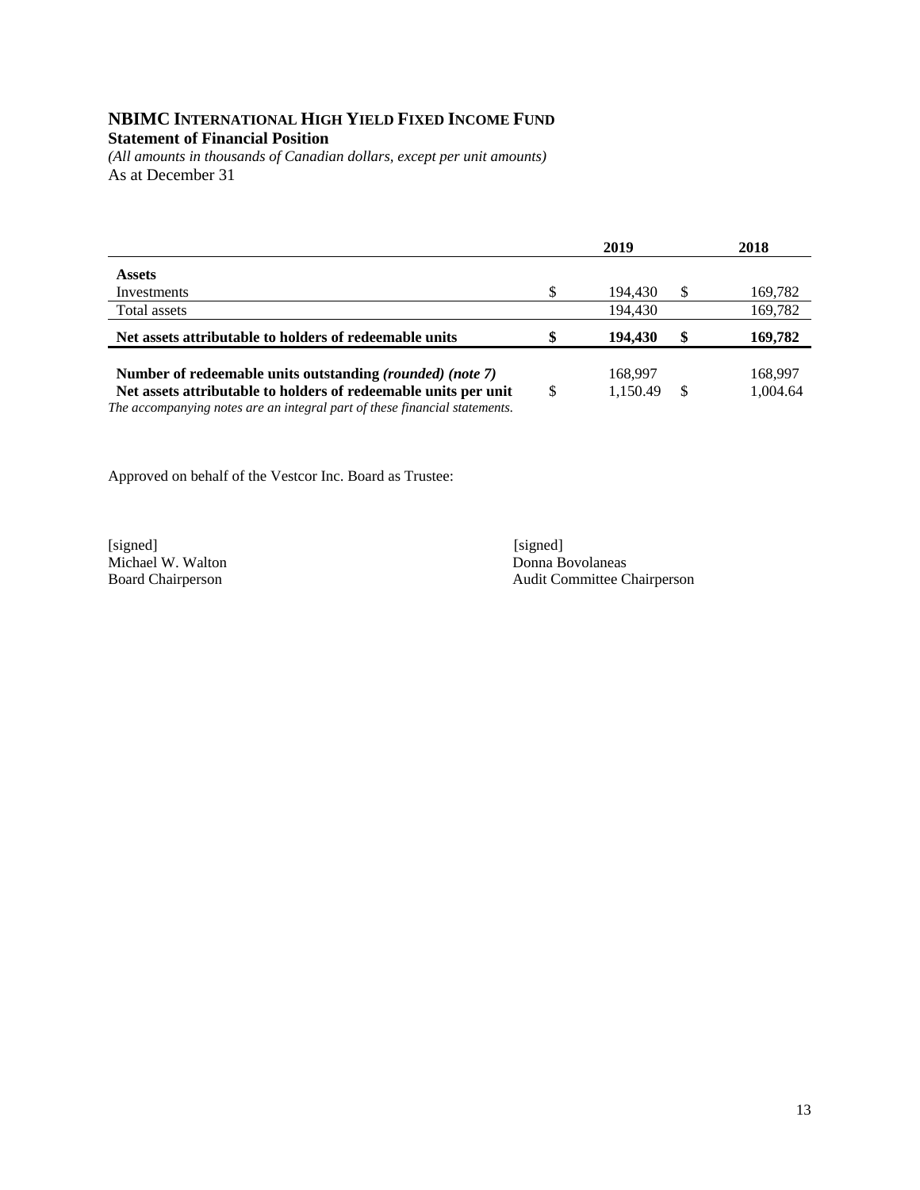# NBIMC INTERNATIONAL HIGH YIELD FIXED INCOME FUND

**Statement of Financial Position**

*(All amounts in thousands of Canadian dollars, except per unit amounts)*

As at December 31

| | 2019 | 2018 |
|---|---|---|
| **Assets** | | |
| Investments | $ 194,430 | $ 169,782 |
| Total assets | 194,430 | 169,782 |
| **Net assets attributable to holders of redeemable units** | **$ 194,430** | **$ 169,782** |
| **Number of redeemable units outstanding *(rounded) (note 7)*** | 168,997 | 168,997 |
| **Net assets attributable to holders of redeemable units per unit** | $ 1,150.49 | $ 1,004.64 |

*The accompanying notes are an integral part of these financial statements.*

Approved on behalf of the Vestcor Inc. Board as Trustee:

[signed]
Michael W. Walton
Board Chairperson

[signed]
Donna Bovolaneas
Audit Committee Chairperson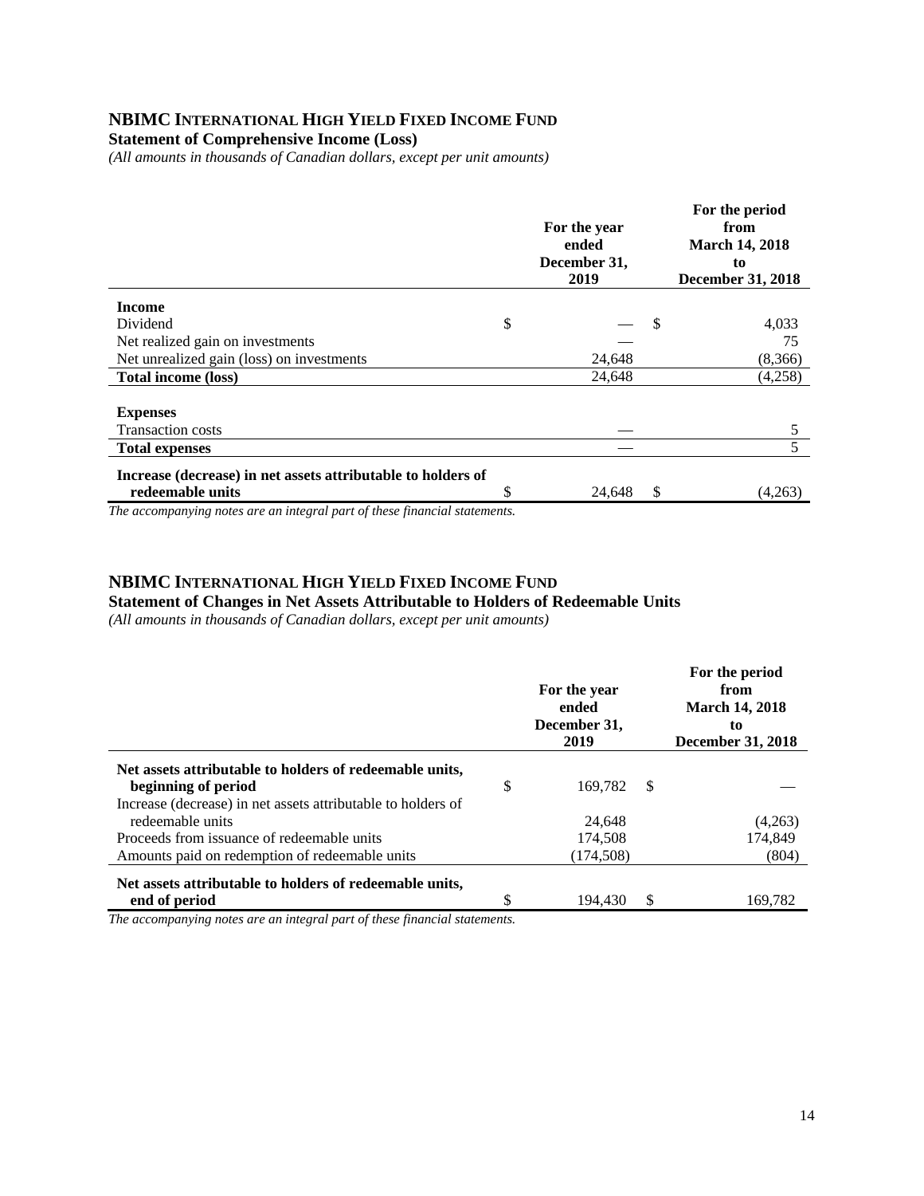## NBIMC INTERNATIONAL HIGH YIELD FIXED INCOME FUND

**Statement of Comprehensive Income (Loss)**

*(All amounts in thousands of Canadian dollars, except per unit amounts)*

| | For the year ended December 31, 2019 | For the period from March 14, 2018 to December 31, 2018 |
|---|---|---|
| **Income** | | |
| Dividend | $ — | $ 4,033 |
| Net realized gain on investments | — | 75 |
| Net unrealized gain (loss) on investments | 24,648 | (8,366) |
| **Total income (loss)** | 24,648 | (4,258) |
| **Expenses** | | |
| Transaction costs | — | 5 |
| **Total expenses** | — | 5 |
| **Increase (decrease) in net assets attributable to holders of redeemable units** | $ 24,648 | $ (4,263) |

*The accompanying notes are an integral part of these financial statements.*

## NBIMC INTERNATIONAL HIGH YIELD FIXED INCOME FUND

**Statement of Changes in Net Assets Attributable to Holders of Redeemable Units**

*(All amounts in thousands of Canadian dollars, except per unit amounts)*

| | For the year ended December 31, 2019 | For the period from March 14, 2018 to December 31, 2018 |
|---|---|---|
| **Net assets attributable to holders of redeemable units, beginning of period** | $ 169,782 | $ — |
| Increase (decrease) in net assets attributable to holders of redeemable units | 24,648 | (4,263) |
| Proceeds from issuance of redeemable units | 174,508 | 174,849 |
| Amounts paid on redemption of redeemable units | (174,508) | (804) |
| **Net assets attributable to holders of redeemable units, end of period** | $ 194,430 | $ 169,782 |

*The accompanying notes are an integral part of these financial statements.*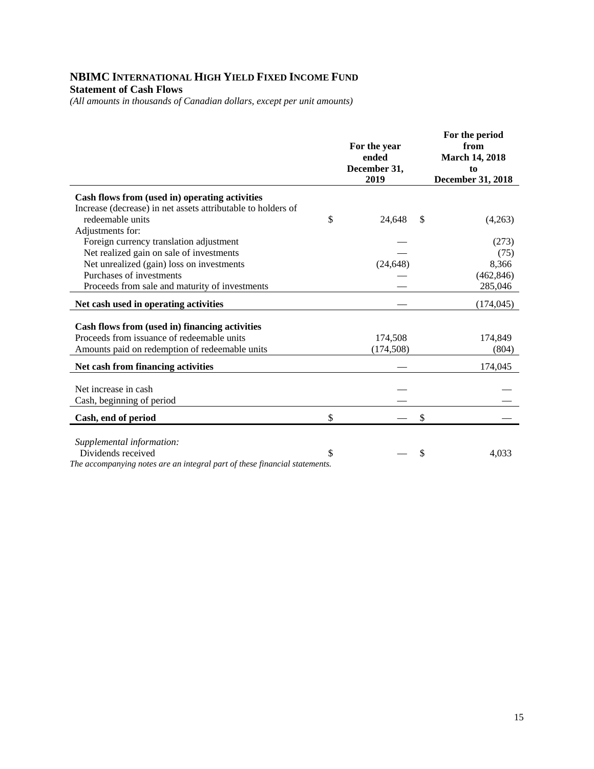# NBIMC INTERNATIONAL HIGH YIELD FIXED INCOME FUND

**Statement of Cash Flows**

*(All amounts in thousands of Canadian dollars, except per unit amounts)*

| | For the year ended December 31, 2019 | For the period from March 14, 2018 to December 31, 2018 |
|---|---|---|
| **Cash flows from (used in) operating activities** | | |
| Increase (decrease) in net assets attributable to holders of redeemable units | $ 24,648 | $ (4,263) |
| Adjustments for: | | |
| Foreign currency translation adjustment | — | (273) |
| Net realized gain on sale of investments | — | (75) |
| Net unrealized (gain) loss on investments | (24,648) | 8,366 |
| Purchases of investments | — | (462,846) |
| Proceeds from sale and maturity of investments | — | 285,046 |
| **Net cash used in operating activities** | — | (174,045) |
| **Cash flows from (used in) financing activities** | | |
| Proceeds from issuance of redeemable units | 174,508 | 174,849 |
| Amounts paid on redemption of redeemable units | (174,508) | (804) |
| **Net cash from financing activities** | — | 174,045 |
| Net increase in cash | — | — |
| Cash, beginning of period | — | — |
| **Cash, end of period** | $ — | $ — |
| *Supplemental information:* | | |
| Dividends received | $ — | $ 4,033 |

*The accompanying notes are an integral part of these financial statements.*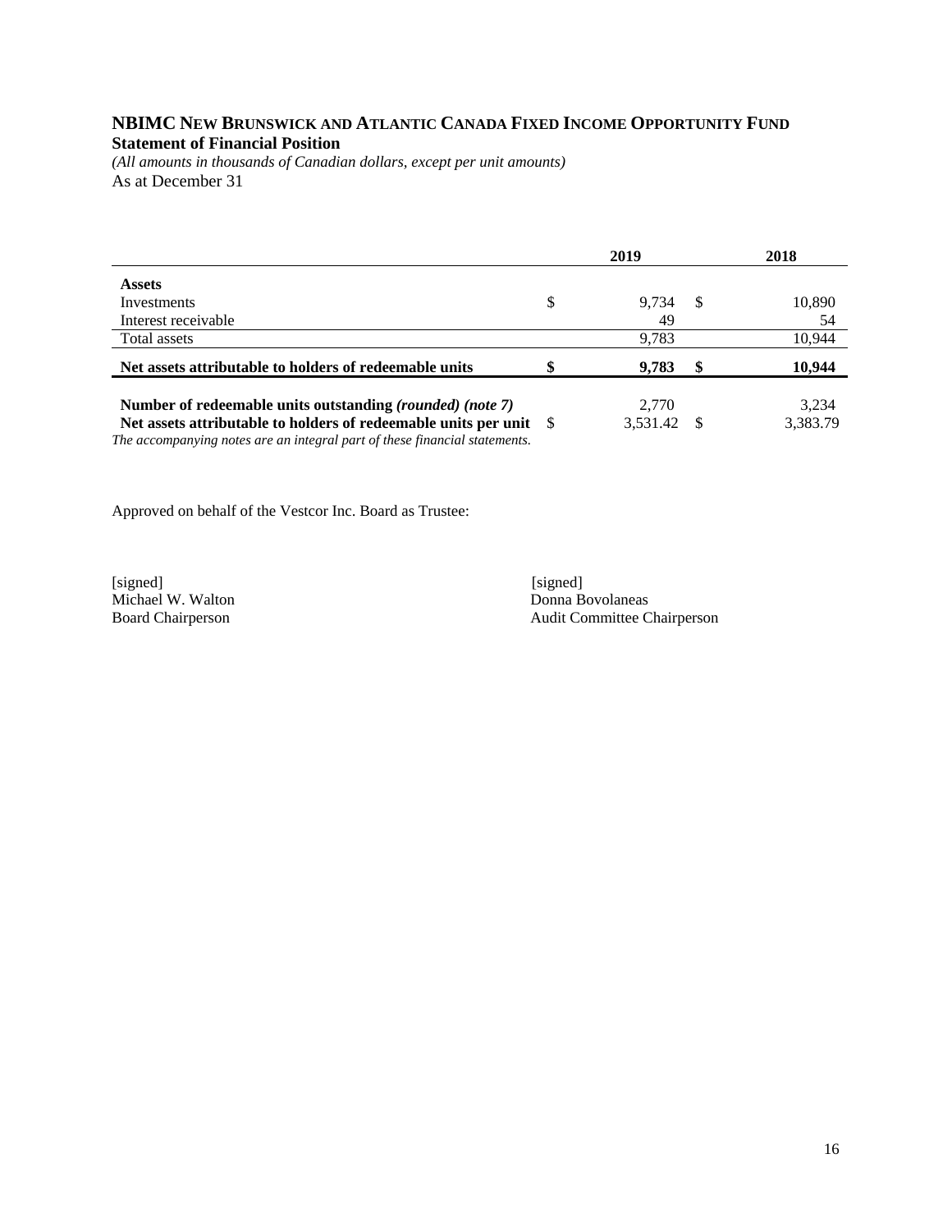# NBIMC New Brunswick and Atlantic Canada Fixed Income Opportunity Fund

**Statement of Financial Position**

*(All amounts in thousands of Canadian dollars, except per unit amounts)*

As at December 31

| | 2019 | 2018 |
|---|---|---|
| **Assets** | | |
| Investments | $ 9,734 | $ 10,890 |
| Interest receivable | 49 | 54 |
| Total assets | 9,783 | 10,944 |
| **Net assets attributable to holders of redeemable units** | **$ 9,783** | **$ 10,944** |
| **Number of redeemable units outstanding *(rounded) (note 7)*** | 2,770 | 3,234 |
| **Net assets attributable to holders of redeemable units per unit** | $ 3,531.42 | $ 3,383.79 |

*The accompanying notes are an integral part of these financial statements.*

Approved on behalf of the Vestcor Inc. Board as Trustee:

[signed]
Michael W. Walton
Board Chairperson

[signed]
Donna Bovolaneas
Audit Committee Chairperson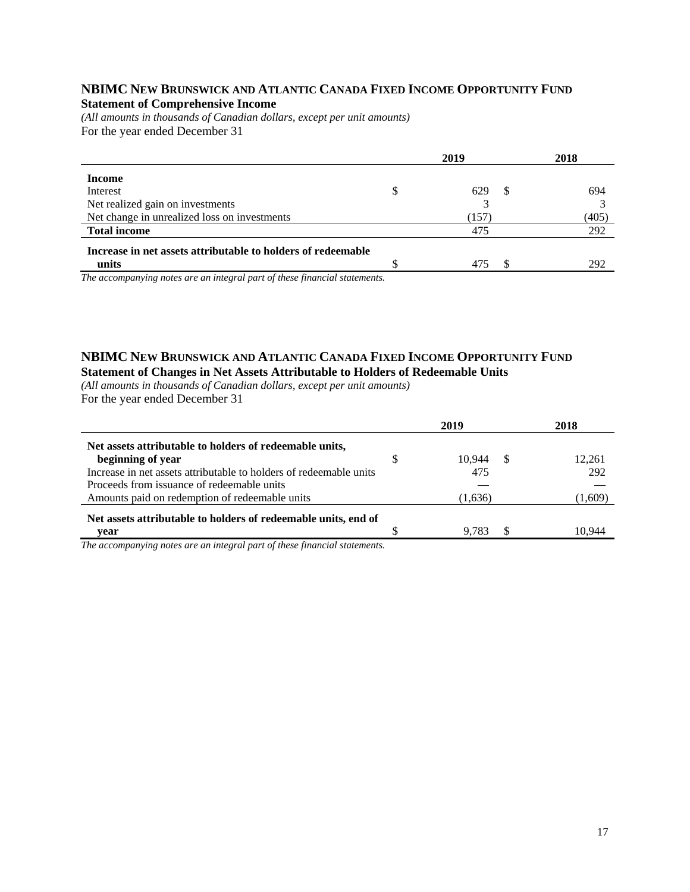## NBIMC New Brunswick and Atlantic Canada Fixed Income Opportunity Fund

### Statement of Comprehensive Income

*(All amounts in thousands of Canadian dollars, except per unit amounts)*

For the year ended December 31

| | 2019 | 2018 |
|---|---|---|
| **Income** | | |
| Interest | $ 629 | $ 694 |
| Net realized gain on investments | 3 | 3 |
| Net change in unrealized loss on investments | (157) | (405) |
| **Total income** | 475 | 292 |
| **Increase in net assets attributable to holders of redeemable units** | $ 475 | $ 292 |

*The accompanying notes are an integral part of these financial statements.*

## NBIMC New Brunswick and Atlantic Canada Fixed Income Opportunity Fund

### Statement of Changes in Net Assets Attributable to Holders of Redeemable Units

*(All amounts in thousands of Canadian dollars, except per unit amounts)*

For the year ended December 31

| | 2019 | 2018 |
|---|---|---|
| **Net assets attributable to holders of redeemable units, beginning of year** | $ 10,944 | $ 12,261 |
| Increase in net assets attributable to holders of redeemable units | 475 | 292 |
| Proceeds from issuance of redeemable units | — | — |
| Amounts paid on redemption of redeemable units | (1,636) | (1,609) |
| **Net assets attributable to holders of redeemable units, end of year** | $ 9,783 | $ 10,944 |

*The accompanying notes are an integral part of these financial statements.*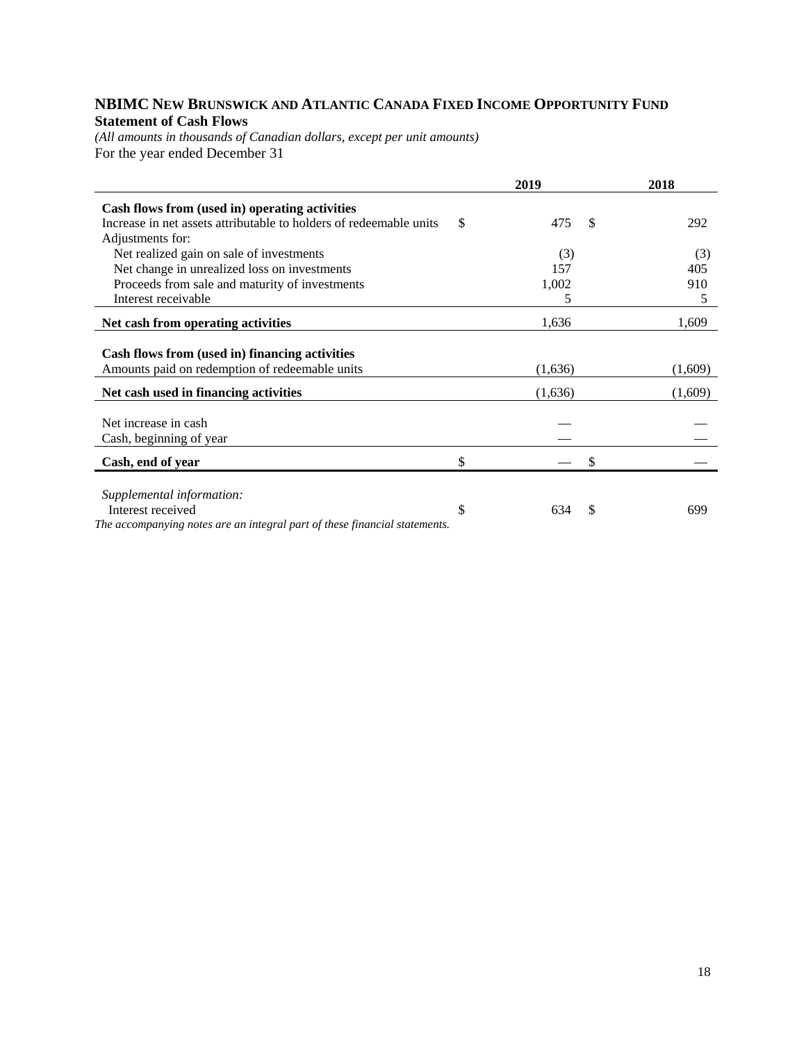# NBIMC New Brunswick and Atlantic Canada Fixed Income Opportunity Fund

**Statement of Cash Flows**

*(All amounts in thousands of Canadian dollars, except per unit amounts)*

For the year ended December 31

| | 2019 | 2018 |
|---|---|---|
| **Cash flows from (used in) operating activities** | | |
| Increase in net assets attributable to holders of redeemable units | $ 475 | $ 292 |
| Adjustments for: | | |
| Net realized gain on sale of investments | (3) | (3) |
| Net change in unrealized loss on investments | 157 | 405 |
| Proceeds from sale and maturity of investments | 1,002 | 910 |
| Interest receivable | 5 | 5 |
| **Net cash from operating activities** | 1,636 | 1,609 |
| **Cash flows from (used in) financing activities** | | |
| Amounts paid on redemption of redeemable units | (1,636) | (1,609) |
| **Net cash used in financing activities** | (1,636) | (1,609) |
| Net increase in cash | — | — |
| Cash, beginning of year | — | — |
| **Cash, end of year** | $ — | $ — |
| *Supplemental information:* | | |
| Interest received | $ 634 | $ 699 |

*The accompanying notes are an integral part of these financial statements.*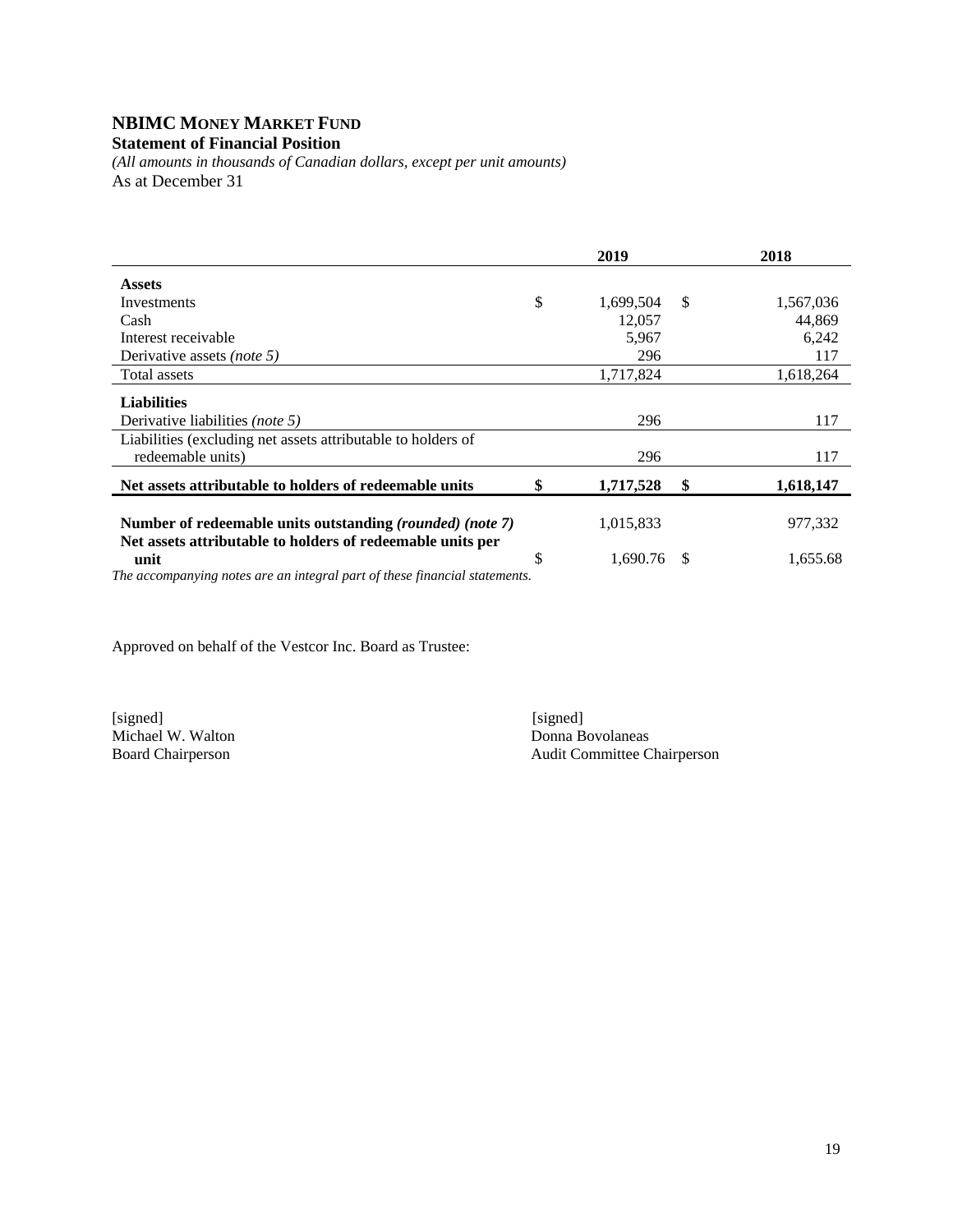# NBIMC Money Market Fund

**Statement of Financial Position**

*(All amounts in thousands of Canadian dollars, except per unit amounts)*

As at December 31

| | 2019 | 2018 |
|---|---|---|
| **Assets** | | |
| Investments | $ 1,699,504 | $ 1,567,036 |
| Cash | 12,057 | 44,869 |
| Interest receivable | 5,967 | 6,242 |
| Derivative assets *(note 5)* | 296 | 117 |
| Total assets | 1,717,824 | 1,618,264 |
| **Liabilities** | | |
| Derivative liabilities *(note 5)* | 296 | 117 |
| Liabilities (excluding net assets attributable to holders of redeemable units) | 296 | 117 |
| **Net assets attributable to holders of redeemable units** | **$ 1,717,528** | **$ 1,618,147** |
| **Number of redeemable units outstanding *(rounded)* *(note 7)*** | 1,015,833 | 977,332 |
| **Net assets attributable to holders of redeemable units per unit** | $ 1,690.76 | $ 1,655.68 |

*The accompanying notes are an integral part of these financial statements.*

Approved on behalf of the Vestcor Inc. Board as Trustee:

[signed]
Michael W. Walton
Board Chairperson

[signed]
Donna Bovolaneas
Audit Committee Chairperson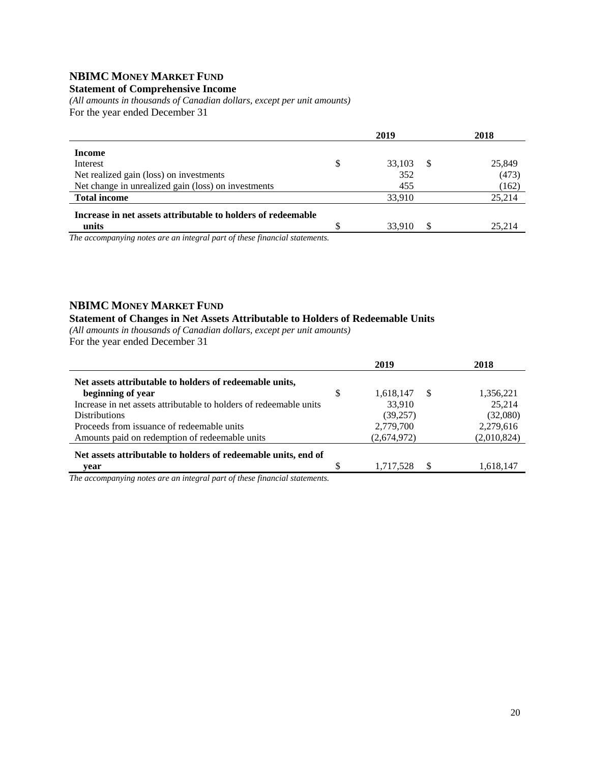## NBIMC MONEY MARKET FUND

**Statement of Comprehensive Income**

*(All amounts in thousands of Canadian dollars, except per unit amounts)*

For the year ended December 31

| | 2019 | 2018 |
|---|---|---|
| **Income** | | |
| Interest | $ 33,103 | $ 25,849 |
| Net realized gain (loss) on investments | 352 | (473) |
| Net change in unrealized gain (loss) on investments | 455 | (162) |
| **Total income** | 33,910 | 25,214 |
| **Increase in net assets attributable to holders of redeemable units** | $ 33,910 | $ 25,214 |

*The accompanying notes are an integral part of these financial statements.*

## NBIMC MONEY MARKET FUND

**Statement of Changes in Net Assets Attributable to Holders of Redeemable Units**

*(All amounts in thousands of Canadian dollars, except per unit amounts)*

For the year ended December 31

| | 2019 | 2018 |
|---|---|---|
| **Net assets attributable to holders of redeemable units, beginning of year** | $ 1,618,147 | $ 1,356,221 |
| Increase in net assets attributable to holders of redeemable units | 33,910 | 25,214 |
| Distributions | (39,257) | (32,080) |
| Proceeds from issuance of redeemable units | 2,779,700 | 2,279,616 |
| Amounts paid on redemption of redeemable units | (2,674,972) | (2,010,824) |
| **Net assets attributable to holders of redeemable units, end of year** | $ 1,717,528 | $ 1,618,147 |

*The accompanying notes are an integral part of these financial statements.*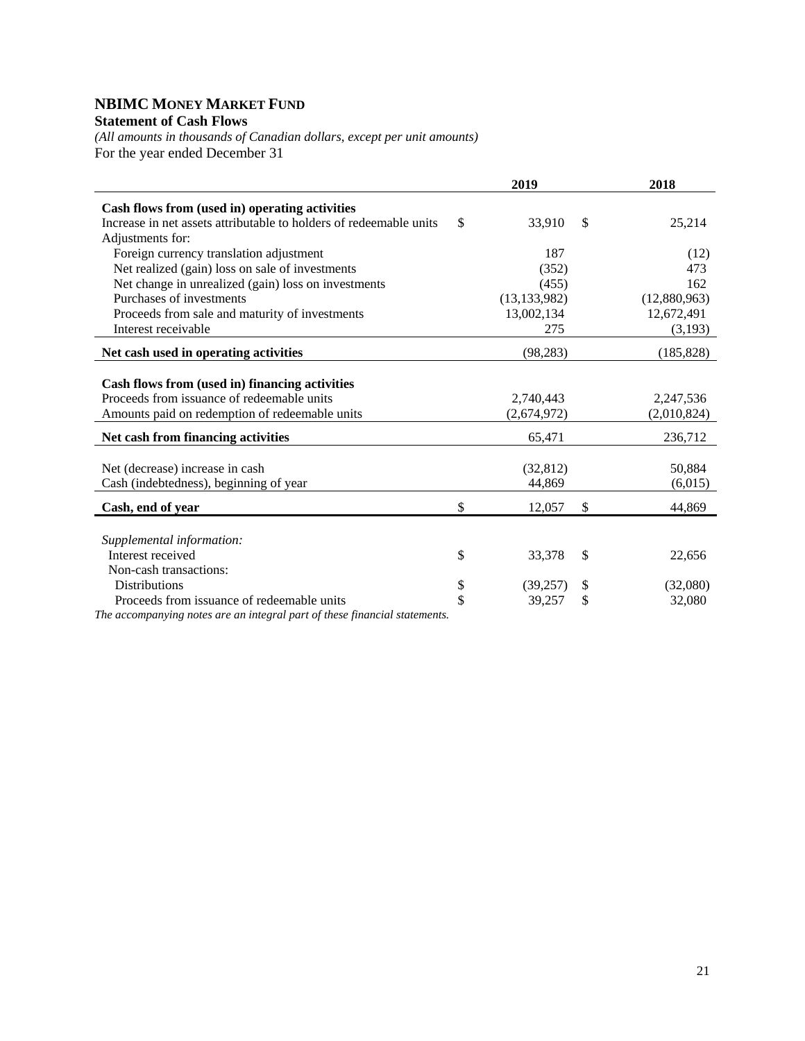# NBIMC MONEY MARKET FUND

**Statement of Cash Flows**

*(All amounts in thousands of Canadian dollars, except per unit amounts)*

For the year ended December 31

| | 2019 | 2018 |
|---|---|---|
| **Cash flows from (used in) operating activities** | | |
| Increase in net assets attributable to holders of redeemable units | $ 33,910 | $ 25,214 |
| Adjustments for: | | |
| Foreign currency translation adjustment | 187 | (12) |
| Net realized (gain) loss on sale of investments | (352) | 473 |
| Net change in unrealized (gain) loss on investments | (455) | 162 |
| Purchases of investments | (13,133,982) | (12,880,963) |
| Proceeds from sale and maturity of investments | 13,002,134 | 12,672,491 |
| Interest receivable | 275 | (3,193) |
| **Net cash used in operating activities** | (98,283) | (185,828) |
| **Cash flows from (used in) financing activities** | | |
| Proceeds from issuance of redeemable units | 2,740,443 | 2,247,536 |
| Amounts paid on redemption of redeemable units | (2,674,972) | (2,010,824) |
| **Net cash from financing activities** | 65,471 | 236,712 |
| Net (decrease) increase in cash | (32,812) | 50,884 |
| Cash (indebtedness), beginning of year | 44,869 | (6,015) |
| **Cash, end of year** | $ 12,057 | $ 44,869 |
| *Supplemental information:* | | |
| Interest received | $ 33,378 | $ 22,656 |
| Non-cash transactions: | | |
| Distributions | $ (39,257) | $ (32,080) |
| Proceeds from issuance of redeemable units | $ 39,257 | $ 32,080 |

*The accompanying notes are an integral part of these financial statements.*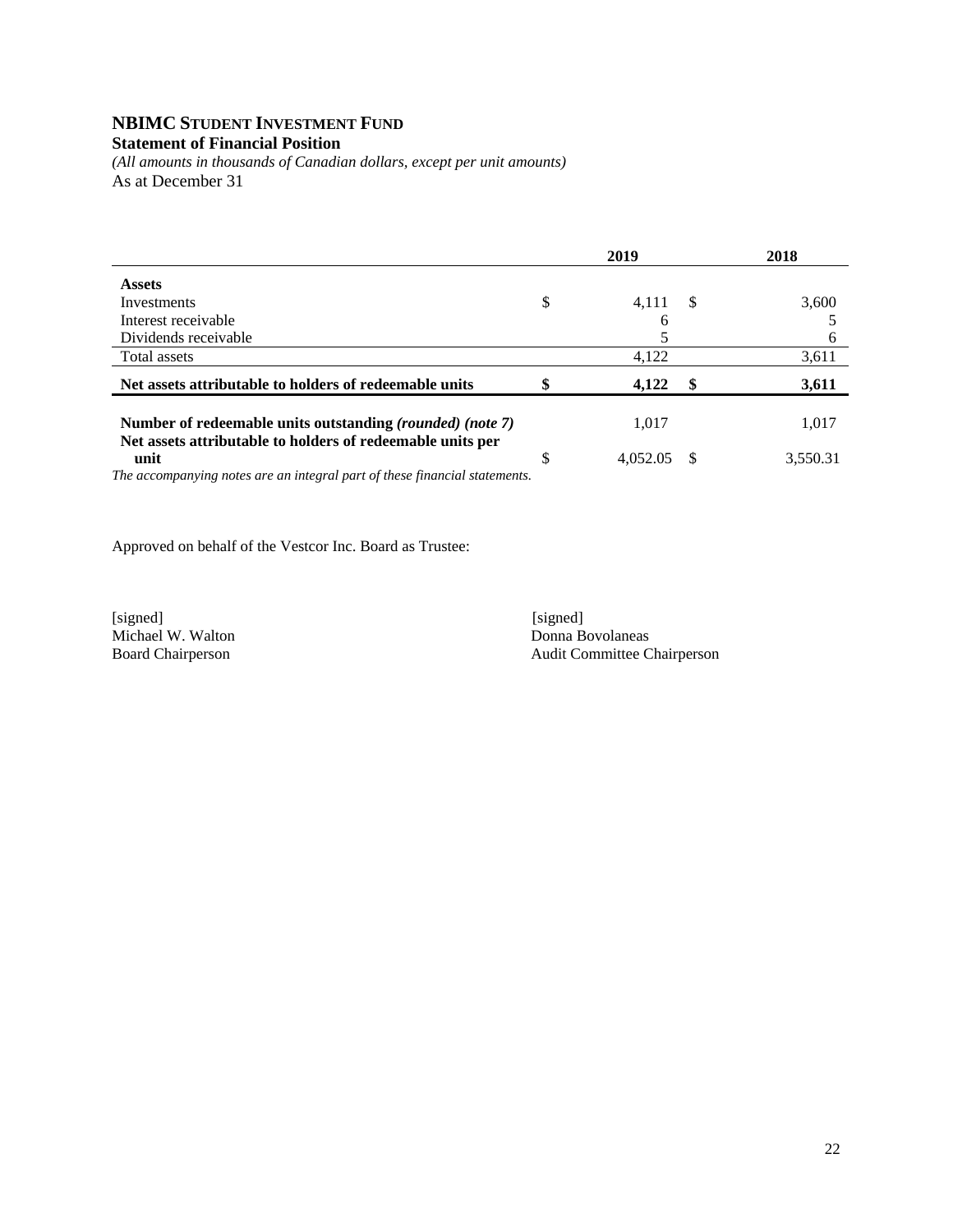# NBIMC STUDENT INVESTMENT FUND

**Statement of Financial Position**

*(All amounts in thousands of Canadian dollars, except per unit amounts)*

As at December 31

| | 2019 | 2018 |
|---|---|---|
| **Assets** | | |
| Investments | $ 4,111 | $ 3,600 |
| Interest receivable | 6 | 5 |
| Dividends receivable | 5 | 6 |
| Total assets | 4,122 | 3,611 |
| **Net assets attributable to holders of redeemable units** | **$ 4,122** | **$ 3,611** |
| **Number of redeemable units outstanding *(rounded) (note 7)*** | 1,017 | 1,017 |
| **Net assets attributable to holders of redeemable units per unit** | $ 4,052.05 | $ 3,550.31 |

*The accompanying notes are an integral part of these financial statements.*

Approved on behalf of the Vestcor Inc. Board as Trustee:

[signed]
Michael W. Walton
Board Chairperson

[signed]
Donna Bovolaneas
Audit Committee Chairperson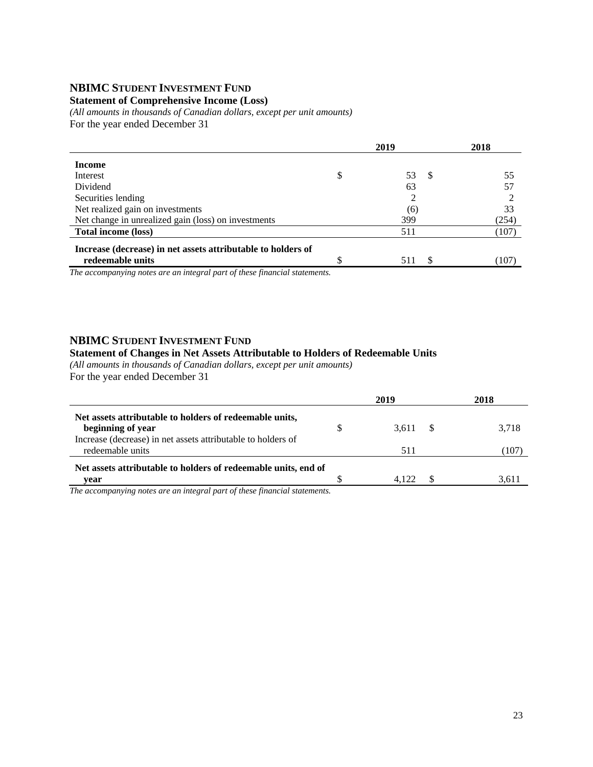## NBIMC STUDENT INVESTMENT FUND

**Statement of Comprehensive Income (Loss)**

*(All amounts in thousands of Canadian dollars, except per unit amounts)*

For the year ended December 31

| | 2019 | 2018 |
|---|---|---|
| **Income** | | |
| Interest | $ 53 | $ 55 |
| Dividend | 63 | 57 |
| Securities lending | 2 | 2 |
| Net realized gain on investments | (6) | 33 |
| Net change in unrealized gain (loss) on investments | 399 | (254) |
| **Total income (loss)** | 511 | (107) |
| **Increase (decrease) in net assets attributable to holders of redeemable units** | $ 511 | $ (107) |

*The accompanying notes are an integral part of these financial statements.*

## NBIMC STUDENT INVESTMENT FUND

**Statement of Changes in Net Assets Attributable to Holders of Redeemable Units**

*(All amounts in thousands of Canadian dollars, except per unit amounts)*

For the year ended December 31

| | 2019 | 2018 |
|---|---|---|
| **Net assets attributable to holders of redeemable units, beginning of year** | $ 3,611 | $ 3,718 |
| Increase (decrease) in net assets attributable to holders of redeemable units | 511 | (107) |
| **Net assets attributable to holders of redeemable units, end of year** | $ 4,122 | $ 3,611 |

*The accompanying notes are an integral part of these financial statements.*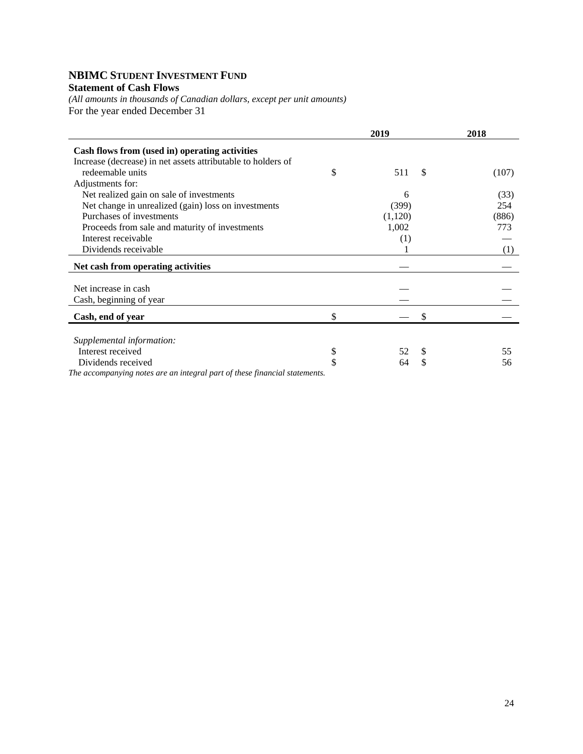# NBIMC Student Investment Fund

**Statement of Cash Flows**

*(All amounts in thousands of Canadian dollars, except per unit amounts)*

For the year ended December 31

| | 2019 | 2018 |
|---|---|---|
| **Cash flows from (used in) operating activities** | | |
| Increase (decrease) in net assets attributable to holders of redeemable units | $ 511 | $ (107) |
| Adjustments for: | | |
| Net realized gain on sale of investments | 6 | (33) |
| Net change in unrealized (gain) loss on investments | (399) | 254 |
| Purchases of investments | (1,120) | (886) |
| Proceeds from sale and maturity of investments | 1,002 | 773 |
| Interest receivable | (1) | — |
| Dividends receivable | 1 | (1) |
| **Net cash from operating activities** | — | — |
| Net increase in cash | — | — |
| Cash, beginning of year | — | — |
| **Cash, end of year** | $ — | $ — |
| *Supplemental information:* | | |
| Interest received | $ 52 | $ 55 |
| Dividends received | $ 64 | $ 56 |

*The accompanying notes are an integral part of these financial statements.*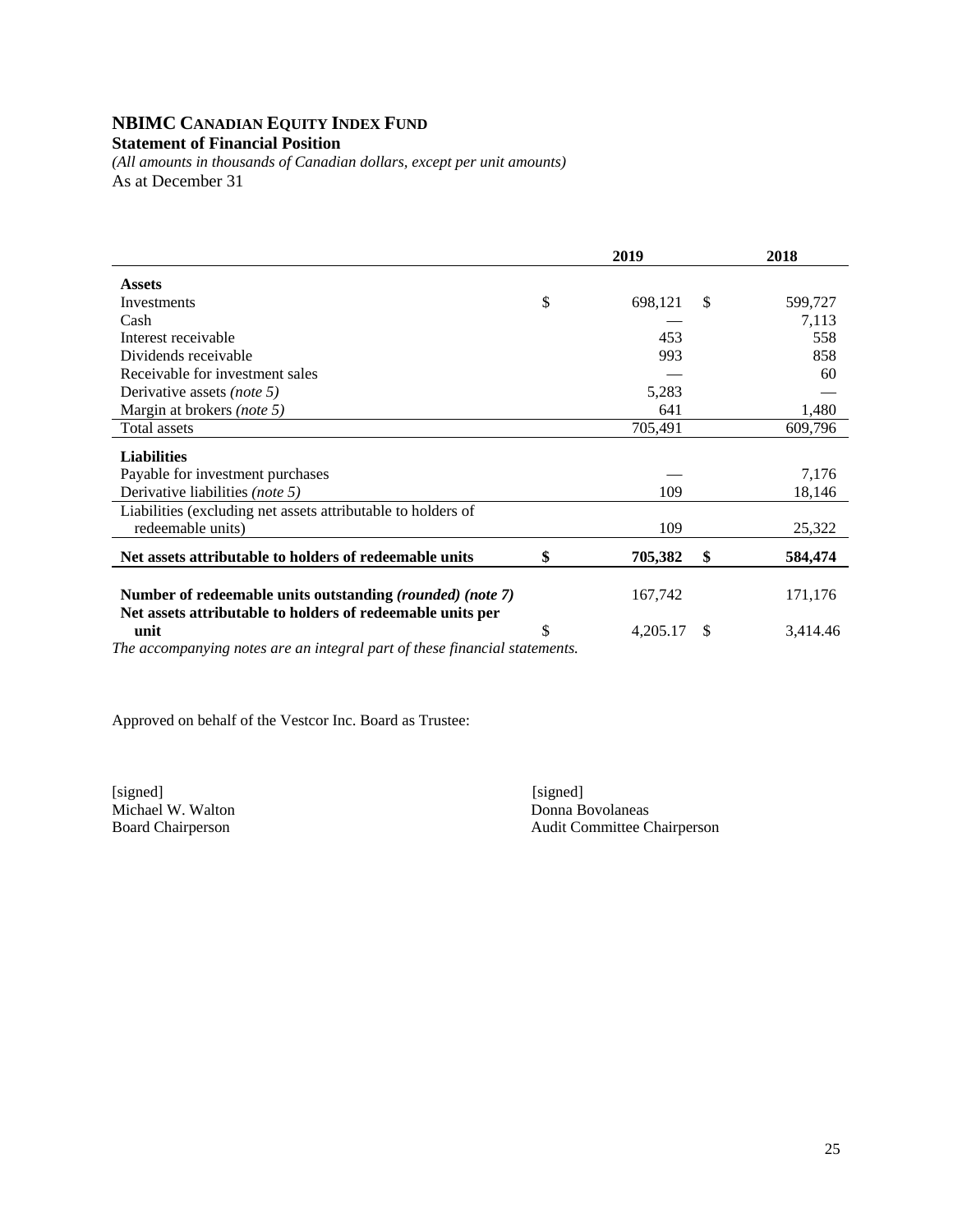# NBIMC CANADIAN EQUITY INDEX FUND

**Statement of Financial Position**

*(All amounts in thousands of Canadian dollars, except per unit amounts)*

As at December 31

| | 2019 | 2018 |
|---|---|---|
| **Assets** | | |
| Investments | $ 698,121 | $ 599,727 |
| Cash | — | 7,113 |
| Interest receivable | 453 | 558 |
| Dividends receivable | 993 | 858 |
| Receivable for investment sales | — | 60 |
| Derivative assets *(note 5)* | 5,283 | — |
| Margin at brokers *(note 5)* | 641 | 1,480 |
| Total assets | 705,491 | 609,796 |
| **Liabilities** | | |
| Payable for investment purchases | — | 7,176 |
| Derivative liabilities *(note 5)* | 109 | 18,146 |
| Liabilities (excluding net assets attributable to holders of redeemable units) | 109 | 25,322 |
| **Net assets attributable to holders of redeemable units** | **$ 705,382** | **$ 584,474** |
| **Number of redeemable units outstanding** ***(rounded) (note 7)*** | 167,742 | 171,176 |
| **Net assets attributable to holders of redeemable units per unit** | $ 4,205.17 | $ 3,414.46 |

*The accompanying notes are an integral part of these financial statements.*

Approved on behalf of the Vestcor Inc. Board as Trustee:

[signed]
Michael W. Walton
Board Chairperson

[signed]
Donna Bovolaneas
Audit Committee Chairperson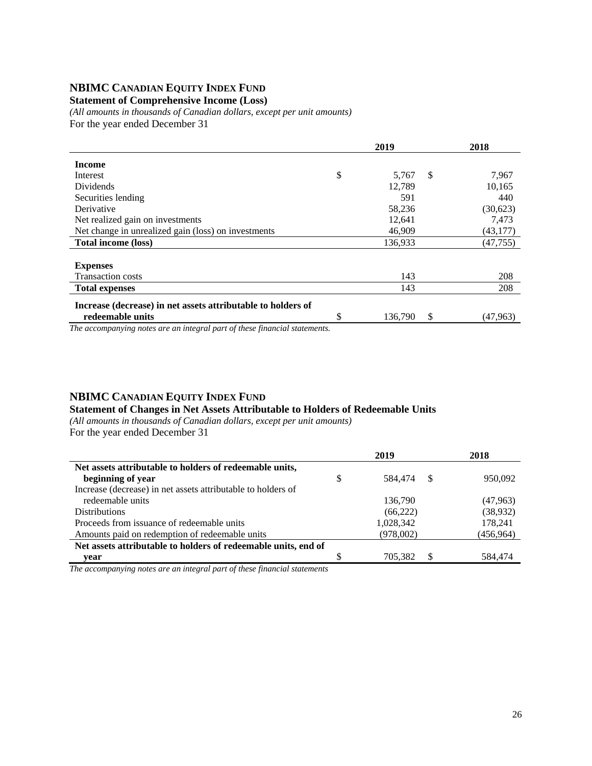## NBIMC CANADIAN EQUITY INDEX FUND

**Statement of Comprehensive Income (Loss)**

*(All amounts in thousands of Canadian dollars, except per unit amounts)*

For the year ended December 31

| | 2019 | 2018 |
|---|---|---|
| **Income** | | |
| Interest | $ 5,767 | $ 7,967 |
| Dividends | 12,789 | 10,165 |
| Securities lending | 591 | 440 |
| Derivative | 58,236 | (30,623) |
| Net realized gain on investments | 12,641 | 7,473 |
| Net change in unrealized gain (loss) on investments | 46,909 | (43,177) |
| **Total income (loss)** | 136,933 | (47,755) |
| **Expenses** | | |
| Transaction costs | 143 | 208 |
| **Total expenses** | 143 | 208 |
| **Increase (decrease) in net assets attributable to holders of redeemable units** | $ 136,790 | $ (47,963) |

*The accompanying notes are an integral part of these financial statements.*

## NBIMC CANADIAN EQUITY INDEX FUND

**Statement of Changes in Net Assets Attributable to Holders of Redeemable Units**

*(All amounts in thousands of Canadian dollars, except per unit amounts)*

For the year ended December 31

| | 2019 | 2018 |
|---|---|---|
| **Net assets attributable to holders of redeemable units, beginning of year** | $ 584,474 | $ 950,092 |
| Increase (decrease) in net assets attributable to holders of redeemable units | 136,790 | (47,963) |
| Distributions | (66,222) | (38,932) |
| Proceeds from issuance of redeemable units | 1,028,342 | 178,241 |
| Amounts paid on redemption of redeemable units | (978,002) | (456,964) |
| **Net assets attributable to holders of redeemable units, end of year** | $ 705,382 | $ 584,474 |

*The accompanying notes are an integral part of these financial statements*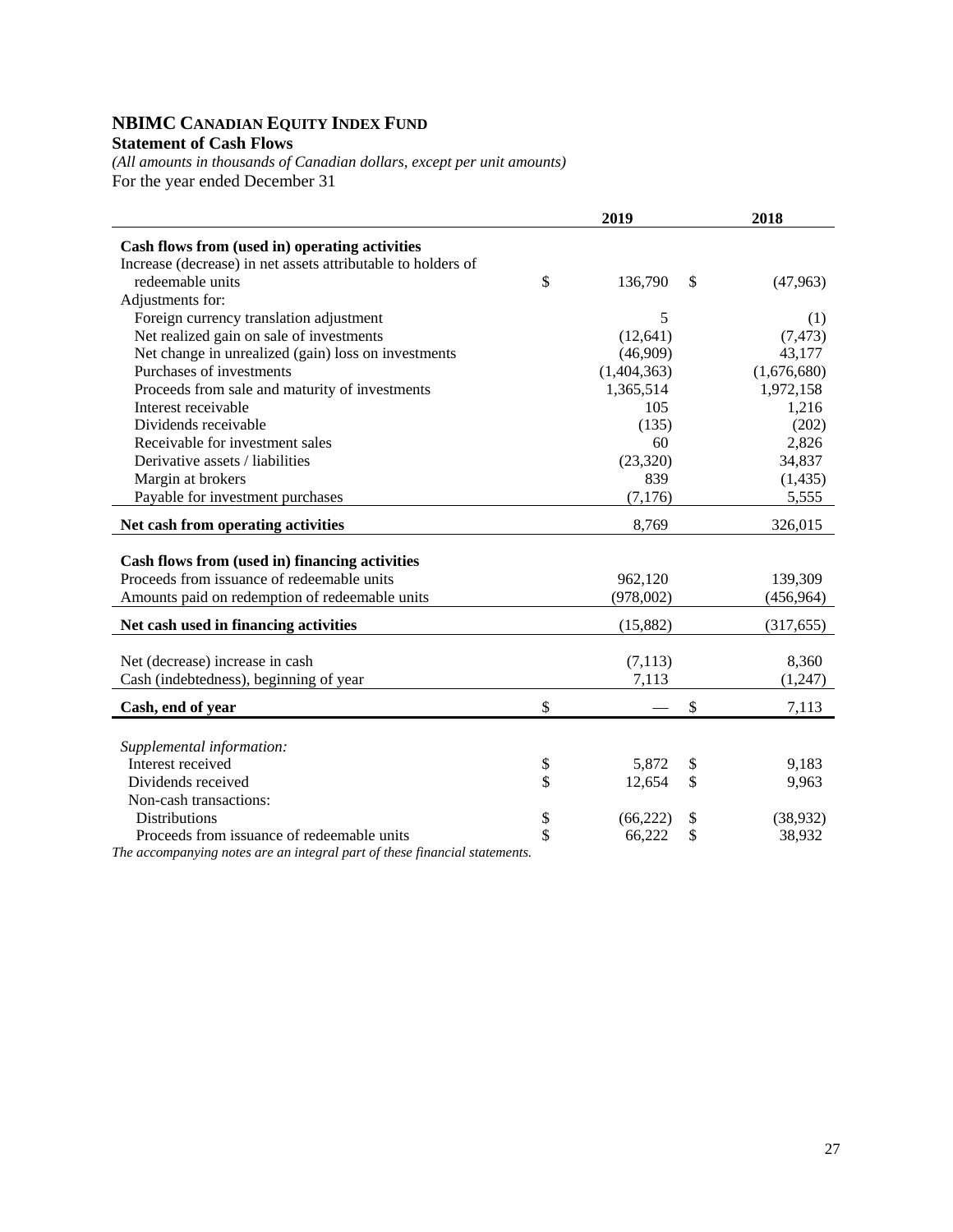# NBIMC CANADIAN EQUITY INDEX FUND

**Statement of Cash Flows**

*(All amounts in thousands of Canadian dollars, except per unit amounts)*

For the year ended December 31

| | 2019 | 2018 |
|---|---|---|
| **Cash flows from (used in) operating activities** | | |
| Increase (decrease) in net assets attributable to holders of redeemable units | $ 136,790 | $ (47,963) |
| Adjustments for: | | |
| Foreign currency translation adjustment | 5 | (1) |
| Net realized gain on sale of investments | (12,641) | (7,473) |
| Net change in unrealized (gain) loss on investments | (46,909) | 43,177 |
| Purchases of investments | (1,404,363) | (1,676,680) |
| Proceeds from sale and maturity of investments | 1,365,514 | 1,972,158 |
| Interest receivable | 105 | 1,216 |
| Dividends receivable | (135) | (202) |
| Receivable for investment sales | 60 | 2,826 |
| Derivative assets / liabilities | (23,320) | 34,837 |
| Margin at brokers | 839 | (1,435) |
| Payable for investment purchases | (7,176) | 5,555 |
| **Net cash from operating activities** | 8,769 | 326,015 |
| **Cash flows from (used in) financing activities** | | |
| Proceeds from issuance of redeemable units | 962,120 | 139,309 |
| Amounts paid on redemption of redeemable units | (978,002) | (456,964) |
| **Net cash used in financing activities** | (15,882) | (317,655) |
| Net (decrease) increase in cash | (7,113) | 8,360 |
| Cash (indebtedness), beginning of year | 7,113 | (1,247) |
| **Cash, end of year** | $ — | $ 7,113 |
| *Supplemental information:* | | |
| Interest received | $ 5,872 | $ 9,183 |
| Dividends received | $ 12,654 | $ 9,963 |
| Non-cash transactions: | | |
| Distributions | $ (66,222) | $ (38,932) |
| Proceeds from issuance of redeemable units | $ 66,222 | $ 38,932 |

*The accompanying notes are an integral part of these financial statements.*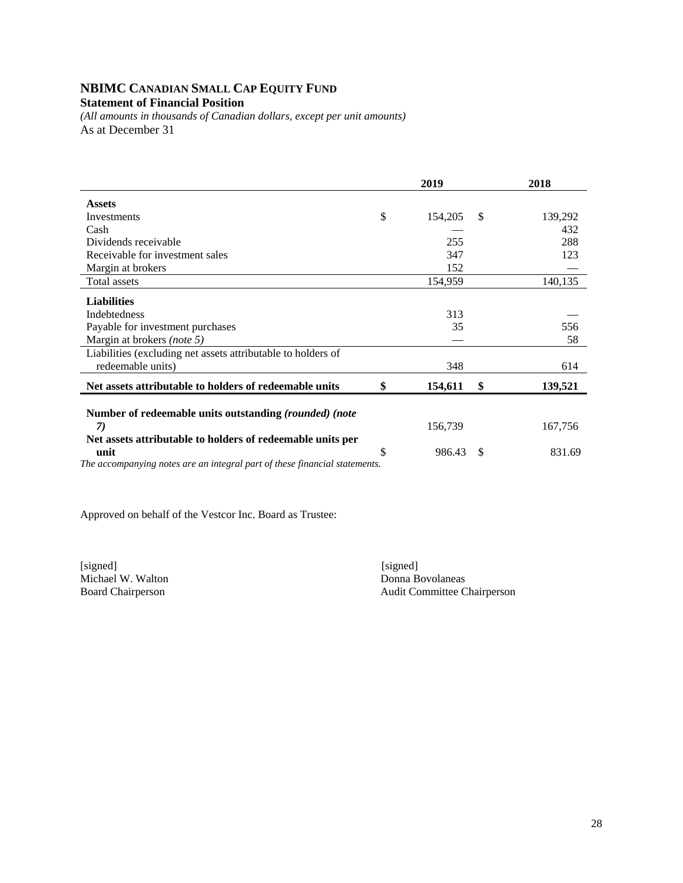# NBIMC CANADIAN SMALL CAP EQUITY FUND

**Statement of Financial Position**

*(All amounts in thousands of Canadian dollars, except per unit amounts)*

As at December 31

| | 2019 | 2018 |
|---|---|---|
| **Assets** | | |
| Investments | $ 154,205 | $ 139,292 |
| Cash | — | 432 |
| Dividends receivable | 255 | 288 |
| Receivable for investment sales | 347 | 123 |
| Margin at brokers | 152 | — |
| Total assets | 154,959 | 140,135 |
| **Liabilities** | | |
| Indebtedness | 313 | — |
| Payable for investment purchases | 35 | 556 |
| Margin at brokers *(note 5)* | — | 58 |
| Liabilities (excluding net assets attributable to holders of redeemable units) | 348 | 614 |
| **Net assets attributable to holders of redeemable units** | **$ 154,611** | **$ 139,521** |
| **Number of redeemable units outstanding *(rounded) (note 7)*** | 156,739 | 167,756 |
| **Net assets attributable to holders of redeemable units per unit** | $ 986.43 | $ 831.69 |

*The accompanying notes are an integral part of these financial statements.*

Approved on behalf of the Vestcor Inc. Board as Trustee:

[signed]
Michael W. Walton
Board Chairperson

[signed]
Donna Bovolaneas
Audit Committee Chairperson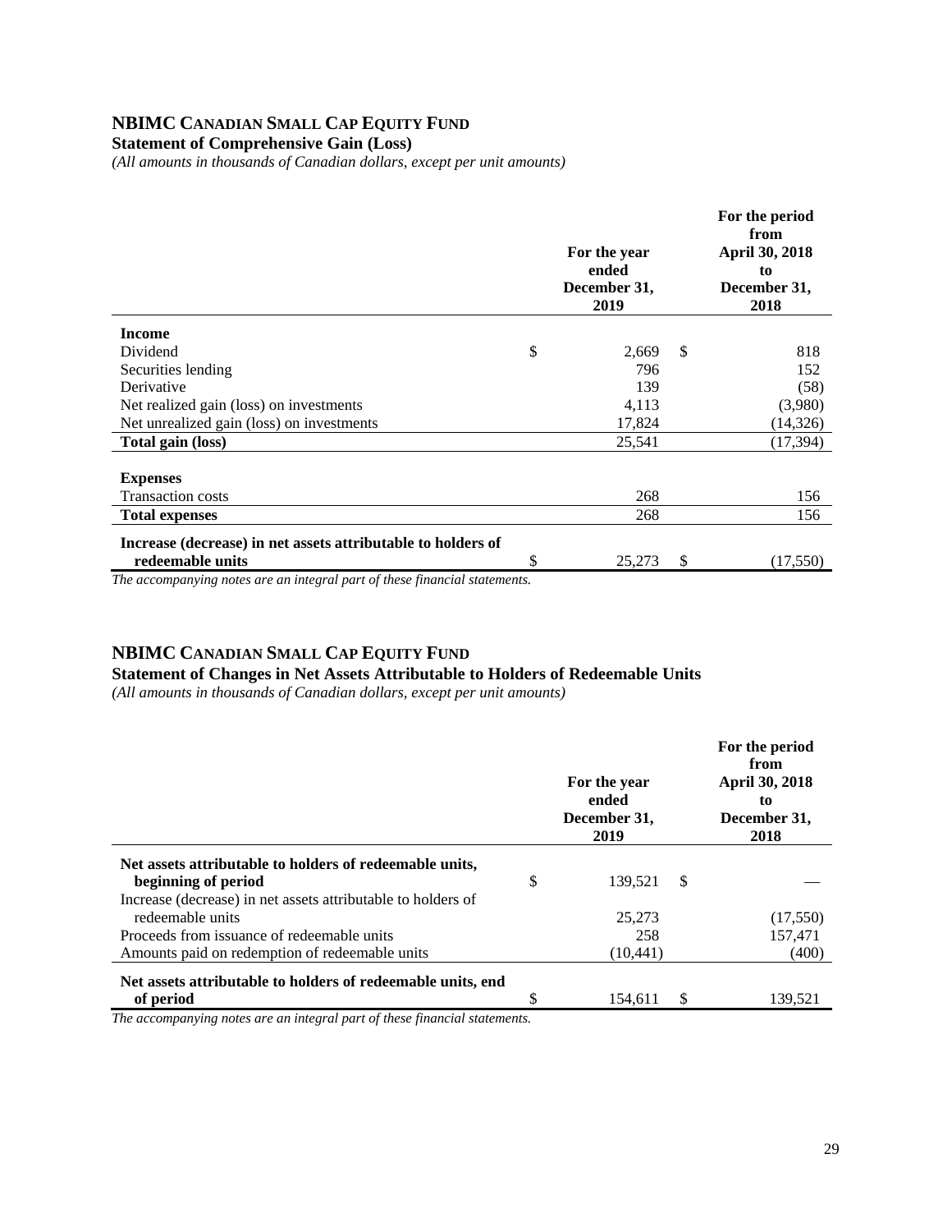## NBIMC CANADIAN SMALL CAP EQUITY FUND

**Statement of Comprehensive Gain (Loss)**

*(All amounts in thousands of Canadian dollars, except per unit amounts)*

| | For the year ended December 31, 2019 | For the period from April 30, 2018 to December 31, 2018 |
|---|---|---|
| **Income** | | |
| Dividend | $ 2,669 | $ 818 |
| Securities lending | 796 | 152 |
| Derivative | 139 | (58) |
| Net realized gain (loss) on investments | 4,113 | (3,980) |
| Net unrealized gain (loss) on investments | 17,824 | (14,326) |
| **Total gain (loss)** | 25,541 | (17,394) |
| **Expenses** | | |
| Transaction costs | 268 | 156 |
| **Total expenses** | 268 | 156 |
| **Increase (decrease) in net assets attributable to holders of redeemable units** | $ 25,273 | $ (17,550) |

*The accompanying notes are an integral part of these financial statements.*

## NBIMC CANADIAN SMALL CAP EQUITY FUND

**Statement of Changes in Net Assets Attributable to Holders of Redeemable Units**

*(All amounts in thousands of Canadian dollars, except per unit amounts)*

| | For the year ended December 31, 2019 | For the period from April 30, 2018 to December 31, 2018 |
|---|---|---|
| **Net assets attributable to holders of redeemable units, beginning of period** | $ 139,521 | $ — |
| Increase (decrease) in net assets attributable to holders of redeemable units | 25,273 | (17,550) |
| Proceeds from issuance of redeemable units | 258 | 157,471 |
| Amounts paid on redemption of redeemable units | (10,441) | (400) |
| **Net assets attributable to holders of redeemable units, end of period** | $ 154,611 | $ 139,521 |

*The accompanying notes are an integral part of these financial statements.*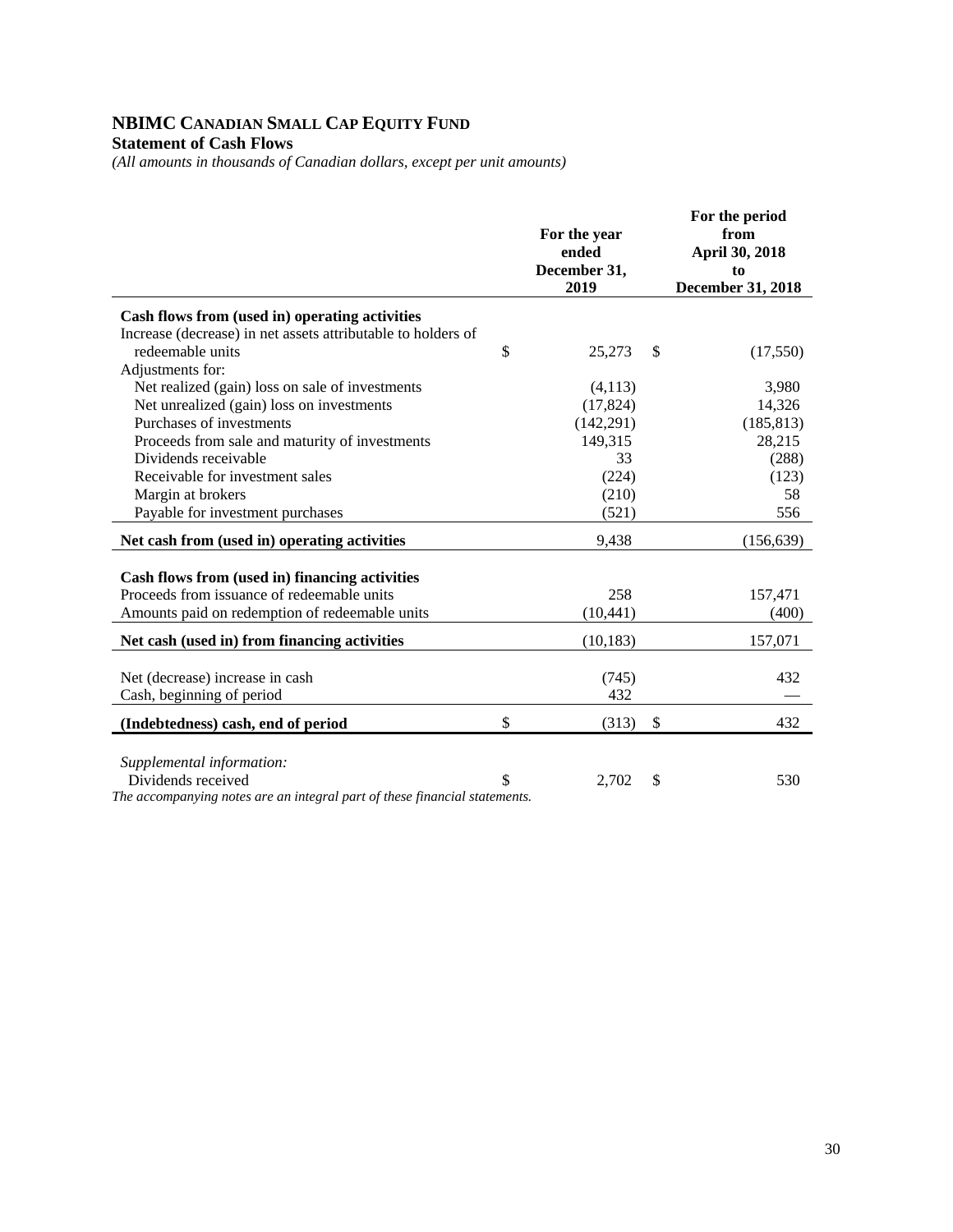# NBIMC CANADIAN SMALL CAP EQUITY FUND

**Statement of Cash Flows**

*(All amounts in thousands of Canadian dollars, except per unit amounts)*

| | For the year ended December 31, 2019 | For the period from April 30, 2018 to December 31, 2018 |
|---|---|---|
| **Cash flows from (used in) operating activities** | | |
| Increase (decrease) in net assets attributable to holders of redeemable units | $ 25,273 | $ (17,550) |
| Adjustments for: | | |
| Net realized (gain) loss on sale of investments | (4,113) | 3,980 |
| Net unrealized (gain) loss on investments | (17,824) | 14,326 |
| Purchases of investments | (142,291) | (185,813) |
| Proceeds from sale and maturity of investments | 149,315 | 28,215 |
| Dividends receivable | 33 | (288) |
| Receivable for investment sales | (224) | (123) |
| Margin at brokers | (210) | 58 |
| Payable for investment purchases | (521) | 556 |
| **Net cash from (used in) operating activities** | 9,438 | (156,639) |
| **Cash flows from (used in) financing activities** | | |
| Proceeds from issuance of redeemable units | 258 | 157,471 |
| Amounts paid on redemption of redeemable units | (10,441) | (400) |
| **Net cash (used in) from financing activities** | (10,183) | 157,071 |
| Net (decrease) increase in cash | (745) | 432 |
| Cash, beginning of period | 432 | — |
| **(Indebtedness) cash, end of period** | $ (313) | $ 432 |
| *Supplemental information:* | | |
| Dividends received | $ 2,702 | $ 530 |

*The accompanying notes are an integral part of these financial statements.*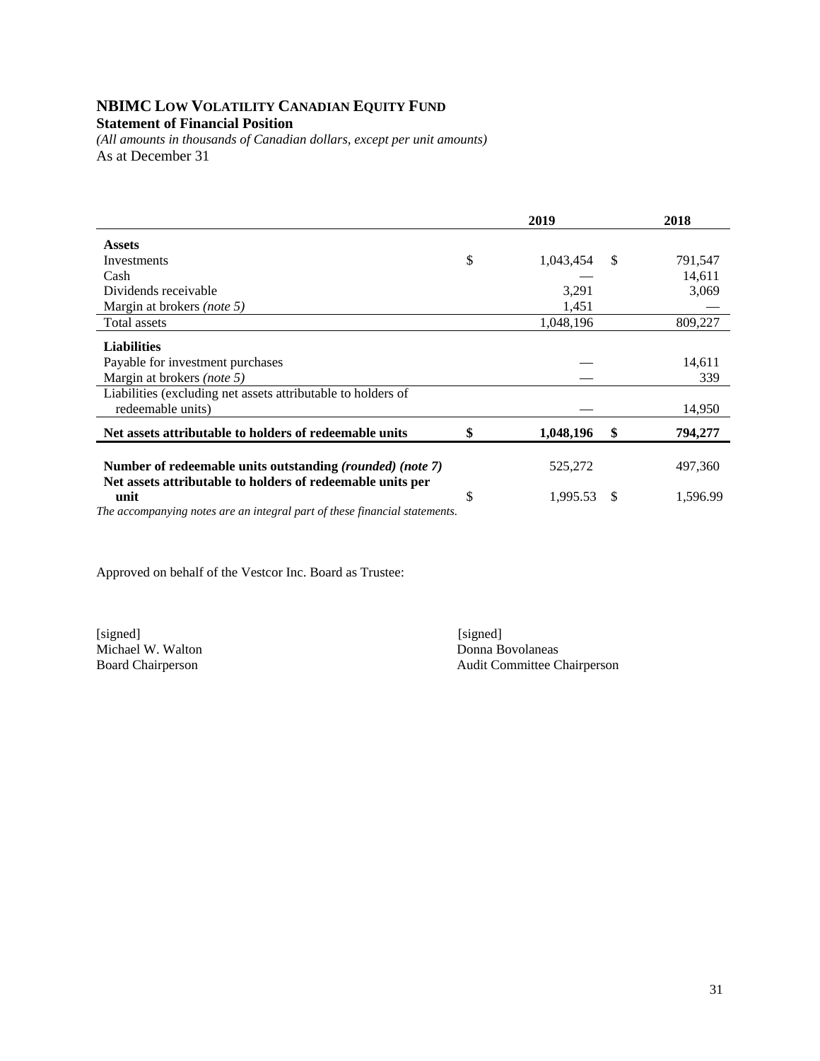# NBIMC LOW VOLATILITY CANADIAN EQUITY FUND

**Statement of Financial Position**

*(All amounts in thousands of Canadian dollars, except per unit amounts)*

As at December 31

| | 2019 | 2018 |
|---|---|---|
| **Assets** | | |
| Investments | $ 1,043,454 | $ 791,547 |
| Cash | — | 14,611 |
| Dividends receivable | 3,291 | 3,069 |
| Margin at brokers *(note 5)* | 1,451 | — |
| Total assets | 1,048,196 | 809,227 |
| **Liabilities** | | |
| Payable for investment purchases | — | 14,611 |
| Margin at brokers *(note 5)* | — | 339 |
| Liabilities (excluding net assets attributable to holders of redeemable units) | — | 14,950 |
| **Net assets attributable to holders of redeemable units** | **$ 1,048,196** | **$ 794,277** |
| **Number of redeemable units outstanding *(rounded) (note 7)*** | 525,272 | 497,360 |
| **Net assets attributable to holders of redeemable units per unit** | $ 1,995.53 | $ 1,596.99 |

*The accompanying notes are an integral part of these financial statements.*

Approved on behalf of the Vestcor Inc. Board as Trustee:

[signed]
Michael W. Walton
Board Chairperson

[signed]
Donna Bovolaneas
Audit Committee Chairperson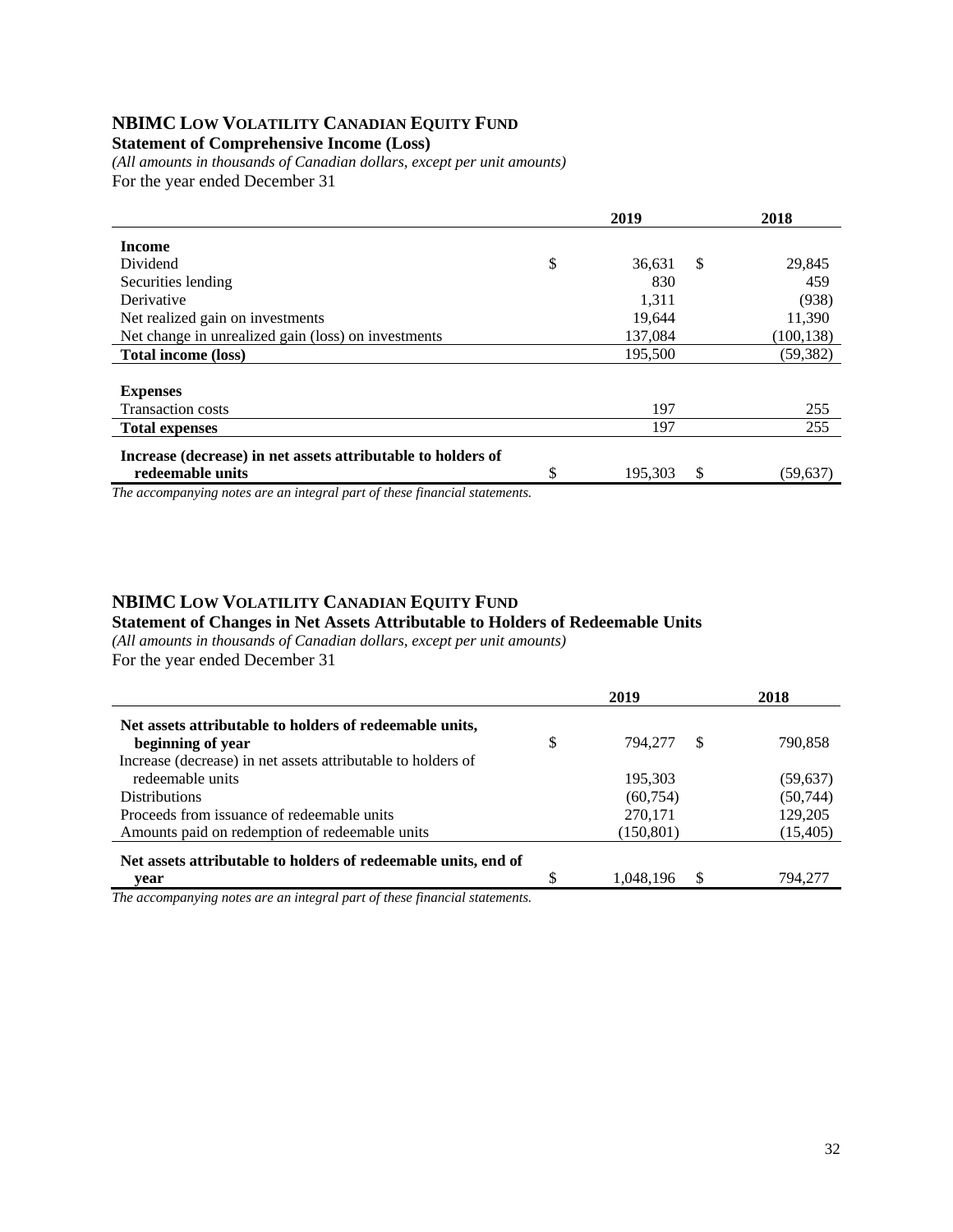# NBIMC LOW VOLATILITY CANADIAN EQUITY FUND

**Statement of Comprehensive Income (Loss)**

*(All amounts in thousands of Canadian dollars, except per unit amounts)*

For the year ended December 31

| | 2019 | 2018 |
|---|---|---|
| **Income** | | |
| Dividend | $ 36,631 | $ 29,845 |
| Securities lending | 830 | 459 |
| Derivative | 1,311 | (938) |
| Net realized gain on investments | 19,644 | 11,390 |
| Net change in unrealized gain (loss) on investments | 137,084 | (100,138) |
| **Total income (loss)** | 195,500 | (59,382) |
| **Expenses** | | |
| Transaction costs | 197 | 255 |
| **Total expenses** | 197 | 255 |
| **Increase (decrease) in net assets attributable to holders of redeemable units** | $ 195,303 | $ (59,637) |

*The accompanying notes are an integral part of these financial statements.*

# NBIMC LOW VOLATILITY CANADIAN EQUITY FUND

**Statement of Changes in Net Assets Attributable to Holders of Redeemable Units**

*(All amounts in thousands of Canadian dollars, except per unit amounts)*

For the year ended December 31

| | 2019 | 2018 |
|---|---|---|
| **Net assets attributable to holders of redeemable units, beginning of year** | $ 794,277 | $ 790,858 |
| Increase (decrease) in net assets attributable to holders of redeemable units | 195,303 | (59,637) |
| Distributions | (60,754) | (50,744) |
| Proceeds from issuance of redeemable units | 270,171 | 129,205 |
| Amounts paid on redemption of redeemable units | (150,801) | (15,405) |
| **Net assets attributable to holders of redeemable units, end of year** | $ 1,048,196 | $ 794,277 |

*The accompanying notes are an integral part of these financial statements.*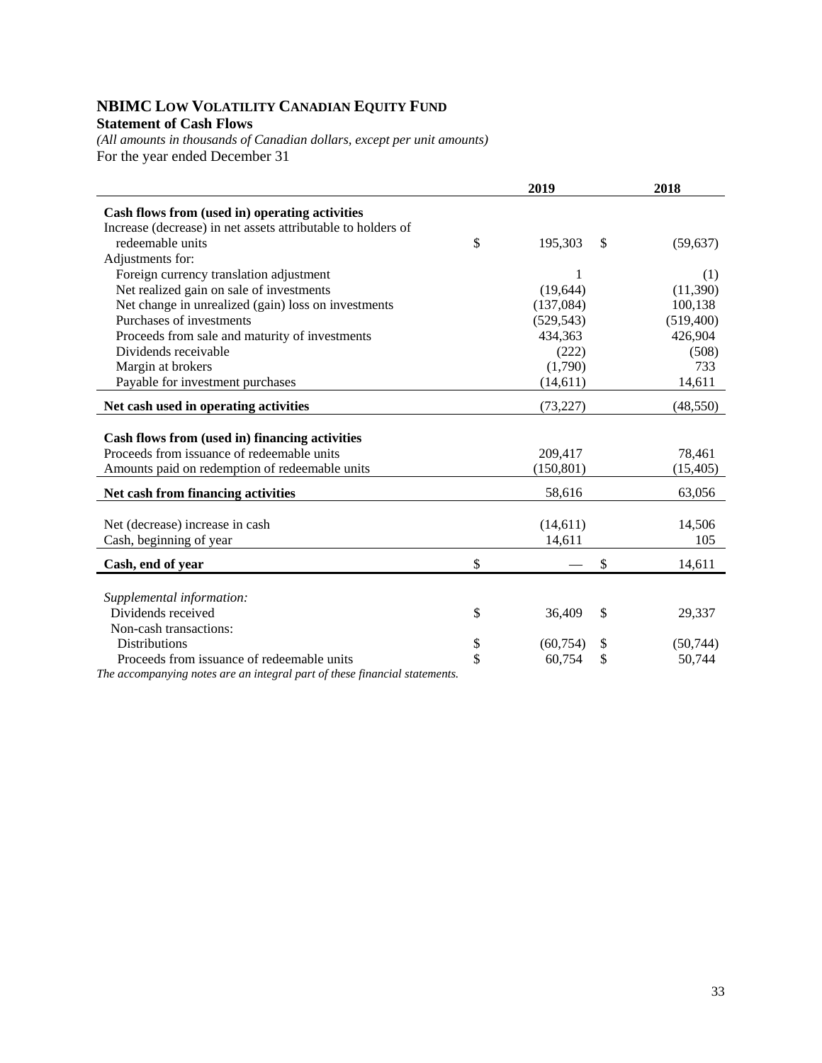# NBIMC Low Volatility Canadian Equity Fund

**Statement of Cash Flows**

*(All amounts in thousands of Canadian dollars, except per unit amounts)*

For the year ended December 31

| | 2019 | 2018 |
|---|---|---|
| **Cash flows from (used in) operating activities** | | |
| Increase (decrease) in net assets attributable to holders of redeemable units | $ 195,303 | $ (59,637) |
| Adjustments for: | | |
| Foreign currency translation adjustment | 1 | (1) |
| Net realized gain on sale of investments | (19,644) | (11,390) |
| Net change in unrealized (gain) loss on investments | (137,084) | 100,138 |
| Purchases of investments | (529,543) | (519,400) |
| Proceeds from sale and maturity of investments | 434,363 | 426,904 |
| Dividends receivable | (222) | (508) |
| Margin at brokers | (1,790) | 733 |
| Payable for investment purchases | (14,611) | 14,611 |
| **Net cash used in operating activities** | (73,227) | (48,550) |
| | | |
| **Cash flows from (used in) financing activities** | | |
| Proceeds from issuance of redeemable units | 209,417 | 78,461 |
| Amounts paid on redemption of redeemable units | (150,801) | (15,405) |
| **Net cash from financing activities** | 58,616 | 63,056 |
| | | |
| Net (decrease) increase in cash | (14,611) | 14,506 |
| Cash, beginning of year | 14,611 | 105 |
| **Cash, end of year** | $ — | $ 14,611 |
| | | |
| *Supplemental information:* | | |
| Dividends received | $ 36,409 | $ 29,337 |
| Non-cash transactions: | | |
| Distributions | $ (60,754) | $ (50,744) |
| Proceeds from issuance of redeemable units | $ 60,754 | $ 50,744 |

*The accompanying notes are an integral part of these financial statements.*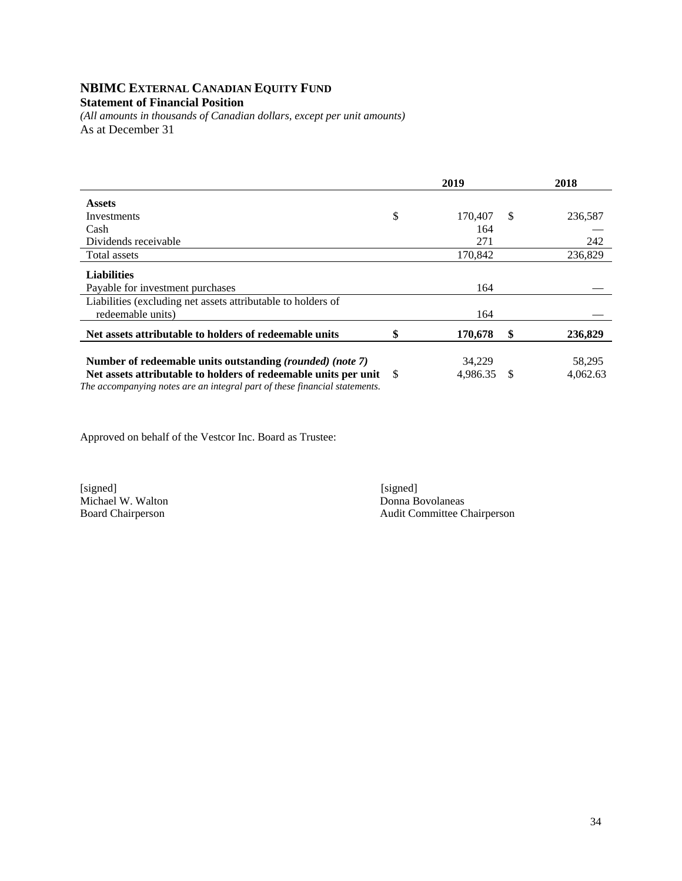# NBIMC External Canadian Equity Fund

**Statement of Financial Position**

*(All amounts in thousands of Canadian dollars, except per unit amounts)*

As at December 31

| | 2019 | 2018 |
|---|---|---|
| **Assets** | | |
| Investments | $ 170,407 | $ 236,587 |
| Cash | 164 | — |
| Dividends receivable | 271 | 242 |
| Total assets | 170,842 | 236,829 |
| **Liabilities** | | |
| Payable for investment purchases | 164 | — |
| Liabilities (excluding net assets attributable to holders of redeemable units) | 164 | — |
| **Net assets attributable to holders of redeemable units** | **$ 170,678** | **$ 236,829** |
| **Number of redeemable units outstanding *(rounded) (note 7)*** | 34,229 | 58,295 |
| **Net assets attributable to holders of redeemable units per unit** | $ 4,986.35 | $ 4,062.63 |

*The accompanying notes are an integral part of these financial statements.*

Approved on behalf of the Vestcor Inc. Board as Trustee:

[signed]
Michael W. Walton
Board Chairperson

[signed]
Donna Bovolaneas
Audit Committee Chairperson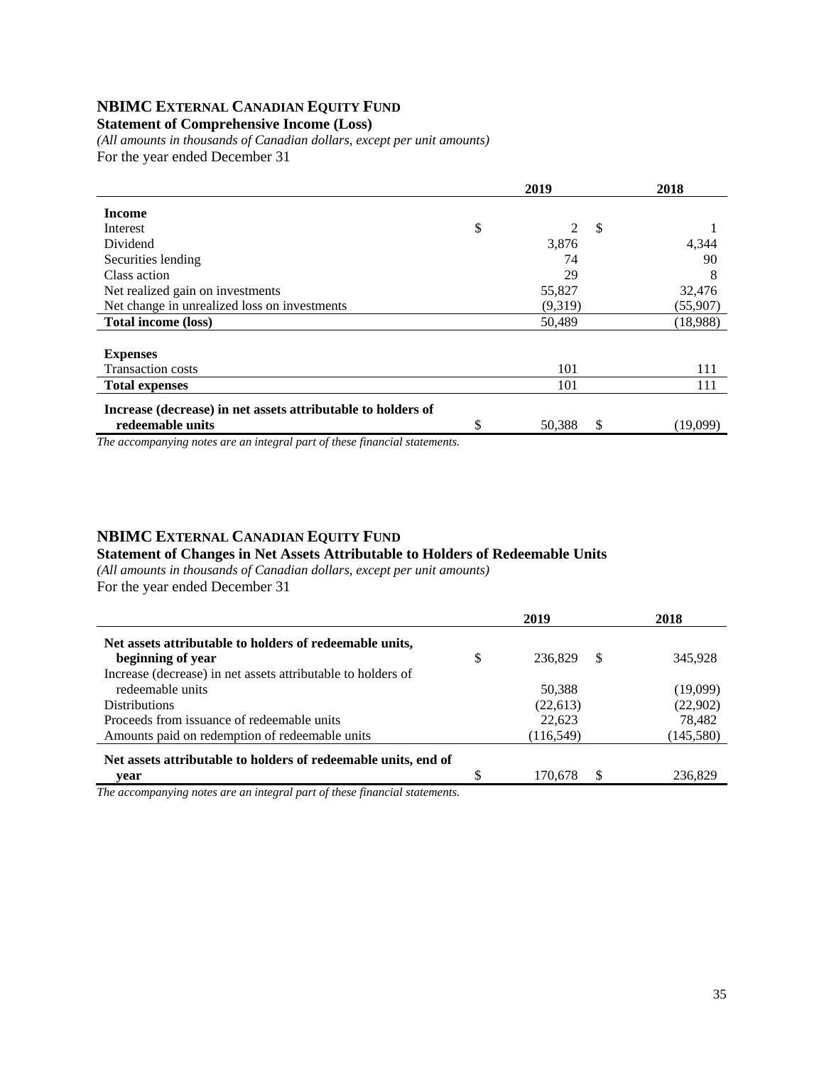# NBIMC External Canadian Equity Fund

**Statement of Comprehensive Income (Loss)**

*(All amounts in thousands of Canadian dollars, except per unit amounts)*

For the year ended December 31

| | 2019 | 2018 |
|---|---|---|
| **Income** | | |
| Interest | $ 2 | $ 1 |
| Dividend | 3,876 | 4,344 |
| Securities lending | 74 | 90 |
| Class action | 29 | 8 |
| Net realized gain on investments | 55,827 | 32,476 |
| Net change in unrealized loss on investments | (9,319) | (55,907) |
| **Total income (loss)** | 50,489 | (18,988) |
| **Expenses** | | |
| Transaction costs | 101 | 111 |
| **Total expenses** | 101 | 111 |
| **Increase (decrease) in net assets attributable to holders of redeemable units** | $ 50,388 | $ (19,099) |

*The accompanying notes are an integral part of these financial statements.*

# NBIMC External Canadian Equity Fund

**Statement of Changes in Net Assets Attributable to Holders of Redeemable Units**

*(All amounts in thousands of Canadian dollars, except per unit amounts)*

For the year ended December 31

| | 2019 | 2018 |
|---|---|---|
| **Net assets attributable to holders of redeemable units, beginning of year** | $ 236,829 | $ 345,928 |
| Increase (decrease) in net assets attributable to holders of redeemable units | 50,388 | (19,099) |
| Distributions | (22,613) | (22,902) |
| Proceeds from issuance of redeemable units | 22,623 | 78,482 |
| Amounts paid on redemption of redeemable units | (116,549) | (145,580) |
| **Net assets attributable to holders of redeemable units, end of year** | $ 170,678 | $ 236,829 |

*The accompanying notes are an integral part of these financial statements.*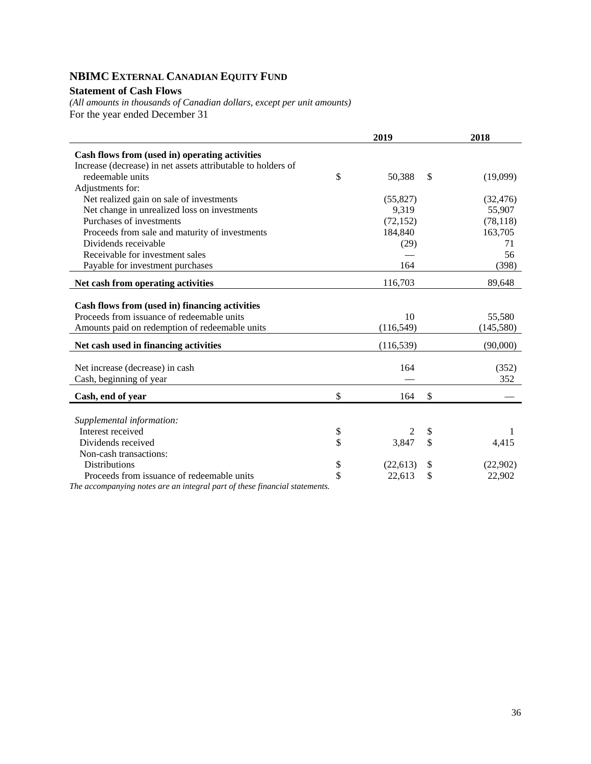# NBIMC EXTERNAL CANADIAN EQUITY FUND

**Statement of Cash Flows**

*(All amounts in thousands of Canadian dollars, except per unit amounts)*

For the year ended December 31

| | 2019 | 2018 |
|---|---|---|
| **Cash flows from (used in) operating activities** | | |
| Increase (decrease) in net assets attributable to holders of redeemable units | $ 50,388 | $ (19,099) |
| Adjustments for: | | |
| Net realized gain on sale of investments | (55,827) | (32,476) |
| Net change in unrealized loss on investments | 9,319 | 55,907 |
| Purchases of investments | (72,152) | (78,118) |
| Proceeds from sale and maturity of investments | 184,840 | 163,705 |
| Dividends receivable | (29) | 71 |
| Receivable for investment sales | — | 56 |
| Payable for investment purchases | 164 | (398) |
| **Net cash from operating activities** | 116,703 | 89,648 |
| **Cash flows from (used in) financing activities** | | |
| Proceeds from issuance of redeemable units | 10 | 55,580 |
| Amounts paid on redemption of redeemable units | (116,549) | (145,580) |
| **Net cash used in financing activities** | (116,539) | (90,000) |
| Net increase (decrease) in cash | 164 | (352) |
| Cash, beginning of year | — | 352 |
| **Cash, end of year** | $ 164 | $ — |
| *Supplemental information:* | | |
| Interest received | $ 2 | $ 1 |
| Dividends received | $ 3,847 | $ 4,415 |
| Non-cash transactions: | | |
| Distributions | $ (22,613) | $ (22,902) |
| Proceeds from issuance of redeemable units | $ 22,613 | $ 22,902 |

*The accompanying notes are an integral part of these financial statements.*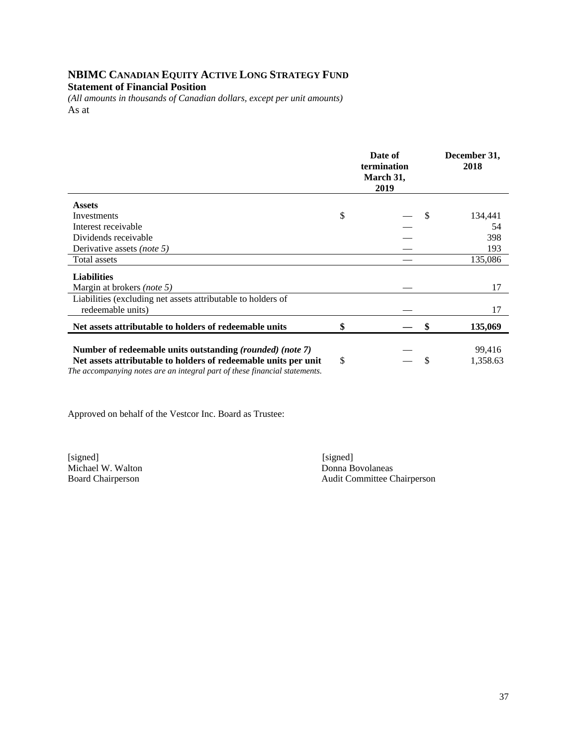# NBIMC Canadian Equity Active Long Strategy Fund

**Statement of Financial Position**

*(All amounts in thousands of Canadian dollars, except per unit amounts)*

As at

| | Date of termination March 31, 2019 | December 31, 2018 |
|---|---|---|
| **Assets** | | |
| Investments | $ — | $ 134,441 |
| Interest receivable | — | 54 |
| Dividends receivable | — | 398 |
| Derivative assets *(note 5)* | — | 193 |
| Total assets | — | 135,086 |
| **Liabilities** | | |
| Margin at brokers *(note 5)* | — | 17 |
| Liabilities (excluding net assets attributable to holders of redeemable units) | — | 17 |
| **Net assets attributable to holders of redeemable units** | **$ —** | **$ 135,069** |
| **Number of redeemable units outstanding *(rounded) (note 7)*** | — | 99,416 |
| **Net assets attributable to holders of redeemable units per unit** | $ — | $ 1,358.63 |

*The accompanying notes are an integral part of these financial statements.*

Approved on behalf of the Vestcor Inc. Board as Trustee:

[signed]
Michael W. Walton
Board Chairperson

[signed]
Donna Bovolaneas
Audit Committee Chairperson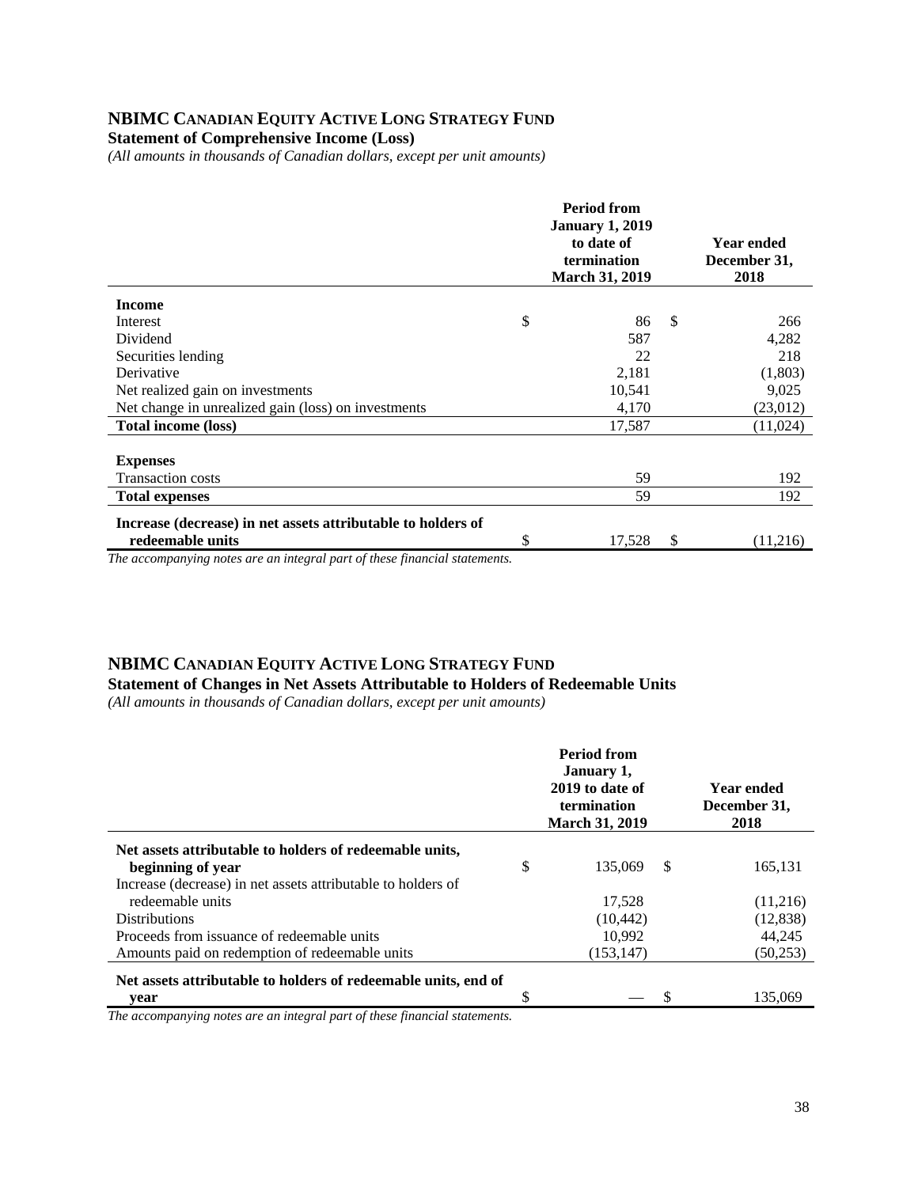## NBIMC CANADIAN EQUITY ACTIVE LONG STRATEGY FUND

**Statement of Comprehensive Income (Loss)**

*(All amounts in thousands of Canadian dollars, except per unit amounts)*

| | Period from January 1, 2019 to date of termination March 31, 2019 | Year ended December 31, 2018 |
|---|---|---|
| **Income** | | |
| Interest | $ 86 | $ 266 |
| Dividend | 587 | 4,282 |
| Securities lending | 22 | 218 |
| Derivative | 2,181 | (1,803) |
| Net realized gain on investments | 10,541 | 9,025 |
| Net change in unrealized gain (loss) on investments | 4,170 | (23,012) |
| **Total income (loss)** | 17,587 | (11,024) |
| **Expenses** | | |
| Transaction costs | 59 | 192 |
| **Total expenses** | 59 | 192 |
| **Increase (decrease) in net assets attributable to holders of redeemable units** | $ 17,528 | $ (11,216) |

*The accompanying notes are an integral part of these financial statements.*

## NBIMC CANADIAN EQUITY ACTIVE LONG STRATEGY FUND

**Statement of Changes in Net Assets Attributable to Holders of Redeemable Units**

*(All amounts in thousands of Canadian dollars, except per unit amounts)*

| | Period from January 1, 2019 to date of termination March 31, 2019 | Year ended December 31, 2018 |
|---|---|---|
| **Net assets attributable to holders of redeemable units, beginning of year** | $ 135,069 | $ 165,131 |
| Increase (decrease) in net assets attributable to holders of redeemable units | 17,528 | (11,216) |
| Distributions | (10,442) | (12,838) |
| Proceeds from issuance of redeemable units | 10,992 | 44,245 |
| Amounts paid on redemption of redeemable units | (153,147) | (50,253) |
| **Net assets attributable to holders of redeemable units, end of year** | $ — | $ 135,069 |

*The accompanying notes are an integral part of these financial statements.*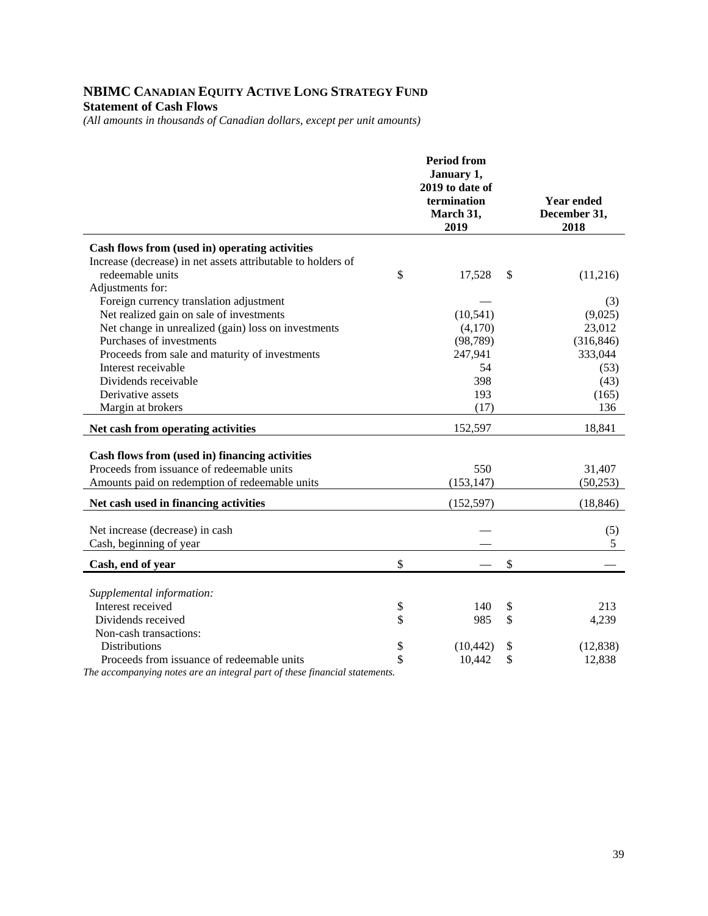# NBIMC Canadian Equity Active Long Strategy Fund

**Statement of Cash Flows**

*(All amounts in thousands of Canadian dollars, except per unit amounts)*

| | Period from January 1, 2019 to date of termination March 31, 2019 | Year ended December 31, 2018 |
|---|---|---|
| **Cash flows from (used in) operating activities** | | |
| Increase (decrease) in net assets attributable to holders of redeemable units | $ 17,528 | $ (11,216) |
| Adjustments for: | | |
| Foreign currency translation adjustment | — | (3) |
| Net realized gain on sale of investments | (10,541) | (9,025) |
| Net change in unrealized (gain) loss on investments | (4,170) | 23,012 |
| Purchases of investments | (98,789) | (316,846) |
| Proceeds from sale and maturity of investments | 247,941 | 333,044 |
| Interest receivable | 54 | (53) |
| Dividends receivable | 398 | (43) |
| Derivative assets | 193 | (165) |
| Margin at brokers | (17) | 136 |
| **Net cash from operating activities** | 152,597 | 18,841 |
| **Cash flows from (used in) financing activities** | | |
| Proceeds from issuance of redeemable units | 550 | 31,407 |
| Amounts paid on redemption of redeemable units | (153,147) | (50,253) |
| **Net cash used in financing activities** | (152,597) | (18,846) |
| Net increase (decrease) in cash | — | (5) |
| Cash, beginning of year | — | 5 |
| **Cash, end of year** | $ — | $ — |
| *Supplemental information:* | | |
| Interest received | $ 140 | $ 213 |
| Dividends received | $ 985 | $ 4,239 |
| Non-cash transactions: | | |
| Distributions | $ (10,442) | $ (12,838) |
| Proceeds from issuance of redeemable units | $ 10,442 | $ 12,838 |

*The accompanying notes are an integral part of these financial statements.*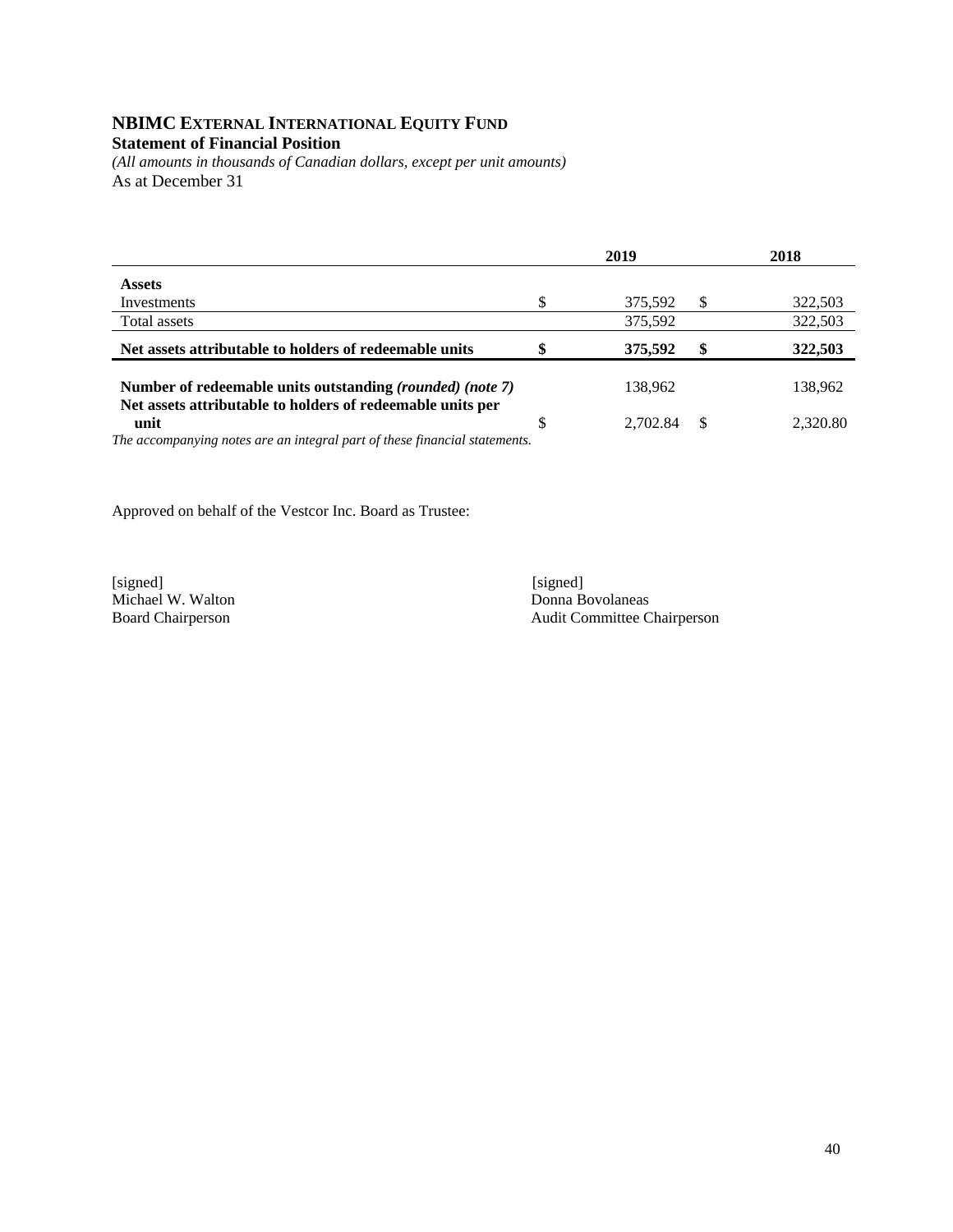# NBIMC External International Equity Fund

**Statement of Financial Position**

*(All amounts in thousands of Canadian dollars, except per unit amounts)*

As at December 31

| | 2019 | 2018 |
|---|---|---|
| **Assets** | | |
| Investments | $ 375,592 | $ 322,503 |
| Total assets | 375,592 | 322,503 |
| **Net assets attributable to holders of redeemable units** | **$ 375,592** | **$ 322,503** |
| **Number of redeemable units outstanding** ***(rounded) (note 7)*** | 138,962 | 138,962 |
| **Net assets attributable to holders of redeemable units per unit** | $ 2,702.84 | $ 2,320.80 |

*The accompanying notes are an integral part of these financial statements.*

Approved on behalf of the Vestcor Inc. Board as Trustee:

[signed]
Michael W. Walton
Board Chairperson

[signed]
Donna Bovolaneas
Audit Committee Chairperson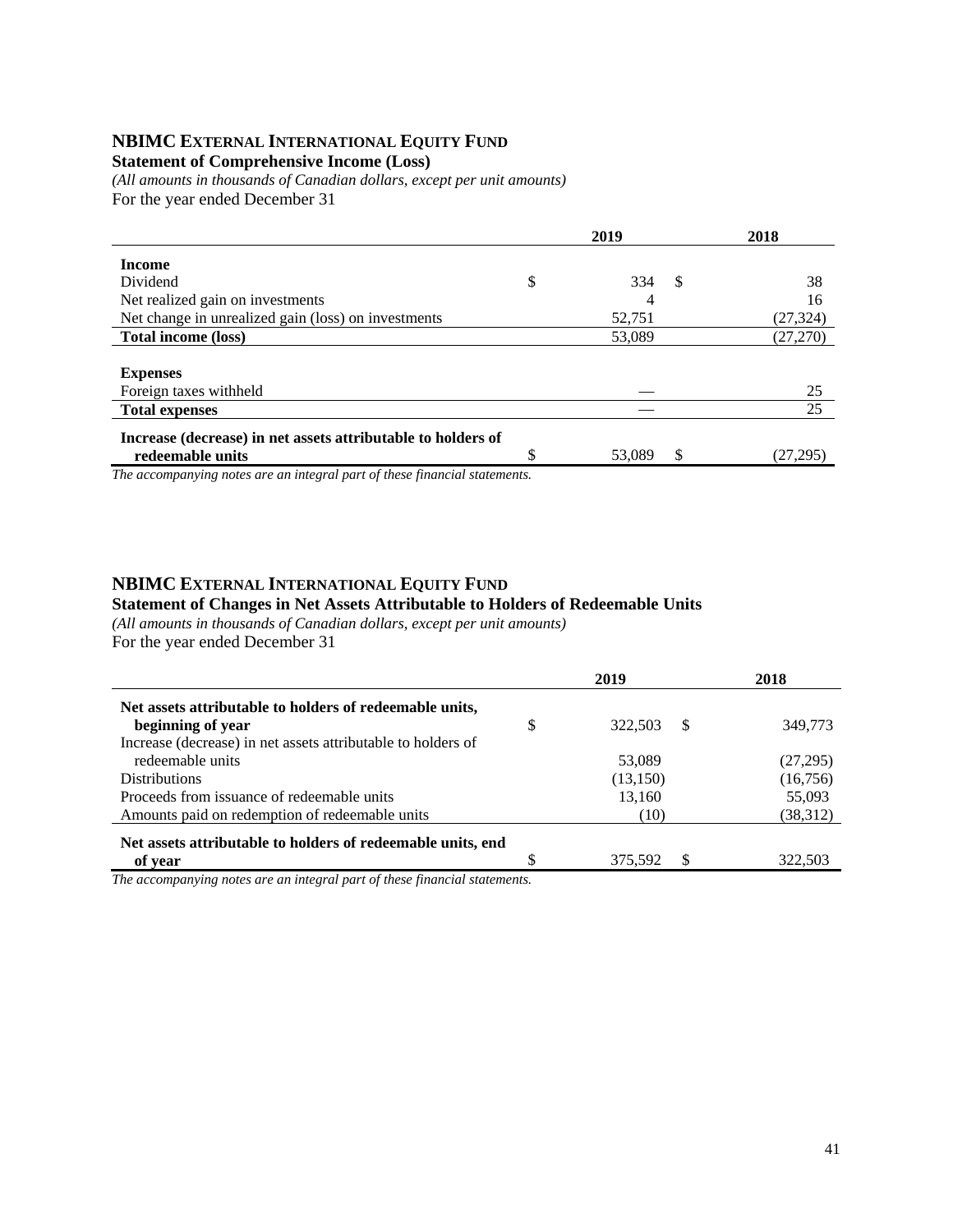## NBIMC EXTERNAL INTERNATIONAL EQUITY FUND

**Statement of Comprehensive Income (Loss)**

*(All amounts in thousands of Canadian dollars, except per unit amounts)*

For the year ended December 31

| | 2019 | 2018 |
|---|---|---|
| **Income** | | |
| Dividend | $ 334 | $ 38 |
| Net realized gain on investments | 4 | 16 |
| Net change in unrealized gain (loss) on investments | 52,751 | (27,324) |
| **Total income (loss)** | 53,089 | (27,270) |
| **Expenses** | | |
| Foreign taxes withheld | — | 25 |
| **Total expenses** | — | 25 |
| **Increase (decrease) in net assets attributable to holders of redeemable units** | $ 53,089 | $ (27,295) |

*The accompanying notes are an integral part of these financial statements.*

## NBIMC EXTERNAL INTERNATIONAL EQUITY FUND

**Statement of Changes in Net Assets Attributable to Holders of Redeemable Units**

*(All amounts in thousands of Canadian dollars, except per unit amounts)*

For the year ended December 31

| | 2019 | 2018 |
|---|---|---|
| **Net assets attributable to holders of redeemable units, beginning of year** | $ 322,503 | $ 349,773 |
| Increase (decrease) in net assets attributable to holders of redeemable units | 53,089 | (27,295) |
| Distributions | (13,150) | (16,756) |
| Proceeds from issuance of redeemable units | 13,160 | 55,093 |
| Amounts paid on redemption of redeemable units | (10) | (38,312) |
| **Net assets attributable to holders of redeemable units, end of year** | $ 375,592 | $ 322,503 |

*The accompanying notes are an integral part of these financial statements.*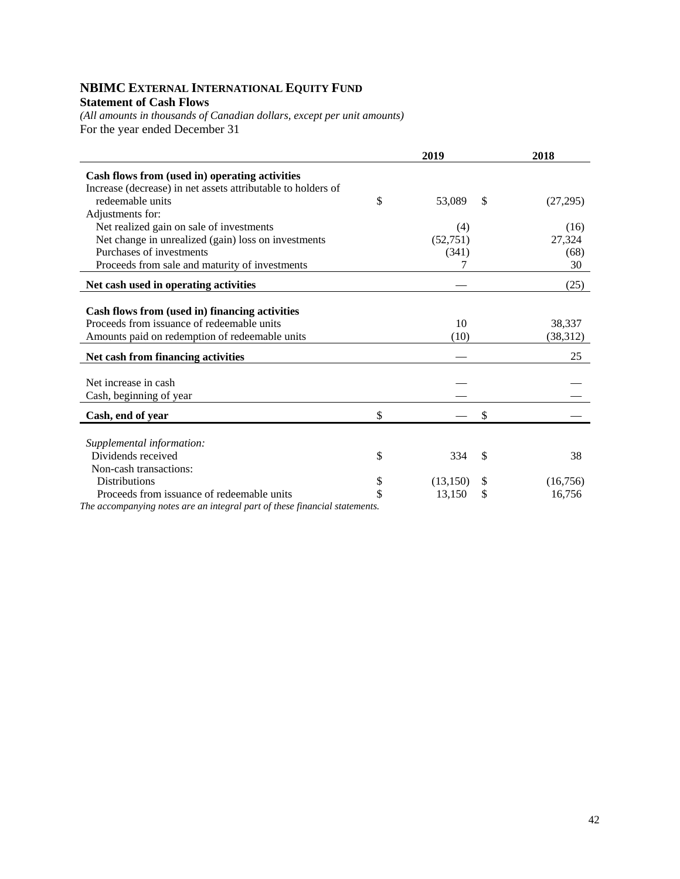# NBIMC External International Equity Fund

**Statement of Cash Flows**

*(All amounts in thousands of Canadian dollars, except per unit amounts)*

For the year ended December 31

| | 2019 | 2018 |
|---|---|---|
| **Cash flows from (used in) operating activities** | | |
| Increase (decrease) in net assets attributable to holders of redeemable units | $ 53,089 | $ (27,295) |
| Adjustments for: | | |
| Net realized gain on sale of investments | (4) | (16) |
| Net change in unrealized (gain) loss on investments | (52,751) | 27,324 |
| Purchases of investments | (341) | (68) |
| Proceeds from sale and maturity of investments | 7 | 30 |
| **Net cash used in operating activities** | — | (25) |
| **Cash flows from (used in) financing activities** | | |
| Proceeds from issuance of redeemable units | 10 | 38,337 |
| Amounts paid on redemption of redeemable units | (10) | (38,312) |
| **Net cash from financing activities** | — | 25 |
| Net increase in cash | — | — |
| Cash, beginning of year | — | — |
| **Cash, end of year** | $ — | $ — |
| *Supplemental information:* | | |
| Dividends received | $ 334 | $ 38 |
| Non-cash transactions: | | |
| Distributions | $ (13,150) | $ (16,756) |
| Proceeds from issuance of redeemable units | $ 13,150 | $ 16,756 |

*The accompanying notes are an integral part of these financial statements.*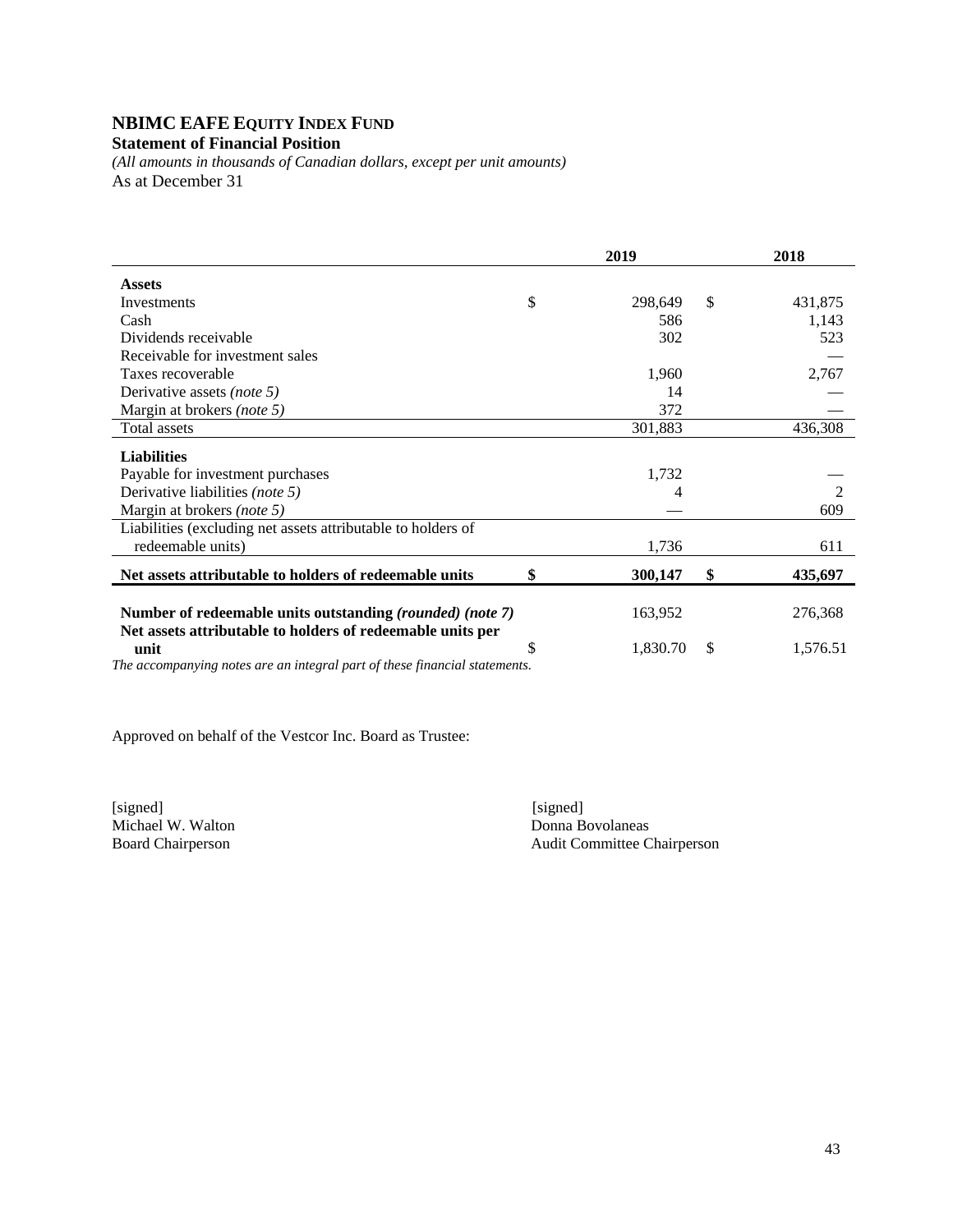# NBIMC EAFE EQUITY INDEX FUND

**Statement of Financial Position**

*(All amounts in thousands of Canadian dollars, except per unit amounts)*

As at December 31

| | 2019 | 2018 |
|---|---|---|
| **Assets** | | |
| Investments | $ 298,649 | $ 431,875 |
| Cash | 586 | 1,143 |
| Dividends receivable | 302 | 523 |
| Receivable for investment sales | | — |
| Taxes recoverable | 1,960 | 2,767 |
| Derivative assets *(note 5)* | 14 | — |
| Margin at brokers *(note 5)* | 372 | — |
| Total assets | 301,883 | 436,308 |
| **Liabilities** | | |
| Payable for investment purchases | 1,732 | — |
| Derivative liabilities *(note 5)* | 4 | 2 |
| Margin at brokers *(note 5)* | — | 609 |
| Liabilities (excluding net assets attributable to holders of redeemable units) | 1,736 | 611 |
| **Net assets attributable to holders of redeemable units** | **$ 300,147** | **$ 435,697** |
| **Number of redeemable units outstanding *(rounded) (note 7)*** | 163,952 | 276,368 |
| **Net assets attributable to holders of redeemable units per unit** | $ 1,830.70 | $ 1,576.51 |

*The accompanying notes are an integral part of these financial statements.*

Approved on behalf of the Vestcor Inc. Board as Trustee:

[signed]
Michael W. Walton
Board Chairperson

[signed]
Donna Bovolaneas
Audit Committee Chairperson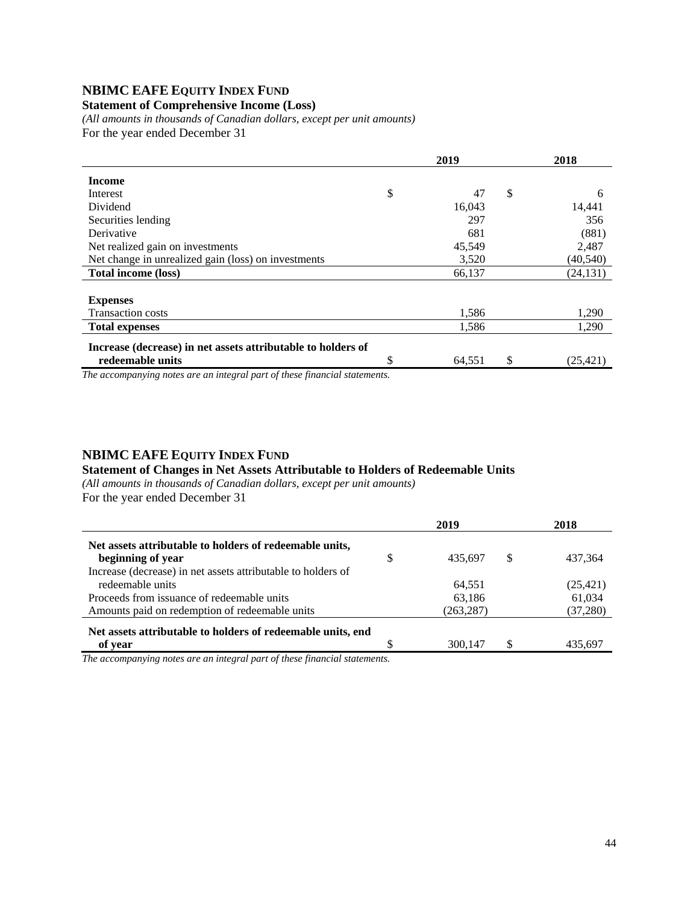## NBIMC EAFE EQUITY INDEX FUND

**Statement of Comprehensive Income (Loss)**

*(All amounts in thousands of Canadian dollars, except per unit amounts)*

For the year ended December 31

| | 2019 | 2018 |
|---|---|---|
| **Income** | | |
| Interest | $ 47 | $ 6 |
| Dividend | 16,043 | 14,441 |
| Securities lending | 297 | 356 |
| Derivative | 681 | (881) |
| Net realized gain on investments | 45,549 | 2,487 |
| Net change in unrealized gain (loss) on investments | 3,520 | (40,540) |
| **Total income (loss)** | 66,137 | (24,131) |
| **Expenses** | | |
| Transaction costs | 1,586 | 1,290 |
| **Total expenses** | 1,586 | 1,290 |
| **Increase (decrease) in net assets attributable to holders of redeemable units** | $ 64,551 | $ (25,421) |

*The accompanying notes are an integral part of these financial statements.*

## NBIMC EAFE EQUITY INDEX FUND

**Statement of Changes in Net Assets Attributable to Holders of Redeemable Units**

*(All amounts in thousands of Canadian dollars, except per unit amounts)*

For the year ended December 31

| | 2019 | 2018 |
|---|---|---|
| **Net assets attributable to holders of redeemable units, beginning of year** | $ 435,697 | $ 437,364 |
| Increase (decrease) in net assets attributable to holders of redeemable units | 64,551 | (25,421) |
| Proceeds from issuance of redeemable units | 63,186 | 61,034 |
| Amounts paid on redemption of redeemable units | (263,287) | (37,280) |
| **Net assets attributable to holders of redeemable units, end of year** | $ 300,147 | $ 435,697 |

*The accompanying notes are an integral part of these financial statements.*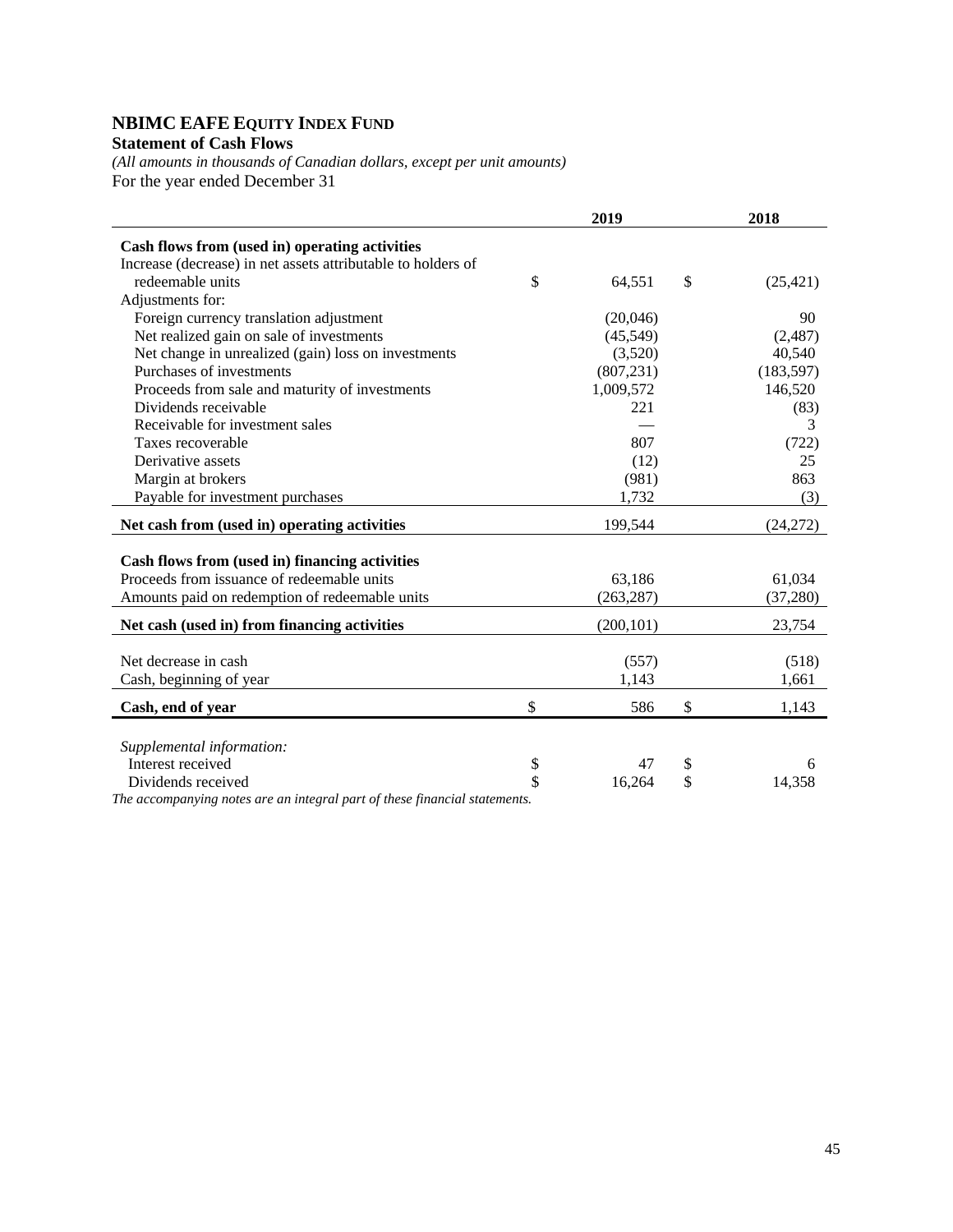# NBIMC EAFE EQUITY INDEX FUND

**Statement of Cash Flows**

*(All amounts in thousands of Canadian dollars, except per unit amounts)*

For the year ended December 31

| | 2019 | 2018 |
|---|---|---|
| **Cash flows from (used in) operating activities** | | |
| Increase (decrease) in net assets attributable to holders of redeemable units | $ 64,551 | $ (25,421) |
| Adjustments for: | | |
| Foreign currency translation adjustment | (20,046) | 90 |
| Net realized gain on sale of investments | (45,549) | (2,487) |
| Net change in unrealized (gain) loss on investments | (3,520) | 40,540 |
| Purchases of investments | (807,231) | (183,597) |
| Proceeds from sale and maturity of investments | 1,009,572 | 146,520 |
| Dividends receivable | 221 | (83) |
| Receivable for investment sales | — | 3 |
| Taxes recoverable | 807 | (722) |
| Derivative assets | (12) | 25 |
| Margin at brokers | (981) | 863 |
| Payable for investment purchases | 1,732 | (3) |
| **Net cash from (used in) operating activities** | 199,544 | (24,272) |
| **Cash flows from (used in) financing activities** | | |
| Proceeds from issuance of redeemable units | 63,186 | 61,034 |
| Amounts paid on redemption of redeemable units | (263,287) | (37,280) |
| **Net cash (used in) from financing activities** | (200,101) | 23,754 |
| Net decrease in cash | (557) | (518) |
| Cash, beginning of year | 1,143 | 1,661 |
| **Cash, end of year** | $ 586 | $ 1,143 |
| *Supplemental information:* | | |
| Interest received | $ 47 | $ 6 |
| Dividends received | $ 16,264 | $ 14,358 |

*The accompanying notes are an integral part of these financial statements.*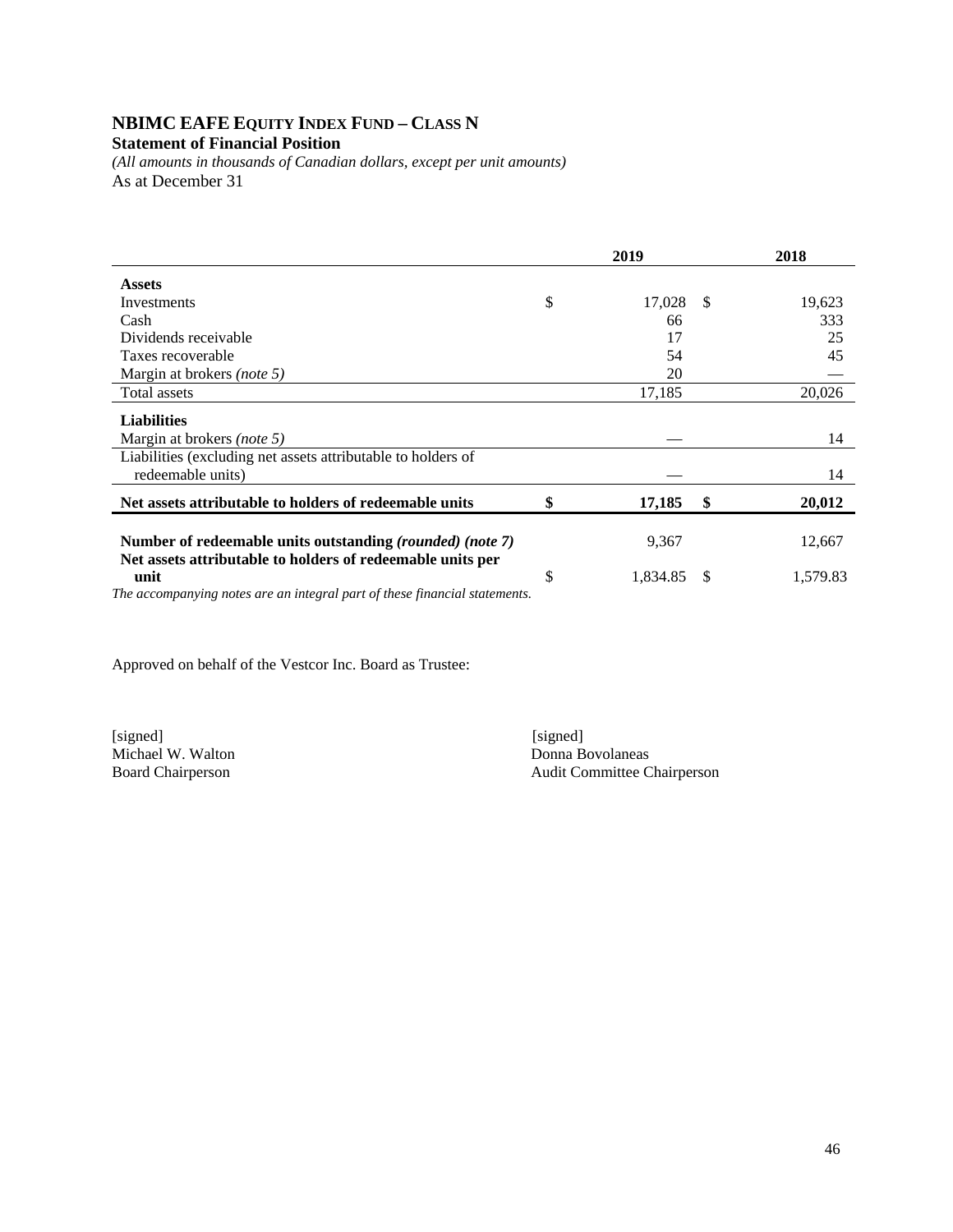# NBIMC EAFE EQUITY INDEX FUND – CLASS N

**Statement of Financial Position**

*(All amounts in thousands of Canadian dollars, except per unit amounts)*

As at December 31

| | 2019 | 2018 |
|---|---|---|
| **Assets** | | |
| Investments | $ 17,028 | $ 19,623 |
| Cash | 66 | 333 |
| Dividends receivable | 17 | 25 |
| Taxes recoverable | 54 | 45 |
| Margin at brokers *(note 5)* | 20 | — |
| Total assets | 17,185 | 20,026 |
| **Liabilities** | | |
| Margin at brokers *(note 5)* | — | 14 |
| Liabilities (excluding net assets attributable to holders of redeemable units) | — | 14 |
| **Net assets attributable to holders of redeemable units** | **$ 17,185** | **$ 20,012** |
| **Number of redeemable units outstanding *(rounded) (note 7)*** | 9,367 | 12,667 |
| **Net assets attributable to holders of redeemable units per unit** | $ 1,834.85 | $ 1,579.83 |

*The accompanying notes are an integral part of these financial statements.*

Approved on behalf of the Vestcor Inc. Board as Trustee:

[signed]
Michael W. Walton
Board Chairperson

[signed]
Donna Bovolaneas
Audit Committee Chairperson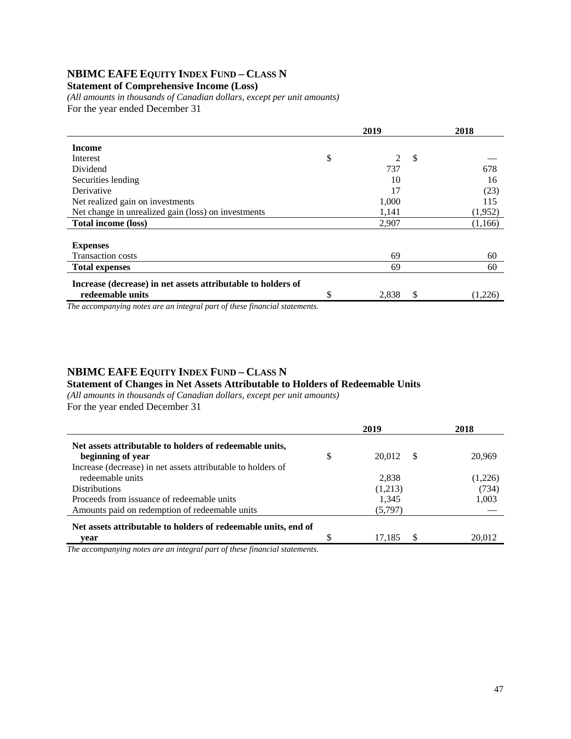## NBIMC EAFE EQUITY INDEX FUND – CLASS N

**Statement of Comprehensive Income (Loss)**

*(All amounts in thousands of Canadian dollars, except per unit amounts)*

For the year ended December 31

| | 2019 | 2018 |
|---|---|---|
| **Income** | | |
| Interest | $ 2 | $ — |
| Dividend | 737 | 678 |
| Securities lending | 10 | 16 |
| Derivative | 17 | (23) |
| Net realized gain on investments | 1,000 | 115 |
| Net change in unrealized gain (loss) on investments | 1,141 | (1,952) |
| **Total income (loss)** | 2,907 | (1,166) |
| **Expenses** | | |
| Transaction costs | 69 | 60 |
| **Total expenses** | 69 | 60 |
| **Increase (decrease) in net assets attributable to holders of redeemable units** | $ 2,838 | $ (1,226) |

*The accompanying notes are an integral part of these financial statements.*

## NBIMC EAFE EQUITY INDEX FUND – CLASS N

**Statement of Changes in Net Assets Attributable to Holders of Redeemable Units**

*(All amounts in thousands of Canadian dollars, except per unit amounts)*

For the year ended December 31

| | 2019 | 2018 |
|---|---|---|
| **Net assets attributable to holders of redeemable units, beginning of year** | $ 20,012 | $ 20,969 |
| Increase (decrease) in net assets attributable to holders of redeemable units | 2,838 | (1,226) |
| Distributions | (1,213) | (734) |
| Proceeds from issuance of redeemable units | 1,345 | 1,003 |
| Amounts paid on redemption of redeemable units | (5,797) | — |
| **Net assets attributable to holders of redeemable units, end of year** | $ 17,185 | $ 20,012 |

*The accompanying notes are an integral part of these financial statements.*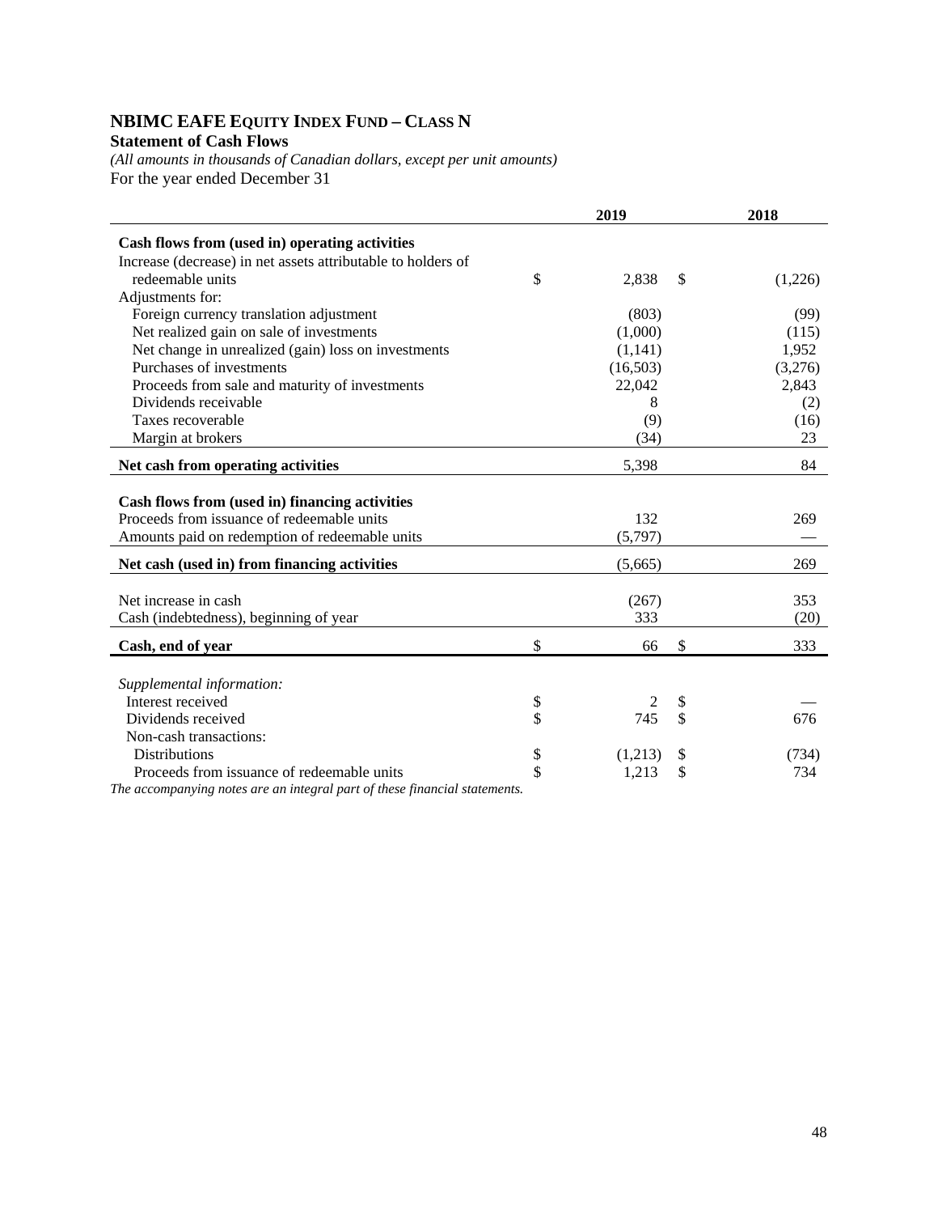# NBIMC EAFE EQUITY INDEX FUND – CLASS N

**Statement of Cash Flows**

*(All amounts in thousands of Canadian dollars, except per unit amounts)*

For the year ended December 31

| | 2019 | 2018 |
|---|---|---|
| **Cash flows from (used in) operating activities** | | |
| Increase (decrease) in net assets attributable to holders of redeemable units | $ 2,838 | $ (1,226) |
| Adjustments for: | | |
| Foreign currency translation adjustment | (803) | (99) |
| Net realized gain on sale of investments | (1,000) | (115) |
| Net change in unrealized (gain) loss on investments | (1,141) | 1,952 |
| Purchases of investments | (16,503) | (3,276) |
| Proceeds from sale and maturity of investments | 22,042 | 2,843 |
| Dividends receivable | 8 | (2) |
| Taxes recoverable | (9) | (16) |
| Margin at brokers | (34) | 23 |
| **Net cash from operating activities** | 5,398 | 84 |
| **Cash flows from (used in) financing activities** | | |
| Proceeds from issuance of redeemable units | 132 | 269 |
| Amounts paid on redemption of redeemable units | (5,797) | — |
| **Net cash (used in) from financing activities** | (5,665) | 269 |
| Net increase in cash | (267) | 353 |
| Cash (indebtedness), beginning of year | 333 | (20) |
| **Cash, end of year** | $ 66 | $ 333 |
| *Supplemental information:* | | |
| Interest received | $ 2 | $ — |
| Dividends received | $ 745 | $ 676 |
| Non-cash transactions: | | |
| Distributions | $ (1,213) | $ (734) |
| Proceeds from issuance of redeemable units | $ 1,213 | $ 734 |

*The accompanying notes are an integral part of these financial statements.*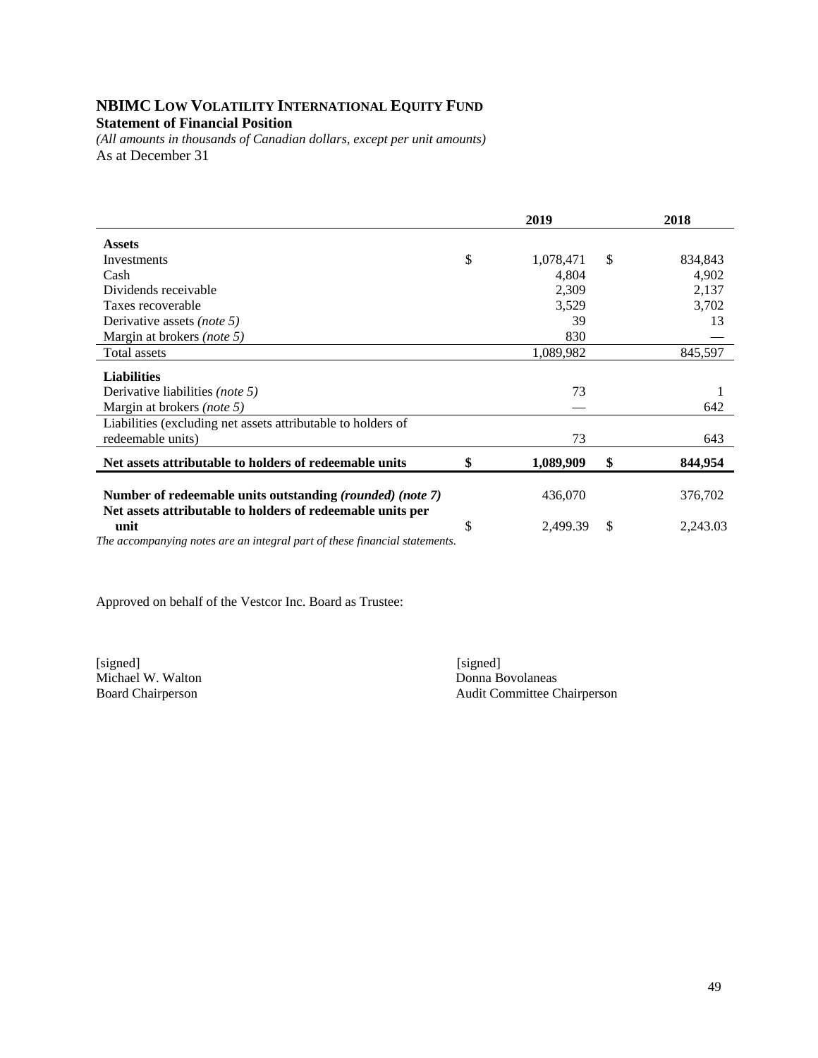# NBIMC LOW VOLATILITY INTERNATIONAL EQUITY FUND

**Statement of Financial Position**

*(All amounts in thousands of Canadian dollars, except per unit amounts)*

As at December 31

| | 2019 | 2018 |
|---|---|---|
| **Assets** | | |
| Investments | $ 1,078,471 | $ 834,843 |
| Cash | 4,804 | 4,902 |
| Dividends receivable | 2,309 | 2,137 |
| Taxes recoverable | 3,529 | 3,702 |
| Derivative assets *(note 5)* | 39 | 13 |
| Margin at brokers *(note 5)* | 830 | — |
| Total assets | 1,089,982 | 845,597 |
| **Liabilities** | | |
| Derivative liabilities *(note 5)* | 73 | 1 |
| Margin at brokers *(note 5)* | — | 642 |
| Liabilities (excluding net assets attributable to holders of redeemable units) | 73 | 643 |
| **Net assets attributable to holders of redeemable units** | **$ 1,089,909** | **$ 844,954** |
| **Number of redeemable units outstanding *(rounded) (note 7)*** | 436,070 | 376,702 |
| **Net assets attributable to holders of redeemable units per unit** | $ 2,499.39 | $ 2,243.03 |

*The accompanying notes are an integral part of these financial statements.*

Approved on behalf of the Vestcor Inc. Board as Trustee:

[signed]
Michael W. Walton
Board Chairperson

[signed]
Donna Bovolaneas
Audit Committee Chairperson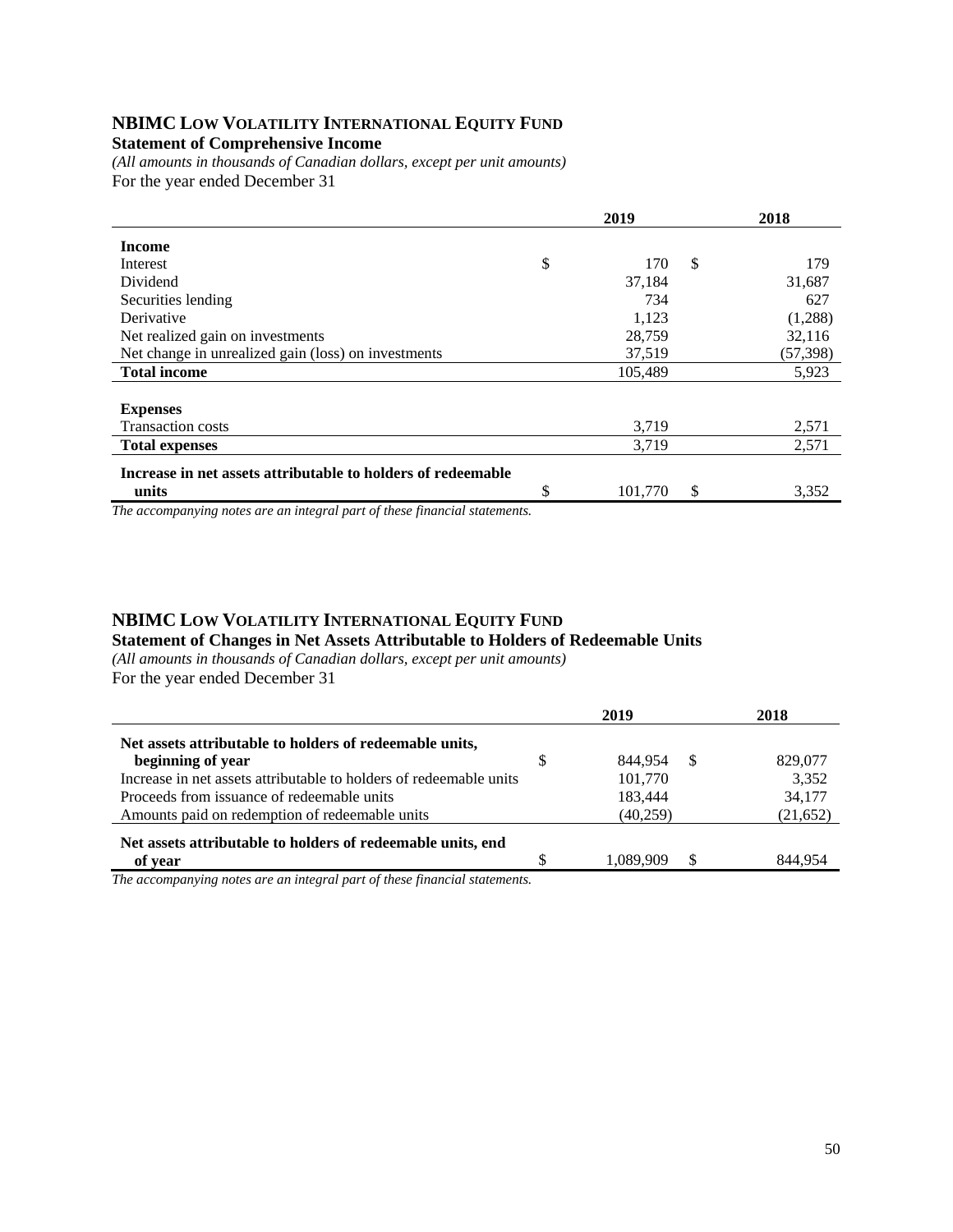## NBIMC Low Volatility International Equity Fund

**Statement of Comprehensive Income**

*(All amounts in thousands of Canadian dollars, except per unit amounts)*

For the year ended December 31

| | 2019 | 2018 |
|---|---|---|
| **Income** | | |
| Interest | $ 170 | $ 179 |
| Dividend | 37,184 | 31,687 |
| Securities lending | 734 | 627 |
| Derivative | 1,123 | (1,288) |
| Net realized gain on investments | 28,759 | 32,116 |
| Net change in unrealized gain (loss) on investments | 37,519 | (57,398) |
| **Total income** | 105,489 | 5,923 |
| **Expenses** | | |
| Transaction costs | 3,719 | 2,571 |
| **Total expenses** | 3,719 | 2,571 |
| **Increase in net assets attributable to holders of redeemable units** | $ 101,770 | $ 3,352 |

*The accompanying notes are an integral part of these financial statements.*

## NBIMC Low Volatility International Equity Fund

**Statement of Changes in Net Assets Attributable to Holders of Redeemable Units**

*(All amounts in thousands of Canadian dollars, except per unit amounts)*

For the year ended December 31

| | 2019 | 2018 |
|---|---|---|
| **Net assets attributable to holders of redeemable units, beginning of year** | $ 844,954 | $ 829,077 |
| Increase in net assets attributable to holders of redeemable units | 101,770 | 3,352 |
| Proceeds from issuance of redeemable units | 183,444 | 34,177 |
| Amounts paid on redemption of redeemable units | (40,259) | (21,652) |
| **Net assets attributable to holders of redeemable units, end of year** | $ 1,089,909 | $ 844,954 |

*The accompanying notes are an integral part of these financial statements.*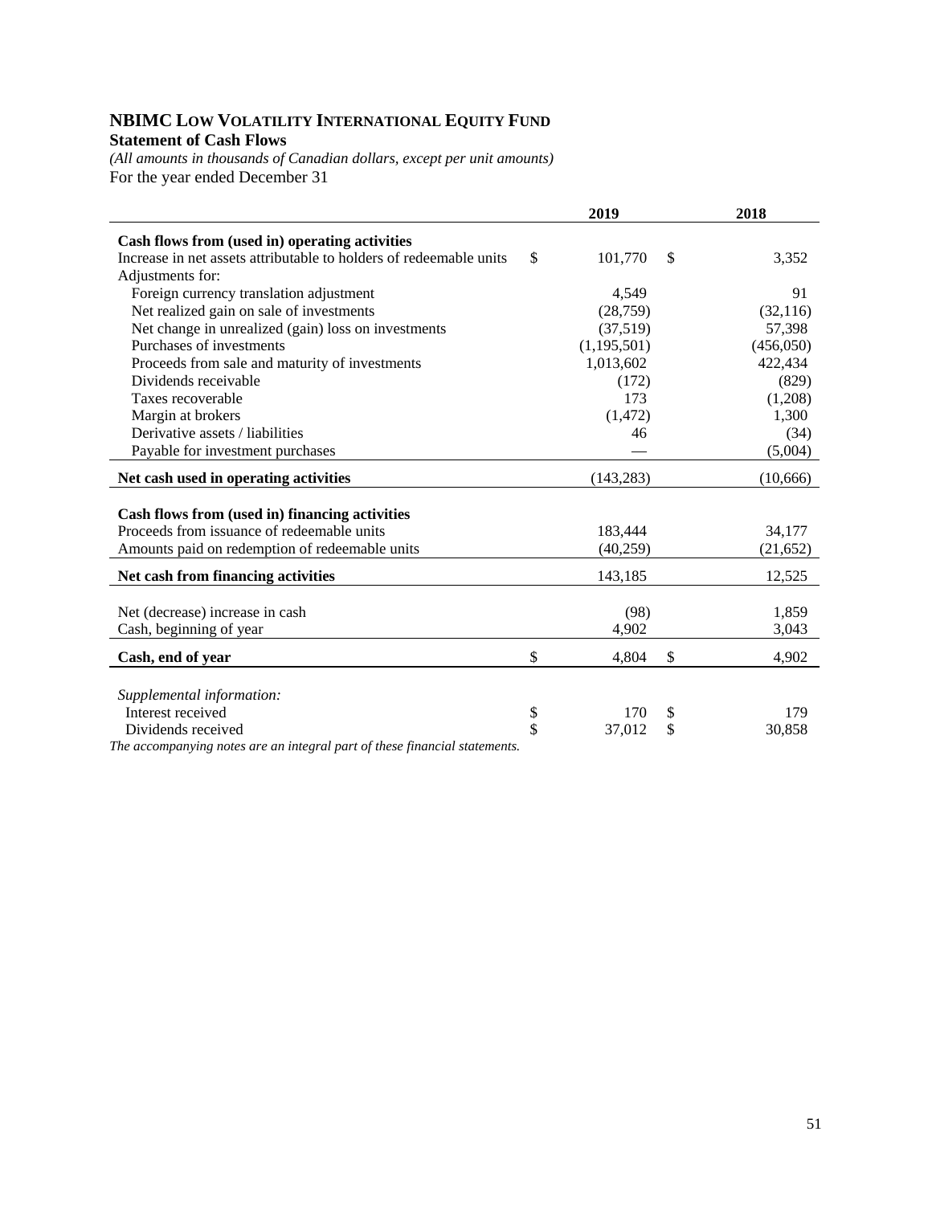# NBIMC Low Volatility International Equity Fund

**Statement of Cash Flows**

*(All amounts in thousands of Canadian dollars, except per unit amounts)*

For the year ended December 31

| | 2019 | 2018 |
|---|---|---|
| **Cash flows from (used in) operating activities** | | |
| Increase in net assets attributable to holders of redeemable units | $ 101,770 | $ 3,352 |
| Adjustments for: | | |
| Foreign currency translation adjustment | 4,549 | 91 |
| Net realized gain on sale of investments | (28,759) | (32,116) |
| Net change in unrealized (gain) loss on investments | (37,519) | 57,398 |
| Purchases of investments | (1,195,501) | (456,050) |
| Proceeds from sale and maturity of investments | 1,013,602 | 422,434 |
| Dividends receivable | (172) | (829) |
| Taxes recoverable | 173 | (1,208) |
| Margin at brokers | (1,472) | 1,300 |
| Derivative assets / liabilities | 46 | (34) |
| Payable for investment purchases | — | (5,004) |
| **Net cash used in operating activities** | (143,283) | (10,666) |
| | | |
| **Cash flows from (used in) financing activities** | | |
| Proceeds from issuance of redeemable units | 183,444 | 34,177 |
| Amounts paid on redemption of redeemable units | (40,259) | (21,652) |
| **Net cash from financing activities** | 143,185 | 12,525 |
| | | |
| Net (decrease) increase in cash | (98) | 1,859 |
| Cash, beginning of year | 4,902 | 3,043 |
| **Cash, end of year** | $ 4,804 | $ 4,902 |
| | | |
| *Supplemental information:* | | |
| Interest received | $ 170 | $ 179 |
| Dividends received | $ 37,012 | $ 30,858 |

*The accompanying notes are an integral part of these financial statements.*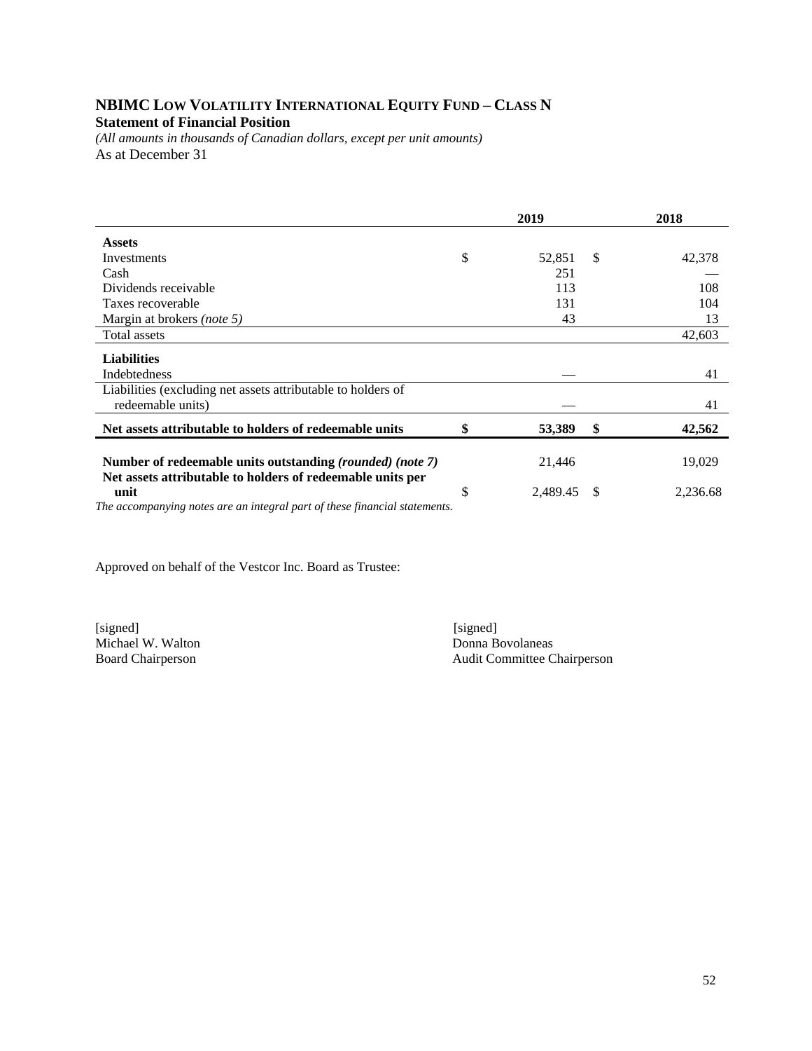# NBIMC Low Volatility International Equity Fund – Class N

**Statement of Financial Position**

*(All amounts in thousands of Canadian dollars, except per unit amounts)*

As at December 31

| | 2019 | 2018 |
|---|---|---|
| **Assets** | | |
| Investments | $ 52,851 | $ 42,378 |
| Cash | 251 | — |
| Dividends receivable | 113 | 108 |
| Taxes recoverable | 131 | 104 |
| Margin at brokers *(note 5)* | 43 | 13 |
| Total assets | | 42,603 |
| **Liabilities** | | |
| Indebtedness | — | 41 |
| Liabilities (excluding net assets attributable to holders of redeemable units) | — | 41 |
| **Net assets attributable to holders of redeemable units** | **$ 53,389** | **$ 42,562** |
| **Number of redeemable units outstanding** ***(rounded) (note 7)*** | 21,446 | 19,029 |
| **Net assets attributable to holders of redeemable units per unit** | $ 2,489.45 | $ 2,236.68 |

*The accompanying notes are an integral part of these financial statements.*

Approved on behalf of the Vestcor Inc. Board as Trustee:

[signed]
Michael W. Walton
Board Chairperson

[signed]
Donna Bovolaneas
Audit Committee Chairperson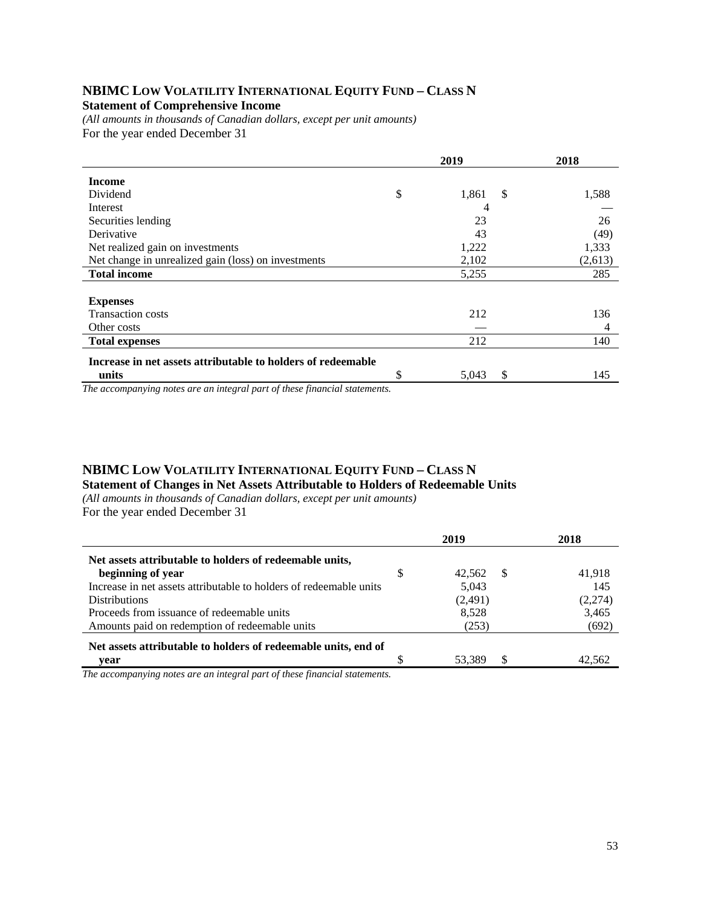## NBIMC Low Volatility International Equity Fund – Class N

**Statement of Comprehensive Income**

*(All amounts in thousands of Canadian dollars, except per unit amounts)*

For the year ended December 31

| | 2019 | 2018 |
|---|---|---|
| **Income** | | |
| Dividend | $ 1,861 | $ 1,588 |
| Interest | 4 | — |
| Securities lending | 23 | 26 |
| Derivative | 43 | (49) |
| Net realized gain on investments | 1,222 | 1,333 |
| Net change in unrealized gain (loss) on investments | 2,102 | (2,613) |
| **Total income** | 5,255 | 285 |
| **Expenses** | | |
| Transaction costs | 212 | 136 |
| Other costs | — | 4 |
| **Total expenses** | 212 | 140 |
| **Increase in net assets attributable to holders of redeemable units** | $ 5,043 | $ 145 |

*The accompanying notes are an integral part of these financial statements.*

## NBIMC Low Volatility International Equity Fund – Class N

**Statement of Changes in Net Assets Attributable to Holders of Redeemable Units**

*(All amounts in thousands of Canadian dollars, except per unit amounts)*

For the year ended December 31

| | 2019 | 2018 |
|---|---|---|
| **Net assets attributable to holders of redeemable units, beginning of year** | $ 42,562 | $ 41,918 |
| Increase in net assets attributable to holders of redeemable units | 5,043 | 145 |
| Distributions | (2,491) | (2,274) |
| Proceeds from issuance of redeemable units | 8,528 | 3,465 |
| Amounts paid on redemption of redeemable units | (253) | (692) |
| **Net assets attributable to holders of redeemable units, end of year** | $ 53,389 | $ 42,562 |

*The accompanying notes are an integral part of these financial statements.*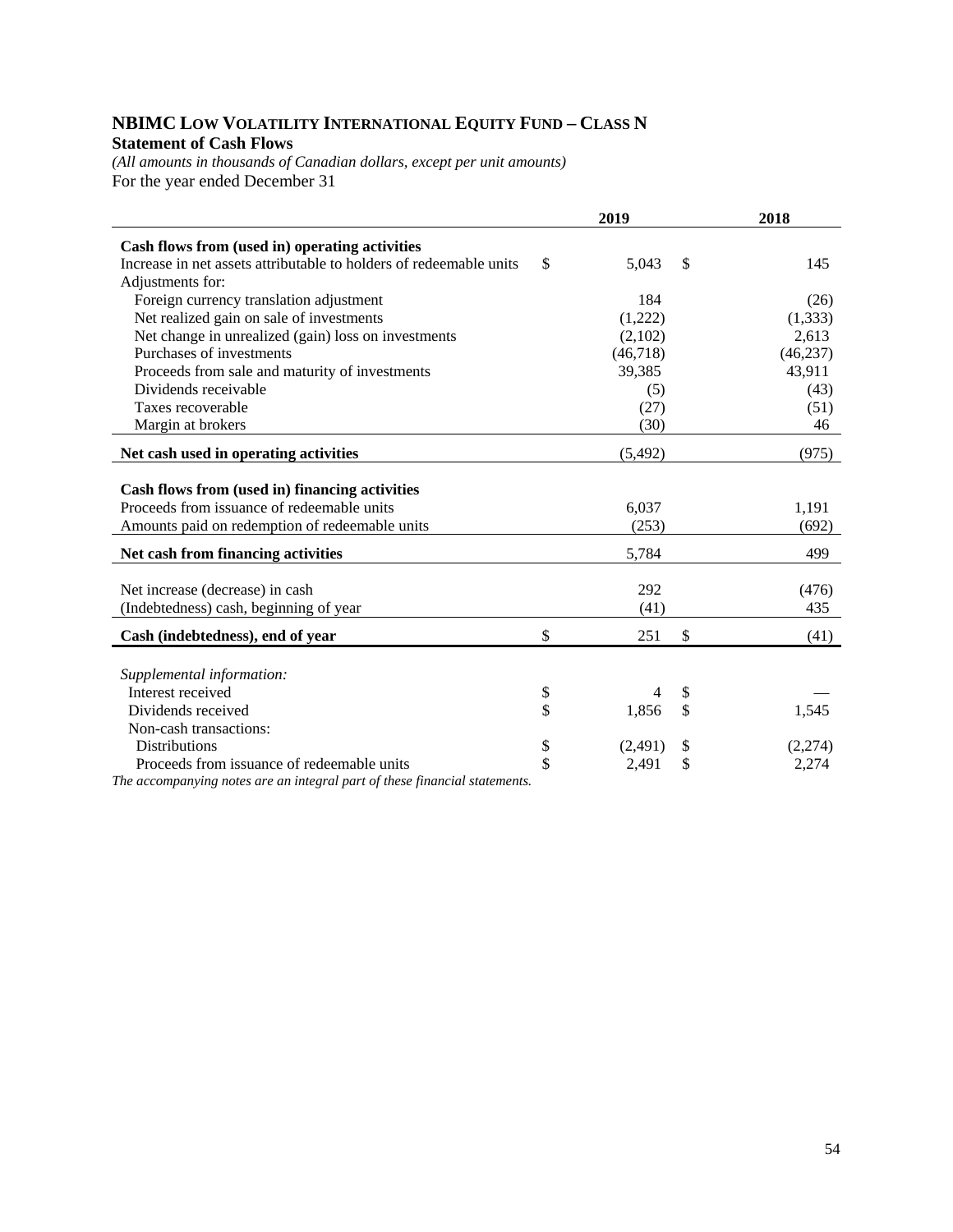# NBIMC Low Volatility International Equity Fund – Class N

**Statement of Cash Flows**

*(All amounts in thousands of Canadian dollars, except per unit amounts)*

For the year ended December 31

| | 2019 | 2018 |
|---|---|---|
| **Cash flows from (used in) operating activities** | | |
| Increase in net assets attributable to holders of redeemable units | $ 5,043 | $ 145 |
| Adjustments for: | | |
| Foreign currency translation adjustment | 184 | (26) |
| Net realized gain on sale of investments | (1,222) | (1,333) |
| Net change in unrealized (gain) loss on investments | (2,102) | 2,613 |
| Purchases of investments | (46,718) | (46,237) |
| Proceeds from sale and maturity of investments | 39,385 | 43,911 |
| Dividends receivable | (5) | (43) |
| Taxes recoverable | (27) | (51) |
| Margin at brokers | (30) | 46 |
| **Net cash used in operating activities** | (5,492) | (975) |
| **Cash flows from (used in) financing activities** | | |
| Proceeds from issuance of redeemable units | 6,037 | 1,191 |
| Amounts paid on redemption of redeemable units | (253) | (692) |
| **Net cash from financing activities** | 5,784 | 499 |
| Net increase (decrease) in cash | 292 | (476) |
| (Indebtedness) cash, beginning of year | (41) | 435 |
| **Cash (indebtedness), end of year** | $ 251 | $ (41) |
| *Supplemental information:* | | |
| Interest received | $ 4 | $ — |
| Dividends received | $ 1,856 | $ 1,545 |
| Non-cash transactions: | | |
| Distributions | $ (2,491) | $ (2,274) |
| Proceeds from issuance of redeemable units | $ 2,491 | $ 2,274 |

*The accompanying notes are an integral part of these financial statements.*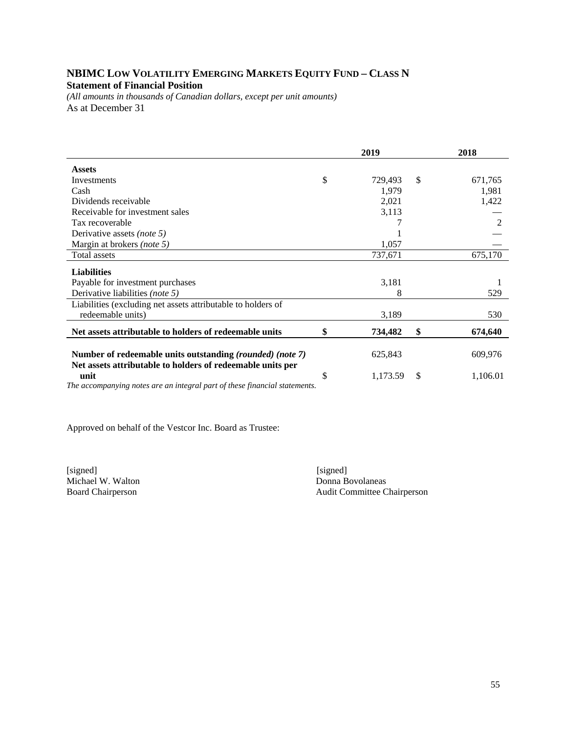# NBIMC Low Volatility Emerging Markets Equity Fund – Class N

**Statement of Financial Position**

*(All amounts in thousands of Canadian dollars, except per unit amounts)*

As at December 31

| | 2019 | 2018 |
|---|---|---|
| **Assets** | | |
| Investments | $ 729,493 | $ 671,765 |
| Cash | 1,979 | 1,981 |
| Dividends receivable | 2,021 | 1,422 |
| Receivable for investment sales | 3,113 | — |
| Tax recoverable | 7 | 2 |
| Derivative assets *(note 5)* | 1 | — |
| Margin at brokers *(note 5)* | 1,057 | — |
| Total assets | 737,671 | 675,170 |
| **Liabilities** | | |
| Payable for investment purchases | 3,181 | 1 |
| Derivative liabilities *(note 5)* | 8 | 529 |
| Liabilities (excluding net assets attributable to holders of redeemable units) | 3,189 | 530 |
| **Net assets attributable to holders of redeemable units** | **$ 734,482** | **$ 674,640** |
| **Number of redeemable units outstanding *(rounded) (note 7)*** | 625,843 | 609,976 |
| **Net assets attributable to holders of redeemable units per unit** | $ 1,173.59 | $ 1,106.01 |

*The accompanying notes are an integral part of these financial statements.*

Approved on behalf of the Vestcor Inc. Board as Trustee:

[signed]
Michael W. Walton
Board Chairperson

[signed]
Donna Bovolaneas
Audit Committee Chairperson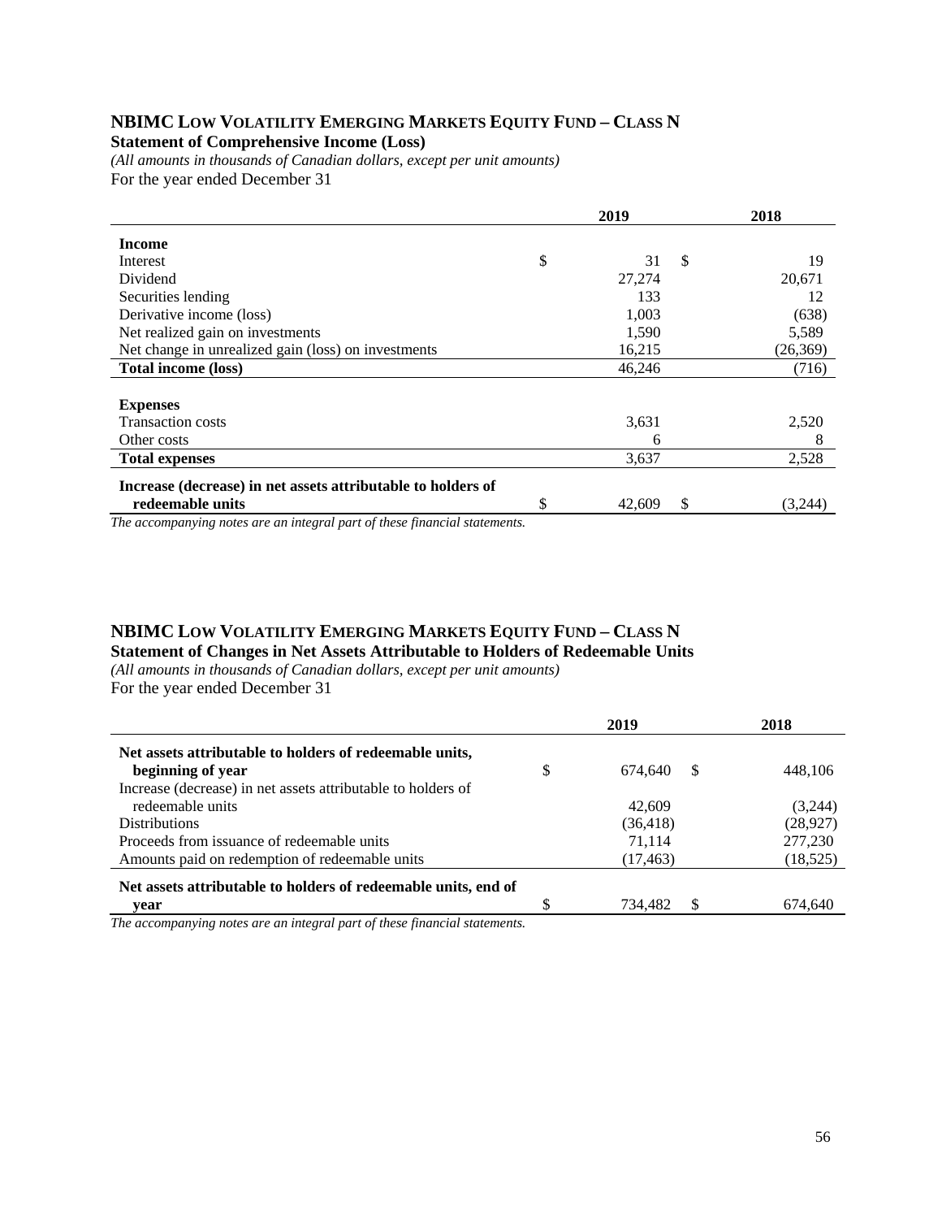## NBIMC LOW VOLATILITY EMERGING MARKETS EQUITY FUND – CLASS N

**Statement of Comprehensive Income (Loss)**

*(All amounts in thousands of Canadian dollars, except per unit amounts)*

For the year ended December 31

| | 2019 | 2018 |
|---|---|---|
| **Income** | | |
| Interest | $ 31 | $ 19 |
| Dividend | 27,274 | 20,671 |
| Securities lending | 133 | 12 |
| Derivative income (loss) | 1,003 | (638) |
| Net realized gain on investments | 1,590 | 5,589 |
| Net change in unrealized gain (loss) on investments | 16,215 | (26,369) |
| **Total income (loss)** | 46,246 | (716) |
| **Expenses** | | |
| Transaction costs | 3,631 | 2,520 |
| Other costs | 6 | 8 |
| **Total expenses** | 3,637 | 2,528 |
| **Increase (decrease) in net assets attributable to holders of redeemable units** | $ 42,609 | $ (3,244) |

*The accompanying notes are an integral part of these financial statements.*

## NBIMC LOW VOLATILITY EMERGING MARKETS EQUITY FUND – CLASS N

**Statement of Changes in Net Assets Attributable to Holders of Redeemable Units**

*(All amounts in thousands of Canadian dollars, except per unit amounts)*

For the year ended December 31

| | 2019 | 2018 |
|---|---|---|
| **Net assets attributable to holders of redeemable units, beginning of year** | $ 674,640 | $ 448,106 |
| Increase (decrease) in net assets attributable to holders of redeemable units | 42,609 | (3,244) |
| Distributions | (36,418) | (28,927) |
| Proceeds from issuance of redeemable units | 71,114 | 277,230 |
| Amounts paid on redemption of redeemable units | (17,463) | (18,525) |
| **Net assets attributable to holders of redeemable units, end of year** | $ 734,482 | $ 674,640 |

*The accompanying notes are an integral part of these financial statements.*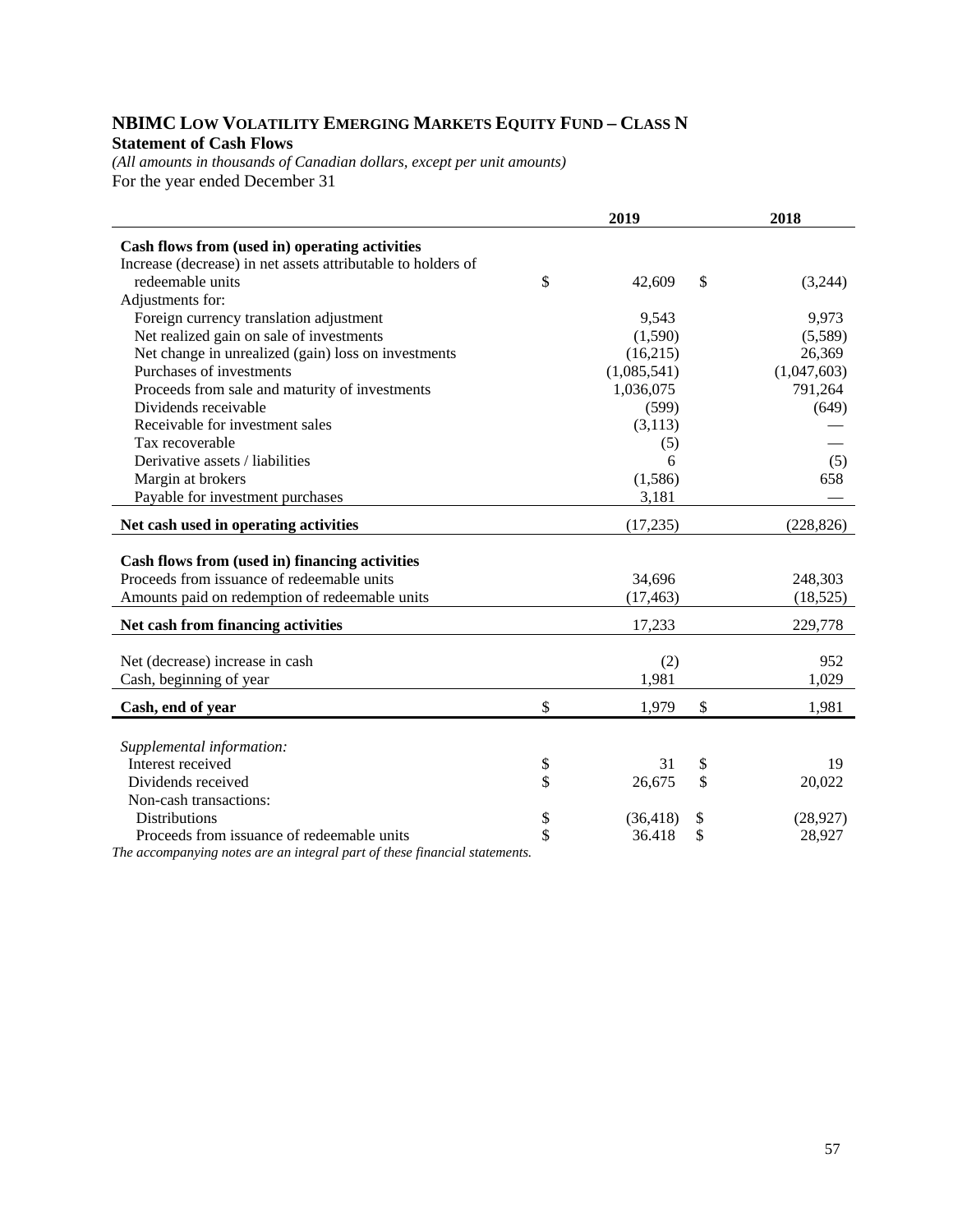# NBIMC LOW VOLATILITY EMERGING MARKETS EQUITY FUND – CLASS N

**Statement of Cash Flows**

*(All amounts in thousands of Canadian dollars, except per unit amounts)*

For the year ended December 31

| | 2019 | 2018 |
|---|---|---|
| **Cash flows from (used in) operating activities** | | |
| Increase (decrease) in net assets attributable to holders of redeemable units | $ 42,609 | $ (3,244) |
| Adjustments for: | | |
| Foreign currency translation adjustment | 9,543 | 9,973 |
| Net realized gain on sale of investments | (1,590) | (5,589) |
| Net change in unrealized (gain) loss on investments | (16,215) | 26,369 |
| Purchases of investments | (1,085,541) | (1,047,603) |
| Proceeds from sale and maturity of investments | 1,036,075 | 791,264 |
| Dividends receivable | (599) | (649) |
| Receivable for investment sales | (3,113) | — |
| Tax recoverable | (5) | — |
| Derivative assets / liabilities | 6 | (5) |
| Margin at brokers | (1,586) | 658 |
| Payable for investment purchases | 3,181 | — |
| **Net cash used in operating activities** | (17,235) | (228,826) |
| **Cash flows from (used in) financing activities** | | |
| Proceeds from issuance of redeemable units | 34,696 | 248,303 |
| Amounts paid on redemption of redeemable units | (17,463) | (18,525) |
| **Net cash from financing activities** | 17,233 | 229,778 |
| Net (decrease) increase in cash | (2) | 952 |
| Cash, beginning of year | 1,981 | 1,029 |
| **Cash, end of year** | $ 1,979 | $ 1,981 |
| *Supplemental information:* | | |
| Interest received | $ 31 | $ 19 |
| Dividends received | $ 26,675 | $ 20,022 |
| Non-cash transactions: | | |
| Distributions | $ (36,418) | $ (28,927) |
| Proceeds from issuance of redeemable units | $ 36.418 | $ 28,927 |

*The accompanying notes are an integral part of these financial statements.*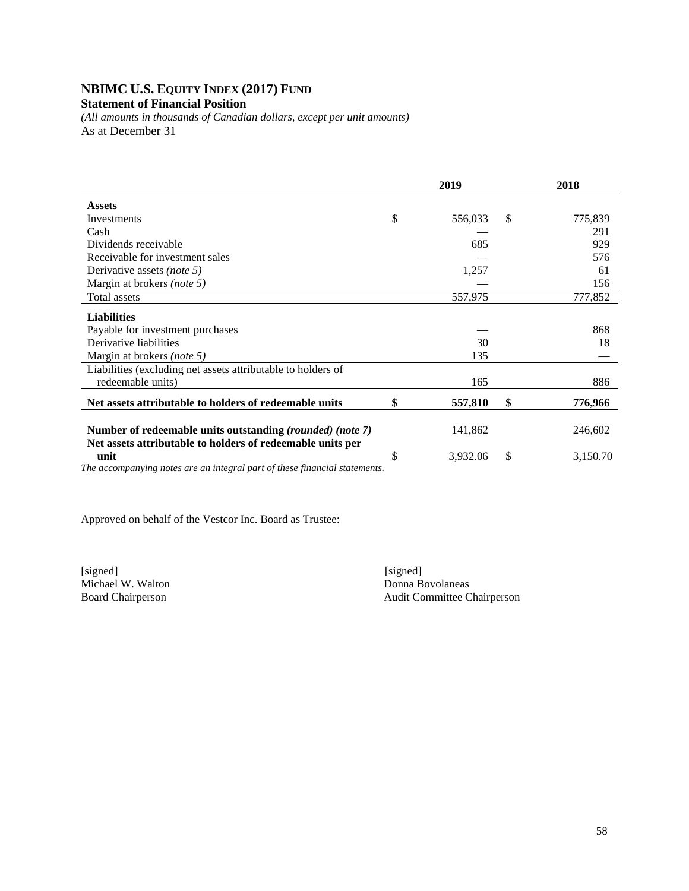# NBIMC U.S. EQUITY INDEX (2017) FUND

**Statement of Financial Position**

*(All amounts in thousands of Canadian dollars, except per unit amounts)*

As at December 31

| | 2019 | 2018 |
|---|---|---|
| **Assets** | | |
| Investments | $ 556,033 | $ 775,839 |
| Cash | — | 291 |
| Dividends receivable | 685 | 929 |
| Receivable for investment sales | — | 576 |
| Derivative assets *(note 5)* | 1,257 | 61 |
| Margin at brokers *(note 5)* | — | 156 |
| Total assets | 557,975 | 777,852 |
| **Liabilities** | | |
| Payable for investment purchases | — | 868 |
| Derivative liabilities | 30 | 18 |
| Margin at brokers *(note 5)* | 135 | — |
| Liabilities (excluding net assets attributable to holders of redeemable units) | 165 | 886 |
| **Net assets attributable to holders of redeemable units** | **$ 557,810** | **$ 776,966** |
| **Number of redeemable units outstanding *(rounded) (note 7)*** | 141,862 | 246,602 |
| **Net assets attributable to holders of redeemable units per unit** | $ 3,932.06 | $ 3,150.70 |

*The accompanying notes are an integral part of these financial statements.*

Approved on behalf of the Vestcor Inc. Board as Trustee:

[signed]
Michael W. Walton
Board Chairperson

[signed]
Donna Bovolaneas
Audit Committee Chairperson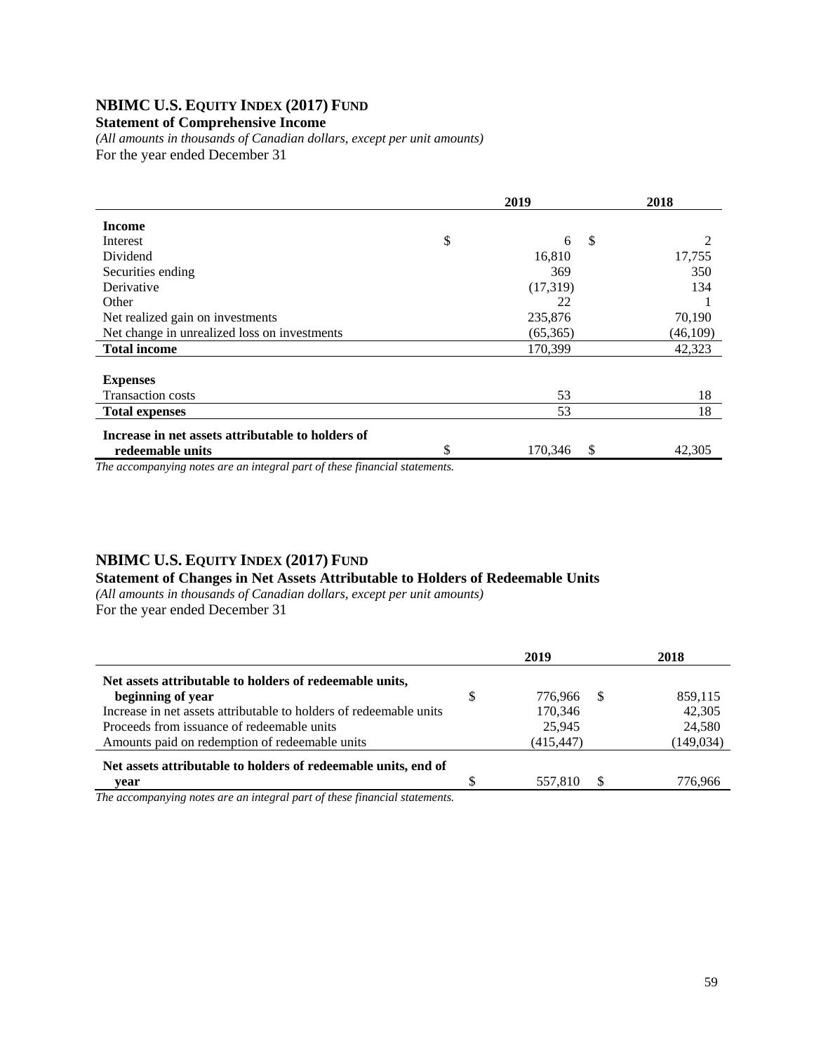## NBIMC U.S. EQUITY INDEX (2017) FUND

**Statement of Comprehensive Income**

*(All amounts in thousands of Canadian dollars, except per unit amounts)*

For the year ended December 31

| | 2019 | 2018 |
|---|---|---|
| **Income** | | |
| Interest | $ 6 | $ 2 |
| Dividend | 16,810 | 17,755 |
| Securities ending | 369 | 350 |
| Derivative | (17,319) | 134 |
| Other | 22 | 1 |
| Net realized gain on investments | 235,876 | 70,190 |
| Net change in unrealized loss on investments | (65,365) | (46,109) |
| **Total income** | 170,399 | 42,323 |
| **Expenses** | | |
| Transaction costs | 53 | 18 |
| **Total expenses** | 53 | 18 |
| **Increase in net assets attributable to holders of redeemable units** | $ 170,346 | $ 42,305 |

*The accompanying notes are an integral part of these financial statements.*

## NBIMC U.S. EQUITY INDEX (2017) FUND

**Statement of Changes in Net Assets Attributable to Holders of Redeemable Units**

*(All amounts in thousands of Canadian dollars, except per unit amounts)*

For the year ended December 31

| | 2019 | 2018 |
|---|---|---|
| **Net assets attributable to holders of redeemable units, beginning of year** | $ 776,966 | $ 859,115 |
| Increase in net assets attributable to holders of redeemable units | 170,346 | 42,305 |
| Proceeds from issuance of redeemable units | 25,945 | 24,580 |
| Amounts paid on redemption of redeemable units | (415,447) | (149,034) |
| **Net assets attributable to holders of redeemable units, end of year** | $ 557,810 | $ 776,966 |

*The accompanying notes are an integral part of these financial statements.*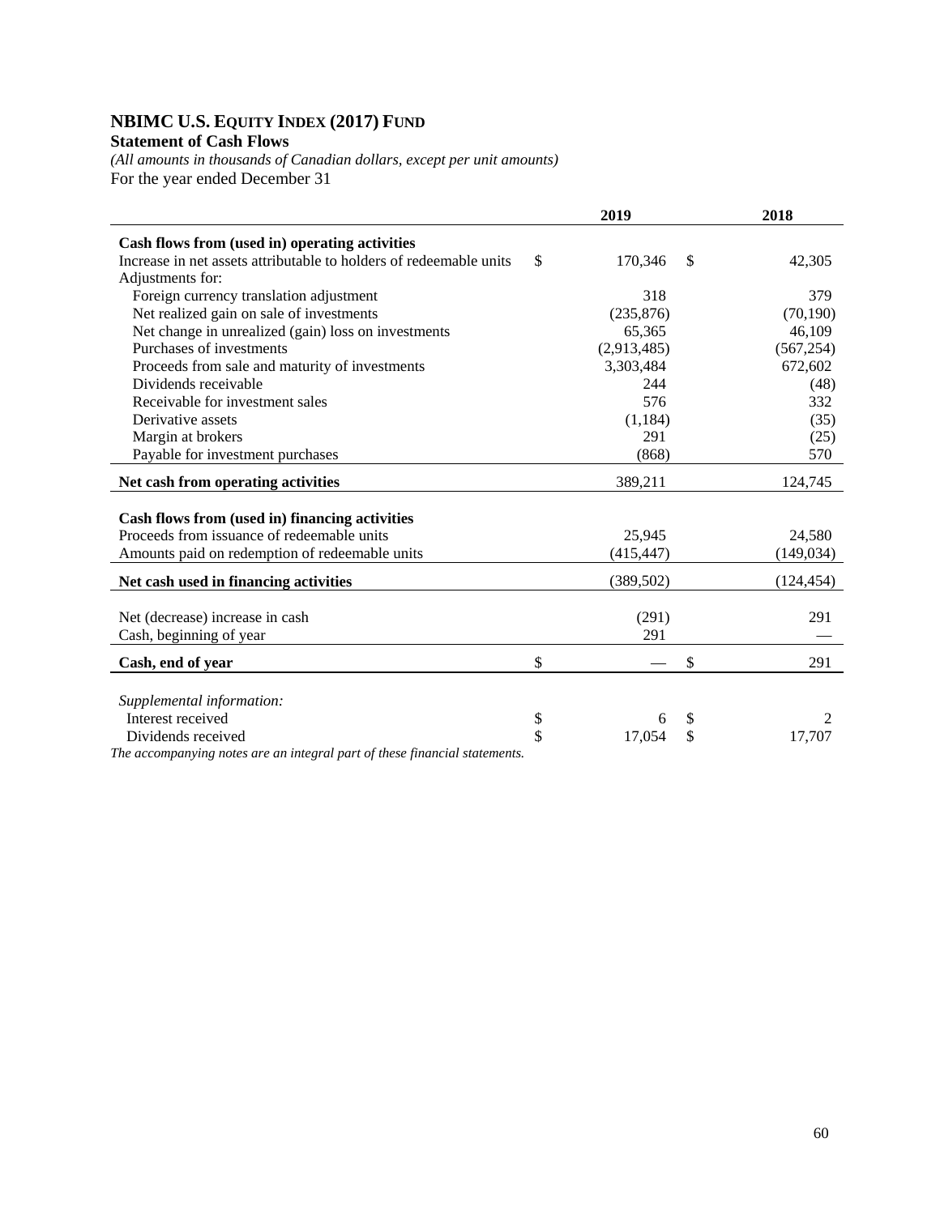# NBIMC U.S. EQUITY INDEX (2017) FUND

**Statement of Cash Flows**

*(All amounts in thousands of Canadian dollars, except per unit amounts)*

For the year ended December 31

| | 2019 | 2018 |
|---|---|---|
| **Cash flows from (used in) operating activities** | | |
| Increase in net assets attributable to holders of redeemable units | $ 170,346 | $ 42,305 |
| Adjustments for: | | |
| Foreign currency translation adjustment | 318 | 379 |
| Net realized gain on sale of investments | (235,876) | (70,190) |
| Net change in unrealized (gain) loss on investments | 65,365 | 46,109 |
| Purchases of investments | (2,913,485) | (567,254) |
| Proceeds from sale and maturity of investments | 3,303,484 | 672,602 |
| Dividends receivable | 244 | (48) |
| Receivable for investment sales | 576 | 332 |
| Derivative assets | (1,184) | (35) |
| Margin at brokers | 291 | (25) |
| Payable for investment purchases | (868) | 570 |
| **Net cash from operating activities** | 389,211 | 124,745 |
| **Cash flows from (used in) financing activities** | | |
| Proceeds from issuance of redeemable units | 25,945 | 24,580 |
| Amounts paid on redemption of redeemable units | (415,447) | (149,034) |
| **Net cash used in financing activities** | (389,502) | (124,454) |
| Net (decrease) increase in cash | (291) | 291 |
| Cash, beginning of year | 291 | — |
| **Cash, end of year** | $ — | $ 291 |
| *Supplemental information:* | | |
| Interest received | $ 6 | $ 2 |
| Dividends received | $ 17,054 | $ 17,707 |

*The accompanying notes are an integral part of these financial statements.*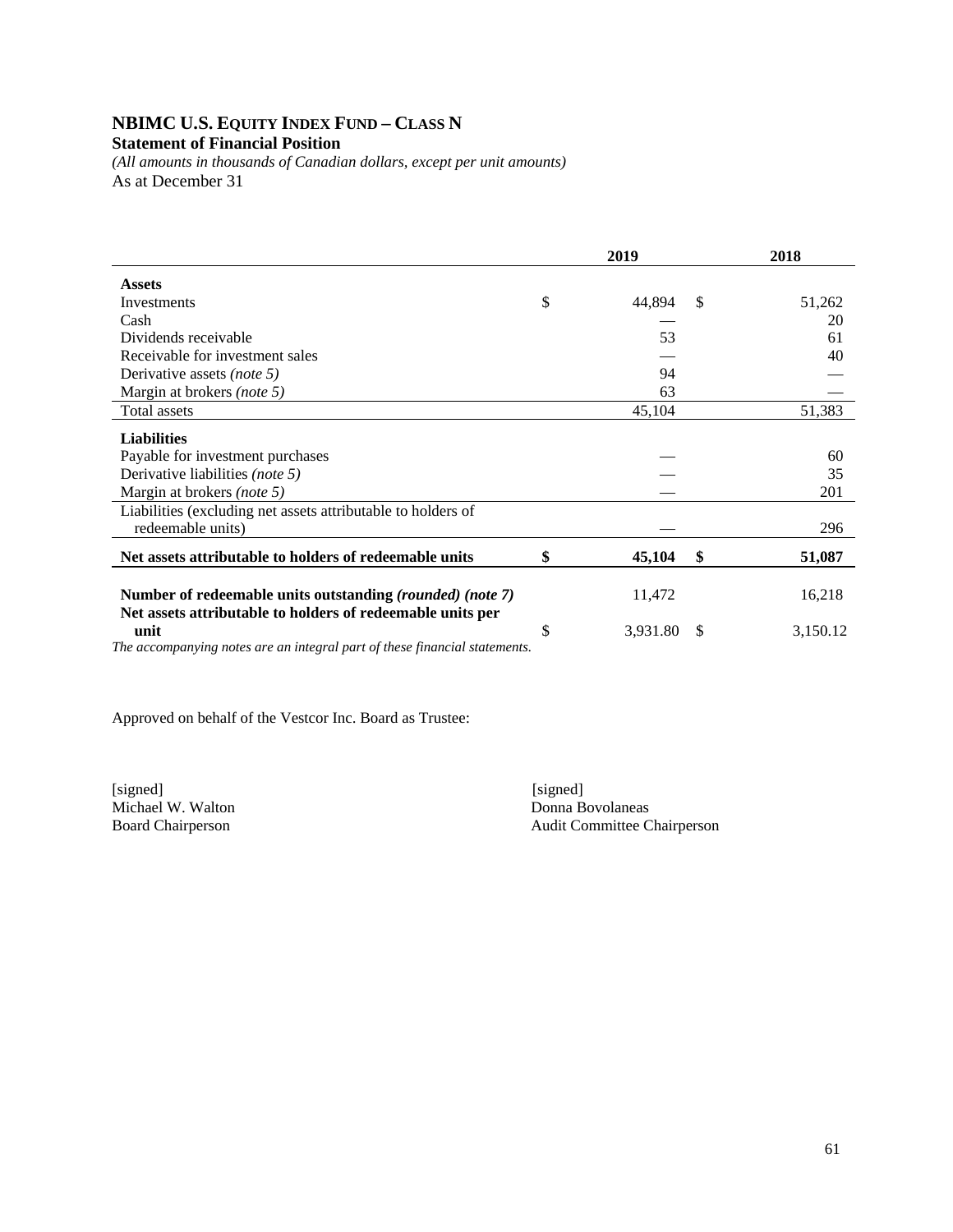# NBIMC U.S. EQUITY INDEX FUND – CLASS N

**Statement of Financial Position**

*(All amounts in thousands of Canadian dollars, except per unit amounts)*

As at December 31

| | 2019 | 2018 |
|---|---|---|
| **Assets** | | |
| Investments | $ 44,894 | $ 51,262 |
| Cash | — | 20 |
| Dividends receivable | 53 | 61 |
| Receivable for investment sales | — | 40 |
| Derivative assets *(note 5)* | 94 | — |
| Margin at brokers *(note 5)* | 63 | — |
| Total assets | 45,104 | 51,383 |
| **Liabilities** | | |
| Payable for investment purchases | — | 60 |
| Derivative liabilities *(note 5)* | — | 35 |
| Margin at brokers *(note 5)* | — | 201 |
| Liabilities (excluding net assets attributable to holders of redeemable units) | — | 296 |
| **Net assets attributable to holders of redeemable units** | **$ 45,104** | **$ 51,087** |
| **Number of redeemable units outstanding *(rounded) (note 7)*** | 11,472 | 16,218 |
| **Net assets attributable to holders of redeemable units per unit** | $ 3,931.80 | $ 3,150.12 |

*The accompanying notes are an integral part of these financial statements.*

Approved on behalf of the Vestcor Inc. Board as Trustee:

[signed]
Michael W. Walton
Board Chairperson

[signed]
Donna Bovolaneas
Audit Committee Chairperson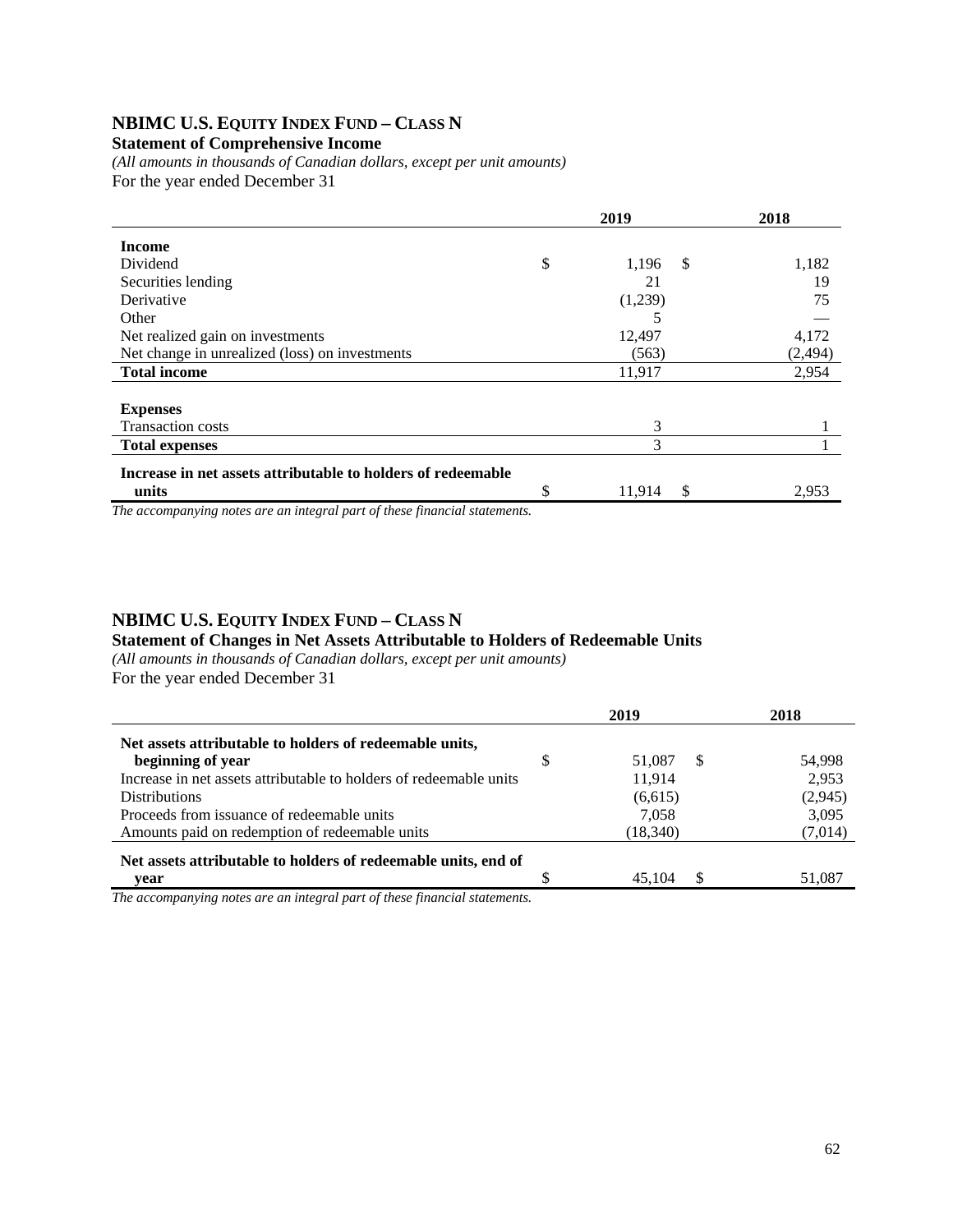## NBIMC U.S. EQUITY INDEX FUND – CLASS N

**Statement of Comprehensive Income**

*(All amounts in thousands of Canadian dollars, except per unit amounts)*

For the year ended December 31

| | 2019 | 2018 |
|---|---|---|
| **Income** | | |
| Dividend | $ 1,196 | $ 1,182 |
| Securities lending | 21 | 19 |
| Derivative | (1,239) | 75 |
| Other | 5 | — |
| Net realized gain on investments | 12,497 | 4,172 |
| Net change in unrealized (loss) on investments | (563) | (2,494) |
| **Total income** | 11,917 | 2,954 |
| **Expenses** | | |
| Transaction costs | 3 | 1 |
| **Total expenses** | 3 | 1 |
| **Increase in net assets attributable to holders of redeemable units** | $ 11,914 | $ 2,953 |

*The accompanying notes are an integral part of these financial statements.*

## NBIMC U.S. EQUITY INDEX FUND – CLASS N

**Statement of Changes in Net Assets Attributable to Holders of Redeemable Units**

*(All amounts in thousands of Canadian dollars, except per unit amounts)*

For the year ended December 31

| | 2019 | 2018 |
|---|---|---|
| **Net assets attributable to holders of redeemable units, beginning of year** | $ 51,087 | $ 54,998 |
| Increase in net assets attributable to holders of redeemable units | 11,914 | 2,953 |
| Distributions | (6,615) | (2,945) |
| Proceeds from issuance of redeemable units | 7,058 | 3,095 |
| Amounts paid on redemption of redeemable units | (18,340) | (7,014) |
| **Net assets attributable to holders of redeemable units, end of year** | $ 45,104 | $ 51,087 |

*The accompanying notes are an integral part of these financial statements.*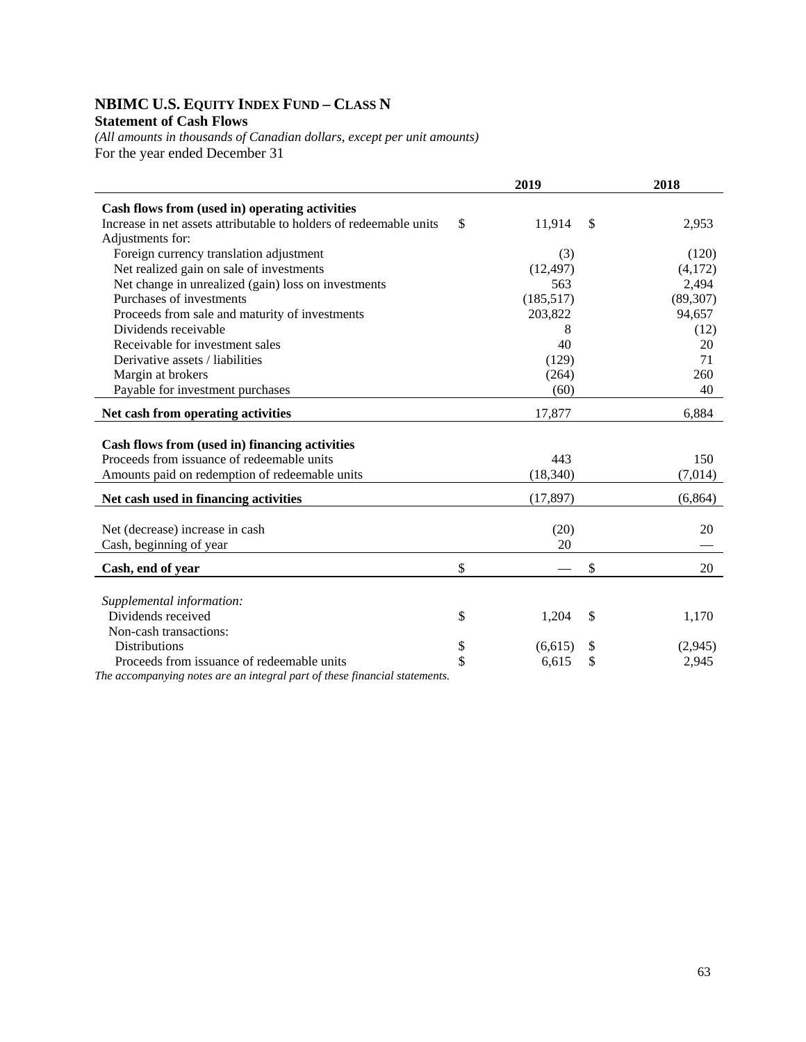# NBIMC U.S. EQUITY INDEX FUND – CLASS N

**Statement of Cash Flows**

*(All amounts in thousands of Canadian dollars, except per unit amounts)*

For the year ended December 31

| | 2019 | 2018 |
|---|---|---|
| **Cash flows from (used in) operating activities** | | |
| Increase in net assets attributable to holders of redeemable units | $ 11,914 | $ 2,953 |
| Adjustments for: | | |
| Foreign currency translation adjustment | (3) | (120) |
| Net realized gain on sale of investments | (12,497) | (4,172) |
| Net change in unrealized (gain) loss on investments | 563 | 2,494 |
| Purchases of investments | (185,517) | (89,307) |
| Proceeds from sale and maturity of investments | 203,822 | 94,657 |
| Dividends receivable | 8 | (12) |
| Receivable for investment sales | 40 | 20 |
| Derivative assets / liabilities | (129) | 71 |
| Margin at brokers | (264) | 260 |
| Payable for investment purchases | (60) | 40 |
| **Net cash from operating activities** | 17,877 | 6,884 |
| **Cash flows from (used in) financing activities** | | |
| Proceeds from issuance of redeemable units | 443 | 150 |
| Amounts paid on redemption of redeemable units | (18,340) | (7,014) |
| **Net cash used in financing activities** | (17,897) | (6,864) |
| Net (decrease) increase in cash | (20) | 20 |
| Cash, beginning of year | 20 | — |
| **Cash, end of year** | $ — | $ 20 |
| *Supplemental information:* | | |
| Dividends received | $ 1,204 | $ 1,170 |
| Non-cash transactions: | | |
| Distributions | $ (6,615) | $ (2,945) |
| Proceeds from issuance of redeemable units | $ 6,615 | $ 2,945 |

*The accompanying notes are an integral part of these financial statements.*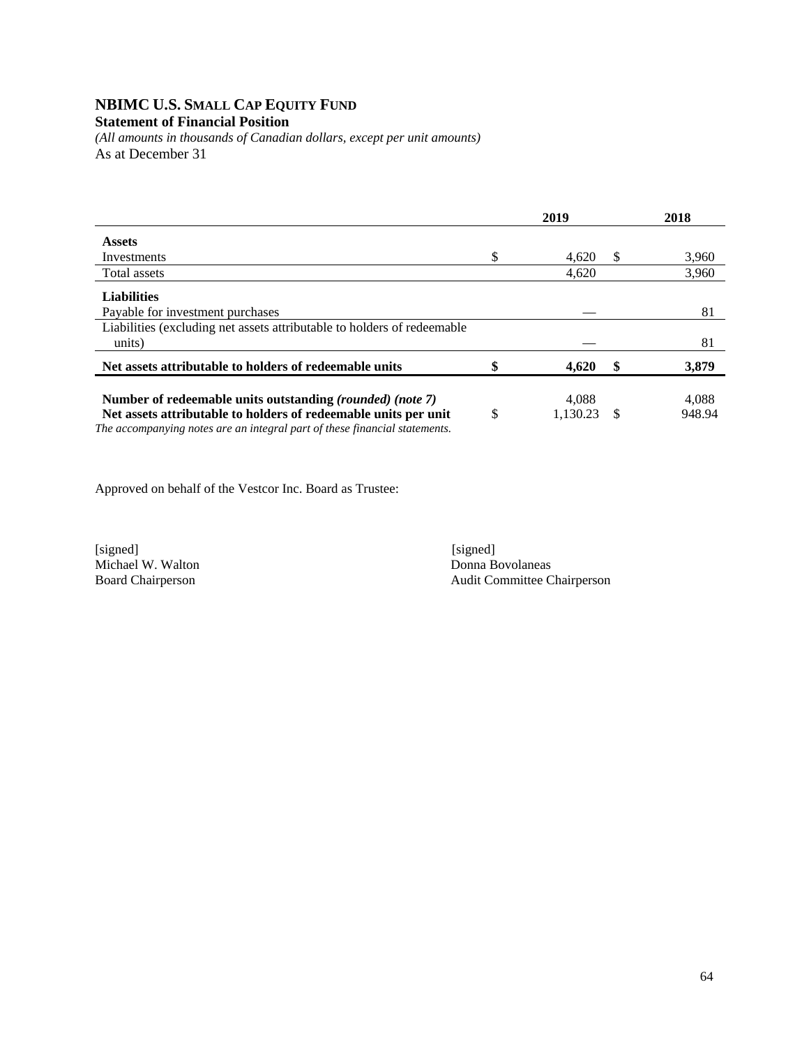# NBIMC U.S. Small Cap Equity Fund

**Statement of Financial Position**

*(All amounts in thousands of Canadian dollars, except per unit amounts)*

As at December 31

| | 2019 | 2018 |
|---|---|---|
| **Assets** | | |
| Investments | $ 4,620 | $ 3,960 |
| Total assets | 4,620 | 3,960 |
| **Liabilities** | | |
| Payable for investment purchases | — | 81 |
| Liabilities (excluding net assets attributable to holders of redeemable units) | — | 81 |
| **Net assets attributable to holders of redeemable units** | **$ 4,620** | **$ 3,879** |
| **Number of redeemable units outstanding *(rounded) (note 7)*** | 4,088 | 4,088 |
| **Net assets attributable to holders of redeemable units per unit** | $ 1,130.23 | $ 948.94 |

*The accompanying notes are an integral part of these financial statements.*

Approved on behalf of the Vestcor Inc. Board as Trustee:

[signed]
Michael W. Walton
Board Chairperson

[signed]
Donna Bovolaneas
Audit Committee Chairperson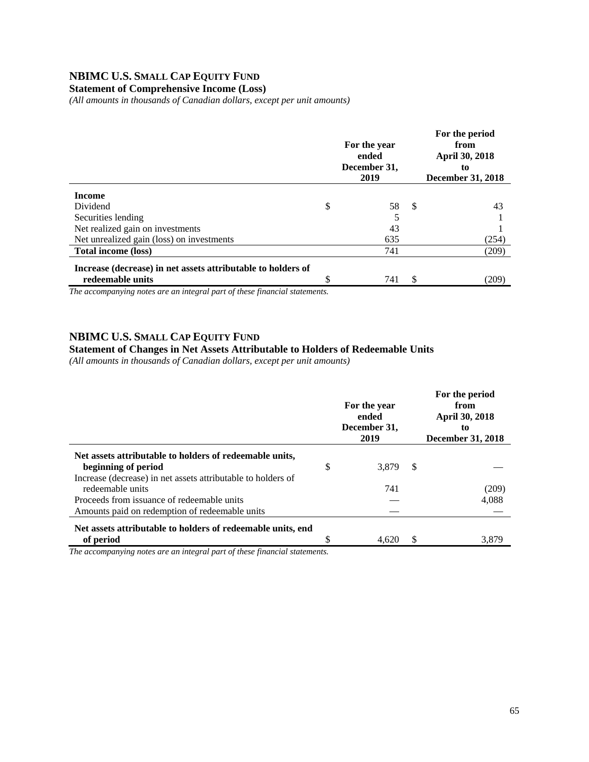## NBIMC U.S. SMALL CAP EQUITY FUND

**Statement of Comprehensive Income (Loss)**

*(All amounts in thousands of Canadian dollars, except per unit amounts)*

| | For the year ended December 31, 2019 | For the period from April 30, 2018 to December 31, 2018 |
|---|---|---|
| **Income** | | |
| Dividend | $ 58 | $ 43 |
| Securities lending | 5 | 1 |
| Net realized gain on investments | 43 | 1 |
| Net unrealized gain (loss) on investments | 635 | (254) |
| **Total income (loss)** | 741 | (209) |
| **Increase (decrease) in net assets attributable to holders of redeemable units** | $ 741 | $ (209) |

*The accompanying notes are an integral part of these financial statements.*

## NBIMC U.S. SMALL CAP EQUITY FUND

**Statement of Changes in Net Assets Attributable to Holders of Redeemable Units**

*(All amounts in thousands of Canadian dollars, except per unit amounts)*

| | For the year ended December 31, 2019 | For the period from April 30, 2018 to December 31, 2018 |
|---|---|---|
| **Net assets attributable to holders of redeemable units, beginning of period** | $ 3,879 | $ — |
| Increase (decrease) in net assets attributable to holders of redeemable units | 741 | (209) |
| Proceeds from issuance of redeemable units | — | 4,088 |
| Amounts paid on redemption of redeemable units | — | — |
| **Net assets attributable to holders of redeemable units, end of period** | $ 4,620 | $ 3,879 |

*The accompanying notes are an integral part of these financial statements.*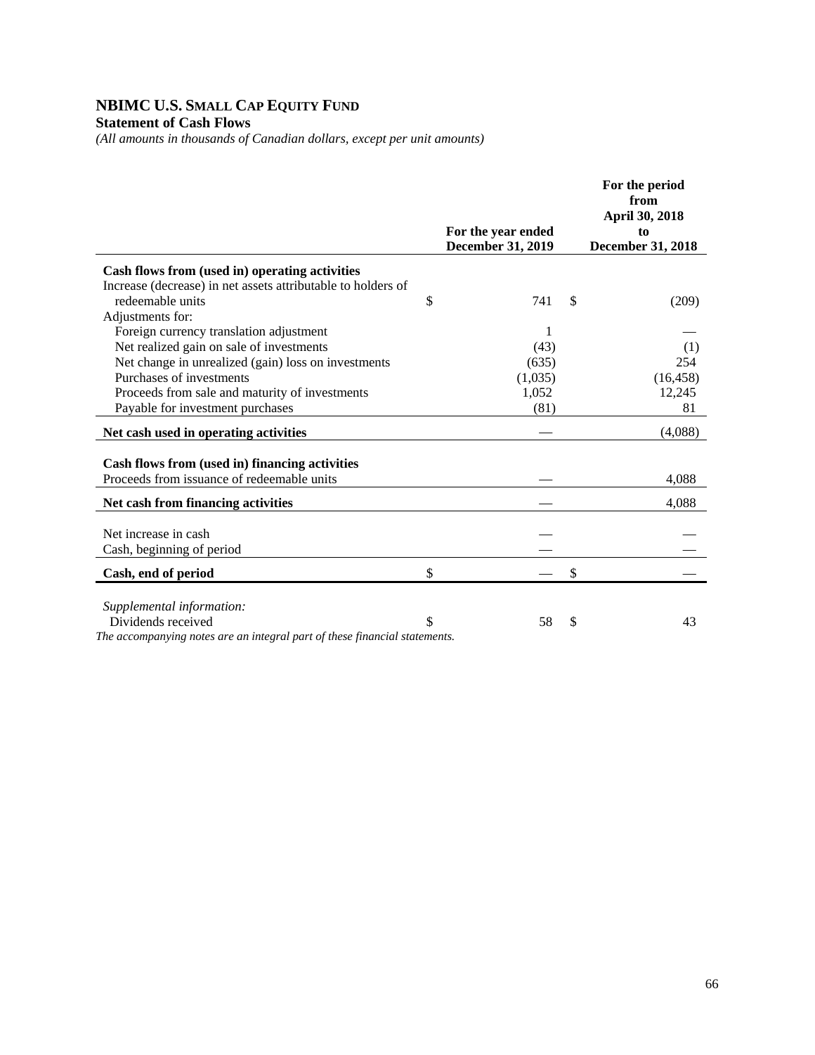# NBIMC U.S. Small Cap Equity Fund

**Statement of Cash Flows**

*(All amounts in thousands of Canadian dollars, except per unit amounts)*

| | For the year ended December 31, 2019 | For the period from April 30, 2018 to December 31, 2018 |
|---|---|---|
| **Cash flows from (used in) operating activities** | | |
| Increase (decrease) in net assets attributable to holders of redeemable units | $ 741 | $ (209) |
| Adjustments for: | | |
| Foreign currency translation adjustment | 1 | — |
| Net realized gain on sale of investments | (43) | (1) |
| Net change in unrealized (gain) loss on investments | (635) | 254 |
| Purchases of investments | (1,035) | (16,458) |
| Proceeds from sale and maturity of investments | 1,052 | 12,245 |
| Payable for investment purchases | (81) | 81 |
| **Net cash used in operating activities** | — | (4,088) |
| **Cash flows from (used in) financing activities** | | |
| Proceeds from issuance of redeemable units | — | 4,088 |
| **Net cash from financing activities** | — | 4,088 |
| Net increase in cash | — | — |
| Cash, beginning of period | — | — |
| **Cash, end of period** | $ — | $ — |
| *Supplemental information:* | | |
| Dividends received | $ 58 | $ 43 |

*The accompanying notes are an integral part of these financial statements.*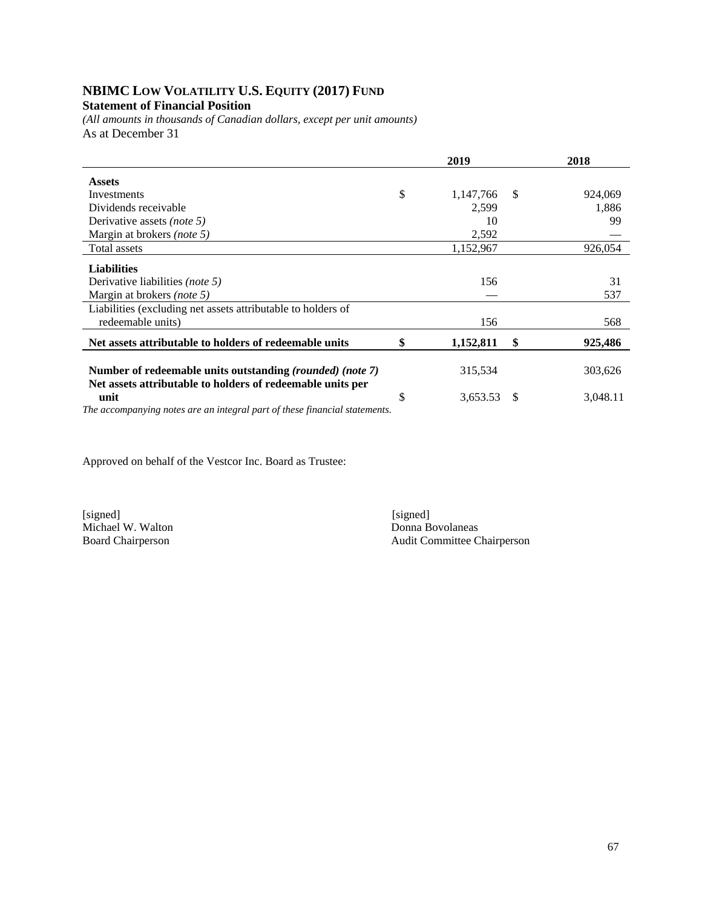# NBIMC LOW VOLATILITY U.S. EQUITY (2017) FUND

**Statement of Financial Position**

*(All amounts in thousands of Canadian dollars, except per unit amounts)*

As at December 31

| | 2019 | 2018 |
|---|---|---|
| **Assets** | | |
| Investments | $ 1,147,766 | $ 924,069 |
| Dividends receivable | 2,599 | 1,886 |
| Derivative assets *(note 5)* | 10 | 99 |
| Margin at brokers *(note 5)* | 2,592 | — |
| Total assets | 1,152,967 | 926,054 |
| **Liabilities** | | |
| Derivative liabilities *(note 5)* | 156 | 31 |
| Margin at brokers *(note 5)* | — | 537 |
| Liabilities (excluding net assets attributable to holders of redeemable units) | 156 | 568 |
| **Net assets attributable to holders of redeemable units** | **$ 1,152,811** | **$ 925,486** |
| **Number of redeemable units outstanding *(rounded) (note 7)*** | 315,534 | 303,626 |
| **Net assets attributable to holders of redeemable units per unit** | $ 3,653.53 | $ 3,048.11 |

*The accompanying notes are an integral part of these financial statements.*

Approved on behalf of the Vestcor Inc. Board as Trustee:

[signed]
Michael W. Walton
Board Chairperson

[signed]
Donna Bovolaneas
Audit Committee Chairperson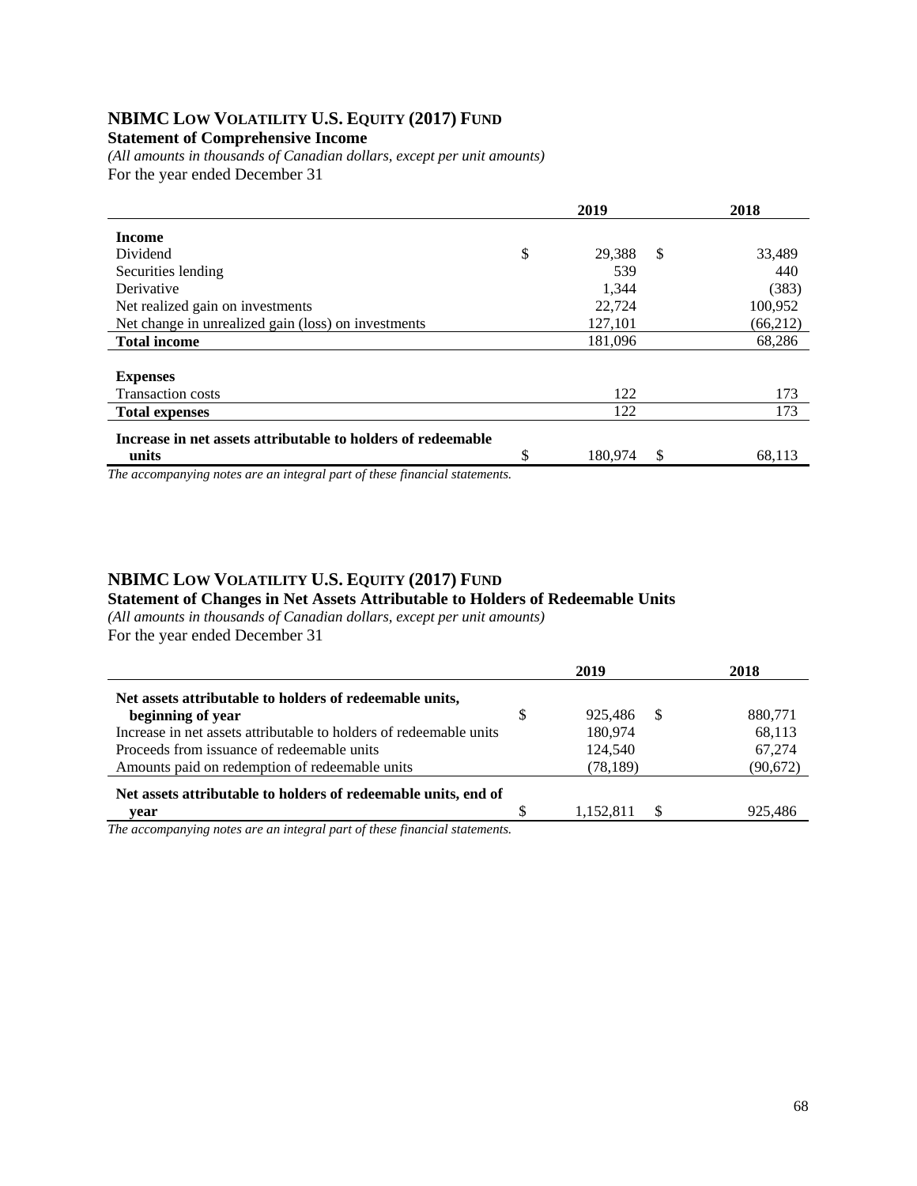## NBIMC LOW VOLATILITY U.S. EQUITY (2017) FUND

**Statement of Comprehensive Income**

*(All amounts in thousands of Canadian dollars, except per unit amounts)*

For the year ended December 31

| | 2019 | 2018 |
|---|---|---|
| **Income** | | |
| Dividend | $ 29,388 | $ 33,489 |
| Securities lending | 539 | 440 |
| Derivative | 1,344 | (383) |
| Net realized gain on investments | 22,724 | 100,952 |
| Net change in unrealized gain (loss) on investments | 127,101 | (66,212) |
| **Total income** | 181,096 | 68,286 |
| **Expenses** | | |
| Transaction costs | 122 | 173 |
| **Total expenses** | 122 | 173 |
| **Increase in net assets attributable to holders of redeemable units** | $ 180,974 | $ 68,113 |

*The accompanying notes are an integral part of these financial statements.*

## NBIMC LOW VOLATILITY U.S. EQUITY (2017) FUND

**Statement of Changes in Net Assets Attributable to Holders of Redeemable Units**

*(All amounts in thousands of Canadian dollars, except per unit amounts)*

For the year ended December 31

| | 2019 | 2018 |
|---|---|---|
| **Net assets attributable to holders of redeemable units, beginning of year** | $ 925,486 | $ 880,771 |
| Increase in net assets attributable to holders of redeemable units | 180,974 | 68,113 |
| Proceeds from issuance of redeemable units | 124,540 | 67,274 |
| Amounts paid on redemption of redeemable units | (78,189) | (90,672) |
| **Net assets attributable to holders of redeemable units, end of year** | $ 1,152,811 | $ 925,486 |

*The accompanying notes are an integral part of these financial statements.*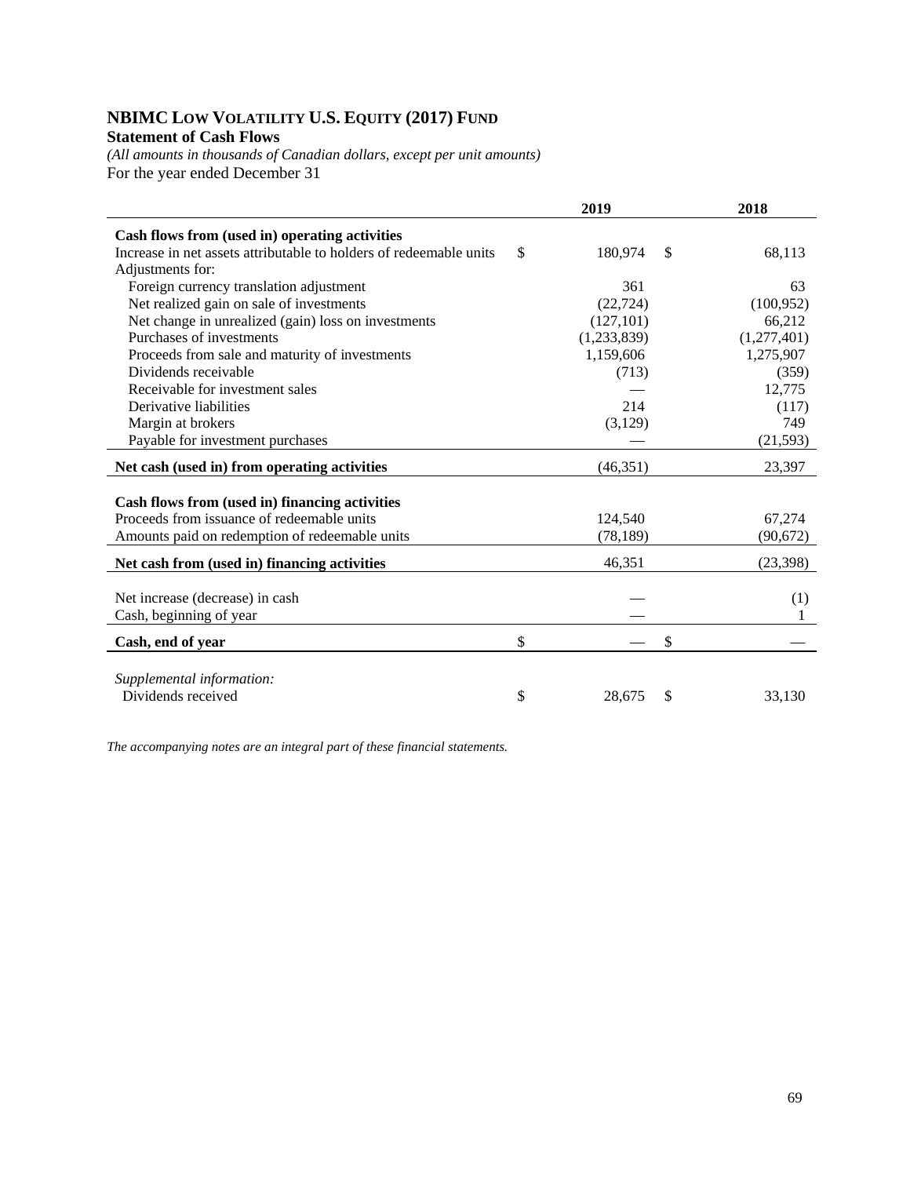# NBIMC Low Volatility U.S. Equity (2017) Fund

**Statement of Cash Flows**

*(All amounts in thousands of Canadian dollars, except per unit amounts)*

For the year ended December 31

| | 2019 | 2018 |
|---|---|---|
| **Cash flows from (used in) operating activities** | | |
| Increase in net assets attributable to holders of redeemable units | $ 180,974 | $ 68,113 |
| Adjustments for: | | |
| Foreign currency translation adjustment | 361 | 63 |
| Net realized gain on sale of investments | (22,724) | (100,952) |
| Net change in unrealized (gain) loss on investments | (127,101) | 66,212 |
| Purchases of investments | (1,233,839) | (1,277,401) |
| Proceeds from sale and maturity of investments | 1,159,606 | 1,275,907 |
| Dividends receivable | (713) | (359) |
| Receivable for investment sales | — | 12,775 |
| Derivative liabilities | 214 | (117) |
| Margin at brokers | (3,129) | 749 |
| Payable for investment purchases | — | (21,593) |
| **Net cash (used in) from operating activities** | (46,351) | 23,397 |
| | | |
| **Cash flows from (used in) financing activities** | | |
| Proceeds from issuance of redeemable units | 124,540 | 67,274 |
| Amounts paid on redemption of redeemable units | (78,189) | (90,672) |
| **Net cash from (used in) financing activities** | 46,351 | (23,398) |
| | | |
| Net increase (decrease) in cash | — | (1) |
| Cash, beginning of year | — | 1 |
| **Cash, end of year** | $ — | $ — |
| | | |
| *Supplemental information:* | | |
| Dividends received | $ 28,675 | $ 33,130 |

*The accompanying notes are an integral part of these financial statements.*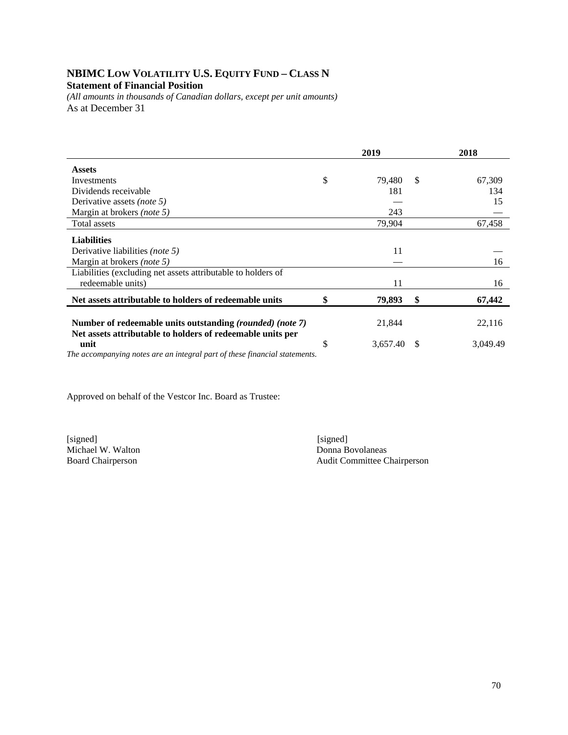# NBIMC Low Volatility U.S. Equity Fund – Class N

**Statement of Financial Position**

*(All amounts in thousands of Canadian dollars, except per unit amounts)*

As at December 31

| | 2019 | 2018 |
|---|---|---|
| **Assets** | | |
| Investments | $ 79,480 | $ 67,309 |
| Dividends receivable | 181 | 134 |
| Derivative assets *(note 5)* | — | 15 |
| Margin at brokers *(note 5)* | 243 | — |
| Total assets | 79,904 | 67,458 |
| **Liabilities** | | |
| Derivative liabilities *(note 5)* | 11 | — |
| Margin at brokers *(note 5)* | — | 16 |
| Liabilities (excluding net assets attributable to holders of redeemable units) | 11 | 16 |
| **Net assets attributable to holders of redeemable units** | **$ 79,893** | **$ 67,442** |
| **Number of redeemable units outstanding *(rounded) (note 7)*** | 21,844 | 22,116 |
| **Net assets attributable to holders of redeemable units per unit** | $ 3,657.40 | $ 3,049.49 |

*The accompanying notes are an integral part of these financial statements.*

Approved on behalf of the Vestcor Inc. Board as Trustee:

[signed]
Michael W. Walton
Board Chairperson

[signed]
Donna Bovolaneas
Audit Committee Chairperson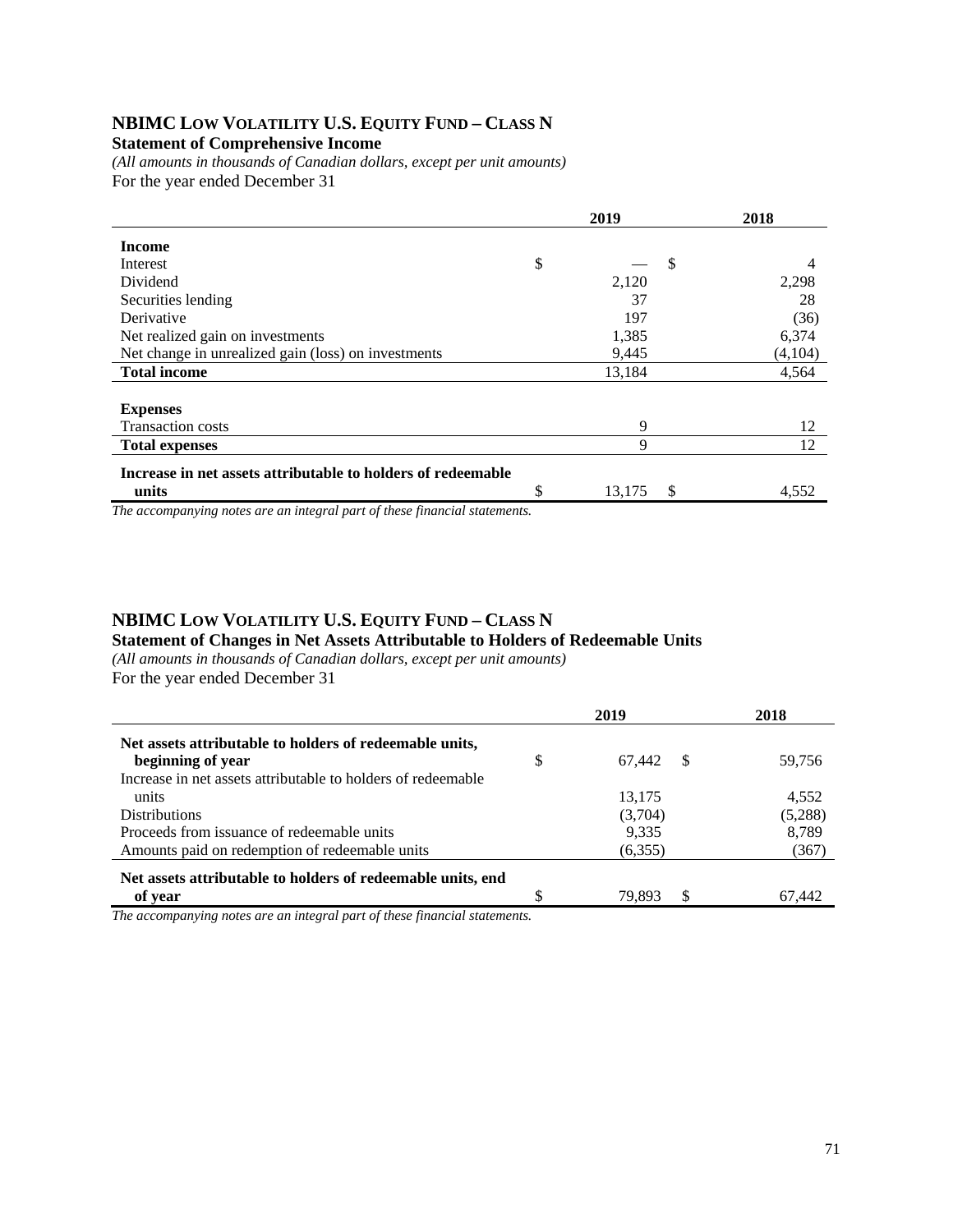## NBIMC Low Volatility U.S. Equity Fund – Class N

**Statement of Comprehensive Income**

*(All amounts in thousands of Canadian dollars, except per unit amounts)*

For the year ended December 31

| | 2019 | 2018 |
|---|---|---|
| **Income** | | |
| Interest | $ — | $ 4 |
| Dividend | 2,120 | 2,298 |
| Securities lending | 37 | 28 |
| Derivative | 197 | (36) |
| Net realized gain on investments | 1,385 | 6,374 |
| Net change in unrealized gain (loss) on investments | 9,445 | (4,104) |
| **Total income** | 13,184 | 4,564 |
| **Expenses** | | |
| Transaction costs | 9 | 12 |
| **Total expenses** | 9 | 12 |
| **Increase in net assets attributable to holders of redeemable units** | $ 13,175 | $ 4,552 |

*The accompanying notes are an integral part of these financial statements.*

## NBIMC Low Volatility U.S. Equity Fund – Class N

**Statement of Changes in Net Assets Attributable to Holders of Redeemable Units**

*(All amounts in thousands of Canadian dollars, except per unit amounts)*

For the year ended December 31

| | 2019 | 2018 |
|---|---|---|
| **Net assets attributable to holders of redeemable units, beginning of year** | $ 67,442 | $ 59,756 |
| Increase in net assets attributable to holders of redeemable units | 13,175 | 4,552 |
| Distributions | (3,704) | (5,288) |
| Proceeds from issuance of redeemable units | 9,335 | 8,789 |
| Amounts paid on redemption of redeemable units | (6,355) | (367) |
| **Net assets attributable to holders of redeemable units, end of year** | $ 79,893 | $ 67,442 |

*The accompanying notes are an integral part of these financial statements.*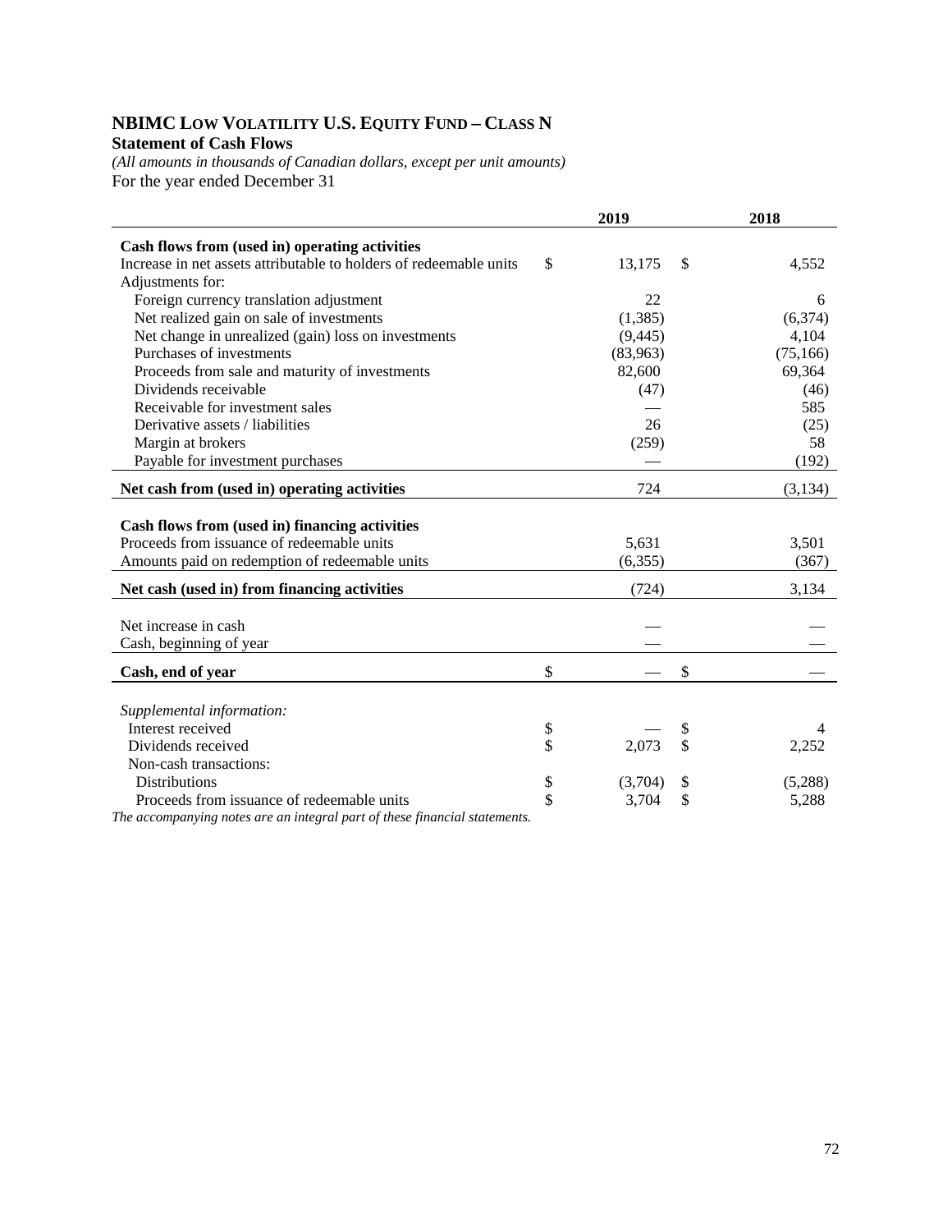# NBIMC Low Volatility U.S. Equity Fund – Class N

**Statement of Cash Flows**

*(All amounts in thousands of Canadian dollars, except per unit amounts)*

For the year ended December 31

| | 2019 | 2018 |
|---|---|---|
| **Cash flows from (used in) operating activities** | | |
| Increase in net assets attributable to holders of redeemable units | $ 13,175 | $ 4,552 |
| Adjustments for: | | |
| Foreign currency translation adjustment | 22 | 6 |
| Net realized gain on sale of investments | (1,385) | (6,374) |
| Net change in unrealized (gain) loss on investments | (9,445) | 4,104 |
| Purchases of investments | (83,963) | (75,166) |
| Proceeds from sale and maturity of investments | 82,600 | 69,364 |
| Dividends receivable | (47) | (46) |
| Receivable for investment sales | — | 585 |
| Derivative assets / liabilities | 26 | (25) |
| Margin at brokers | (259) | 58 |
| Payable for investment purchases | — | (192) |
| **Net cash from (used in) operating activities** | 724 | (3,134) |
| **Cash flows from (used in) financing activities** | | |
| Proceeds from issuance of redeemable units | 5,631 | 3,501 |
| Amounts paid on redemption of redeemable units | (6,355) | (367) |
| **Net cash (used in) from financing activities** | (724) | 3,134 |
| Net increase in cash | — | — |
| Cash, beginning of year | — | — |
| **Cash, end of year** | $ — | $ — |
| *Supplemental information:* | | |
| Interest received | $ — | $ 4 |
| Dividends received | $ 2,073 | $ 2,252 |
| Non-cash transactions: | | |
| Distributions | $ (3,704) | $ (5,288) |
| Proceeds from issuance of redeemable units | $ 3,704 | $ 5,288 |

*The accompanying notes are an integral part of these financial statements.*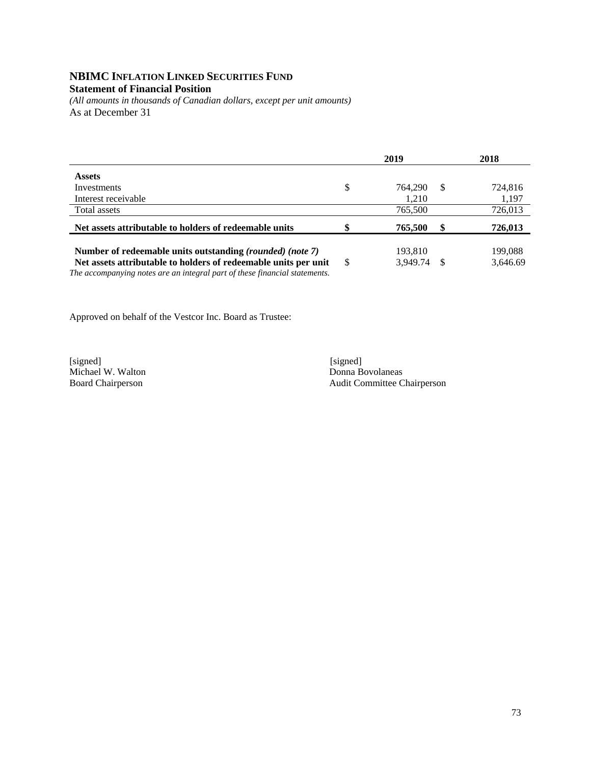# NBIMC Inflation Linked Securities Fund

**Statement of Financial Position**

*(All amounts in thousands of Canadian dollars, except per unit amounts)*

As at December 31

| | 2019 | 2018 |
|---|---|---|
| **Assets** | | |
| Investments | $ 764,290 | $ 724,816 |
| Interest receivable | 1,210 | 1,197 |
| Total assets | 765,500 | 726,013 |
| **Net assets attributable to holders of redeemable units** | **$ 765,500** | **$ 726,013** |
| **Number of redeemable units outstanding** ***(rounded) (note 7)*** | 193,810 | 199,088 |
| **Net assets attributable to holders of redeemable units per unit** | $ 3,949.74 | $ 3,646.69 |

*The accompanying notes are an integral part of these financial statements.*

Approved on behalf of the Vestcor Inc. Board as Trustee:

[signed]
Michael W. Walton
Board Chairperson

[signed]
Donna Bovolaneas
Audit Committee Chairperson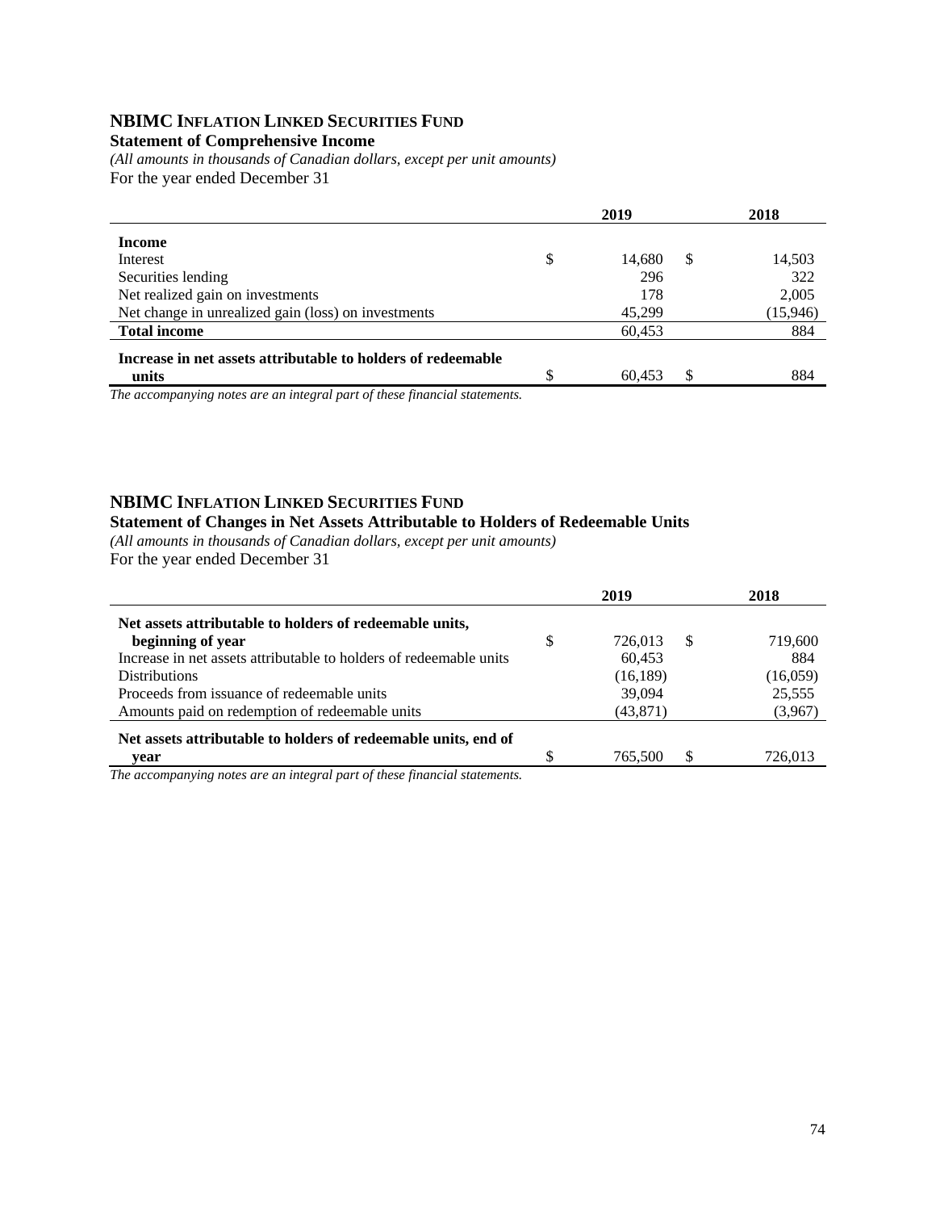## NBIMC INFLATION LINKED SECURITIES FUND

**Statement of Comprehensive Income**

*(All amounts in thousands of Canadian dollars, except per unit amounts)*

For the year ended December 31

| | 2019 | 2018 |
|---|---|---|
| **Income** | | |
| Interest | $ 14,680 | $ 14,503 |
| Securities lending | 296 | 322 |
| Net realized gain on investments | 178 | 2,005 |
| Net change in unrealized gain (loss) on investments | 45,299 | (15,946) |
| **Total income** | 60,453 | 884 |
| **Increase in net assets attributable to holders of redeemable units** | $ 60,453 | $ 884 |

*The accompanying notes are an integral part of these financial statements.*

## NBIMC INFLATION LINKED SECURITIES FUND

**Statement of Changes in Net Assets Attributable to Holders of Redeemable Units**

*(All amounts in thousands of Canadian dollars, except per unit amounts)*

For the year ended December 31

| | 2019 | 2018 |
|---|---|---|
| **Net assets attributable to holders of redeemable units, beginning of year** | $ 726,013 | $ 719,600 |
| Increase in net assets attributable to holders of redeemable units | 60,453 | 884 |
| Distributions | (16,189) | (16,059) |
| Proceeds from issuance of redeemable units | 39,094 | 25,555 |
| Amounts paid on redemption of redeemable units | (43,871) | (3,967) |
| **Net assets attributable to holders of redeemable units, end of year** | $ 765,500 | $ 726,013 |

*The accompanying notes are an integral part of these financial statements.*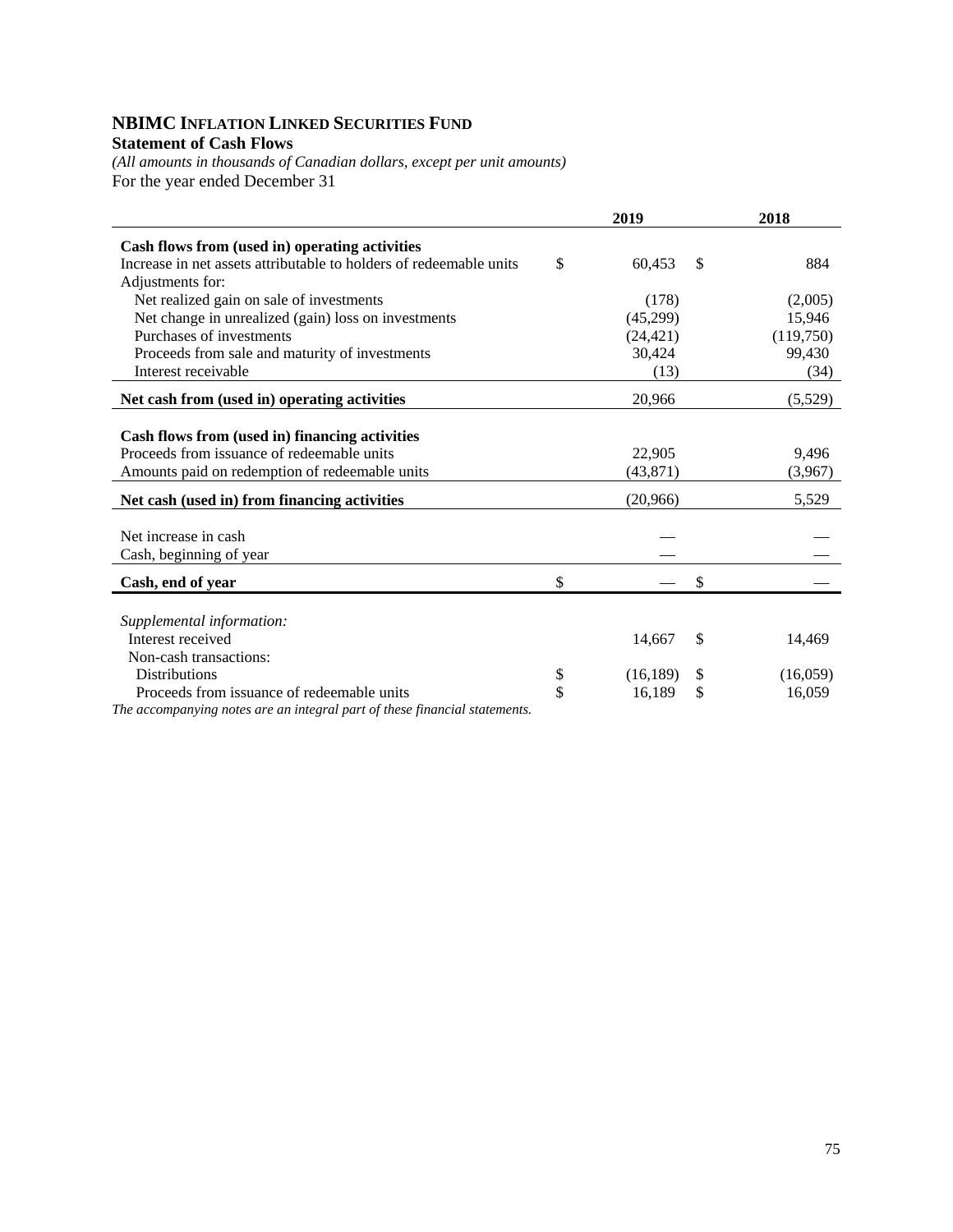# NBIMC INFLATION LINKED SECURITIES FUND

**Statement of Cash Flows**

*(All amounts in thousands of Canadian dollars, except per unit amounts)*

For the year ended December 31

| | 2019 | 2018 |
|---|---|---|
| **Cash flows from (used in) operating activities** | | |
| Increase in net assets attributable to holders of redeemable units | $ 60,453 | $ 884 |
| Adjustments for: | | |
| Net realized gain on sale of investments | (178) | (2,005) |
| Net change in unrealized (gain) loss on investments | (45,299) | 15,946 |
| Purchases of investments | (24,421) | (119,750) |
| Proceeds from sale and maturity of investments | 30,424 | 99,430 |
| Interest receivable | (13) | (34) |
| **Net cash from (used in) operating activities** | 20,966 | (5,529) |
| | | |
| **Cash flows from (used in) financing activities** | | |
| Proceeds from issuance of redeemable units | 22,905 | 9,496 |
| Amounts paid on redemption of redeemable units | (43,871) | (3,967) |
| **Net cash (used in) from financing activities** | (20,966) | 5,529 |
| | | |
| Net increase in cash | — | — |
| Cash, beginning of year | — | — |
| **Cash, end of year** | $ — | $ — |
| | | |
| *Supplemental information:* | | |
| Interest received | 14,667 | $ 14,469 |
| Non-cash transactions: | | |
| Distributions | $ (16,189) | $ (16,059) |
| Proceeds from issuance of redeemable units | $ 16,189 | $ 16,059 |

*The accompanying notes are an integral part of these financial statements.*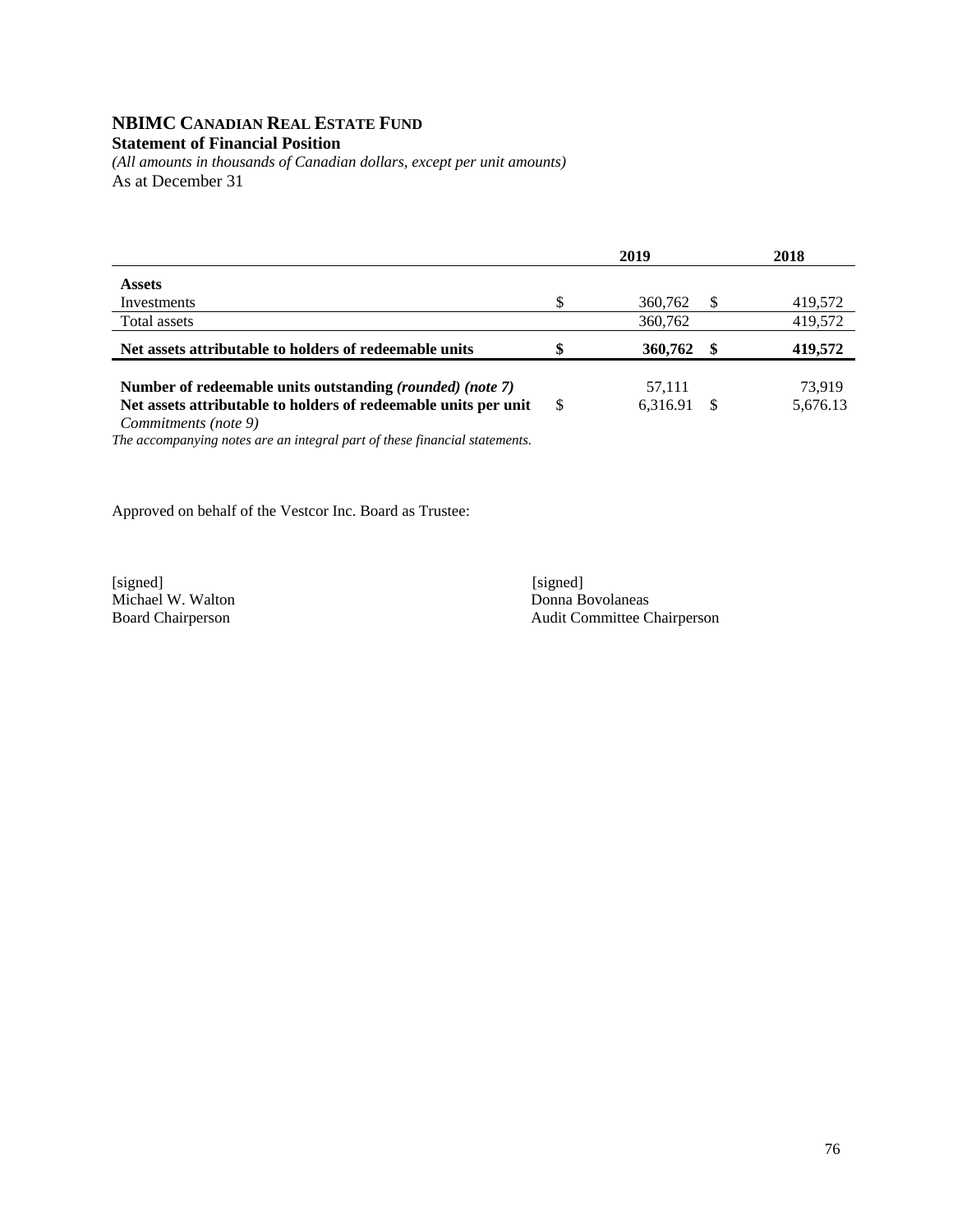# NBIMC Canadian Real Estate Fund

**Statement of Financial Position**

*(All amounts in thousands of Canadian dollars, except per unit amounts)*

As at December 31

| | 2019 | 2018 |
|---|---|---|
| **Assets** | | |
| Investments | $ 360,762 | $ 419,572 |
| Total assets | 360,762 | 419,572 |
| **Net assets attributable to holders of redeemable units** | **$ 360,762** | **$ 419,572** |
| **Number of redeemable units outstanding** ***(rounded) (note 7)*** | 57,111 | 73,919 |
| **Net assets attributable to holders of redeemable units per unit** | $ 6,316.91 | $ 5,676.13 |

*Commitments (note 9)*

*The accompanying notes are an integral part of these financial statements.*

Approved on behalf of the Vestcor Inc. Board as Trustee:

[signed]
Michael W. Walton
Board Chairperson

[signed]
Donna Bovolaneas
Audit Committee Chairperson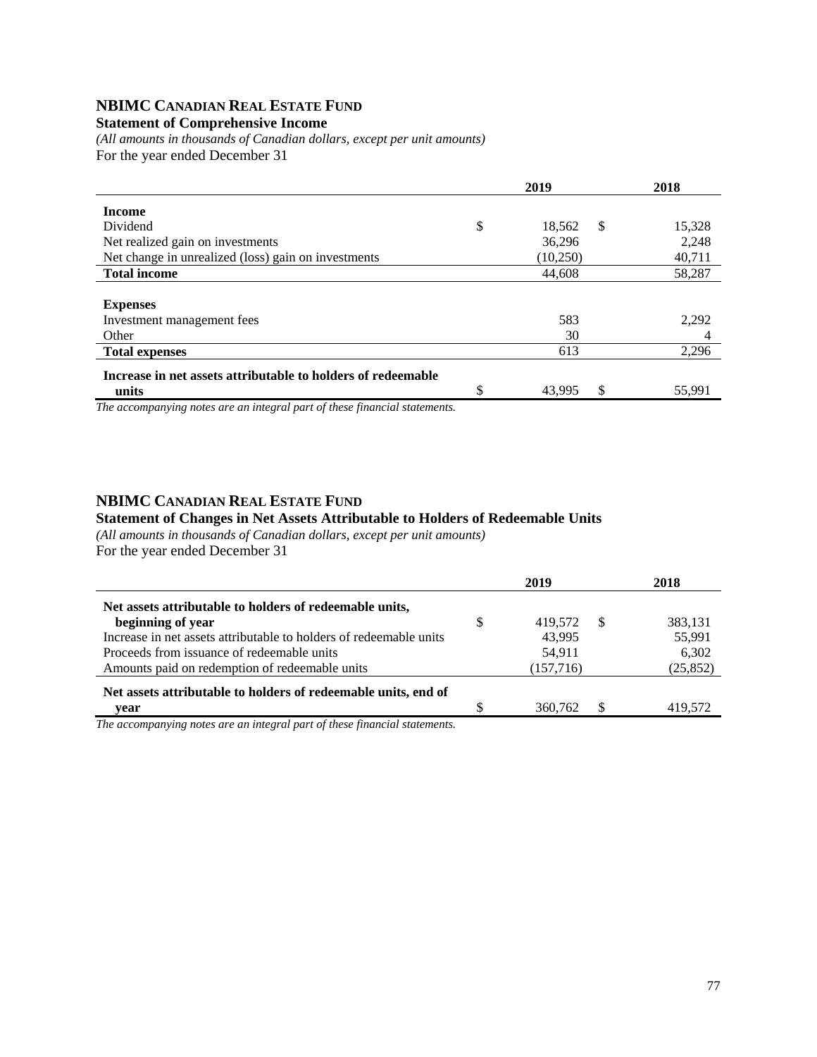## NBIMC CANADIAN REAL ESTATE FUND

**Statement of Comprehensive Income**

*(All amounts in thousands of Canadian dollars, except per unit amounts)*

For the year ended December 31

| | 2019 | 2018 |
|---|---|---|
| **Income** | | |
| Dividend | $ 18,562 | $ 15,328 |
| Net realized gain on investments | 36,296 | 2,248 |
| Net change in unrealized (loss) gain on investments | (10,250) | 40,711 |
| **Total income** | 44,608 | 58,287 |
| **Expenses** | | |
| Investment management fees | 583 | 2,292 |
| Other | 30 | 4 |
| **Total expenses** | 613 | 2,296 |
| **Increase in net assets attributable to holders of redeemable units** | $ 43,995 | $ 55,991 |

*The accompanying notes are an integral part of these financial statements.*

## NBIMC CANADIAN REAL ESTATE FUND

**Statement of Changes in Net Assets Attributable to Holders of Redeemable Units**

*(All amounts in thousands of Canadian dollars, except per unit amounts)*

For the year ended December 31

| | 2019 | 2018 |
|---|---|---|
| **Net assets attributable to holders of redeemable units, beginning of year** | $ 419,572 | $ 383,131 |
| Increase in net assets attributable to holders of redeemable units | 43,995 | 55,991 |
| Proceeds from issuance of redeemable units | 54,911 | 6,302 |
| Amounts paid on redemption of redeemable units | (157,716) | (25,852) |
| **Net assets attributable to holders of redeemable units, end of year** | $ 360,762 | $ 419,572 |

*The accompanying notes are an integral part of these financial statements.*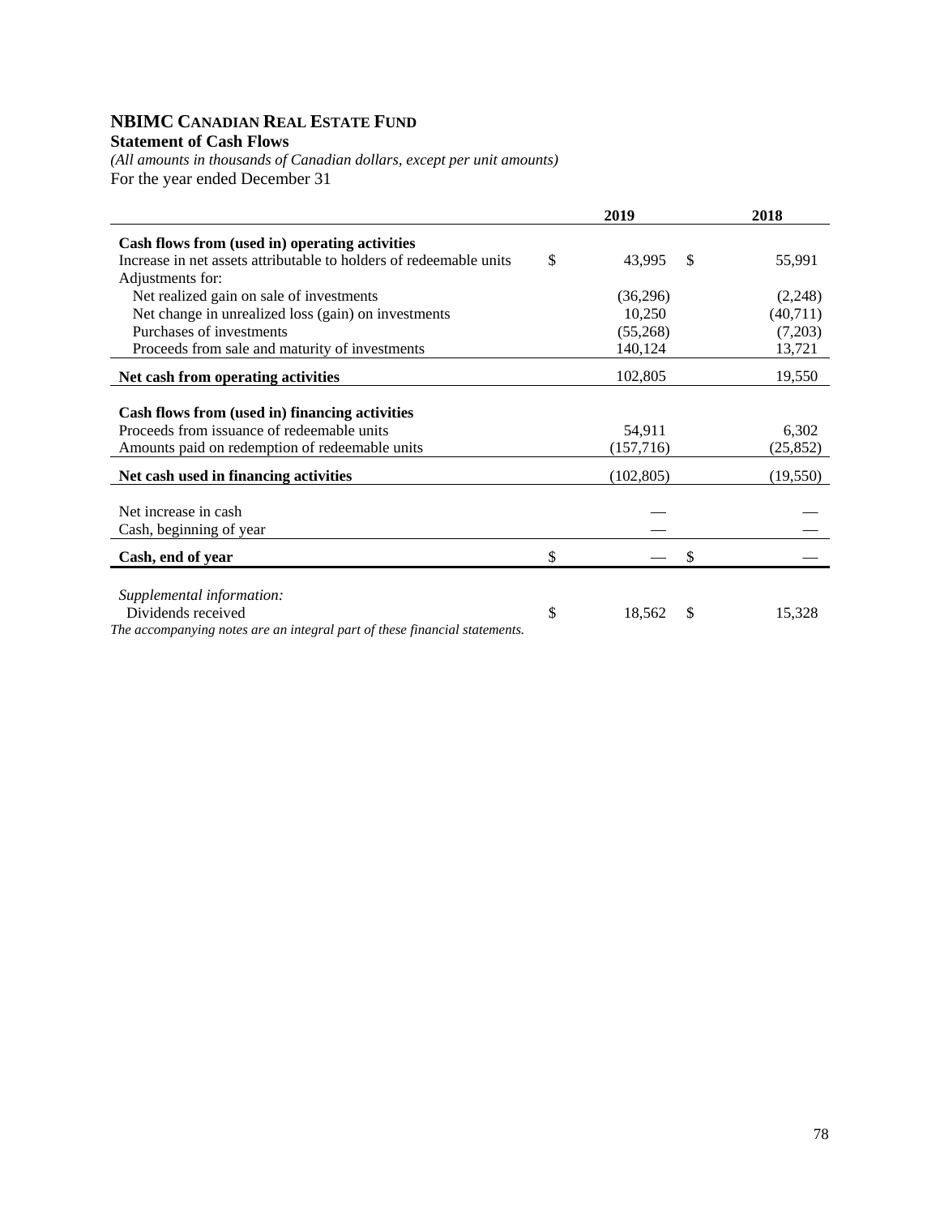# NBIMC CANADIAN REAL ESTATE FUND

**Statement of Cash Flows**

*(All amounts in thousands of Canadian dollars, except per unit amounts)*

For the year ended December 31

| | 2019 | 2018 |
|---|---|---|
| **Cash flows from (used in) operating activities** | | |
| Increase in net assets attributable to holders of redeemable units | $ 43,995 | $ 55,991 |
| Adjustments for: | | |
| Net realized gain on sale of investments | (36,296) | (2,248) |
| Net change in unrealized loss (gain) on investments | 10,250 | (40,711) |
| Purchases of investments | (55,268) | (7,203) |
| Proceeds from sale and maturity of investments | 140,124 | 13,721 |
| **Net cash from operating activities** | 102,805 | 19,550 |
| **Cash flows from (used in) financing activities** | | |
| Proceeds from issuance of redeemable units | 54,911 | 6,302 |
| Amounts paid on redemption of redeemable units | (157,716) | (25,852) |
| **Net cash used in financing activities** | (102,805) | (19,550) |
| Net increase in cash | — | — |
| Cash, beginning of year | — | — |
| **Cash, end of year** | $ — | $ — |
| *Supplemental information:* | | |
| Dividends received | $ 18,562 | $ 15,328 |

*The accompanying notes are an integral part of these financial statements.*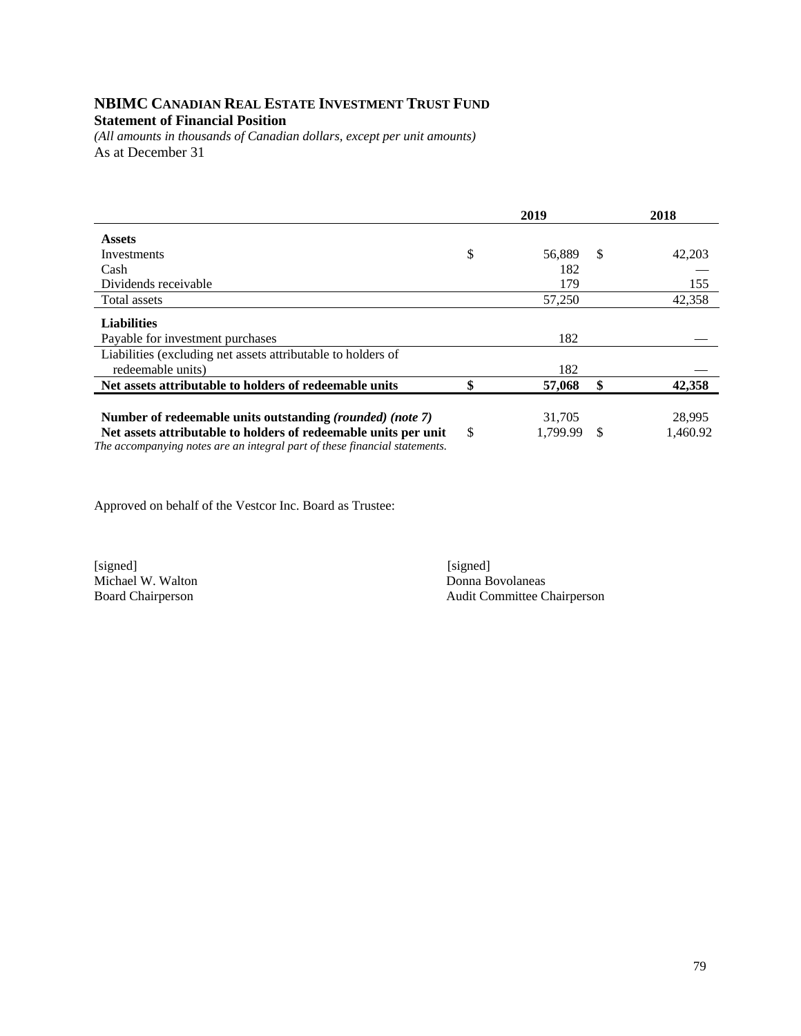# NBIMC CANADIAN REAL ESTATE INVESTMENT TRUST FUND

**Statement of Financial Position**

*(All amounts in thousands of Canadian dollars, except per unit amounts)*

As at December 31

| | 2019 | 2018 |
|---|---|---|
| **Assets** | | |
| Investments | $ 56,889 | $ 42,203 |
| Cash | 182 | — |
| Dividends receivable | 179 | 155 |
| Total assets | 57,250 | 42,358 |
| **Liabilities** | | |
| Payable for investment purchases | 182 | — |
| Liabilities (excluding net assets attributable to holders of redeemable units) | 182 | — |
| **Net assets attributable to holders of redeemable units** | **$ 57,068** | **$ 42,358** |
| **Number of redeemable units outstanding *(rounded) (note 7)*** | 31,705 | 28,995 |
| **Net assets attributable to holders of redeemable units per unit** | $ 1,799.99 | $ 1,460.92 |

*The accompanying notes are an integral part of these financial statements.*

Approved on behalf of the Vestcor Inc. Board as Trustee:

[signed]
Michael W. Walton
Board Chairperson

[signed]
Donna Bovolaneas
Audit Committee Chairperson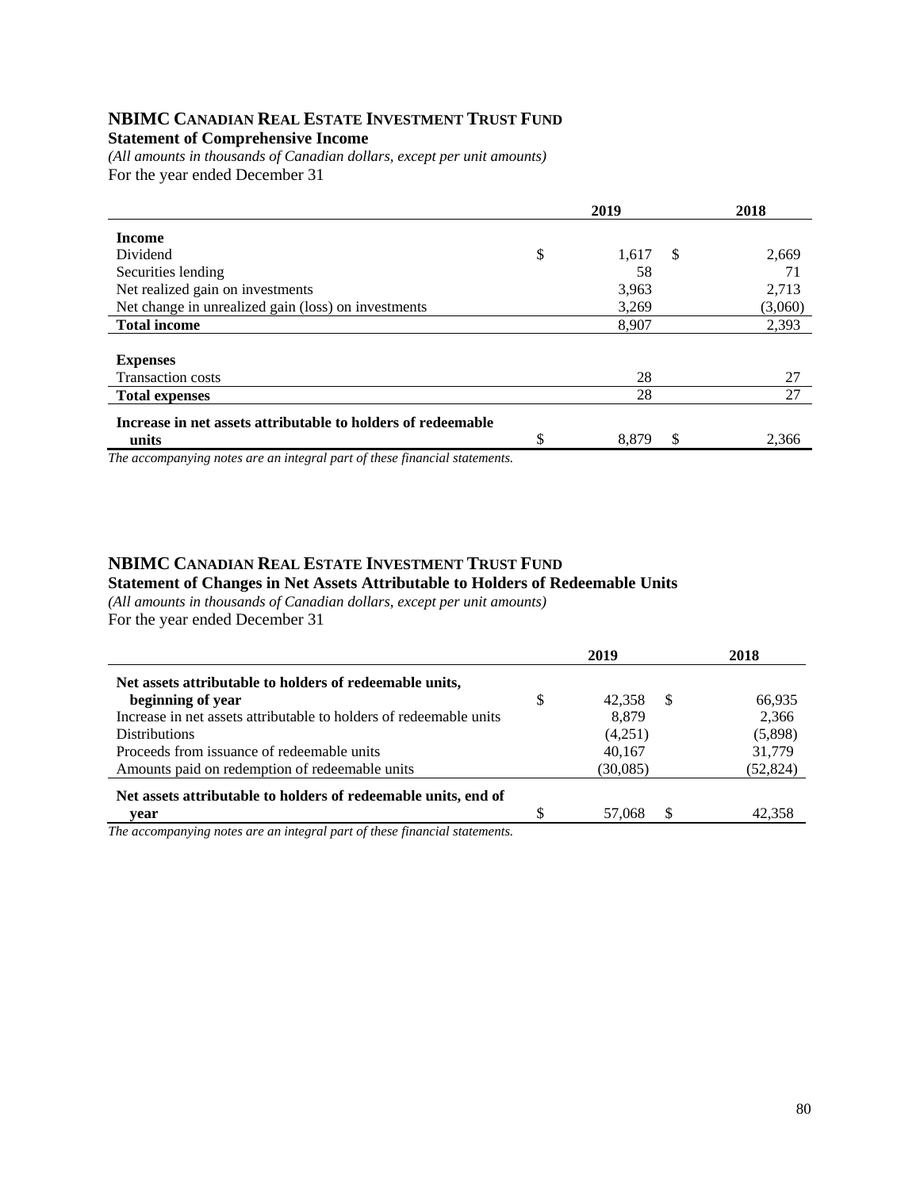## NBIMC Canadian Real Estate Investment Trust Fund

**Statement of Comprehensive Income**

*(All amounts in thousands of Canadian dollars, except per unit amounts)*

For the year ended December 31

| | 2019 | 2018 |
|---|---|---|
| **Income** | | |
| Dividend | $ 1,617 | $ 2,669 |
| Securities lending | 58 | 71 |
| Net realized gain on investments | 3,963 | 2,713 |
| Net change in unrealized gain (loss) on investments | 3,269 | (3,060) |
| **Total income** | 8,907 | 2,393 |
| **Expenses** | | |
| Transaction costs | 28 | 27 |
| **Total expenses** | 28 | 27 |
| **Increase in net assets attributable to holders of redeemable units** | $ 8,879 | $ 2,366 |

*The accompanying notes are an integral part of these financial statements.*

## NBIMC Canadian Real Estate Investment Trust Fund

**Statement of Changes in Net Assets Attributable to Holders of Redeemable Units**

*(All amounts in thousands of Canadian dollars, except per unit amounts)*

For the year ended December 31

| | 2019 | 2018 |
|---|---|---|
| **Net assets attributable to holders of redeemable units, beginning of year** | $ 42,358 | $ 66,935 |
| Increase in net assets attributable to holders of redeemable units | 8,879 | 2,366 |
| Distributions | (4,251) | (5,898) |
| Proceeds from issuance of redeemable units | 40,167 | 31,779 |
| Amounts paid on redemption of redeemable units | (30,085) | (52,824) |
| **Net assets attributable to holders of redeemable units, end of year** | $ 57,068 | $ 42,358 |

*The accompanying notes are an integral part of these financial statements.*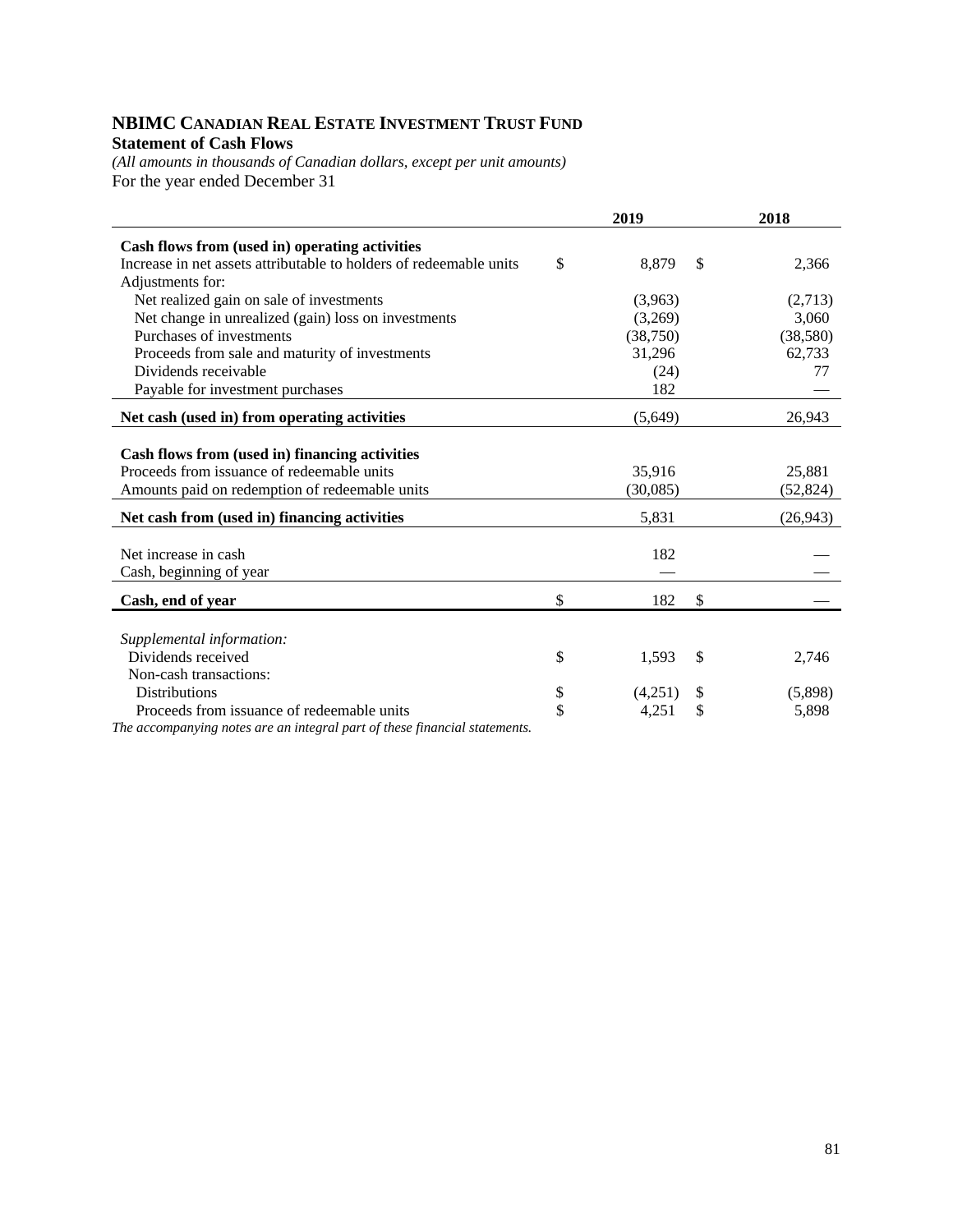# NBIMC Canadian Real Estate Investment Trust Fund

**Statement of Cash Flows**

*(All amounts in thousands of Canadian dollars, except per unit amounts)*

For the year ended December 31

| | 2019 | 2018 |
|---|---|---|
| **Cash flows from (used in) operating activities** | | |
| Increase in net assets attributable to holders of redeemable units | $ 8,879 | $ 2,366 |
| Adjustments for: | | |
| Net realized gain on sale of investments | (3,963) | (2,713) |
| Net change in unrealized (gain) loss on investments | (3,269) | 3,060 |
| Purchases of investments | (38,750) | (38,580) |
| Proceeds from sale and maturity of investments | 31,296 | 62,733 |
| Dividends receivable | (24) | 77 |
| Payable for investment purchases | 182 | — |
| **Net cash (used in) from operating activities** | (5,649) | 26,943 |
| **Cash flows from (used in) financing activities** | | |
| Proceeds from issuance of redeemable units | 35,916 | 25,881 |
| Amounts paid on redemption of redeemable units | (30,085) | (52,824) |
| **Net cash from (used in) financing activities** | 5,831 | (26,943) |
| Net increase in cash | 182 | — |
| Cash, beginning of year | — | — |
| **Cash, end of year** | $ 182 | $ — |
| *Supplemental information:* | | |
| Dividends received | $ 1,593 | $ 2,746 |
| Non-cash transactions: | | |
| Distributions | $ (4,251) | $ (5,898) |
| Proceeds from issuance of redeemable units | $ 4,251 | $ 5,898 |

*The accompanying notes are an integral part of these financial statements.*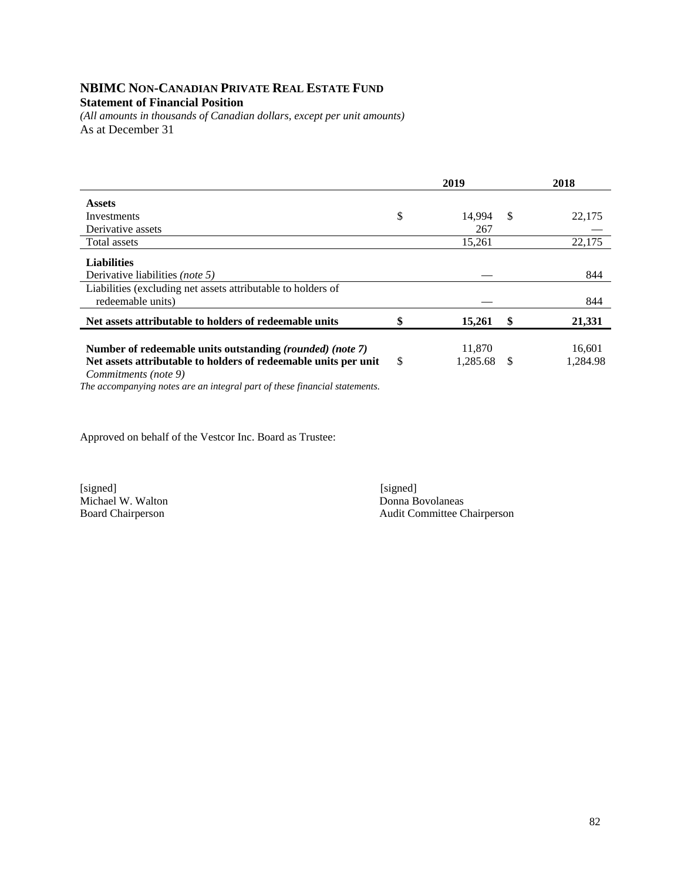# NBIMC Non-Canadian Private Real Estate Fund

**Statement of Financial Position**

*(All amounts in thousands of Canadian dollars, except per unit amounts)*

As at December 31

| | 2019 | 2018 |
|---|---|---|
| **Assets** | | |
| Investments | $ 14,994 | $ 22,175 |
| Derivative assets | 267 | — |
| Total assets | 15,261 | 22,175 |
| **Liabilities** | | |
| Derivative liabilities *(note 5)* | — | 844 |
| Liabilities (excluding net assets attributable to holders of redeemable units) | — | 844 |
| **Net assets attributable to holders of redeemable units** | **$ 15,261** | **$ 21,331** |
| **Number of redeemable units outstanding *(rounded) (note 7)*** | 11,870 | 16,601 |
| **Net assets attributable to holders of redeemable units per unit** | $ 1,285.68 | $ 1,284.98 |

*Commitments (note 9)*

*The accompanying notes are an integral part of these financial statements.*

Approved on behalf of the Vestcor Inc. Board as Trustee:

[signed]
Michael W. Walton
Board Chairperson

[signed]
Donna Bovolaneas
Audit Committee Chairperson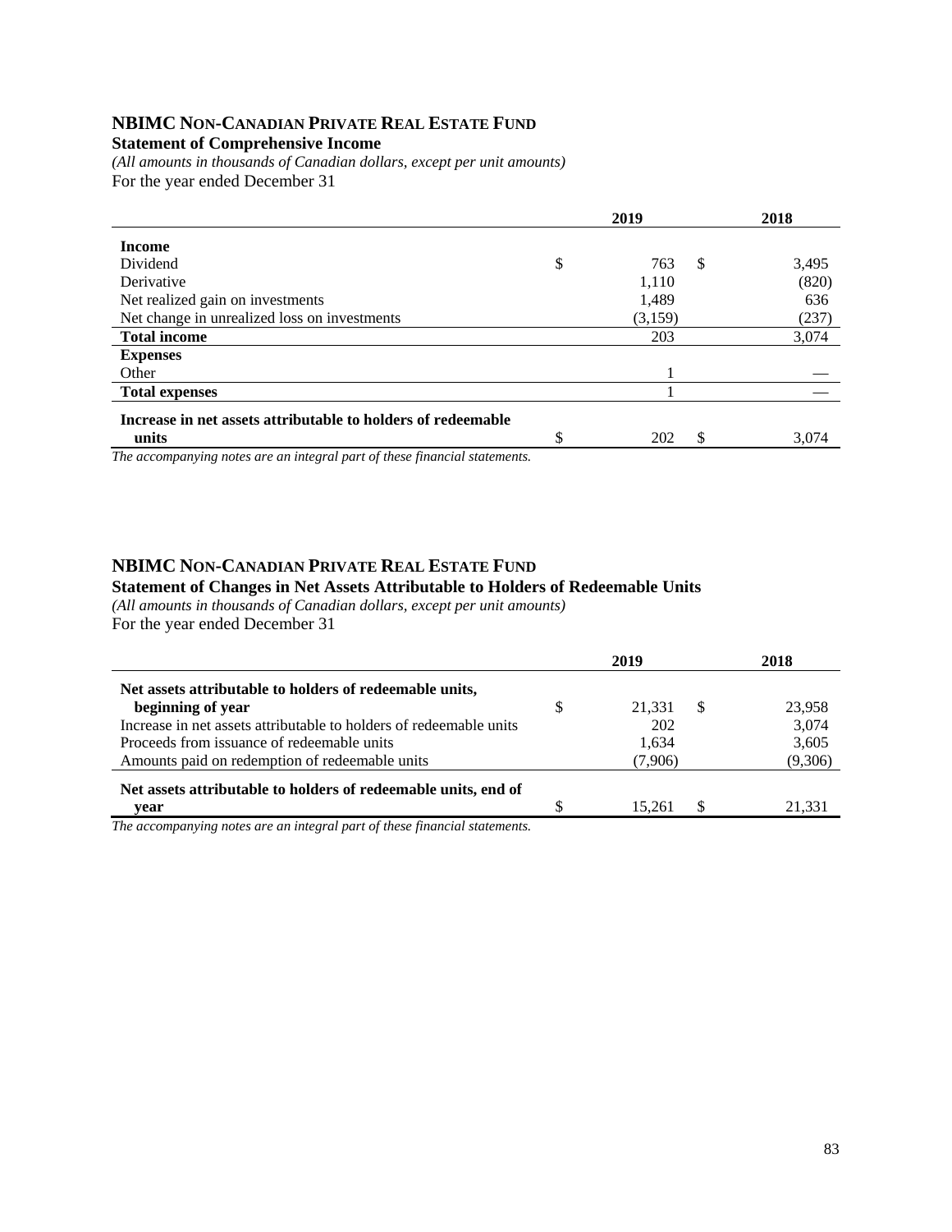## NBIMC NON-CANADIAN PRIVATE REAL ESTATE FUND

**Statement of Comprehensive Income**

*(All amounts in thousands of Canadian dollars, except per unit amounts)*

For the year ended December 31

| | 2019 | 2018 |
|---|---|---|
| **Income** | | |
| Dividend | $ 763 | $ 3,495 |
| Derivative | 1,110 | (820) |
| Net realized gain on investments | 1,489 | 636 |
| Net change in unrealized loss on investments | (3,159) | (237) |
| **Total income** | 203 | 3,074 |
| **Expenses** | | |
| Other | 1 | — |
| **Total expenses** | 1 | — |
| **Increase in net assets attributable to holders of redeemable units** | $ 202 | $ 3,074 |

*The accompanying notes are an integral part of these financial statements.*

## NBIMC NON-CANADIAN PRIVATE REAL ESTATE FUND

**Statement of Changes in Net Assets Attributable to Holders of Redeemable Units**

*(All amounts in thousands of Canadian dollars, except per unit amounts)*

For the year ended December 31

| | 2019 | 2018 |
|---|---|---|
| **Net assets attributable to holders of redeemable units, beginning of year** | $ 21,331 | $ 23,958 |
| Increase in net assets attributable to holders of redeemable units | 202 | 3,074 |
| Proceeds from issuance of redeemable units | 1,634 | 3,605 |
| Amounts paid on redemption of redeemable units | (7,906) | (9,306) |
| **Net assets attributable to holders of redeemable units, end of year** | $ 15,261 | $ 21,331 |

*The accompanying notes are an integral part of these financial statements.*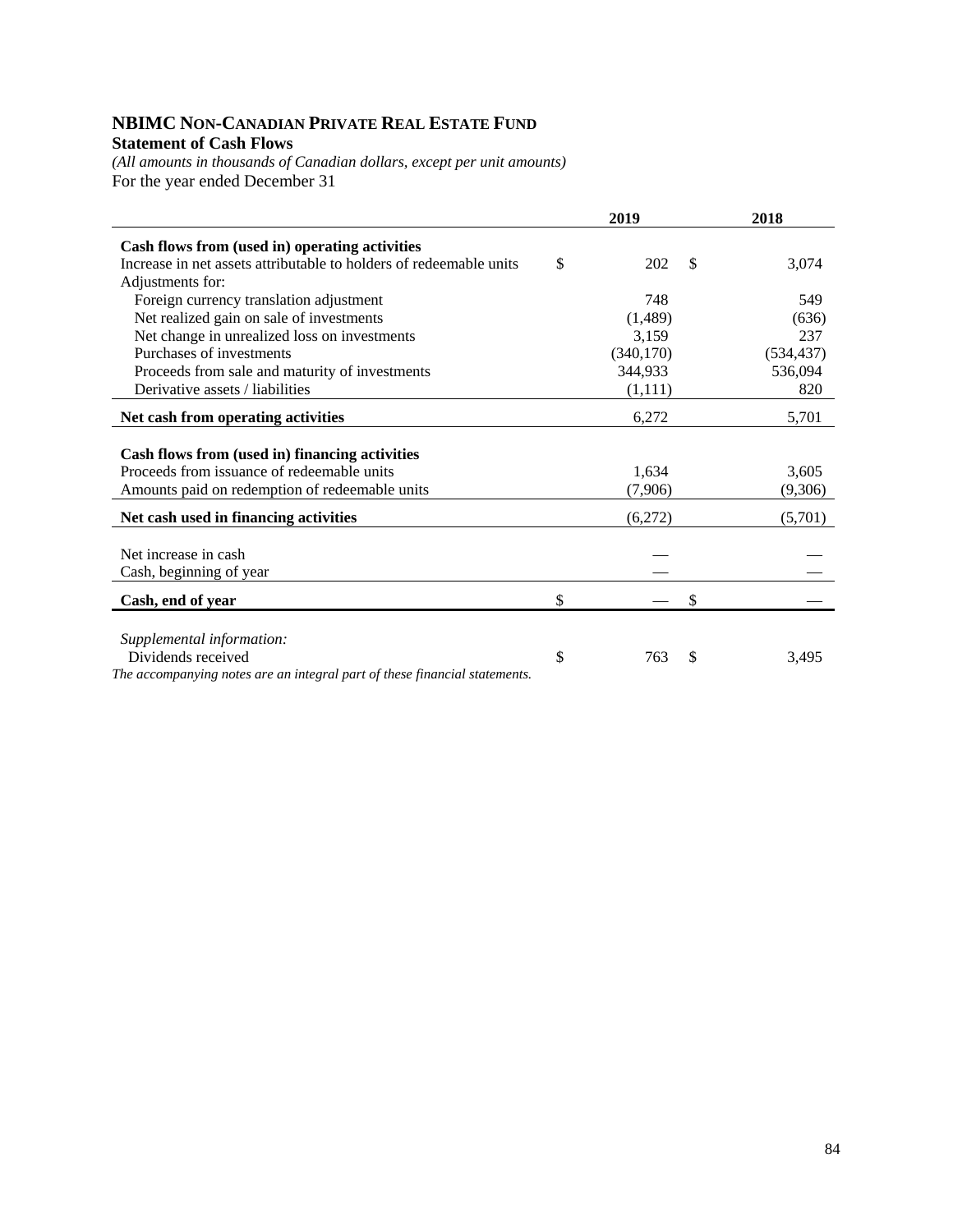# NBIMC NON-CANADIAN PRIVATE REAL ESTATE FUND

**Statement of Cash Flows**

*(All amounts in thousands of Canadian dollars, except per unit amounts)*

For the year ended December 31

| | 2019 | 2018 |
|---|---|---|
| **Cash flows from (used in) operating activities** | | |
| Increase in net assets attributable to holders of redeemable units | $ 202 | $ 3,074 |
| Adjustments for: | | |
| Foreign currency translation adjustment | 748 | 549 |
| Net realized gain on sale of investments | (1,489) | (636) |
| Net change in unrealized loss on investments | 3,159 | 237 |
| Purchases of investments | (340,170) | (534,437) |
| Proceeds from sale and maturity of investments | 344,933 | 536,094 |
| Derivative assets / liabilities | (1,111) | 820 |
| **Net cash from operating activities** | 6,272 | 5,701 |
| **Cash flows from (used in) financing activities** | | |
| Proceeds from issuance of redeemable units | 1,634 | 3,605 |
| Amounts paid on redemption of redeemable units | (7,906) | (9,306) |
| **Net cash used in financing activities** | (6,272) | (5,701) |
| Net increase in cash | — | — |
| Cash, beginning of year | — | — |
| **Cash, end of year** | $ — | $ — |
| *Supplemental information:* | | |
| Dividends received | $ 763 | $ 3,495 |

*The accompanying notes are an integral part of these financial statements.*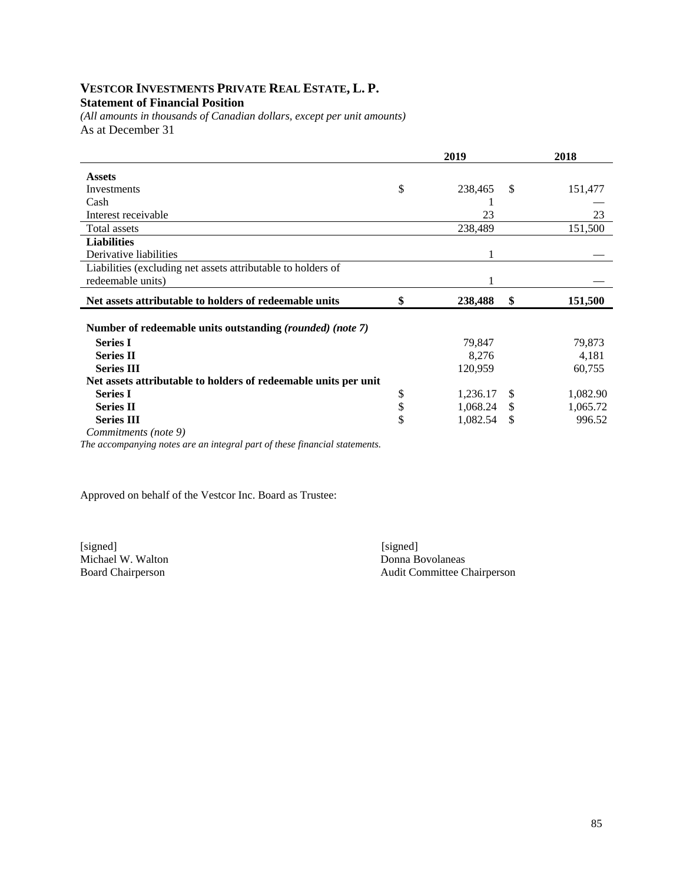# VESTCOR INVESTMENTS PRIVATE REAL ESTATE, L. P.

**Statement of Financial Position**

*(All amounts in thousands of Canadian dollars, except per unit amounts)*

As at December 31

| | 2019 | 2018 |
|---|---|---|
| **Assets** | | |
| Investments | $ 238,465 | $ 151,477 |
| Cash | 1 | — |
| Interest receivable | 23 | 23 |
| Total assets | 238,489 | 151,500 |
| **Liabilities** | | |
| Derivative liabilities | 1 | — |
| Liabilities (excluding net assets attributable to holders of redeemable units) | 1 | — |
| **Net assets attributable to holders of redeemable units** | **$ 238,488** | **$ 151,500** |
| **Number of redeemable units outstanding *(rounded) (note 7)*** | | |
| **Series I** | 79,847 | 79,873 |
| **Series II** | 8,276 | 4,181 |
| **Series III** | 120,959 | 60,755 |
| **Net assets attributable to holders of redeemable units per unit** | | |
| **Series I** | $ 1,236.17 | $ 1,082.90 |
| **Series II** | $ 1,068.24 | $ 1,065.72 |
| **Series III** | $ 1,082.54 | $ 996.52 |

*Commitments (note 9)*

*The accompanying notes are an integral part of these financial statements.*

Approved on behalf of the Vestcor Inc. Board as Trustee:

[signed]
Michael W. Walton
Board Chairperson

[signed]
Donna Bovolaneas
Audit Committee Chairperson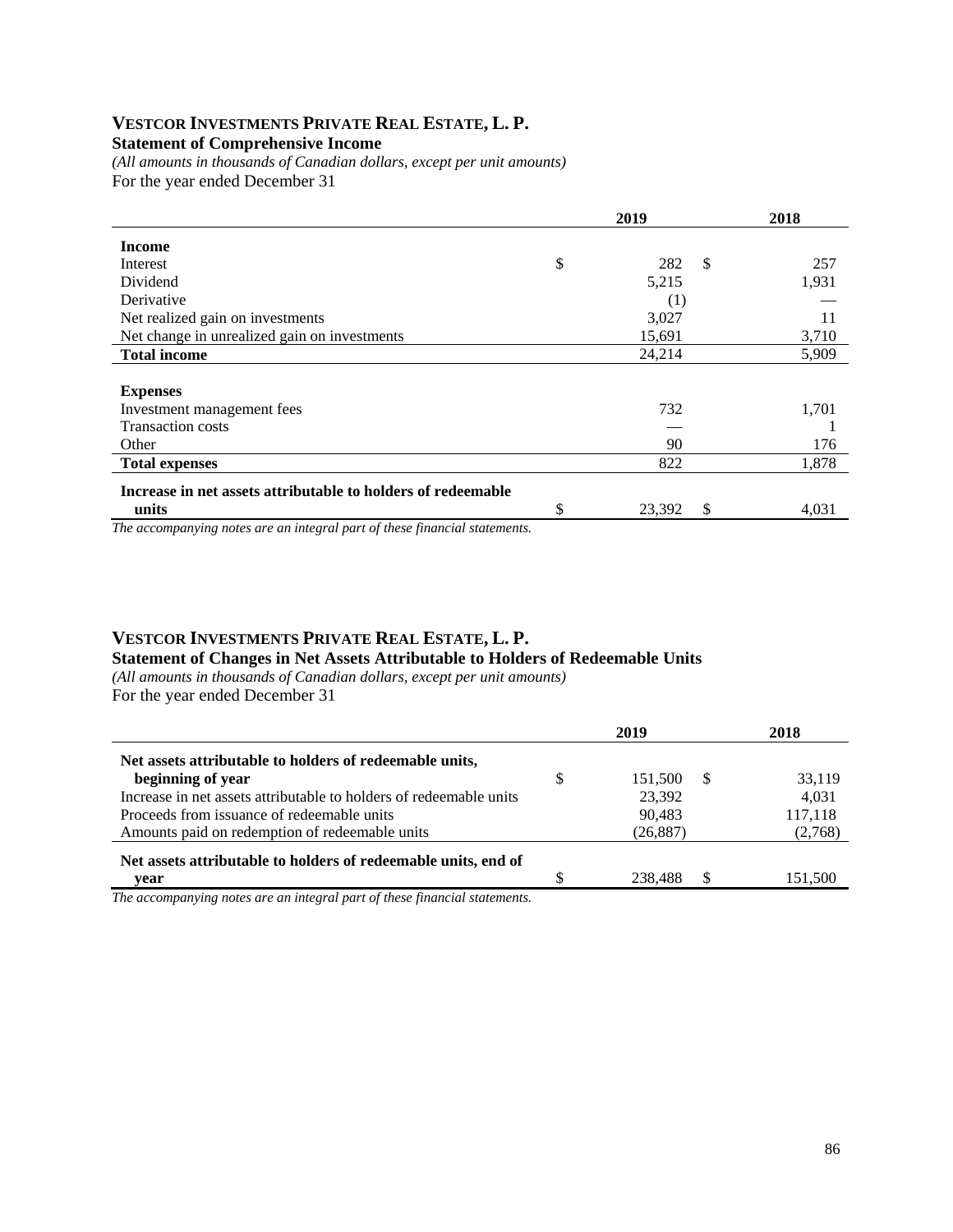# VESTCOR INVESTMENTS PRIVATE REAL ESTATE, L. P.

**Statement of Comprehensive Income**

*(All amounts in thousands of Canadian dollars, except per unit amounts)*

For the year ended December 31

| | 2019 | 2018 |
|---|---|---|
| **Income** | | |
| Interest | $ 282 | $ 257 |
| Dividend | 5,215 | 1,931 |
| Derivative | (1) | — |
| Net realized gain on investments | 3,027 | 11 |
| Net change in unrealized gain on investments | 15,691 | 3,710 |
| **Total income** | 24,214 | 5,909 |
| **Expenses** | | |
| Investment management fees | 732 | 1,701 |
| Transaction costs | — | 1 |
| Other | 90 | 176 |
| **Total expenses** | 822 | 1,878 |
| **Increase in net assets attributable to holders of redeemable units** | $ 23,392 | $ 4,031 |

*The accompanying notes are an integral part of these financial statements.*

# VESTCOR INVESTMENTS PRIVATE REAL ESTATE, L. P.

**Statement of Changes in Net Assets Attributable to Holders of Redeemable Units**

*(All amounts in thousands of Canadian dollars, except per unit amounts)*

For the year ended December 31

| | 2019 | 2018 |
|---|---|---|
| **Net assets attributable to holders of redeemable units, beginning of year** | $ 151,500 | $ 33,119 |
| Increase in net assets attributable to holders of redeemable units | 23,392 | 4,031 |
| Proceeds from issuance of redeemable units | 90,483 | 117,118 |
| Amounts paid on redemption of redeemable units | (26,887) | (2,768) |
| **Net assets attributable to holders of redeemable units, end of year** | $ 238,488 | $ 151,500 |

*The accompanying notes are an integral part of these financial statements.*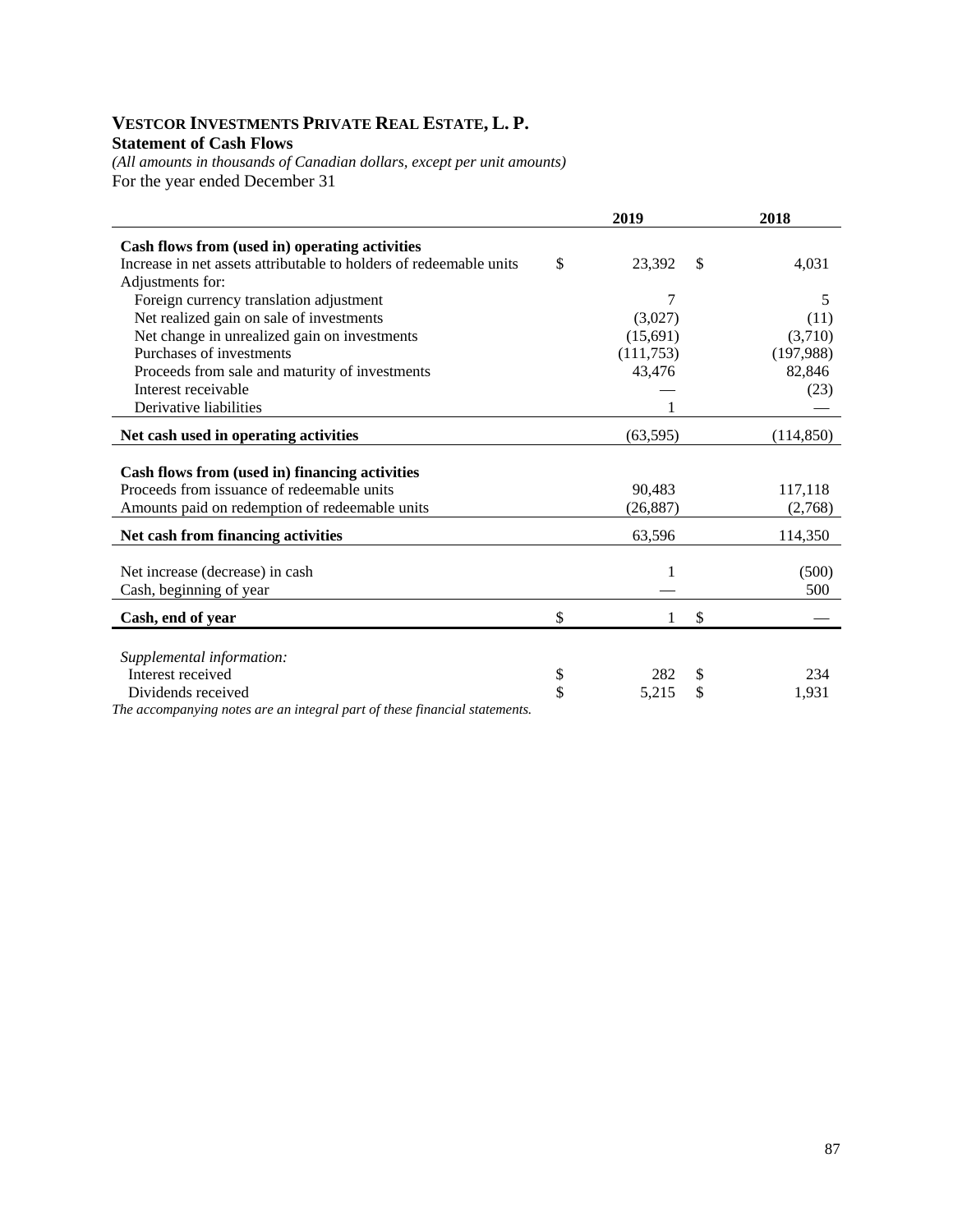# VESTCOR INVESTMENTS PRIVATE REAL ESTATE, L. P.

**Statement of Cash Flows**

*(All amounts in thousands of Canadian dollars, except per unit amounts)*

For the year ended December 31

| | 2019 | 2018 |
|---|---|---|
| **Cash flows from (used in) operating activities** | | |
| Increase in net assets attributable to holders of redeemable units | $ 23,392 | $ 4,031 |
| Adjustments for: | | |
| Foreign currency translation adjustment | 7 | 5 |
| Net realized gain on sale of investments | (3,027) | (11) |
| Net change in unrealized gain on investments | (15,691) | (3,710) |
| Purchases of investments | (111,753) | (197,988) |
| Proceeds from sale and maturity of investments | 43,476 | 82,846 |
| Interest receivable | — | (23) |
| Derivative liabilities | 1 | — |
| **Net cash used in operating activities** | (63,595) | (114,850) |
| **Cash flows from (used in) financing activities** | | |
| Proceeds from issuance of redeemable units | 90,483 | 117,118 |
| Amounts paid on redemption of redeemable units | (26,887) | (2,768) |
| **Net cash from financing activities** | 63,596 | 114,350 |
| Net increase (decrease) in cash | 1 | (500) |
| Cash, beginning of year | — | 500 |
| **Cash, end of year** | $ 1 | $ — |
| *Supplemental information:* | | |
| Interest received | $ 282 | $ 234 |
| Dividends received | $ 5,215 | $ 1,931 |

*The accompanying notes are an integral part of these financial statements.*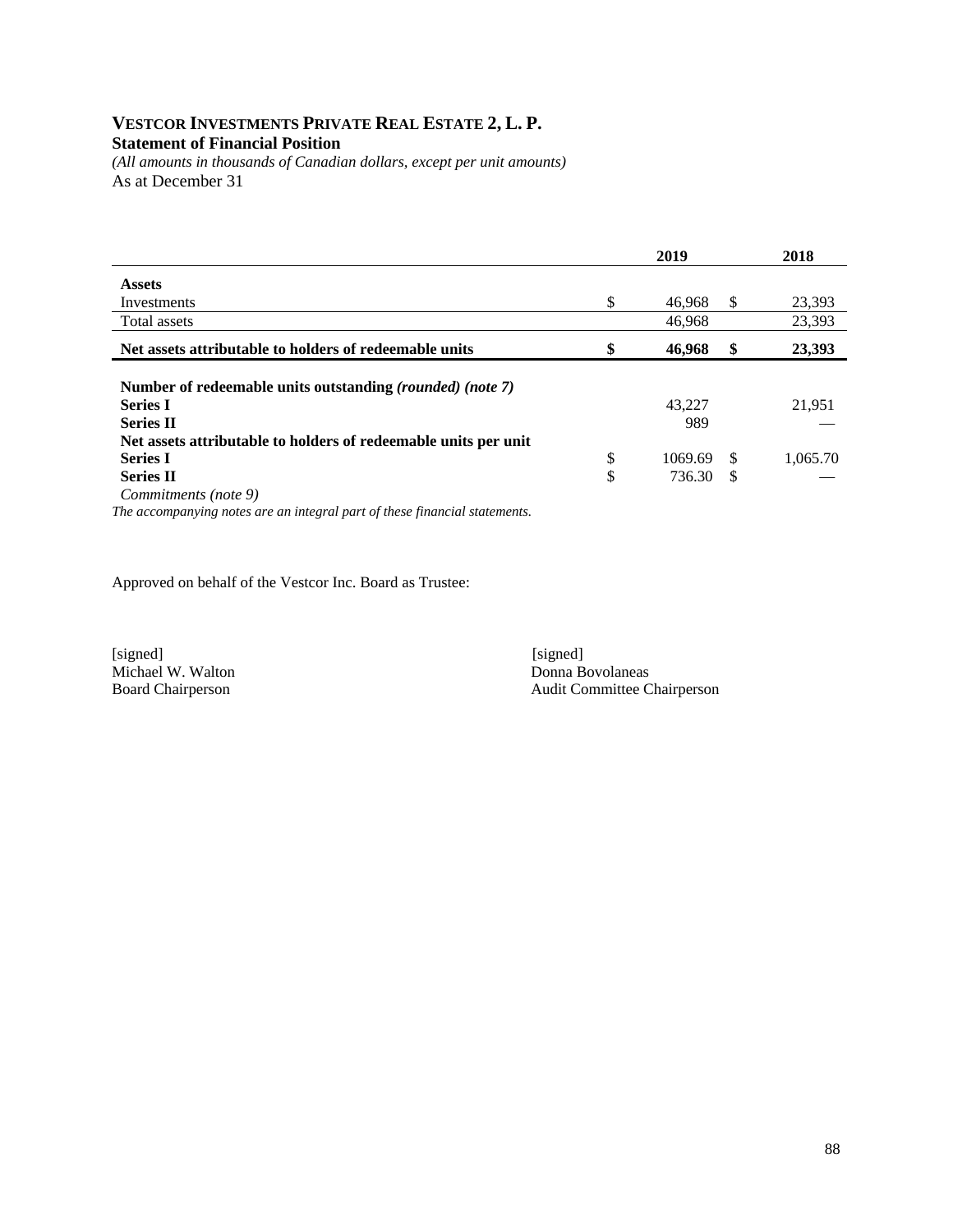# Vestcor Investments Private Real Estate 2, L. P.

**Statement of Financial Position**

*(All amounts in thousands of Canadian dollars, except per unit amounts)*

As at December 31

| | 2019 | 2018 |
|---|---|---|
| **Assets** | | |
| Investments | $ 46,968 | $ 23,393 |
| Total assets | 46,968 | 23,393 |
| **Net assets attributable to holders of redeemable units** | **$ 46,968** | **$ 23,393** |
| **Number of redeemable units outstanding** ***(rounded) (note 7)*** | | |
| **Series I** | 43,227 | 21,951 |
| **Series II** | 989 | — |
| **Net assets attributable to holders of redeemable units per unit** | | |
| **Series I** | $ 1069.69 | $ 1,065.70 |
| **Series II** | $ 736.30 | $ — |
| *Commitments (note 9)* | | |

*The accompanying notes are an integral part of these financial statements.*

Approved on behalf of the Vestcor Inc. Board as Trustee:

[signed]
Michael W. Walton
Board Chairperson

[signed]
Donna Bovolaneas
Audit Committee Chairperson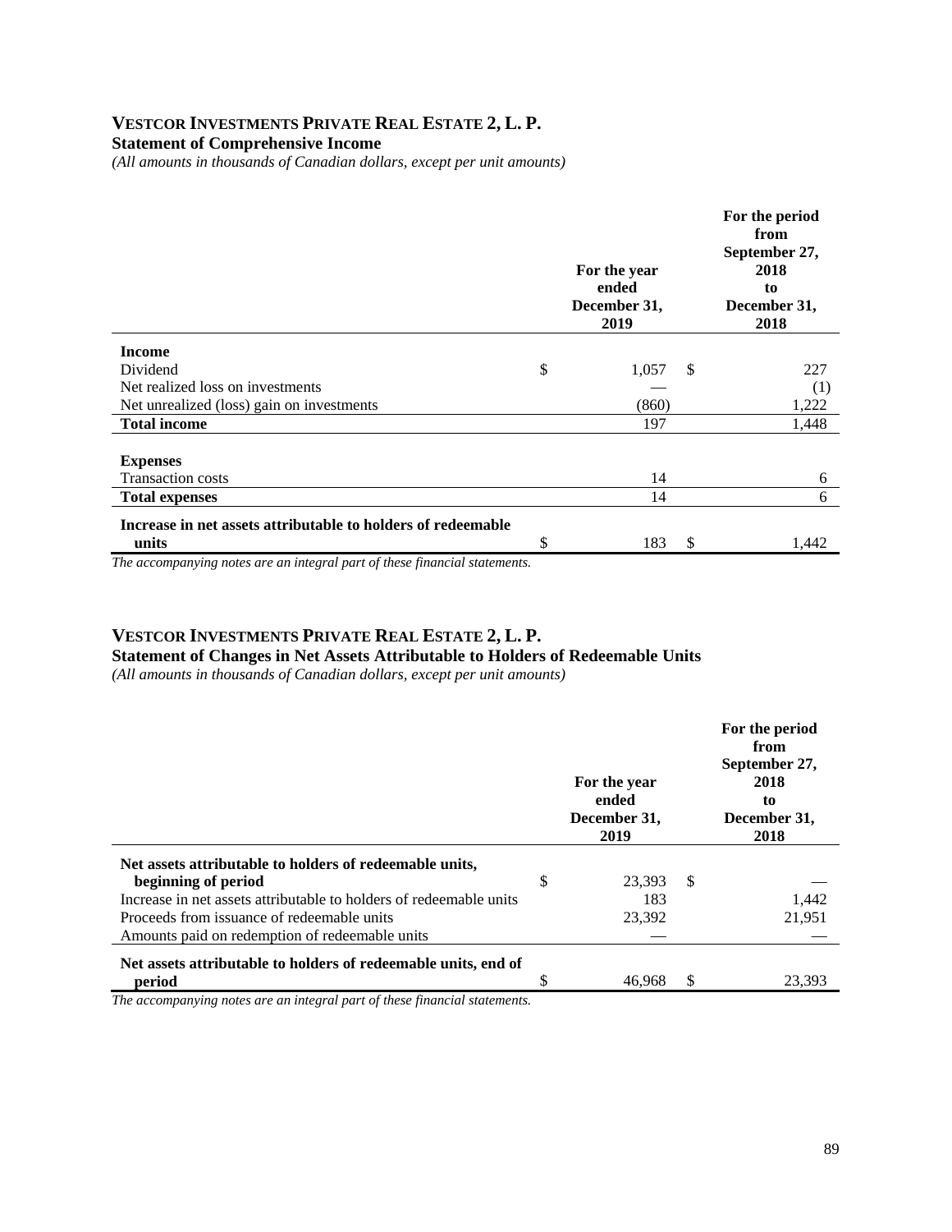# VESTCOR INVESTMENTS PRIVATE REAL ESTATE 2, L. P.

**Statement of Comprehensive Income**

*(All amounts in thousands of Canadian dollars, except per unit amounts)*

| | For the year ended December 31, 2019 | For the period from September 27, 2018 to December 31, 2018 |
|---|---|---|
| **Income** | | |
| Dividend | $ 1,057 | $ 227 |
| Net realized loss on investments | — | (1) |
| Net unrealized (loss) gain on investments | (860) | 1,222 |
| **Total income** | 197 | 1,448 |
| **Expenses** | | |
| Transaction costs | 14 | 6 |
| **Total expenses** | 14 | 6 |
| **Increase in net assets attributable to holders of redeemable units** | $ 183 | $ 1,442 |

*The accompanying notes are an integral part of these financial statements.*

# VESTCOR INVESTMENTS PRIVATE REAL ESTATE 2, L. P.

**Statement of Changes in Net Assets Attributable to Holders of Redeemable Units**

*(All amounts in thousands of Canadian dollars, except per unit amounts)*

| | For the year ended December 31, 2019 | For the period from September 27, 2018 to December 31, 2018 |
|---|---|---|
| **Net assets attributable to holders of redeemable units, beginning of period** | $ 23,393 | $ — |
| Increase in net assets attributable to holders of redeemable units | 183 | 1,442 |
| Proceeds from issuance of redeemable units | 23,392 | 21,951 |
| Amounts paid on redemption of redeemable units | — | — |
| **Net assets attributable to holders of redeemable units, end of period** | $ 46,968 | $ 23,393 |

*The accompanying notes are an integral part of these financial statements.*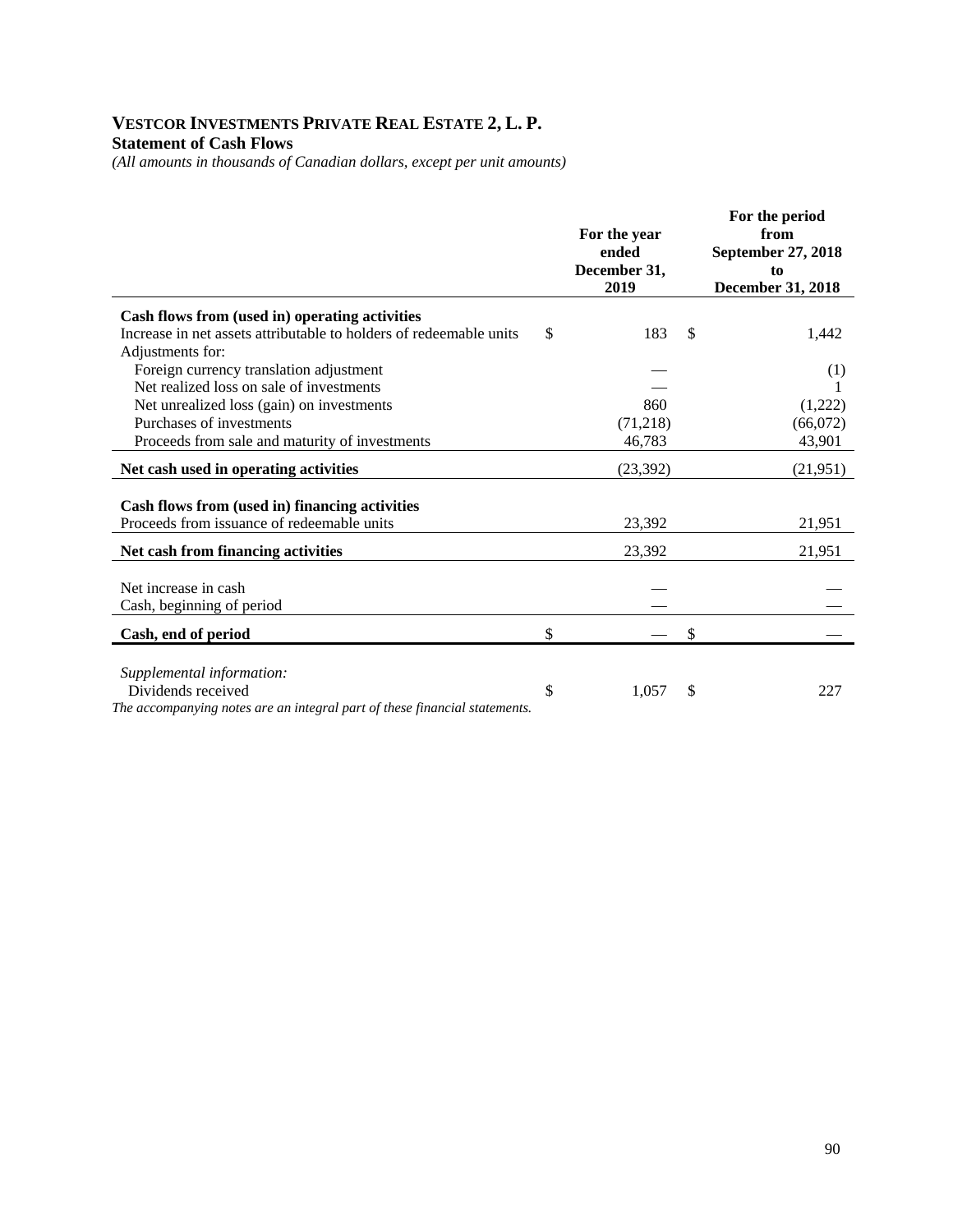# VESTCOR INVESTMENTS PRIVATE REAL ESTATE 2, L. P.

**Statement of Cash Flows**

*(All amounts in thousands of Canadian dollars, except per unit amounts)*

| | For the year ended December 31, 2019 | For the period from September 27, 2018 to December 31, 2018 |
|---|---|---|
| **Cash flows from (used in) operating activities** | | |
| Increase in net assets attributable to holders of redeemable units | $ 183 | $ 1,442 |
| Adjustments for: | | |
| Foreign currency translation adjustment | — | (1) |
| Net realized loss on sale of investments | — | 1 |
| Net unrealized loss (gain) on investments | 860 | (1,222) |
| Purchases of investments | (71,218) | (66,072) |
| Proceeds from sale and maturity of investments | 46,783 | 43,901 |
| **Net cash used in operating activities** | (23,392) | (21,951) |
| **Cash flows from (used in) financing activities** | | |
| Proceeds from issuance of redeemable units | 23,392 | 21,951 |
| **Net cash from financing activities** | 23,392 | 21,951 |
| Net increase in cash | — | — |
| Cash, beginning of period | — | — |
| **Cash, end of period** | $ — | $ — |
| *Supplemental information:* | | |
| Dividends received | $ 1,057 | $ 227 |

*The accompanying notes are an integral part of these financial statements.*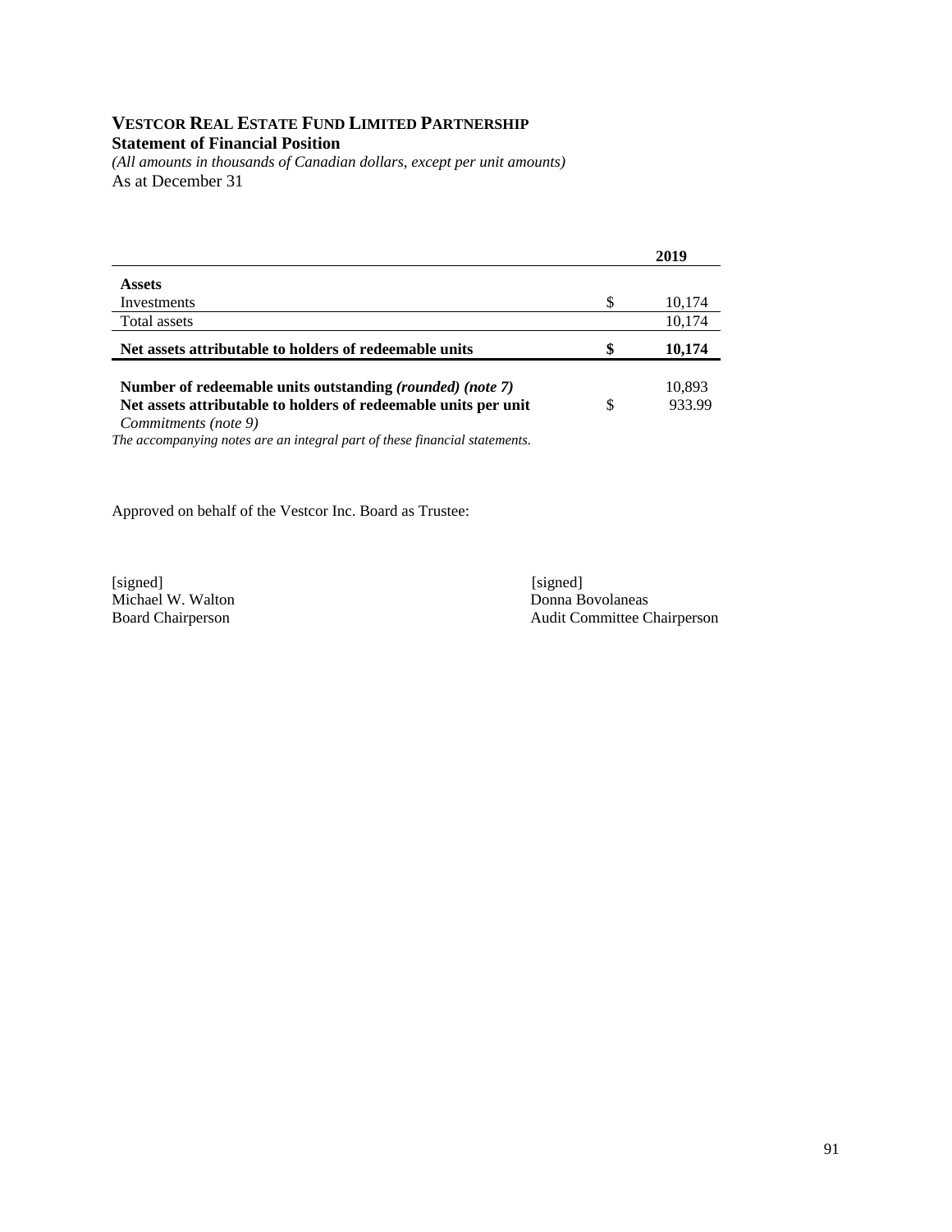# VESTCOR REAL ESTATE FUND LIMITED PARTNERSHIP

**Statement of Financial Position**

*(All amounts in thousands of Canadian dollars, except per unit amounts)*

As at December 31

| | | 2019 |
|---|---|---|
| **Assets** | | |
| Investments | $ | 10,174 |
| Total assets | | 10,174 |
| **Net assets attributable to holders of redeemable units** | **$** | **10,174** |
| **Number of redeemable units outstanding** ***(rounded) (note 7)*** | | 10,893 |
| **Net assets attributable to holders of redeemable units per unit** | $ | 933.99 |
| *Commitments (note 9)* | | |

*The accompanying notes are an integral part of these financial statements.*

Approved on behalf of the Vestcor Inc. Board as Trustee:

[signed]
Michael W. Walton
Board Chairperson

[signed]
Donna Bovolaneas
Audit Committee Chairperson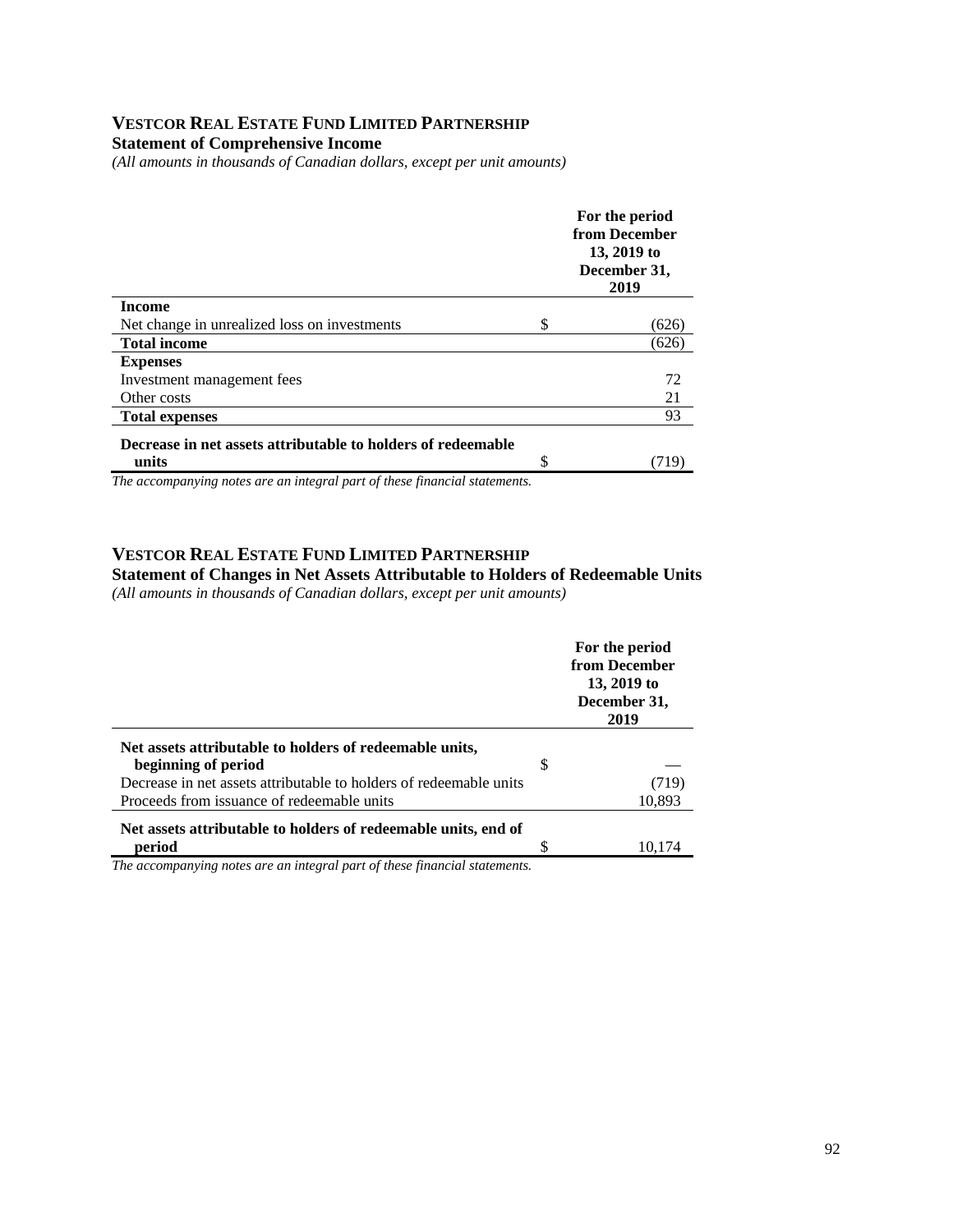## VESTCOR REAL ESTATE FUND LIMITED PARTNERSHIP

**Statement of Comprehensive Income**

*(All amounts in thousands of Canadian dollars, except per unit amounts)*

| | | For the period from December 13, 2019 to December 31, 2019 |
|---|---|---|
| **Income** | | |
| Net change in unrealized loss on investments | $ | (626) |
| **Total income** | | (626) |
| **Expenses** | | |
| Investment management fees | | 72 |
| Other costs | | 21 |
| **Total expenses** | | 93 |
| **Decrease in net assets attributable to holders of redeemable units** | $ | (719) |

*The accompanying notes are an integral part of these financial statements.*

## VESTCOR REAL ESTATE FUND LIMITED PARTNERSHIP

**Statement of Changes in Net Assets Attributable to Holders of Redeemable Units**

*(All amounts in thousands of Canadian dollars, except per unit amounts)*

| | | For the period from December 13, 2019 to December 31, 2019 |
|---|---|---|
| **Net assets attributable to holders of redeemable units, beginning of period** | $ | — |
| Decrease in net assets attributable to holders of redeemable units | | (719) |
| Proceeds from issuance of redeemable units | | 10,893 |
| **Net assets attributable to holders of redeemable units, end of period** | $ | 10,174 |

*The accompanying notes are an integral part of these financial statements.*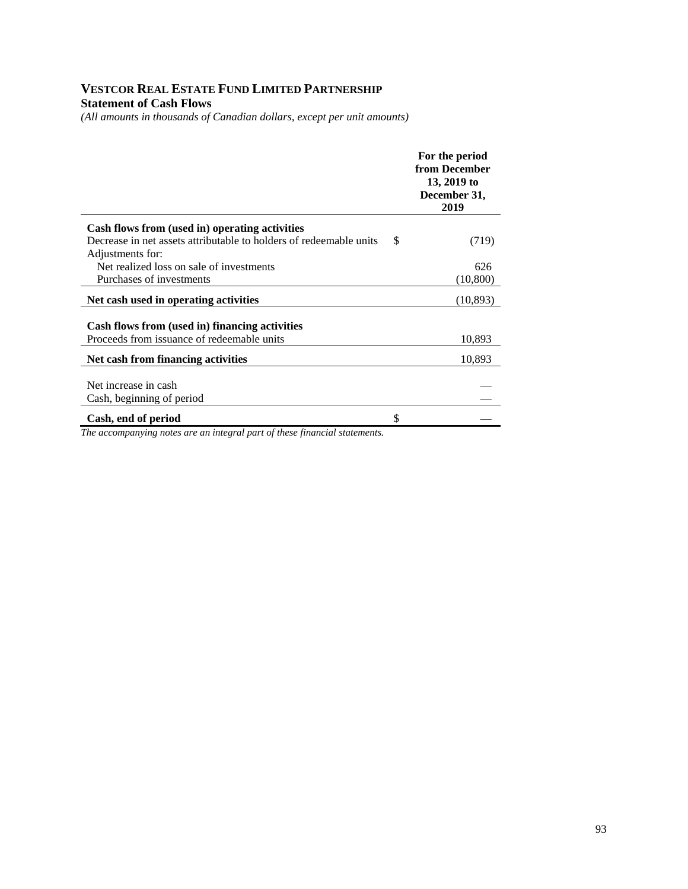# VESTCOR REAL ESTATE FUND LIMITED PARTNERSHIP

**Statement of Cash Flows**

*(All amounts in thousands of Canadian dollars, except per unit amounts)*

| | | For the period from December 13, 2019 to December 31, 2019 |
|---|---|---|
| **Cash flows from (used in) operating activities** | | |
| Decrease in net assets attributable to holders of redeemable units | $ | (719) |
| Adjustments for: | | |
| Net realized loss on sale of investments | | 626 |
| Purchases of investments | | (10,800) |
| **Net cash used in operating activities** | | (10,893) |
| **Cash flows from (used in) financing activities** | | |
| Proceeds from issuance of redeemable units | | 10,893 |
| **Net cash from financing activities** | | 10,893 |
| Net increase in cash | | — |
| Cash, beginning of period | | — |
| **Cash, end of period** | $ | — |

*The accompanying notes are an integral part of these financial statements.*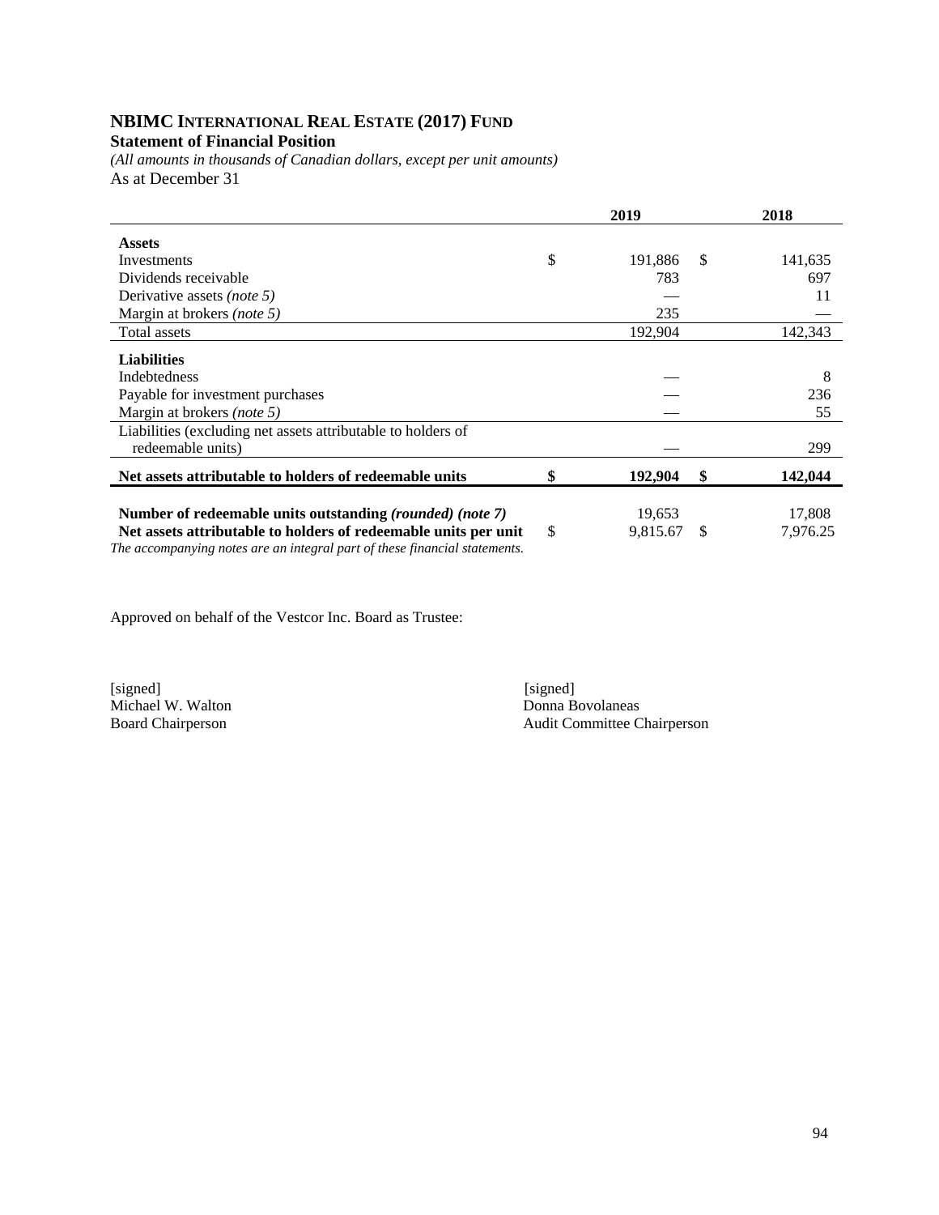# NBIMC International Real Estate (2017) Fund

**Statement of Financial Position**

*(All amounts in thousands of Canadian dollars, except per unit amounts)*

As at December 31

| | | 2019 | | 2018 |
|---|---|---|---|---|
| **Assets** | | | | |
| Investments | $ | 191,886 | $ | 141,635 |
| Dividends receivable | | 783 | | 697 |
| Derivative assets *(note 5)* | | — | | 11 |
| Margin at brokers *(note 5)* | | 235 | | — |
| Total assets | | 192,904 | | 142,343 |
| **Liabilities** | | | | |
| Indebtedness | | — | | 8 |
| Payable for investment purchases | | — | | 236 |
| Margin at brokers *(note 5)* | | — | | 55 |
| Liabilities (excluding net assets attributable to holders of redeemable units) | | — | | 299 |
| **Net assets attributable to holders of redeemable units** | **$** | **192,904** | **$** | **142,044** |
| **Number of redeemable units outstanding *(rounded) (note 7)*** | | 19,653 | | 17,808 |
| **Net assets attributable to holders of redeemable units per unit** | $ | 9,815.67 | $ | 7,976.25 |

*The accompanying notes are an integral part of these financial statements.*

Approved on behalf of the Vestcor Inc. Board as Trustee:

[signed]
Michael W. Walton
Board Chairperson

[signed]
Donna Bovolaneas
Audit Committee Chairperson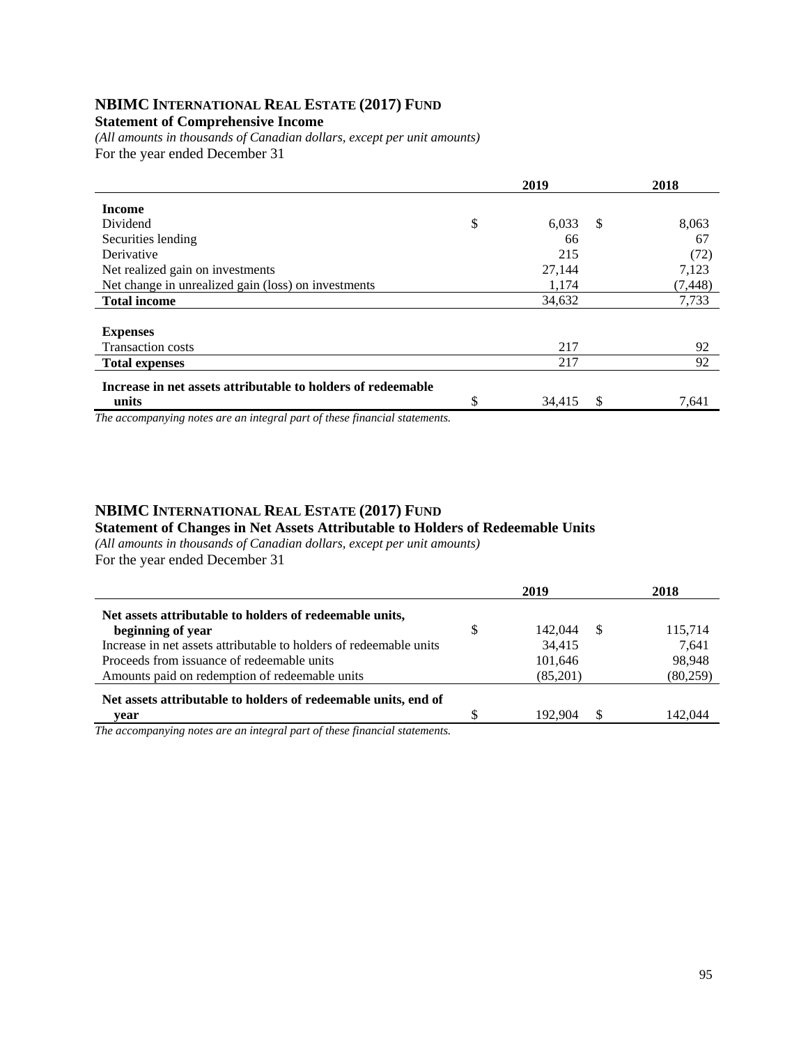## NBIMC INTERNATIONAL REAL ESTATE (2017) FUND

**Statement of Comprehensive Income**

*(All amounts in thousands of Canadian dollars, except per unit amounts)*

For the year ended December 31

| | 2019 | 2018 |
|---|---|---|
| **Income** | | |
| Dividend | $ 6,033 | $ 8,063 |
| Securities lending | 66 | 67 |
| Derivative | 215 | (72) |
| Net realized gain on investments | 27,144 | 7,123 |
| Net change in unrealized gain (loss) on investments | 1,174 | (7,448) |
| **Total income** | 34,632 | 7,733 |
| **Expenses** | | |
| Transaction costs | 217 | 92 |
| **Total expenses** | 217 | 92 |
| **Increase in net assets attributable to holders of redeemable units** | $ 34,415 | $ 7,641 |

*The accompanying notes are an integral part of these financial statements.*

## NBIMC INTERNATIONAL REAL ESTATE (2017) FUND

**Statement of Changes in Net Assets Attributable to Holders of Redeemable Units**

*(All amounts in thousands of Canadian dollars, except per unit amounts)*

For the year ended December 31

| | 2019 | 2018 |
|---|---|---|
| **Net assets attributable to holders of redeemable units, beginning of year** | $ 142,044 | $ 115,714 |
| Increase in net assets attributable to holders of redeemable units | 34,415 | 7,641 |
| Proceeds from issuance of redeemable units | 101,646 | 98,948 |
| Amounts paid on redemption of redeemable units | (85,201) | (80,259) |
| **Net assets attributable to holders of redeemable units, end of year** | $ 192,904 | $ 142,044 |

*The accompanying notes are an integral part of these financial statements.*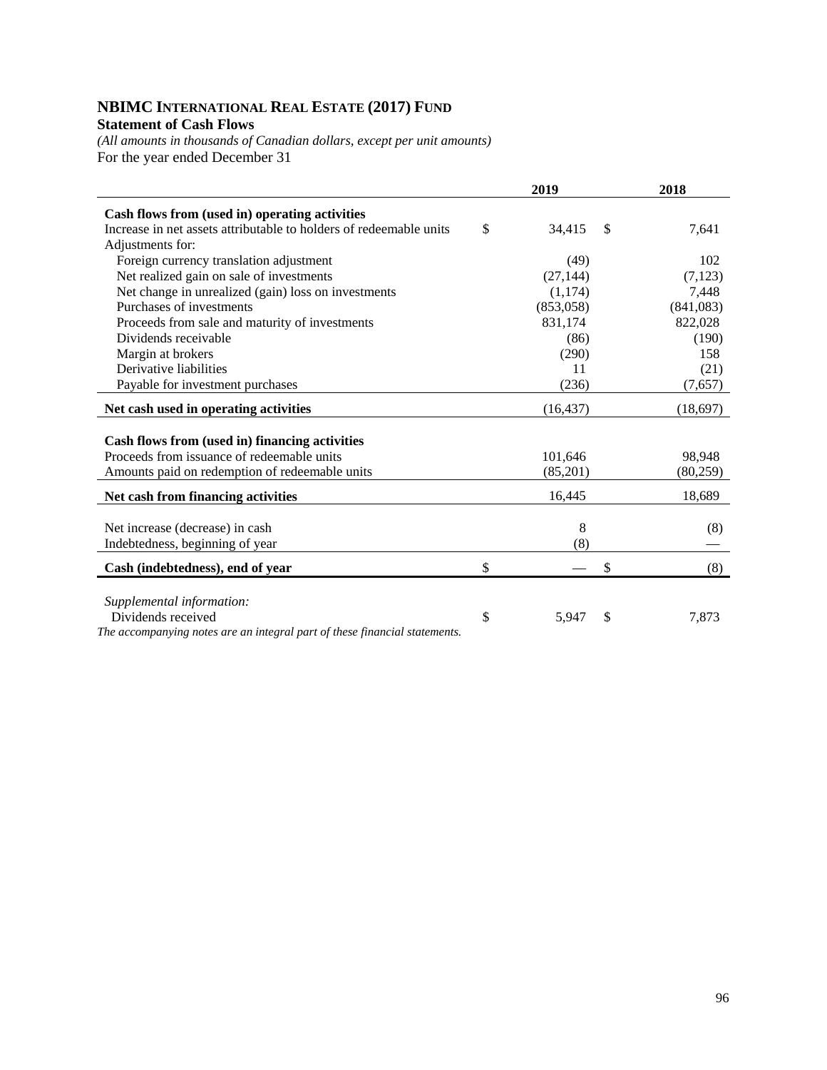# NBIMC International Real Estate (2017) Fund

**Statement of Cash Flows**

*(All amounts in thousands of Canadian dollars, except per unit amounts)*

For the year ended December 31

| | 2019 | 2018 |
|---|---|---|
| **Cash flows from (used in) operating activities** | | |
| Increase in net assets attributable to holders of redeemable units | $ 34,415 | $ 7,641 |
| Adjustments for: | | |
| Foreign currency translation adjustment | (49) | 102 |
| Net realized gain on sale of investments | (27,144) | (7,123) |
| Net change in unrealized (gain) loss on investments | (1,174) | 7,448 |
| Purchases of investments | (853,058) | (841,083) |
| Proceeds from sale and maturity of investments | 831,174 | 822,028 |
| Dividends receivable | (86) | (190) |
| Margin at brokers | (290) | 158 |
| Derivative liabilities | 11 | (21) |
| Payable for investment purchases | (236) | (7,657) |
| **Net cash used in operating activities** | (16,437) | (18,697) |
| **Cash flows from (used in) financing activities** | | |
| Proceeds from issuance of redeemable units | 101,646 | 98,948 |
| Amounts paid on redemption of redeemable units | (85,201) | (80,259) |
| **Net cash from financing activities** | 16,445 | 18,689 |
| Net increase (decrease) in cash | 8 | (8) |
| Indebtedness, beginning of year | (8) | — |
| **Cash (indebtedness), end of year** | $ — | $ (8) |
| *Supplemental information:* | | |
| Dividends received | $ 5,947 | $ 7,873 |

*The accompanying notes are an integral part of these financial statements.*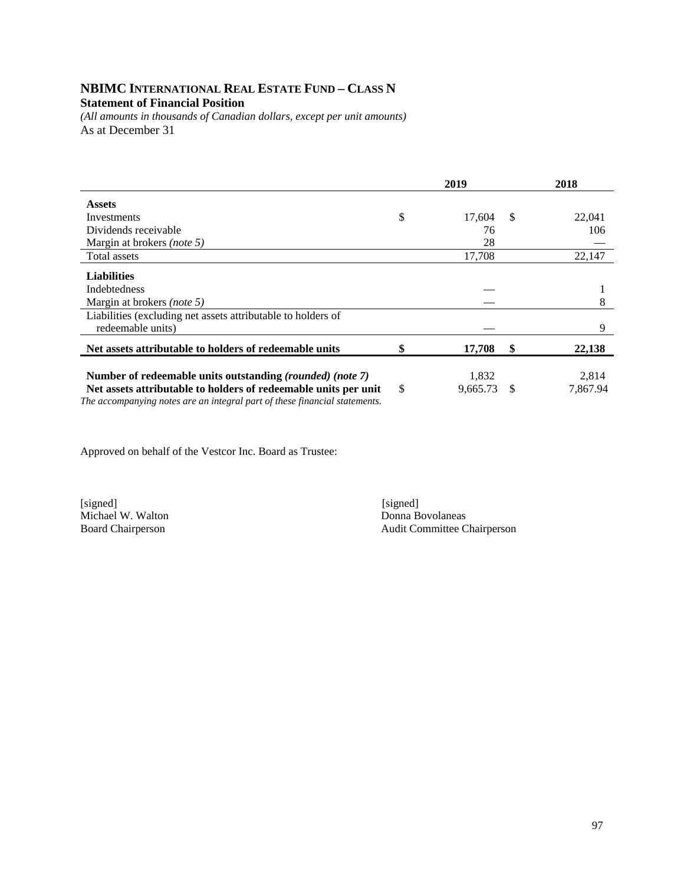# NBIMC INTERNATIONAL REAL ESTATE FUND – CLASS N

**Statement of Financial Position**

*(All amounts in thousands of Canadian dollars, except per unit amounts)*

As at December 31

| | 2019 | 2018 |
|---|---|---|
| **Assets** | | |
| Investments | $ 17,604 | $ 22,041 |
| Dividends receivable | 76 | 106 |
| Margin at brokers *(note 5)* | 28 | — |
| Total assets | 17,708 | 22,147 |
| **Liabilities** | | |
| Indebtedness | — | 1 |
| Margin at brokers *(note 5)* | — | 8 |
| Liabilities (excluding net assets attributable to holders of redeemable units) | — | 9 |
| **Net assets attributable to holders of redeemable units** | **$ 17,708** | **$ 22,138** |
| **Number of redeemable units outstanding *(rounded) (note 7)*** | 1,832 | 2,814 |
| **Net assets attributable to holders of redeemable units per unit** | $ 9,665.73 | $ 7,867.94 |

*The accompanying notes are an integral part of these financial statements.*

Approved on behalf of the Vestcor Inc. Board as Trustee:

[signed]
Michael W. Walton
Board Chairperson

[signed]
Donna Bovolaneas
Audit Committee Chairperson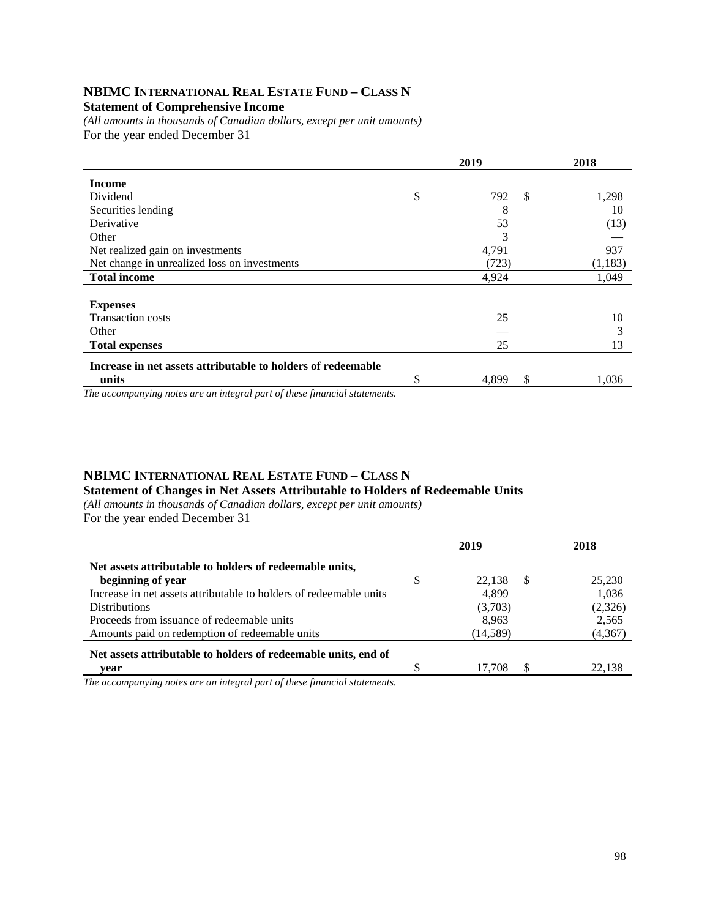## NBIMC International Real Estate Fund – Class N

**Statement of Comprehensive Income**

*(All amounts in thousands of Canadian dollars, except per unit amounts)*

For the year ended December 31

| | 2019 | 2018 |
|---|---|---|
| **Income** | | |
| Dividend | $ 792 | $ 1,298 |
| Securities lending | 8 | 10 |
| Derivative | 53 | (13) |
| Other | 3 | — |
| Net realized gain on investments | 4,791 | 937 |
| Net change in unrealized loss on investments | (723) | (1,183) |
| **Total income** | 4,924 | 1,049 |
| **Expenses** | | |
| Transaction costs | 25 | 10 |
| Other | — | 3 |
| **Total expenses** | 25 | 13 |
| **Increase in net assets attributable to holders of redeemable units** | $ 4,899 | $ 1,036 |

*The accompanying notes are an integral part of these financial statements.*

## NBIMC International Real Estate Fund – Class N

**Statement of Changes in Net Assets Attributable to Holders of Redeemable Units**

*(All amounts in thousands of Canadian dollars, except per unit amounts)*

For the year ended December 31

| | 2019 | 2018 |
|---|---|---|
| **Net assets attributable to holders of redeemable units, beginning of year** | $ 22,138 | $ 25,230 |
| Increase in net assets attributable to holders of redeemable units | 4,899 | 1,036 |
| Distributions | (3,703) | (2,326) |
| Proceeds from issuance of redeemable units | 8,963 | 2,565 |
| Amounts paid on redemption of redeemable units | (14,589) | (4,367) |
| **Net assets attributable to holders of redeemable units, end of year** | $ 17,708 | $ 22,138 |

*The accompanying notes are an integral part of these financial statements.*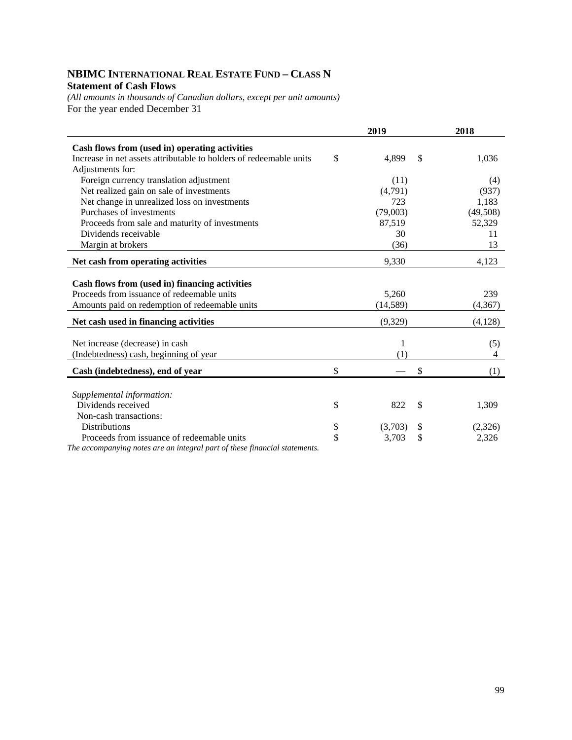# NBIMC INTERNATIONAL REAL ESTATE FUND – CLASS N

**Statement of Cash Flows**

*(All amounts in thousands of Canadian dollars, except per unit amounts)*

For the year ended December 31

| | 2019 | 2018 |
|---|---|---|
| **Cash flows from (used in) operating activities** | | |
| Increase in net assets attributable to holders of redeemable units | $ 4,899 | $ 1,036 |
| Adjustments for: | | |
| Foreign currency translation adjustment | (11) | (4) |
| Net realized gain on sale of investments | (4,791) | (937) |
| Net change in unrealized loss on investments | 723 | 1,183 |
| Purchases of investments | (79,003) | (49,508) |
| Proceeds from sale and maturity of investments | 87,519 | 52,329 |
| Dividends receivable | 30 | 11 |
| Margin at brokers | (36) | 13 |
| **Net cash from operating activities** | 9,330 | 4,123 |
| | | |
| **Cash flows from (used in) financing activities** | | |
| Proceeds from issuance of redeemable units | 5,260 | 239 |
| Amounts paid on redemption of redeemable units | (14,589) | (4,367) |
| **Net cash used in financing activities** | (9,329) | (4,128) |
| | | |
| Net increase (decrease) in cash | 1 | (5) |
| (Indebtedness) cash, beginning of year | (1) | 4 |
| **Cash (indebtedness), end of year** | $ — | $ (1) |
| | | |
| *Supplemental information:* | | |
| Dividends received | $ 822 | $ 1,309 |
| Non-cash transactions: | | |
| Distributions | $ (3,703) | $ (2,326) |
| Proceeds from issuance of redeemable units | $ 3,703 | $ 2,326 |

*The accompanying notes are an integral part of these financial statements.*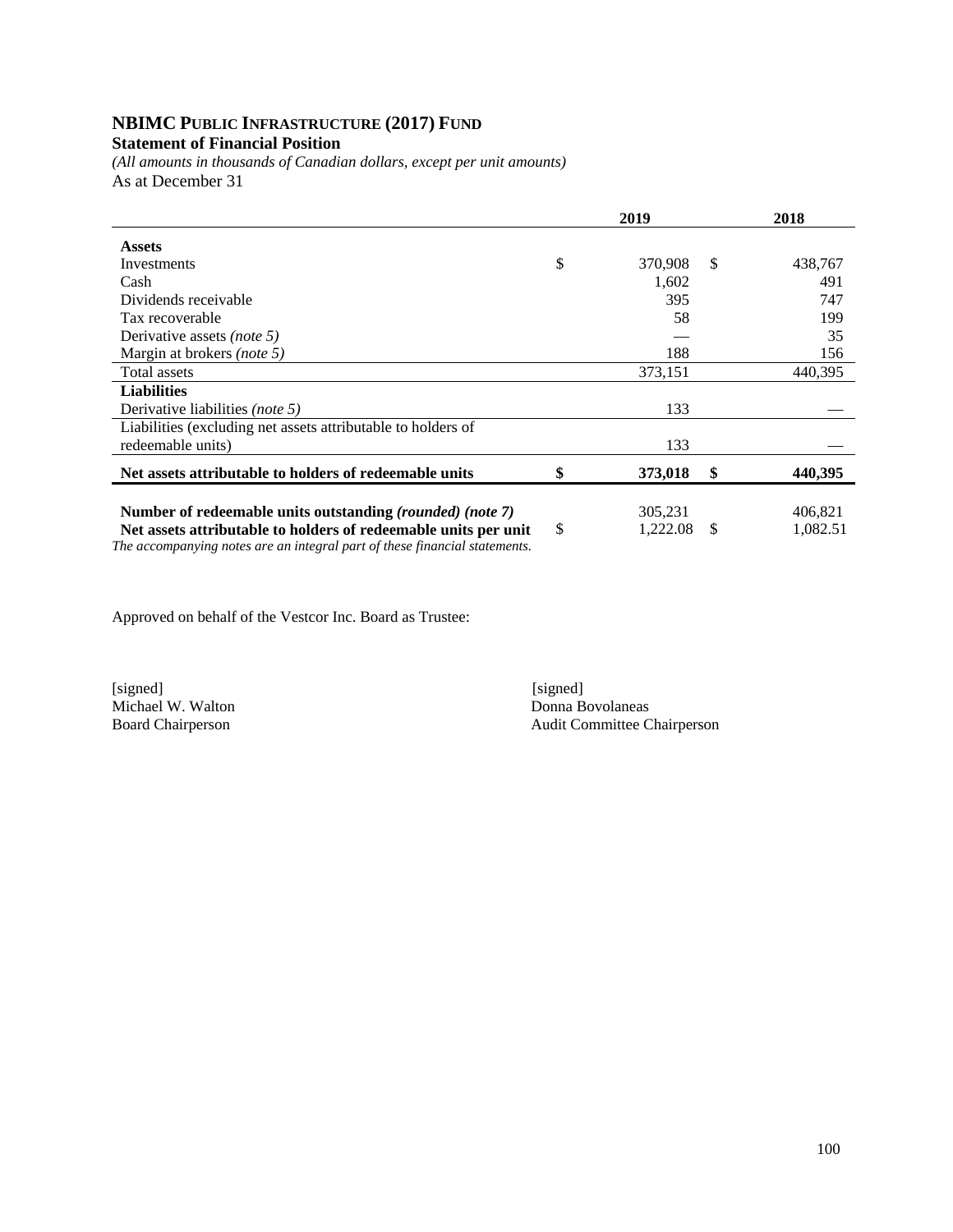# NBIMC PUBLIC INFRASTRUCTURE (2017) FUND

**Statement of Financial Position**

*(All amounts in thousands of Canadian dollars, except per unit amounts)*

As at December 31

| | 2019 | 2018 |
|---|---|---|
| **Assets** | | |
| Investments | $ 370,908 | $ 438,767 |
| Cash | 1,602 | 491 |
| Dividends receivable | 395 | 747 |
| Tax recoverable | 58 | 199 |
| Derivative assets *(note 5)* | — | 35 |
| Margin at brokers *(note 5)* | 188 | 156 |
| Total assets | 373,151 | 440,395 |
| **Liabilities** | | |
| Derivative liabilities *(note 5)* | 133 | — |
| Liabilities (excluding net assets attributable to holders of redeemable units) | 133 | — |
| **Net assets attributable to holders of redeemable units** | **$ 373,018** | **$ 440,395** |
| **Number of redeemable units outstanding *(rounded) (note 7)*** | 305,231 | 406,821 |
| **Net assets attributable to holders of redeemable units per unit** | $ 1,222.08 | $ 1,082.51 |

*The accompanying notes are an integral part of these financial statements.*

Approved on behalf of the Vestcor Inc. Board as Trustee:

[signed]
Michael W. Walton
Board Chairperson

[signed]
Donna Bovolaneas
Audit Committee Chairperson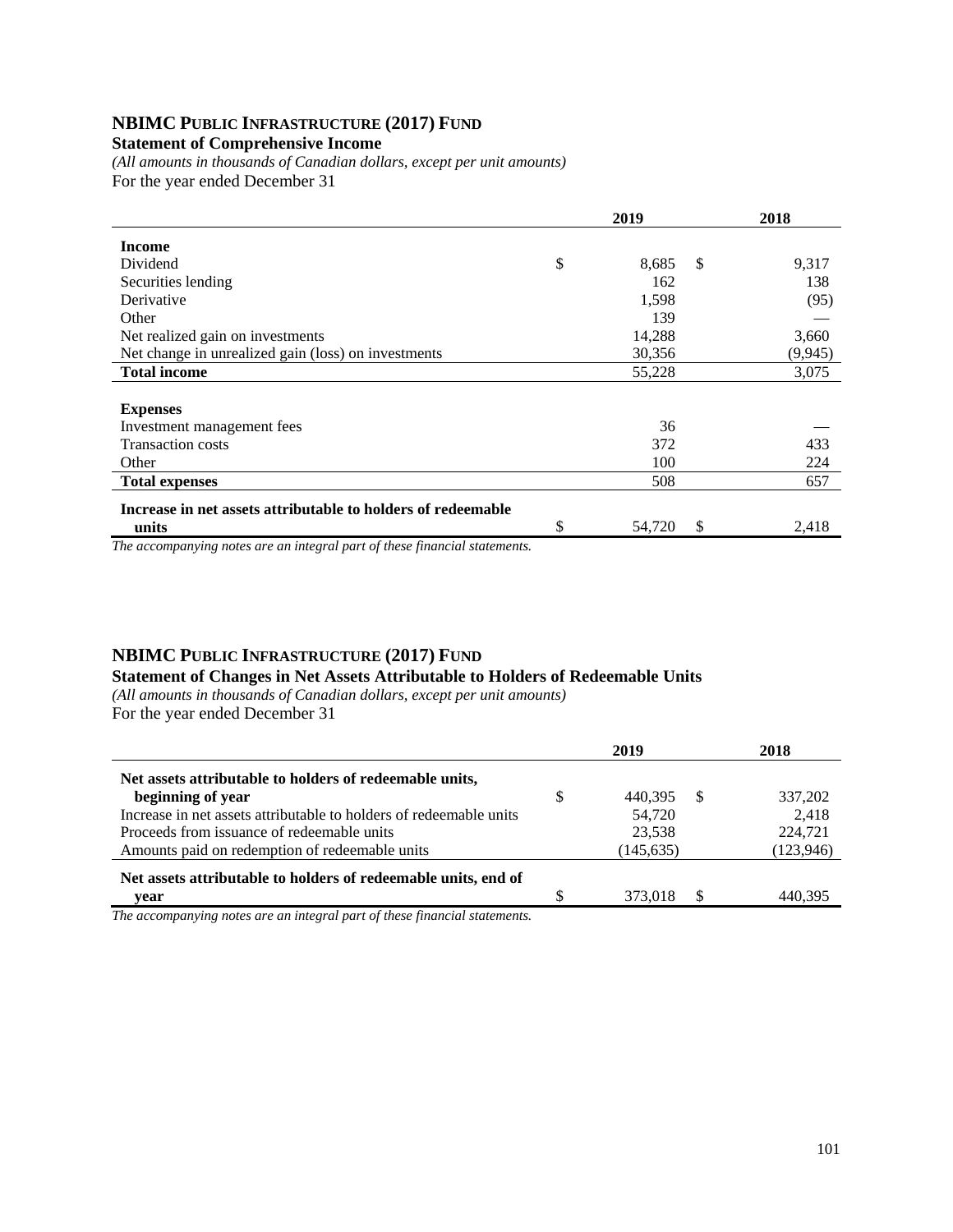## NBIMC PUBLIC INFRASTRUCTURE (2017) FUND

**Statement of Comprehensive Income**

*(All amounts in thousands of Canadian dollars, except per unit amounts)*

For the year ended December 31

| | 2019 | 2018 |
|---|---|---|
| **Income** | | |
| Dividend | $ 8,685 | $ 9,317 |
| Securities lending | 162 | 138 |
| Derivative | 1,598 | (95) |
| Other | 139 | — |
| Net realized gain on investments | 14,288 | 3,660 |
| Net change in unrealized gain (loss) on investments | 30,356 | (9,945) |
| **Total income** | 55,228 | 3,075 |
| **Expenses** | | |
| Investment management fees | 36 | — |
| Transaction costs | 372 | 433 |
| Other | 100 | 224 |
| **Total expenses** | 508 | 657 |
| **Increase in net assets attributable to holders of redeemable units** | $ 54,720 | $ 2,418 |

*The accompanying notes are an integral part of these financial statements.*

## NBIMC PUBLIC INFRASTRUCTURE (2017) FUND

**Statement of Changes in Net Assets Attributable to Holders of Redeemable Units**

*(All amounts in thousands of Canadian dollars, except per unit amounts)*

For the year ended December 31

| | 2019 | 2018 |
|---|---|---|
| **Net assets attributable to holders of redeemable units, beginning of year** | $ 440,395 | $ 337,202 |
| Increase in net assets attributable to holders of redeemable units | 54,720 | 2,418 |
| Proceeds from issuance of redeemable units | 23,538 | 224,721 |
| Amounts paid on redemption of redeemable units | (145,635) | (123,946) |
| **Net assets attributable to holders of redeemable units, end of year** | $ 373,018 | $ 440,395 |

*The accompanying notes are an integral part of these financial statements.*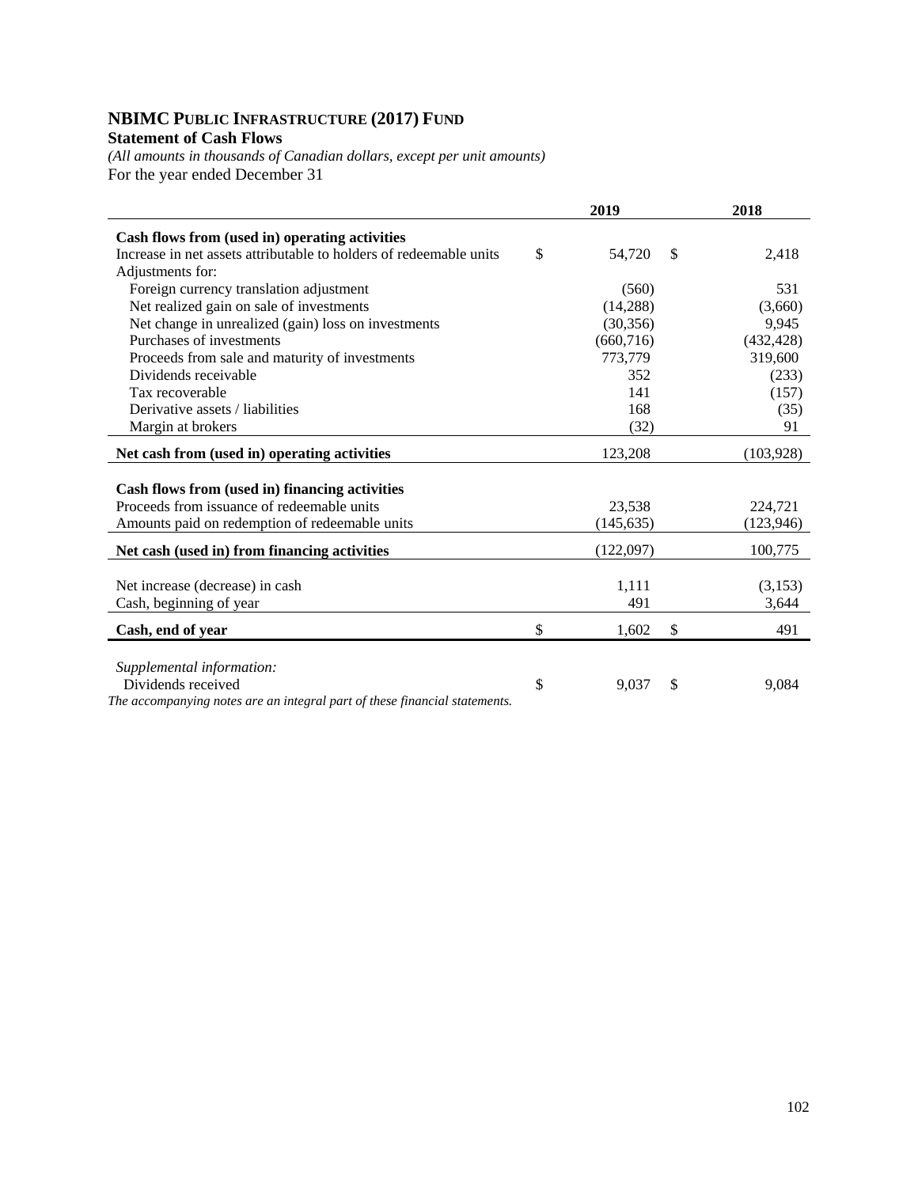# NBIMC PUBLIC INFRASTRUCTURE (2017) FUND

**Statement of Cash Flows**

*(All amounts in thousands of Canadian dollars, except per unit amounts)*

For the year ended December 31

| | 2019 | 2018 |
|---|---|---|
| **Cash flows from (used in) operating activities** | | |
| Increase in net assets attributable to holders of redeemable units | $ 54,720 | $ 2,418 |
| Adjustments for: | | |
| Foreign currency translation adjustment | (560) | 531 |
| Net realized gain on sale of investments | (14,288) | (3,660) |
| Net change in unrealized (gain) loss on investments | (30,356) | 9,945 |
| Purchases of investments | (660,716) | (432,428) |
| Proceeds from sale and maturity of investments | 773,779 | 319,600 |
| Dividends receivable | 352 | (233) |
| Tax recoverable | 141 | (157) |
| Derivative assets / liabilities | 168 | (35) |
| Margin at brokers | (32) | 91 |
| **Net cash from (used in) operating activities** | 123,208 | (103,928) |
| **Cash flows from (used in) financing activities** | | |
| Proceeds from issuance of redeemable units | 23,538 | 224,721 |
| Amounts paid on redemption of redeemable units | (145,635) | (123,946) |
| **Net cash (used in) from financing activities** | (122,097) | 100,775 |
| Net increase (decrease) in cash | 1,111 | (3,153) |
| Cash, beginning of year | 491 | 3,644 |
| **Cash, end of year** | $ 1,602 | $ 491 |
| *Supplemental information:* | | |
| Dividends received | $ 9,037 | $ 9,084 |

*The accompanying notes are an integral part of these financial statements.*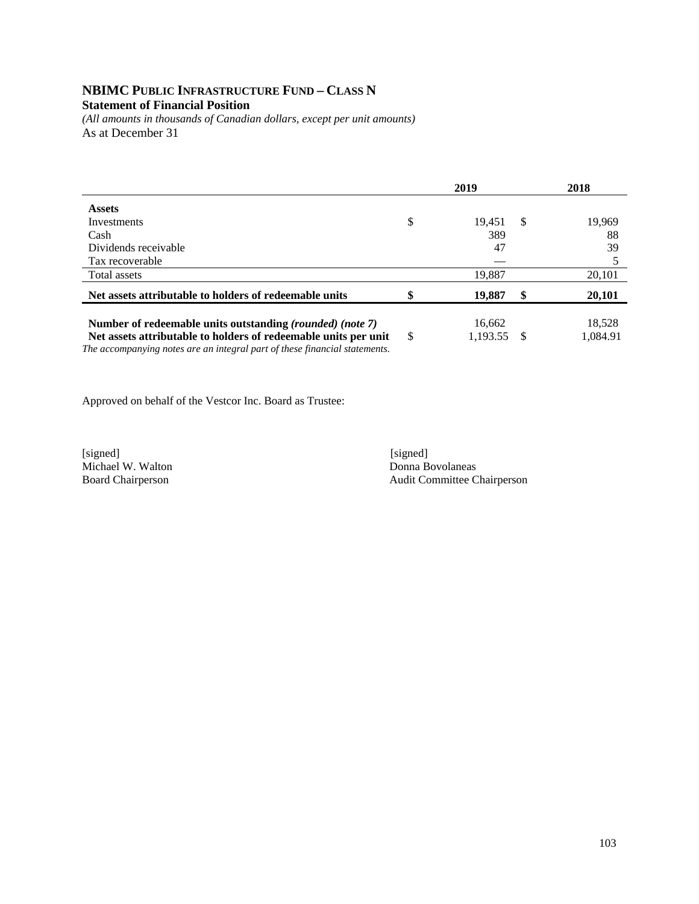# NBIMC Public Infrastructure Fund – Class N

**Statement of Financial Position**

*(All amounts in thousands of Canadian dollars, except per unit amounts)*

As at December 31

| | 2019 | 2018 |
|---|---|---|
| **Assets** | | |
| Investments | $ 19,451 | $ 19,969 |
| Cash | 389 | 88 |
| Dividends receivable | 47 | 39 |
| Tax recoverable | — | 5 |
| Total assets | 19,887 | 20,101 |
| **Net assets attributable to holders of redeemable units** | **$ 19,887** | **$ 20,101** |
| **Number of redeemable units outstanding *(rounded) (note 7)*** | 16,662 | 18,528 |
| **Net assets attributable to holders of redeemable units per unit** | $ 1,193.55 | $ 1,084.91 |

*The accompanying notes are an integral part of these financial statements.*

Approved on behalf of the Vestcor Inc. Board as Trustee:

[signed]
Michael W. Walton
Board Chairperson

[signed]
Donna Bovolaneas
Audit Committee Chairperson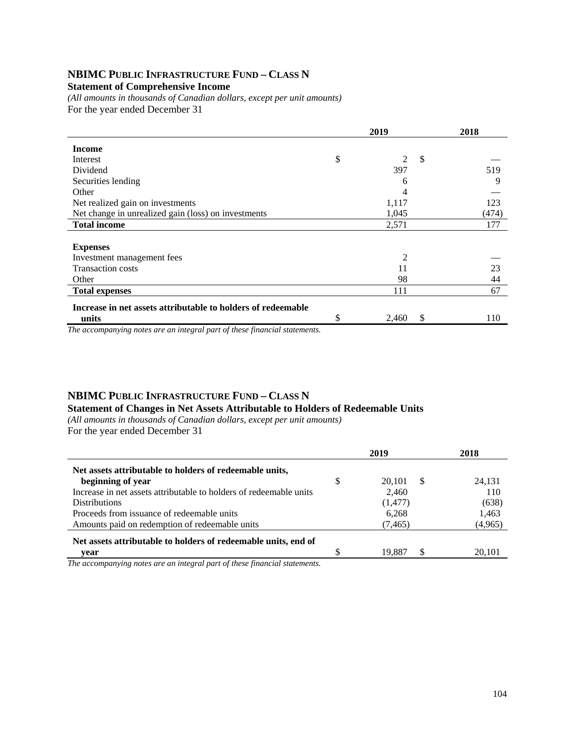## NBIMC PUBLIC INFRASTRUCTURE FUND – CLASS N

**Statement of Comprehensive Income**

*(All amounts in thousands of Canadian dollars, except per unit amounts)*

For the year ended December 31

| | 2019 | 2018 |
|---|---|---|
| **Income** | | |
| Interest | $ 2 | $ — |
| Dividend | 397 | 519 |
| Securities lending | 6 | 9 |
| Other | 4 | — |
| Net realized gain on investments | 1,117 | 123 |
| Net change in unrealized gain (loss) on investments | 1,045 | (474) |
| **Total income** | 2,571 | 177 |
| **Expenses** | | |
| Investment management fees | 2 | — |
| Transaction costs | 11 | 23 |
| Other | 98 | 44 |
| **Total expenses** | 111 | 67 |
| **Increase in net assets attributable to holders of redeemable units** | $ 2,460 | $ 110 |

*The accompanying notes are an integral part of these financial statements.*

## NBIMC PUBLIC INFRASTRUCTURE FUND – CLASS N

**Statement of Changes in Net Assets Attributable to Holders of Redeemable Units**

*(All amounts in thousands of Canadian dollars, except per unit amounts)*

For the year ended December 31

| | 2019 | 2018 |
|---|---|---|
| **Net assets attributable to holders of redeemable units, beginning of year** | $ 20,101 | $ 24,131 |
| Increase in net assets attributable to holders of redeemable units | 2,460 | 110 |
| Distributions | (1,477) | (638) |
| Proceeds from issuance of redeemable units | 6,268 | 1,463 |
| Amounts paid on redemption of redeemable units | (7,465) | (4,965) |
| **Net assets attributable to holders of redeemable units, end of year** | $ 19,887 | $ 20,101 |

*The accompanying notes are an integral part of these financial statements.*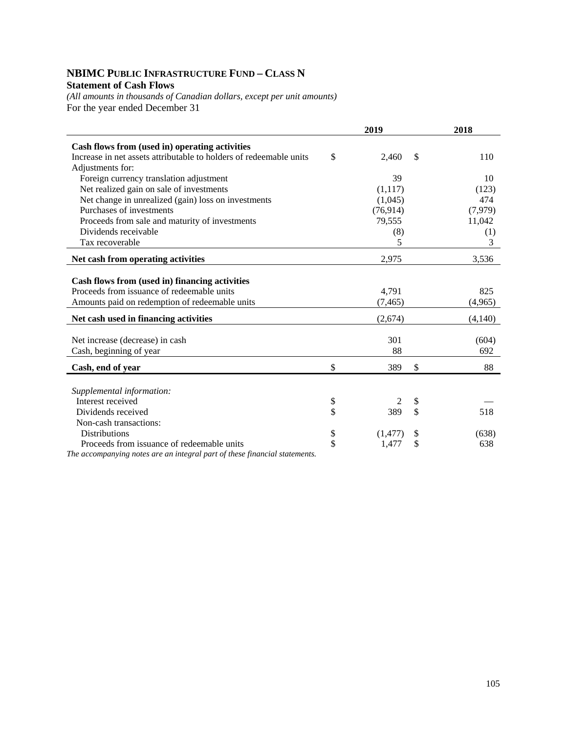# NBIMC PUBLIC INFRASTRUCTURE FUND – CLASS N

**Statement of Cash Flows**

*(All amounts in thousands of Canadian dollars, except per unit amounts)*

For the year ended December 31

| | 2019 | 2018 |
|---|---|---|
| **Cash flows from (used in) operating activities** | | |
| Increase in net assets attributable to holders of redeemable units | $ 2,460 | $ 110 |
| Adjustments for: | | |
| Foreign currency translation adjustment | 39 | 10 |
| Net realized gain on sale of investments | (1,117) | (123) |
| Net change in unrealized (gain) loss on investments | (1,045) | 474 |
| Purchases of investments | (76,914) | (7,979) |
| Proceeds from sale and maturity of investments | 79,555 | 11,042 |
| Dividends receivable | (8) | (1) |
| Tax recoverable | 5 | 3 |
| **Net cash from operating activities** | 2,975 | 3,536 |
| **Cash flows from (used in) financing activities** | | |
| Proceeds from issuance of redeemable units | 4,791 | 825 |
| Amounts paid on redemption of redeemable units | (7,465) | (4,965) |
| **Net cash used in financing activities** | (2,674) | (4,140) |
| Net increase (decrease) in cash | 301 | (604) |
| Cash, beginning of year | 88 | 692 |
| **Cash, end of year** | $ 389 | $ 88 |
| *Supplemental information:* | | |
| Interest received | $ 2 | $ — |
| Dividends received | $ 389 | $ 518 |
| Non-cash transactions: | | |
| Distributions | $ (1,477) | $ (638) |
| Proceeds from issuance of redeemable units | $ 1,477 | $ 638 |

*The accompanying notes are an integral part of these financial statements.*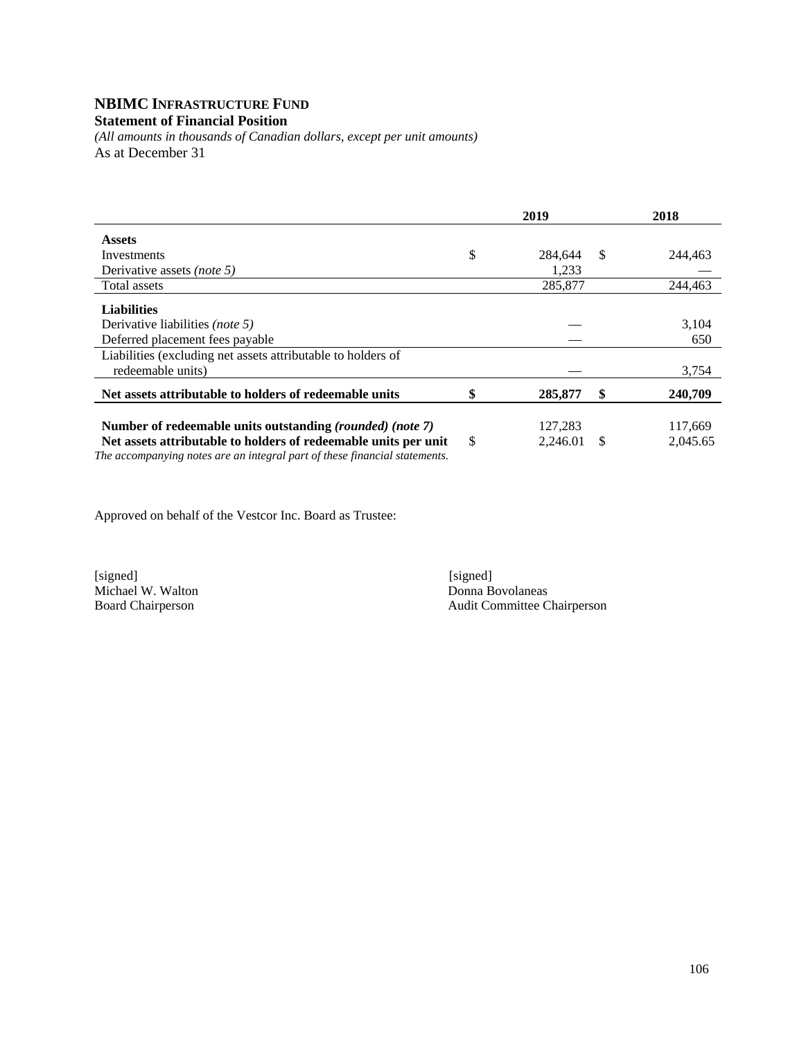# NBIMC INFRASTRUCTURE FUND

**Statement of Financial Position**

*(All amounts in thousands of Canadian dollars, except per unit amounts)*

As at December 31

| | 2019 | 2018 |
|---|---|---|
| **Assets** | | |
| Investments | $ 284,644 | $ 244,463 |
| Derivative assets *(note 5)* | 1,233 | — |
| Total assets | 285,877 | 244,463 |
| **Liabilities** | | |
| Derivative liabilities *(note 5)* | — | 3,104 |
| Deferred placement fees payable | — | 650 |
| Liabilities (excluding net assets attributable to holders of redeemable units) | — | 3,754 |
| **Net assets attributable to holders of redeemable units** | **$ 285,877** | **$ 240,709** |
| **Number of redeemable units outstanding *(rounded) (note 7)*** | 127,283 | 117,669 |
| **Net assets attributable to holders of redeemable units per unit** | $ 2,246.01 | $ 2,045.65 |

*The accompanying notes are an integral part of these financial statements.*

Approved on behalf of the Vestcor Inc. Board as Trustee:

[signed]
Michael W. Walton
Board Chairperson

[signed]
Donna Bovolaneas
Audit Committee Chairperson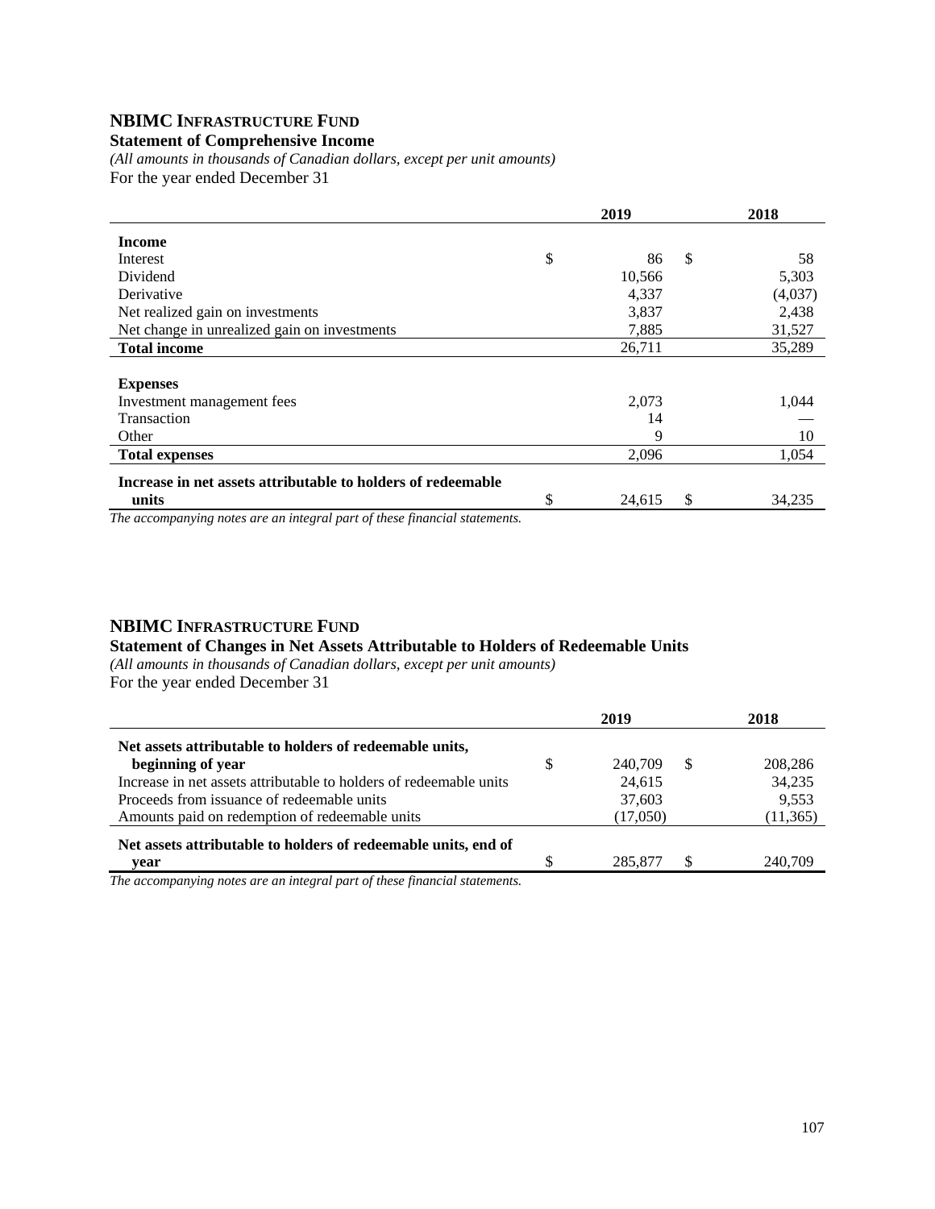## NBIMC INFRASTRUCTURE FUND

**Statement of Comprehensive Income**

*(All amounts in thousands of Canadian dollars, except per unit amounts)*

For the year ended December 31

| | 2019 | 2018 |
|---|---|---|
| **Income** | | |
| Interest | $ 86 | $ 58 |
| Dividend | 10,566 | 5,303 |
| Derivative | 4,337 | (4,037) |
| Net realized gain on investments | 3,837 | 2,438 |
| Net change in unrealized gain on investments | 7,885 | 31,527 |
| **Total income** | 26,711 | 35,289 |
| **Expenses** | | |
| Investment management fees | 2,073 | 1,044 |
| Transaction | 14 | — |
| Other | 9 | 10 |
| **Total expenses** | 2,096 | 1,054 |
| **Increase in net assets attributable to holders of redeemable units** | $ 24,615 | $ 34,235 |

*The accompanying notes are an integral part of these financial statements.*

## NBIMC INFRASTRUCTURE FUND

**Statement of Changes in Net Assets Attributable to Holders of Redeemable Units**

*(All amounts in thousands of Canadian dollars, except per unit amounts)*

For the year ended December 31

| | 2019 | 2018 |
|---|---|---|
| **Net assets attributable to holders of redeemable units, beginning of year** | $ 240,709 | $ 208,286 |
| Increase in net assets attributable to holders of redeemable units | 24,615 | 34,235 |
| Proceeds from issuance of redeemable units | 37,603 | 9,553 |
| Amounts paid on redemption of redeemable units | (17,050) | (11,365) |
| **Net assets attributable to holders of redeemable units, end of year** | $ 285,877 | $ 240,709 |

*The accompanying notes are an integral part of these financial statements.*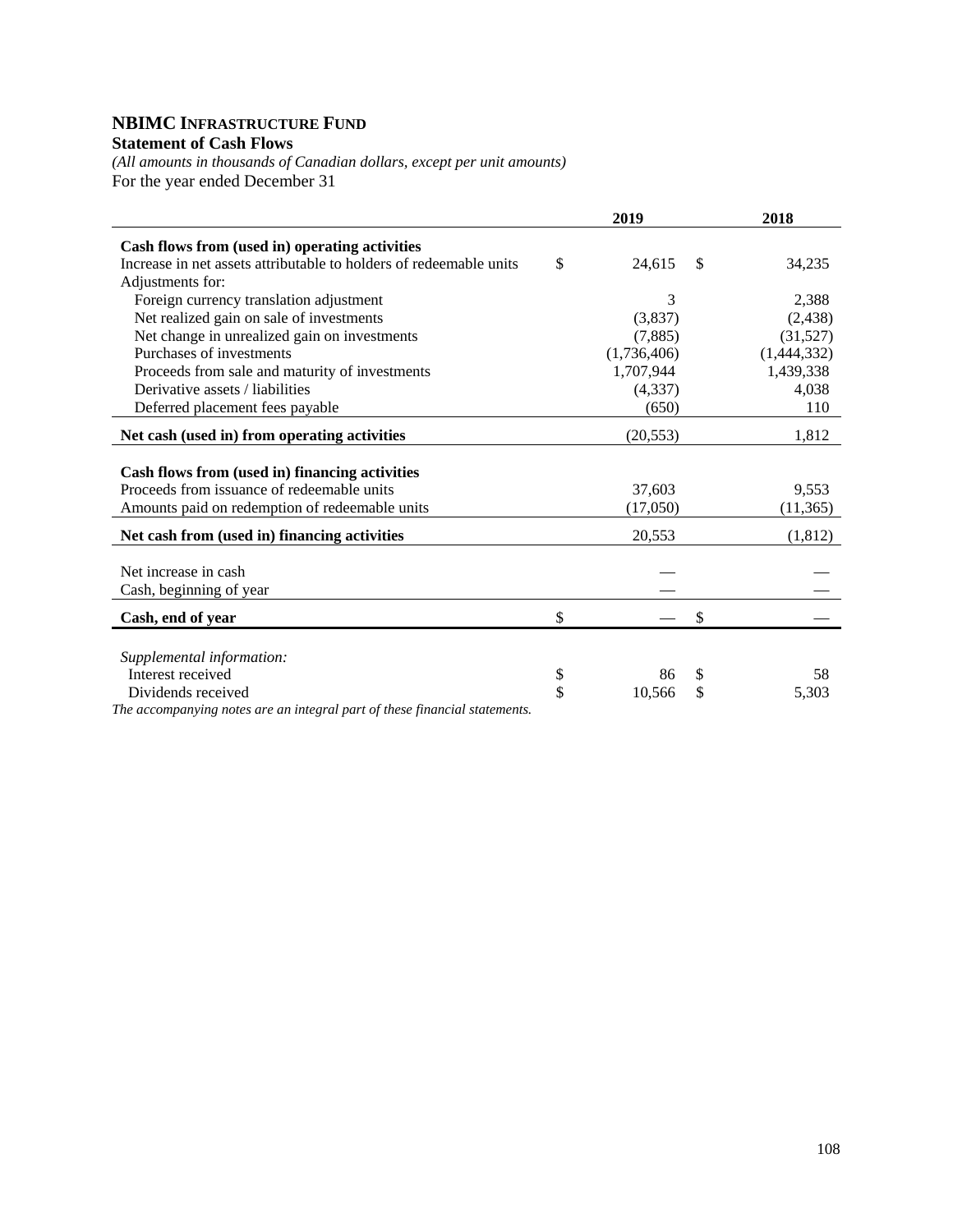# NBIMC Infrastructure Fund

**Statement of Cash Flows**

*(All amounts in thousands of Canadian dollars, except per unit amounts)*

For the year ended December 31

| | 2019 | 2018 |
|---|---|---|
| **Cash flows from (used in) operating activities** | | |
| Increase in net assets attributable to holders of redeemable units | $ 24,615 | $ 34,235 |
| Adjustments for: | | |
| Foreign currency translation adjustment | 3 | 2,388 |
| Net realized gain on sale of investments | (3,837) | (2,438) |
| Net change in unrealized gain on investments | (7,885) | (31,527) |
| Purchases of investments | (1,736,406) | (1,444,332) |
| Proceeds from sale and maturity of investments | 1,707,944 | 1,439,338 |
| Derivative assets / liabilities | (4,337) | 4,038 |
| Deferred placement fees payable | (650) | 110 |
| **Net cash (used in) from operating activities** | (20,553) | 1,812 |
| **Cash flows from (used in) financing activities** | | |
| Proceeds from issuance of redeemable units | 37,603 | 9,553 |
| Amounts paid on redemption of redeemable units | (17,050) | (11,365) |
| **Net cash from (used in) financing activities** | 20,553 | (1,812) |
| Net increase in cash | — | — |
| Cash, beginning of year | — | — |
| **Cash, end of year** | $ — | $ — |
| *Supplemental information:* | | |
| Interest received | $ 86 | $ 58 |
| Dividends received | $ 10,566 | $ 5,303 |

*The accompanying notes are an integral part of these financial statements.*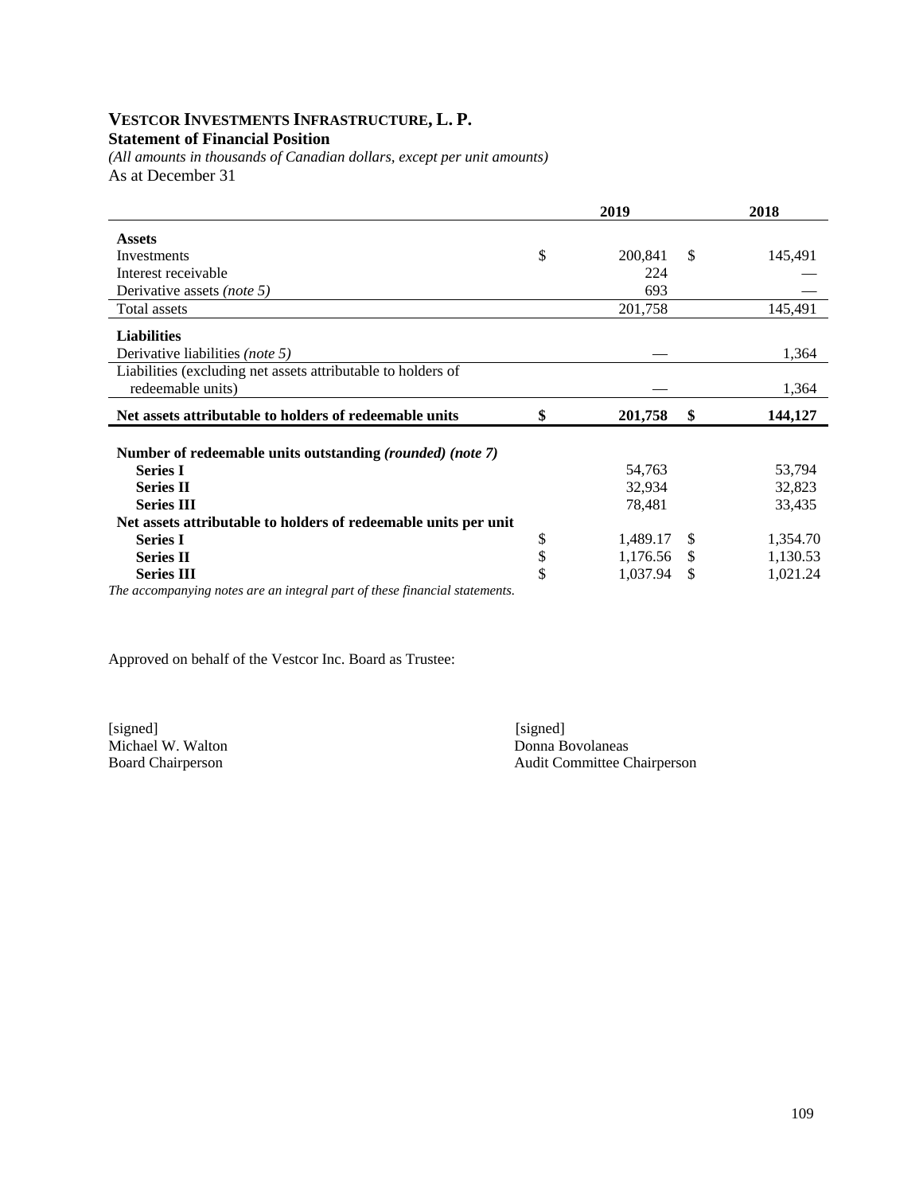# VESTCOR INVESTMENTS INFRASTRUCTURE, L. P.

**Statement of Financial Position**

*(All amounts in thousands of Canadian dollars, except per unit amounts)*

As at December 31

| | 2019 | 2018 |
|---|---|---|
| **Assets** | | |
| Investments | $ 200,841 | $ 145,491 |
| Interest receivable | 224 | — |
| Derivative assets *(note 5)* | 693 | — |
| Total assets | 201,758 | 145,491 |
| **Liabilities** | | |
| Derivative liabilities *(note 5)* | — | 1,364 |
| Liabilities (excluding net assets attributable to holders of redeemable units) | — | 1,364 |
| **Net assets attributable to holders of redeemable units** | **$ 201,758** | **$ 144,127** |
| **Number of redeemable units outstanding *(rounded) (note 7)*** | | |
| **Series I** | 54,763 | 53,794 |
| **Series II** | 32,934 | 32,823 |
| **Series III** | 78,481 | 33,435 |
| **Net assets attributable to holders of redeemable units per unit** | | |
| **Series I** | $ 1,489.17 | $ 1,354.70 |
| **Series II** | $ 1,176.56 | $ 1,130.53 |
| **Series III** | $ 1,037.94 | $ 1,021.24 |

*The accompanying notes are an integral part of these financial statements.*

Approved on behalf of the Vestcor Inc. Board as Trustee:

[signed]
Michael W. Walton
Board Chairperson

[signed]
Donna Bovolaneas
Audit Committee Chairperson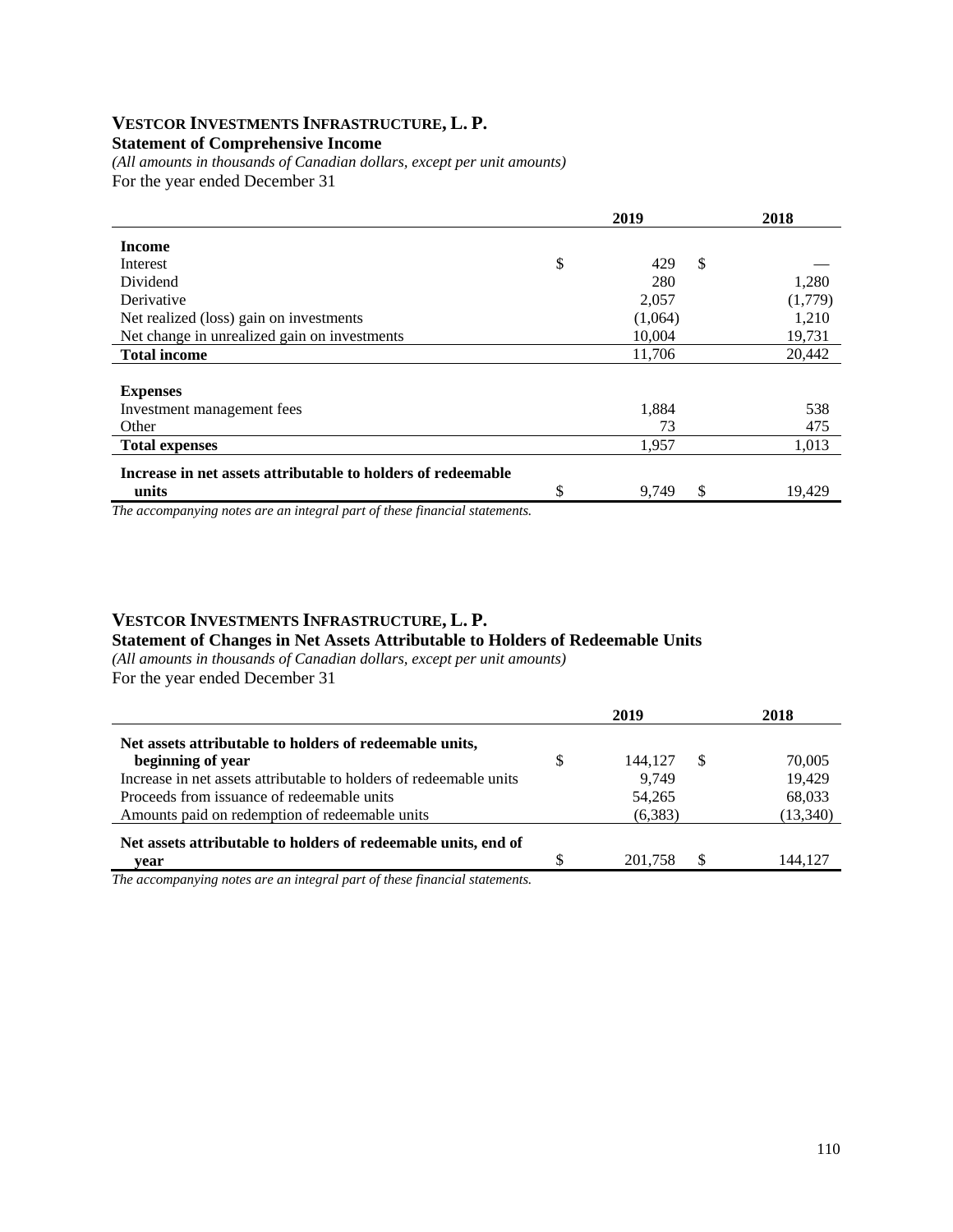## VESTCOR INVESTMENTS INFRASTRUCTURE, L. P.

**Statement of Comprehensive Income**

*(All amounts in thousands of Canadian dollars, except per unit amounts)*

For the year ended December 31

| | 2019 | 2018 |
|---|---|---|
| **Income** | | |
| Interest | $ 429 | $ — |
| Dividend | 280 | 1,280 |
| Derivative | 2,057 | (1,779) |
| Net realized (loss) gain on investments | (1,064) | 1,210 |
| Net change in unrealized gain on investments | 10,004 | 19,731 |
| **Total income** | 11,706 | 20,442 |
| **Expenses** | | |
| Investment management fees | 1,884 | 538 |
| Other | 73 | 475 |
| **Total expenses** | 1,957 | 1,013 |
| **Increase in net assets attributable to holders of redeemable units** | $ 9,749 | $ 19,429 |

*The accompanying notes are an integral part of these financial statements.*

## VESTCOR INVESTMENTS INFRASTRUCTURE, L. P.

**Statement of Changes in Net Assets Attributable to Holders of Redeemable Units**

*(All amounts in thousands of Canadian dollars, except per unit amounts)*

For the year ended December 31

| | 2019 | 2018 |
|---|---|---|
| **Net assets attributable to holders of redeemable units, beginning of year** | $ 144,127 | $ 70,005 |
| Increase in net assets attributable to holders of redeemable units | 9,749 | 19,429 |
| Proceeds from issuance of redeemable units | 54,265 | 68,033 |
| Amounts paid on redemption of redeemable units | (6,383) | (13,340) |
| **Net assets attributable to holders of redeemable units, end of year** | $ 201,758 | $ 144,127 |

*The accompanying notes are an integral part of these financial statements.*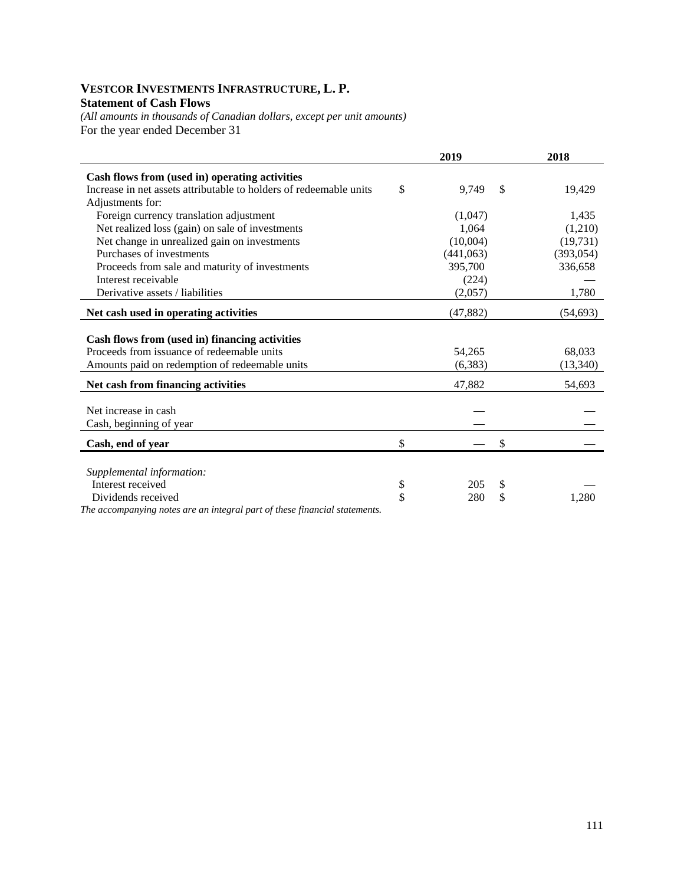## VESTCOR INVESTMENTS INFRASTRUCTURE, L. P.

**Statement of Cash Flows**

*(All amounts in thousands of Canadian dollars, except per unit amounts)*

For the year ended December 31

| | 2019 | 2018 |
|---|---|---|
| **Cash flows from (used in) operating activities** | | |
| Increase in net assets attributable to holders of redeemable units | $ 9,749 | $ 19,429 |
| Adjustments for: | | |
| Foreign currency translation adjustment | (1,047) | 1,435 |
| Net realized loss (gain) on sale of investments | 1,064 | (1,210) |
| Net change in unrealized gain on investments | (10,004) | (19,731) |
| Purchases of investments | (441,063) | (393,054) |
| Proceeds from sale and maturity of investments | 395,700 | 336,658 |
| Interest receivable | (224) | — |
| Derivative assets / liabilities | (2,057) | 1,780 |
| **Net cash used in operating activities** | (47,882) | (54,693) |
| | | |
| **Cash flows from (used in) financing activities** | | |
| Proceeds from issuance of redeemable units | 54,265 | 68,033 |
| Amounts paid on redemption of redeemable units | (6,383) | (13,340) |
| **Net cash from financing activities** | 47,882 | 54,693 |
| | | |
| Net increase in cash | — | — |
| Cash, beginning of year | — | — |
| **Cash, end of year** | $ — | $ — |
| | | |
| *Supplemental information:* | | |
| Interest received | $ 205 | $ — |
| Dividends received | $ 280 | $ 1,280 |

*The accompanying notes are an integral part of these financial statements.*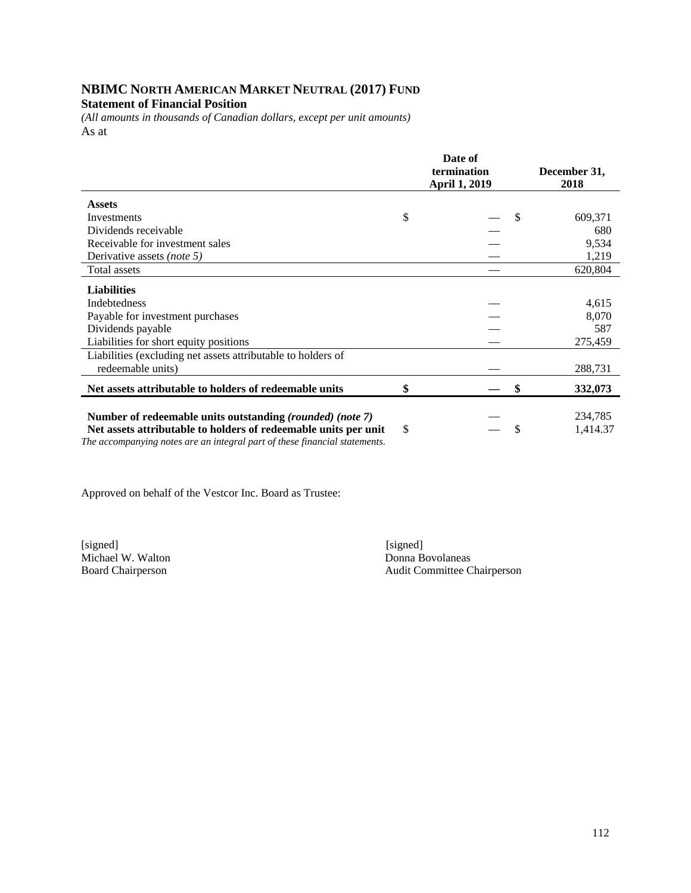## NBIMC North American Market Neutral (2017) Fund

**Statement of Financial Position**

*(All amounts in thousands of Canadian dollars, except per unit amounts)*

As at

| | Date of termination April 1, 2019 | December 31, 2018 |
|---|---|---|
| **Assets** | | |
| Investments | $ — | $ 609,371 |
| Dividends receivable | — | 680 |
| Receivable for investment sales | — | 9,534 |
| Derivative assets *(note 5)* | — | 1,219 |
| Total assets | — | 620,804 |
| **Liabilities** | | |
| Indebtedness | — | 4,615 |
| Payable for investment purchases | — | 8,070 |
| Dividends payable | — | 587 |
| Liabilities for short equity positions | — | 275,459 |
| Liabilities (excluding net assets attributable to holders of redeemable units) | — | 288,731 |
| **Net assets attributable to holders of redeemable units** | **$ —** | **$ 332,073** |
| **Number of redeemable units outstanding *(rounded) (note 7)*** | — | 234,785 |
| **Net assets attributable to holders of redeemable units per unit** | $ — | $ 1,414.37 |

*The accompanying notes are an integral part of these financial statements.*

Approved on behalf of the Vestcor Inc. Board as Trustee:

[signed]
Michael W. Walton
Board Chairperson

[signed]
Donna Bovolaneas
Audit Committee Chairperson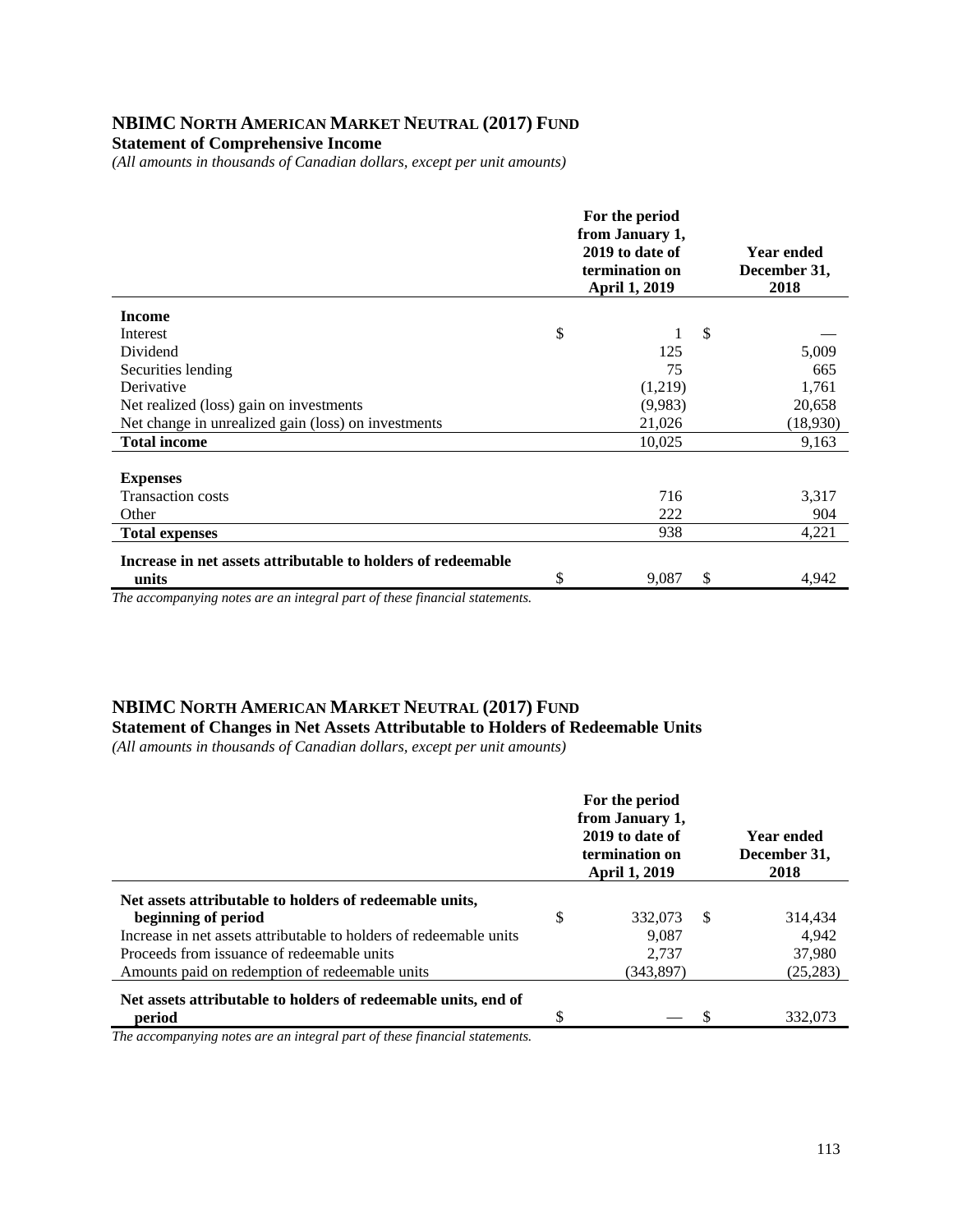# NBIMC NORTH AMERICAN MARKET NEUTRAL (2017) FUND

**Statement of Comprehensive Income**

*(All amounts in thousands of Canadian dollars, except per unit amounts)*

| | For the period from January 1, 2019 to date of termination on April 1, 2019 | Year ended December 31, 2018 |
|---|---|---|
| **Income** | | |
| Interest | $ 1 | $ — |
| Dividend | 125 | 5,009 |
| Securities lending | 75 | 665 |
| Derivative | (1,219) | 1,761 |
| Net realized (loss) gain on investments | (9,983) | 20,658 |
| Net change in unrealized gain (loss) on investments | 21,026 | (18,930) |
| **Total income** | 10,025 | 9,163 |
| **Expenses** | | |
| Transaction costs | 716 | 3,317 |
| Other | 222 | 904 |
| **Total expenses** | 938 | 4,221 |
| **Increase in net assets attributable to holders of redeemable units** | $ 9,087 | $ 4,942 |

*The accompanying notes are an integral part of these financial statements.*

# NBIMC NORTH AMERICAN MARKET NEUTRAL (2017) FUND

**Statement of Changes in Net Assets Attributable to Holders of Redeemable Units**

*(All amounts in thousands of Canadian dollars, except per unit amounts)*

| | For the period from January 1, 2019 to date of termination on April 1, 2019 | Year ended December 31, 2018 |
|---|---|---|
| **Net assets attributable to holders of redeemable units, beginning of period** | $ 332,073 | $ 314,434 |
| Increase in net assets attributable to holders of redeemable units | 9,087 | 4,942 |
| Proceeds from issuance of redeemable units | 2,737 | 37,980 |
| Amounts paid on redemption of redeemable units | (343,897) | (25,283) |
| **Net assets attributable to holders of redeemable units, end of period** | $ — | $ 332,073 |

*The accompanying notes are an integral part of these financial statements.*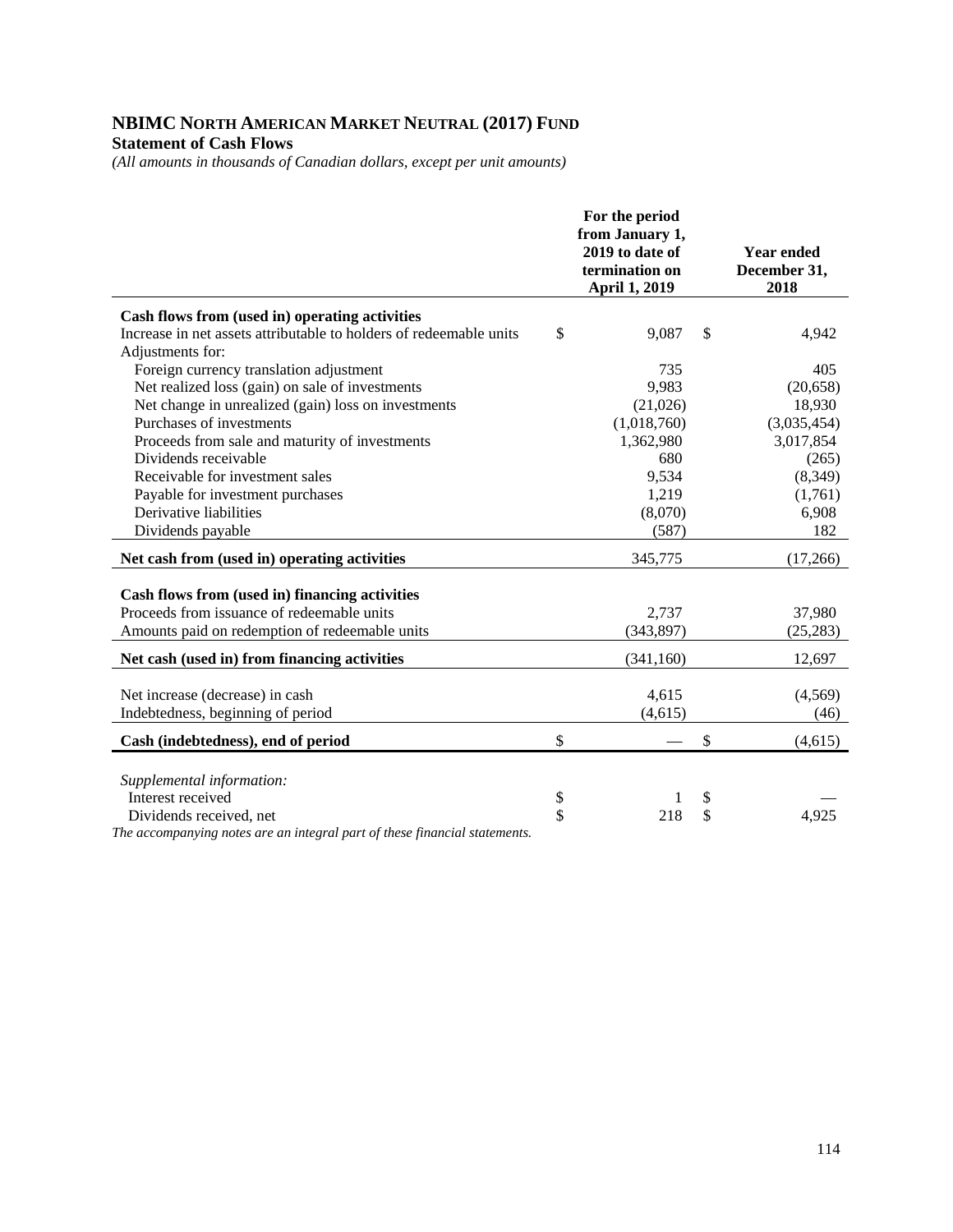# NBIMC North American Market Neutral (2017) Fund

**Statement of Cash Flows**

*(All amounts in thousands of Canadian dollars, except per unit amounts)*

| | For the period from January 1, 2019 to date of termination on April 1, 2019 | Year ended December 31, 2018 |
|---|---|---|
| **Cash flows from (used in) operating activities** | | |
| Increase in net assets attributable to holders of redeemable units | $ 9,087 | $ 4,942 |
| Adjustments for: | | |
| Foreign currency translation adjustment | 735 | 405 |
| Net realized loss (gain) on sale of investments | 9,983 | (20,658) |
| Net change in unrealized (gain) loss on investments | (21,026) | 18,930 |
| Purchases of investments | (1,018,760) | (3,035,454) |
| Proceeds from sale and maturity of investments | 1,362,980 | 3,017,854 |
| Dividends receivable | 680 | (265) |
| Receivable for investment sales | 9,534 | (8,349) |
| Payable for investment purchases | 1,219 | (1,761) |
| Derivative liabilities | (8,070) | 6,908 |
| Dividends payable | (587) | 182 |
| **Net cash from (used in) operating activities** | 345,775 | (17,266) |
| **Cash flows from (used in) financing activities** | | |
| Proceeds from issuance of redeemable units | 2,737 | 37,980 |
| Amounts paid on redemption of redeemable units | (343,897) | (25,283) |
| **Net cash (used in) from financing activities** | (341,160) | 12,697 |
| Net increase (decrease) in cash | 4,615 | (4,569) |
| Indebtedness, beginning of period | (4,615) | (46) |
| **Cash (indebtedness), end of period** | $ — | $ (4,615) |
| *Supplemental information:* | | |
| Interest received | $ 1 | $ — |
| Dividends received, net | $ 218 | $ 4,925 |

*The accompanying notes are an integral part of these financial statements.*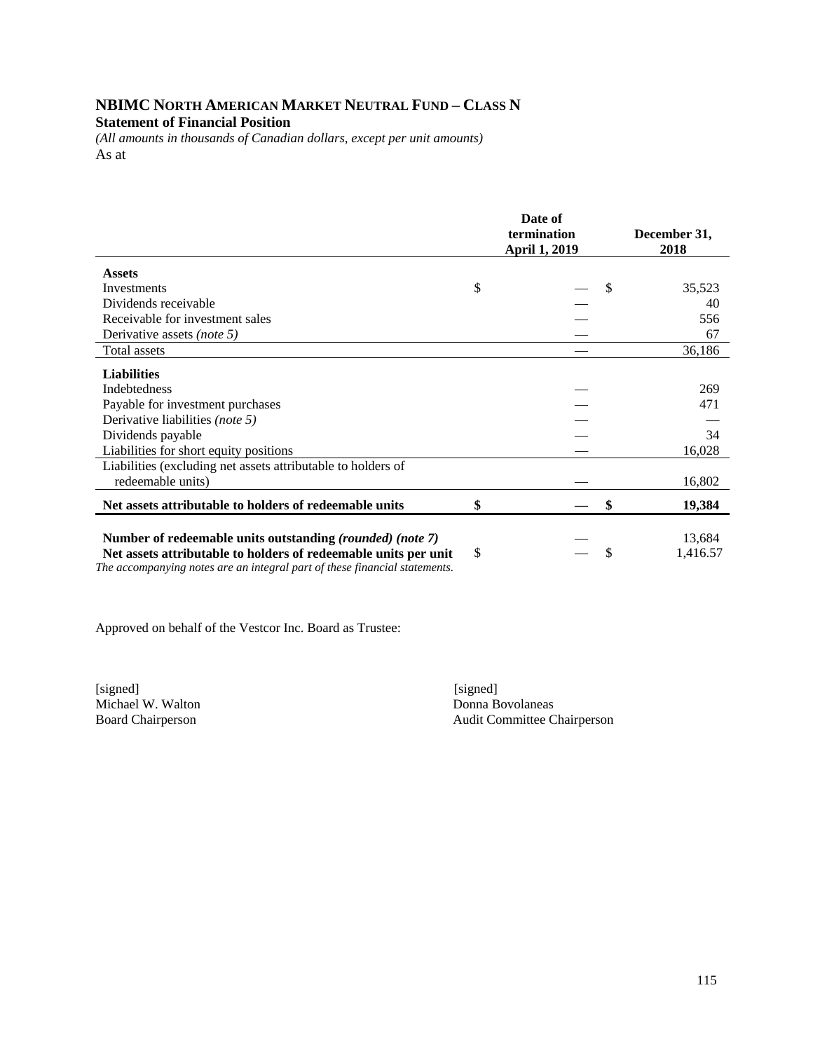# NBIMC North American Market Neutral Fund – Class N

**Statement of Financial Position**

*(All amounts in thousands of Canadian dollars, except per unit amounts)*

As at

| | Date of termination April 1, 2019 | December 31, 2018 |
|---|---|---|
| **Assets** | | |
| Investments | $ — | $ 35,523 |
| Dividends receivable | — | 40 |
| Receivable for investment sales | — | 556 |
| Derivative assets *(note 5)* | — | 67 |
| Total assets | — | 36,186 |
| **Liabilities** | | |
| Indebtedness | — | 269 |
| Payable for investment purchases | — | 471 |
| Derivative liabilities *(note 5)* | — | — |
| Dividends payable | — | 34 |
| Liabilities for short equity positions | — | 16,028 |
| Liabilities (excluding net assets attributable to holders of redeemable units) | — | 16,802 |
| **Net assets attributable to holders of redeemable units** | **$ —** | **$ 19,384** |
| **Number of redeemable units outstanding *(rounded) (note 7)*** | — | 13,684 |
| **Net assets attributable to holders of redeemable units per unit** | $ — | $ 1,416.57 |

*The accompanying notes are an integral part of these financial statements.*

Approved on behalf of the Vestcor Inc. Board as Trustee:

[signed]
Michael W. Walton
Board Chairperson

[signed]
Donna Bovolaneas
Audit Committee Chairperson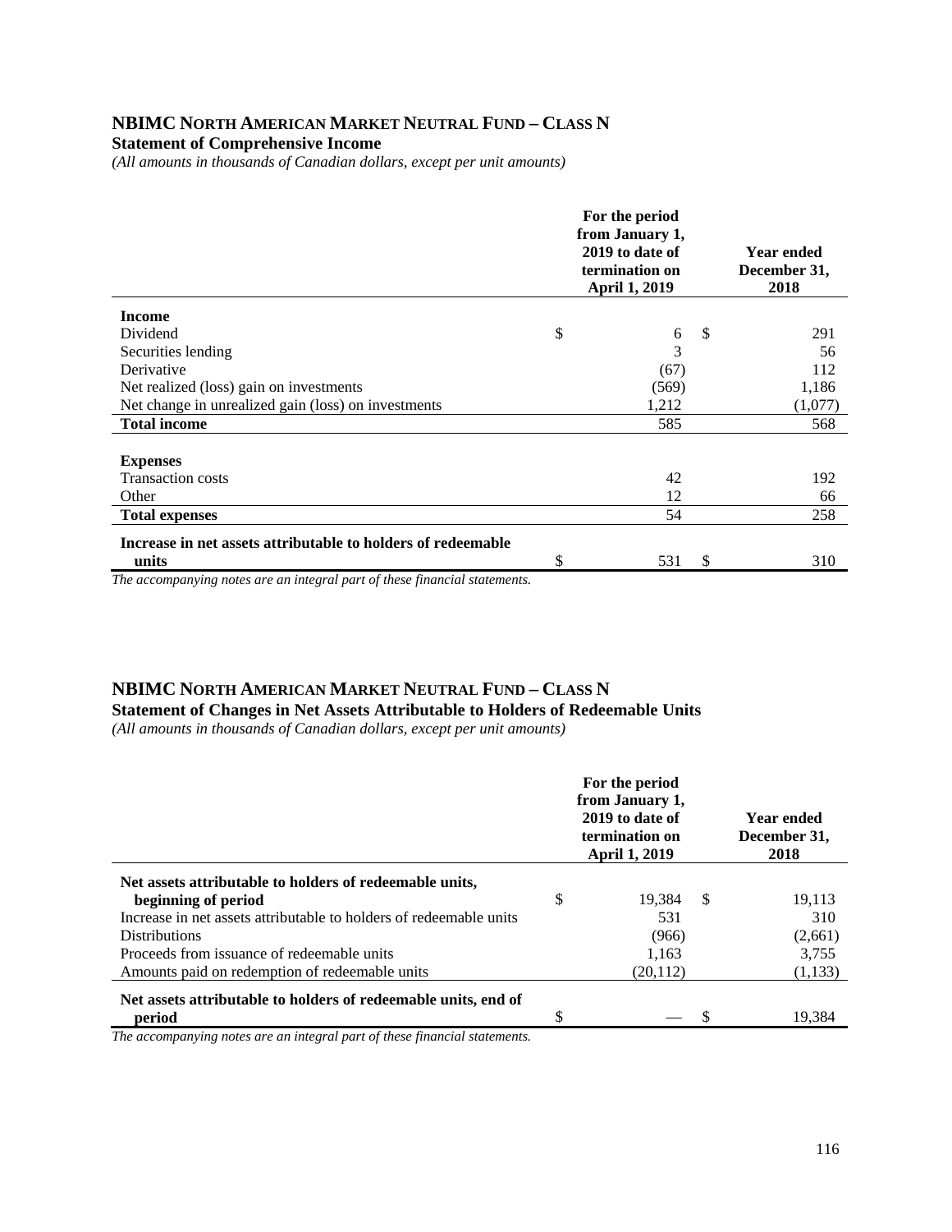## NBIMC NORTH AMERICAN MARKET NEUTRAL FUND – CLASS N

**Statement of Comprehensive Income**

*(All amounts in thousands of Canadian dollars, except per unit amounts)*

| | For the period from January 1, 2019 to date of termination on April 1, 2019 | Year ended December 31, 2018 |
|---|---|---|
| **Income** | | |
| Dividend | $ 6 | $ 291 |
| Securities lending | 3 | 56 |
| Derivative | (67) | 112 |
| Net realized (loss) gain on investments | (569) | 1,186 |
| Net change in unrealized gain (loss) on investments | 1,212 | (1,077) |
| **Total income** | 585 | 568 |
| **Expenses** | | |
| Transaction costs | 42 | 192 |
| Other | 12 | 66 |
| **Total expenses** | 54 | 258 |
| **Increase in net assets attributable to holders of redeemable units** | $ 531 | $ 310 |

*The accompanying notes are an integral part of these financial statements.*

## NBIMC NORTH AMERICAN MARKET NEUTRAL FUND – CLASS N

**Statement of Changes in Net Assets Attributable to Holders of Redeemable Units**

*(All amounts in thousands of Canadian dollars, except per unit amounts)*

| | For the period from January 1, 2019 to date of termination on April 1, 2019 | Year ended December 31, 2018 |
|---|---|---|
| **Net assets attributable to holders of redeemable units, beginning of period** | $ 19,384 | $ 19,113 |
| Increase in net assets attributable to holders of redeemable units | 531 | 310 |
| Distributions | (966) | (2,661) |
| Proceeds from issuance of redeemable units | 1,163 | 3,755 |
| Amounts paid on redemption of redeemable units | (20,112) | (1,133) |
| **Net assets attributable to holders of redeemable units, end of period** | $ — | $ 19,384 |

*The accompanying notes are an integral part of these financial statements.*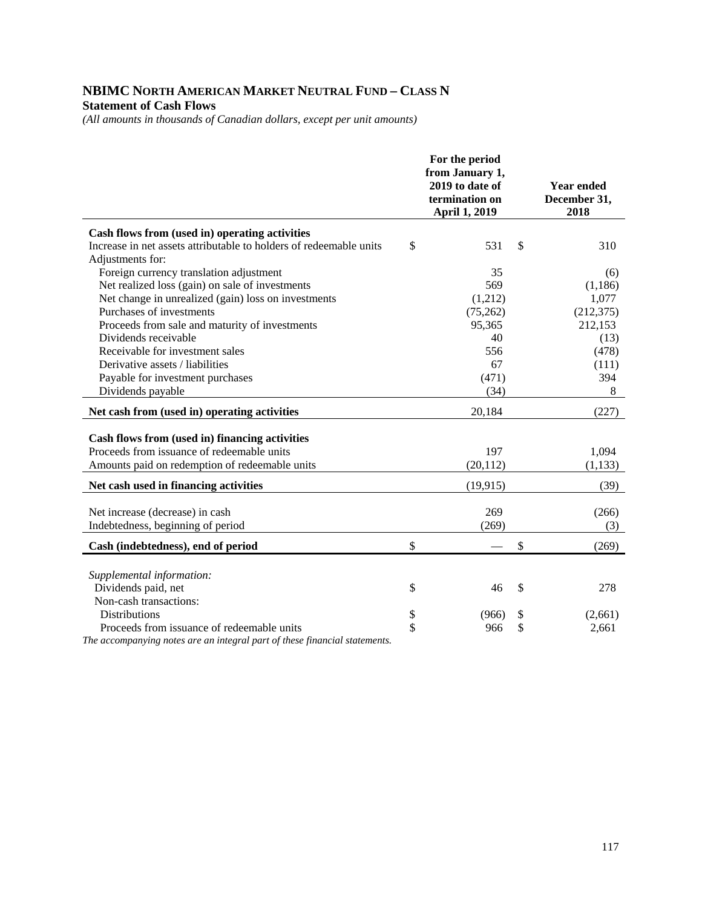# NBIMC North American Market Neutral Fund – Class N

**Statement of Cash Flows**

*(All amounts in thousands of Canadian dollars, except per unit amounts)*

| | For the period from January 1, 2019 to date of termination on April 1, 2019 | Year ended December 31, 2018 |
|---|---|---|
| **Cash flows from (used in) operating activities** | | |
| Increase in net assets attributable to holders of redeemable units | $ 531 | $ 310 |
| Adjustments for: | | |
| Foreign currency translation adjustment | 35 | (6) |
| Net realized loss (gain) on sale of investments | 569 | (1,186) |
| Net change in unrealized (gain) loss on investments | (1,212) | 1,077 |
| Purchases of investments | (75,262) | (212,375) |
| Proceeds from sale and maturity of investments | 95,365 | 212,153 |
| Dividends receivable | 40 | (13) |
| Receivable for investment sales | 556 | (478) |
| Derivative assets / liabilities | 67 | (111) |
| Payable for investment purchases | (471) | 394 |
| Dividends payable | (34) | 8 |
| **Net cash from (used in) operating activities** | 20,184 | (227) |
| **Cash flows from (used in) financing activities** | | |
| Proceeds from issuance of redeemable units | 197 | 1,094 |
| Amounts paid on redemption of redeemable units | (20,112) | (1,133) |
| **Net cash used in financing activities** | (19,915) | (39) |
| Net increase (decrease) in cash | 269 | (266) |
| Indebtedness, beginning of period | (269) | (3) |
| **Cash (indebtedness), end of period** | $ — | $ (269) |
| *Supplemental information:* | | |
| Dividends paid, net | $ 46 | $ 278 |
| Non-cash transactions: | | |
| Distributions | $ (966) | $ (2,661) |
| Proceeds from issuance of redeemable units | $ 966 | $ 2,661 |

*The accompanying notes are an integral part of these financial statements.*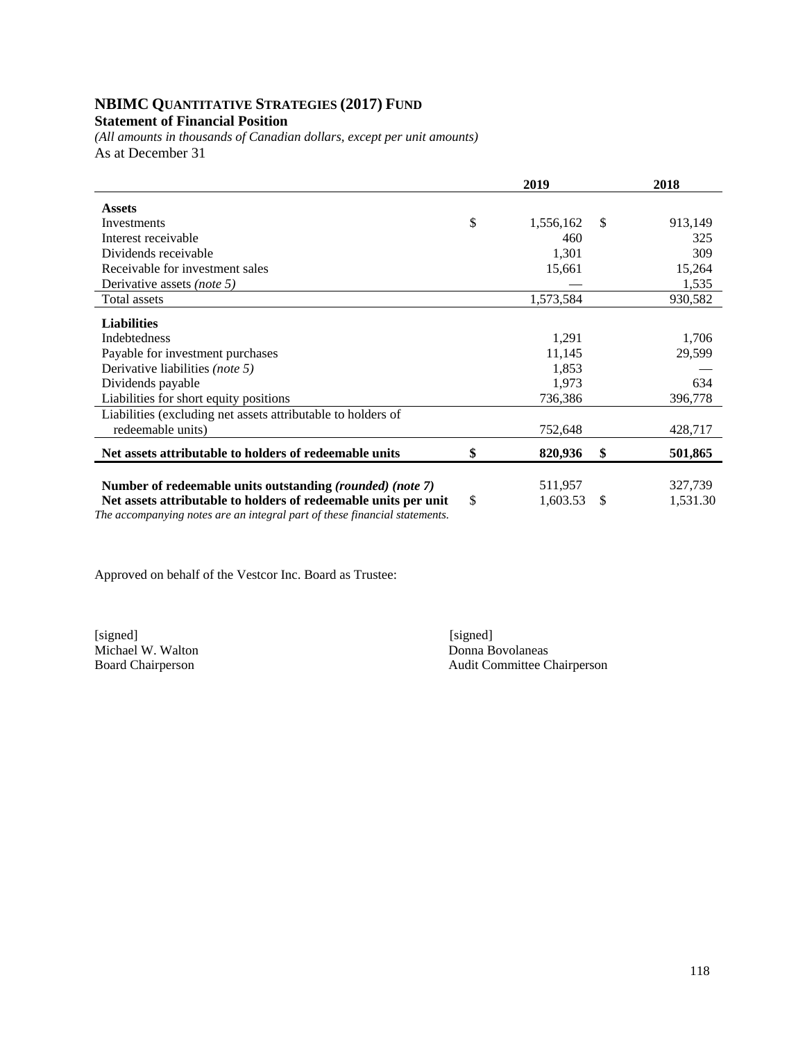# NBIMC Quantitative Strategies (2017) Fund

**Statement of Financial Position**

*(All amounts in thousands of Canadian dollars, except per unit amounts)*

As at December 31

| | 2019 | 2018 |
|---|---|---|
| **Assets** | | |
| Investments | $ 1,556,162 | $ 913,149 |
| Interest receivable | 460 | 325 |
| Dividends receivable | 1,301 | 309 |
| Receivable for investment sales | 15,661 | 15,264 |
| Derivative assets *(note 5)* | — | 1,535 |
| Total assets | 1,573,584 | 930,582 |
| **Liabilities** | | |
| Indebtedness | 1,291 | 1,706 |
| Payable for investment purchases | 11,145 | 29,599 |
| Derivative liabilities *(note 5)* | 1,853 | — |
| Dividends payable | 1,973 | 634 |
| Liabilities for short equity positions | 736,386 | 396,778 |
| Liabilities (excluding net assets attributable to holders of redeemable units) | 752,648 | 428,717 |
| **Net assets attributable to holders of redeemable units** | **$ 820,936** | **$ 501,865** |
| **Number of redeemable units outstanding *(rounded)* *(note 7)*** | 511,957 | 327,739 |
| **Net assets attributable to holders of redeemable units per unit** | $ 1,603.53 | $ 1,531.30 |

*The accompanying notes are an integral part of these financial statements.*

Approved on behalf of the Vestcor Inc. Board as Trustee:

[signed]
Michael W. Walton
Board Chairperson

[signed]
Donna Bovolaneas
Audit Committee Chairperson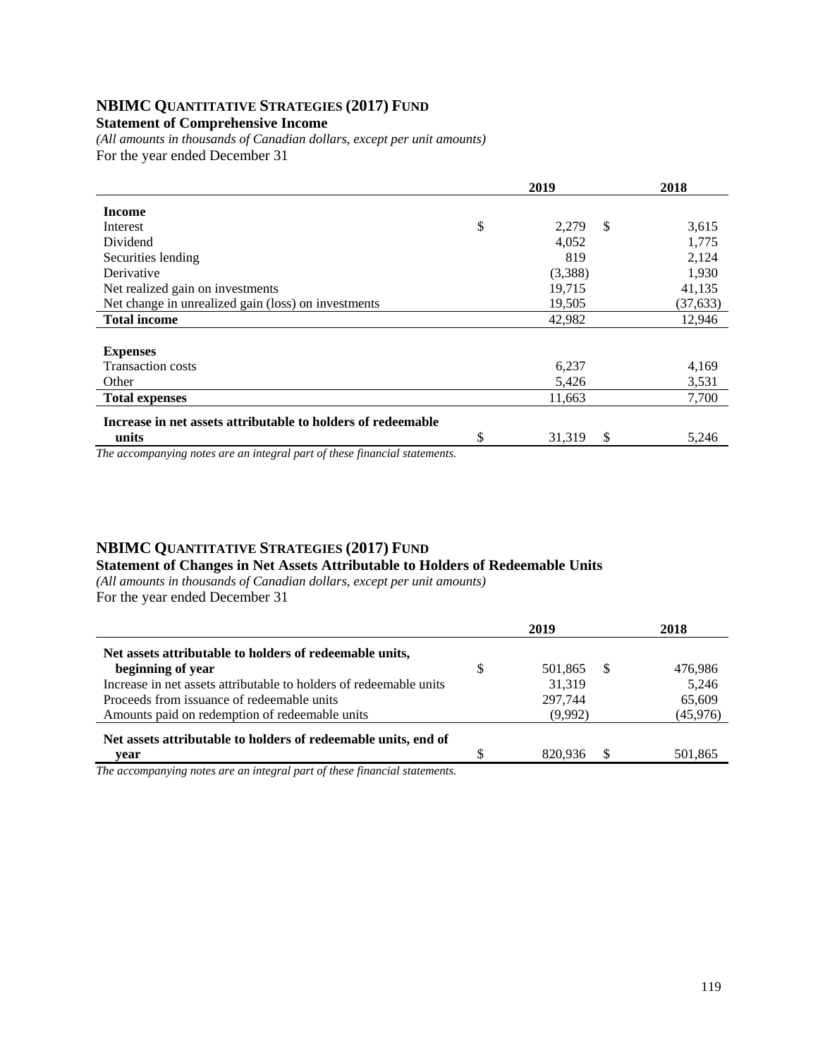## NBIMC QUANTITATIVE STRATEGIES (2017) FUND

**Statement of Comprehensive Income**

*(All amounts in thousands of Canadian dollars, except per unit amounts)*

For the year ended December 31

| | 2019 | 2018 |
|---|---|---|
| **Income** | | |
| Interest | $ 2,279 | $ 3,615 |
| Dividend | 4,052 | 1,775 |
| Securities lending | 819 | 2,124 |
| Derivative | (3,388) | 1,930 |
| Net realized gain on investments | 19,715 | 41,135 |
| Net change in unrealized gain (loss) on investments | 19,505 | (37,633) |
| **Total income** | 42,982 | 12,946 |
| **Expenses** | | |
| Transaction costs | 6,237 | 4,169 |
| Other | 5,426 | 3,531 |
| **Total expenses** | 11,663 | 7,700 |
| **Increase in net assets attributable to holders of redeemable units** | $ 31,319 | $ 5,246 |

*The accompanying notes are an integral part of these financial statements.*

## NBIMC QUANTITATIVE STRATEGIES (2017) FUND

**Statement of Changes in Net Assets Attributable to Holders of Redeemable Units**

*(All amounts in thousands of Canadian dollars, except per unit amounts)*

For the year ended December 31

| | 2019 | 2018 |
|---|---|---|
| **Net assets attributable to holders of redeemable units, beginning of year** | $ 501,865 | $ 476,986 |
| Increase in net assets attributable to holders of redeemable units | 31,319 | 5,246 |
| Proceeds from issuance of redeemable units | 297,744 | 65,609 |
| Amounts paid on redemption of redeemable units | (9,992) | (45,976) |
| **Net assets attributable to holders of redeemable units, end of year** | $ 820,936 | $ 501,865 |

*The accompanying notes are an integral part of these financial statements.*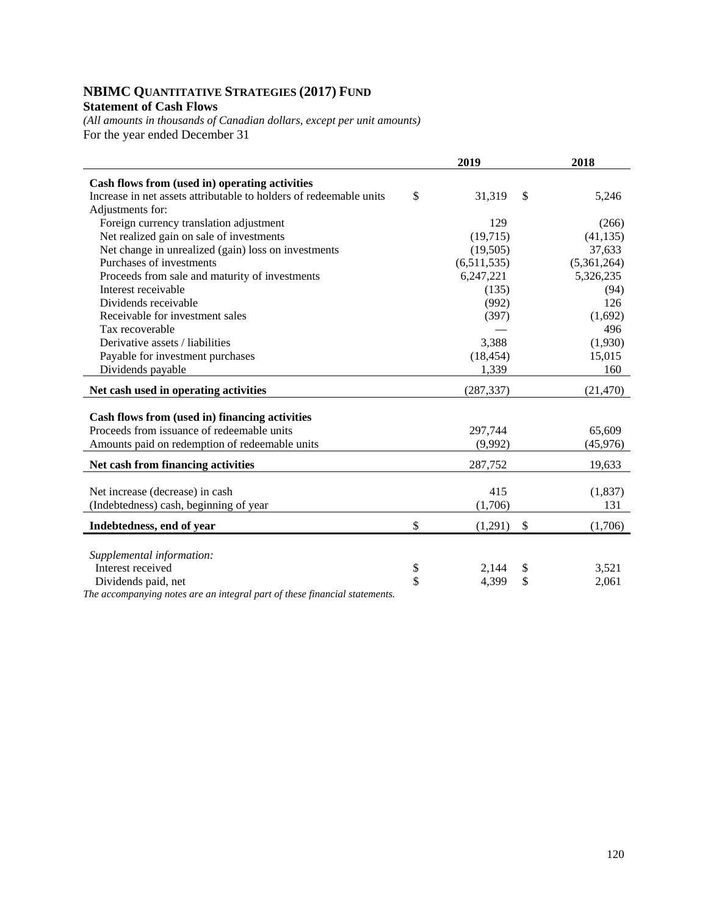# NBIMC QUANTITATIVE STRATEGIES (2017) FUND

**Statement of Cash Flows**

*(All amounts in thousands of Canadian dollars, except per unit amounts)*

For the year ended December 31

| | 2019 | 2018 |
|---|---|---|
| **Cash flows from (used in) operating activities** | | |
| Increase in net assets attributable to holders of redeemable units | $ 31,319 | $ 5,246 |
| Adjustments for: | | |
| Foreign currency translation adjustment | 129 | (266) |
| Net realized gain on sale of investments | (19,715) | (41,135) |
| Net change in unrealized (gain) loss on investments | (19,505) | 37,633 |
| Purchases of investments | (6,511,535) | (5,361,264) |
| Proceeds from sale and maturity of investments | 6,247,221 | 5,326,235 |
| Interest receivable | (135) | (94) |
| Dividends receivable | (992) | 126 |
| Receivable for investment sales | (397) | (1,692) |
| Tax recoverable | — | 496 |
| Derivative assets / liabilities | 3,388 | (1,930) |
| Payable for investment purchases | (18,454) | 15,015 |
| Dividends payable | 1,339 | 160 |
| **Net cash used in operating activities** | (287,337) | (21,470) |
| **Cash flows from (used in) financing activities** | | |
| Proceeds from issuance of redeemable units | 297,744 | 65,609 |
| Amounts paid on redemption of redeemable units | (9,992) | (45,976) |
| **Net cash from financing activities** | 287,752 | 19,633 |
| Net increase (decrease) in cash | 415 | (1,837) |
| (Indebtedness) cash, beginning of year | (1,706) | 131 |
| **Indebtedness, end of year** | $ (1,291) | $ (1,706) |
| *Supplemental information:* | | |
| Interest received | $ 2,144 | $ 3,521 |
| Dividends paid, net | $ 4,399 | $ 2,061 |

*The accompanying notes are an integral part of these financial statements.*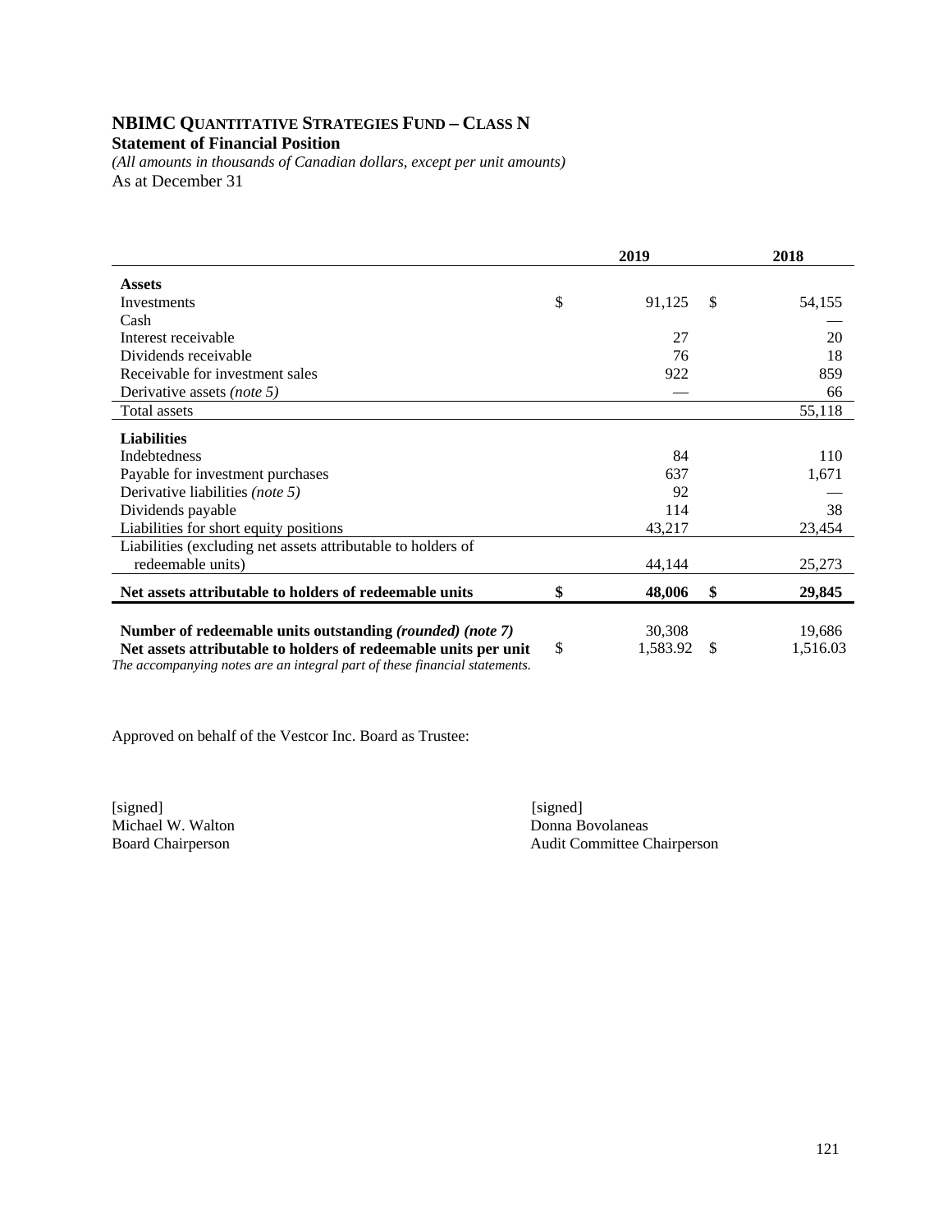# NBIMC Quantitative Strategies Fund – Class N

**Statement of Financial Position**

*(All amounts in thousands of Canadian dollars, except per unit amounts)*

As at December 31

| | 2019 | 2018 |
|---|---|---|
| **Assets** | | |
| Investments | $ 91,125 | $ 54,155 |
| Cash | | — |
| Interest receivable | 27 | 20 |
| Dividends receivable | 76 | 18 |
| Receivable for investment sales | 922 | 859 |
| Derivative assets *(note 5)* | — | 66 |
| Total assets | | 55,118 |
| **Liabilities** | | |
| Indebtedness | 84 | 110 |
| Payable for investment purchases | 637 | 1,671 |
| Derivative liabilities *(note 5)* | 92 | — |
| Dividends payable | 114 | 38 |
| Liabilities for short equity positions | 43,217 | 23,454 |
| Liabilities (excluding net assets attributable to holders of redeemable units) | 44,144 | 25,273 |
| **Net assets attributable to holders of redeemable units** | **$ 48,006** | **$ 29,845** |
| **Number of redeemable units outstanding *(rounded) (note 7)*** | 30,308 | 19,686 |
| **Net assets attributable to holders of redeemable units per unit** | $ 1,583.92 | $ 1,516.03 |

*The accompanying notes are an integral part of these financial statements.*

Approved on behalf of the Vestcor Inc. Board as Trustee:

[signed]
Michael W. Walton
Board Chairperson

[signed]
Donna Bovolaneas
Audit Committee Chairperson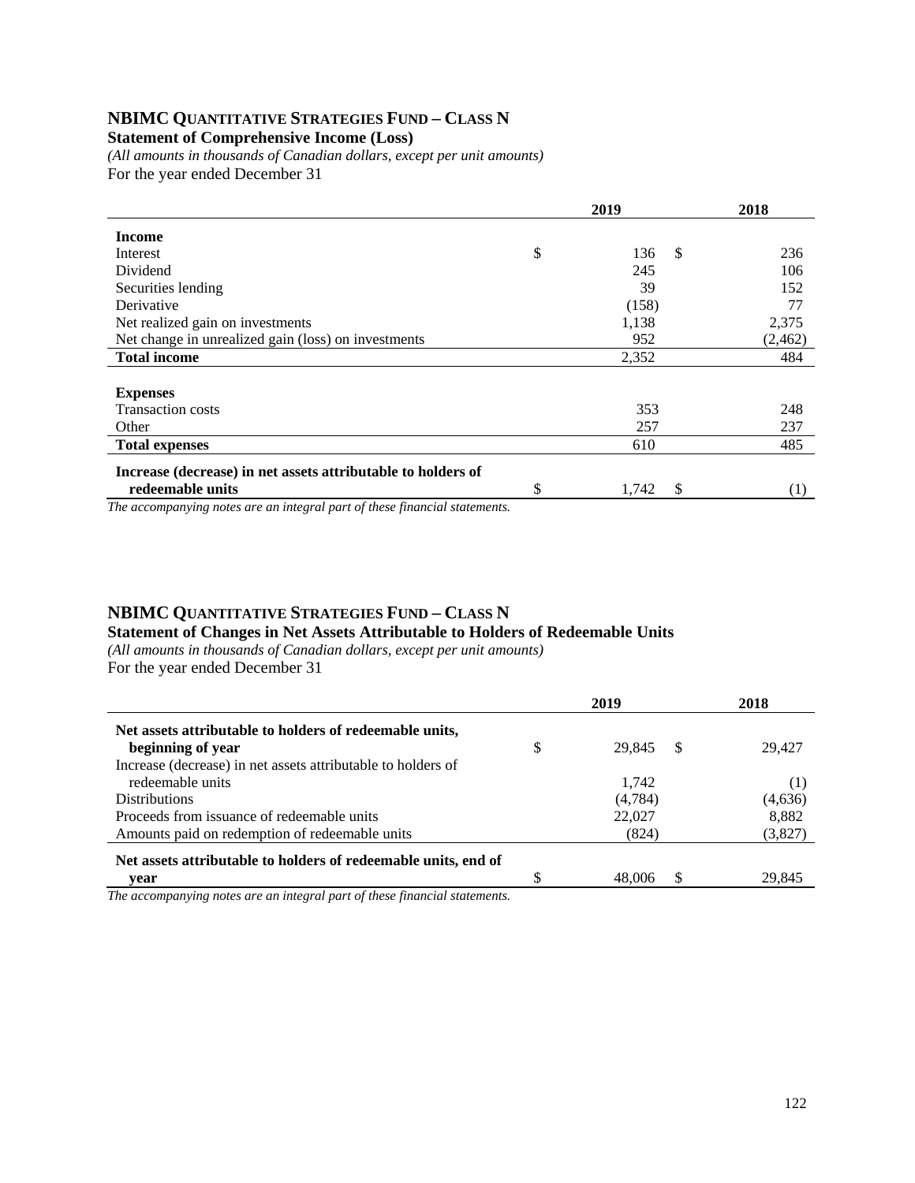## NBIMC QUANTITATIVE STRATEGIES FUND – CLASS N

**Statement of Comprehensive Income (Loss)**

*(All amounts in thousands of Canadian dollars, except per unit amounts)*

For the year ended December 31

| | 2019 | 2018 |
|---|---|---|
| **Income** | | |
| Interest | $ 136 | $ 236 |
| Dividend | 245 | 106 |
| Securities lending | 39 | 152 |
| Derivative | (158) | 77 |
| Net realized gain on investments | 1,138 | 2,375 |
| Net change in unrealized gain (loss) on investments | 952 | (2,462) |
| **Total income** | 2,352 | 484 |
| **Expenses** | | |
| Transaction costs | 353 | 248 |
| Other | 257 | 237 |
| **Total expenses** | 610 | 485 |
| **Increase (decrease) in net assets attributable to holders of redeemable units** | $ 1,742 | $ (1) |

*The accompanying notes are an integral part of these financial statements.*

## NBIMC QUANTITATIVE STRATEGIES FUND – CLASS N

**Statement of Changes in Net Assets Attributable to Holders of Redeemable Units**

*(All amounts in thousands of Canadian dollars, except per unit amounts)*

For the year ended December 31

| | 2019 | 2018 |
|---|---|---|
| **Net assets attributable to holders of redeemable units, beginning of year** | $ 29,845 | $ 29,427 |
| Increase (decrease) in net assets attributable to holders of redeemable units | 1,742 | (1) |
| Distributions | (4,784) | (4,636) |
| Proceeds from issuance of redeemable units | 22,027 | 8,882 |
| Amounts paid on redemption of redeemable units | (824) | (3,827) |
| **Net assets attributable to holders of redeemable units, end of year** | $ 48,006 | $ 29,845 |

*The accompanying notes are an integral part of these financial statements.*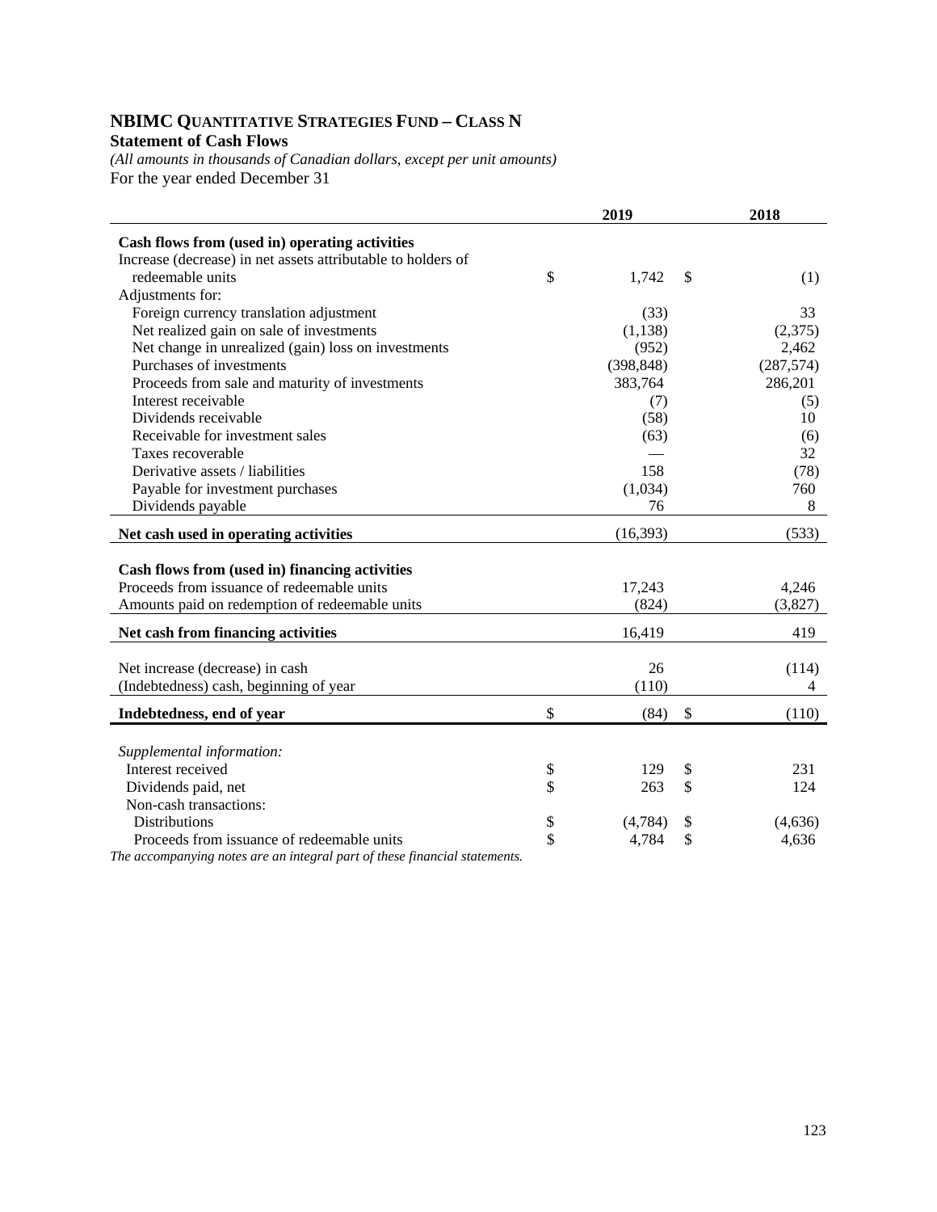# NBIMC QUANTITATIVE STRATEGIES FUND – CLASS N

**Statement of Cash Flows**

*(All amounts in thousands of Canadian dollars, except per unit amounts)*

For the year ended December 31

| | 2019 | 2018 |
|---|---|---|
| **Cash flows from (used in) operating activities** | | |
| Increase (decrease) in net assets attributable to holders of redeemable units | $ 1,742 | $ (1) |
| Adjustments for: | | |
| Foreign currency translation adjustment | (33) | 33 |
| Net realized gain on sale of investments | (1,138) | (2,375) |
| Net change in unrealized (gain) loss on investments | (952) | 2,462 |
| Purchases of investments | (398,848) | (287,574) |
| Proceeds from sale and maturity of investments | 383,764 | 286,201 |
| Interest receivable | (7) | (5) |
| Dividends receivable | (58) | 10 |
| Receivable for investment sales | (63) | (6) |
| Taxes recoverable | — | 32 |
| Derivative assets / liabilities | 158 | (78) |
| Payable for investment purchases | (1,034) | 760 |
| Dividends payable | 76 | 8 |
| **Net cash used in operating activities** | (16,393) | (533) |
| **Cash flows from (used in) financing activities** | | |
| Proceeds from issuance of redeemable units | 17,243 | 4,246 |
| Amounts paid on redemption of redeemable units | (824) | (3,827) |
| **Net cash from financing activities** | 16,419 | 419 |
| Net increase (decrease) in cash | 26 | (114) |
| (Indebtedness) cash, beginning of year | (110) | 4 |
| **Indebtedness, end of year** | $ (84) | $ (110) |
| *Supplemental information:* | | |
| Interest received | $ 129 | $ 231 |
| Dividends paid, net | $ 263 | $ 124 |
| Non-cash transactions: | | |
| Distributions | $ (4,784) | $ (4,636) |
| Proceeds from issuance of redeemable units | $ 4,784 | $ 4,636 |

*The accompanying notes are an integral part of these financial statements.*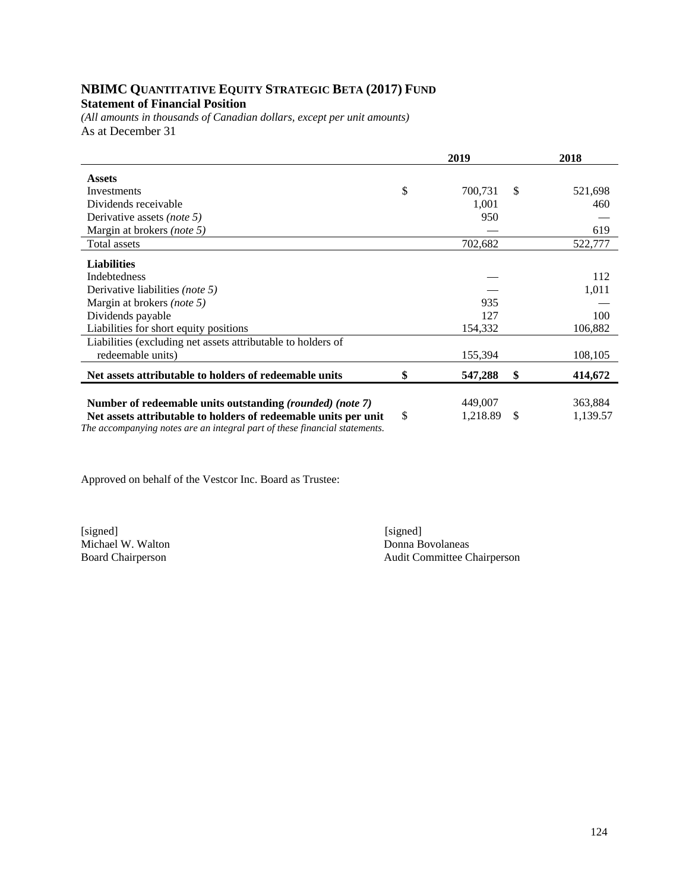# NBIMC Quantitative Equity Strategic Beta (2017) Fund

**Statement of Financial Position**

*(All amounts in thousands of Canadian dollars, except per unit amounts)*

As at December 31

| | 2019 | 2018 |
|---|---|---|
| **Assets** | | |
| Investments | $ 700,731 | $ 521,698 |
| Dividends receivable | 1,001 | 460 |
| Derivative assets *(note 5)* | 950 | — |
| Margin at brokers *(note 5)* | — | 619 |
| Total assets | 702,682 | 522,777 |
| **Liabilities** | | |
| Indebtedness | — | 112 |
| Derivative liabilities *(note 5)* | — | 1,011 |
| Margin at brokers *(note 5)* | 935 | — |
| Dividends payable | 127 | 100 |
| Liabilities for short equity positions | 154,332 | 106,882 |
| Liabilities (excluding net assets attributable to holders of redeemable units) | 155,394 | 108,105 |
| **Net assets attributable to holders of redeemable units** | **$ 547,288** | **$ 414,672** |
| **Number of redeemable units outstanding *(rounded) (note 7)*** | 449,007 | 363,884 |
| **Net assets attributable to holders of redeemable units per unit** | $ 1,218.89 | $ 1,139.57 |

*The accompanying notes are an integral part of these financial statements.*

Approved on behalf of the Vestcor Inc. Board as Trustee:

[signed]
Michael W. Walton
Board Chairperson

[signed]
Donna Bovolaneas
Audit Committee Chairperson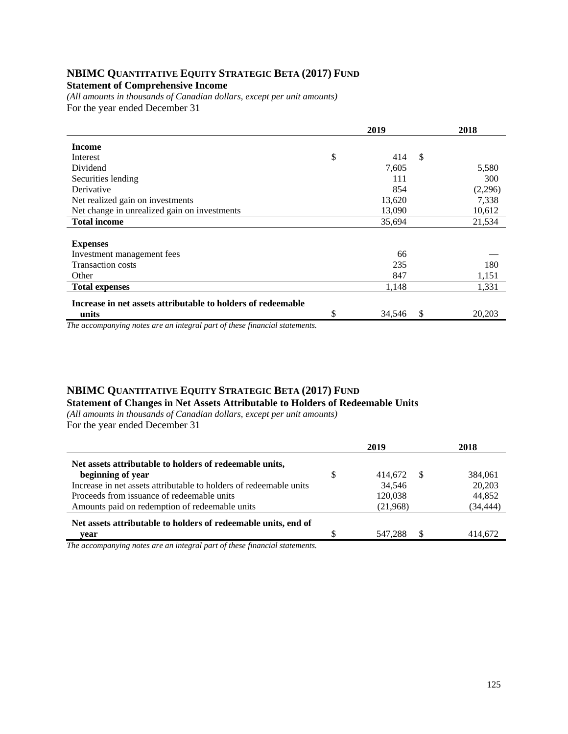## NBIMC QUANTITATIVE EQUITY STRATEGIC BETA (2017) FUND

**Statement of Comprehensive Income**

*(All amounts in thousands of Canadian dollars, except per unit amounts)*

For the year ended December 31

| | 2019 | 2018 |
|---|---|---|
| **Income** | | |
| Interest | $ 414 | $ |
| Dividend | 7,605 | 5,580 |
| Securities lending | 111 | 300 |
| Derivative | 854 | (2,296) |
| Net realized gain on investments | 13,620 | 7,338 |
| Net change in unrealized gain on investments | 13,090 | 10,612 |
| **Total income** | 35,694 | 21,534 |
| | | |
| **Expenses** | | |
| Investment management fees | 66 | — |
| Transaction costs | 235 | 180 |
| Other | 847 | 1,151 |
| **Total expenses** | 1,148 | 1,331 |
| **Increase in net assets attributable to holders of redeemable units** | $ 34,546 | $ 20,203 |

*The accompanying notes are an integral part of these financial statements.*

## NBIMC QUANTITATIVE EQUITY STRATEGIC BETA (2017) FUND

**Statement of Changes in Net Assets Attributable to Holders of Redeemable Units**

*(All amounts in thousands of Canadian dollars, except per unit amounts)*

For the year ended December 31

| | 2019 | 2018 |
|---|---|---|
| **Net assets attributable to holders of redeemable units, beginning of year** | $ 414,672 | $ 384,061 |
| Increase in net assets attributable to holders of redeemable units | 34,546 | 20,203 |
| Proceeds from issuance of redeemable units | 120,038 | 44,852 |
| Amounts paid on redemption of redeemable units | (21,968) | (34,444) |
| **Net assets attributable to holders of redeemable units, end of year** | $ 547,288 | $ 414,672 |

*The accompanying notes are an integral part of these financial statements.*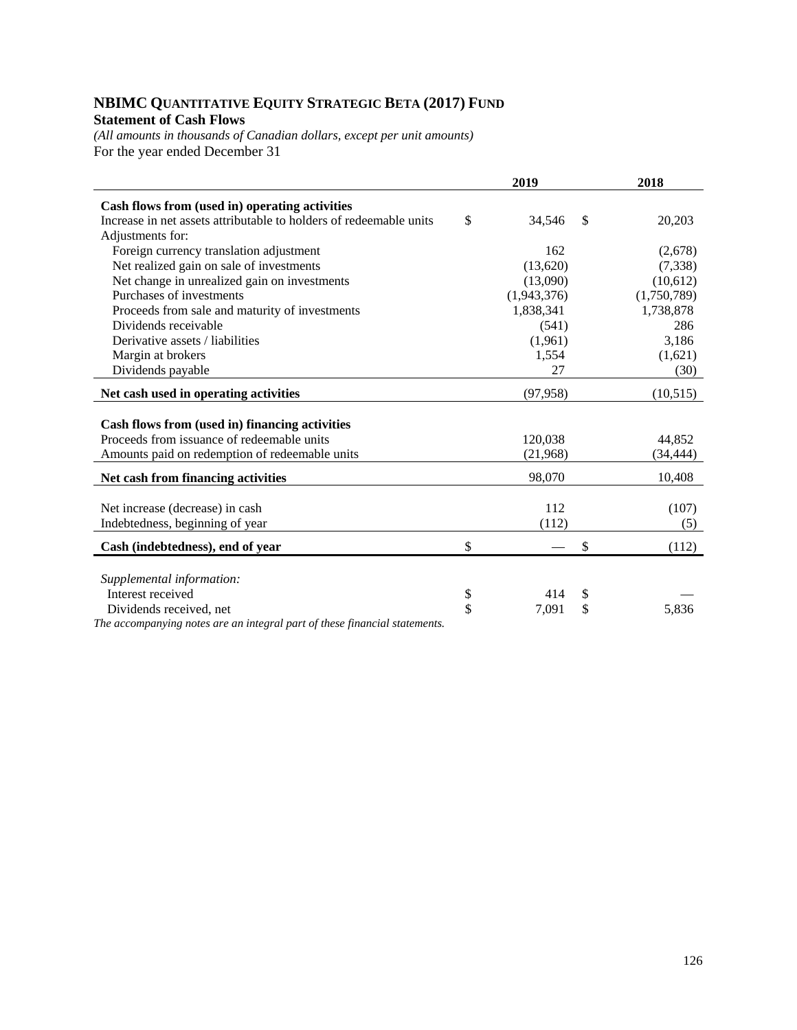# NBIMC Quantitative Equity Strategic Beta (2017) Fund

**Statement of Cash Flows**

*(All amounts in thousands of Canadian dollars, except per unit amounts)*

For the year ended December 31

| | 2019 | 2018 |
|---|---|---|
| **Cash flows from (used in) operating activities** | | |
| Increase in net assets attributable to holders of redeemable units | $ 34,546 | $ 20,203 |
| Adjustments for: | | |
| Foreign currency translation adjustment | 162 | (2,678) |
| Net realized gain on sale of investments | (13,620) | (7,338) |
| Net change in unrealized gain on investments | (13,090) | (10,612) |
| Purchases of investments | (1,943,376) | (1,750,789) |
| Proceeds from sale and maturity of investments | 1,838,341 | 1,738,878 |
| Dividends receivable | (541) | 286 |
| Derivative assets / liabilities | (1,961) | 3,186 |
| Margin at brokers | 1,554 | (1,621) |
| Dividends payable | 27 | (30) |
| **Net cash used in operating activities** | (97,958) | (10,515) |
| | | |
| **Cash flows from (used in) financing activities** | | |
| Proceeds from issuance of redeemable units | 120,038 | 44,852 |
| Amounts paid on redemption of redeemable units | (21,968) | (34,444) |
| **Net cash from financing activities** | 98,070 | 10,408 |
| | | |
| Net increase (decrease) in cash | 112 | (107) |
| Indebtedness, beginning of year | (112) | (5) |
| **Cash (indebtedness), end of year** | $ — | $ (112) |
| | | |
| *Supplemental information:* | | |
| Interest received | $ 414 | $ — |
| Dividends received, net | $ 7,091 | $ 5,836 |

*The accompanying notes are an integral part of these financial statements.*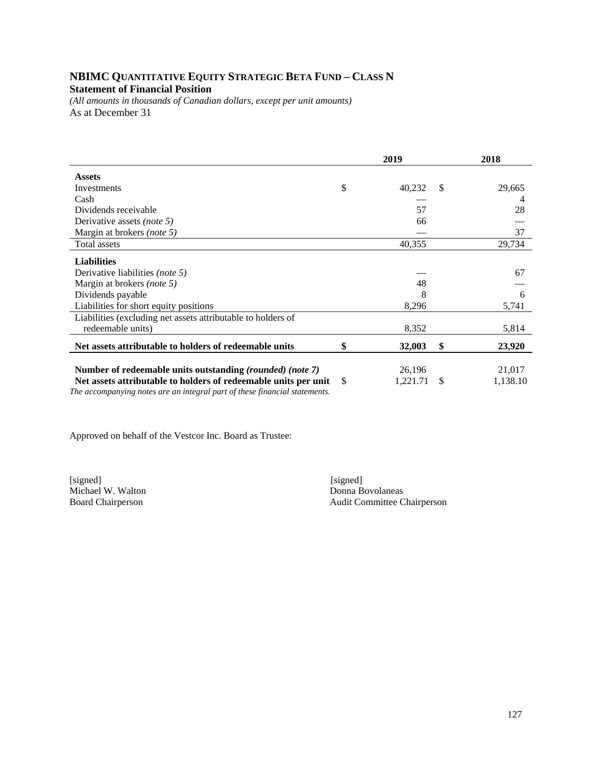# NBIMC Quantitative Equity Strategic Beta Fund – Class N

**Statement of Financial Position**

*(All amounts in thousands of Canadian dollars, except per unit amounts)*

As at December 31

| | 2019 | 2018 |
|---|---|---|
| **Assets** | | |
| Investments | $ 40,232 | $ 29,665 |
| Cash | — | 4 |
| Dividends receivable | 57 | 28 |
| Derivative assets *(note 5)* | 66 | — |
| Margin at brokers *(note 5)* | — | 37 |
| Total assets | 40,355 | 29,734 |
| **Liabilities** | | |
| Derivative liabilities *(note 5)* | — | 67 |
| Margin at brokers *(note 5)* | 48 | — |
| Dividends payable | 8 | 6 |
| Liabilities for short equity positions | 8,296 | 5,741 |
| Liabilities (excluding net assets attributable to holders of redeemable units) | 8,352 | 5,814 |
| **Net assets attributable to holders of redeemable units** | **$ 32,003** | **$ 23,920** |
| **Number of redeemable units outstanding *(rounded) (note 7)*** | 26,196 | 21,017 |
| **Net assets attributable to holders of redeemable units per unit** | $ 1,221.71 | $ 1,138.10 |

*The accompanying notes are an integral part of these financial statements.*

Approved on behalf of the Vestcor Inc. Board as Trustee:

[signed]
Michael W. Walton
Board Chairperson

[signed]
Donna Bovolaneas
Audit Committee Chairperson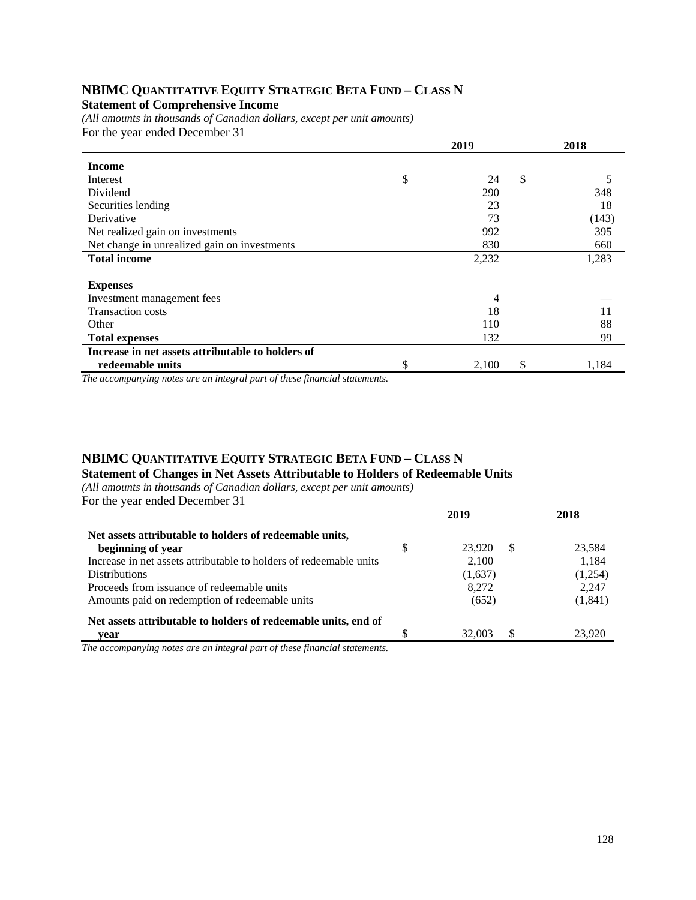# NBIMC QUANTITATIVE EQUITY STRATEGIC BETA FUND – CLASS N

**Statement of Comprehensive Income**

*(All amounts in thousands of Canadian dollars, except per unit amounts)*

For the year ended December 31

| | 2019 | 2018 |
|---|---|---|
| **Income** | | |
| Interest | $ 24 | $ 5 |
| Dividend | 290 | 348 |
| Securities lending | 23 | 18 |
| Derivative | 73 | (143) |
| Net realized gain on investments | 992 | 395 |
| Net change in unrealized gain on investments | 830 | 660 |
| **Total income** | 2,232 | 1,283 |
| **Expenses** | | |
| Investment management fees | 4 | — |
| Transaction costs | 18 | 11 |
| Other | 110 | 88 |
| **Total expenses** | 132 | 99 |
| **Increase in net assets attributable to holders of redeemable units** | $ 2,100 | $ 1,184 |

*The accompanying notes are an integral part of these financial statements.*

# NBIMC QUANTITATIVE EQUITY STRATEGIC BETA FUND – CLASS N

**Statement of Changes in Net Assets Attributable to Holders of Redeemable Units**

*(All amounts in thousands of Canadian dollars, except per unit amounts)*

For the year ended December 31

| | 2019 | 2018 |
|---|---|---|
| **Net assets attributable to holders of redeemable units, beginning of year** | $ 23,920 | $ 23,584 |
| Increase in net assets attributable to holders of redeemable units | 2,100 | 1,184 |
| Distributions | (1,637) | (1,254) |
| Proceeds from issuance of redeemable units | 8,272 | 2,247 |
| Amounts paid on redemption of redeemable units | (652) | (1,841) |
| **Net assets attributable to holders of redeemable units, end of year** | $ 32,003 | $ 23,920 |

*The accompanying notes are an integral part of these financial statements.*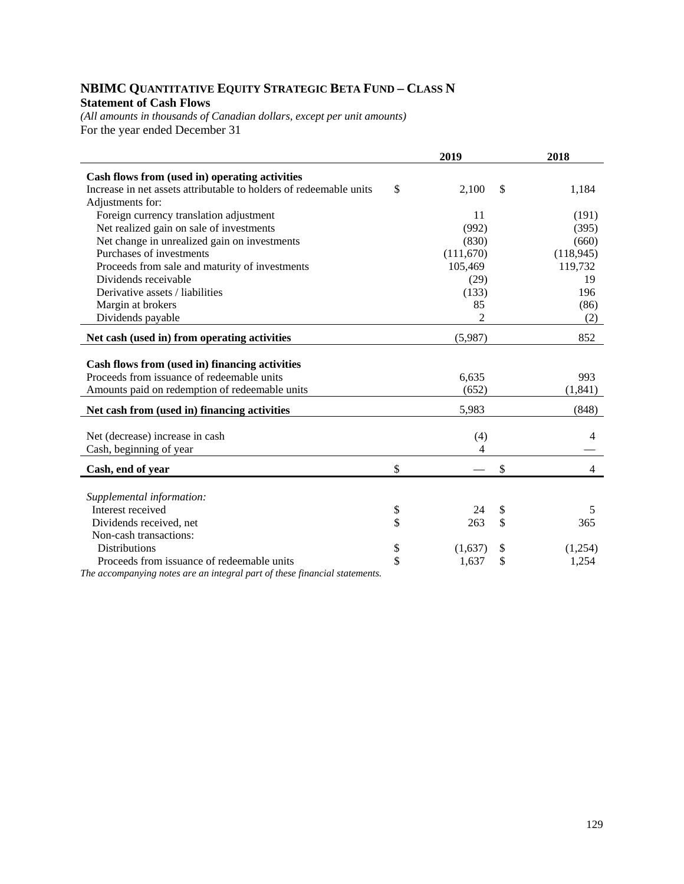# NBIMC Quantitative Equity Strategic Beta Fund – Class N

**Statement of Cash Flows**

*(All amounts in thousands of Canadian dollars, except per unit amounts)*

For the year ended December 31

| | 2019 | 2018 |
|---|---|---|
| **Cash flows from (used in) operating activities** | | |
| Increase in net assets attributable to holders of redeemable units | $ 2,100 | $ 1,184 |
| Adjustments for: | | |
| Foreign currency translation adjustment | 11 | (191) |
| Net realized gain on sale of investments | (992) | (395) |
| Net change in unrealized gain on investments | (830) | (660) |
| Purchases of investments | (111,670) | (118,945) |
| Proceeds from sale and maturity of investments | 105,469 | 119,732 |
| Dividends receivable | (29) | 19 |
| Derivative assets / liabilities | (133) | 196 |
| Margin at brokers | 85 | (86) |
| Dividends payable | 2 | (2) |
| **Net cash (used in) from operating activities** | (5,987) | 852 |
| **Cash flows from (used in) financing activities** | | |
| Proceeds from issuance of redeemable units | 6,635 | 993 |
| Amounts paid on redemption of redeemable units | (652) | (1,841) |
| **Net cash from (used in) financing activities** | 5,983 | (848) |
| Net (decrease) increase in cash | (4) | 4 |
| Cash, beginning of year | 4 | — |
| **Cash, end of year** | $ — | $ 4 |
| *Supplemental information:* | | |
| Interest received | $ 24 | $ 5 |
| Dividends received, net | $ 263 | $ 365 |
| Non-cash transactions: | | |
| Distributions | $ (1,637) | $ (1,254) |
| Proceeds from issuance of redeemable units | $ 1,637 | $ 1,254 |

*The accompanying notes are an integral part of these financial statements.*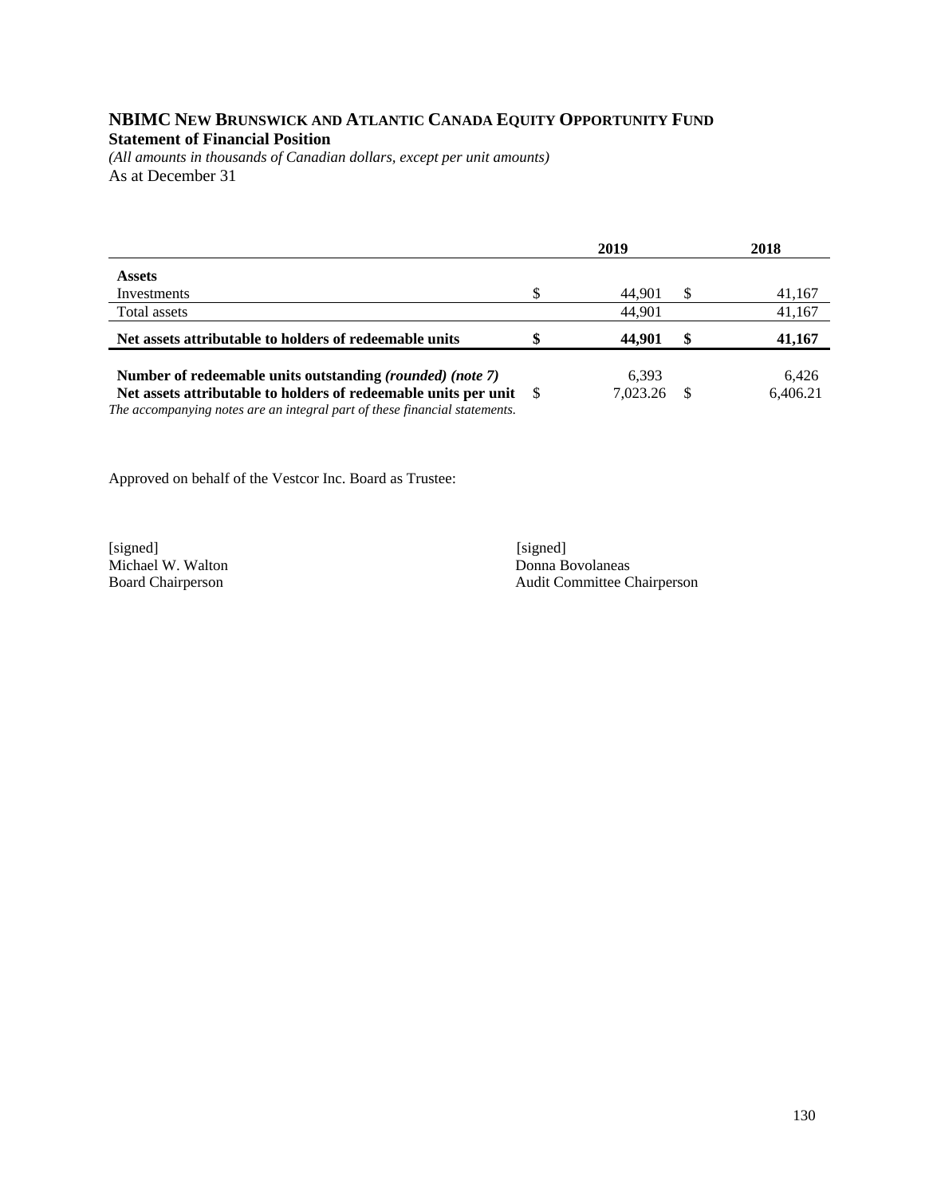# NBIMC New Brunswick and Atlantic Canada Equity Opportunity Fund

## Statement of Financial Position

*(All amounts in thousands of Canadian dollars, except per unit amounts)*

As at December 31

| | 2019 | 2018 |
|---|---|---|
| **Assets** | | |
| Investments | $ 44,901 | $ 41,167 |
| Total assets | 44,901 | 41,167 |
| **Net assets attributable to holders of redeemable units** | **$ 44,901** | **$ 41,167** |
| **Number of redeemable units outstanding *(rounded) (note 7)*** | 6,393 | 6,426 |
| **Net assets attributable to holders of redeemable units per unit** | $ 7,023.26 | $ 6,406.21 |

*The accompanying notes are an integral part of these financial statements.*

Approved on behalf of the Vestcor Inc. Board as Trustee:

[signed]
Michael W. Walton
Board Chairperson

[signed]
Donna Bovolaneas
Audit Committee Chairperson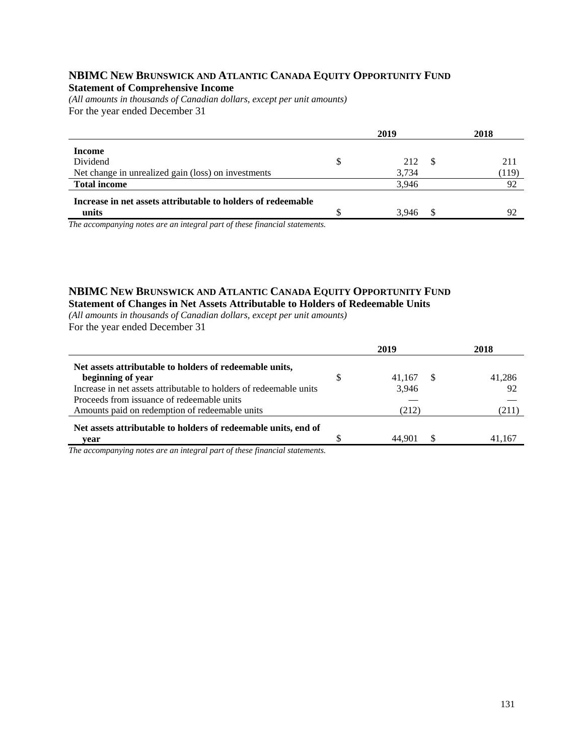## NBIMC New Brunswick and Atlantic Canada Equity Opportunity Fund

### Statement of Comprehensive Income

*(All amounts in thousands of Canadian dollars, except per unit amounts)*

For the year ended December 31

| | 2019 | 2018 |
|---|---|---|
| **Income** | | |
| Dividend | $ 212 | $ 211 |
| Net change in unrealized gain (loss) on investments | 3,734 | (119) |
| **Total income** | 3,946 | 92 |
| **Increase in net assets attributable to holders of redeemable units** | $ 3,946 | $ 92 |

*The accompanying notes are an integral part of these financial statements.*

## NBIMC New Brunswick and Atlantic Canada Equity Opportunity Fund

### Statement of Changes in Net Assets Attributable to Holders of Redeemable Units

*(All amounts in thousands of Canadian dollars, except per unit amounts)*

For the year ended December 31

| | 2019 | 2018 |
|---|---|---|
| **Net assets attributable to holders of redeemable units, beginning of year** | $ 41,167 | $ 41,286 |
| Increase in net assets attributable to holders of redeemable units | 3,946 | 92 |
| Proceeds from issuance of redeemable units | — | — |
| Amounts paid on redemption of redeemable units | (212) | (211) |
| **Net assets attributable to holders of redeemable units, end of year** | $ 44,901 | $ 41,167 |

*The accompanying notes are an integral part of these financial statements.*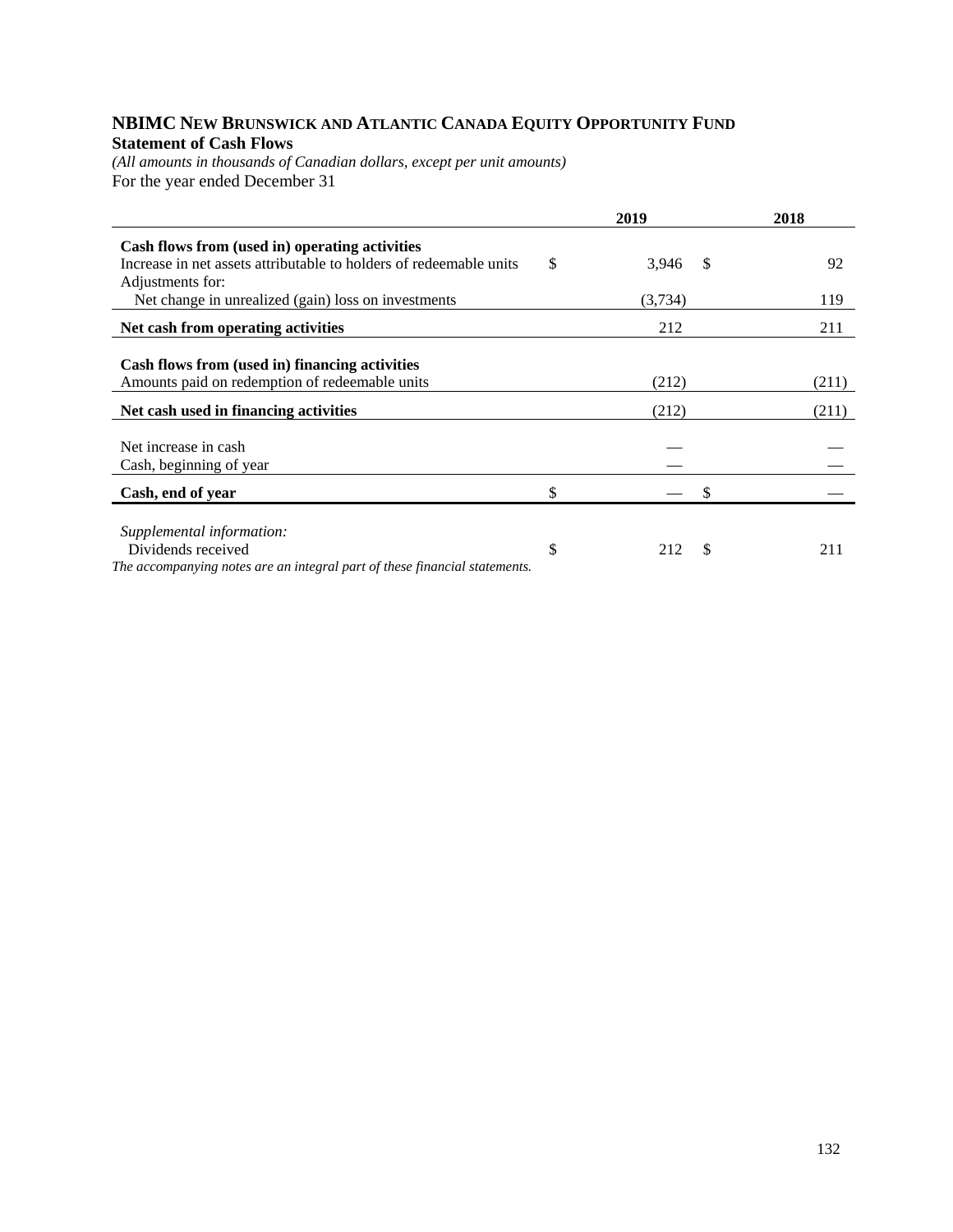# NBIMC New Brunswick and Atlantic Canada Equity Opportunity Fund

**Statement of Cash Flows**

*(All amounts in thousands of Canadian dollars, except per unit amounts)*

For the year ended December 31

| | 2019 | 2018 |
|---|---|---|
| **Cash flows from (used in) operating activities** | | |
| Increase in net assets attributable to holders of redeemable units | $ 3,946 | $ 92 |
| Adjustments for: | | |
| Net change in unrealized (gain) loss on investments | (3,734) | 119 |
| **Net cash from operating activities** | 212 | 211 |
| **Cash flows from (used in) financing activities** | | |
| Amounts paid on redemption of redeemable units | (212) | (211) |
| **Net cash used in financing activities** | (212) | (211) |
| Net increase in cash | — | — |
| Cash, beginning of year | — | — |
| **Cash, end of year** | $ — | $ — |
| *Supplemental information:* | | |
| Dividends received | $ 212 | $ 211 |

*The accompanying notes are an integral part of these financial statements.*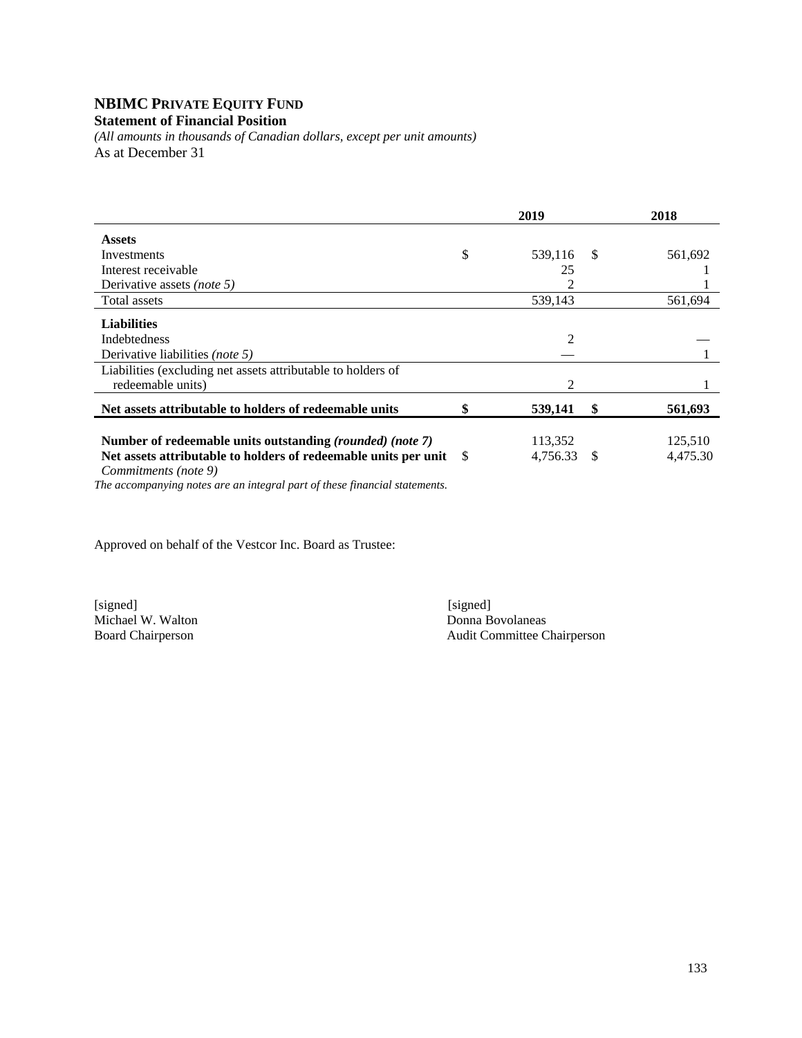# NBIMC PRIVATE EQUITY FUND

**Statement of Financial Position**

*(All amounts in thousands of Canadian dollars, except per unit amounts)*

As at December 31

| | 2019 | 2018 |
|---|---|---|
| **Assets** | | |
| Investments | $ 539,116 | $ 561,692 |
| Interest receivable | 25 | 1 |
| Derivative assets *(note 5)* | 2 | 1 |
| Total assets | 539,143 | 561,694 |
| **Liabilities** | | |
| Indebtedness | 2 | — |
| Derivative liabilities *(note 5)* | — | 1 |
| Liabilities (excluding net assets attributable to holders of redeemable units) | 2 | 1 |
| **Net assets attributable to holders of redeemable units** | **$ 539,141** | **$ 561,693** |
| **Number of redeemable units outstanding *(rounded) (note 7)*** | 113,352 | 125,510 |
| **Net assets attributable to holders of redeemable units per unit** | $ 4,756.33 | $ 4,475.30 |

*Commitments (note 9)*

*The accompanying notes are an integral part of these financial statements.*

Approved on behalf of the Vestcor Inc. Board as Trustee:

[signed]
Michael W. Walton
Board Chairperson

[signed]
Donna Bovolaneas
Audit Committee Chairperson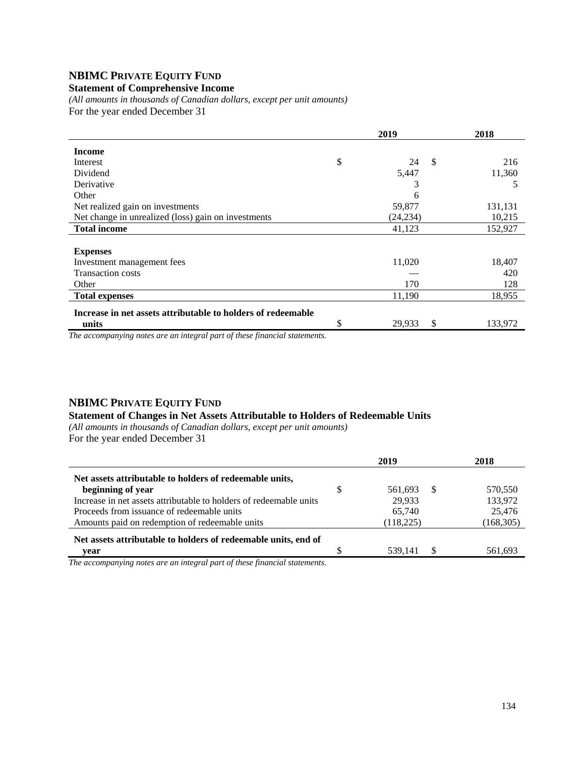## NBIMC PRIVATE EQUITY FUND

**Statement of Comprehensive Income**

*(All amounts in thousands of Canadian dollars, except per unit amounts)*

For the year ended December 31

| | 2019 | 2018 |
|---|---|---|
| **Income** | | |
| Interest | $ 24 | $ 216 |
| Dividend | 5,447 | 11,360 |
| Derivative | 3 | 5 |
| Other | 6 | |
| Net realized gain on investments | 59,877 | 131,131 |
| Net change in unrealized (loss) gain on investments | (24,234) | 10,215 |
| **Total income** | 41,123 | 152,927 |
| **Expenses** | | |
| Investment management fees | 11,020 | 18,407 |
| Transaction costs | — | 420 |
| Other | 170 | 128 |
| **Total expenses** | 11,190 | 18,955 |
| **Increase in net assets attributable to holders of redeemable units** | $ 29,933 | $ 133,972 |

*The accompanying notes are an integral part of these financial statements.*

## NBIMC PRIVATE EQUITY FUND

**Statement of Changes in Net Assets Attributable to Holders of Redeemable Units**

*(All amounts in thousands of Canadian dollars, except per unit amounts)*

For the year ended December 31

| | 2019 | 2018 |
|---|---|---|
| **Net assets attributable to holders of redeemable units, beginning of year** | $ 561,693 | $ 570,550 |
| Increase in net assets attributable to holders of redeemable units | 29,933 | 133,972 |
| Proceeds from issuance of redeemable units | 65,740 | 25,476 |
| Amounts paid on redemption of redeemable units | (118,225) | (168,305) |
| **Net assets attributable to holders of redeemable units, end of year** | $ 539,141 | $ 561,693 |

*The accompanying notes are an integral part of these financial statements.*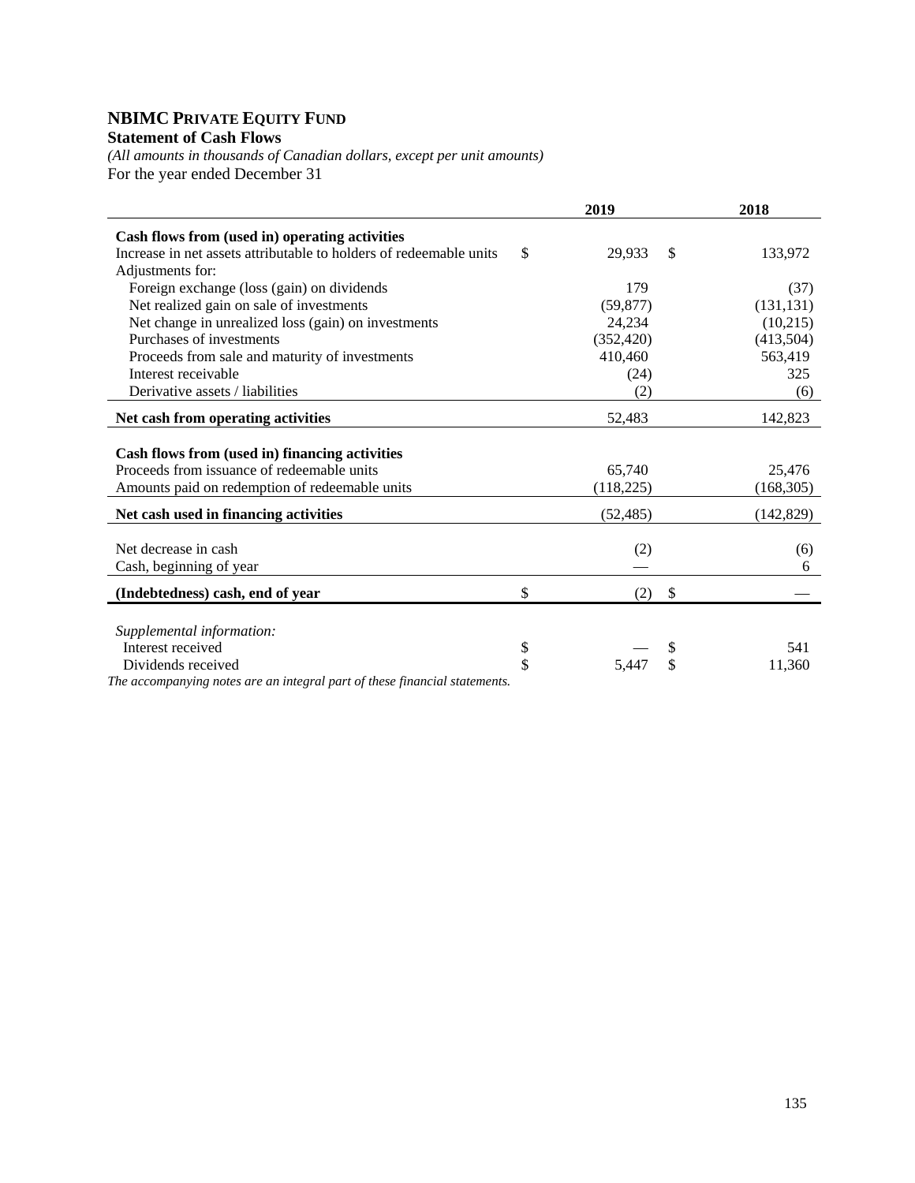# NBIMC PRIVATE EQUITY FUND

**Statement of Cash Flows**

*(All amounts in thousands of Canadian dollars, except per unit amounts)*

For the year ended December 31

| | 2019 | 2018 |
|---|---|---|
| **Cash flows from (used in) operating activities** | | |
| Increase in net assets attributable to holders of redeemable units | $ 29,933 | $ 133,972 |
| Adjustments for: | | |
| Foreign exchange (loss (gain) on dividends | 179 | (37) |
| Net realized gain on sale of investments | (59,877) | (131,131) |
| Net change in unrealized loss (gain) on investments | 24,234 | (10,215) |
| Purchases of investments | (352,420) | (413,504) |
| Proceeds from sale and maturity of investments | 410,460 | 563,419 |
| Interest receivable | (24) | 325 |
| Derivative assets / liabilities | (2) | (6) |
| **Net cash from operating activities** | 52,483 | 142,823 |
| **Cash flows from (used in) financing activities** | | |
| Proceeds from issuance of redeemable units | 65,740 | 25,476 |
| Amounts paid on redemption of redeemable units | (118,225) | (168,305) |
| **Net cash used in financing activities** | (52,485) | (142,829) |
| Net decrease in cash | (2) | (6) |
| Cash, beginning of year | — | 6 |
| **(Indebtedness) cash, end of year** | $ (2) | $ — |
| *Supplemental information:* | | |
| Interest received | $ — | $ 541 |
| Dividends received | $ 5,447 | $ 11,360 |

*The accompanying notes are an integral part of these financial statements.*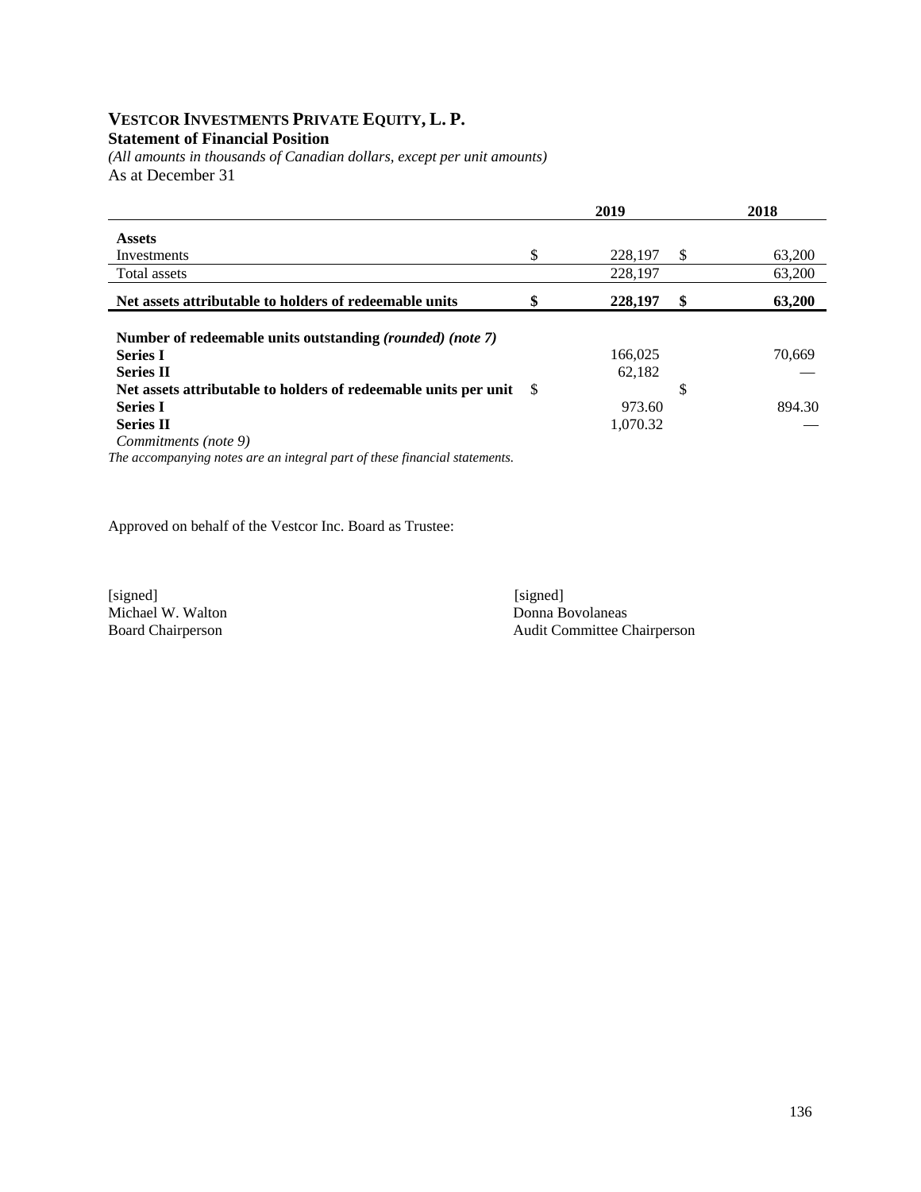# **VESTCOR INVESTMENTS PRIVATE EQUITY, L. P.**

**Statement of Financial Position**

*(All amounts in thousands of Canadian dollars, except per unit amounts)*

As at December 31

| | 2019 | 2018 |
|---|---|---|
| **Assets** | | |
| Investments | $ 228,197 | $ 63,200 |
| Total assets | 228,197 | 63,200 |
| **Net assets attributable to holders of redeemable units** | **$ 228,197** | **$ 63,200** |
| | | |
| **Number of redeemable units outstanding *(rounded) (note 7)*** | | |
| **Series I** | 166,025 | 70,669 |
| **Series II** | 62,182 | — |
| **Net assets attributable to holders of redeemable units per unit** | $ | $ |
| **Series I** | 973.60 | 894.30 |
| **Series II** | 1,070.32 | — |
| *Commitments (note 9)* | | |

*The accompanying notes are an integral part of these financial statements.*

Approved on behalf of the Vestcor Inc. Board as Trustee:

[signed]
Michael W. Walton
Board Chairperson

[signed]
Donna Bovolaneas
Audit Committee Chairperson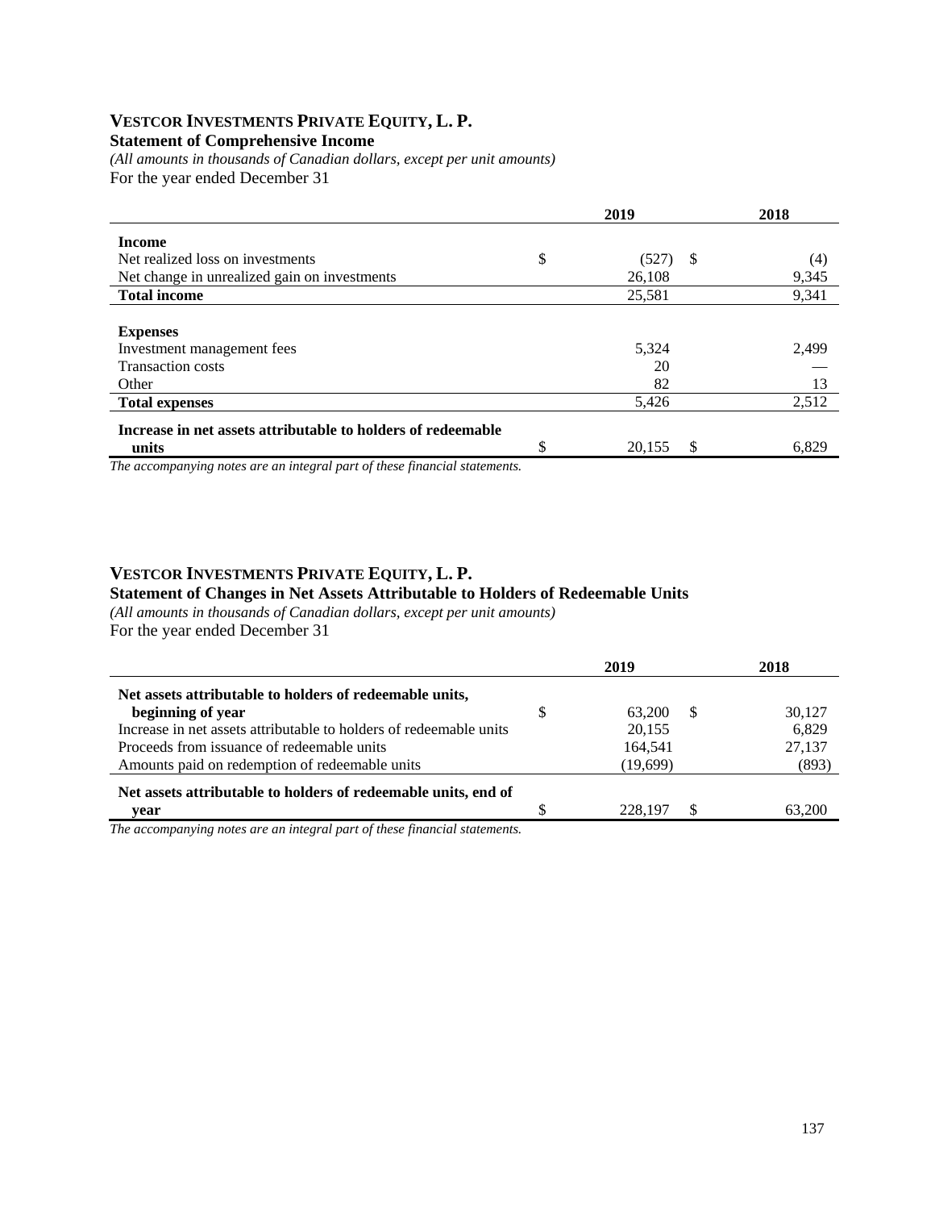## VESTCOR INVESTMENTS PRIVATE EQUITY, L. P.

**Statement of Comprehensive Income**

*(All amounts in thousands of Canadian dollars, except per unit amounts)*

For the year ended December 31

| | 2019 | 2018 |
|---|---|---|
| **Income** | | |
| Net realized loss on investments | $ (527) | $ (4) |
| Net change in unrealized gain on investments | 26,108 | 9,345 |
| **Total income** | 25,581 | 9,341 |
| **Expenses** | | |
| Investment management fees | 5,324 | 2,499 |
| Transaction costs | 20 | — |
| Other | 82 | 13 |
| **Total expenses** | 5,426 | 2,512 |
| **Increase in net assets attributable to holders of redeemable units** | $ 20,155 | $ 6,829 |

*The accompanying notes are an integral part of these financial statements.*

## VESTCOR INVESTMENTS PRIVATE EQUITY, L. P.

**Statement of Changes in Net Assets Attributable to Holders of Redeemable Units**

*(All amounts in thousands of Canadian dollars, except per unit amounts)*

For the year ended December 31

| | 2019 | 2018 |
|---|---|---|
| **Net assets attributable to holders of redeemable units, beginning of year** | $ 63,200 | $ 30,127 |
| Increase in net assets attributable to holders of redeemable units | 20,155 | 6,829 |
| Proceeds from issuance of redeemable units | 164,541 | 27,137 |
| Amounts paid on redemption of redeemable units | (19,699) | (893) |
| **Net assets attributable to holders of redeemable units, end of year** | $ 228,197 | $ 63,200 |

*The accompanying notes are an integral part of these financial statements.*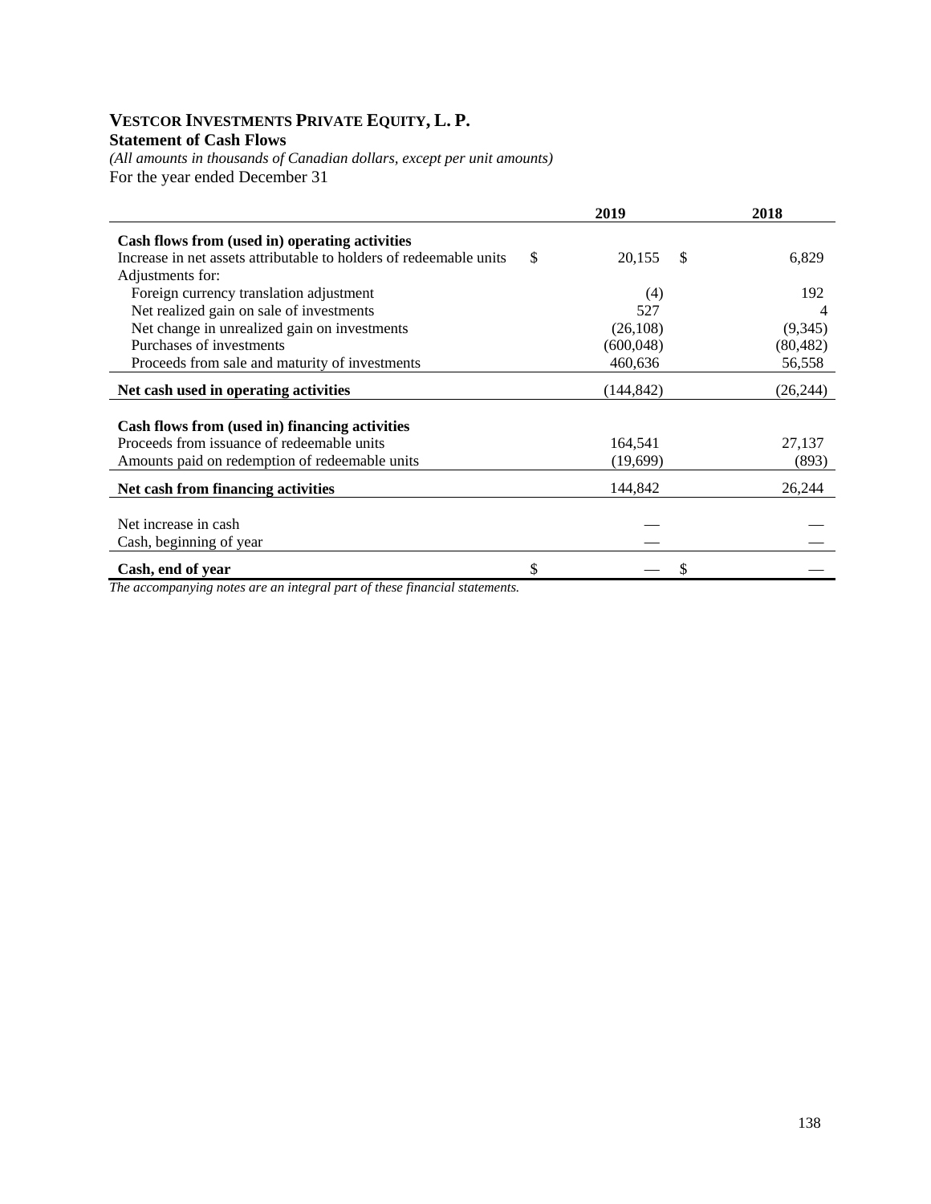# VESTCOR INVESTMENTS PRIVATE EQUITY, L. P.

**Statement of Cash Flows**

*(All amounts in thousands of Canadian dollars, except per unit amounts)*

For the year ended December 31

| | 2019 | 2018 |
|---|---|---|
| **Cash flows from (used in) operating activities** | | |
| Increase in net assets attributable to holders of redeemable units | $ 20,155 | $ 6,829 |
| Adjustments for: | | |
| Foreign currency translation adjustment | (4) | 192 |
| Net realized gain on sale of investments | 527 | 4 |
| Net change in unrealized gain on investments | (26,108) | (9,345) |
| Purchases of investments | (600,048) | (80,482) |
| Proceeds from sale and maturity of investments | 460,636 | 56,558 |
| **Net cash used in operating activities** | (144,842) | (26,244) |
| | | |
| **Cash flows from (used in) financing activities** | | |
| Proceeds from issuance of redeemable units | 164,541 | 27,137 |
| Amounts paid on redemption of redeemable units | (19,699) | (893) |
| **Net cash from financing activities** | 144,842 | 26,244 |
| | | |
| Net increase in cash | — | — |
| Cash, beginning of year | — | — |
| **Cash, end of year** | $ — | $ — |

*The accompanying notes are an integral part of these financial statements.*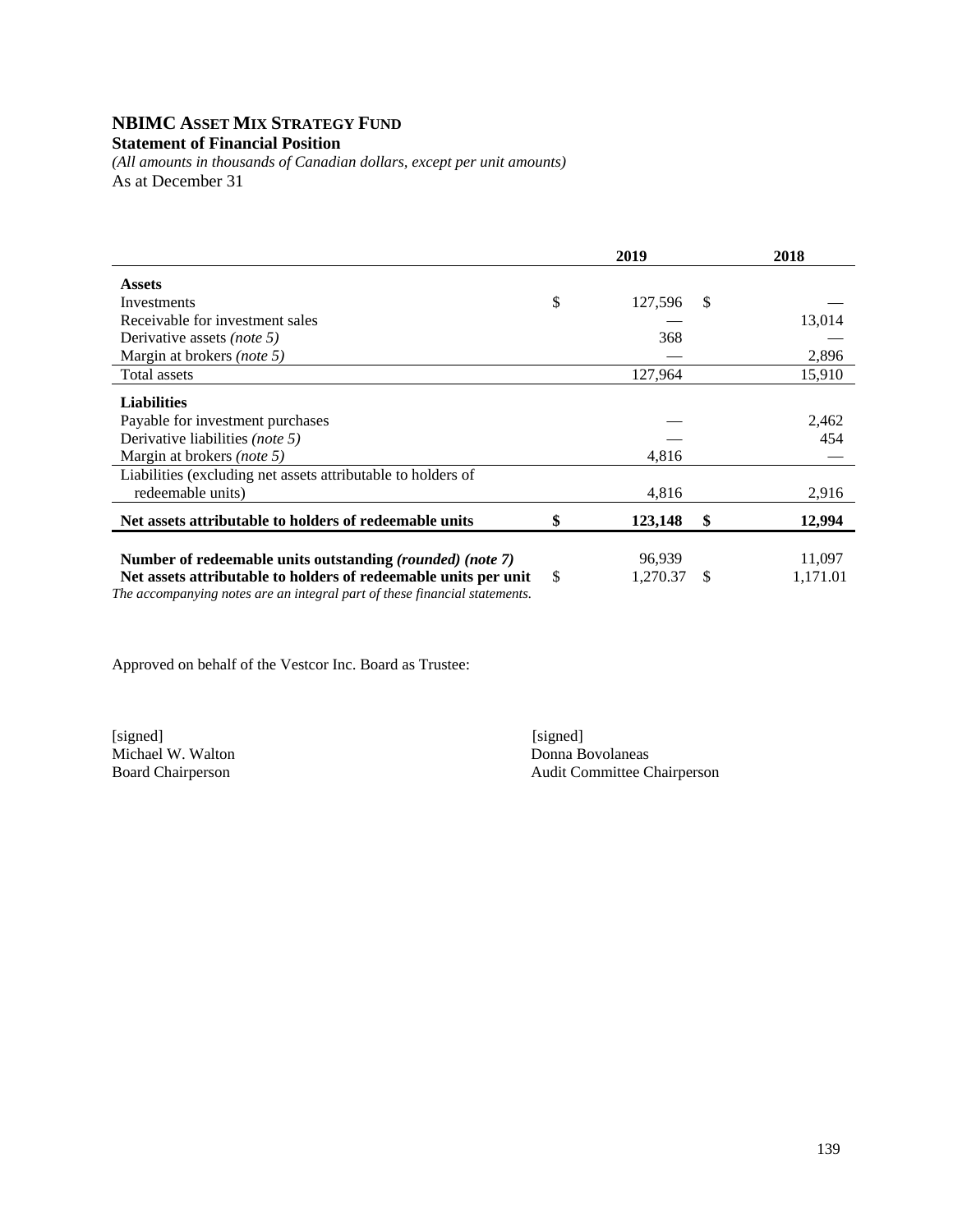# NBIMC Asset Mix Strategy Fund

**Statement of Financial Position**

*(All amounts in thousands of Canadian dollars, except per unit amounts)*

As at December 31

| | 2019 | 2018 |
|---|---|---|
| **Assets** | | |
| Investments | $ 127,596 | $ — |
| Receivable for investment sales | — | 13,014 |
| Derivative assets *(note 5)* | 368 | — |
| Margin at brokers *(note 5)* | — | 2,896 |
| Total assets | 127,964 | 15,910 |
| **Liabilities** | | |
| Payable for investment purchases | — | 2,462 |
| Derivative liabilities *(note 5)* | — | 454 |
| Margin at brokers *(note 5)* | 4,816 | — |
| Liabilities (excluding net assets attributable to holders of redeemable units) | 4,816 | 2,916 |
| **Net assets attributable to holders of redeemable units** | **$ 123,148** | **$ 12,994** |
| **Number of redeemable units outstanding *(rounded)* *(note 7)*** | 96,939 | 11,097 |
| **Net assets attributable to holders of redeemable units per unit** | $ 1,270.37 | $ 1,171.01 |

*The accompanying notes are an integral part of these financial statements.*

Approved on behalf of the Vestcor Inc. Board as Trustee:

[signed]
Michael W. Walton
Board Chairperson

[signed]
Donna Bovolaneas
Audit Committee Chairperson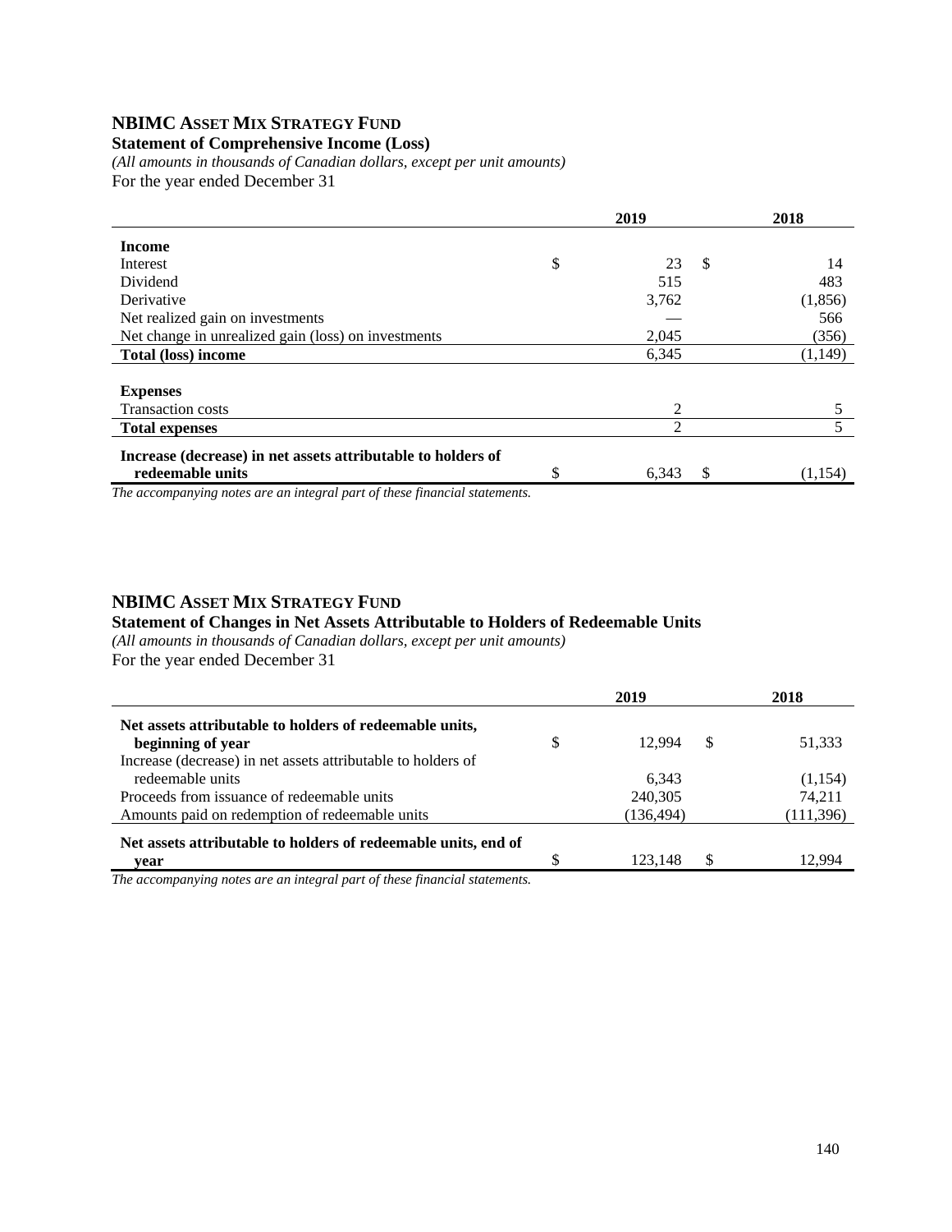## NBIMC Asset Mix Strategy Fund

**Statement of Comprehensive Income (Loss)**

*(All amounts in thousands of Canadian dollars, except per unit amounts)*

For the year ended December 31

| | 2019 | 2018 |
|---|---|---|
| **Income** | | |
| Interest | $ 23 | $ 14 |
| Dividend | 515 | 483 |
| Derivative | 3,762 | (1,856) |
| Net realized gain on investments | — | 566 |
| Net change in unrealized gain (loss) on investments | 2,045 | (356) |
| **Total (loss) income** | 6,345 | (1,149) |
| **Expenses** | | |
| Transaction costs | 2 | 5 |
| **Total expenses** | 2 | 5 |
| **Increase (decrease) in net assets attributable to holders of redeemable units** | $ 6,343 | $ (1,154) |

*The accompanying notes are an integral part of these financial statements.*

## NBIMC Asset Mix Strategy Fund

**Statement of Changes in Net Assets Attributable to Holders of Redeemable Units**

*(All amounts in thousands of Canadian dollars, except per unit amounts)*

For the year ended December 31

| | 2019 | 2018 |
|---|---|---|
| **Net assets attributable to holders of redeemable units, beginning of year** | $ 12,994 | $ 51,333 |
| Increase (decrease) in net assets attributable to holders of redeemable units | 6,343 | (1,154) |
| Proceeds from issuance of redeemable units | 240,305 | 74,211 |
| Amounts paid on redemption of redeemable units | (136,494) | (111,396) |
| **Net assets attributable to holders of redeemable units, end of year** | $ 123,148 | $ 12,994 |

*The accompanying notes are an integral part of these financial statements.*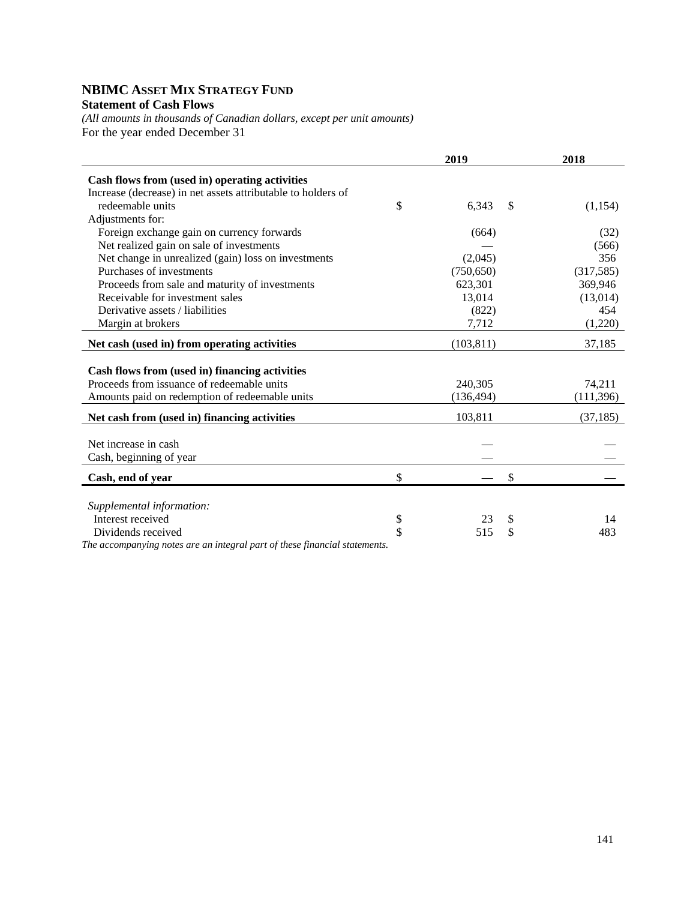# NBIMC Asset Mix Strategy Fund

**Statement of Cash Flows**

*(All amounts in thousands of Canadian dollars, except per unit amounts)*

For the year ended December 31

| | 2019 | 2018 |
|---|---|---|
| **Cash flows from (used in) operating activities** | | |
| Increase (decrease) in net assets attributable to holders of redeemable units | $ 6,343 | $ (1,154) |
| Adjustments for: | | |
| Foreign exchange gain on currency forwards | (664) | (32) |
| Net realized gain on sale of investments | — | (566) |
| Net change in unrealized (gain) loss on investments | (2,045) | 356 |
| Purchases of investments | (750,650) | (317,585) |
| Proceeds from sale and maturity of investments | 623,301 | 369,946 |
| Receivable for investment sales | 13,014 | (13,014) |
| Derivative assets / liabilities | (822) | 454 |
| Margin at brokers | 7,712 | (1,220) |
| **Net cash (used in) from operating activities** | (103,811) | 37,185 |
| **Cash flows from (used in) financing activities** | | |
| Proceeds from issuance of redeemable units | 240,305 | 74,211 |
| Amounts paid on redemption of redeemable units | (136,494) | (111,396) |
| **Net cash from (used in) financing activities** | 103,811 | (37,185) |
| Net increase in cash | — | — |
| Cash, beginning of year | — | — |
| **Cash, end of year** | $ — | $ — |
| *Supplemental information:* | | |
| Interest received | $ 23 | $ 14 |
| Dividends received | $ 515 | $ 483 |

*The accompanying notes are an integral part of these financial statements.*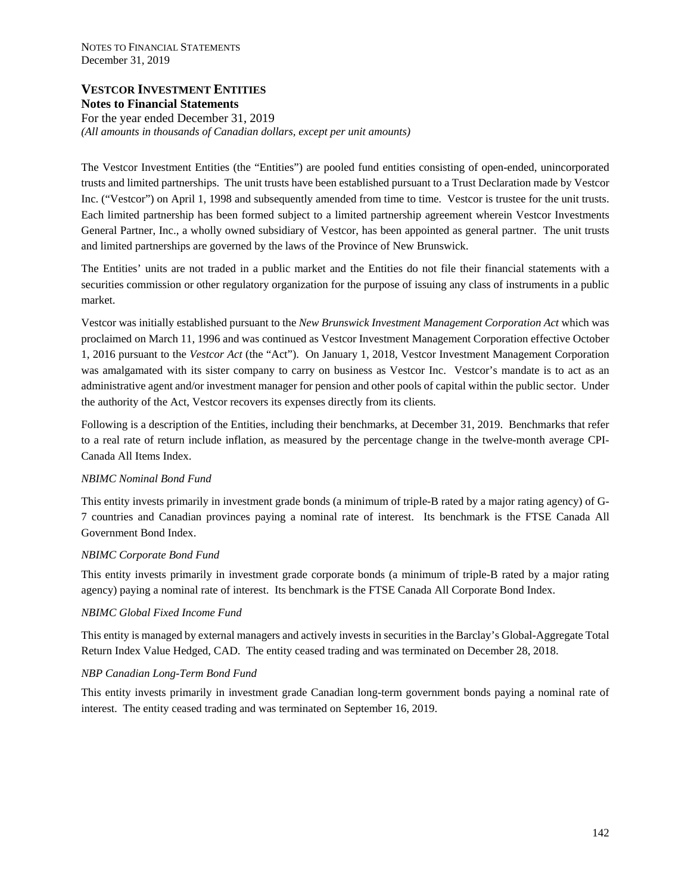# VESTCOR INVESTMENT ENTITIES

**Notes to Financial Statements**

For the year ended December 31, 2019

*(All amounts in thousands of Canadian dollars, except per unit amounts)*

The Vestcor Investment Entities (the "Entities") are pooled fund entities consisting of open-ended, unincorporated trusts and limited partnerships. The unit trusts have been established pursuant to a Trust Declaration made by Vestcor Inc. ("Vestcor") on April 1, 1998 and subsequently amended from time to time. Vestcor is trustee for the unit trusts. Each limited partnership has been formed subject to a limited partnership agreement wherein Vestcor Investments General Partner, Inc., a wholly owned subsidiary of Vestcor, has been appointed as general partner. The unit trusts and limited partnerships are governed by the laws of the Province of New Brunswick.

The Entities' units are not traded in a public market and the Entities do not file their financial statements with a securities commission or other regulatory organization for the purpose of issuing any class of instruments in a public market.

Vestcor was initially established pursuant to the *New Brunswick Investment Management Corporation Act* which was proclaimed on March 11, 1996 and was continued as Vestcor Investment Management Corporation effective October 1, 2016 pursuant to the *Vestcor Act* (the "Act"). On January 1, 2018, Vestcor Investment Management Corporation was amalgamated with its sister company to carry on business as Vestcor Inc. Vestcor's mandate is to act as an administrative agent and/or investment manager for pension and other pools of capital within the public sector. Under the authority of the Act, Vestcor recovers its expenses directly from its clients.

Following is a description of the Entities, including their benchmarks, at December 31, 2019. Benchmarks that refer to a real rate of return include inflation, as measured by the percentage change in the twelve-month average CPI-Canada All Items Index.

*NBIMC Nominal Bond Fund*

This entity invests primarily in investment grade bonds (a minimum of triple-B rated by a major rating agency) of G-7 countries and Canadian provinces paying a nominal rate of interest. Its benchmark is the FTSE Canada All Government Bond Index.

*NBIMC Corporate Bond Fund*

This entity invests primarily in investment grade corporate bonds (a minimum of triple-B rated by a major rating agency) paying a nominal rate of interest. Its benchmark is the FTSE Canada All Corporate Bond Index.

*NBIMC Global Fixed Income Fund*

This entity is managed by external managers and actively invests in securities in the Barclay's Global-Aggregate Total Return Index Value Hedged, CAD. The entity ceased trading and was terminated on December 28, 2018.

*NBP Canadian Long-Term Bond Fund*

This entity invests primarily in investment grade Canadian long-term government bonds paying a nominal rate of interest. The entity ceased trading and was terminated on September 16, 2019.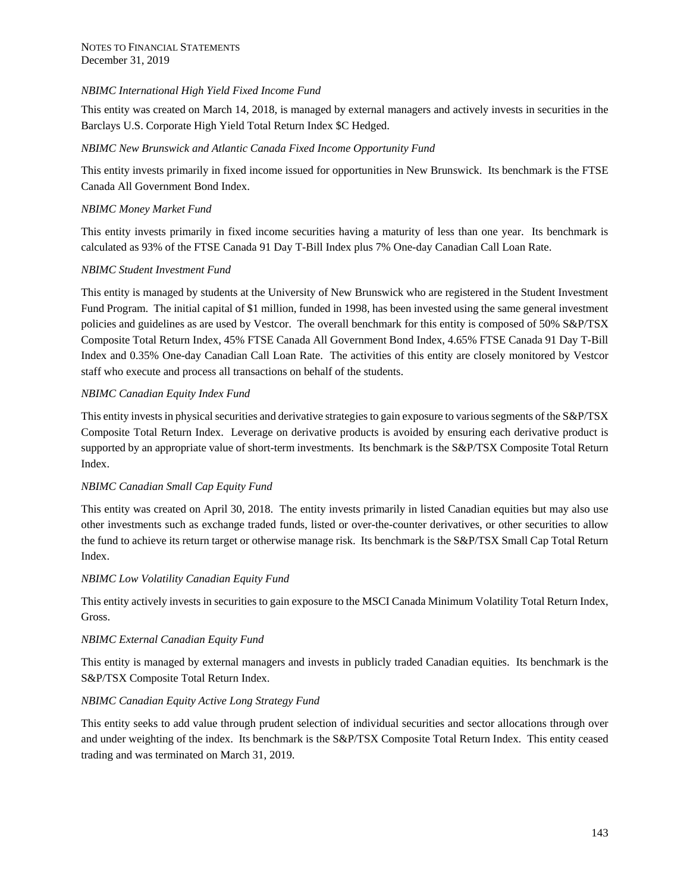*NBIMC International High Yield Fixed Income Fund*

This entity was created on March 14, 2018, is managed by external managers and actively invests in securities in the Barclays U.S. Corporate High Yield Total Return Index $C Hedged.

*NBIMC New Brunswick and Atlantic Canada Fixed Income Opportunity Fund*

This entity invests primarily in fixed income issued for opportunities in New Brunswick. Its benchmark is the FTSE Canada All Government Bond Index.

*NBIMC Money Market Fund*

This entity invests primarily in fixed income securities having a maturity of less than one year. Its benchmark is calculated as 93% of the FTSE Canada 91 Day T-Bill Index plus 7% One-day Canadian Call Loan Rate.

*NBIMC Student Investment Fund*

This entity is managed by students at the University of New Brunswick who are registered in the Student Investment Fund Program. The initial capital of $1 million, funded in 1998, has been invested using the same general investment policies and guidelines as are used by Vestcor. The overall benchmark for this entity is composed of 50% S&P/TSX Composite Total Return Index, 45% FTSE Canada All Government Bond Index, 4.65% FTSE Canada 91 Day T-Bill Index and 0.35% One-day Canadian Call Loan Rate. The activities of this entity are closely monitored by Vestcor staff who execute and process all transactions on behalf of the students.

*NBIMC Canadian Equity Index Fund*

This entity invests in physical securities and derivative strategies to gain exposure to various segments of the S&P/TSX Composite Total Return Index. Leverage on derivative products is avoided by ensuring each derivative product is supported by an appropriate value of short-term investments. Its benchmark is the S&P/TSX Composite Total Return Index.

*NBIMC Canadian Small Cap Equity Fund*

This entity was created on April 30, 2018. The entity invests primarily in listed Canadian equities but may also use other investments such as exchange traded funds, listed or over-the-counter derivatives, or other securities to allow the fund to achieve its return target or otherwise manage risk. Its benchmark is the S&P/TSX Small Cap Total Return Index.

*NBIMC Low Volatility Canadian Equity Fund*

This entity actively invests in securities to gain exposure to the MSCI Canada Minimum Volatility Total Return Index, Gross.

*NBIMC External Canadian Equity Fund*

This entity is managed by external managers and invests in publicly traded Canadian equities. Its benchmark is the S&P/TSX Composite Total Return Index.

*NBIMC Canadian Equity Active Long Strategy Fund*

This entity seeks to add value through prudent selection of individual securities and sector allocations through over and under weighting of the index. Its benchmark is the S&P/TSX Composite Total Return Index. This entity ceased trading and was terminated on March 31, 2019.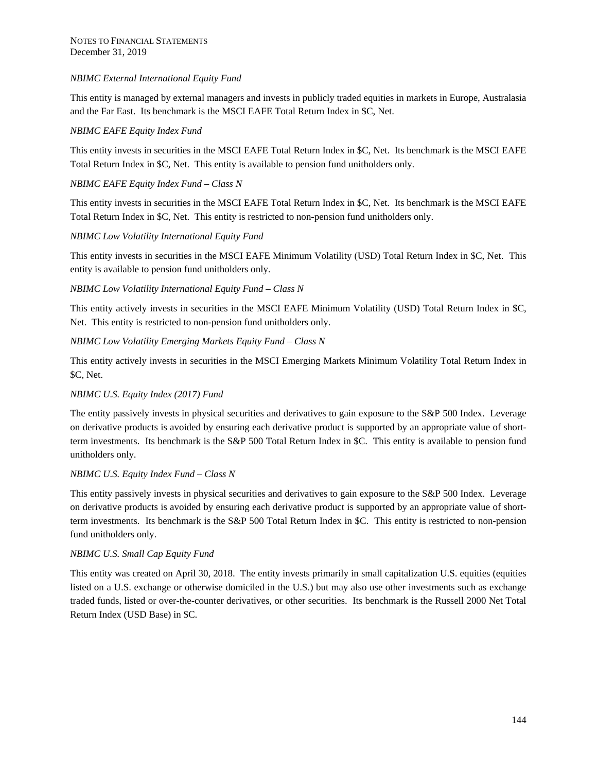*NBIMC External International Equity Fund*

This entity is managed by external managers and invests in publicly traded equities in markets in Europe, Australasia and the Far East. Its benchmark is the MSCI EAFE Total Return Index in $C, Net.

*NBIMC EAFE Equity Index Fund*

This entity invests in securities in the MSCI EAFE Total Return Index in $C, Net. Its benchmark is the MSCI EAFE Total Return Index in $C, Net. This entity is available to pension fund unitholders only.

*NBIMC EAFE Equity Index Fund – Class N*

This entity invests in securities in the MSCI EAFE Total Return Index in $C, Net. Its benchmark is the MSCI EAFE Total Return Index in $C, Net. This entity is restricted to non-pension fund unitholders only.

*NBIMC Low Volatility International Equity Fund*

This entity invests in securities in the MSCI EAFE Minimum Volatility (USD) Total Return Index in $C, Net. This entity is available to pension fund unitholders only.

*NBIMC Low Volatility International Equity Fund – Class N*

This entity actively invests in securities in the MSCI EAFE Minimum Volatility (USD) Total Return Index in $C, Net. This entity is restricted to non-pension fund unitholders only.

*NBIMC Low Volatility Emerging Markets Equity Fund – Class N*

This entity actively invests in securities in the MSCI Emerging Markets Minimum Volatility Total Return Index in $C, Net.

*NBIMC U.S. Equity Index (2017) Fund*

The entity passively invests in physical securities and derivatives to gain exposure to the S&P 500 Index. Leverage on derivative products is avoided by ensuring each derivative product is supported by an appropriate value of short-term investments. Its benchmark is the S&P 500 Total Return Index in $C. This entity is available to pension fund unitholders only.

*NBIMC U.S. Equity Index Fund – Class N*

This entity passively invests in physical securities and derivatives to gain exposure to the S&P 500 Index. Leverage on derivative products is avoided by ensuring each derivative product is supported by an appropriate value of short-term investments. Its benchmark is the S&P 500 Total Return Index in $C. This entity is restricted to non-pension fund unitholders only.

*NBIMC U.S. Small Cap Equity Fund*

This entity was created on April 30, 2018. The entity invests primarily in small capitalization U.S. equities (equities listed on a U.S. exchange or otherwise domiciled in the U.S.) but may also use other investments such as exchange traded funds, listed or over-the-counter derivatives, or other securities. Its benchmark is the Russell 2000 Net Total Return Index (USD Base) in $C.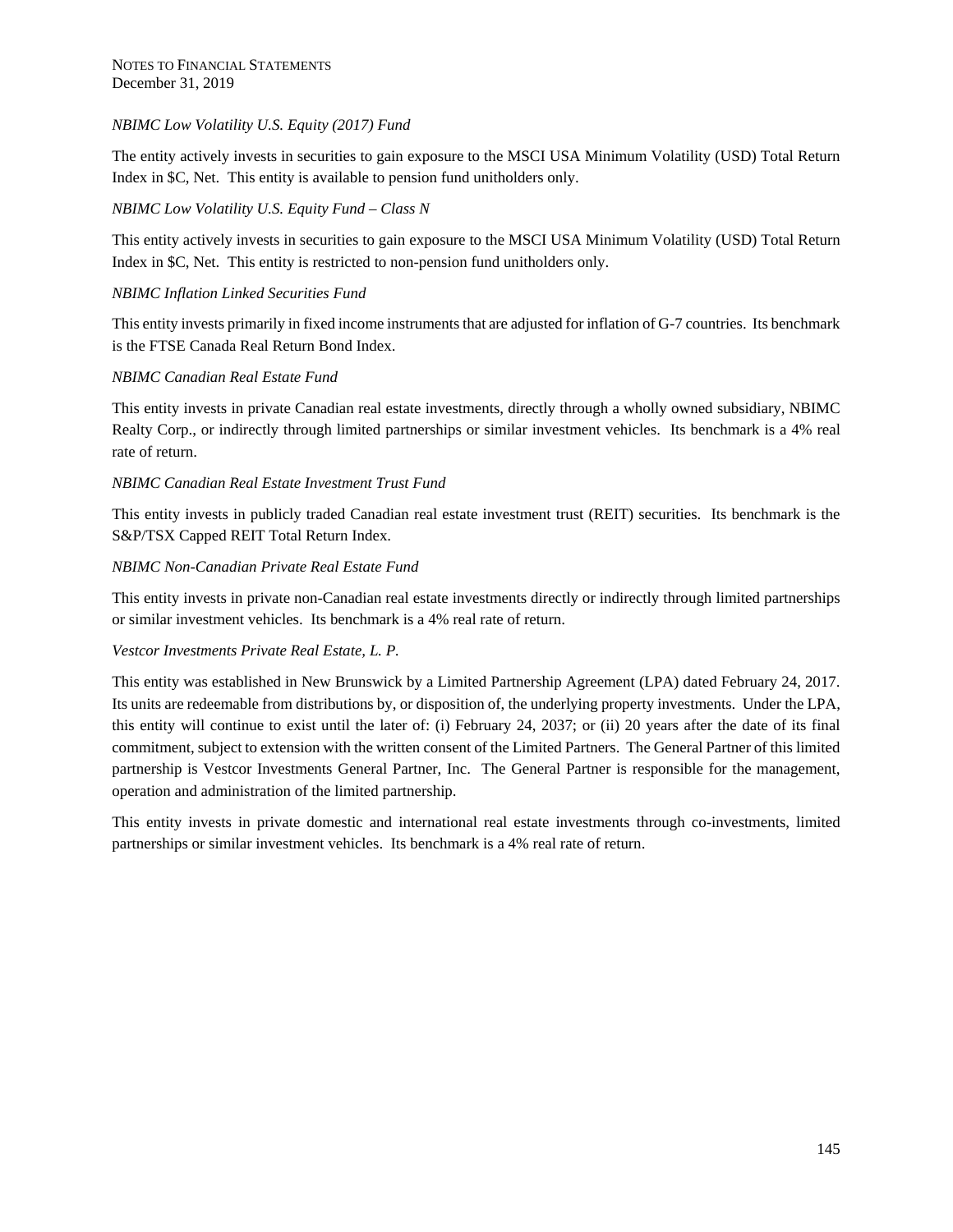*NBIMC Low Volatility U.S. Equity (2017) Fund*

The entity actively invests in securities to gain exposure to the MSCI USA Minimum Volatility (USD) Total Return Index in $C, Net. This entity is available to pension fund unitholders only.

*NBIMC Low Volatility U.S. Equity Fund – Class N*

This entity actively invests in securities to gain exposure to the MSCI USA Minimum Volatility (USD) Total Return Index in $C, Net. This entity is restricted to non-pension fund unitholders only.

*NBIMC Inflation Linked Securities Fund*

This entity invests primarily in fixed income instruments that are adjusted for inflation of G-7 countries. Its benchmark is the FTSE Canada Real Return Bond Index.

*NBIMC Canadian Real Estate Fund*

This entity invests in private Canadian real estate investments, directly through a wholly owned subsidiary, NBIMC Realty Corp., or indirectly through limited partnerships or similar investment vehicles. Its benchmark is a 4% real rate of return.

*NBIMC Canadian Real Estate Investment Trust Fund*

This entity invests in publicly traded Canadian real estate investment trust (REIT) securities. Its benchmark is the S&P/TSX Capped REIT Total Return Index.

*NBIMC Non-Canadian Private Real Estate Fund*

This entity invests in private non-Canadian real estate investments directly or indirectly through limited partnerships or similar investment vehicles. Its benchmark is a 4% real rate of return.

*Vestcor Investments Private Real Estate, L. P.*

This entity was established in New Brunswick by a Limited Partnership Agreement (LPA) dated February 24, 2017. Its units are redeemable from distributions by, or disposition of, the underlying property investments. Under the LPA, this entity will continue to exist until the later of: (i) February 24, 2037; or (ii) 20 years after the date of its final commitment, subject to extension with the written consent of the Limited Partners. The General Partner of this limited partnership is Vestcor Investments General Partner, Inc. The General Partner is responsible for the management, operation and administration of the limited partnership.

This entity invests in private domestic and international real estate investments through co-investments, limited partnerships or similar investment vehicles. Its benchmark is a 4% real rate of return.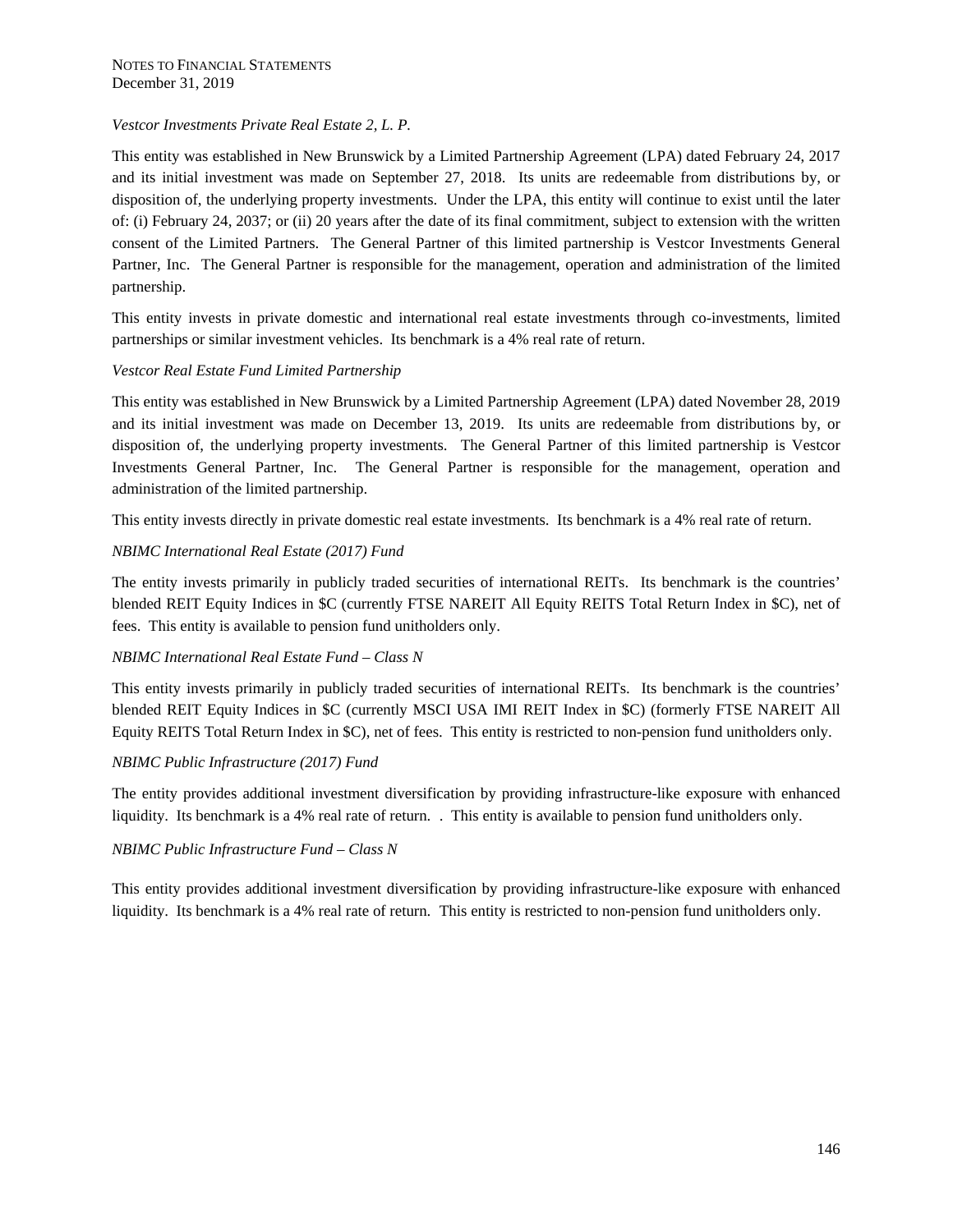*Vestcor Investments Private Real Estate 2, L. P.*

This entity was established in New Brunswick by a Limited Partnership Agreement (LPA) dated February 24, 2017 and its initial investment was made on September 27, 2018. Its units are redeemable from distributions by, or disposition of, the underlying property investments. Under the LPA, this entity will continue to exist until the later of: (i) February 24, 2037; or (ii) 20 years after the date of its final commitment, subject to extension with the written consent of the Limited Partners. The General Partner of this limited partnership is Vestcor Investments General Partner, Inc. The General Partner is responsible for the management, operation and administration of the limited partnership.

This entity invests in private domestic and international real estate investments through co-investments, limited partnerships or similar investment vehicles. Its benchmark is a 4% real rate of return.

*Vestcor Real Estate Fund Limited Partnership*

This entity was established in New Brunswick by a Limited Partnership Agreement (LPA) dated November 28, 2019 and its initial investment was made on December 13, 2019. Its units are redeemable from distributions by, or disposition of, the underlying property investments. The General Partner of this limited partnership is Vestcor Investments General Partner, Inc. The General Partner is responsible for the management, operation and administration of the limited partnership.

This entity invests directly in private domestic real estate investments. Its benchmark is a 4% real rate of return.

*NBIMC International Real Estate (2017) Fund*

The entity invests primarily in publicly traded securities of international REITs. Its benchmark is the countries' blended REIT Equity Indices in $C (currently FTSE NAREIT All Equity REITS Total Return Index in $C), net of fees. This entity is available to pension fund unitholders only.

*NBIMC International Real Estate Fund – Class N*

This entity invests primarily in publicly traded securities of international REITs. Its benchmark is the countries' blended REIT Equity Indices in $C (currently MSCI USA IMI REIT Index in $C) (formerly FTSE NAREIT All Equity REITS Total Return Index in $C), net of fees. This entity is restricted to non-pension fund unitholders only.

*NBIMC Public Infrastructure (2017) Fund*

The entity provides additional investment diversification by providing infrastructure-like exposure with enhanced liquidity. Its benchmark is a 4% real rate of return. . This entity is available to pension fund unitholders only.

*NBIMC Public Infrastructure Fund – Class N*

This entity provides additional investment diversification by providing infrastructure-like exposure with enhanced liquidity. Its benchmark is a 4% real rate of return. This entity is restricted to non-pension fund unitholders only.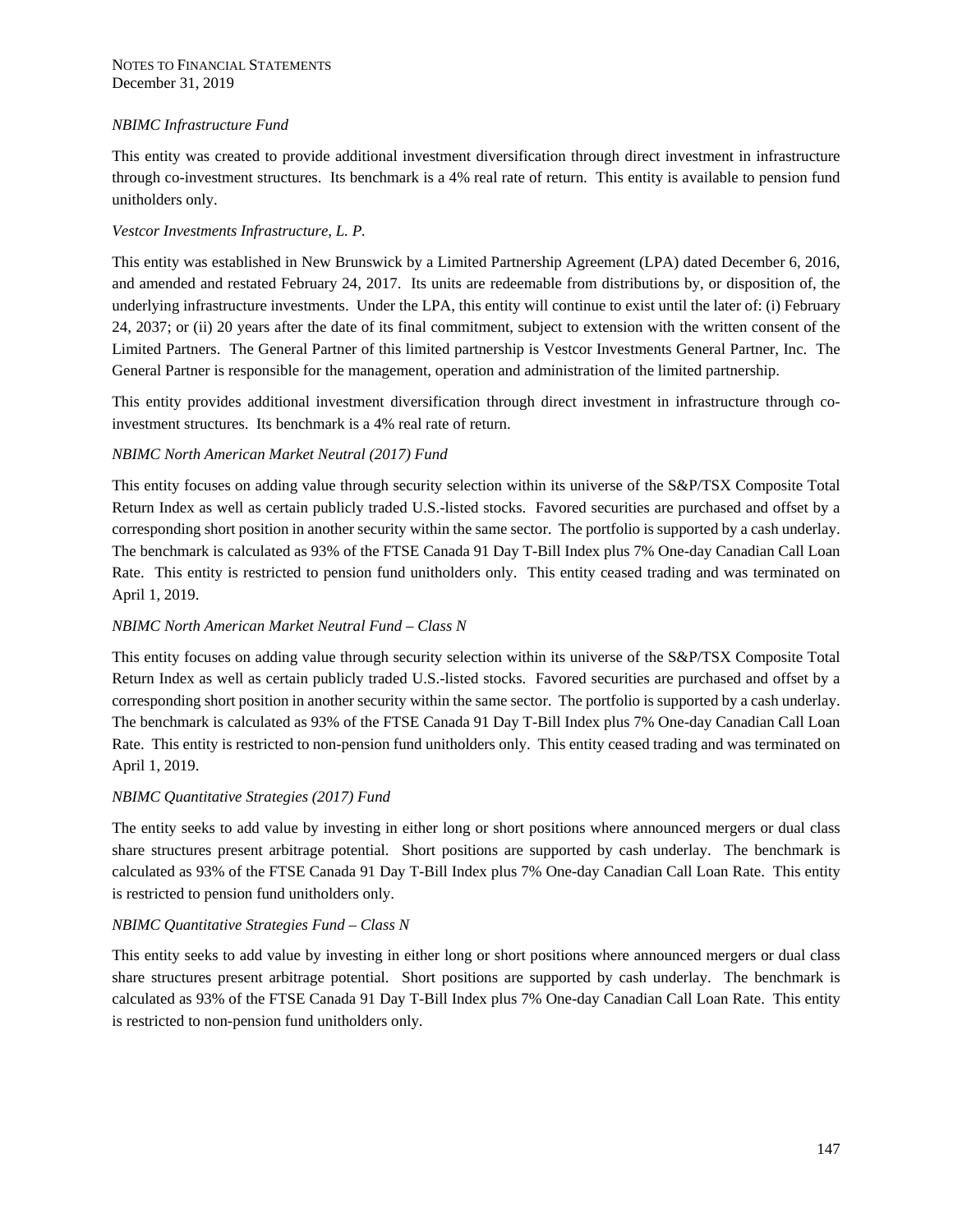*NBIMC Infrastructure Fund*

This entity was created to provide additional investment diversification through direct investment in infrastructure through co-investment structures. Its benchmark is a 4% real rate of return. This entity is available to pension fund unitholders only.

*Vestcor Investments Infrastructure, L. P.*

This entity was established in New Brunswick by a Limited Partnership Agreement (LPA) dated December 6, 2016, and amended and restated February 24, 2017. Its units are redeemable from distributions by, or disposition of, the underlying infrastructure investments. Under the LPA, this entity will continue to exist until the later of: (i) February 24, 2037; or (ii) 20 years after the date of its final commitment, subject to extension with the written consent of the Limited Partners. The General Partner of this limited partnership is Vestcor Investments General Partner, Inc. The General Partner is responsible for the management, operation and administration of the limited partnership.

This entity provides additional investment diversification through direct investment in infrastructure through co-investment structures. Its benchmark is a 4% real rate of return.

*NBIMC North American Market Neutral (2017) Fund*

This entity focuses on adding value through security selection within its universe of the S&P/TSX Composite Total Return Index as well as certain publicly traded U.S.-listed stocks. Favored securities are purchased and offset by a corresponding short position in another security within the same sector. The portfolio is supported by a cash underlay. The benchmark is calculated as 93% of the FTSE Canada 91 Day T-Bill Index plus 7% One-day Canadian Call Loan Rate. This entity is restricted to pension fund unitholders only. This entity ceased trading and was terminated on April 1, 2019.

*NBIMC North American Market Neutral Fund – Class N*

This entity focuses on adding value through security selection within its universe of the S&P/TSX Composite Total Return Index as well as certain publicly traded U.S.-listed stocks. Favored securities are purchased and offset by a corresponding short position in another security within the same sector. The portfolio is supported by a cash underlay. The benchmark is calculated as 93% of the FTSE Canada 91 Day T-Bill Index plus 7% One-day Canadian Call Loan Rate. This entity is restricted to non-pension fund unitholders only. This entity ceased trading and was terminated on April 1, 2019.

*NBIMC Quantitative Strategies (2017) Fund*

The entity seeks to add value by investing in either long or short positions where announced mergers or dual class share structures present arbitrage potential. Short positions are supported by cash underlay. The benchmark is calculated as 93% of the FTSE Canada 91 Day T-Bill Index plus 7% One-day Canadian Call Loan Rate. This entity is restricted to pension fund unitholders only.

*NBIMC Quantitative Strategies Fund – Class N*

This entity seeks to add value by investing in either long or short positions where announced mergers or dual class share structures present arbitrage potential. Short positions are supported by cash underlay. The benchmark is calculated as 93% of the FTSE Canada 91 Day T-Bill Index plus 7% One-day Canadian Call Loan Rate. This entity is restricted to non-pension fund unitholders only.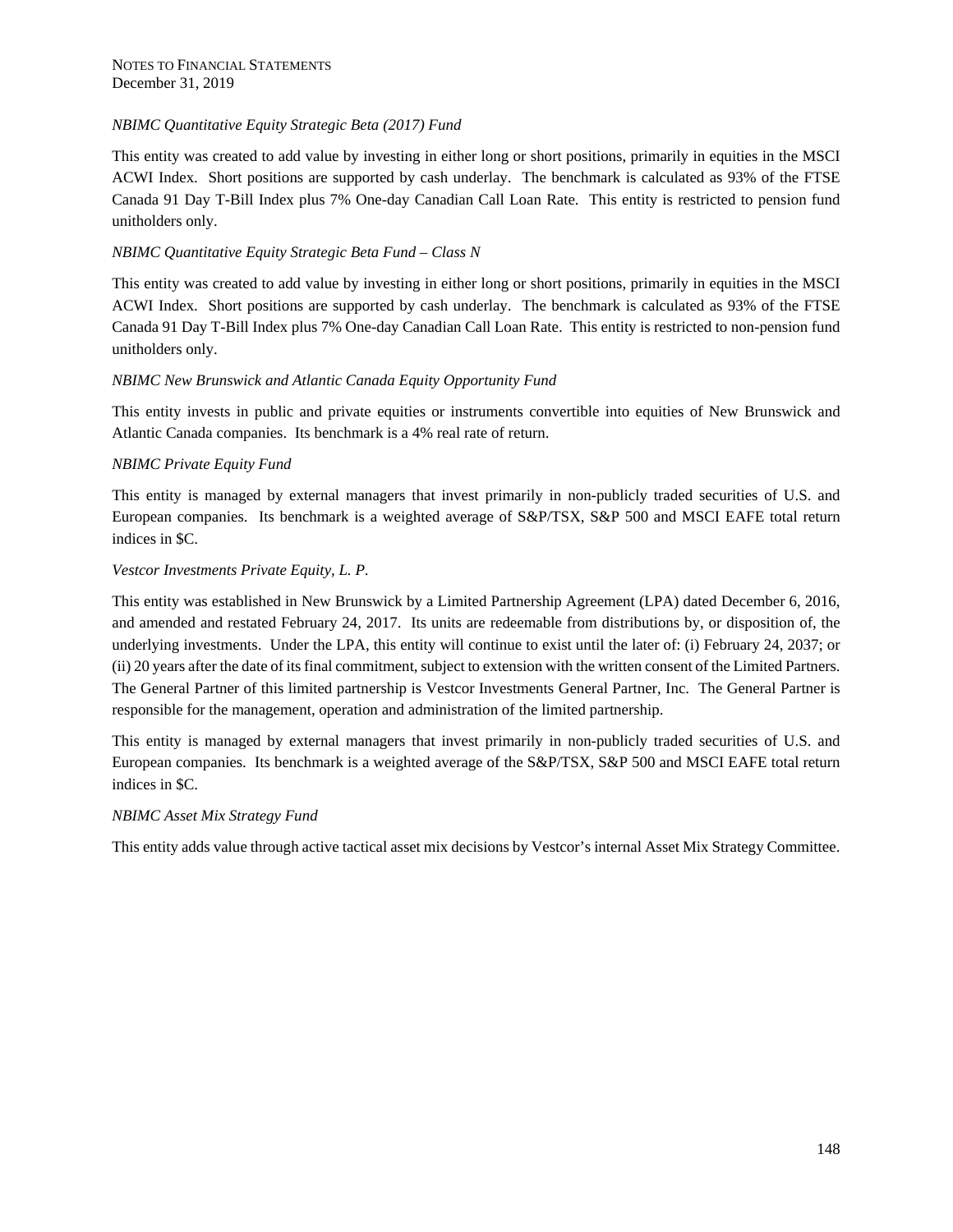*NBIMC Quantitative Equity Strategic Beta (2017) Fund*

This entity was created to add value by investing in either long or short positions, primarily in equities in the MSCI ACWI Index. Short positions are supported by cash underlay. The benchmark is calculated as 93% of the FTSE Canada 91 Day T-Bill Index plus 7% One-day Canadian Call Loan Rate. This entity is restricted to pension fund unitholders only.

*NBIMC Quantitative Equity Strategic Beta Fund – Class N*

This entity was created to add value by investing in either long or short positions, primarily in equities in the MSCI ACWI Index. Short positions are supported by cash underlay. The benchmark is calculated as 93% of the FTSE Canada 91 Day T-Bill Index plus 7% One-day Canadian Call Loan Rate. This entity is restricted to non-pension fund unitholders only.

*NBIMC New Brunswick and Atlantic Canada Equity Opportunity Fund*

This entity invests in public and private equities or instruments convertible into equities of New Brunswick and Atlantic Canada companies. Its benchmark is a 4% real rate of return.

*NBIMC Private Equity Fund*

This entity is managed by external managers that invest primarily in non-publicly traded securities of U.S. and European companies. Its benchmark is a weighted average of S&P/TSX, S&P 500 and MSCI EAFE total return indices in $C.

*Vestcor Investments Private Equity, L. P.*

This entity was established in New Brunswick by a Limited Partnership Agreement (LPA) dated December 6, 2016, and amended and restated February 24, 2017. Its units are redeemable from distributions by, or disposition of, the underlying investments. Under the LPA, this entity will continue to exist until the later of: (i) February 24, 2037; or (ii) 20 years after the date of its final commitment, subject to extension with the written consent of the Limited Partners. The General Partner of this limited partnership is Vestcor Investments General Partner, Inc. The General Partner is responsible for the management, operation and administration of the limited partnership.

This entity is managed by external managers that invest primarily in non-publicly traded securities of U.S. and European companies. Its benchmark is a weighted average of the S&P/TSX, S&P 500 and MSCI EAFE total return indices in $C.

*NBIMC Asset Mix Strategy Fund*

This entity adds value through active tactical asset mix decisions by Vestcor's internal Asset Mix Strategy Committee.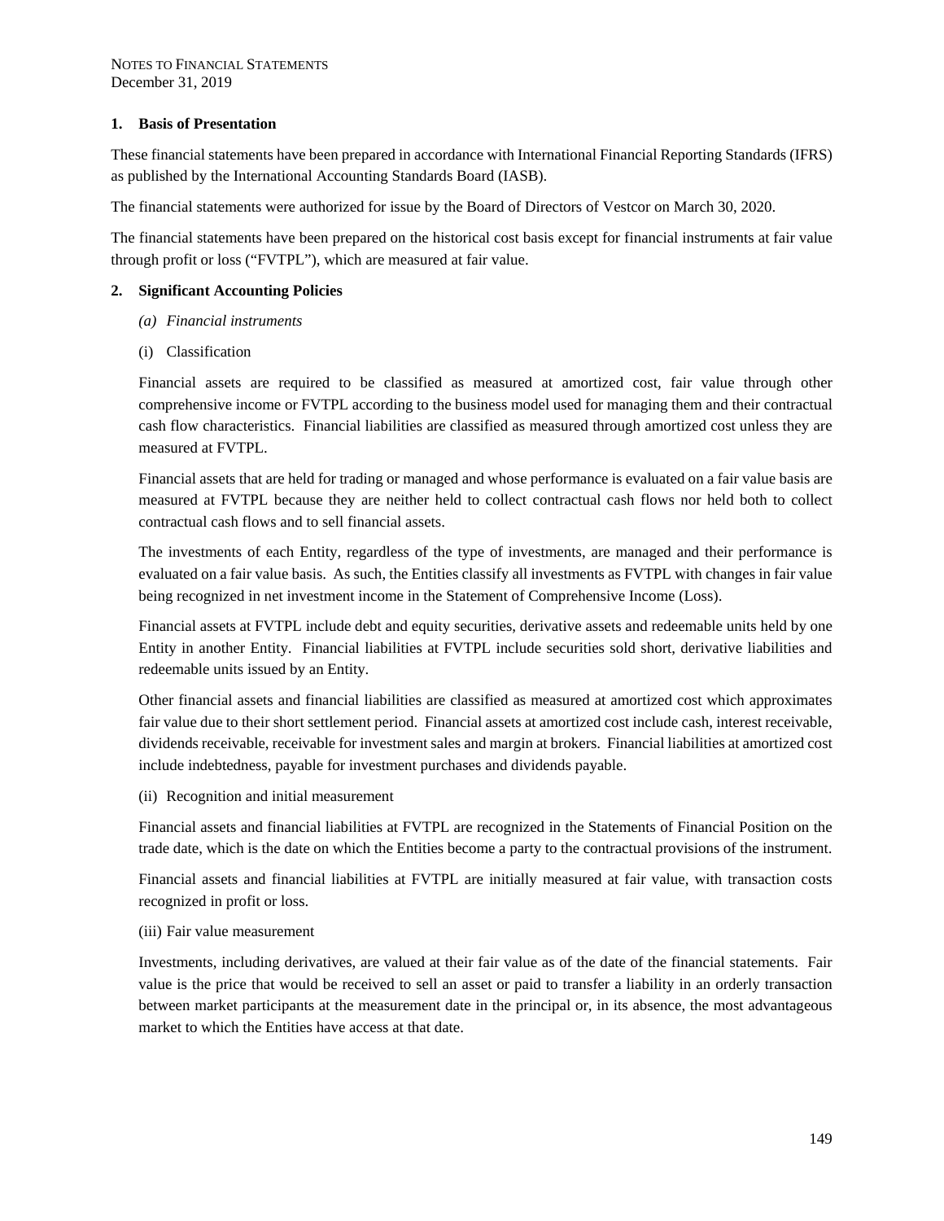NOTES TO FINANCIAL STATEMENTS
December 31, 2019

## 1. Basis of Presentation

These financial statements have been prepared in accordance with International Financial Reporting Standards (IFRS) as published by the International Accounting Standards Board (IASB).

The financial statements were authorized for issue by the Board of Directors of Vestcor on March 30, 2020.

The financial statements have been prepared on the historical cost basis except for financial instruments at fair value through profit or loss ("FVTPL"), which are measured at fair value.

## 2. Significant Accounting Policies

### *(a) Financial instruments*

(i) Classification

Financial assets are required to be classified as measured at amortized cost, fair value through other comprehensive income or FVTPL according to the business model used for managing them and their contractual cash flow characteristics. Financial liabilities are classified as measured through amortized cost unless they are measured at FVTPL.

Financial assets that are held for trading or managed and whose performance is evaluated on a fair value basis are measured at FVTPL because they are neither held to collect contractual cash flows nor held both to collect contractual cash flows and to sell financial assets.

The investments of each Entity, regardless of the type of investments, are managed and their performance is evaluated on a fair value basis. As such, the Entities classify all investments as FVTPL with changes in fair value being recognized in net investment income in the Statement of Comprehensive Income (Loss).

Financial assets at FVTPL include debt and equity securities, derivative assets and redeemable units held by one Entity in another Entity. Financial liabilities at FVTPL include securities sold short, derivative liabilities and redeemable units issued by an Entity.

Other financial assets and financial liabilities are classified as measured at amortized cost which approximates fair value due to their short settlement period. Financial assets at amortized cost include cash, interest receivable, dividends receivable, receivable for investment sales and margin at brokers. Financial liabilities at amortized cost include indebtedness, payable for investment purchases and dividends payable.

(ii) Recognition and initial measurement

Financial assets and financial liabilities at FVTPL are recognized in the Statements of Financial Position on the trade date, which is the date on which the Entities become a party to the contractual provisions of the instrument.

Financial assets and financial liabilities at FVTPL are initially measured at fair value, with transaction costs recognized in profit or loss.

(iii) Fair value measurement

Investments, including derivatives, are valued at their fair value as of the date of the financial statements. Fair value is the price that would be received to sell an asset or paid to transfer a liability in an orderly transaction between market participants at the measurement date in the principal or, in its absence, the most advantageous market to which the Entities have access at that date.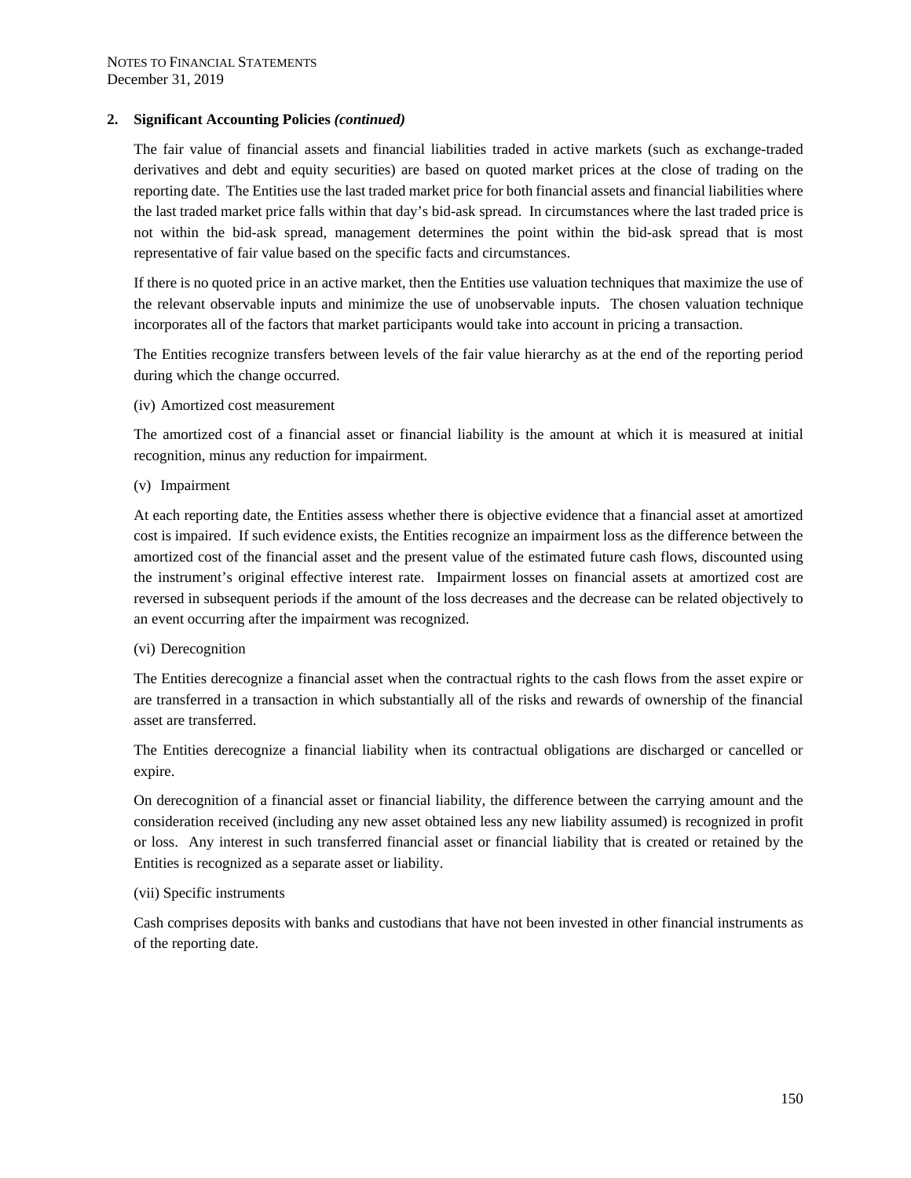NOTES TO FINANCIAL STATEMENTS
December 31, 2019

**2. Significant Accounting Policies *(continued)***

The fair value of financial assets and financial liabilities traded in active markets (such as exchange-traded derivatives and debt and equity securities) are based on quoted market prices at the close of trading on the reporting date. The Entities use the last traded market price for both financial assets and financial liabilities where the last traded market price falls within that day's bid-ask spread. In circumstances where the last traded price is not within the bid-ask spread, management determines the point within the bid-ask spread that is most representative of fair value based on the specific facts and circumstances.

If there is no quoted price in an active market, then the Entities use valuation techniques that maximize the use of the relevant observable inputs and minimize the use of unobservable inputs. The chosen valuation technique incorporates all of the factors that market participants would take into account in pricing a transaction.

The Entities recognize transfers between levels of the fair value hierarchy as at the end of the reporting period during which the change occurred.

(iv) Amortized cost measurement

The amortized cost of a financial asset or financial liability is the amount at which it is measured at initial recognition, minus any reduction for impairment.

(v) Impairment

At each reporting date, the Entities assess whether there is objective evidence that a financial asset at amortized cost is impaired. If such evidence exists, the Entities recognize an impairment loss as the difference between the amortized cost of the financial asset and the present value of the estimated future cash flows, discounted using the instrument's original effective interest rate. Impairment losses on financial assets at amortized cost are reversed in subsequent periods if the amount of the loss decreases and the decrease can be related objectively to an event occurring after the impairment was recognized.

(vi) Derecognition

The Entities derecognize a financial asset when the contractual rights to the cash flows from the asset expire or are transferred in a transaction in which substantially all of the risks and rewards of ownership of the financial asset are transferred.

The Entities derecognize a financial liability when its contractual obligations are discharged or cancelled or expire.

On derecognition of a financial asset or financial liability, the difference between the carrying amount and the consideration received (including any new asset obtained less any new liability assumed) is recognized in profit or loss. Any interest in such transferred financial asset or financial liability that is created or retained by the Entities is recognized as a separate asset or liability.

(vii) Specific instruments

Cash comprises deposits with banks and custodians that have not been invested in other financial instruments as of the reporting date.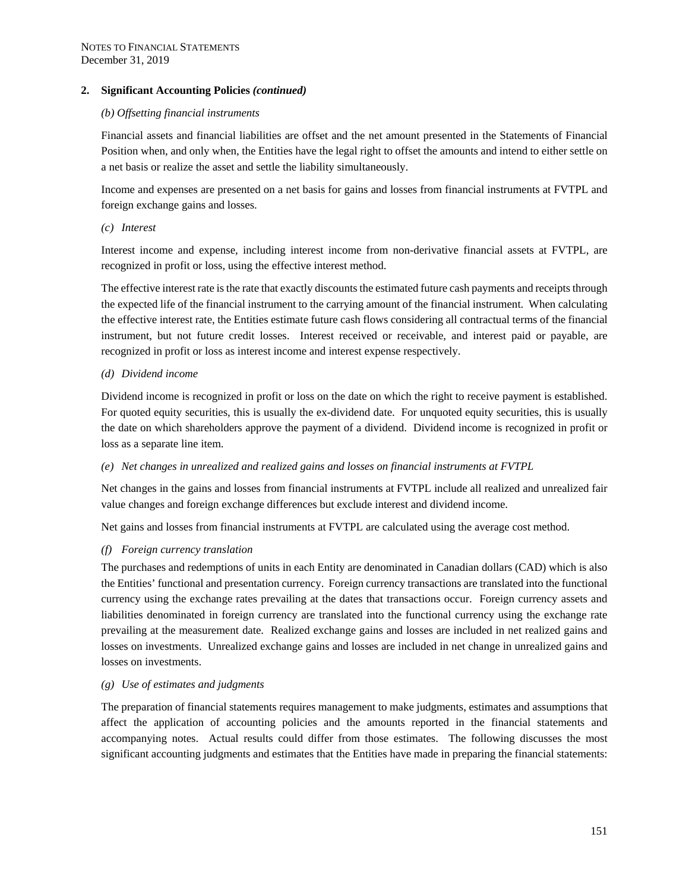NOTES TO FINANCIAL STATEMENTS
December 31, 2019

## 2. Significant Accounting Policies *(continued)*

*(b) Offsetting financial instruments*

Financial assets and financial liabilities are offset and the net amount presented in the Statements of Financial Position when, and only when, the Entities have the legal right to offset the amounts and intend to either settle on a net basis or realize the asset and settle the liability simultaneously.

Income and expenses are presented on a net basis for gains and losses from financial instruments at FVTPL and foreign exchange gains and losses.

*(c) Interest*

Interest income and expense, including interest income from non-derivative financial assets at FVTPL, are recognized in profit or loss, using the effective interest method.

The effective interest rate is the rate that exactly discounts the estimated future cash payments and receipts through the expected life of the financial instrument to the carrying amount of the financial instrument. When calculating the effective interest rate, the Entities estimate future cash flows considering all contractual terms of the financial instrument, but not future credit losses. Interest received or receivable, and interest paid or payable, are recognized in profit or loss as interest income and interest expense respectively.

*(d) Dividend income*

Dividend income is recognized in profit or loss on the date on which the right to receive payment is established. For quoted equity securities, this is usually the ex-dividend date. For unquoted equity securities, this is usually the date on which shareholders approve the payment of a dividend. Dividend income is recognized in profit or loss as a separate line item.

*(e) Net changes in unrealized and realized gains and losses on financial instruments at FVTPL*

Net changes in the gains and losses from financial instruments at FVTPL include all realized and unrealized fair value changes and foreign exchange differences but exclude interest and dividend income.

Net gains and losses from financial instruments at FVTPL are calculated using the average cost method.

*(f) Foreign currency translation*

The purchases and redemptions of units in each Entity are denominated in Canadian dollars (CAD) which is also the Entities' functional and presentation currency. Foreign currency transactions are translated into the functional currency using the exchange rates prevailing at the dates that transactions occur. Foreign currency assets and liabilities denominated in foreign currency are translated into the functional currency using the exchange rate prevailing at the measurement date. Realized exchange gains and losses are included in net realized gains and losses on investments. Unrealized exchange gains and losses are included in net change in unrealized gains and losses on investments.

*(g) Use of estimates and judgments*

The preparation of financial statements requires management to make judgments, estimates and assumptions that affect the application of accounting policies and the amounts reported in the financial statements and accompanying notes. Actual results could differ from those estimates. The following discusses the most significant accounting judgments and estimates that the Entities have made in preparing the financial statements: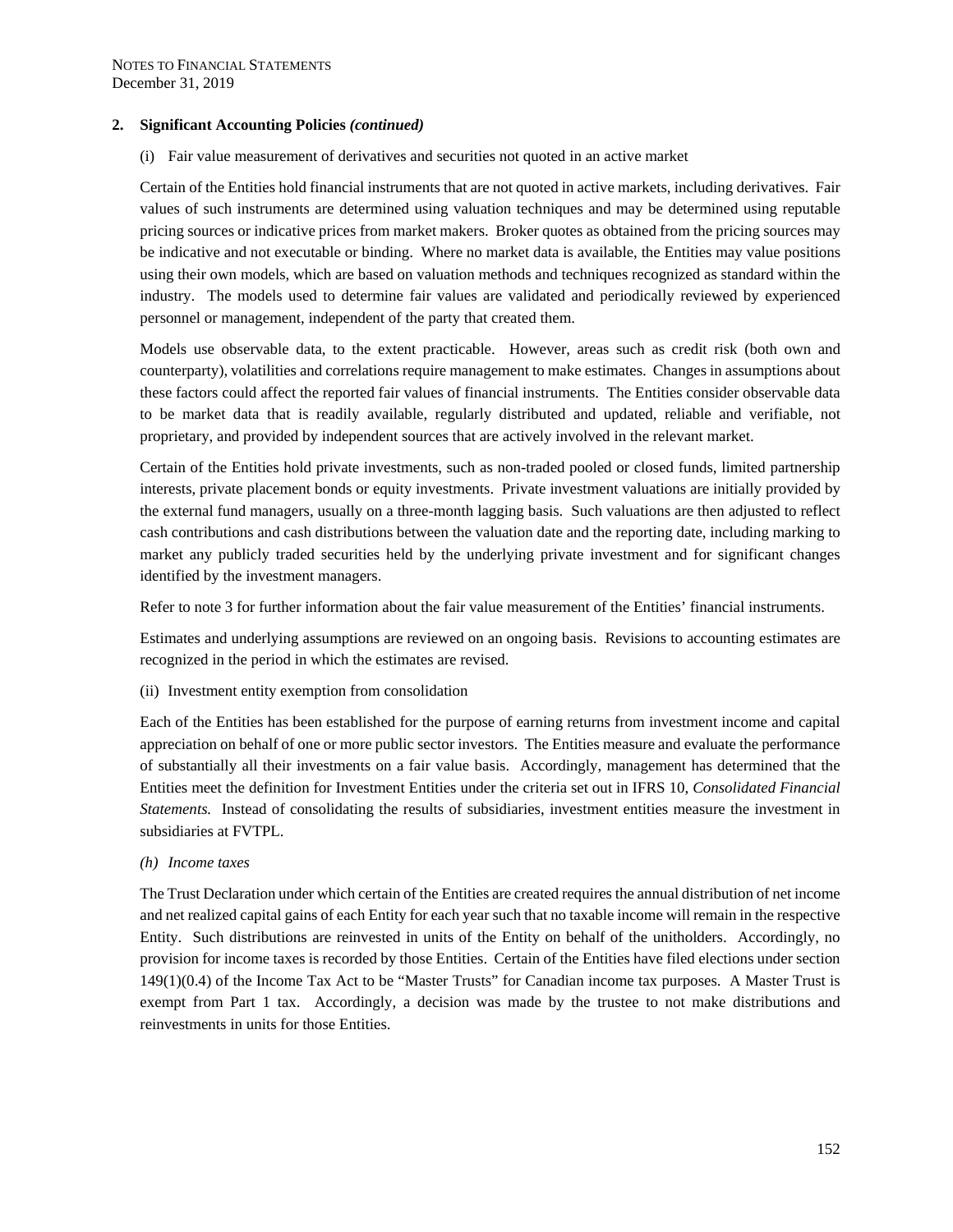## 2. Significant Accounting Policies *(continued)*

(i) Fair value measurement of derivatives and securities not quoted in an active market

Certain of the Entities hold financial instruments that are not quoted in active markets, including derivatives. Fair values of such instruments are determined using valuation techniques and may be determined using reputable pricing sources or indicative prices from market makers. Broker quotes as obtained from the pricing sources may be indicative and not executable or binding. Where no market data is available, the Entities may value positions using their own models, which are based on valuation methods and techniques recognized as standard within the industry. The models used to determine fair values are validated and periodically reviewed by experienced personnel or management, independent of the party that created them.

Models use observable data, to the extent practicable. However, areas such as credit risk (both own and counterparty), volatilities and correlations require management to make estimates. Changes in assumptions about these factors could affect the reported fair values of financial instruments. The Entities consider observable data to be market data that is readily available, regularly distributed and updated, reliable and verifiable, not proprietary, and provided by independent sources that are actively involved in the relevant market.

Certain of the Entities hold private investments, such as non-traded pooled or closed funds, limited partnership interests, private placement bonds or equity investments. Private investment valuations are initially provided by the external fund managers, usually on a three-month lagging basis. Such valuations are then adjusted to reflect cash contributions and cash distributions between the valuation date and the reporting date, including marking to market any publicly traded securities held by the underlying private investment and for significant changes identified by the investment managers.

Refer to note 3 for further information about the fair value measurement of the Entities' financial instruments.

Estimates and underlying assumptions are reviewed on an ongoing basis. Revisions to accounting estimates are recognized in the period in which the estimates are revised.

(ii) Investment entity exemption from consolidation

Each of the Entities has been established for the purpose of earning returns from investment income and capital appreciation on behalf of one or more public sector investors. The Entities measure and evaluate the performance of substantially all their investments on a fair value basis. Accordingly, management has determined that the Entities meet the definition for Investment Entities under the criteria set out in IFRS 10, *Consolidated Financial Statements.* Instead of consolidating the results of subsidiaries, investment entities measure the investment in subsidiaries at FVTPL.

*(h) Income taxes*

The Trust Declaration under which certain of the Entities are created requires the annual distribution of net income and net realized capital gains of each Entity for each year such that no taxable income will remain in the respective Entity. Such distributions are reinvested in units of the Entity on behalf of the unitholders. Accordingly, no provision for income taxes is recorded by those Entities. Certain of the Entities have filed elections under section 149(1)(0.4) of the Income Tax Act to be "Master Trusts" for Canadian income tax purposes. A Master Trust is exempt from Part 1 tax. Accordingly, a decision was made by the trustee to not make distributions and reinvestments in units for those Entities.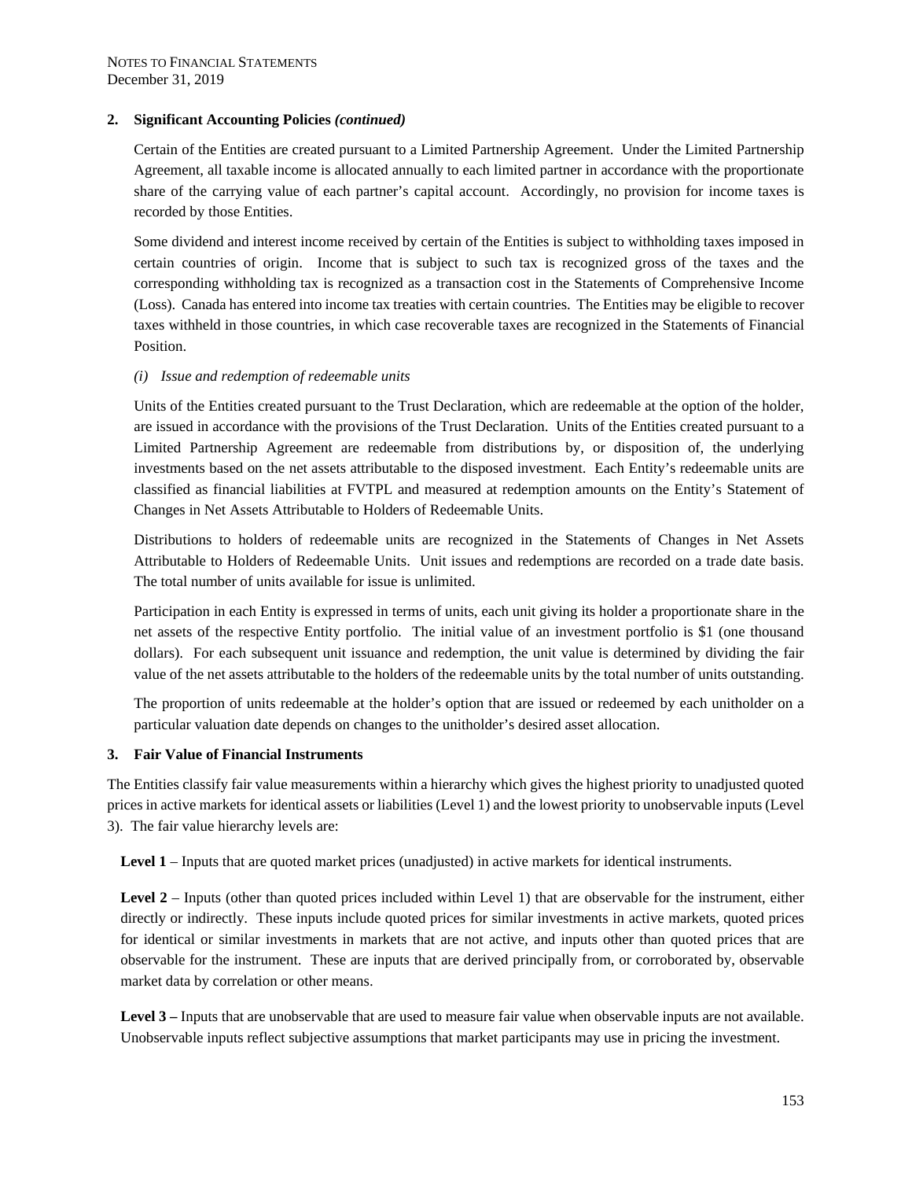NOTES TO FINANCIAL STATEMENTS
December 31, 2019

**2. Significant Accounting Policies *(continued)***

Certain of the Entities are created pursuant to a Limited Partnership Agreement. Under the Limited Partnership Agreement, all taxable income is allocated annually to each limited partner in accordance with the proportionate share of the carrying value of each partner's capital account. Accordingly, no provision for income taxes is recorded by those Entities.

Some dividend and interest income received by certain of the Entities is subject to withholding taxes imposed in certain countries of origin. Income that is subject to such tax is recognized gross of the taxes and the corresponding withholding tax is recognized as a transaction cost in the Statements of Comprehensive Income (Loss). Canada has entered into income tax treaties with certain countries. The Entities may be eligible to recover taxes withheld in those countries, in which case recoverable taxes are recognized in the Statements of Financial Position.

*(i) Issue and redemption of redeemable units*

Units of the Entities created pursuant to the Trust Declaration, which are redeemable at the option of the holder, are issued in accordance with the provisions of the Trust Declaration. Units of the Entities created pursuant to a Limited Partnership Agreement are redeemable from distributions by, or disposition of, the underlying investments based on the net assets attributable to the disposed investment. Each Entity's redeemable units are classified as financial liabilities at FVTPL and measured at redemption amounts on the Entity's Statement of Changes in Net Assets Attributable to Holders of Redeemable Units.

Distributions to holders of redeemable units are recognized in the Statements of Changes in Net Assets Attributable to Holders of Redeemable Units. Unit issues and redemptions are recorded on a trade date basis. The total number of units available for issue is unlimited.

Participation in each Entity is expressed in terms of units, each unit giving its holder a proportionate share in the net assets of the respective Entity portfolio. The initial value of an investment portfolio is $1 (one thousand dollars). For each subsequent unit issuance and redemption, the unit value is determined by dividing the fair value of the net assets attributable to the holders of the redeemable units by the total number of units outstanding.

The proportion of units redeemable at the holder's option that are issued or redeemed by each unitholder on a particular valuation date depends on changes to the unitholder's desired asset allocation.

**3. Fair Value of Financial Instruments**

The Entities classify fair value measurements within a hierarchy which gives the highest priority to unadjusted quoted prices in active markets for identical assets or liabilities (Level 1) and the lowest priority to unobservable inputs (Level 3). The fair value hierarchy levels are:

**Level 1** – Inputs that are quoted market prices (unadjusted) in active markets for identical instruments.

**Level 2** – Inputs (other than quoted prices included within Level 1) that are observable for the instrument, either directly or indirectly. These inputs include quoted prices for similar investments in active markets, quoted prices for identical or similar investments in markets that are not active, and inputs other than quoted prices that are observable for the instrument. These are inputs that are derived principally from, or corroborated by, observable market data by correlation or other means.

**Level 3 –** Inputs that are unobservable that are used to measure fair value when observable inputs are not available. Unobservable inputs reflect subjective assumptions that market participants may use in pricing the investment.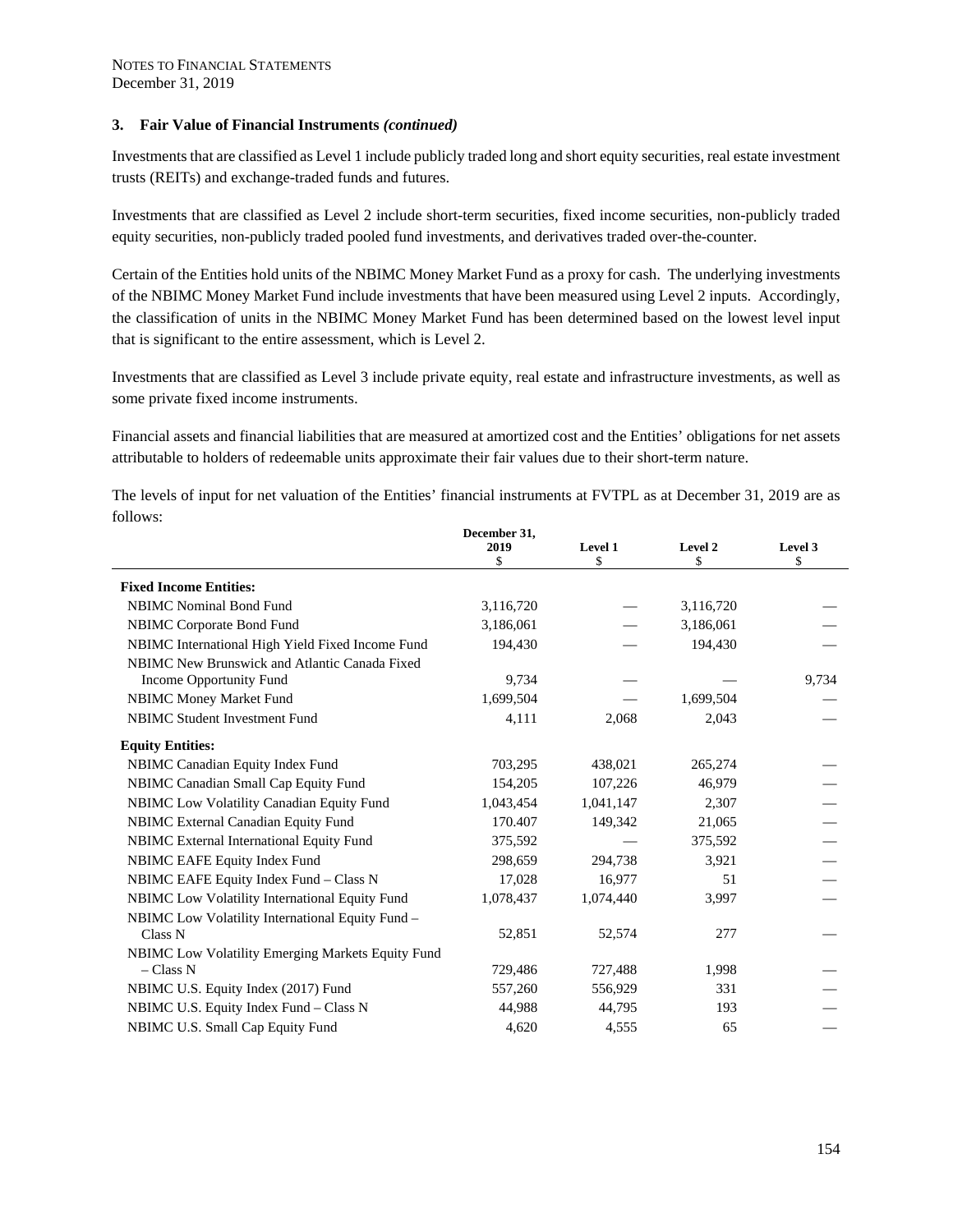NOTES TO FINANCIAL STATEMENTS
December 31, 2019

### 3. Fair Value of Financial Instruments *(continued)*

Investments that are classified as Level 1 include publicly traded long and short equity securities, real estate investment trusts (REITs) and exchange-traded funds and futures.

Investments that are classified as Level 2 include short-term securities, fixed income securities, non-publicly traded equity securities, non-publicly traded pooled fund investments, and derivatives traded over-the-counter.

Certain of the Entities hold units of the NBIMC Money Market Fund as a proxy for cash. The underlying investments of the NBIMC Money Market Fund include investments that have been measured using Level 2 inputs. Accordingly, the classification of units in the NBIMC Money Market Fund has been determined based on the lowest level input that is significant to the entire assessment, which is Level 2.

Investments that are classified as Level 3 include private equity, real estate and infrastructure investments, as well as some private fixed income instruments.

Financial assets and financial liabilities that are measured at amortized cost and the Entities' obligations for net assets attributable to holders of redeemable units approximate their fair values due to their short-term nature.

The levels of input for net valuation of the Entities' financial instruments at FVTPL as at December 31, 2019 are as follows:

| | December 31, 2019 $ | Level 1 $ | Level 2 $ | Level 3 $ |
|---|---|---|---|---|
| **Fixed Income Entities:** | | | | |
| NBIMC Nominal Bond Fund | 3,116,720 | — | 3,116,720 | — |
| NBIMC Corporate Bond Fund | 3,186,061 | — | 3,186,061 | — |
| NBIMC International High Yield Fixed Income Fund | 194,430 | — | 194,430 | — |
| NBIMC New Brunswick and Atlantic Canada Fixed Income Opportunity Fund | 9,734 | — | — | 9,734 |
| NBIMC Money Market Fund | 1,699,504 | — | 1,699,504 | — |
| NBIMC Student Investment Fund | 4,111 | 2,068 | 2,043 | — |
| **Equity Entities:** | | | | |
| NBIMC Canadian Equity Index Fund | 703,295 | 438,021 | 265,274 | — |
| NBIMC Canadian Small Cap Equity Fund | 154,205 | 107,226 | 46,979 | — |
| NBIMC Low Volatility Canadian Equity Fund | 1,043,454 | 1,041,147 | 2,307 | — |
| NBIMC External Canadian Equity Fund | 170.407 | 149,342 | 21,065 | — |
| NBIMC External International Equity Fund | 375,592 | — | 375,592 | — |
| NBIMC EAFE Equity Index Fund | 298,659 | 294,738 | 3,921 | — |
| NBIMC EAFE Equity Index Fund – Class N | 17,028 | 16,977 | 51 | — |
| NBIMC Low Volatility International Equity Fund | 1,078,437 | 1,074,440 | 3,997 | — |
| NBIMC Low Volatility International Equity Fund – Class N | 52,851 | 52,574 | 277 | — |
| NBIMC Low Volatility Emerging Markets Equity Fund – Class N | 729,486 | 727,488 | 1,998 | — |
| NBIMC U.S. Equity Index (2017) Fund | 557,260 | 556,929 | 331 | — |
| NBIMC U.S. Equity Index Fund – Class N | 44,988 | 44,795 | 193 | — |
| NBIMC U.S. Small Cap Equity Fund | 4,620 | 4,555 | 65 | — |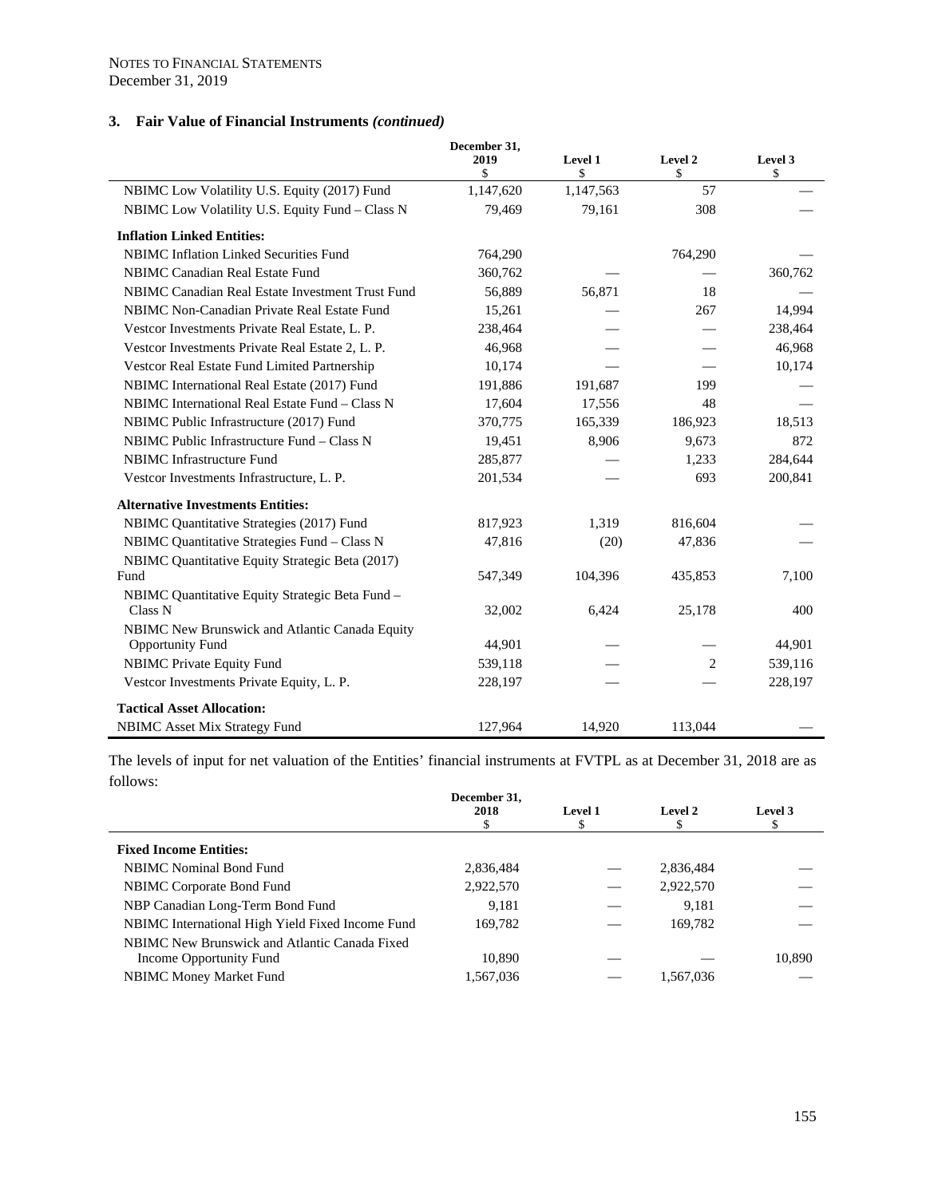NOTES TO FINANCIAL STATEMENTS
December 31, 2019

### 3. Fair Value of Financial Instruments *(continued)*

| | December 31, 2019 $ | Level 1 $ | Level 2 $ | Level 3 $ |
|---|---|---|---|---|
| NBIMC Low Volatility U.S. Equity (2017) Fund | 1,147,620 | 1,147,563 | 57 | — |
| NBIMC Low Volatility U.S. Equity Fund – Class N | 79,469 | 79,161 | 308 | — |
| **Inflation Linked Entities:** | | | | |
| NBIMC Inflation Linked Securities Fund | 764,290 | | 764,290 | — |
| NBIMC Canadian Real Estate Fund | 360,762 | — | — | 360,762 |
| NBIMC Canadian Real Estate Investment Trust Fund | 56,889 | 56,871 | 18 | — |
| NBIMC Non-Canadian Private Real Estate Fund | 15,261 | — | 267 | 14,994 |
| Vestcor Investments Private Real Estate, L. P. | 238,464 | — | — | 238,464 |
| Vestcor Investments Private Real Estate 2, L. P. | 46,968 | — | — | 46,968 |
| Vestcor Real Estate Fund Limited Partnership | 10,174 | — | — | 10,174 |
| NBIMC International Real Estate (2017) Fund | 191,886 | 191,687 | 199 | — |
| NBIMC International Real Estate Fund – Class N | 17,604 | 17,556 | 48 | — |
| NBIMC Public Infrastructure (2017) Fund | 370,775 | 165,339 | 186,923 | 18,513 |
| NBIMC Public Infrastructure Fund – Class N | 19,451 | 8,906 | 9,673 | 872 |
| NBIMC Infrastructure Fund | 285,877 | — | 1,233 | 284,644 |
| Vestcor Investments Infrastructure, L. P. | 201,534 | — | 693 | 200,841 |
| **Alternative Investments Entities:** | | | | |
| NBIMC Quantitative Strategies (2017) Fund | 817,923 | 1,319 | 816,604 | — |
| NBIMC Quantitative Strategies Fund – Class N | 47,816 | (20) | 47,836 | — |
| NBIMC Quantitative Equity Strategic Beta (2017) Fund | 547,349 | 104,396 | 435,853 | 7,100 |
| NBIMC Quantitative Equity Strategic Beta Fund – Class N | 32,002 | 6,424 | 25,178 | 400 |
| NBIMC New Brunswick and Atlantic Canada Equity Opportunity Fund | 44,901 | — | — | 44,901 |
| NBIMC Private Equity Fund | 539,118 | — | 2 | 539,116 |
| Vestcor Investments Private Equity, L. P. | 228,197 | — | — | 228,197 |
| **Tactical Asset Allocation:** | | | | |
| NBIMC Asset Mix Strategy Fund | 127,964 | 14,920 | 113,044 | — |

The levels of input for net valuation of the Entities' financial instruments at FVTPL as at December 31, 2018 are as follows:

| | December 31, 2018 $ | Level 1 $ | Level 2 $ | Level 3 $ |
|---|---|---|---|---|
| **Fixed Income Entities:** | | | | |
| NBIMC Nominal Bond Fund | 2,836,484 | — | 2,836,484 | — |
| NBIMC Corporate Bond Fund | 2,922,570 | — | 2,922,570 | — |
| NBP Canadian Long-Term Bond Fund | 9,181 | — | 9,181 | — |
| NBIMC International High Yield Fixed Income Fund | 169,782 | — | 169,782 | — |
| NBIMC New Brunswick and Atlantic Canada Fixed Income Opportunity Fund | 10,890 | — | — | 10,890 |
| NBIMC Money Market Fund | 1,567,036 | — | 1,567,036 | — |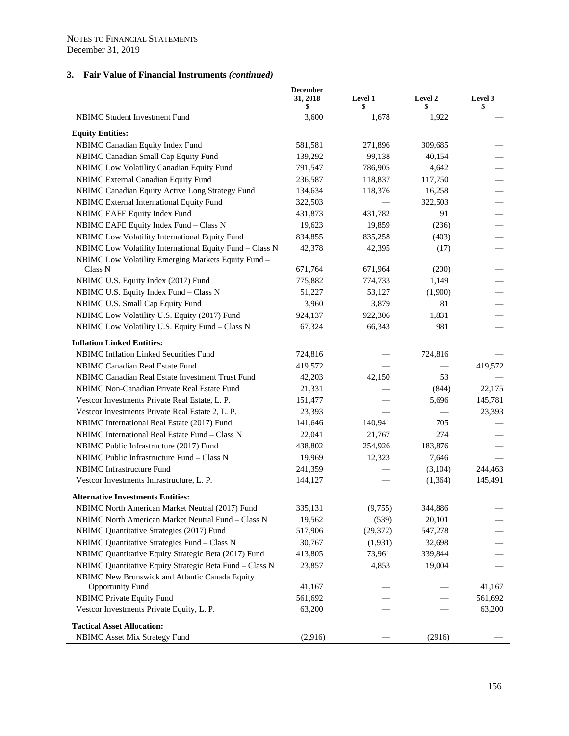NOTES TO FINANCIAL STATEMENTS
December 31, 2019

## 3. Fair Value of Financial Instruments *(continued)*

| | December 31, 2018 $ | Level 1 $ | Level 2 $ | Level 3 $ |
|---|---|---|---|---|
| NBIMC Student Investment Fund | 3,600 | 1,678 | 1,922 | — |
| **Equity Entities:** | | | | |
| NBIMC Canadian Equity Index Fund | 581,581 | 271,896 | 309,685 | — |
| NBIMC Canadian Small Cap Equity Fund | 139,292 | 99,138 | 40,154 | — |
| NBIMC Low Volatility Canadian Equity Fund | 791,547 | 786,905 | 4,642 | — |
| NBIMC External Canadian Equity Fund | 236,587 | 118,837 | 117,750 | — |
| NBIMC Canadian Equity Active Long Strategy Fund | 134,634 | 118,376 | 16,258 | — |
| NBIMC External International Equity Fund | 322,503 | — | 322,503 | — |
| NBIMC EAFE Equity Index Fund | 431,873 | 431,782 | 91 | — |
| NBIMC EAFE Equity Index Fund – Class N | 19,623 | 19,859 | (236) | — |
| NBIMC Low Volatility International Equity Fund | 834,855 | 835,258 | (403) | — |
| NBIMC Low Volatility International Equity Fund – Class N | 42,378 | 42,395 | (17) | — |
| NBIMC Low Volatility Emerging Markets Equity Fund – Class N | 671,764 | 671,964 | (200) | — |
| NBIMC U.S. Equity Index (2017) Fund | 775,882 | 774,733 | 1,149 | — |
| NBIMC U.S. Equity Index Fund – Class N | 51,227 | 53,127 | (1,900) | — |
| NBIMC U.S. Small Cap Equity Fund | 3,960 | 3,879 | 81 | — |
| NBIMC Low Volatility U.S. Equity (2017) Fund | 924,137 | 922,306 | 1,831 | — |
| NBIMC Low Volatility U.S. Equity Fund – Class N | 67,324 | 66,343 | 981 | — |
| **Inflation Linked Entities:** | | | | |
| NBIMC Inflation Linked Securities Fund | 724,816 | — | 724,816 | — |
| NBIMC Canadian Real Estate Fund | 419,572 | — | — | 419,572 |
| NBIMC Canadian Real Estate Investment Trust Fund | 42,203 | 42,150 | 53 | — |
| NBIMC Non-Canadian Private Real Estate Fund | 21,331 | — | (844) | 22,175 |
| Vestcor Investments Private Real Estate, L. P. | 151,477 | — | 5,696 | 145,781 |
| Vestcor Investments Private Real Estate 2, L. P. | 23,393 | — | — | 23,393 |
| NBIMC International Real Estate (2017) Fund | 141,646 | 140,941 | 705 | — |
| NBIMC International Real Estate Fund – Class N | 22,041 | 21,767 | 274 | — |
| NBIMC Public Infrastructure (2017) Fund | 438,802 | 254,926 | 183,876 | — |
| NBIMC Public Infrastructure Fund – Class N | 19,969 | 12,323 | 7,646 | — |
| NBIMC Infrastructure Fund | 241,359 | — | (3,104) | 244,463 |
| Vestcor Investments Infrastructure, L. P. | 144,127 | — | (1,364) | 145,491 |
| **Alternative Investments Entities:** | | | | |
| NBIMC North American Market Neutral (2017) Fund | 335,131 | (9,755) | 344,886 | — |
| NBIMC North American Market Neutral Fund – Class N | 19,562 | (539) | 20,101 | — |
| NBIMC Quantitative Strategies (2017) Fund | 517,906 | (29,372) | 547,278 | — |
| NBIMC Quantitative Strategies Fund – Class N | 30,767 | (1,931) | 32,698 | — |
| NBIMC Quantitative Equity Strategic Beta (2017) Fund | 413,805 | 73,961 | 339,844 | — |
| NBIMC Quantitative Equity Strategic Beta Fund – Class N | 23,857 | 4,853 | 19,004 | — |
| NBIMC New Brunswick and Atlantic Canada Equity Opportunity Fund | 41,167 | — | — | 41,167 |
| NBIMC Private Equity Fund | 561,692 | — | — | 561,692 |
| Vestcor Investments Private Equity, L. P. | 63,200 | — | — | 63,200 |
| **Tactical Asset Allocation:** | | | | |
| NBIMC Asset Mix Strategy Fund | (2,916) | — | (2916) | — |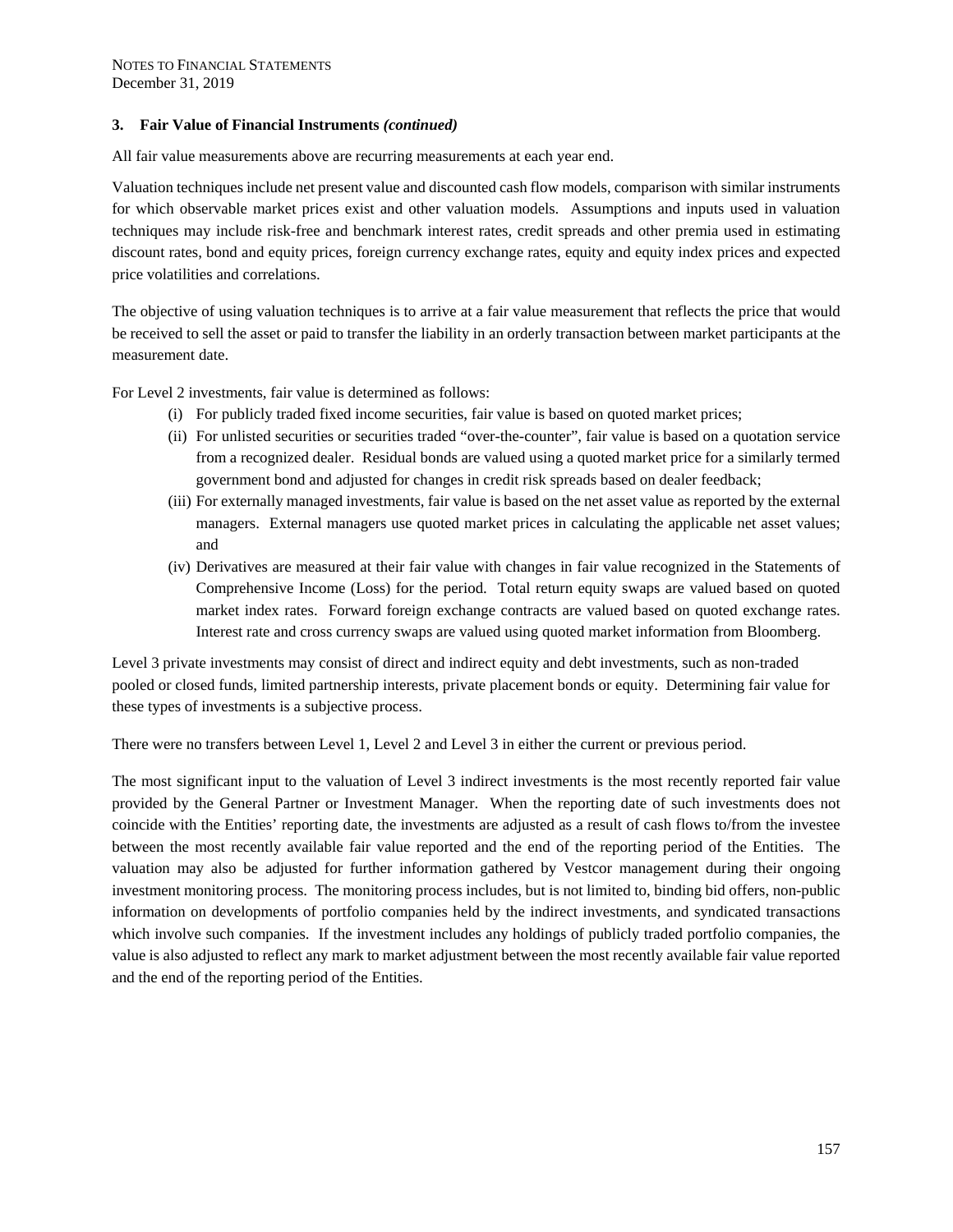### 3. Fair Value of Financial Instruments *(continued)*

All fair value measurements above are recurring measurements at each year end.

Valuation techniques include net present value and discounted cash flow models, comparison with similar instruments for which observable market prices exist and other valuation models. Assumptions and inputs used in valuation techniques may include risk-free and benchmark interest rates, credit spreads and other premia used in estimating discount rates, bond and equity prices, foreign currency exchange rates, equity and equity index prices and expected price volatilities and correlations.

The objective of using valuation techniques is to arrive at a fair value measurement that reflects the price that would be received to sell the asset or paid to transfer the liability in an orderly transaction between market participants at the measurement date.

For Level 2 investments, fair value is determined as follows:

(i) For publicly traded fixed income securities, fair value is based on quoted market prices;

(ii) For unlisted securities or securities traded "over-the-counter", fair value is based on a quotation service from a recognized dealer. Residual bonds are valued using a quoted market price for a similarly termed government bond and adjusted for changes in credit risk spreads based on dealer feedback;

(iii) For externally managed investments, fair value is based on the net asset value as reported by the external managers. External managers use quoted market prices in calculating the applicable net asset values; and

(iv) Derivatives are measured at their fair value with changes in fair value recognized in the Statements of Comprehensive Income (Loss) for the period. Total return equity swaps are valued based on quoted market index rates. Forward foreign exchange contracts are valued based on quoted exchange rates. Interest rate and cross currency swaps are valued using quoted market information from Bloomberg.

Level 3 private investments may consist of direct and indirect equity and debt investments, such as non-traded pooled or closed funds, limited partnership interests, private placement bonds or equity. Determining fair value for these types of investments is a subjective process.

There were no transfers between Level 1, Level 2 and Level 3 in either the current or previous period.

The most significant input to the valuation of Level 3 indirect investments is the most recently reported fair value provided by the General Partner or Investment Manager. When the reporting date of such investments does not coincide with the Entities' reporting date, the investments are adjusted as a result of cash flows to/from the investee between the most recently available fair value reported and the end of the reporting period of the Entities. The valuation may also be adjusted for further information gathered by Vestcor management during their ongoing investment monitoring process. The monitoring process includes, but is not limited to, binding bid offers, non-public information on developments of portfolio companies held by the indirect investments, and syndicated transactions which involve such companies. If the investment includes any holdings of publicly traded portfolio companies, the value is also adjusted to reflect any mark to market adjustment between the most recently available fair value reported and the end of the reporting period of the Entities.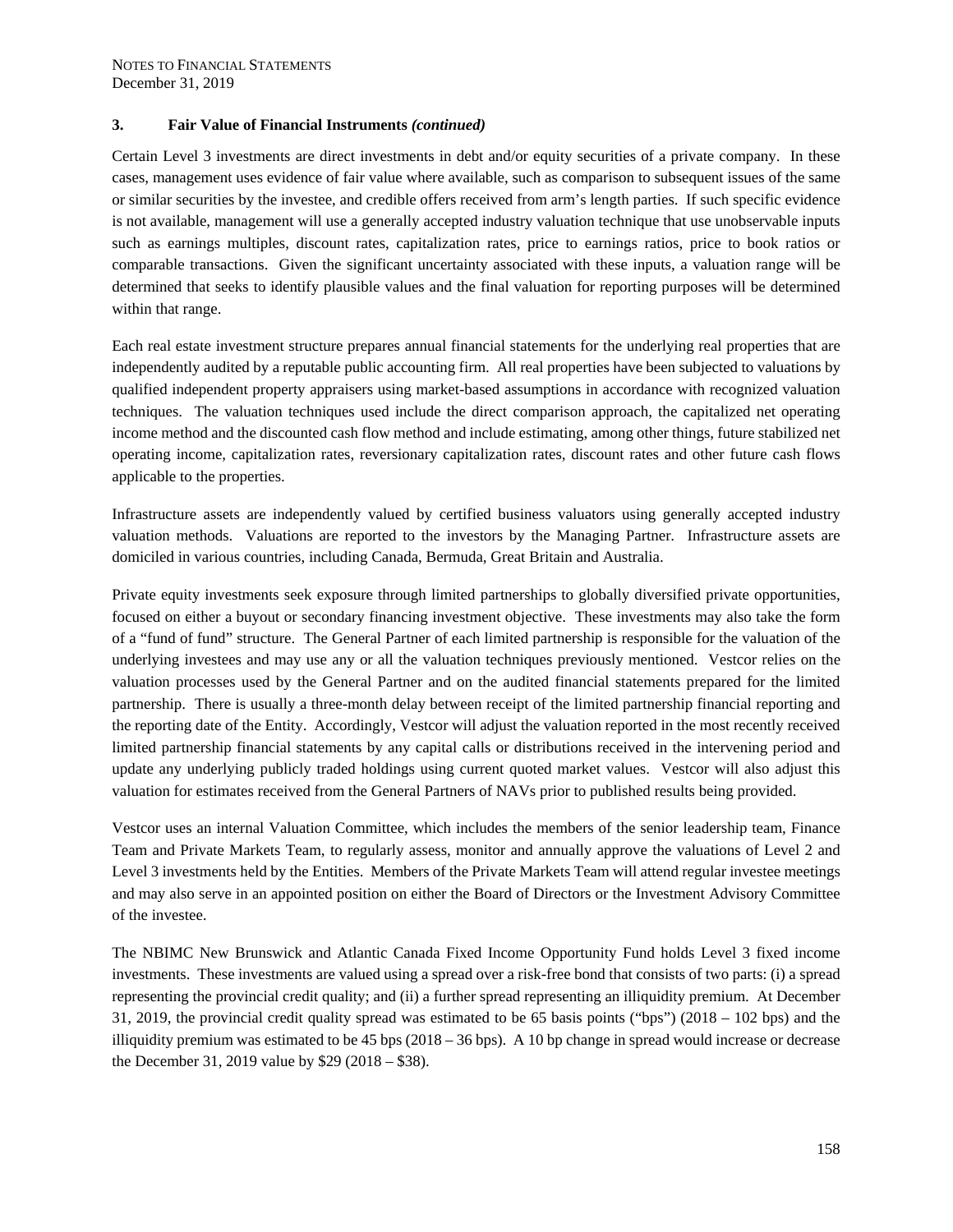### 3. Fair Value of Financial Instruments *(continued)*

Certain Level 3 investments are direct investments in debt and/or equity securities of a private company. In these cases, management uses evidence of fair value where available, such as comparison to subsequent issues of the same or similar securities by the investee, and credible offers received from arm's length parties. If such specific evidence is not available, management will use a generally accepted industry valuation technique that use unobservable inputs such as earnings multiples, discount rates, capitalization rates, price to earnings ratios, price to book ratios or comparable transactions. Given the significant uncertainty associated with these inputs, a valuation range will be determined that seeks to identify plausible values and the final valuation for reporting purposes will be determined within that range.

Each real estate investment structure prepares annual financial statements for the underlying real properties that are independently audited by a reputable public accounting firm. All real properties have been subjected to valuations by qualified independent property appraisers using market-based assumptions in accordance with recognized valuation techniques. The valuation techniques used include the direct comparison approach, the capitalized net operating income method and the discounted cash flow method and include estimating, among other things, future stabilized net operating income, capitalization rates, reversionary capitalization rates, discount rates and other future cash flows applicable to the properties.

Infrastructure assets are independently valued by certified business valuators using generally accepted industry valuation methods. Valuations are reported to the investors by the Managing Partner. Infrastructure assets are domiciled in various countries, including Canada, Bermuda, Great Britain and Australia.

Private equity investments seek exposure through limited partnerships to globally diversified private opportunities, focused on either a buyout or secondary financing investment objective. These investments may also take the form of a "fund of fund" structure. The General Partner of each limited partnership is responsible for the valuation of the underlying investees and may use any or all the valuation techniques previously mentioned. Vestcor relies on the valuation processes used by the General Partner and on the audited financial statements prepared for the limited partnership. There is usually a three-month delay between receipt of the limited partnership financial reporting and the reporting date of the Entity. Accordingly, Vestcor will adjust the valuation reported in the most recently received limited partnership financial statements by any capital calls or distributions received in the intervening period and update any underlying publicly traded holdings using current quoted market values. Vestcor will also adjust this valuation for estimates received from the General Partners of NAVs prior to published results being provided.

Vestcor uses an internal Valuation Committee, which includes the members of the senior leadership team, Finance Team and Private Markets Team, to regularly assess, monitor and annually approve the valuations of Level 2 and Level 3 investments held by the Entities. Members of the Private Markets Team will attend regular investee meetings and may also serve in an appointed position on either the Board of Directors or the Investment Advisory Committee of the investee.

The NBIMC New Brunswick and Atlantic Canada Fixed Income Opportunity Fund holds Level 3 fixed income investments. These investments are valued using a spread over a risk-free bond that consists of two parts: (i) a spread representing the provincial credit quality; and (ii) a further spread representing an illiquidity premium. At December 31, 2019, the provincial credit quality spread was estimated to be 65 basis points ("bps") (2018 – 102 bps) and the illiquidity premium was estimated to be 45 bps (2018 – 36 bps). A 10 bp change in spread would increase or decrease the December 31, 2019 value by $29 (2018 – $38).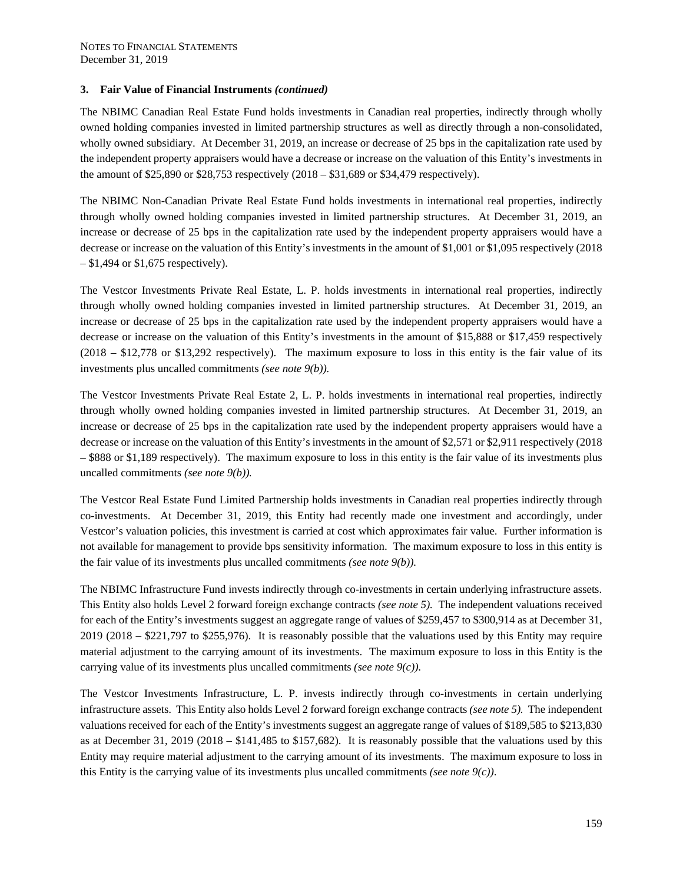### 3. Fair Value of Financial Instruments *(continued)*

The NBIMC Canadian Real Estate Fund holds investments in Canadian real properties, indirectly through wholly owned holding companies invested in limited partnership structures as well as directly through a non-consolidated, wholly owned subsidiary. At December 31, 2019, an increase or decrease of 25 bps in the capitalization rate used by the independent property appraisers would have a decrease or increase on the valuation of this Entity's investments in the amount of $25,890 or $28,753 respectively (2018 – $31,689 or $34,479 respectively).

The NBIMC Non-Canadian Private Real Estate Fund holds investments in international real properties, indirectly through wholly owned holding companies invested in limited partnership structures. At December 31, 2019, an increase or decrease of 25 bps in the capitalization rate used by the independent property appraisers would have a decrease or increase on the valuation of this Entity's investments in the amount of $1,001 or $1,095 respectively (2018 – $1,494 or $1,675 respectively).

The Vestcor Investments Private Real Estate, L. P. holds investments in international real properties, indirectly through wholly owned holding companies invested in limited partnership structures. At December 31, 2019, an increase or decrease of 25 bps in the capitalization rate used by the independent property appraisers would have a decrease or increase on the valuation of this Entity's investments in the amount of $15,888 or $17,459 respectively (2018 – $12,778 or $13,292 respectively). The maximum exposure to loss in this entity is the fair value of its investments plus uncalled commitments *(see note 9(b)).*

The Vestcor Investments Private Real Estate 2, L. P. holds investments in international real properties, indirectly through wholly owned holding companies invested in limited partnership structures. At December 31, 2019, an increase or decrease of 25 bps in the capitalization rate used by the independent property appraisers would have a decrease or increase on the valuation of this Entity's investments in the amount of $2,571 or $2,911 respectively (2018 – $888 or $1,189 respectively). The maximum exposure to loss in this entity is the fair value of its investments plus uncalled commitments *(see note 9(b)).*

The Vestcor Real Estate Fund Limited Partnership holds investments in Canadian real properties indirectly through co-investments. At December 31, 2019, this Entity had recently made one investment and accordingly, under Vestcor's valuation policies, this investment is carried at cost which approximates fair value. Further information is not available for management to provide bps sensitivity information. The maximum exposure to loss in this entity is the fair value of its investments plus uncalled commitments *(see note 9(b)).*

The NBIMC Infrastructure Fund invests indirectly through co-investments in certain underlying infrastructure assets. This Entity also holds Level 2 forward foreign exchange contracts *(see note 5).* The independent valuations received for each of the Entity's investments suggest an aggregate range of values of $259,457 to $300,914 as at December 31, 2019 (2018 – $221,797 to $255,976). It is reasonably possible that the valuations used by this Entity may require material adjustment to the carrying amount of its investments. The maximum exposure to loss in this Entity is the carrying value of its investments plus uncalled commitments *(see note 9(c)).*

The Vestcor Investments Infrastructure, L. P. invests indirectly through co-investments in certain underlying infrastructure assets. This Entity also holds Level 2 forward foreign exchange contracts *(see note 5).* The independent valuations received for each of the Entity's investments suggest an aggregate range of values of $189,585 to $213,830 as at December 31, 2019 (2018 – $141,485 to $157,682). It is reasonably possible that the valuations used by this Entity may require material adjustment to the carrying amount of its investments. The maximum exposure to loss in this Entity is the carrying value of its investments plus uncalled commitments *(see note 9(c)).*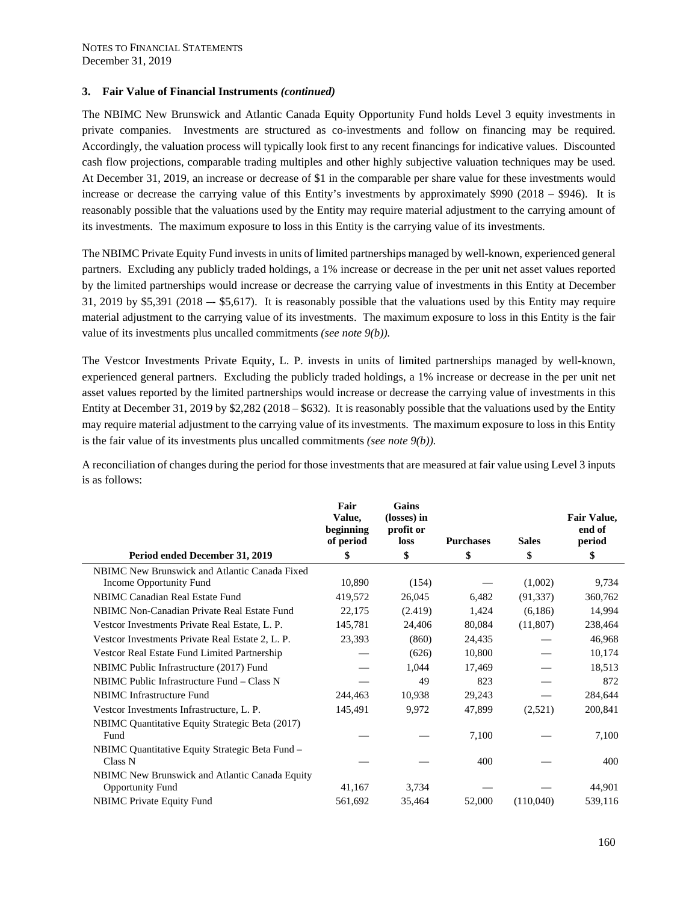NOTES TO FINANCIAL STATEMENTS
December 31, 2019

### 3. Fair Value of Financial Instruments *(continued)*

The NBIMC New Brunswick and Atlantic Canada Equity Opportunity Fund holds Level 3 equity investments in private companies. Investments are structured as co-investments and follow on financing may be required. Accordingly, the valuation process will typically look first to any recent financings for indicative values. Discounted cash flow projections, comparable trading multiples and other highly subjective valuation techniques may be used. At December 31, 2019, an increase or decrease of $1 in the comparable per share value for these investments would increase or decrease the carrying value of this Entity's investments by approximately $990 (2018 – $946). It is reasonably possible that the valuations used by the Entity may require material adjustment to the carrying amount of its investments. The maximum exposure to loss in this Entity is the carrying value of its investments.

The NBIMC Private Equity Fund invests in units of limited partnerships managed by well-known, experienced general partners. Excluding any publicly traded holdings, a 1% increase or decrease in the per unit net asset values reported by the limited partnerships would increase or decrease the carrying value of investments in this Entity at December 31, 2019 by $5,391 (2018 –- $5,617). It is reasonably possible that the valuations used by this Entity may require material adjustment to the carrying value of its investments. The maximum exposure to loss in this Entity is the fair value of its investments plus uncalled commitments *(see note 9(b)).*

The Vestcor Investments Private Equity, L. P. invests in units of limited partnerships managed by well-known, experienced general partners. Excluding the publicly traded holdings, a 1% increase or decrease in the per unit net asset values reported by the limited partnerships would increase or decrease the carrying value of investments in this Entity at December 31, 2019 by $2,282 (2018 – $632). It is reasonably possible that the valuations used by the Entity may require material adjustment to the carrying value of its investments. The maximum exposure to loss in this Entity is the fair value of its investments plus uncalled commitments *(see note 9(b)).*

A reconciliation of changes during the period for those investments that are measured at fair value using Level 3 inputs is as follows:

| Period ended December 31, 2019 | Fair Value, beginning of period $ | Gains (losses) in profit or loss $ | Purchases $ | Sales $ | Fair Value, end of period $ |
|---|---|---|---|---|---|
| NBIMC New Brunswick and Atlantic Canada Fixed Income Opportunity Fund | 10,890 | (154) | — | (1,002) | 9,734 |
| NBIMC Canadian Real Estate Fund | 419,572 | 26,045 | 6,482 | (91,337) | 360,762 |
| NBIMC Non-Canadian Private Real Estate Fund | 22,175 | (2.419) | 1,424 | (6,186) | 14,994 |
| Vestcor Investments Private Real Estate, L. P. | 145,781 | 24,406 | 80,084 | (11,807) | 238,464 |
| Vestcor Investments Private Real Estate 2, L. P. | 23,393 | (860) | 24,435 | — | 46,968 |
| Vestcor Real Estate Fund Limited Partnership | — | (626) | 10,800 | — | 10,174 |
| NBIMC Public Infrastructure (2017) Fund | — | 1,044 | 17,469 | — | 18,513 |
| NBIMC Public Infrastructure Fund – Class N | — | 49 | 823 | — | 872 |
| NBIMC Infrastructure Fund | 244,463 | 10,938 | 29,243 | — | 284,644 |
| Vestcor Investments Infrastructure, L. P. | 145,491 | 9,972 | 47,899 | (2,521) | 200,841 |
| NBIMC Quantitative Equity Strategic Beta (2017) Fund | — | — | 7,100 | — | 7,100 |
| NBIMC Quantitative Equity Strategic Beta Fund – Class N | — | — | 400 | — | 400 |
| NBIMC New Brunswick and Atlantic Canada Equity Opportunity Fund | 41,167 | 3,734 | — | — | 44,901 |
| NBIMC Private Equity Fund | 561,692 | 35,464 | 52,000 | (110,040) | 539,116 |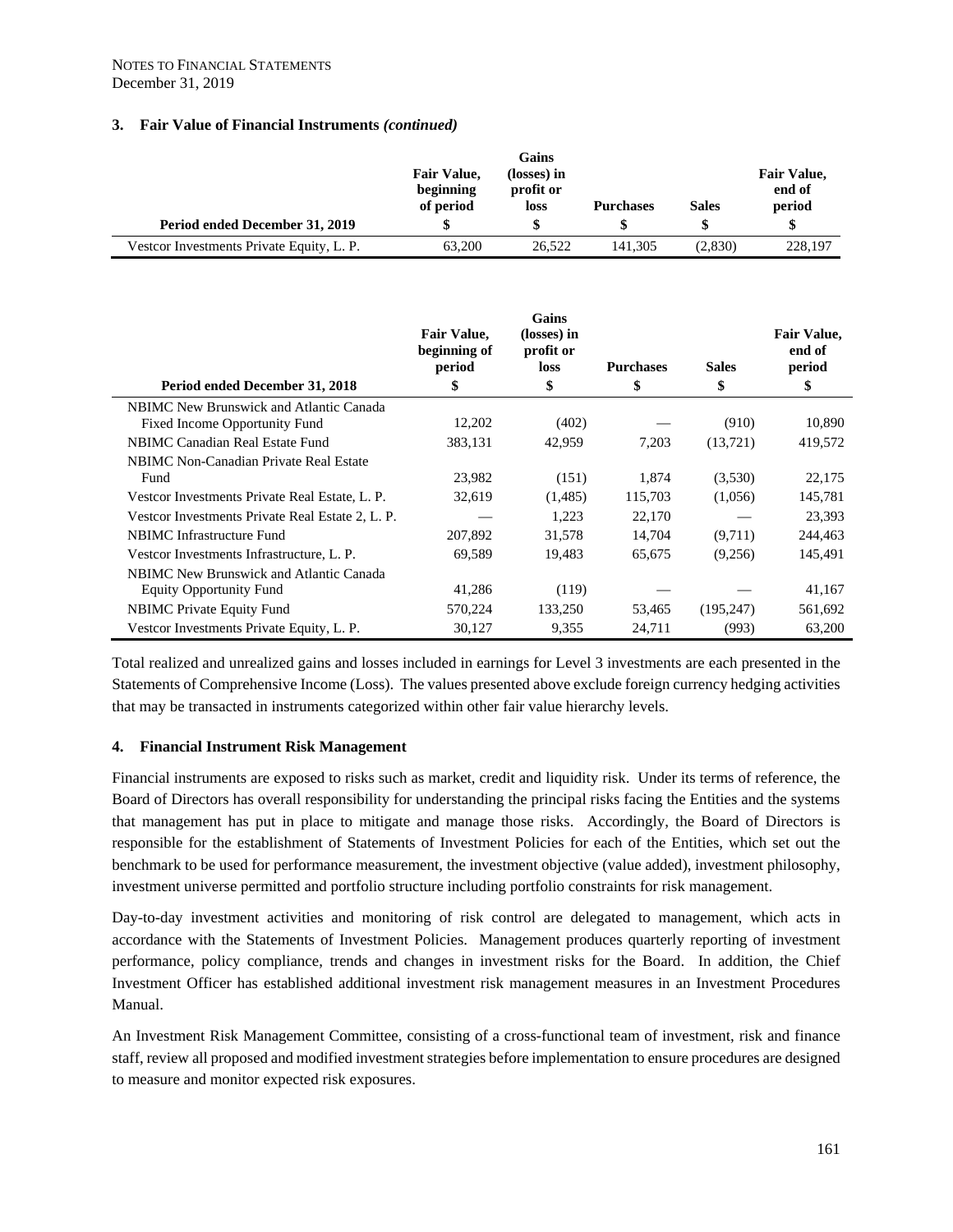NOTES TO FINANCIAL STATEMENTS
December 31, 2019

### 3. Fair Value of Financial Instruments *(continued)*

| Period ended December 31, 2019 | Fair Value, beginning of period $ | Gains (losses) in profit or loss $ | Purchases $ | Sales $ | Fair Value, end of period $ |
|---|---|---|---|---|---|
| Vestcor Investments Private Equity, L. P. | 63,200 | 26,522 | 141,305 | (2,830) | 228,197 |

| Period ended December 31, 2018 | Fair Value, beginning of period $ | Gains (losses) in profit or loss $ | Purchases $ | Sales $ | Fair Value, end of period $ |
|---|---|---|---|---|---|
| NBIMC New Brunswick and Atlantic Canada Fixed Income Opportunity Fund | 12,202 | (402) | — | (910) | 10,890 |
| NBIMC Canadian Real Estate Fund | 383,131 | 42,959 | 7,203 | (13,721) | 419,572 |
| NBIMC Non-Canadian Private Real Estate Fund | 23,982 | (151) | 1,874 | (3,530) | 22,175 |
| Vestcor Investments Private Real Estate, L. P. | 32,619 | (1,485) | 115,703 | (1,056) | 145,781 |
| Vestcor Investments Private Real Estate 2, L. P. | — | 1,223 | 22,170 | — | 23,393 |
| NBIMC Infrastructure Fund | 207,892 | 31,578 | 14,704 | (9,711) | 244,463 |
| Vestcor Investments Infrastructure, L. P. | 69,589 | 19,483 | 65,675 | (9,256) | 145,491 |
| NBIMC New Brunswick and Atlantic Canada Equity Opportunity Fund | 41,286 | (119) | — | — | 41,167 |
| NBIMC Private Equity Fund | 570,224 | 133,250 | 53,465 | (195,247) | 561,692 |
| Vestcor Investments Private Equity, L. P. | 30,127 | 9,355 | 24,711 | (993) | 63,200 |

Total realized and unrealized gains and losses included in earnings for Level 3 investments are each presented in the Statements of Comprehensive Income (Loss). The values presented above exclude foreign currency hedging activities that may be transacted in instruments categorized within other fair value hierarchy levels.

### 4. Financial Instrument Risk Management

Financial instruments are exposed to risks such as market, credit and liquidity risk. Under its terms of reference, the Board of Directors has overall responsibility for understanding the principal risks facing the Entities and the systems that management has put in place to mitigate and manage those risks. Accordingly, the Board of Directors is responsible for the establishment of Statements of Investment Policies for each of the Entities, which set out the benchmark to be used for performance measurement, the investment objective (value added), investment philosophy, investment universe permitted and portfolio structure including portfolio constraints for risk management.

Day-to-day investment activities and monitoring of risk control are delegated to management, which acts in accordance with the Statements of Investment Policies. Management produces quarterly reporting of investment performance, policy compliance, trends and changes in investment risks for the Board. In addition, the Chief Investment Officer has established additional investment risk management measures in an Investment Procedures Manual.

An Investment Risk Management Committee, consisting of a cross-functional team of investment, risk and finance staff, review all proposed and modified investment strategies before implementation to ensure procedures are designed to measure and monitor expected risk exposures.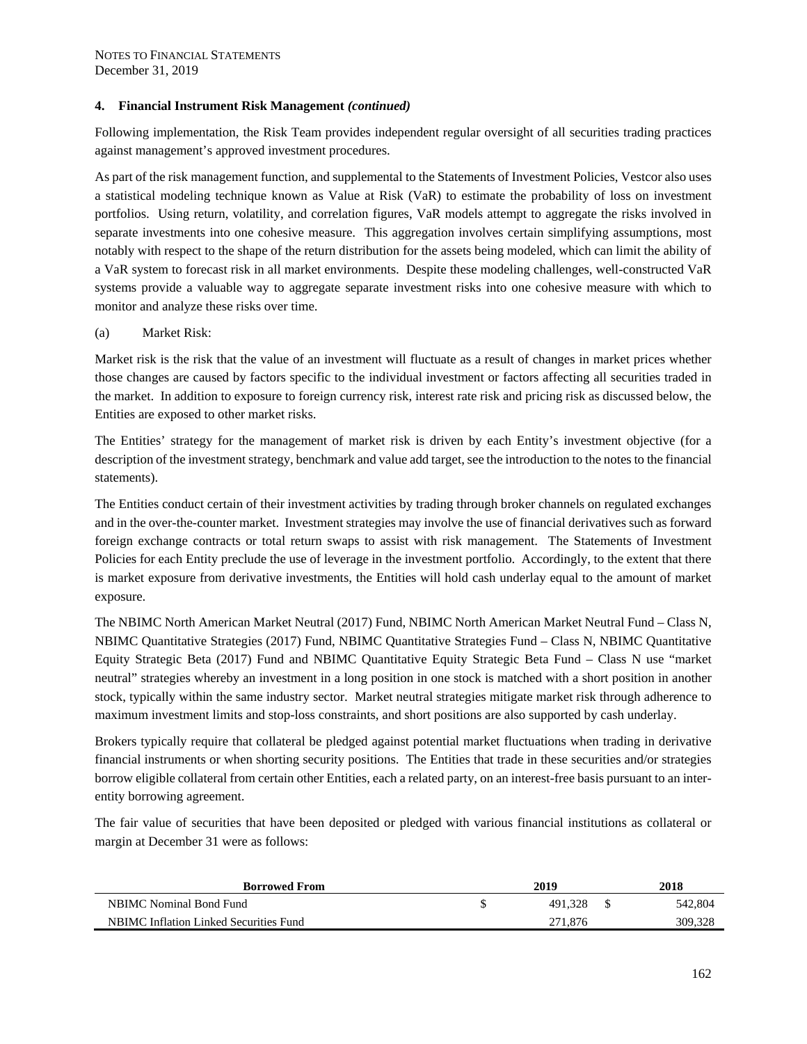NOTES TO FINANCIAL STATEMENTS
December 31, 2019

**4. Financial Instrument Risk Management *(continued)***

Following implementation, the Risk Team provides independent regular oversight of all securities trading practices against management's approved investment procedures.

As part of the risk management function, and supplemental to the Statements of Investment Policies, Vestcor also uses a statistical modeling technique known as Value at Risk (VaR) to estimate the probability of loss on investment portfolios. Using return, volatility, and correlation figures, VaR models attempt to aggregate the risks involved in separate investments into one cohesive measure. This aggregation involves certain simplifying assumptions, most notably with respect to the shape of the return distribution for the assets being modeled, which can limit the ability of a VaR system to forecast risk in all market environments. Despite these modeling challenges, well-constructed VaR systems provide a valuable way to aggregate separate investment risks into one cohesive measure with which to monitor and analyze these risks over time.

(a) Market Risk:

Market risk is the risk that the value of an investment will fluctuate as a result of changes in market prices whether those changes are caused by factors specific to the individual investment or factors affecting all securities traded in the market. In addition to exposure to foreign currency risk, interest rate risk and pricing risk as discussed below, the Entities are exposed to other market risks.

The Entities' strategy for the management of market risk is driven by each Entity's investment objective (for a description of the investment strategy, benchmark and value add target, see the introduction to the notes to the financial statements).

The Entities conduct certain of their investment activities by trading through broker channels on regulated exchanges and in the over-the-counter market. Investment strategies may involve the use of financial derivatives such as forward foreign exchange contracts or total return swaps to assist with risk management. The Statements of Investment Policies for each Entity preclude the use of leverage in the investment portfolio. Accordingly, to the extent that there is market exposure from derivative investments, the Entities will hold cash underlay equal to the amount of market exposure.

The NBIMC North American Market Neutral (2017) Fund, NBIMC North American Market Neutral Fund – Class N, NBIMC Quantitative Strategies (2017) Fund, NBIMC Quantitative Strategies Fund – Class N, NBIMC Quantitative Equity Strategic Beta (2017) Fund and NBIMC Quantitative Equity Strategic Beta Fund – Class N use "market neutral" strategies whereby an investment in a long position in one stock is matched with a short position in another stock, typically within the same industry sector. Market neutral strategies mitigate market risk through adherence to maximum investment limits and stop-loss constraints, and short positions are also supported by cash underlay.

Brokers typically require that collateral be pledged against potential market fluctuations when trading in derivative financial instruments or when shorting security positions. The Entities that trade in these securities and/or strategies borrow eligible collateral from certain other Entities, each a related party, on an interest-free basis pursuant to an inter-entity borrowing agreement.

The fair value of securities that have been deposited or pledged with various financial institutions as collateral or margin at December 31 were as follows:

| Borrowed From | 2019 | 2018 |
|---|---|---|
| NBIMC Nominal Bond Fund | $ 491,328 | $ 542,804 |
| NBIMC Inflation Linked Securities Fund | 271,876 | 309,328 |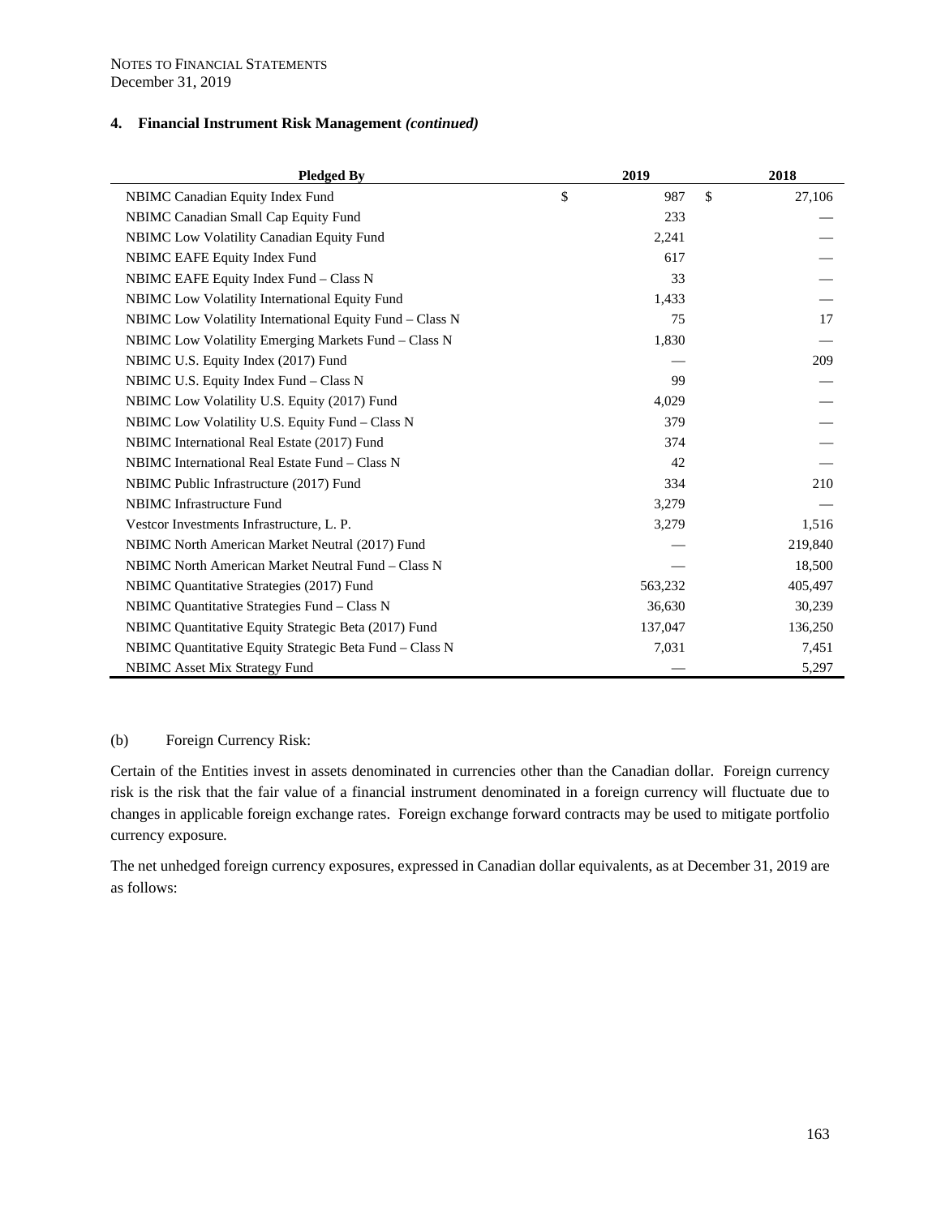NOTES TO FINANCIAL STATEMENTS
December 31, 2019

## 4. Financial Instrument Risk Management *(continued)*

| Pledged By | 2019 | 2018 |
|---|---|---|
| NBIMC Canadian Equity Index Fund | $ 987 | $ 27,106 |
| NBIMC Canadian Small Cap Equity Fund | 233 | — |
| NBIMC Low Volatility Canadian Equity Fund | 2,241 | — |
| NBIMC EAFE Equity Index Fund | 617 | — |
| NBIMC EAFE Equity Index Fund – Class N | 33 | — |
| NBIMC Low Volatility International Equity Fund | 1,433 | — |
| NBIMC Low Volatility International Equity Fund – Class N | 75 | 17 |
| NBIMC Low Volatility Emerging Markets Fund – Class N | 1,830 | — |
| NBIMC U.S. Equity Index (2017) Fund | — | 209 |
| NBIMC U.S. Equity Index Fund – Class N | 99 | — |
| NBIMC Low Volatility U.S. Equity (2017) Fund | 4,029 | — |
| NBIMC Low Volatility U.S. Equity Fund – Class N | 379 | — |
| NBIMC International Real Estate (2017) Fund | 374 | — |
| NBIMC International Real Estate Fund – Class N | 42 | — |
| NBIMC Public Infrastructure (2017) Fund | 334 | 210 |
| NBIMC Infrastructure Fund | 3,279 | — |
| Vestcor Investments Infrastructure, L. P. | 3,279 | 1,516 |
| NBIMC North American Market Neutral (2017) Fund | — | 219,840 |
| NBIMC North American Market Neutral Fund – Class N | — | 18,500 |
| NBIMC Quantitative Strategies (2017) Fund | 563,232 | 405,497 |
| NBIMC Quantitative Strategies Fund – Class N | 36,630 | 30,239 |
| NBIMC Quantitative Equity Strategic Beta (2017) Fund | 137,047 | 136,250 |
| NBIMC Quantitative Equity Strategic Beta Fund – Class N | 7,031 | 7,451 |
| NBIMC Asset Mix Strategy Fund | — | 5,297 |

(b) Foreign Currency Risk:

Certain of the Entities invest in assets denominated in currencies other than the Canadian dollar. Foreign currency risk is the risk that the fair value of a financial instrument denominated in a foreign currency will fluctuate due to changes in applicable foreign exchange rates. Foreign exchange forward contracts may be used to mitigate portfolio currency exposure.

The net unhedged foreign currency exposures, expressed in Canadian dollar equivalents, as at December 31, 2019 are as follows: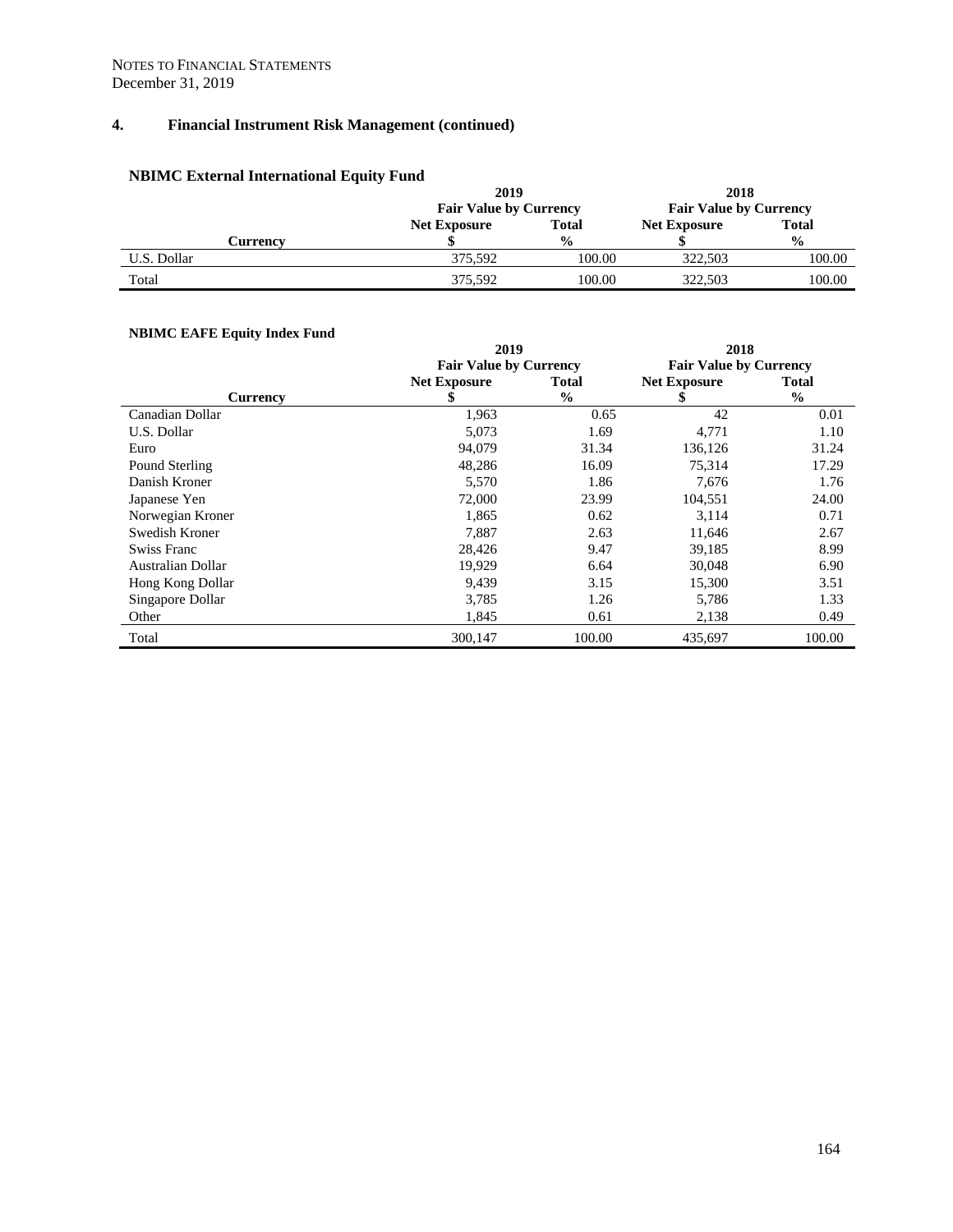NOTES TO FINANCIAL STATEMENTS
December 31, 2019

## 4. Financial Instrument Risk Management (continued)

### NBIMC External International Equity Fund

| | 2019 | | 2018 | |
|---|---|---|---|---|
| | Fair Value by Currency | | Fair Value by Currency | |
| | Net Exposure | Total | Net Exposure | Total |
| Currency | $ | % | $ | % |
| U.S. Dollar | 375,592 | 100.00 | 322,503 | 100.00 |
| Total | 375,592 | 100.00 | 322,503 | 100.00 |

### NBIMC EAFE Equity Index Fund

| | 2019 | | 2018 | |
|---|---|---|---|---|
| | Fair Value by Currency | | Fair Value by Currency | |
| | Net Exposure | Total | Net Exposure | Total |
| Currency | $ | % | $ | % |
| Canadian Dollar | 1,963 | 0.65 | 42 | 0.01 |
| U.S. Dollar | 5,073 | 1.69 | 4,771 | 1.10 |
| Euro | 94,079 | 31.34 | 136,126 | 31.24 |
| Pound Sterling | 48,286 | 16.09 | 75,314 | 17.29 |
| Danish Kroner | 5,570 | 1.86 | 7,676 | 1.76 |
| Japanese Yen | 72,000 | 23.99 | 104,551 | 24.00 |
| Norwegian Kroner | 1,865 | 0.62 | 3,114 | 0.71 |
| Swedish Kroner | 7,887 | 2.63 | 11,646 | 2.67 |
| Swiss Franc | 28,426 | 9.47 | 39,185 | 8.99 |
| Australian Dollar | 19,929 | 6.64 | 30,048 | 6.90 |
| Hong Kong Dollar | 9,439 | 3.15 | 15,300 | 3.51 |
| Singapore Dollar | 3,785 | 1.26 | 5,786 | 1.33 |
| Other | 1,845 | 0.61 | 2,138 | 0.49 |
| Total | 300,147 | 100.00 | 435,697 | 100.00 |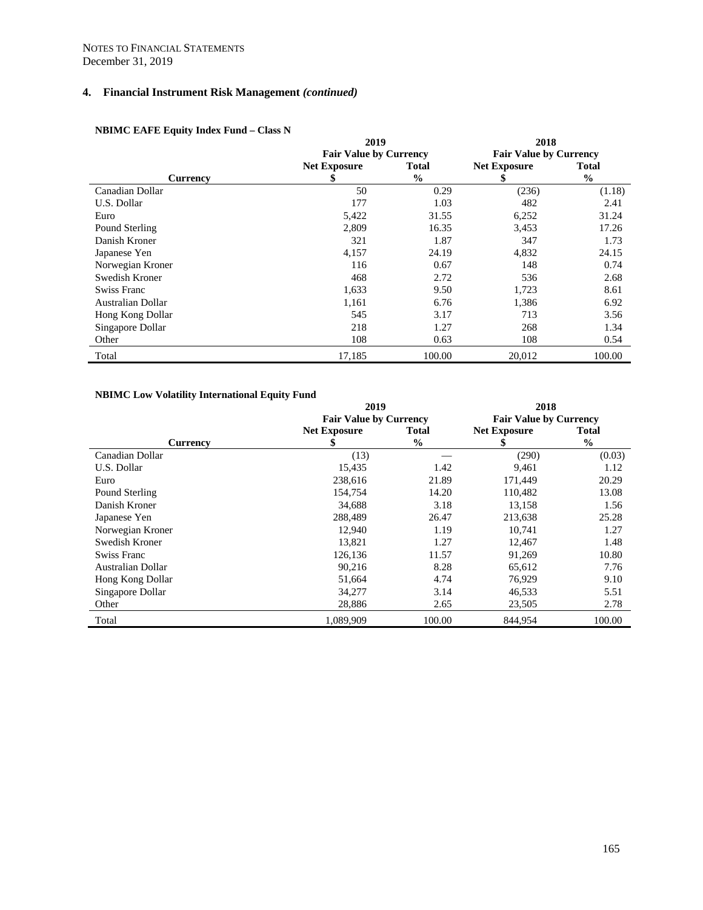NOTES TO FINANCIAL STATEMENTS
December 31, 2019

## 4. Financial Instrument Risk Management *(continued)*

**NBIMC EAFE Equity Index Fund – Class N**

| | 2019 | | 2018 | |
|---|---|---|---|---|
| | Fair Value by Currency | | Fair Value by Currency | |
| | Net Exposure | Total | Net Exposure | Total |
| Currency | $ | % | $ | % |
| Canadian Dollar | 50 | 0.29 | (236) | (1.18) |
| U.S. Dollar | 177 | 1.03 | 482 | 2.41 |
| Euro | 5,422 | 31.55 | 6,252 | 31.24 |
| Pound Sterling | 2,809 | 16.35 | 3,453 | 17.26 |
| Danish Kroner | 321 | 1.87 | 347 | 1.73 |
| Japanese Yen | 4,157 | 24.19 | 4,832 | 24.15 |
| Norwegian Kroner | 116 | 0.67 | 148 | 0.74 |
| Swedish Kroner | 468 | 2.72 | 536 | 2.68 |
| Swiss Franc | 1,633 | 9.50 | 1,723 | 8.61 |
| Australian Dollar | 1,161 | 6.76 | 1,386 | 6.92 |
| Hong Kong Dollar | 545 | 3.17 | 713 | 3.56 |
| Singapore Dollar | 218 | 1.27 | 268 | 1.34 |
| Other | 108 | 0.63 | 108 | 0.54 |
| Total | 17,185 | 100.00 | 20,012 | 100.00 |

**NBIMC Low Volatility International Equity Fund**

| | 2019 | | 2018 | |
|---|---|---|---|---|
| | Fair Value by Currency | | Fair Value by Currency | |
| | Net Exposure | Total | Net Exposure | Total |
| Currency | $ | % | $ | % |
| Canadian Dollar | (13) | — | (290) | (0.03) |
| U.S. Dollar | 15,435 | 1.42 | 9,461 | 1.12 |
| Euro | 238,616 | 21.89 | 171,449 | 20.29 |
| Pound Sterling | 154,754 | 14.20 | 110,482 | 13.08 |
| Danish Kroner | 34,688 | 3.18 | 13,158 | 1.56 |
| Japanese Yen | 288,489 | 26.47 | 213,638 | 25.28 |
| Norwegian Kroner | 12,940 | 1.19 | 10,741 | 1.27 |
| Swedish Kroner | 13,821 | 1.27 | 12,467 | 1.48 |
| Swiss Franc | 126,136 | 11.57 | 91,269 | 10.80 |
| Australian Dollar | 90,216 | 8.28 | 65,612 | 7.76 |
| Hong Kong Dollar | 51,664 | 4.74 | 76,929 | 9.10 |
| Singapore Dollar | 34,277 | 3.14 | 46,533 | 5.51 |
| Other | 28,886 | 2.65 | 23,505 | 2.78 |
| Total | 1,089,909 | 100.00 | 844,954 | 100.00 |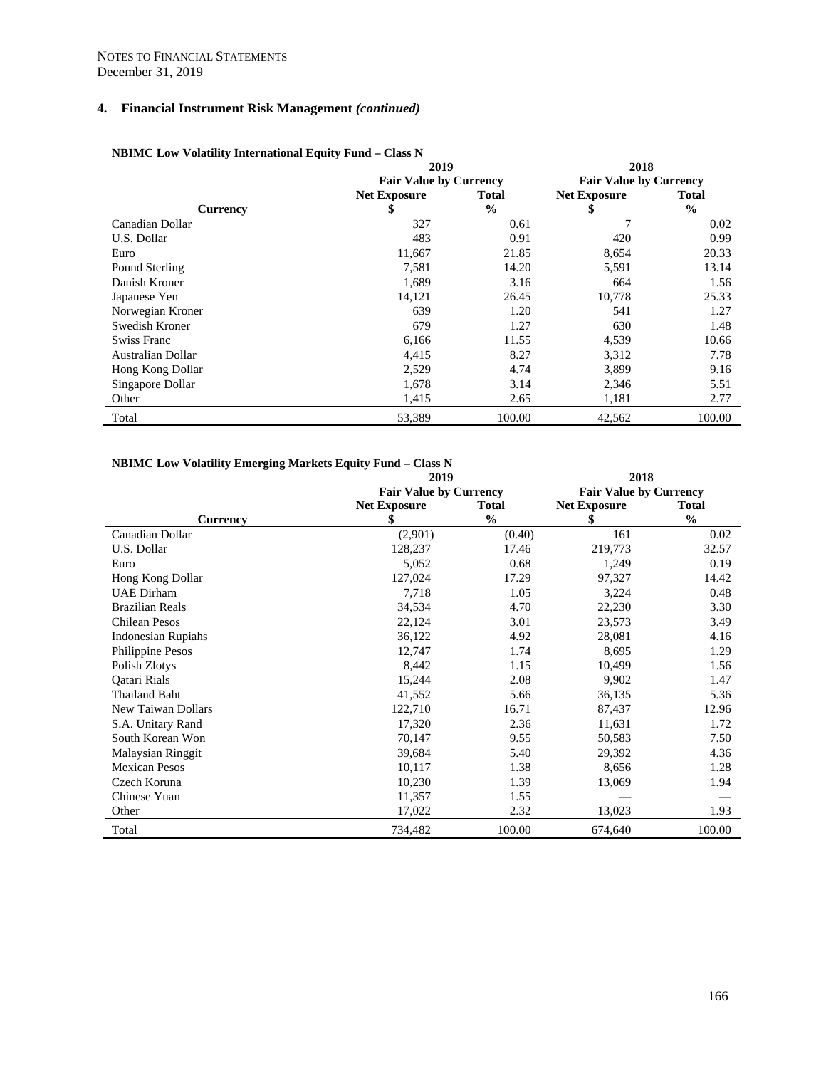NOTES TO FINANCIAL STATEMENTS
December 31, 2019

## 4. Financial Instrument Risk Management *(continued)*

**NBIMC Low Volatility International Equity Fund – Class N**

| | 2019 | | 2018 | |
|---|---|---|---|---|
| | Fair Value by Currency | | Fair Value by Currency | |
| | Net Exposure | Total | Net Exposure | Total |
| Currency | $ | % | $ | % |
| Canadian Dollar | 327 | 0.61 | 7 | 0.02 |
| U.S. Dollar | 483 | 0.91 | 420 | 0.99 |
| Euro | 11,667 | 21.85 | 8,654 | 20.33 |
| Pound Sterling | 7,581 | 14.20 | 5,591 | 13.14 |
| Danish Kroner | 1,689 | 3.16 | 664 | 1.56 |
| Japanese Yen | 14,121 | 26.45 | 10,778 | 25.33 |
| Norwegian Kroner | 639 | 1.20 | 541 | 1.27 |
| Swedish Kroner | 679 | 1.27 | 630 | 1.48 |
| Swiss Franc | 6,166 | 11.55 | 4,539 | 10.66 |
| Australian Dollar | 4,415 | 8.27 | 3,312 | 7.78 |
| Hong Kong Dollar | 2,529 | 4.74 | 3,899 | 9.16 |
| Singapore Dollar | 1,678 | 3.14 | 2,346 | 5.51 |
| Other | 1,415 | 2.65 | 1,181 | 2.77 |
| Total | 53,389 | 100.00 | 42,562 | 100.00 |

**NBIMC Low Volatility Emerging Markets Equity Fund – Class N**

| | 2019 | | 2018 | |
|---|---|---|---|---|
| | Fair Value by Currency | | Fair Value by Currency | |
| | Net Exposure | Total | Net Exposure | Total |
| Currency | $ | % | $ | % |
| Canadian Dollar | (2,901) | (0.40) | 161 | 0.02 |
| U.S. Dollar | 128,237 | 17.46 | 219,773 | 32.57 |
| Euro | 5,052 | 0.68 | 1,249 | 0.19 |
| Hong Kong Dollar | 127,024 | 17.29 | 97,327 | 14.42 |
| UAE Dirham | 7,718 | 1.05 | 3,224 | 0.48 |
| Brazilian Reals | 34,534 | 4.70 | 22,230 | 3.30 |
| Chilean Pesos | 22,124 | 3.01 | 23,573 | 3.49 |
| Indonesian Rupiahs | 36,122 | 4.92 | 28,081 | 4.16 |
| Philippine Pesos | 12,747 | 1.74 | 8,695 | 1.29 |
| Polish Zlotys | 8,442 | 1.15 | 10,499 | 1.56 |
| Qatari Rials | 15,244 | 2.08 | 9,902 | 1.47 |
| Thailand Baht | 41,552 | 5.66 | 36,135 | 5.36 |
| New Taiwan Dollars | 122,710 | 16.71 | 87,437 | 12.96 |
| S.A. Unitary Rand | 17,320 | 2.36 | 11,631 | 1.72 |
| South Korean Won | 70,147 | 9.55 | 50,583 | 7.50 |
| Malaysian Ringgit | 39,684 | 5.40 | 29,392 | 4.36 |
| Mexican Pesos | 10,117 | 1.38 | 8,656 | 1.28 |
| Czech Koruna | 10,230 | 1.39 | 13,069 | 1.94 |
| Chinese Yuan | 11,357 | 1.55 | — | — |
| Other | 17,022 | 2.32 | 13,023 | 1.93 |
| Total | 734,482 | 100.00 | 674,640 | 100.00 |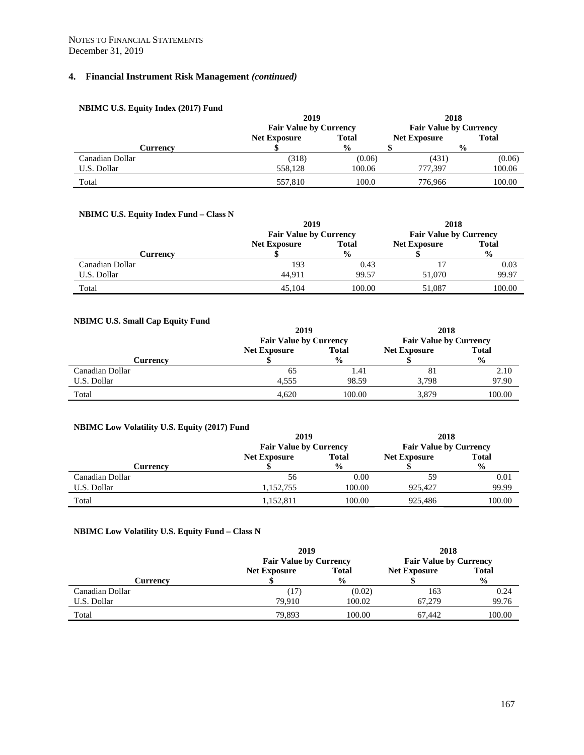NOTES TO FINANCIAL STATEMENTS
December 31, 2019

## 4. Financial Instrument Risk Management *(continued)*

**NBIMC U.S. Equity Index (2017) Fund**

| | 2019 | | 2018 | |
|---|---|---|---|---|
| | Fair Value by Currency | | Fair Value by Currency | |
| | Net Exposure | Total | Net Exposure | Total |
| Currency | $ | % | $ | % |
| Canadian Dollar | (318) | (0.06) | (431) | (0.06) |
| U.S. Dollar | 558,128 | 100.06 | 777,397 | 100.06 |
| Total | 557,810 | 100.0 | 776,966 | 100.00 |

**NBIMC U.S. Equity Index Fund – Class N**

| | 2019 | | 2018 | |
|---|---|---|---|---|
| | Fair Value by Currency | | Fair Value by Currency | |
| | Net Exposure | Total | Net Exposure | Total |
| Currency | $ | % | $ | % |
| Canadian Dollar | 193 | 0.43 | 17 | 0.03 |
| U.S. Dollar | 44,911 | 99.57 | 51,070 | 99.97 |
| Total | 45,104 | 100.00 | 51,087 | 100.00 |

**NBIMC U.S. Small Cap Equity Fund**

| | 2019 | | 2018 | |
|---|---|---|---|---|
| | Fair Value by Currency | | Fair Value by Currency | |
| | Net Exposure | Total | Net Exposure | Total |
| Currency | $ | % | $ | % |
| Canadian Dollar | 65 | 1.41 | 81 | 2.10 |
| U.S. Dollar | 4,555 | 98.59 | 3,798 | 97.90 |
| Total | 4,620 | 100.00 | 3,879 | 100.00 |

**NBIMC Low Volatility U.S. Equity (2017) Fund**

| | 2019 | | 2018 | |
|---|---|---|---|---|
| | Fair Value by Currency | | Fair Value by Currency | |
| | Net Exposure | Total | Net Exposure | Total |
| Currency | $ | % | $ | % |
| Canadian Dollar | 56 | 0.00 | 59 | 0.01 |
| U.S. Dollar | 1,152,755 | 100.00 | 925,427 | 99.99 |
| Total | 1,152,811 | 100.00 | 925,486 | 100.00 |

**NBIMC Low Volatility U.S. Equity Fund – Class N**

| | 2019 | | 2018 | |
|---|---|---|---|---|
| | Fair Value by Currency | | Fair Value by Currency | |
| | Net Exposure | Total | Net Exposure | Total |
| Currency | $ | % | $ | % |
| Canadian Dollar | (17) | (0.02) | 163 | 0.24 |
| U.S. Dollar | 79,910 | 100.02 | 67,279 | 99.76 |
| Total | 79,893 | 100.00 | 67,442 | 100.00 |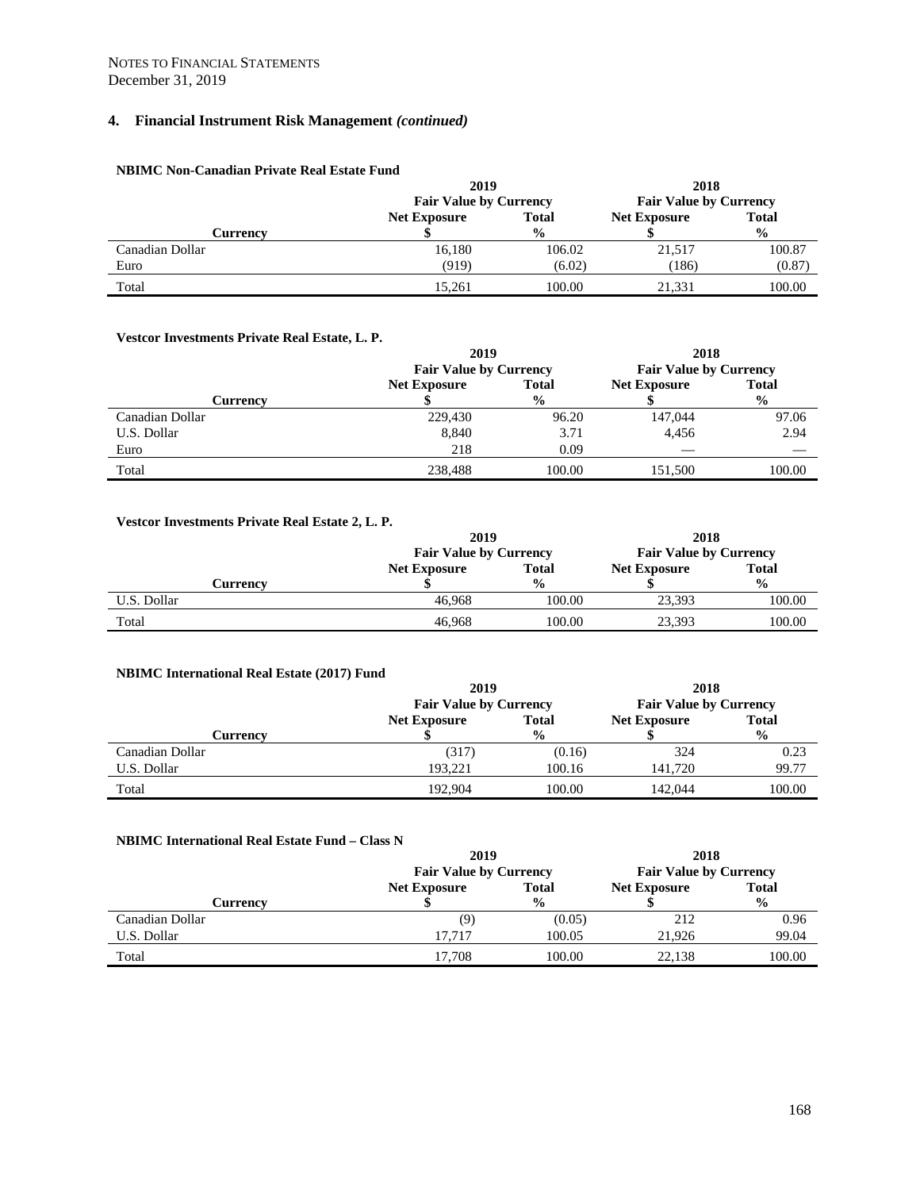NOTES TO FINANCIAL STATEMENTS
December 31, 2019

## 4. Financial Instrument Risk Management *(continued)*

**NBIMC Non-Canadian Private Real Estate Fund**

| | 2019 | | 2018 | |
|---|---|---|---|---|
| | Fair Value by Currency | | Fair Value by Currency | |
| Currency | Net Exposure $ | Total % | Net Exposure $ | Total % |
| Canadian Dollar | 16,180 | 106.02 | 21,517 | 100.87 |
| Euro | (919) | (6.02) | (186) | (0.87) |
| Total | 15,261 | 100.00 | 21,331 | 100.00 |

**Vestcor Investments Private Real Estate, L. P.**

| | 2019 | | 2018 | |
|---|---|---|---|---|
| | Fair Value by Currency | | Fair Value by Currency | |
| Currency | Net Exposure $ | Total % | Net Exposure $ | Total % |
| Canadian Dollar | 229,430 | 96.20 | 147,044 | 97.06 |
| U.S. Dollar | 8,840 | 3.71 | 4,456 | 2.94 |
| Euro | 218 | 0.09 | — | — |
| Total | 238,488 | 100.00 | 151,500 | 100.00 |

**Vestcor Investments Private Real Estate 2, L. P.**

| | 2019 | | 2018 | |
|---|---|---|---|---|
| | Fair Value by Currency | | Fair Value by Currency | |
| Currency | Net Exposure $ | Total % | Net Exposure $ | Total % |
| U.S. Dollar | 46,968 | 100.00 | 23,393 | 100.00 |
| Total | 46,968 | 100.00 | 23,393 | 100.00 |

**NBIMC International Real Estate (2017) Fund**

| | 2019 | | 2018 | |
|---|---|---|---|---|
| | Fair Value by Currency | | Fair Value by Currency | |
| Currency | Net Exposure $ | Total % | Net Exposure $ | Total % |
| Canadian Dollar | (317) | (0.16) | 324 | 0.23 |
| U.S. Dollar | 193,221 | 100.16 | 141,720 | 99.77 |
| Total | 192,904 | 100.00 | 142,044 | 100.00 |

**NBIMC International Real Estate Fund – Class N**

| | 2019 | | 2018 | |
|---|---|---|---|---|
| | Fair Value by Currency | | Fair Value by Currency | |
| Currency | Net Exposure $ | Total % | Net Exposure $ | Total % |
| Canadian Dollar | (9) | (0.05) | 212 | 0.96 |
| U.S. Dollar | 17,717 | 100.05 | 21,926 | 99.04 |
| Total | 17,708 | 100.00 | 22,138 | 100.00 |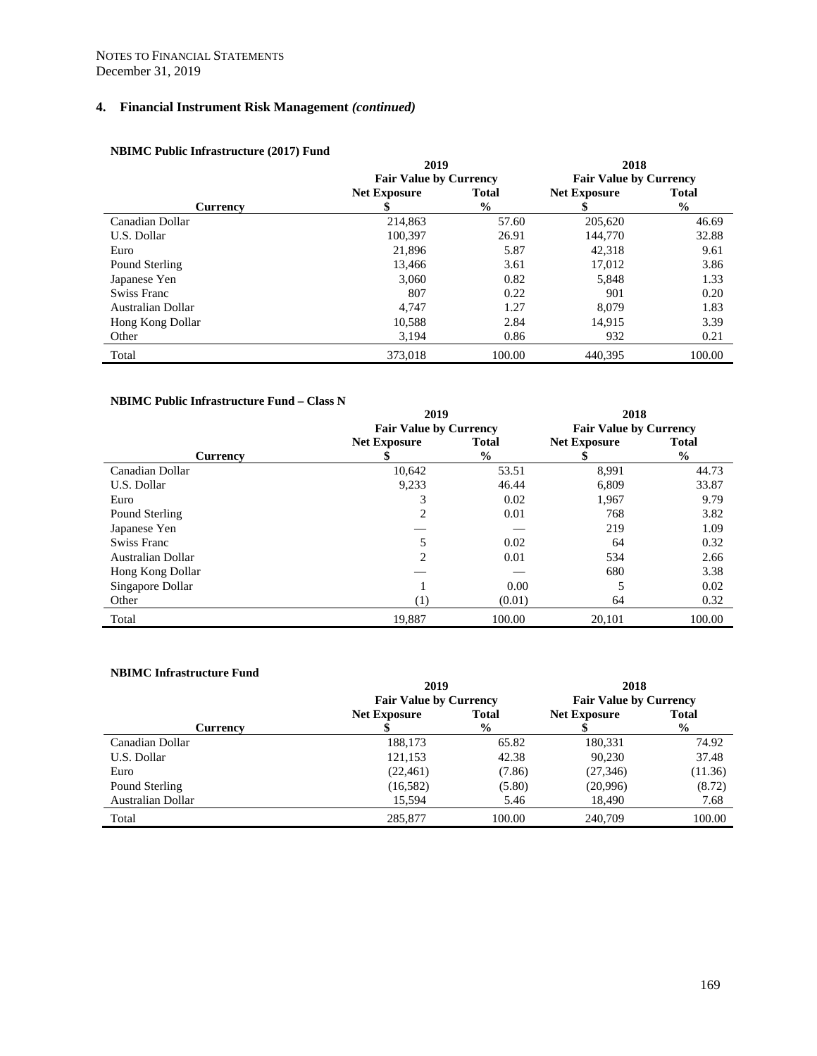NOTES TO FINANCIAL STATEMENTS
December 31, 2019

## 4. Financial Instrument Risk Management *(continued)*

**NBIMC Public Infrastructure (2017) Fund**

| | 2019 | | 2018 | |
|---|---|---|---|---|
| | Fair Value by Currency | | Fair Value by Currency | |
| | Net Exposure | Total | Net Exposure | Total |
| Currency | $ | % | $ | % |
| Canadian Dollar | 214,863 | 57.60 | 205,620 | 46.69 |
| U.S. Dollar | 100,397 | 26.91 | 144,770 | 32.88 |
| Euro | 21,896 | 5.87 | 42,318 | 9.61 |
| Pound Sterling | 13,466 | 3.61 | 17,012 | 3.86 |
| Japanese Yen | 3,060 | 0.82 | 5,848 | 1.33 |
| Swiss Franc | 807 | 0.22 | 901 | 0.20 |
| Australian Dollar | 4,747 | 1.27 | 8,079 | 1.83 |
| Hong Kong Dollar | 10,588 | 2.84 | 14,915 | 3.39 |
| Other | 3,194 | 0.86 | 932 | 0.21 |
| Total | 373,018 | 100.00 | 440,395 | 100.00 |

**NBIMC Public Infrastructure Fund – Class N**

| | 2019 | | 2018 | |
|---|---|---|---|---|
| | Fair Value by Currency | | Fair Value by Currency | |
| | Net Exposure | Total | Net Exposure | Total |
| Currency | $ | % | $ | % |
| Canadian Dollar | 10,642 | 53.51 | 8,991 | 44.73 |
| U.S. Dollar | 9,233 | 46.44 | 6,809 | 33.87 |
| Euro | 3 | 0.02 | 1,967 | 9.79 |
| Pound Sterling | 2 | 0.01 | 768 | 3.82 |
| Japanese Yen | — | — | 219 | 1.09 |
| Swiss Franc | 5 | 0.02 | 64 | 0.32 |
| Australian Dollar | 2 | 0.01 | 534 | 2.66 |
| Hong Kong Dollar | — | — | 680 | 3.38 |
| Singapore Dollar | 1 | 0.00 | 5 | 0.02 |
| Other | (1) | (0.01) | 64 | 0.32 |
| Total | 19,887 | 100.00 | 20,101 | 100.00 |

**NBIMC Infrastructure Fund**

| | 2019 | | 2018 | |
|---|---|---|---|---|
| | Fair Value by Currency | | Fair Value by Currency | |
| | Net Exposure | Total | Net Exposure | Total |
| Currency | $ | % | $ | % |
| Canadian Dollar | 188,173 | 65.82 | 180,331 | 74.92 |
| U.S. Dollar | 121,153 | 42.38 | 90,230 | 37.48 |
| Euro | (22,461) | (7.86) | (27,346) | (11.36) |
| Pound Sterling | (16,582) | (5.80) | (20,996) | (8.72) |
| Australian Dollar | 15,594 | 5.46 | 18,490 | 7.68 |
| Total | 285,877 | 100.00 | 240,709 | 100.00 |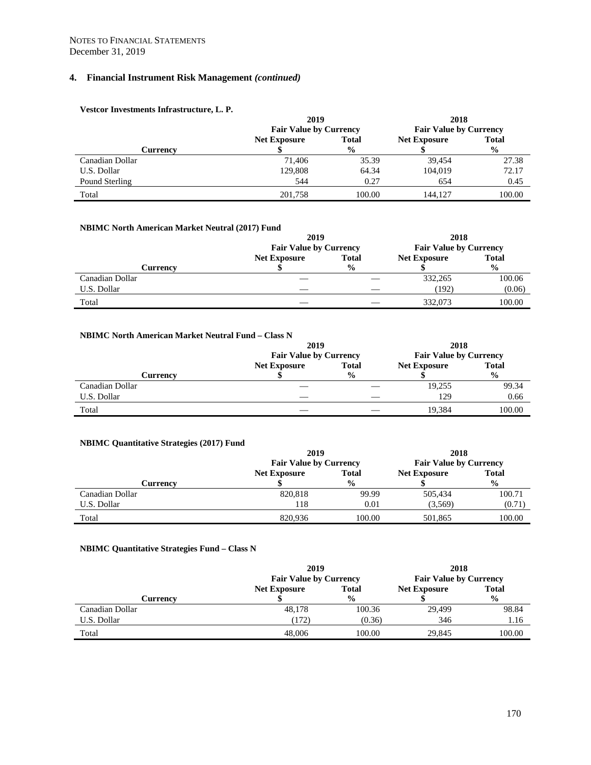NOTES TO FINANCIAL STATEMENTS
December 31, 2019

## 4. Financial Instrument Risk Management *(continued)*

**Vestcor Investments Infrastructure, L. P.**

| | 2019 | | 2018 | |
|---|---|---|---|---|
| | Fair Value by Currency | | Fair Value by Currency | |
| Currency | Net Exposure $ | Total % | Net Exposure $ | Total % |
| Canadian Dollar | 71,406 | 35.39 | 39,454 | 27.38 |
| U.S. Dollar | 129,808 | 64.34 | 104,019 | 72.17 |
| Pound Sterling | 544 | 0.27 | 654 | 0.45 |
| Total | 201,758 | 100.00 | 144,127 | 100.00 |

**NBIMC North American Market Neutral (2017) Fund**

| | 2019 | | 2018 | |
|---|---|---|---|---|
| | Fair Value by Currency | | Fair Value by Currency | |
| Currency | Net Exposure $ | Total % | Net Exposure $ | Total % |
| Canadian Dollar | — | — | 332,265 | 100.06 |
| U.S. Dollar | — | — | (192) | (0.06) |
| Total | — | — | 332,073 | 100.00 |

**NBIMC North American Market Neutral Fund – Class N**

| | 2019 | | 2018 | |
|---|---|---|---|---|
| | Fair Value by Currency | | Fair Value by Currency | |
| Currency | Net Exposure $ | Total % | Net Exposure $ | Total % |
| Canadian Dollar | — | — | 19,255 | 99.34 |
| U.S. Dollar | — | — | 129 | 0.66 |
| Total | — | — | 19,384 | 100.00 |

**NBIMC Quantitative Strategies (2017) Fund**

| | 2019 | | 2018 | |
|---|---|---|---|---|
| | Fair Value by Currency | | Fair Value by Currency | |
| Currency | Net Exposure $ | Total % | Net Exposure $ | Total % |
| Canadian Dollar | 820,818 | 99.99 | 505,434 | 100.71 |
| U.S. Dollar | 118 | 0.01 | (3,569) | (0.71) |
| Total | 820,936 | 100.00 | 501,865 | 100.00 |

**NBIMC Quantitative Strategies Fund – Class N**

| | 2019 | | 2018 | |
|---|---|---|---|---|
| | Fair Value by Currency | | Fair Value by Currency | |
| Currency | Net Exposure $ | Total % | Net Exposure $ | Total % |
| Canadian Dollar | 48,178 | 100.36 | 29,499 | 98.84 |
| U.S. Dollar | (172) | (0.36) | 346 | 1.16 |
| Total | 48,006 | 100.00 | 29,845 | 100.00 |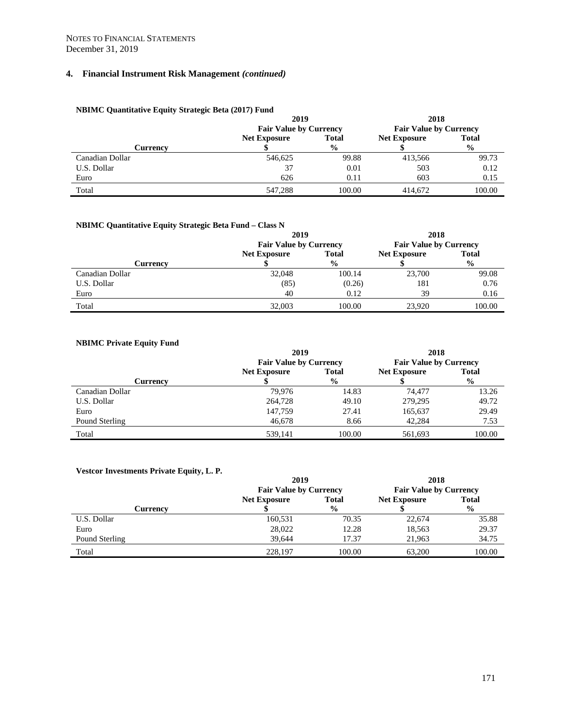NOTES TO FINANCIAL STATEMENTS
December 31, 2019

## 4. Financial Instrument Risk Management *(continued)*

**NBIMC Quantitative Equity Strategic Beta (2017) Fund**

| | 2019 | | 2018 | |
|---|---|---|---|---|
| | Fair Value by Currency | | Fair Value by Currency | |
| Currency | Net Exposure $ | Total % | Net Exposure $ | Total % |
| Canadian Dollar | 546,625 | 99.88 | 413,566 | 99.73 |
| U.S. Dollar | 37 | 0.01 | 503 | 0.12 |
| Euro | 626 | 0.11 | 603 | 0.15 |
| Total | 547,288 | 100.00 | 414,672 | 100.00 |

**NBIMC Quantitative Equity Strategic Beta Fund – Class N**

| | 2019 | | 2018 | |
|---|---|---|---|---|
| | Fair Value by Currency | | Fair Value by Currency | |
| Currency | Net Exposure $ | Total % | Net Exposure $ | Total % |
| Canadian Dollar | 32,048 | 100.14 | 23,700 | 99.08 |
| U.S. Dollar | (85) | (0.26) | 181 | 0.76 |
| Euro | 40 | 0.12 | 39 | 0.16 |
| Total | 32,003 | 100.00 | 23,920 | 100.00 |

**NBIMC Private Equity Fund**

| | 2019 | | 2018 | |
|---|---|---|---|---|
| | Fair Value by Currency | | Fair Value by Currency | |
| Currency | Net Exposure $ | Total % | Net Exposure $ | Total % |
| Canadian Dollar | 79,976 | 14.83 | 74,477 | 13.26 |
| U.S. Dollar | 264,728 | 49.10 | 279,295 | 49.72 |
| Euro | 147,759 | 27.41 | 165,637 | 29.49 |
| Pound Sterling | 46,678 | 8.66 | 42,284 | 7.53 |
| Total | 539,141 | 100.00 | 561,693 | 100.00 |

**Vestcor Investments Private Equity, L. P.**

| | 2019 | | 2018 | |
|---|---|---|---|---|
| | Fair Value by Currency | | Fair Value by Currency | |
| Currency | Net Exposure $ | Total % | Net Exposure $ | Total % |
| U.S. Dollar | 160,531 | 70.35 | 22,674 | 35.88 |
| Euro | 28,022 | 12.28 | 18,563 | 29.37 |
| Pound Sterling | 39,644 | 17.37 | 21,963 | 34.75 |
| Total | 228,197 | 100.00 | 63,200 | 100.00 |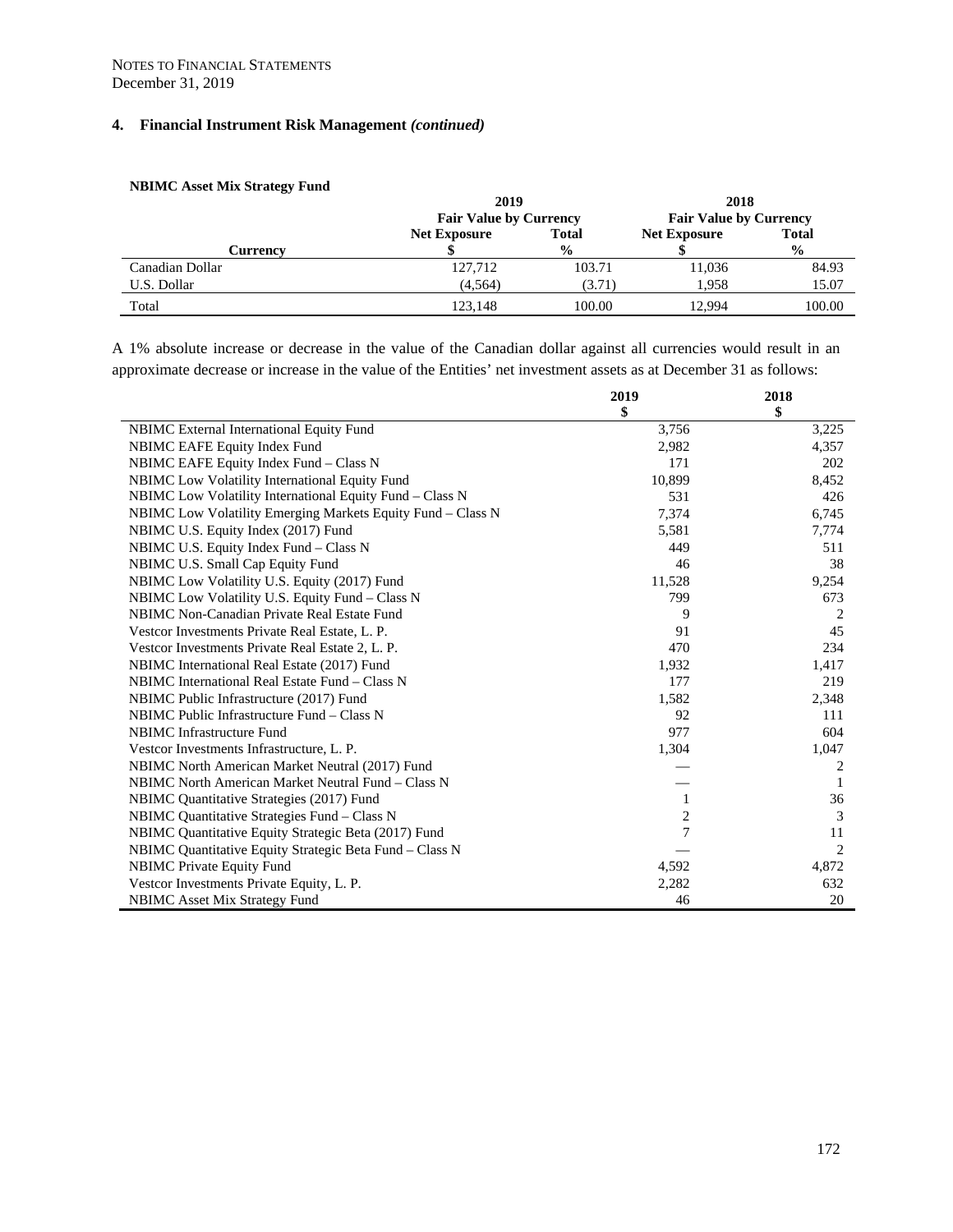NOTES TO FINANCIAL STATEMENTS
December 31, 2019

## 4. Financial Instrument Risk Management *(continued)*

**NBIMC Asset Mix Strategy Fund**

| | 2019 | | 2018 | |
|---|---|---|---|---|
| | Fair Value by Currency | | Fair Value by Currency | |
| Currency | Net Exposure $ | Total % | Net Exposure $ | Total % |
| Canadian Dollar | 127,712 | 103.71 | 11,036 | 84.93 |
| U.S. Dollar | (4,564) | (3.71) | 1,958 | 15.07 |
| Total | 123,148 | 100.00 | 12,994 | 100.00 |

A 1% absolute increase or decrease in the value of the Canadian dollar against all currencies would result in an approximate decrease or increase in the value of the Entities' net investment assets as at December 31 as follows:

| | 2019 $ | 2018 $ |
|---|---|---|
| NBIMC External International Equity Fund | 3,756 | 3,225 |
| NBIMC EAFE Equity Index Fund | 2,982 | 4,357 |
| NBIMC EAFE Equity Index Fund – Class N | 171 | 202 |
| NBIMC Low Volatility International Equity Fund | 10,899 | 8,452 |
| NBIMC Low Volatility International Equity Fund – Class N | 531 | 426 |
| NBIMC Low Volatility Emerging Markets Equity Fund – Class N | 7,374 | 6,745 |
| NBIMC U.S. Equity Index (2017) Fund | 5,581 | 7,774 |
| NBIMC U.S. Equity Index Fund – Class N | 449 | 511 |
| NBIMC U.S. Small Cap Equity Fund | 46 | 38 |
| NBIMC Low Volatility U.S. Equity (2017) Fund | 11,528 | 9,254 |
| NBIMC Low Volatility U.S. Equity Fund – Class N | 799 | 673 |
| NBIMC Non-Canadian Private Real Estate Fund | 9 | 2 |
| Vestcor Investments Private Real Estate, L. P. | 91 | 45 |
| Vestcor Investments Private Real Estate 2, L. P. | 470 | 234 |
| NBIMC International Real Estate (2017) Fund | 1,932 | 1,417 |
| NBIMC International Real Estate Fund – Class N | 177 | 219 |
| NBIMC Public Infrastructure (2017) Fund | 1,582 | 2,348 |
| NBIMC Public Infrastructure Fund – Class N | 92 | 111 |
| NBIMC Infrastructure Fund | 977 | 604 |
| Vestcor Investments Infrastructure, L. P. | 1,304 | 1,047 |
| NBIMC North American Market Neutral (2017) Fund | — | 2 |
| NBIMC North American Market Neutral Fund – Class N | — | 1 |
| NBIMC Quantitative Strategies (2017) Fund | 1 | 36 |
| NBIMC Quantitative Strategies Fund – Class N | 2 | 3 |
| NBIMC Quantitative Equity Strategic Beta (2017) Fund | 7 | 11 |
| NBIMC Quantitative Equity Strategic Beta Fund – Class N | — | 2 |
| NBIMC Private Equity Fund | 4,592 | 4,872 |
| Vestcor Investments Private Equity, L. P. | 2,282 | 632 |
| NBIMC Asset Mix Strategy Fund | 46 | 20 |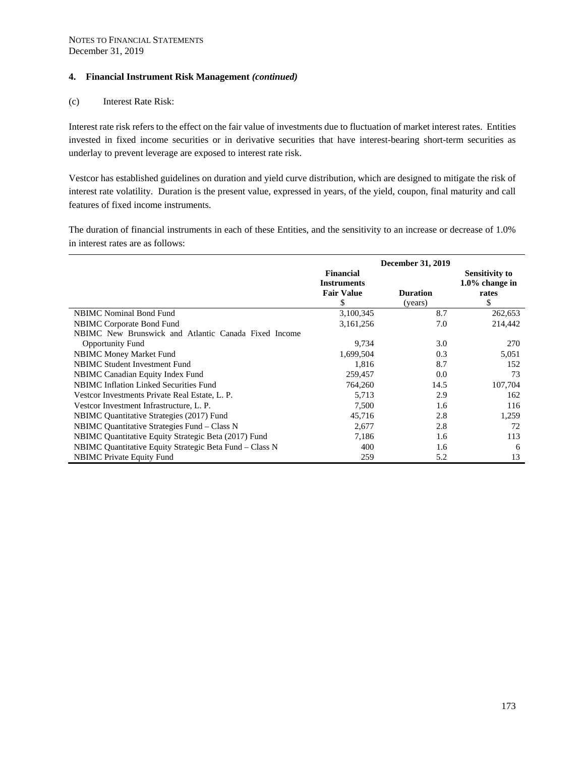NOTES TO FINANCIAL STATEMENTS
December 31, 2019

## 4. Financial Instrument Risk Management *(continued)*

(c) Interest Rate Risk:

Interest rate risk refers to the effect on the fair value of investments due to fluctuation of market interest rates. Entities invested in fixed income securities or in derivative securities that have interest-bearing short-term securities as underlay to prevent leverage are exposed to interest rate risk.

Vestcor has established guidelines on duration and yield curve distribution, which are designed to mitigate the risk of interest rate volatility. Duration is the present value, expressed in years, of the yield, coupon, final maturity and call features of fixed income instruments.

The duration of financial instruments in each of these Entities, and the sensitivity to an increase or decrease of 1.0% in interest rates are as follows:

| | December 31, 2019 | | |
|---|---|---|---|
| | **Financial Instruments Fair Value** $ | **Duration** (years) | **Sensitivity to 1.0% change in rates** $ |
| NBIMC Nominal Bond Fund | 3,100,345 | 8.7 | 262,653 |
| NBIMC Corporate Bond Fund | 3,161,256 | 7.0 | 214,442 |
| NBIMC New Brunswick and Atlantic Canada Fixed Income Opportunity Fund | 9,734 | 3.0 | 270 |
| NBIMC Money Market Fund | 1,699,504 | 0.3 | 5,051 |
| NBIMC Student Investment Fund | 1,816 | 8.7 | 152 |
| NBIMC Canadian Equity Index Fund | 259,457 | 0.0 | 73 |
| NBIMC Inflation Linked Securities Fund | 764,260 | 14.5 | 107,704 |
| Vestcor Investments Private Real Estate, L. P. | 5,713 | 2.9 | 162 |
| Vestcor Investment Infrastructure, L. P. | 7,500 | 1.6 | 116 |
| NBIMC Quantitative Strategies (2017) Fund | 45,716 | 2.8 | 1,259 |
| NBIMC Quantitative Strategies Fund – Class N | 2,677 | 2.8 | 72 |
| NBIMC Quantitative Equity Strategic Beta (2017) Fund | 7,186 | 1.6 | 113 |
| NBIMC Quantitative Equity Strategic Beta Fund – Class N | 400 | 1.6 | 6 |
| NBIMC Private Equity Fund | 259 | 5.2 | 13 |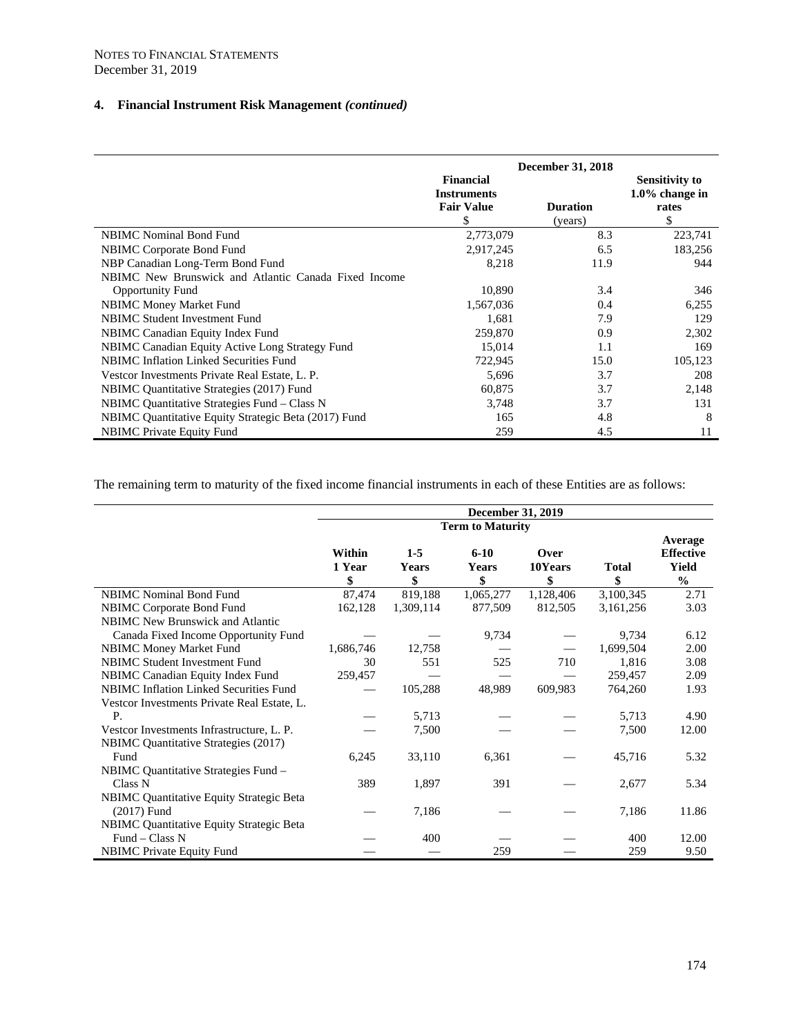NOTES TO FINANCIAL STATEMENTS
December 31, 2019

## 4. Financial Instrument Risk Management *(continued)*

| | December 31, 2018 | | |
|---|---|---|---|
| | **Financial Instruments Fair Value** $ | **Duration** (years) | **Sensitivity to 1.0% change in rates** $ |
| NBIMC Nominal Bond Fund | 2,773,079 | 8.3 | 223,741 |
| NBIMC Corporate Bond Fund | 2,917,245 | 6.5 | 183,256 |
| NBP Canadian Long-Term Bond Fund | 8,218 | 11.9 | 944 |
| NBIMC New Brunswick and Atlantic Canada Fixed Income Opportunity Fund | 10,890 | 3.4 | 346 |
| NBIMC Money Market Fund | 1,567,036 | 0.4 | 6,255 |
| NBIMC Student Investment Fund | 1,681 | 7.9 | 129 |
| NBIMC Canadian Equity Index Fund | 259,870 | 0.9 | 2,302 |
| NBIMC Canadian Equity Active Long Strategy Fund | 15,014 | 1.1 | 169 |
| NBIMC Inflation Linked Securities Fund | 722,945 | 15.0 | 105,123 |
| Vestcor Investments Private Real Estate, L. P. | 5,696 | 3.7 | 208 |
| NBIMC Quantitative Strategies (2017) Fund | 60,875 | 3.7 | 2,148 |
| NBIMC Quantitative Strategies Fund – Class N | 3,748 | 3.7 | 131 |
| NBIMC Quantitative Equity Strategic Beta (2017) Fund | 165 | 4.8 | 8 |
| NBIMC Private Equity Fund | 259 | 4.5 | 11 |

The remaining term to maturity of the fixed income financial instruments in each of these Entities are as follows:

| | December 31, 2019 | | | | | |
|---|---|---|---|---|---|---|
| | Term to Maturity | | | | | |
| | **Within 1 Year** $ | **1-5 Years** $ | **6-10 Years** $ | **Over 10Years** $ | **Total** $ | **Average Effective Yield** % |
| NBIMC Nominal Bond Fund | 87,474 | 819,188 | 1,065,277 | 1,128,406 | 3,100,345 | 2.71 |
| NBIMC Corporate Bond Fund | 162,128 | 1,309,114 | 877,509 | 812,505 | 3,161,256 | 3.03 |
| NBIMC New Brunswick and Atlantic Canada Fixed Income Opportunity Fund | — | — | 9,734 | — | 9,734 | 6.12 |
| NBIMC Money Market Fund | 1,686,746 | 12,758 | — | — | 1,699,504 | 2.00 |
| NBIMC Student Investment Fund | 30 | 551 | 525 | 710 | 1,816 | 3.08 |
| NBIMC Canadian Equity Index Fund | 259,457 | — | — | — | 259,457 | 2.09 |
| NBIMC Inflation Linked Securities Fund | — | 105,288 | 48,989 | 609,983 | 764,260 | 1.93 |
| Vestcor Investments Private Real Estate, L. P. | — | 5,713 | — | — | 5,713 | 4.90 |
| Vestcor Investments Infrastructure, L. P. | — | 7,500 | — | — | 7,500 | 12.00 |
| NBIMC Quantitative Strategies (2017) Fund | 6,245 | 33,110 | 6,361 | — | 45,716 | 5.32 |
| NBIMC Quantitative Strategies Fund – Class N | 389 | 1,897 | 391 | — | 2,677 | 5.34 |
| NBIMC Quantitative Equity Strategic Beta (2017) Fund | — | 7,186 | — | — | 7,186 | 11.86 |
| NBIMC Quantitative Equity Strategic Beta Fund – Class N | — | 400 | — | — | 400 | 12.00 |
| NBIMC Private Equity Fund | — | — | 259 | — | 259 | 9.50 |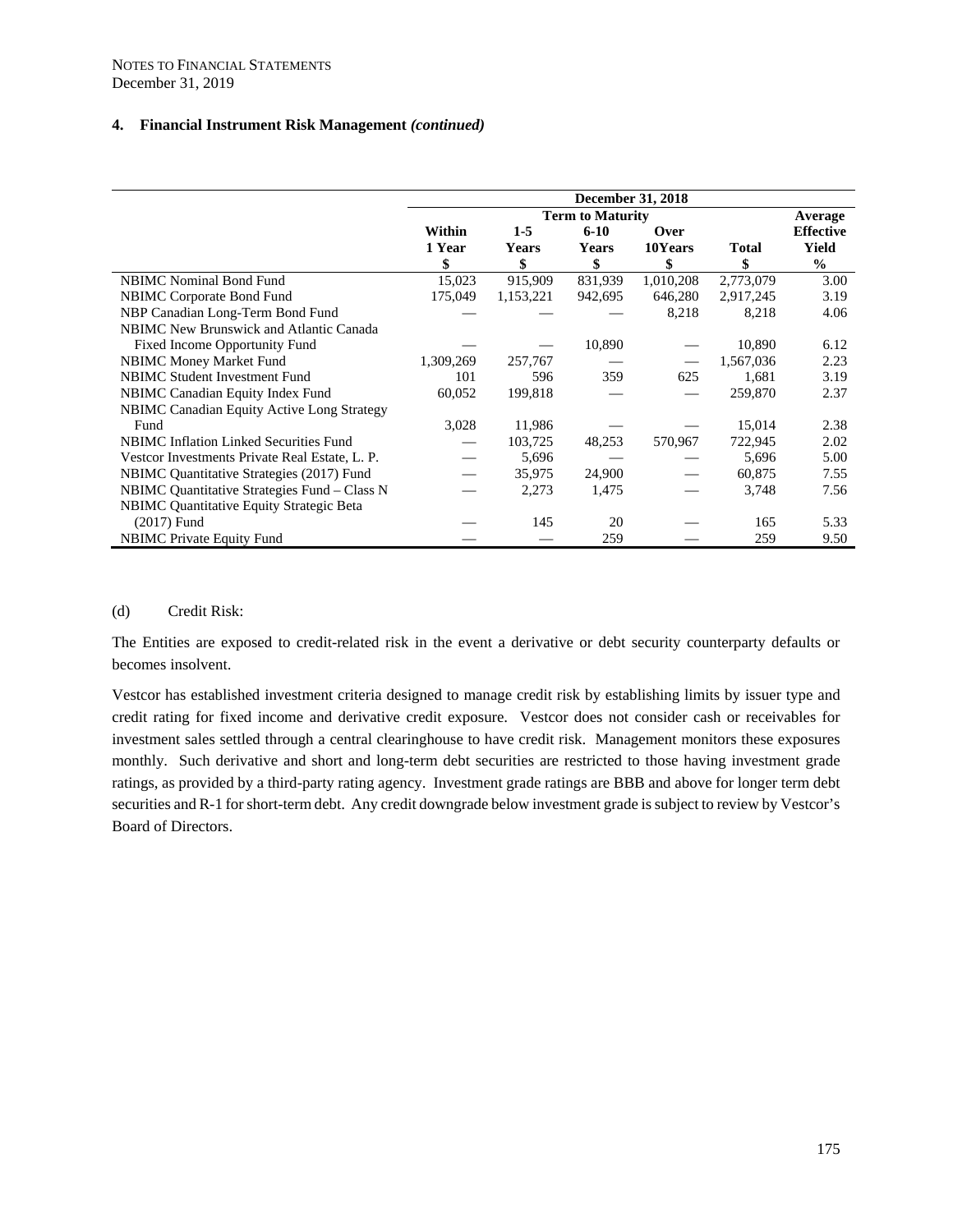NOTES TO FINANCIAL STATEMENTS
December 31, 2019

## 4. Financial Instrument Risk Management *(continued)*

| | December 31, 2018 | | | | | |
|---|---|---|---|---|---|---|
| | Term to Maturity | | | | | Average |
| | Within 1 Year | 1-5 Years | 6-10 Years | Over 10Years | Total | Effective Yield |
| | $ | $ | $ | $ | $ | % |
| NBIMC Nominal Bond Fund | 15,023 | 915,909 | 831,939 | 1,010,208 | 2,773,079 | 3.00 |
| NBIMC Corporate Bond Fund | 175,049 | 1,153,221 | 942,695 | 646,280 | 2,917,245 | 3.19 |
| NBP Canadian Long-Term Bond Fund | — | — | — | 8,218 | 8,218 | 4.06 |
| NBIMC New Brunswick and Atlantic Canada Fixed Income Opportunity Fund | — | — | 10,890 | — | 10,890 | 6.12 |
| NBIMC Money Market Fund | 1,309,269 | 257,767 | — | — | 1,567,036 | 2.23 |
| NBIMC Student Investment Fund | 101 | 596 | 359 | 625 | 1,681 | 3.19 |
| NBIMC Canadian Equity Index Fund | 60,052 | 199,818 | — | — | 259,870 | 2.37 |
| NBIMC Canadian Equity Active Long Strategy Fund | 3,028 | 11,986 | — | — | 15,014 | 2.38 |
| NBIMC Inflation Linked Securities Fund | — | 103,725 | 48,253 | 570,967 | 722,945 | 2.02 |
| Vestcor Investments Private Real Estate, L. P. | — | 5,696 | — | — | 5,696 | 5.00 |
| NBIMC Quantitative Strategies (2017) Fund | — | 35,975 | 24,900 | — | 60,875 | 7.55 |
| NBIMC Quantitative Strategies Fund – Class N | — | 2,273 | 1,475 | — | 3,748 | 7.56 |
| NBIMC Quantitative Equity Strategic Beta (2017) Fund | — | 145 | 20 | — | 165 | 5.33 |
| NBIMC Private Equity Fund | — | — | 259 | — | 259 | 9.50 |

(d) Credit Risk:

The Entities are exposed to credit-related risk in the event a derivative or debt security counterparty defaults or becomes insolvent.

Vestcor has established investment criteria designed to manage credit risk by establishing limits by issuer type and credit rating for fixed income and derivative credit exposure. Vestcor does not consider cash or receivables for investment sales settled through a central clearinghouse to have credit risk. Management monitors these exposures monthly. Such derivative and short and long-term debt securities are restricted to those having investment grade ratings, as provided by a third-party rating agency. Investment grade ratings are BBB and above for longer term debt securities and R-1 for short-term debt. Any credit downgrade below investment grade is subject to review by Vestcor's Board of Directors.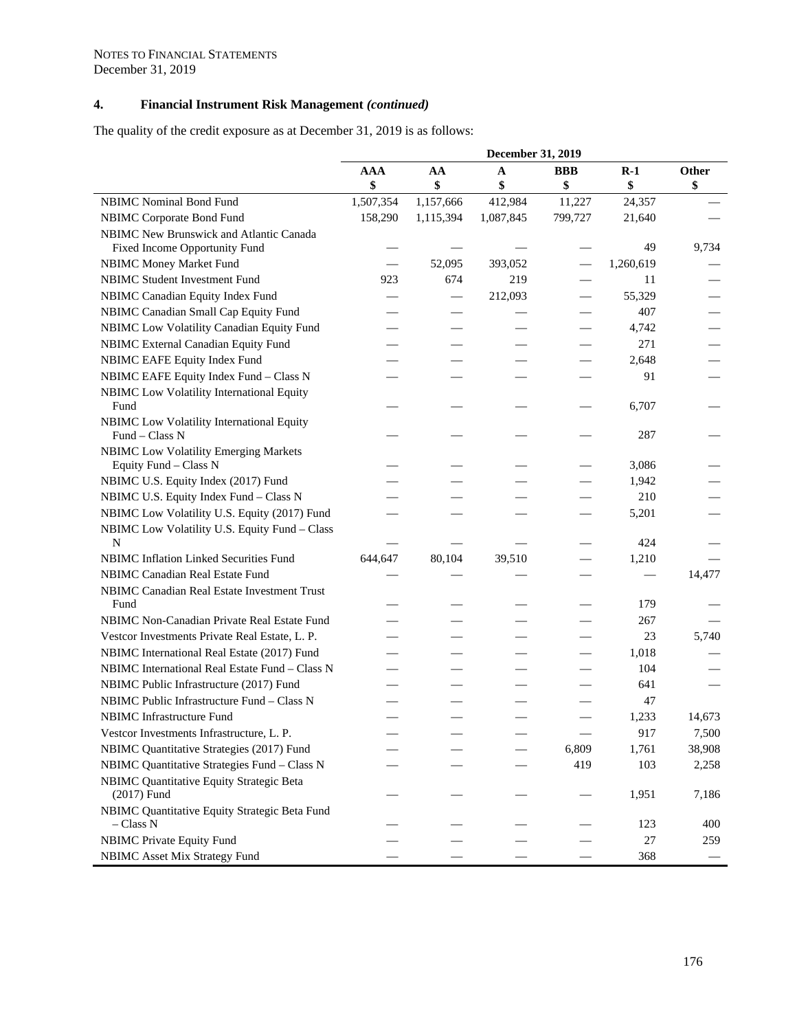NOTES TO FINANCIAL STATEMENTS
December 31, 2019

## 4. Financial Instrument Risk Management *(continued)*

The quality of the credit exposure as at December 31, 2019 is as follows:

| | December 31, 2019 | | | | | |
|---|---|---|---|---|---|---|
| | **AAA** **$** | **AA** **$** | **A** **$** | **BBB** **$** | **R-1** **$** | **Other** **$** |
| NBIMC Nominal Bond Fund | 1,507,354 | 1,157,666 | 412,984 | 11,227 | 24,357 | — |
| NBIMC Corporate Bond Fund | 158,290 | 1,115,394 | 1,087,845 | 799,727 | 21,640 | — |
| NBIMC New Brunswick and Atlantic Canada Fixed Income Opportunity Fund | — | — | — | — | 49 | 9,734 |
| NBIMC Money Market Fund | — | 52,095 | 393,052 | — | 1,260,619 | — |
| NBIMC Student Investment Fund | 923 | 674 | 219 | — | 11 | — |
| NBIMC Canadian Equity Index Fund | — | — | 212,093 | — | 55,329 | — |
| NBIMC Canadian Small Cap Equity Fund | — | — | — | — | 407 | — |
| NBIMC Low Volatility Canadian Equity Fund | — | — | — | — | 4,742 | — |
| NBIMC External Canadian Equity Fund | — | — | — | — | 271 | — |
| NBIMC EAFE Equity Index Fund | — | — | — | — | 2,648 | — |
| NBIMC EAFE Equity Index Fund – Class N | — | — | — | — | 91 | — |
| NBIMC Low Volatility International Equity Fund | — | — | — | — | 6,707 | — |
| NBIMC Low Volatility International Equity Fund – Class N | — | — | — | — | 287 | — |
| NBIMC Low Volatility Emerging Markets Equity Fund – Class N | — | — | — | — | 3,086 | — |
| NBIMC U.S. Equity Index (2017) Fund | — | — | — | — | 1,942 | — |
| NBIMC U.S. Equity Index Fund – Class N | — | — | — | — | 210 | — |
| NBIMC Low Volatility U.S. Equity (2017) Fund | — | — | — | — | 5,201 | — |
| NBIMC Low Volatility U.S. Equity Fund – Class N | — | — | — | — | 424 | — |
| NBIMC Inflation Linked Securities Fund | 644,647 | 80,104 | 39,510 | — | 1,210 | — |
| NBIMC Canadian Real Estate Fund | — | — | — | — | — | 14,477 |
| NBIMC Canadian Real Estate Investment Trust Fund | — | — | — | — | 179 | — |
| NBIMC Non-Canadian Private Real Estate Fund | — | — | — | — | 267 | — |
| Vestcor Investments Private Real Estate, L. P. | — | — | — | — | 23 | 5,740 |
| NBIMC International Real Estate (2017) Fund | — | — | — | — | 1,018 | — |
| NBIMC International Real Estate Fund – Class N | — | — | — | — | 104 | — |
| NBIMC Public Infrastructure (2017) Fund | — | — | — | — | 641 | — |
| NBIMC Public Infrastructure Fund – Class N | — | — | — | — | 47 | |
| NBIMC Infrastructure Fund | — | — | — | — | 1,233 | 14,673 |
| Vestcor Investments Infrastructure, L. P. | — | — | — | — | 917 | 7,500 |
| NBIMC Quantitative Strategies (2017) Fund | — | — | — | 6,809 | 1,761 | 38,908 |
| NBIMC Quantitative Strategies Fund – Class N | — | — | — | 419 | 103 | 2,258 |
| NBIMC Quantitative Equity Strategic Beta (2017) Fund | — | — | — | — | 1,951 | 7,186 |
| NBIMC Quantitative Equity Strategic Beta Fund – Class N | — | — | — | — | 123 | 400 |
| NBIMC Private Equity Fund | — | — | — | — | 27 | 259 |
| NBIMC Asset Mix Strategy Fund | — | — | — | — | 368 | — |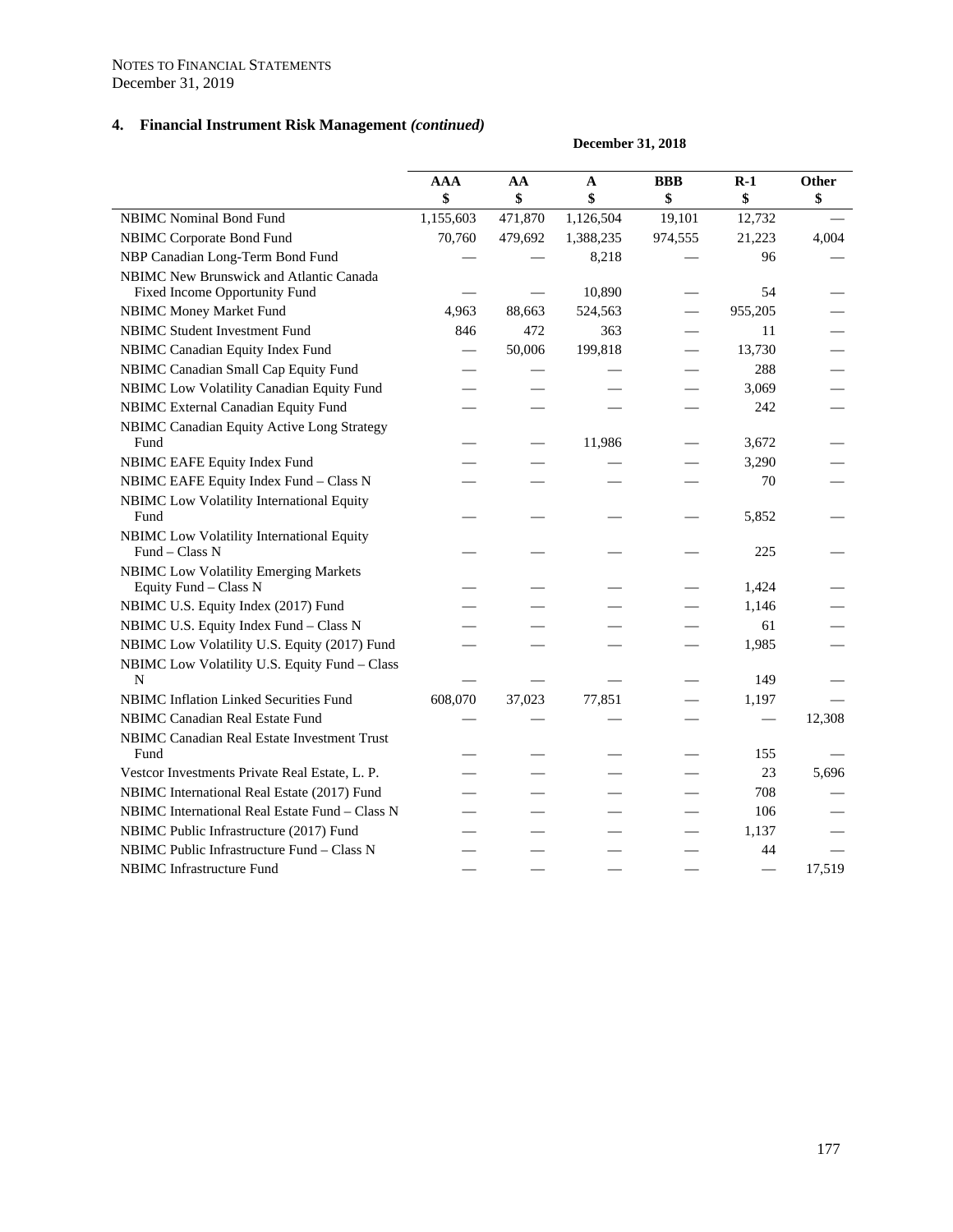NOTES TO FINANCIAL STATEMENTS
December 31, 2019

### 4. Financial Instrument Risk Management *(continued)*

| | December 31, 2018 | | | | | |
|---|---|---|---|---|---|---|
| | **AAA** $ | **AA** $ | **A** $ | **BBB** $ | **R-1** $ | **Other** $ |
| NBIMC Nominal Bond Fund | 1,155,603 | 471,870 | 1,126,504 | 19,101 | 12,732 | — |
| NBIMC Corporate Bond Fund | 70,760 | 479,692 | 1,388,235 | 974,555 | 21,223 | 4,004 |
| NBP Canadian Long-Term Bond Fund | — | — | 8,218 | — | 96 | — |
| NBIMC New Brunswick and Atlantic Canada Fixed Income Opportunity Fund | — | — | 10,890 | — | 54 | — |
| NBIMC Money Market Fund | 4,963 | 88,663 | 524,563 | — | 955,205 | — |
| NBIMC Student Investment Fund | 846 | 472 | 363 | — | 11 | — |
| NBIMC Canadian Equity Index Fund | — | 50,006 | 199,818 | — | 13,730 | — |
| NBIMC Canadian Small Cap Equity Fund | — | — | — | — | 288 | — |
| NBIMC Low Volatility Canadian Equity Fund | — | — | — | — | 3,069 | — |
| NBIMC External Canadian Equity Fund | — | — | — | — | 242 | — |
| NBIMC Canadian Equity Active Long Strategy Fund | — | — | 11,986 | — | 3,672 | — |
| NBIMC EAFE Equity Index Fund | — | — | — | — | 3,290 | — |
| NBIMC EAFE Equity Index Fund – Class N | — | — | — | — | 70 | — |
| NBIMC Low Volatility International Equity Fund | — | — | — | — | 5,852 | — |
| NBIMC Low Volatility International Equity Fund – Class N | — | — | — | — | 225 | — |
| NBIMC Low Volatility Emerging Markets Equity Fund – Class N | — | — | — | — | 1,424 | — |
| NBIMC U.S. Equity Index (2017) Fund | — | — | — | — | 1,146 | — |
| NBIMC U.S. Equity Index Fund – Class N | — | — | — | — | 61 | — |
| NBIMC Low Volatility U.S. Equity (2017) Fund | — | — | — | — | 1,985 | — |
| NBIMC Low Volatility U.S. Equity Fund – Class N | — | — | — | — | 149 | — |
| NBIMC Inflation Linked Securities Fund | 608,070 | 37,023 | 77,851 | — | 1,197 | — |
| NBIMC Canadian Real Estate Fund | — | — | — | — | — | 12,308 |
| NBIMC Canadian Real Estate Investment Trust Fund | — | — | — | — | 155 | — |
| Vestcor Investments Private Real Estate, L. P. | — | — | — | — | 23 | 5,696 |
| NBIMC International Real Estate (2017) Fund | — | — | — | — | 708 | — |
| NBIMC International Real Estate Fund – Class N | — | — | — | — | 106 | — |
| NBIMC Public Infrastructure (2017) Fund | — | — | — | — | 1,137 | — |
| NBIMC Public Infrastructure Fund – Class N | — | — | — | — | 44 | — |
| NBIMC Infrastructure Fund | — | — | — | — | — | 17,519 |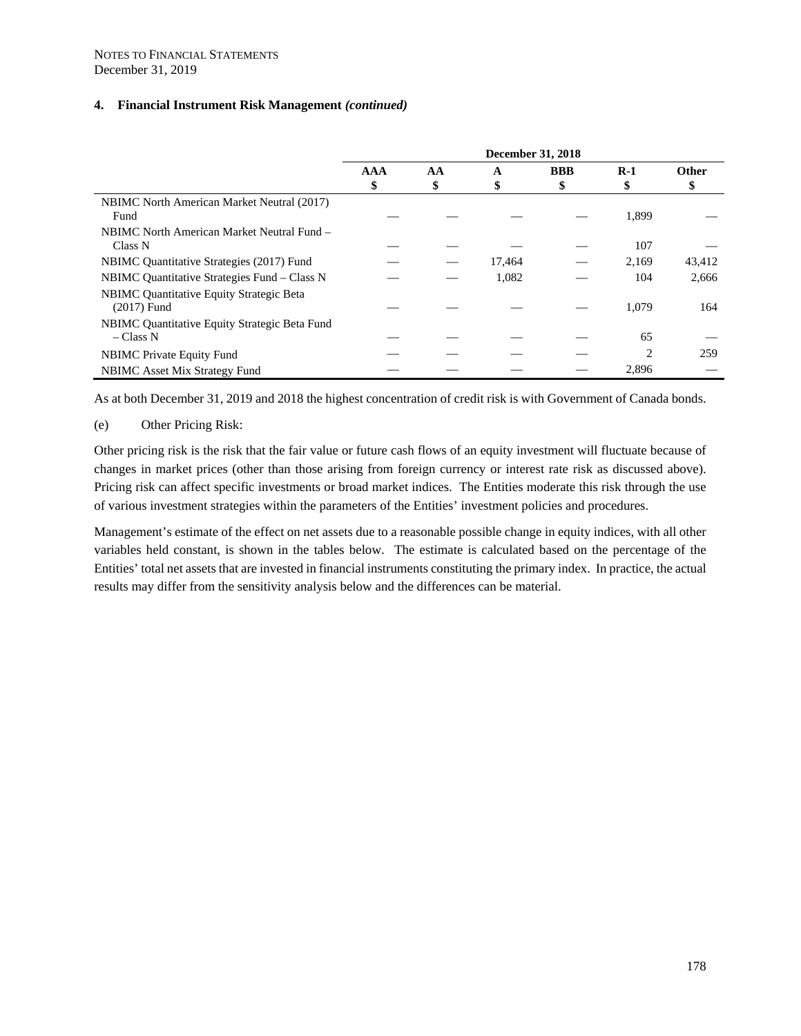NOTES TO FINANCIAL STATEMENTS
December 31, 2019

**4. Financial Instrument Risk Management *(continued)***

| | December 31, 2018 | | | | | |
|---|---|---|---|---|---|---|
| | AAA<br>$ | AA<br>$ | A<br>$ | BBB<br>$ | R-1<br>$ | Other<br>$ |
| NBIMC North American Market Neutral (2017) Fund | — | — | — | — | 1,899 | — |
| NBIMC North American Market Neutral Fund – Class N | — | — | — | — | 107 | — |
| NBIMC Quantitative Strategies (2017) Fund | — | — | 17,464 | — | 2,169 | 43,412 |
| NBIMC Quantitative Strategies Fund – Class N | — | — | 1,082 | — | 104 | 2,666 |
| NBIMC Quantitative Equity Strategic Beta (2017) Fund | — | — | — | — | 1,079 | 164 |
| NBIMC Quantitative Equity Strategic Beta Fund – Class N | — | — | — | — | 65 | — |
| NBIMC Private Equity Fund | — | — | — | — | 2 | 259 |
| NBIMC Asset Mix Strategy Fund | — | — | — | — | 2,896 | — |

As at both December 31, 2019 and 2018 the highest concentration of credit risk is with Government of Canada bonds.

(e) Other Pricing Risk:

Other pricing risk is the risk that the fair value or future cash flows of an equity investment will fluctuate because of changes in market prices (other than those arising from foreign currency or interest rate risk as discussed above). Pricing risk can affect specific investments or broad market indices. The Entities moderate this risk through the use of various investment strategies within the parameters of the Entities' investment policies and procedures.

Management's estimate of the effect on net assets due to a reasonable possible change in equity indices, with all other variables held constant, is shown in the tables below. The estimate is calculated based on the percentage of the Entities' total net assets that are invested in financial instruments constituting the primary index. In practice, the actual results may differ from the sensitivity analysis below and the differences can be material.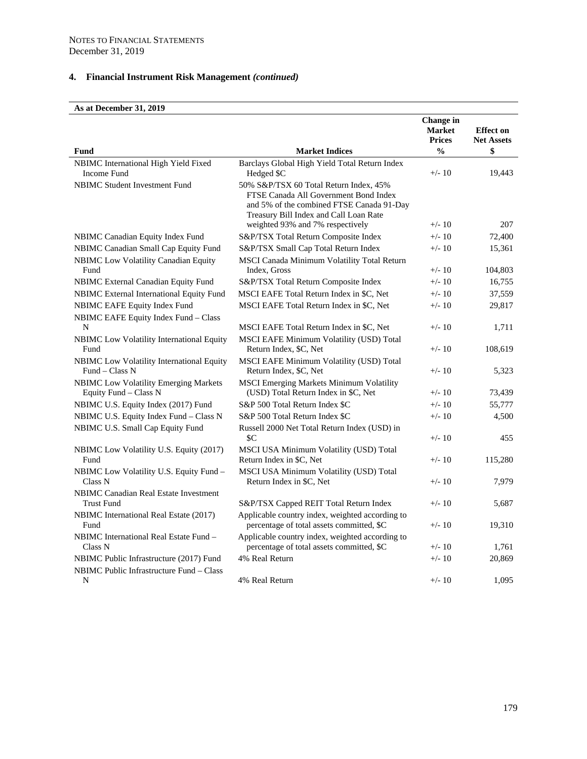NOTES TO FINANCIAL STATEMENTS
December 31, 2019

## 4. Financial Instrument Risk Management *(continued)*

**As at December 31, 2019**

| Fund | Market Indices | Change in Market Prices % | Effect on Net Assets $ |
|---|---|---|---|
| NBIMC International High Yield Fixed Income Fund | Barclays Global High Yield Total Return Index Hedged $C | +/- 10 | 19,443 |
| NBIMC Student Investment Fund | 50% S&P/TSX 60 Total Return Index, 45% FTSE Canada All Government Bond Index and 5% of the combined FTSE Canada 91-Day Treasury Bill Index and Call Loan Rate weighted 93% and 7% respectively | +/- 10 | 207 |
| NBIMC Canadian Equity Index Fund | S&P/TSX Total Return Composite Index | +/- 10 | 72,400 |
| NBIMC Canadian Small Cap Equity Fund | S&P/TSX Small Cap Total Return Index | +/- 10 | 15,361 |
| NBIMC Low Volatility Canadian Equity Fund | MSCI Canada Minimum Volatility Total Return Index, Gross | +/- 10 | 104,803 |
| NBIMC External Canadian Equity Fund | S&P/TSX Total Return Composite Index | +/- 10 | 16,755 |
| NBIMC External International Equity Fund | MSCI EAFE Total Return Index in $C, Net | +/- 10 | 37,559 |
| NBIMC EAFE Equity Index Fund | MSCI EAFE Total Return Index in $C, Net | +/- 10 | 29,817 |
| NBIMC EAFE Equity Index Fund – Class N | MSCI EAFE Total Return Index in $C, Net | +/- 10 | 1,711 |
| NBIMC Low Volatility International Equity Fund | MSCI EAFE Minimum Volatility (USD) Total Return Index, $C, Net | +/- 10 | 108,619 |
| NBIMC Low Volatility International Equity Fund – Class N | MSCI EAFE Minimum Volatility (USD) Total Return Index, $C, Net | +/- 10 | 5,323 |
| NBIMC Low Volatility Emerging Markets Equity Fund – Class N | MSCI Emerging Markets Minimum Volatility (USD) Total Return Index in $C, Net | +/- 10 | 73,439 |
| NBIMC U.S. Equity Index (2017) Fund | S&P 500 Total Return Index $C | +/- 10 | 55,777 |
| NBIMC U.S. Equity Index Fund – Class N | S&P 500 Total Return Index $C | +/- 10 | 4,500 |
| NBIMC U.S. Small Cap Equity Fund | Russell 2000 Net Total Return Index (USD) in $C | +/- 10 | 455 |
| NBIMC Low Volatility U.S. Equity (2017) Fund | MSCI USA Minimum Volatility (USD) Total Return Index in $C, Net | +/- 10 | 115,280 |
| NBIMC Low Volatility U.S. Equity Fund – Class N | MSCI USA Minimum Volatility (USD) Total Return Index in $C, Net | +/- 10 | 7,979 |
| NBIMC Canadian Real Estate Investment Trust Fund | S&P/TSX Capped REIT Total Return Index | +/- 10 | 5,687 |
| NBIMC International Real Estate (2017) Fund | Applicable country index, weighted according to percentage of total assets committed, $C | +/- 10 | 19,310 |
| NBIMC International Real Estate Fund – Class N | Applicable country index, weighted according to percentage of total assets committed, $C | +/- 10 | 1,761 |
| NBIMC Public Infrastructure (2017) Fund | 4% Real Return | +/- 10 | 20,869 |
| NBIMC Public Infrastructure Fund – Class N | 4% Real Return | +/- 10 | 1,095 |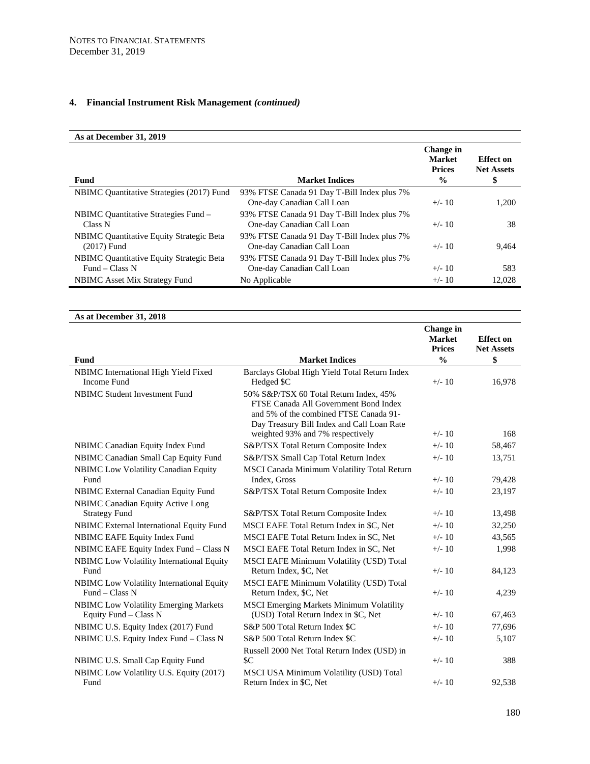NOTES TO FINANCIAL STATEMENTS
December 31, 2019

## 4. Financial Instrument Risk Management *(continued)*

**As at December 31, 2019**

| Fund | Market Indices | Change in Market Prices % | Effect on Net Assets $ |
|---|---|---|---|
| NBIMC Quantitative Strategies (2017) Fund | 93% FTSE Canada 91 Day T-Bill Index plus 7% One-day Canadian Call Loan | +/- 10 | 1,200 |
| NBIMC Quantitative Strategies Fund – Class N | 93% FTSE Canada 91 Day T-Bill Index plus 7% One-day Canadian Call Loan | +/- 10 | 38 |
| NBIMC Quantitative Equity Strategic Beta (2017) Fund | 93% FTSE Canada 91 Day T-Bill Index plus 7% One-day Canadian Call Loan | +/- 10 | 9,464 |
| NBIMC Quantitative Equity Strategic Beta Fund – Class N | 93% FTSE Canada 91 Day T-Bill Index plus 7% One-day Canadian Call Loan | +/- 10 | 583 |
| NBIMC Asset Mix Strategy Fund | No Applicable | +/- 10 | 12,028 |

**As at December 31, 2018**

| Fund | Market Indices | Change in Market Prices % | Effect on Net Assets $ |
|---|---|---|---|
| NBIMC International High Yield Fixed Income Fund | Barclays Global High Yield Total Return Index Hedged $C | +/- 10 | 16,978 |
| NBIMC Student Investment Fund | 50% S&P/TSX 60 Total Return Index, 45% FTSE Canada All Government Bond Index and 5% of the combined FTSE Canada 91-Day Treasury Bill Index and Call Loan Rate weighted 93% and 7% respectively | +/- 10 | 168 |
| NBIMC Canadian Equity Index Fund | S&P/TSX Total Return Composite Index | +/- 10 | 58,467 |
| NBIMC Canadian Small Cap Equity Fund | S&P/TSX Small Cap Total Return Index | +/- 10 | 13,751 |
| NBIMC Low Volatility Canadian Equity Fund | MSCI Canada Minimum Volatility Total Return Index, Gross | +/- 10 | 79,428 |
| NBIMC External Canadian Equity Fund | S&P/TSX Total Return Composite Index | +/- 10 | 23,197 |
| NBIMC Canadian Equity Active Long Strategy Fund | S&P/TSX Total Return Composite Index | +/- 10 | 13,498 |
| NBIMC External International Equity Fund | MSCI EAFE Total Return Index in $C, Net | +/- 10 | 32,250 |
| NBIMC EAFE Equity Index Fund | MSCI EAFE Total Return Index in $C, Net | +/- 10 | 43,565 |
| NBIMC EAFE Equity Index Fund – Class N | MSCI EAFE Total Return Index in $C, Net | +/- 10 | 1,998 |
| NBIMC Low Volatility International Equity Fund | MSCI EAFE Minimum Volatility (USD) Total Return Index, $C, Net | +/- 10 | 84,123 |
| NBIMC Low Volatility International Equity Fund – Class N | MSCI EAFE Minimum Volatility (USD) Total Return Index, $C, Net | +/- 10 | 4,239 |
| NBIMC Low Volatility Emerging Markets Equity Fund – Class N | MSCI Emerging Markets Minimum Volatility (USD) Total Return Index in $C, Net | +/- 10 | 67,463 |
| NBIMC U.S. Equity Index (2017) Fund | S&P 500 Total Return Index $C | +/- 10 | 77,696 |
| NBIMC U.S. Equity Index Fund – Class N | S&P 500 Total Return Index $C | +/- 10 | 5,107 |
| NBIMC U.S. Small Cap Equity Fund | Russell 2000 Net Total Return Index (USD) in $C | +/- 10 | 388 |
| NBIMC Low Volatility U.S. Equity (2017) Fund | MSCI USA Minimum Volatility (USD) Total Return Index in $C, Net | +/- 10 | 92,538 |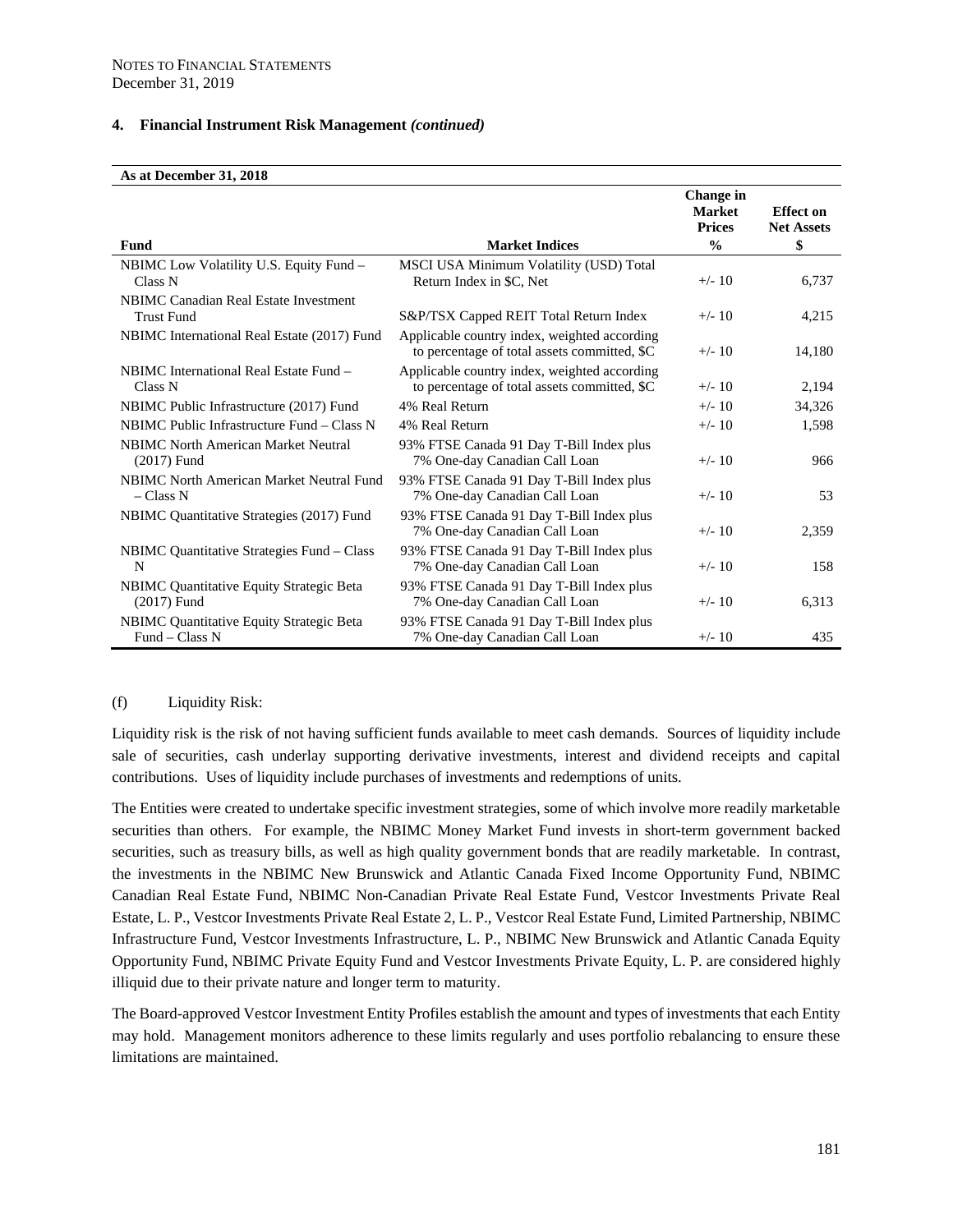NOTES TO FINANCIAL STATEMENTS
December 31, 2019

## 4. Financial Instrument Risk Management *(continued)*

**As at December 31, 2018**

| Fund | Market Indices | Change in Market Prices % | Effect on Net Assets $ |
|---|---|---|---|
| NBIMC Low Volatility U.S. Equity Fund – Class N | MSCI USA Minimum Volatility (USD) Total Return Index in $C, Net | +/- 10 | 6,737 |
| NBIMC Canadian Real Estate Investment Trust Fund | S&P/TSX Capped REIT Total Return Index | +/- 10 | 4,215 |
| NBIMC International Real Estate (2017) Fund | Applicable country index, weighted according to percentage of total assets committed, $C | +/- 10 | 14,180 |
| NBIMC International Real Estate Fund – Class N | Applicable country index, weighted according to percentage of total assets committed, $C | +/- 10 | 2,194 |
| NBIMC Public Infrastructure (2017) Fund | 4% Real Return | +/- 10 | 34,326 |
| NBIMC Public Infrastructure Fund – Class N | 4% Real Return | +/- 10 | 1,598 |
| NBIMC North American Market Neutral (2017) Fund | 93% FTSE Canada 91 Day T-Bill Index plus 7% One-day Canadian Call Loan | +/- 10 | 966 |
| NBIMC North American Market Neutral Fund – Class N | 93% FTSE Canada 91 Day T-Bill Index plus 7% One-day Canadian Call Loan | +/- 10 | 53 |
| NBIMC Quantitative Strategies (2017) Fund | 93% FTSE Canada 91 Day T-Bill Index plus 7% One-day Canadian Call Loan | +/- 10 | 2,359 |
| NBIMC Quantitative Strategies Fund – Class N | 93% FTSE Canada 91 Day T-Bill Index plus 7% One-day Canadian Call Loan | +/- 10 | 158 |
| NBIMC Quantitative Equity Strategic Beta (2017) Fund | 93% FTSE Canada 91 Day T-Bill Index plus 7% One-day Canadian Call Loan | +/- 10 | 6,313 |
| NBIMC Quantitative Equity Strategic Beta Fund – Class N | 93% FTSE Canada 91 Day T-Bill Index plus 7% One-day Canadian Call Loan | +/- 10 | 435 |

(f) Liquidity Risk:

Liquidity risk is the risk of not having sufficient funds available to meet cash demands. Sources of liquidity include sale of securities, cash underlay supporting derivative investments, interest and dividend receipts and capital contributions. Uses of liquidity include purchases of investments and redemptions of units.

The Entities were created to undertake specific investment strategies, some of which involve more readily marketable securities than others. For example, the NBIMC Money Market Fund invests in short-term government backed securities, such as treasury bills, as well as high quality government bonds that are readily marketable. In contrast, the investments in the NBIMC New Brunswick and Atlantic Canada Fixed Income Opportunity Fund, NBIMC Canadian Real Estate Fund, NBIMC Non-Canadian Private Real Estate Fund, Vestcor Investments Private Real Estate, L. P., Vestcor Investments Private Real Estate 2, L. P., Vestcor Real Estate Fund, Limited Partnership, NBIMC Infrastructure Fund, Vestcor Investments Infrastructure, L. P., NBIMC New Brunswick and Atlantic Canada Equity Opportunity Fund, NBIMC Private Equity Fund and Vestcor Investments Private Equity, L. P. are considered highly illiquid due to their private nature and longer term to maturity.

The Board-approved Vestcor Investment Entity Profiles establish the amount and types of investments that each Entity may hold. Management monitors adherence to these limits regularly and uses portfolio rebalancing to ensure these limitations are maintained.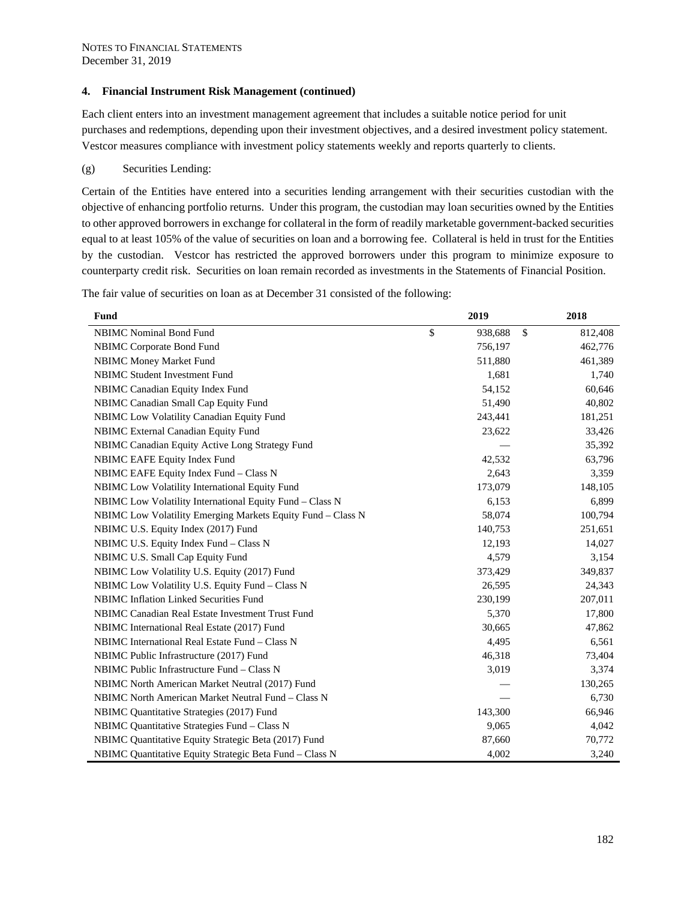NOTES TO FINANCIAL STATEMENTS
December 31, 2019

### 4. Financial Instrument Risk Management (continued)

Each client enters into an investment management agreement that includes a suitable notice period for unit purchases and redemptions, depending upon their investment objectives, and a desired investment policy statement. Vestcor measures compliance with investment policy statements weekly and reports quarterly to clients.

(g) Securities Lending:

Certain of the Entities have entered into a securities lending arrangement with their securities custodian with the objective of enhancing portfolio returns. Under this program, the custodian may loan securities owned by the Entities to other approved borrowers in exchange for collateral in the form of readily marketable government-backed securities equal to at least 105% of the value of securities on loan and a borrowing fee. Collateral is held in trust for the Entities by the custodian. Vestcor has restricted the approved borrowers under this program to minimize exposure to counterparty credit risk. Securities on loan remain recorded as investments in the Statements of Financial Position.

The fair value of securities on loan as at December 31 consisted of the following:

| Fund | 2019 | 2018 |
|---|---|---|
| NBIMC Nominal Bond Fund | $ 938,688 | $ 812,408 |
| NBIMC Corporate Bond Fund | 756,197 | 462,776 |
| NBIMC Money Market Fund | 511,880 | 461,389 |
| NBIMC Student Investment Fund | 1,681 | 1,740 |
| NBIMC Canadian Equity Index Fund | 54,152 | 60,646 |
| NBIMC Canadian Small Cap Equity Fund | 51,490 | 40,802 |
| NBIMC Low Volatility Canadian Equity Fund | 243,441 | 181,251 |
| NBIMC External Canadian Equity Fund | 23,622 | 33,426 |
| NBIMC Canadian Equity Active Long Strategy Fund | — | 35,392 |
| NBIMC EAFE Equity Index Fund | 42,532 | 63,796 |
| NBIMC EAFE Equity Index Fund – Class N | 2,643 | 3,359 |
| NBIMC Low Volatility International Equity Fund | 173,079 | 148,105 |
| NBIMC Low Volatility International Equity Fund – Class N | 6,153 | 6,899 |
| NBIMC Low Volatility Emerging Markets Equity Fund – Class N | 58,074 | 100,794 |
| NBIMC U.S. Equity Index (2017) Fund | 140,753 | 251,651 |
| NBIMC U.S. Equity Index Fund – Class N | 12,193 | 14,027 |
| NBIMC U.S. Small Cap Equity Fund | 4,579 | 3,154 |
| NBIMC Low Volatility U.S. Equity (2017) Fund | 373,429 | 349,837 |
| NBIMC Low Volatility U.S. Equity Fund – Class N | 26,595 | 24,343 |
| NBIMC Inflation Linked Securities Fund | 230,199 | 207,011 |
| NBIMC Canadian Real Estate Investment Trust Fund | 5,370 | 17,800 |
| NBIMC International Real Estate (2017) Fund | 30,665 | 47,862 |
| NBIMC International Real Estate Fund – Class N | 4,495 | 6,561 |
| NBIMC Public Infrastructure (2017) Fund | 46,318 | 73,404 |
| NBIMC Public Infrastructure Fund – Class N | 3,019 | 3,374 |
| NBIMC North American Market Neutral (2017) Fund | — | 130,265 |
| NBIMC North American Market Neutral Fund – Class N | — | 6,730 |
| NBIMC Quantitative Strategies (2017) Fund | 143,300 | 66,946 |
| NBIMC Quantitative Strategies Fund – Class N | 9,065 | 4,042 |
| NBIMC Quantitative Equity Strategic Beta (2017) Fund | 87,660 | 70,772 |
| NBIMC Quantitative Equity Strategic Beta Fund – Class N | 4,002 | 3,240 |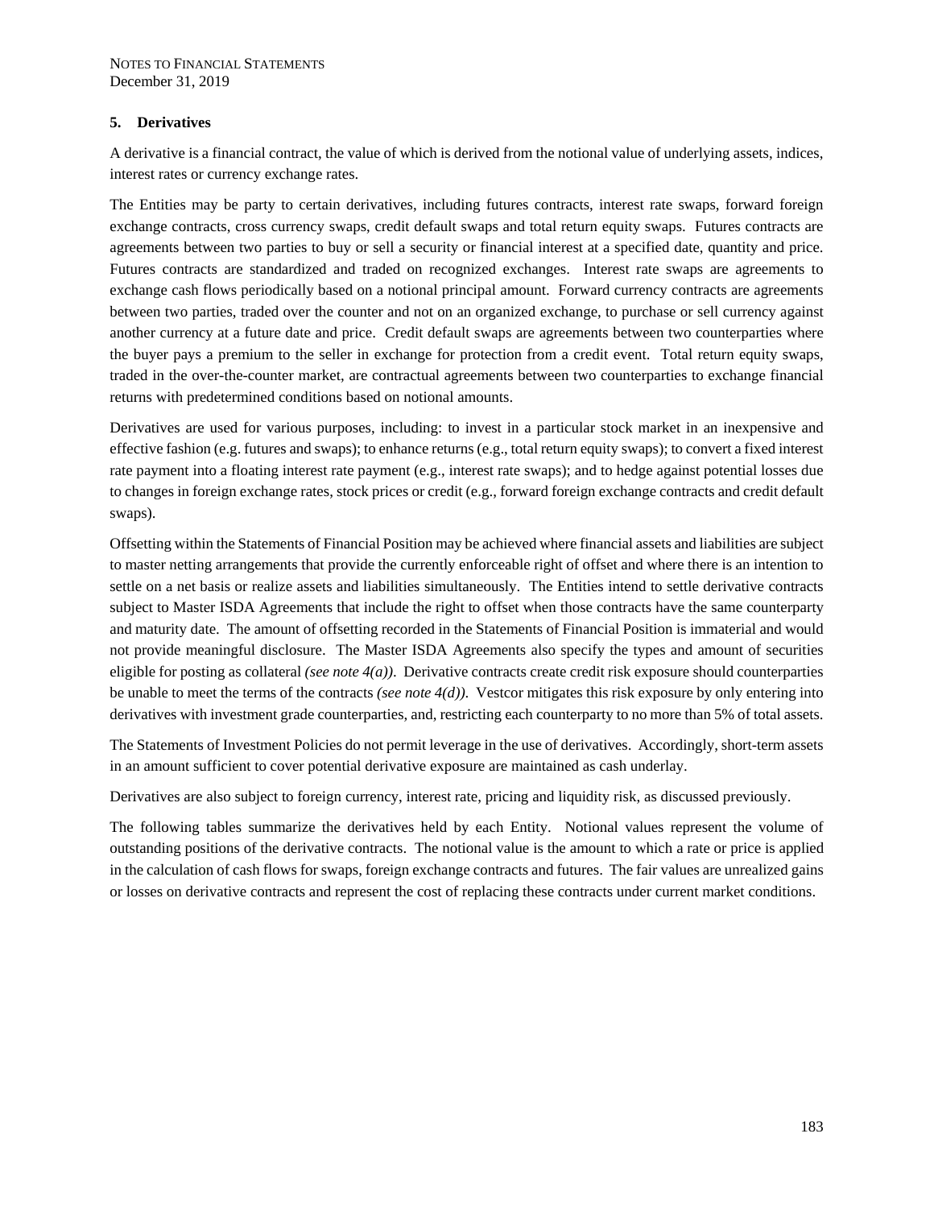## 5. Derivatives

A derivative is a financial contract, the value of which is derived from the notional value of underlying assets, indices, interest rates or currency exchange rates.

The Entities may be party to certain derivatives, including futures contracts, interest rate swaps, forward foreign exchange contracts, cross currency swaps, credit default swaps and total return equity swaps. Futures contracts are agreements between two parties to buy or sell a security or financial interest at a specified date, quantity and price. Futures contracts are standardized and traded on recognized exchanges. Interest rate swaps are agreements to exchange cash flows periodically based on a notional principal amount. Forward currency contracts are agreements between two parties, traded over the counter and not on an organized exchange, to purchase or sell currency against another currency at a future date and price. Credit default swaps are agreements between two counterparties where the buyer pays a premium to the seller in exchange for protection from a credit event. Total return equity swaps, traded in the over-the-counter market, are contractual agreements between two counterparties to exchange financial returns with predetermined conditions based on notional amounts.

Derivatives are used for various purposes, including: to invest in a particular stock market in an inexpensive and effective fashion (e.g. futures and swaps); to enhance returns (e.g., total return equity swaps); to convert a fixed interest rate payment into a floating interest rate payment (e.g., interest rate swaps); and to hedge against potential losses due to changes in foreign exchange rates, stock prices or credit (e.g., forward foreign exchange contracts and credit default swaps).

Offsetting within the Statements of Financial Position may be achieved where financial assets and liabilities are subject to master netting arrangements that provide the currently enforceable right of offset and where there is an intention to settle on a net basis or realize assets and liabilities simultaneously. The Entities intend to settle derivative contracts subject to Master ISDA Agreements that include the right to offset when those contracts have the same counterparty and maturity date. The amount of offsetting recorded in the Statements of Financial Position is immaterial and would not provide meaningful disclosure. The Master ISDA Agreements also specify the types and amount of securities eligible for posting as collateral *(see note 4(a))*. Derivative contracts create credit risk exposure should counterparties be unable to meet the terms of the contracts *(see note 4(d))*. Vestcor mitigates this risk exposure by only entering into derivatives with investment grade counterparties, and, restricting each counterparty to no more than 5% of total assets.

The Statements of Investment Policies do not permit leverage in the use of derivatives. Accordingly, short-term assets in an amount sufficient to cover potential derivative exposure are maintained as cash underlay.

Derivatives are also subject to foreign currency, interest rate, pricing and liquidity risk, as discussed previously.

The following tables summarize the derivatives held by each Entity. Notional values represent the volume of outstanding positions of the derivative contracts. The notional value is the amount to which a rate or price is applied in the calculation of cash flows for swaps, foreign exchange contracts and futures. The fair values are unrealized gains or losses on derivative contracts and represent the cost of replacing these contracts under current market conditions.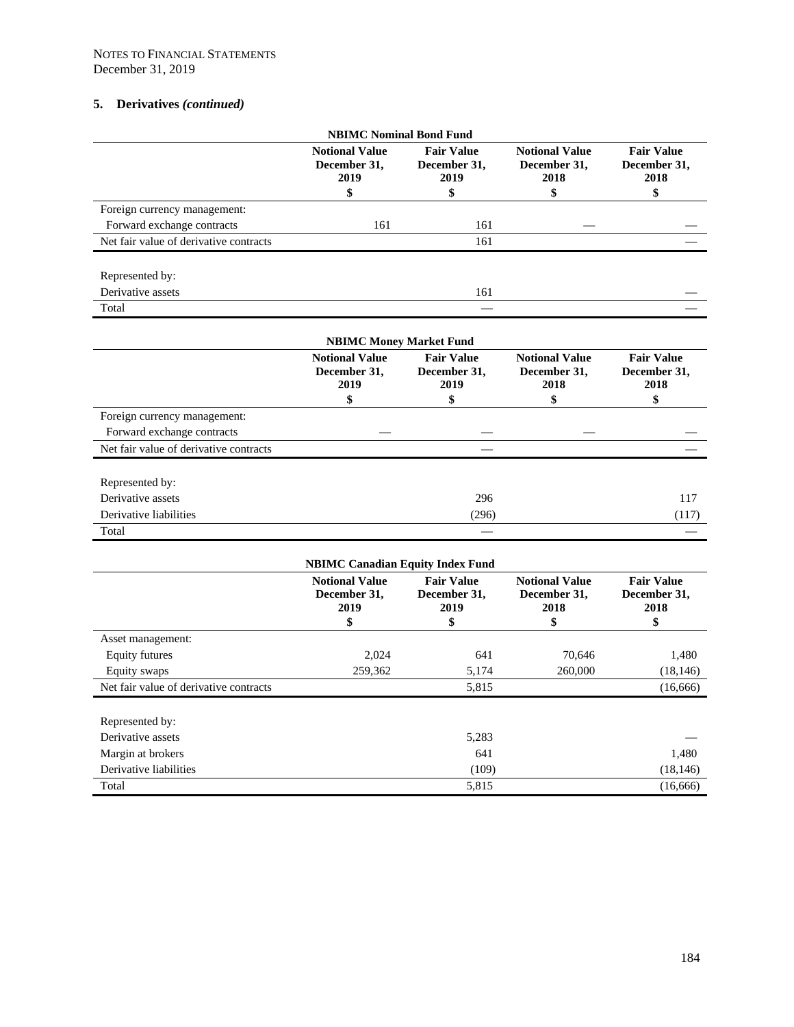NOTES TO FINANCIAL STATEMENTS
December 31, 2019

## 5. Derivatives *(continued)*

**NBIMC Nominal Bond Fund**

| | Notional Value December 31, 2019 | Fair Value December 31, 2019 | Notional Value December 31, 2018 | Fair Value December 31, 2018 |
|---|---|---|---|---|
| | $ | $ | $ | $ |
| Foreign currency management: | | | | |
| Forward exchange contracts | 161 | 161 | — | — |
| Net fair value of derivative contracts | | 161 | | — |
| | | | | |
| Represented by: | | | | |
| Derivative assets | | 161 | | — |
| Total | | — | | — |

**NBIMC Money Market Fund**

| | Notional Value December 31, 2019 | Fair Value December 31, 2019 | Notional Value December 31, 2018 | Fair Value December 31, 2018 |
|---|---|---|---|---|
| | $ | $ | $ | $ |
| Foreign currency management: | | | | |
| Forward exchange contracts | — | — | — | — |
| Net fair value of derivative contracts | | — | | — |
| | | | | |
| Represented by: | | | | |
| Derivative assets | | 296 | | 117 |
| Derivative liabilities | | (296) | | (117) |
| Total | | — | | — |

**NBIMC Canadian Equity Index Fund**

| | Notional Value December 31, 2019 | Fair Value December 31, 2019 | Notional Value December 31, 2018 | Fair Value December 31, 2018 |
|---|---|---|---|---|
| | $ | $ | $ | $ |
| Asset management: | | | | |
| Equity futures | 2,024 | 641 | 70,646 | 1,480 |
| Equity swaps | 259,362 | 5,174 | 260,000 | (18,146) |
| Net fair value of derivative contracts | | 5,815 | | (16,666) |
| | | | | |
| Represented by: | | | | |
| Derivative assets | | 5,283 | | — |
| Margin at brokers | | 641 | | 1,480 |
| Derivative liabilities | | (109) | | (18,146) |
| Total | | 5,815 | | (16,666) |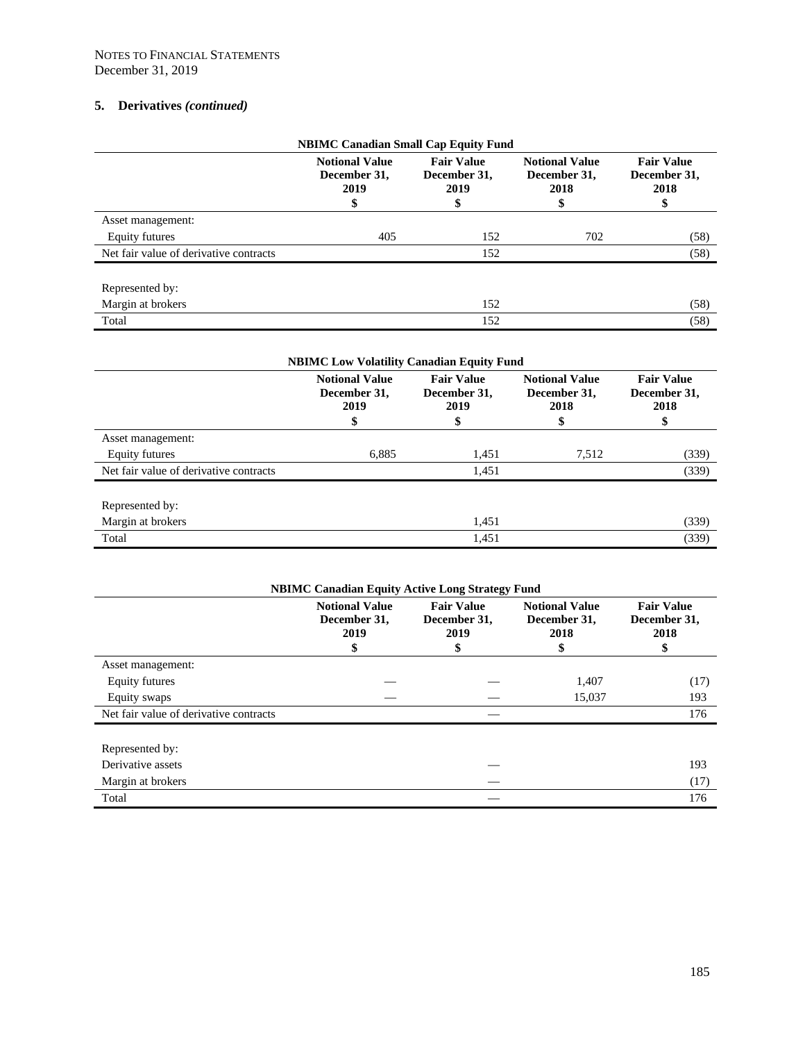NOTES TO FINANCIAL STATEMENTS
December 31, 2019

## 5. Derivatives *(continued)*

**NBIMC Canadian Small Cap Equity Fund**

| | Notional Value December 31, 2019 $ | Fair Value December 31, 2019 $ | Notional Value December 31, 2018 $ | Fair Value December 31, 2018 $ |
|---|---|---|---|---|
| Asset management: | | | | |
| Equity futures | 405 | 152 | 702 | (58) |
| Net fair value of derivative contracts | | 152 | | (58) |
| | | | | |
| Represented by: | | | | |
| Margin at brokers | | 152 | | (58) |
| Total | | 152 | | (58) |

**NBIMC Low Volatility Canadian Equity Fund**

| | Notional Value December 31, 2019 $ | Fair Value December 31, 2019 $ | Notional Value December 31, 2018 $ | Fair Value December 31, 2018 $ |
|---|---|---|---|---|
| Asset management: | | | | |
| Equity futures | 6,885 | 1,451 | 7,512 | (339) |
| Net fair value of derivative contracts | | 1,451 | | (339) |
| | | | | |
| Represented by: | | | | |
| Margin at brokers | | 1,451 | | (339) |
| Total | | 1,451 | | (339) |

**NBIMC Canadian Equity Active Long Strategy Fund**

| | Notional Value December 31, 2019 $ | Fair Value December 31, 2019 $ | Notional Value December 31, 2018 $ | Fair Value December 31, 2018 $ |
|---|---|---|---|---|
| Asset management: | | | | |
| Equity futures | — | — | 1,407 | (17) |
| Equity swaps | — | — | 15,037 | 193 |
| Net fair value of derivative contracts | | — | | 176 |
| | | | | |
| Represented by: | | | | |
| Derivative assets | | — | | 193 |
| Margin at brokers | | — | | (17) |
| Total | | — | | 176 |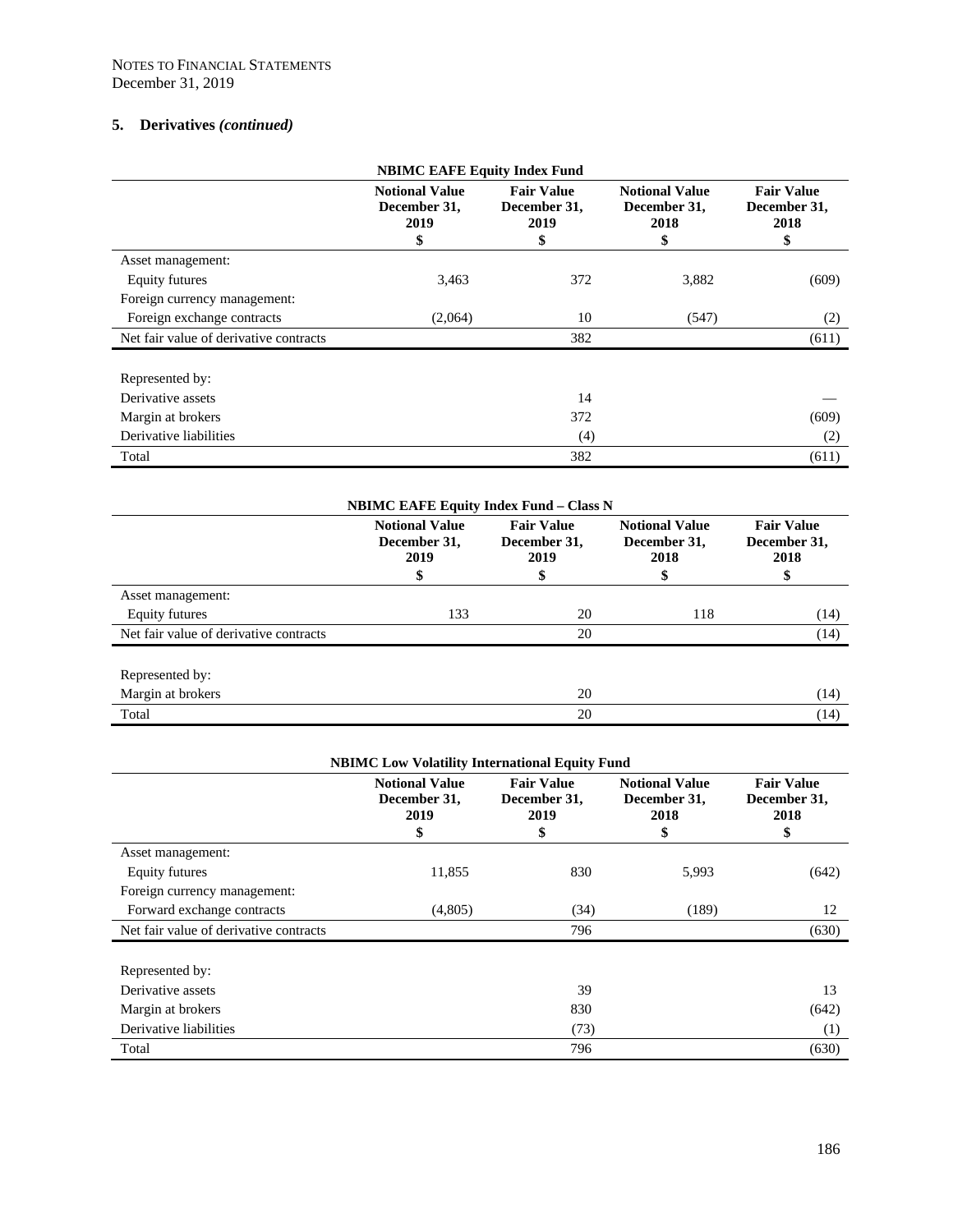NOTES TO FINANCIAL STATEMENTS
December 31, 2019

## 5. Derivatives *(continued)*

| NBIMC EAFE Equity Index Fund | | | | |
|---|---|---|---|---|
| | **Notional Value December 31, 2019 $** | **Fair Value December 31, 2019 $** | **Notional Value December 31, 2018 $** | **Fair Value December 31, 2018 $** |
| Asset management: | | | | |
| Equity futures | 3,463 | 372 | 3,882 | (609) |
| Foreign currency management: | | | | |
| Foreign exchange contracts | (2,064) | 10 | (547) | (2) |
| Net fair value of derivative contracts | | 382 | | (611) |
| Represented by: | | | | |
| Derivative assets | | 14 | | — |
| Margin at brokers | | 372 | | (609) |
| Derivative liabilities | | (4) | | (2) |
| Total | | 382 | | (611) |

| NBIMC EAFE Equity Index Fund – Class N | | | | |
|---|---|---|---|---|
| | **Notional Value December 31, 2019 $** | **Fair Value December 31, 2019 $** | **Notional Value December 31, 2018 $** | **Fair Value December 31, 2018 $** |
| Asset management: | | | | |
| Equity futures | 133 | 20 | 118 | (14) |
| Net fair value of derivative contracts | | 20 | | (14) |
| Represented by: | | | | |
| Margin at brokers | | 20 | | (14) |
| Total | | 20 | | (14) |

| NBIMC Low Volatility International Equity Fund | | | | |
|---|---|---|---|---|
| | **Notional Value December 31, 2019 $** | **Fair Value December 31, 2019 $** | **Notional Value December 31, 2018 $** | **Fair Value December 31, 2018 $** |
| Asset management: | | | | |
| Equity futures | 11,855 | 830 | 5,993 | (642) |
| Foreign currency management: | | | | |
| Forward exchange contracts | (4,805) | (34) | (189) | 12 |
| Net fair value of derivative contracts | | 796 | | (630) |
| Represented by: | | | | |
| Derivative assets | | 39 | | 13 |
| Margin at brokers | | 830 | | (642) |
| Derivative liabilities | | (73) | | (1) |
| Total | | 796 | | (630) |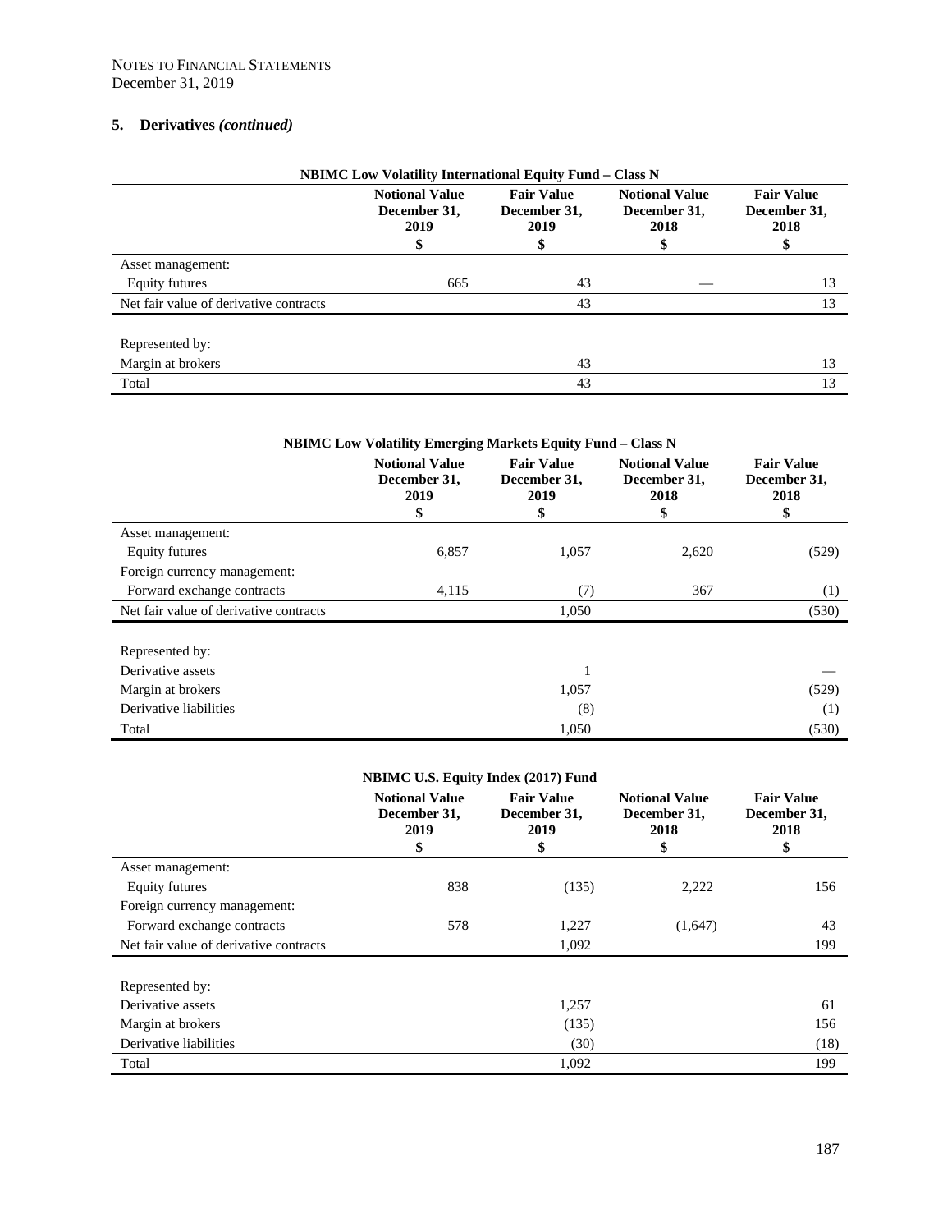NOTES TO FINANCIAL STATEMENTS
December 31, 2019

## 5. Derivatives *(continued)*

**NBIMC Low Volatility International Equity Fund – Class N**

| | Notional Value December 31, 2019 $ | Fair Value December 31, 2019 $ | Notional Value December 31, 2018 $ | Fair Value December 31, 2018 $ |
|---|---|---|---|---|
| Asset management: | | | | |
| Equity futures | 665 | 43 | — | 13 |
| Net fair value of derivative contracts | | 43 | | 13 |
| | | | | |
| Represented by: | | | | |
| Margin at brokers | | 43 | | 13 |
| Total | | 43 | | 13 |

**NBIMC Low Volatility Emerging Markets Equity Fund – Class N**

| | Notional Value December 31, 2019 $ | Fair Value December 31, 2019 $ | Notional Value December 31, 2018 $ | Fair Value December 31, 2018 $ |
|---|---|---|---|---|
| Asset management: | | | | |
| Equity futures | 6,857 | 1,057 | 2,620 | (529) |
| Foreign currency management: | | | | |
| Forward exchange contracts | 4,115 | (7) | 367 | (1) |
| Net fair value of derivative contracts | | 1,050 | | (530) |
| | | | | |
| Represented by: | | | | |
| Derivative assets | | 1 | | — |
| Margin at brokers | | 1,057 | | (529) |
| Derivative liabilities | | (8) | | (1) |
| Total | | 1,050 | | (530) |

**NBIMC U.S. Equity Index (2017) Fund**

| | Notional Value December 31, 2019 $ | Fair Value December 31, 2019 $ | Notional Value December 31, 2018 $ | Fair Value December 31, 2018 $ |
|---|---|---|---|---|
| Asset management: | | | | |
| Equity futures | 838 | (135) | 2,222 | 156 |
| Foreign currency management: | | | | |
| Forward exchange contracts | 578 | 1,227 | (1,647) | 43 |
| Net fair value of derivative contracts | | 1,092 | | 199 |
| | | | | |
| Represented by: | | | | |
| Derivative assets | | 1,257 | | 61 |
| Margin at brokers | | (135) | | 156 |
| Derivative liabilities | | (30) | | (18) |
| Total | | 1,092 | | 199 |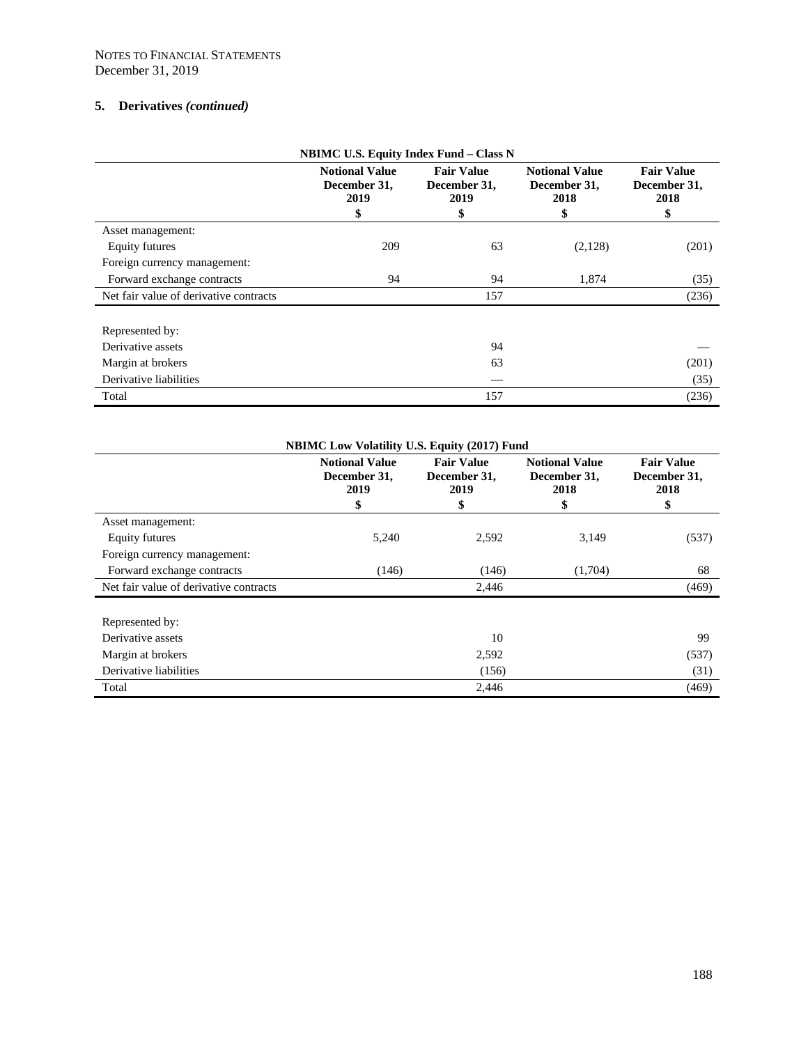NOTES TO FINANCIAL STATEMENTS
December 31, 2019

## 5. Derivatives *(continued)*

**NBIMC U.S. Equity Index Fund – Class N**

| | Notional Value December 31, 2019 | Fair Value December 31, 2019 | Notional Value December 31, 2018 | Fair Value December 31, 2018 |
|---|---|---|---|---|
| | $ | $ | $ | $ |
| Asset management: | | | | |
| Equity futures | 209 | 63 | (2,128) | (201) |
| Foreign currency management: | | | | |
| Forward exchange contracts | 94 | 94 | 1,874 | (35) |
| Net fair value of derivative contracts | | 157 | | (236) |
| | | | | |
| Represented by: | | | | |
| Derivative assets | | 94 | | — |
| Margin at brokers | | 63 | | (201) |
| Derivative liabilities | | — | | (35) |
| Total | | 157 | | (236) |

**NBIMC Low Volatility U.S. Equity (2017) Fund**

| | Notional Value December 31, 2019 | Fair Value December 31, 2019 | Notional Value December 31, 2018 | Fair Value December 31, 2018 |
|---|---|---|---|---|
| | $ | $ | $ | $ |
| Asset management: | | | | |
| Equity futures | 5,240 | 2,592 | 3,149 | (537) |
| Foreign currency management: | | | | |
| Forward exchange contracts | (146) | (146) | (1,704) | 68 |
| Net fair value of derivative contracts | | 2,446 | | (469) |
| | | | | |
| Represented by: | | | | |
| Derivative assets | | 10 | | 99 |
| Margin at brokers | | 2,592 | | (537) |
| Derivative liabilities | | (156) | | (31) |
| Total | | 2,446 | | (469) |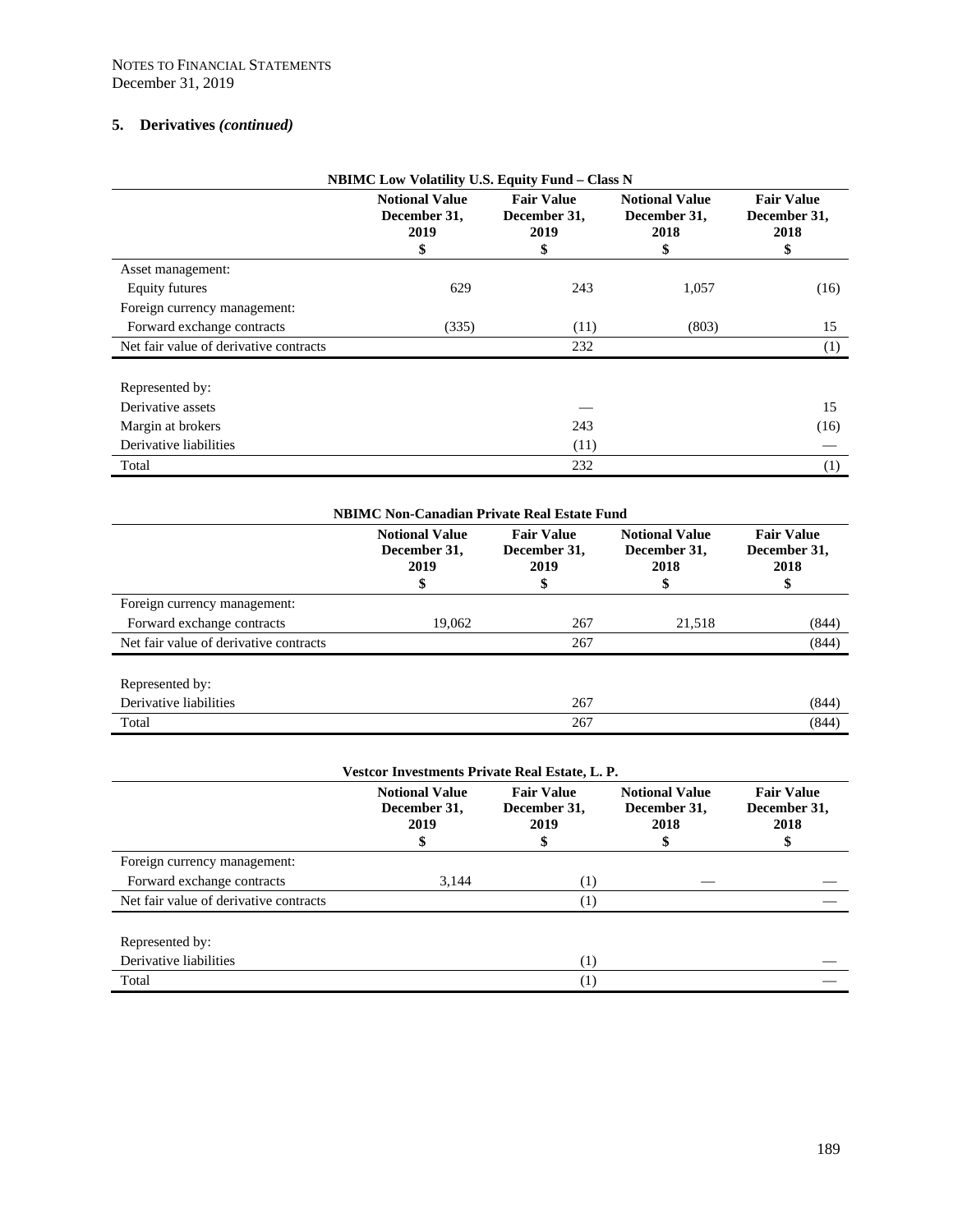NOTES TO FINANCIAL STATEMENTS
December 31, 2019

## 5. Derivatives *(continued)*

**NBIMC Low Volatility U.S. Equity Fund – Class N**

| | Notional Value December 31, 2019 $ | Fair Value December 31, 2019 $ | Notional Value December 31, 2018 $ | Fair Value December 31, 2018 $ |
|---|---|---|---|---|
| Asset management: | | | | |
| Equity futures | 629 | 243 | 1,057 | (16) |
| Foreign currency management: | | | | |
| Forward exchange contracts | (335) | (11) | (803) | 15 |
| Net fair value of derivative contracts | | 232 | | (1) |
| | | | | |
| Represented by: | | | | |
| Derivative assets | | — | | 15 |
| Margin at brokers | | 243 | | (16) |
| Derivative liabilities | | (11) | | — |
| Total | | 232 | | (1) |

**NBIMC Non-Canadian Private Real Estate Fund**

| | Notional Value December 31, 2019 $ | Fair Value December 31, 2019 $ | Notional Value December 31, 2018 $ | Fair Value December 31, 2018 $ |
|---|---|---|---|---|
| Foreign currency management: | | | | |
| Forward exchange contracts | 19,062 | 267 | 21,518 | (844) |
| Net fair value of derivative contracts | | 267 | | (844) |
| | | | | |
| Represented by: | | | | |
| Derivative liabilities | | 267 | | (844) |
| Total | | 267 | | (844) |

**Vestcor Investments Private Real Estate, L. P.**

| | Notional Value December 31, 2019 $ | Fair Value December 31, 2019 $ | Notional Value December 31, 2018 $ | Fair Value December 31, 2018 $ |
|---|---|---|---|---|
| Foreign currency management: | | | | |
| Forward exchange contracts | 3,144 | (1) | — | — |
| Net fair value of derivative contracts | | (1) | | — |
| | | | | |
| Represented by: | | | | |
| Derivative liabilities | | (1) | | — |
| Total | | (1) | | — |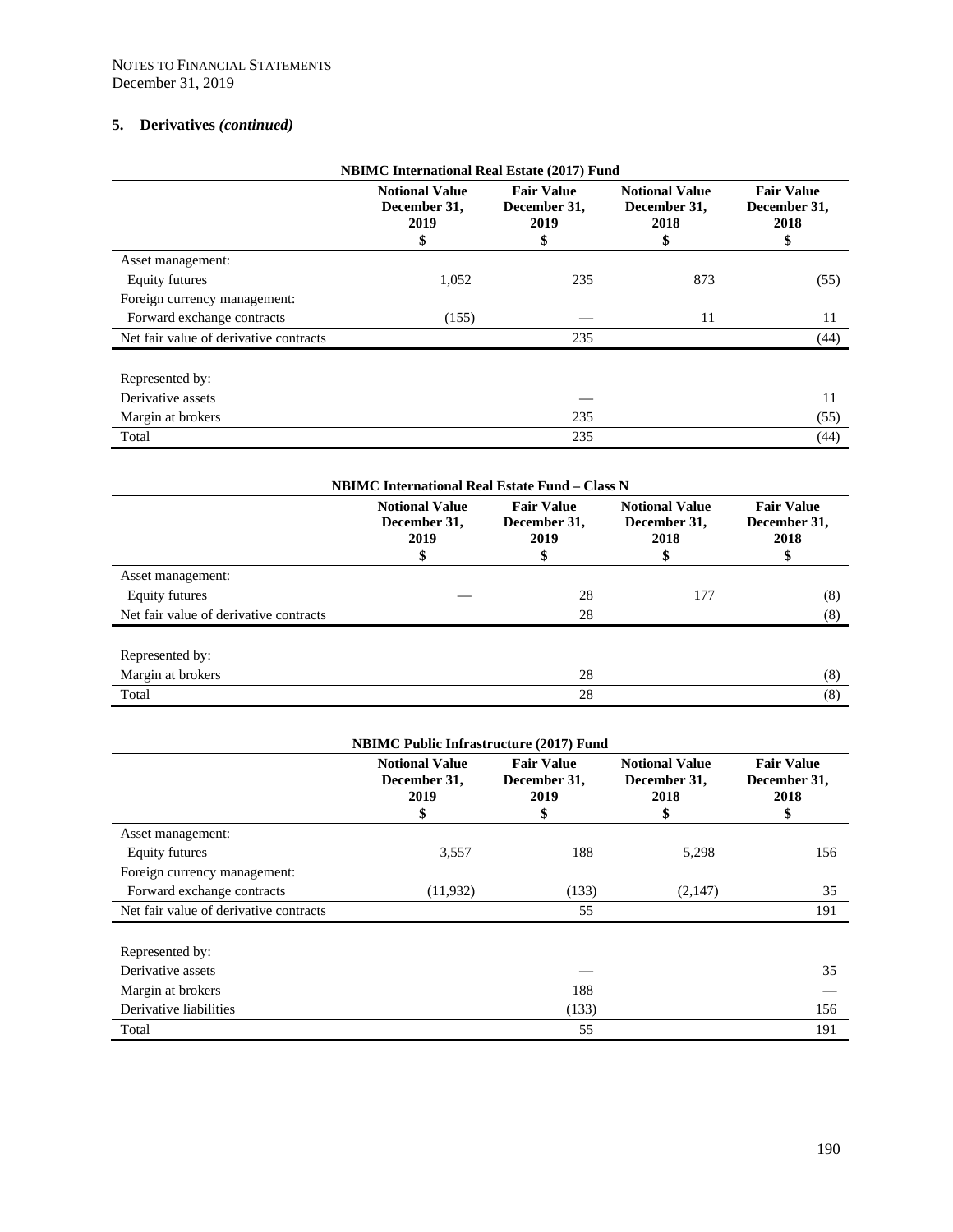NOTES TO FINANCIAL STATEMENTS
December 31, 2019

## 5. Derivatives *(continued)*

**NBIMC International Real Estate (2017) Fund**

| | Notional Value December 31, 2019 $ | Fair Value December 31, 2019 $ | Notional Value December 31, 2018 $ | Fair Value December 31, 2018 $ |
|---|---|---|---|---|
| Asset management: | | | | |
| Equity futures | 1,052 | 235 | 873 | (55) |
| Foreign currency management: | | | | |
| Forward exchange contracts | (155) | — | 11 | 11 |
| Net fair value of derivative contracts | | 235 | | (44) |
| | | | | |
| Represented by: | | | | |
| Derivative assets | | — | | 11 |
| Margin at brokers | | 235 | | (55) |
| Total | | 235 | | (44) |

**NBIMC International Real Estate Fund – Class N**

| | Notional Value December 31, 2019 $ | Fair Value December 31, 2019 $ | Notional Value December 31, 2018 $ | Fair Value December 31, 2018 $ |
|---|---|---|---|---|
| Asset management: | | | | |
| Equity futures | — | 28 | 177 | (8) |
| Net fair value of derivative contracts | | 28 | | (8) |
| | | | | |
| Represented by: | | | | |
| Margin at brokers | | 28 | | (8) |
| Total | | 28 | | (8) |

**NBIMC Public Infrastructure (2017) Fund**

| | Notional Value December 31, 2019 $ | Fair Value December 31, 2019 $ | Notional Value December 31, 2018 $ | Fair Value December 31, 2018 $ |
|---|---|---|---|---|
| Asset management: | | | | |
| Equity futures | 3,557 | 188 | 5,298 | 156 |
| Foreign currency management: | | | | |
| Forward exchange contracts | (11,932) | (133) | (2,147) | 35 |
| Net fair value of derivative contracts | | 55 | | 191 |
| | | | | |
| Represented by: | | | | |
| Derivative assets | | — | | 35 |
| Margin at brokers | | 188 | | — |
| Derivative liabilities | | (133) | | 156 |
| Total | | 55 | | 191 |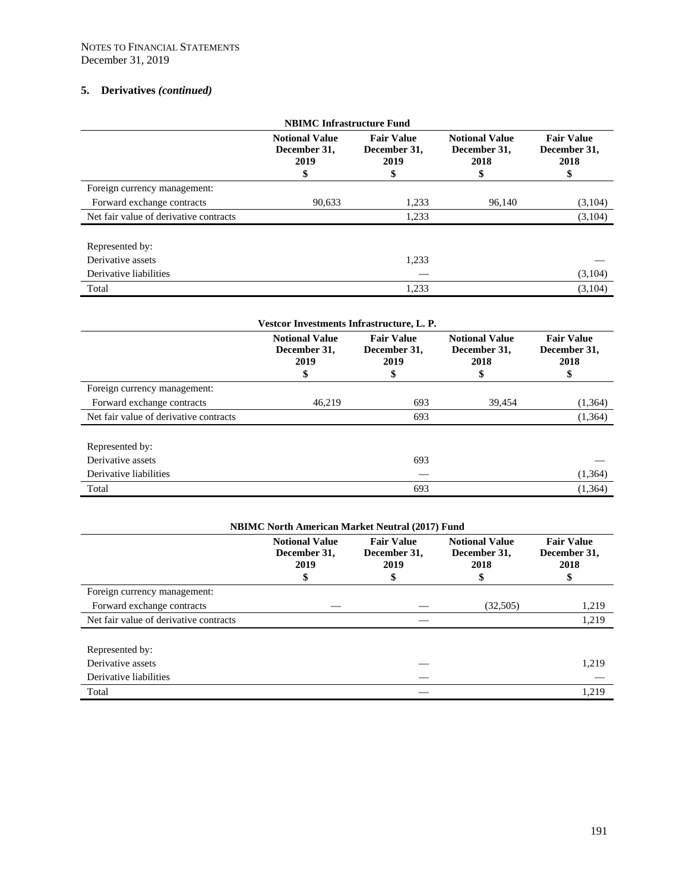NOTES TO FINANCIAL STATEMENTS
December 31, 2019

## 5. Derivatives *(continued)*

**NBIMC Infrastructure Fund**

| | Notional Value December 31, 2019 $ | Fair Value December 31, 2019 $ | Notional Value December 31, 2018 $ | Fair Value December 31, 2018 $ |
|---|---|---|---|---|
| Foreign currency management: | | | | |
| Forward exchange contracts | 90,633 | 1,233 | 96,140 | (3,104) |
| Net fair value of derivative contracts | | 1,233 | | (3,104) |
| | | | | |
| Represented by: | | | | |
| Derivative assets | | 1,233 | | — |
| Derivative liabilities | | — | | (3,104) |
| Total | | 1,233 | | (3,104) |

**Vestcor Investments Infrastructure, L. P.**

| | Notional Value December 31, 2019 $ | Fair Value December 31, 2019 $ | Notional Value December 31, 2018 $ | Fair Value December 31, 2018 $ |
|---|---|---|---|---|
| Foreign currency management: | | | | |
| Forward exchange contracts | 46,219 | 693 | 39,454 | (1,364) |
| Net fair value of derivative contracts | | 693 | | (1,364) |
| | | | | |
| Represented by: | | | | |
| Derivative assets | | 693 | | — |
| Derivative liabilities | | — | | (1,364) |
| Total | | 693 | | (1,364) |

**NBIMC North American Market Neutral (2017) Fund**

| | Notional Value December 31, 2019 $ | Fair Value December 31, 2019 $ | Notional Value December 31, 2018 $ | Fair Value December 31, 2018 $ |
|---|---|---|---|---|
| Foreign currency management: | | | | |
| Forward exchange contracts | — | — | (32,505) | 1,219 |
| Net fair value of derivative contracts | | — | | 1,219 |
| | | | | |
| Represented by: | | | | |
| Derivative assets | | — | | 1,219 |
| Derivative liabilities | | — | | — |
| Total | | — | | 1,219 |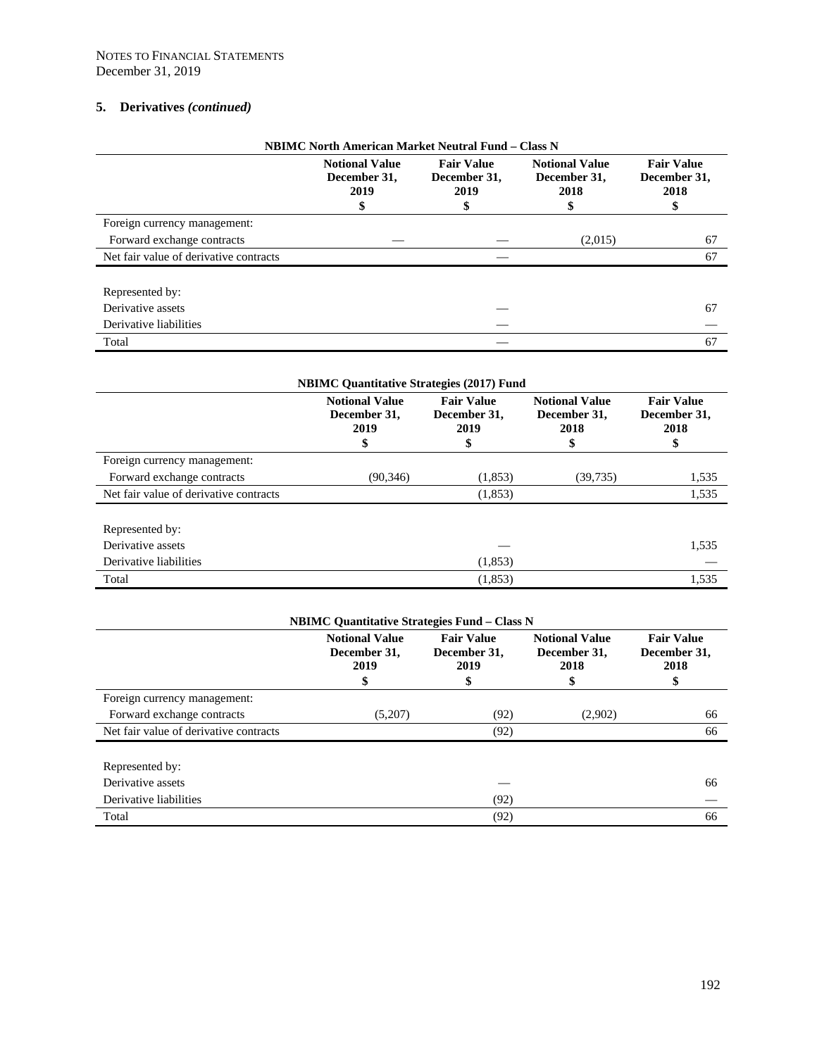NOTES TO FINANCIAL STATEMENTS
December 31, 2019

## 5. Derivatives *(continued)*

**NBIMC North American Market Neutral Fund – Class N**

| | Notional Value December 31, 2019 $ | Fair Value December 31, 2019 $ | Notional Value December 31, 2018 $ | Fair Value December 31, 2018 $ |
|---|---|---|---|---|
| Foreign currency management: | | | | |
| Forward exchange contracts | — | — | (2,015) | 67 |
| Net fair value of derivative contracts | | — | | 67 |
| | | | | |
| Represented by: | | | | |
| Derivative assets | | — | | 67 |
| Derivative liabilities | | — | | — |
| Total | | — | | 67 |

**NBIMC Quantitative Strategies (2017) Fund**

| | Notional Value December 31, 2019 $ | Fair Value December 31, 2019 $ | Notional Value December 31, 2018 $ | Fair Value December 31, 2018 $ |
|---|---|---|---|---|
| Foreign currency management: | | | | |
| Forward exchange contracts | (90,346) | (1,853) | (39,735) | 1,535 |
| Net fair value of derivative contracts | | (1,853) | | 1,535 |
| | | | | |
| Represented by: | | | | |
| Derivative assets | | — | | 1,535 |
| Derivative liabilities | | (1,853) | | — |
| Total | | (1,853) | | 1,535 |

**NBIMC Quantitative Strategies Fund – Class N**

| | Notional Value December 31, 2019 $ | Fair Value December 31, 2019 $ | Notional Value December 31, 2018 $ | Fair Value December 31, 2018 $ |
|---|---|---|---|---|
| Foreign currency management: | | | | |
| Forward exchange contracts | (5,207) | (92) | (2,902) | 66 |
| Net fair value of derivative contracts | | (92) | | 66 |
| | | | | |
| Represented by: | | | | |
| Derivative assets | | — | | 66 |
| Derivative liabilities | | (92) | | — |
| Total | | (92) | | 66 |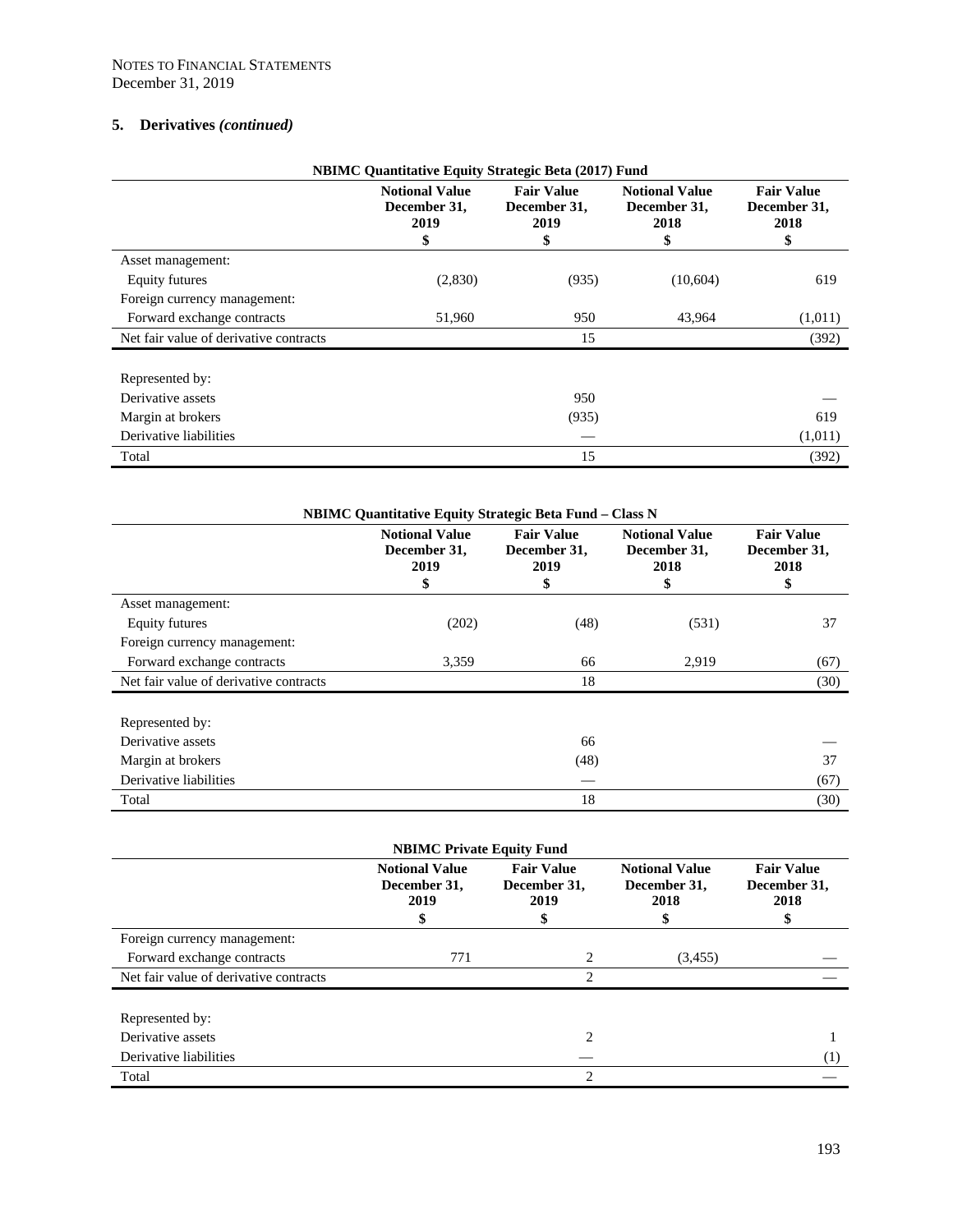NOTES TO FINANCIAL STATEMENTS
December 31, 2019

## 5. Derivatives *(continued)*

**NBIMC Quantitative Equity Strategic Beta (2017) Fund**

| | Notional Value December 31, 2019 $ | Fair Value December 31, 2019 $ | Notional Value December 31, 2018 $ | Fair Value December 31, 2018 $ |
|---|---|---|---|---|
| Asset management: | | | | |
| Equity futures | (2,830) | (935) | (10,604) | 619 |
| Foreign currency management: | | | | |
| Forward exchange contracts | 51,960 | 950 | 43,964 | (1,011) |
| Net fair value of derivative contracts | | 15 | | (392) |
| | | | | |
| Represented by: | | | | |
| Derivative assets | | 950 | | — |
| Margin at brokers | | (935) | | 619 |
| Derivative liabilities | | — | | (1,011) |
| Total | | 15 | | (392) |

**NBIMC Quantitative Equity Strategic Beta Fund – Class N**

| | Notional Value December 31, 2019 $ | Fair Value December 31, 2019 $ | Notional Value December 31, 2018 $ | Fair Value December 31, 2018 $ |
|---|---|---|---|---|
| Asset management: | | | | |
| Equity futures | (202) | (48) | (531) | 37 |
| Foreign currency management: | | | | |
| Forward exchange contracts | 3,359 | 66 | 2,919 | (67) |
| Net fair value of derivative contracts | | 18 | | (30) |
| | | | | |
| Represented by: | | | | |
| Derivative assets | | 66 | | — |
| Margin at brokers | | (48) | | 37 |
| Derivative liabilities | | — | | (67) |
| Total | | 18 | | (30) |

**NBIMC Private Equity Fund**

| | Notional Value December 31, 2019 $ | Fair Value December 31, 2019 $ | Notional Value December 31, 2018 $ | Fair Value December 31, 2018 $ |
|---|---|---|---|---|
| Foreign currency management: | | | | |
| Forward exchange contracts | 771 | 2 | (3,455) | — |
| Net fair value of derivative contracts | | 2 | | — |
| | | | | |
| Represented by: | | | | |
| Derivative assets | | 2 | | 1 |
| Derivative liabilities | | — | | (1) |
| Total | | 2 | | — |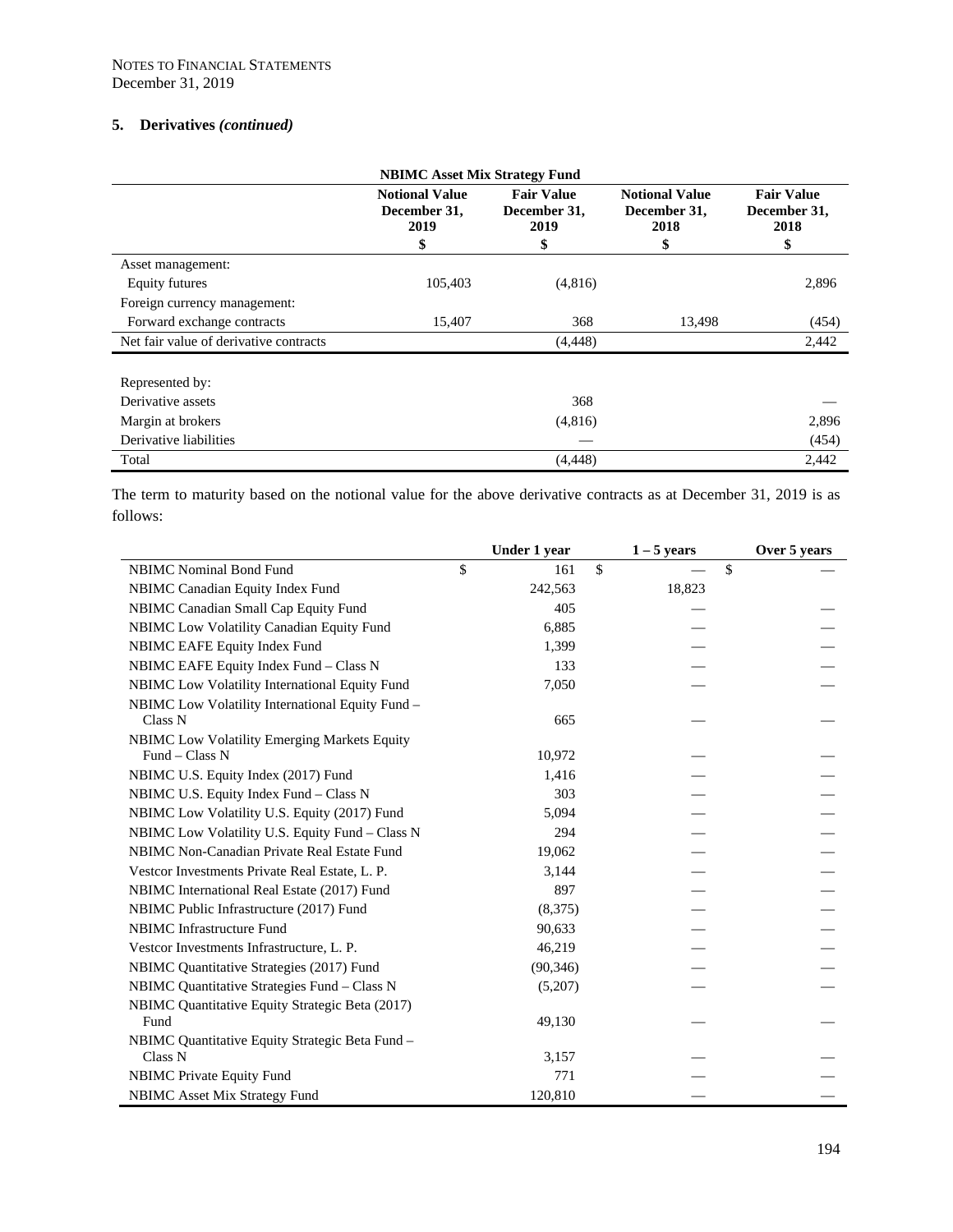NOTES TO FINANCIAL STATEMENTS
December 31, 2019

## 5. Derivatives *(continued)*

| NBIMC Asset Mix Strategy Fund | | | | |
|---|---|---|---|---|
| | **Notional Value December 31, 2019** | **Fair Value December 31, 2019** | **Notional Value December 31, 2018** | **Fair Value December 31, 2018** |
| | **$** | **$** | **$** | **$** |
| Asset management: | | | | |
| Equity futures | 105,403 | (4,816) | | 2,896 |
| Foreign currency management: | | | | |
| Forward exchange contracts | 15,407 | 368 | 13,498 | (454) |
| Net fair value of derivative contracts | | (4,448) | | 2,442 |
| | | | | |
| Represented by: | | | | |
| Derivative assets | | 368 | | — |
| Margin at brokers | | (4,816) | | 2,896 |
| Derivative liabilities | | — | | (454) |
| Total | | (4,448) | | 2,442 |

The term to maturity based on the notional value for the above derivative contracts as at December 31, 2019 is as follows:

| | Under 1 year | 1 – 5 years | Over 5 years |
|---|---|---|---|
| NBIMC Nominal Bond Fund | $ 161 | $ — | $ — |
| NBIMC Canadian Equity Index Fund | 242,563 | 18,823 | |
| NBIMC Canadian Small Cap Equity Fund | 405 | — | — |
| NBIMC Low Volatility Canadian Equity Fund | 6,885 | — | — |
| NBIMC EAFE Equity Index Fund | 1,399 | — | — |
| NBIMC EAFE Equity Index Fund – Class N | 133 | — | — |
| NBIMC Low Volatility International Equity Fund | 7,050 | — | — |
| NBIMC Low Volatility International Equity Fund – Class N | 665 | — | — |
| NBIMC Low Volatility Emerging Markets Equity Fund – Class N | 10,972 | — | — |
| NBIMC U.S. Equity Index (2017) Fund | 1,416 | — | — |
| NBIMC U.S. Equity Index Fund – Class N | 303 | — | — |
| NBIMC Low Volatility U.S. Equity (2017) Fund | 5,094 | — | — |
| NBIMC Low Volatility U.S. Equity Fund – Class N | 294 | — | — |
| NBIMC Non-Canadian Private Real Estate Fund | 19,062 | — | — |
| Vestcor Investments Private Real Estate, L. P. | 3,144 | — | — |
| NBIMC International Real Estate (2017) Fund | 897 | — | — |
| NBIMC Public Infrastructure (2017) Fund | (8,375) | — | — |
| NBIMC Infrastructure Fund | 90,633 | — | — |
| Vestcor Investments Infrastructure, L. P. | 46,219 | — | — |
| NBIMC Quantitative Strategies (2017) Fund | (90,346) | — | — |
| NBIMC Quantitative Strategies Fund – Class N | (5,207) | — | — |
| NBIMC Quantitative Equity Strategic Beta (2017) Fund | 49,130 | — | — |
| NBIMC Quantitative Equity Strategic Beta Fund – Class N | 3,157 | — | — |
| NBIMC Private Equity Fund | 771 | — | — |
| NBIMC Asset Mix Strategy Fund | 120,810 | — | — |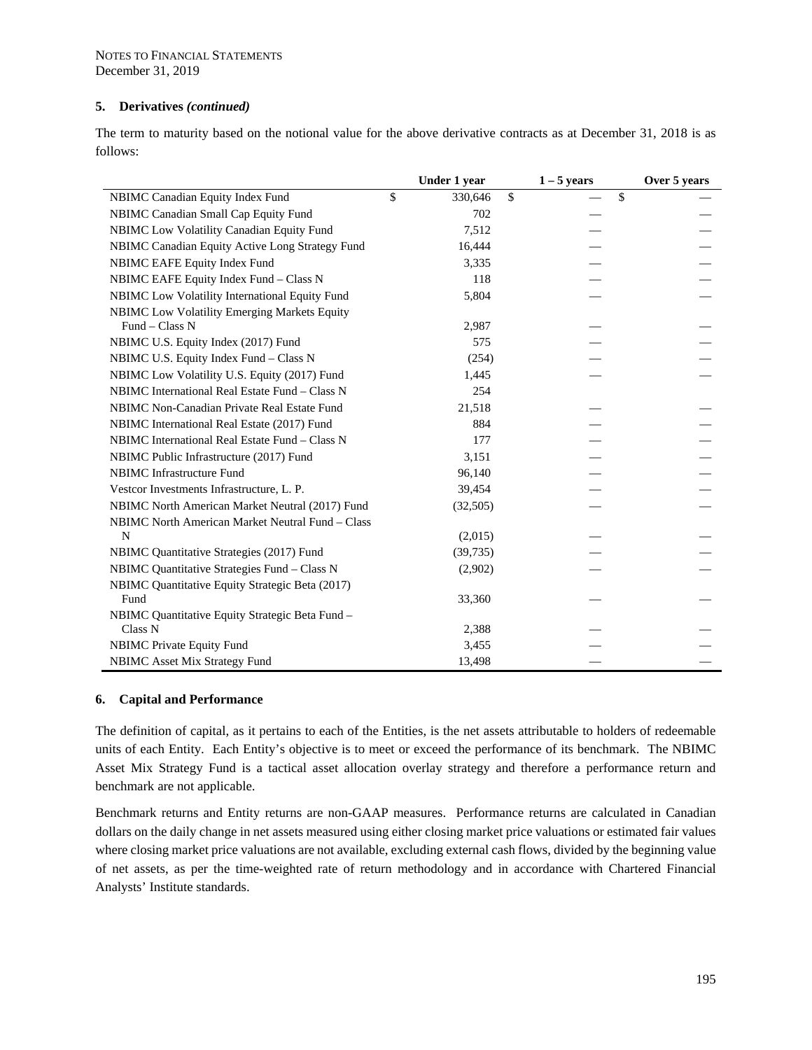NOTES TO FINANCIAL STATEMENTS
December 31, 2019

## 5. Derivatives *(continued)*

The term to maturity based on the notional value for the above derivative contracts as at December 31, 2018 is as follows:

| | Under 1 year | 1 – 5 years | Over 5 years |
|---|---|---|---|
| NBIMC Canadian Equity Index Fund | $ 330,646 | $ — | $ — |
| NBIMC Canadian Small Cap Equity Fund | 702 | — | — |
| NBIMC Low Volatility Canadian Equity Fund | 7,512 | — | — |
| NBIMC Canadian Equity Active Long Strategy Fund | 16,444 | — | — |
| NBIMC EAFE Equity Index Fund | 3,335 | — | — |
| NBIMC EAFE Equity Index Fund – Class N | 118 | — | — |
| NBIMC Low Volatility International Equity Fund | 5,804 | — | — |
| NBIMC Low Volatility Emerging Markets Equity Fund – Class N | 2,987 | — | — |
| NBIMC U.S. Equity Index (2017) Fund | 575 | — | — |
| NBIMC U.S. Equity Index Fund – Class N | (254) | — | — |
| NBIMC Low Volatility U.S. Equity (2017) Fund | 1,445 | — | — |
| NBIMC International Real Estate Fund – Class N | 254 | | |
| NBIMC Non-Canadian Private Real Estate Fund | 21,518 | — | — |
| NBIMC International Real Estate (2017) Fund | 884 | — | — |
| NBIMC International Real Estate Fund – Class N | 177 | — | — |
| NBIMC Public Infrastructure (2017) Fund | 3,151 | — | — |
| NBIMC Infrastructure Fund | 96,140 | — | — |
| Vestcor Investments Infrastructure, L. P. | 39,454 | — | — |
| NBIMC North American Market Neutral (2017) Fund | (32,505) | — | — |
| NBIMC North American Market Neutral Fund – Class N | (2,015) | — | — |
| NBIMC Quantitative Strategies (2017) Fund | (39,735) | — | — |
| NBIMC Quantitative Strategies Fund – Class N | (2,902) | — | — |
| NBIMC Quantitative Equity Strategic Beta (2017) Fund | 33,360 | — | — |
| NBIMC Quantitative Equity Strategic Beta Fund – Class N | 2,388 | — | — |
| NBIMC Private Equity Fund | 3,455 | — | — |
| NBIMC Asset Mix Strategy Fund | 13,498 | — | — |

## 6. Capital and Performance

The definition of capital, as it pertains to each of the Entities, is the net assets attributable to holders of redeemable units of each Entity. Each Entity's objective is to meet or exceed the performance of its benchmark. The NBIMC Asset Mix Strategy Fund is a tactical asset allocation overlay strategy and therefore a performance return and benchmark are not applicable.

Benchmark returns and Entity returns are non-GAAP measures. Performance returns are calculated in Canadian dollars on the daily change in net assets measured using either closing market price valuations or estimated fair values where closing market price valuations are not available, excluding external cash flows, divided by the beginning value of net assets, as per the time-weighted rate of return methodology and in accordance with Chartered Financial Analysts' Institute standards.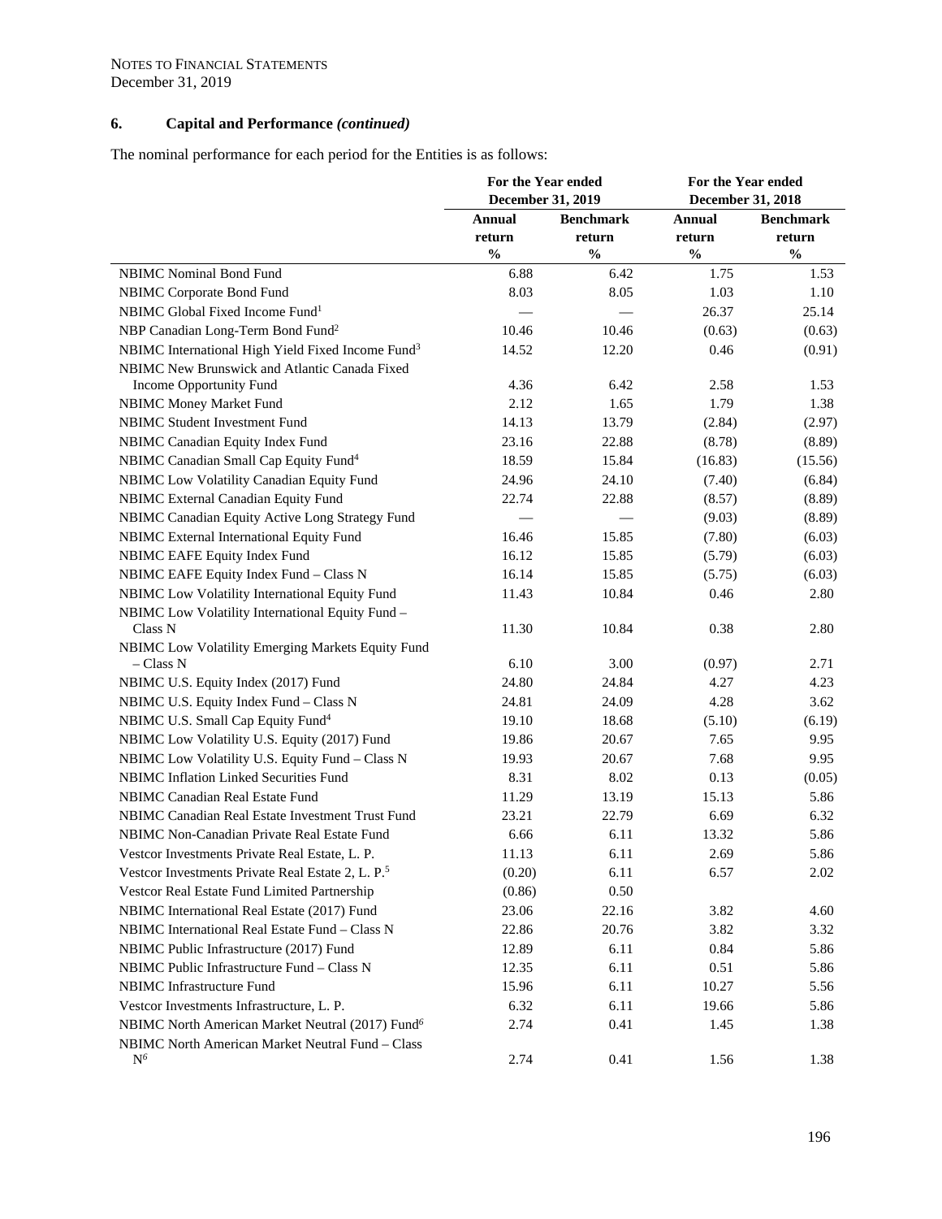NOTES TO FINANCIAL STATEMENTS
December 31, 2019

## 6. Capital and Performance *(continued)*

The nominal performance for each period for the Entities is as follows:

| | For the Year ended December 31, 2019 | | For the Year ended December 31, 2018 | |
|---|---|---|---|---|
| | Annual return % | Benchmark return % | Annual return % | Benchmark return % |
| NBIMC Nominal Bond Fund | 6.88 | 6.42 | 1.75 | 1.53 |
| NBIMC Corporate Bond Fund | 8.03 | 8.05 | 1.03 | 1.10 |
| NBIMC Global Fixed Income Fund[1] | — | — | 26.37 | 25.14 |
| NBP Canadian Long-Term Bond Fund[2] | 10.46 | 10.46 | (0.63) | (0.63) |
| NBIMC International High Yield Fixed Income Fund[3] | 14.52 | 12.20 | 0.46 | (0.91) |
| NBIMC New Brunswick and Atlantic Canada Fixed Income Opportunity Fund | 4.36 | 6.42 | 2.58 | 1.53 |
| NBIMC Money Market Fund | 2.12 | 1.65 | 1.79 | 1.38 |
| NBIMC Student Investment Fund | 14.13 | 13.79 | (2.84) | (2.97) |
| NBIMC Canadian Equity Index Fund | 23.16 | 22.88 | (8.78) | (8.89) |
| NBIMC Canadian Small Cap Equity Fund[4] | 18.59 | 15.84 | (16.83) | (15.56) |
| NBIMC Low Volatility Canadian Equity Fund | 24.96 | 24.10 | (7.40) | (6.84) |
| NBIMC External Canadian Equity Fund | 22.74 | 22.88 | (8.57) | (8.89) |
| NBIMC Canadian Equity Active Long Strategy Fund | — | — | (9.03) | (8.89) |
| NBIMC External International Equity Fund | 16.46 | 15.85 | (7.80) | (6.03) |
| NBIMC EAFE Equity Index Fund | 16.12 | 15.85 | (5.79) | (6.03) |
| NBIMC EAFE Equity Index Fund – Class N | 16.14 | 15.85 | (5.75) | (6.03) |
| NBIMC Low Volatility International Equity Fund | 11.43 | 10.84 | 0.46 | 2.80 |
| NBIMC Low Volatility International Equity Fund – Class N | 11.30 | 10.84 | 0.38 | 2.80 |
| NBIMC Low Volatility Emerging Markets Equity Fund – Class N | 6.10 | 3.00 | (0.97) | 2.71 |
| NBIMC U.S. Equity Index (2017) Fund | 24.80 | 24.84 | 4.27 | 4.23 |
| NBIMC U.S. Equity Index Fund – Class N | 24.81 | 24.09 | 4.28 | 3.62 |
| NBIMC U.S. Small Cap Equity Fund[4] | 19.10 | 18.68 | (5.10) | (6.19) |
| NBIMC Low Volatility U.S. Equity (2017) Fund | 19.86 | 20.67 | 7.65 | 9.95 |
| NBIMC Low Volatility U.S. Equity Fund – Class N | 19.93 | 20.67 | 7.68 | 9.95 |
| NBIMC Inflation Linked Securities Fund | 8.31 | 8.02 | 0.13 | (0.05) |
| NBIMC Canadian Real Estate Fund | 11.29 | 13.19 | 15.13 | 5.86 |
| NBIMC Canadian Real Estate Investment Trust Fund | 23.21 | 22.79 | 6.69 | 6.32 |
| NBIMC Non-Canadian Private Real Estate Fund | 6.66 | 6.11 | 13.32 | 5.86 |
| Vestcor Investments Private Real Estate, L. P. | 11.13 | 6.11 | 2.69 | 5.86 |
| Vestcor Investments Private Real Estate 2, L. P.[5] | (0.20) | 6.11 | 6.57 | 2.02 |
| Vestcor Real Estate Fund Limited Partnership | (0.86) | 0.50 | | |
| NBIMC International Real Estate (2017) Fund | 23.06 | 22.16 | 3.82 | 4.60 |
| NBIMC International Real Estate Fund – Class N | 22.86 | 20.76 | 3.82 | 3.32 |
| NBIMC Public Infrastructure (2017) Fund | 12.89 | 6.11 | 0.84 | 5.86 |
| NBIMC Public Infrastructure Fund – Class N | 12.35 | 6.11 | 0.51 | 5.86 |
| NBIMC Infrastructure Fund | 15.96 | 6.11 | 10.27 | 5.56 |
| Vestcor Investments Infrastructure, L. P. | 6.32 | 6.11 | 19.66 | 5.86 |
| NBIMC North American Market Neutral (2017) Fund[6] | 2.74 | 0.41 | 1.45 | 1.38 |
| NBIMC North American Market Neutral Fund – Class N[6] | 2.74 | 0.41 | 1.56 | 1.38 |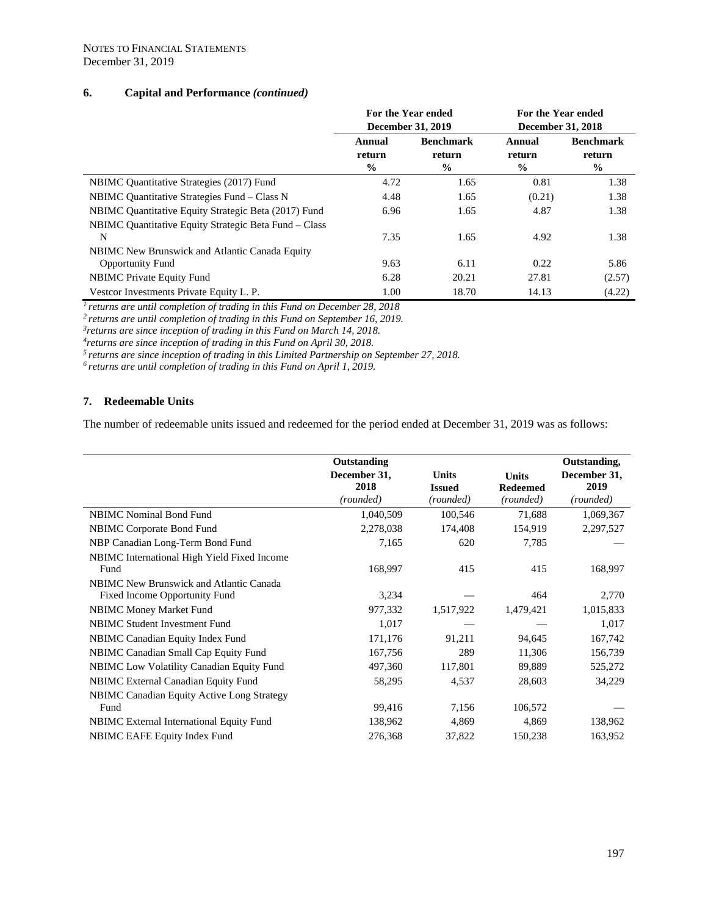NOTES TO FINANCIAL STATEMENTS
December 31, 2019

## 6. Capital and Performance *(continued)*

| | For the Year ended December 31, 2019 | | For the Year ended December 31, 2018 | |
|---|---|---|---|---|
| | Annual return % | Benchmark return % | Annual return % | Benchmark return % |
| NBIMC Quantitative Strategies (2017) Fund | 4.72 | 1.65 | 0.81 | 1.38 |
| NBIMC Quantitative Strategies Fund – Class N | 4.48 | 1.65 | (0.21) | 1.38 |
| NBIMC Quantitative Equity Strategic Beta (2017) Fund | 6.96 | 1.65 | 4.87 | 1.38 |
| NBIMC Quantitative Equity Strategic Beta Fund – Class N | 7.35 | 1.65 | 4.92 | 1.38 |
| NBIMC New Brunswick and Atlantic Canada Equity Opportunity Fund | 9.63 | 6.11 | 0.22 | 5.86 |
| NBIMC Private Equity Fund | 6.28 | 20.21 | 27.81 | (2.57) |
| Vestcor Investments Private Equity L. P. | 1.00 | 18.70 | 14.13 | (4.22) |

[1] *returns are until completion of trading in this Fund on December 28, 2018*
[2] *returns are until completion of trading in this Fund on September 16, 2019.*
[3] *returns are since inception of trading in this Fund on March 14, 2018.*
[4] *returns are since inception of trading in this Fund on April 30, 2018.*
[5] *returns are since inception of trading in this Limited Partnership on September 27, 2018.*
[6] *returns are until completion of trading in this Fund on April 1, 2019.*

## 7. Redeemable Units

The number of redeemable units issued and redeemed for the period ended at December 31, 2019 was as follows:

| | Outstanding December 31, 2018 *(rounded)* | Units Issued *(rounded)* | Units Redeemed *(rounded)* | Outstanding, December 31, 2019 *(rounded)* |
|---|---|---|---|---|
| NBIMC Nominal Bond Fund | 1,040,509 | 100,546 | 71,688 | 1,069,367 |
| NBIMC Corporate Bond Fund | 2,278,038 | 174,408 | 154,919 | 2,297,527 |
| NBP Canadian Long-Term Bond Fund | 7,165 | 620 | 7,785 | — |
| NBIMC International High Yield Fixed Income Fund | 168,997 | 415 | 415 | 168,997 |
| NBIMC New Brunswick and Atlantic Canada Fixed Income Opportunity Fund | 3,234 | — | 464 | 2,770 |
| NBIMC Money Market Fund | 977,332 | 1,517,922 | 1,479,421 | 1,015,833 |
| NBIMC Student Investment Fund | 1,017 | — | — | 1,017 |
| NBIMC Canadian Equity Index Fund | 171,176 | 91,211 | 94,645 | 167,742 |
| NBIMC Canadian Small Cap Equity Fund | 167,756 | 289 | 11,306 | 156,739 |
| NBIMC Low Volatility Canadian Equity Fund | 497,360 | 117,801 | 89,889 | 525,272 |
| NBIMC External Canadian Equity Fund | 58,295 | 4,537 | 28,603 | 34,229 |
| NBIMC Canadian Equity Active Long Strategy Fund | 99,416 | 7,156 | 106,572 | — |
| NBIMC External International Equity Fund | 138,962 | 4,869 | 4,869 | 138,962 |
| NBIMC EAFE Equity Index Fund | 276,368 | 37,822 | 150,238 | 163,952 |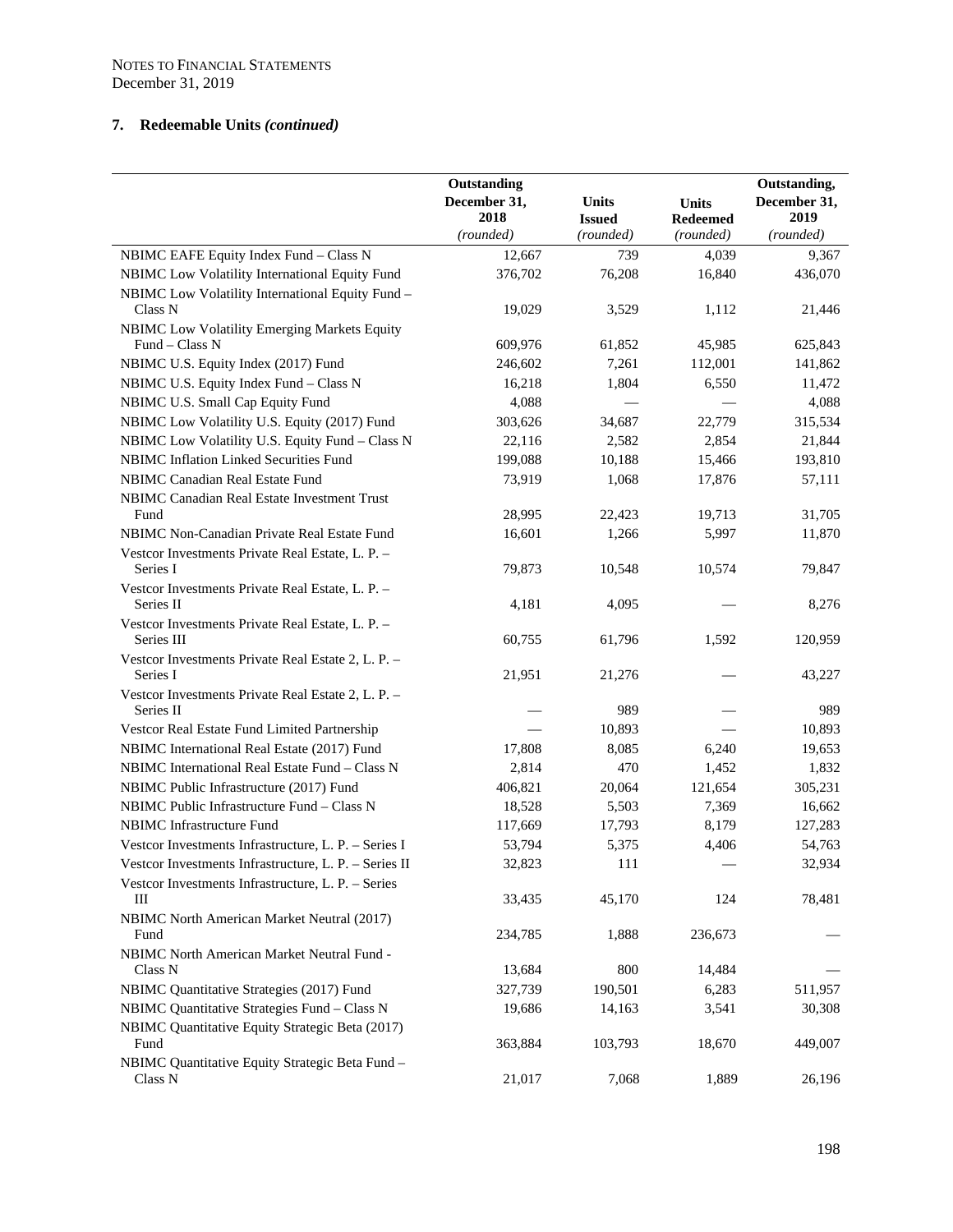NOTES TO FINANCIAL STATEMENTS
December 31, 2019

## 7. Redeemable Units *(continued)*

| | Outstanding December 31, 2018 *(rounded)* | Units Issued *(rounded)* | Units Redeemed *(rounded)* | Outstanding, December 31, 2019 *(rounded)* |
|---|---|---|---|---|
| NBIMC EAFE Equity Index Fund – Class N | 12,667 | 739 | 4,039 | 9,367 |
| NBIMC Low Volatility International Equity Fund | 376,702 | 76,208 | 16,840 | 436,070 |
| NBIMC Low Volatility International Equity Fund – Class N | 19,029 | 3,529 | 1,112 | 21,446 |
| NBIMC Low Volatility Emerging Markets Equity Fund – Class N | 609,976 | 61,852 | 45,985 | 625,843 |
| NBIMC U.S. Equity Index (2017) Fund | 246,602 | 7,261 | 112,001 | 141,862 |
| NBIMC U.S. Equity Index Fund – Class N | 16,218 | 1,804 | 6,550 | 11,472 |
| NBIMC U.S. Small Cap Equity Fund | 4,088 | — | — | 4,088 |
| NBIMC Low Volatility U.S. Equity (2017) Fund | 303,626 | 34,687 | 22,779 | 315,534 |
| NBIMC Low Volatility U.S. Equity Fund – Class N | 22,116 | 2,582 | 2,854 | 21,844 |
| NBIMC Inflation Linked Securities Fund | 199,088 | 10,188 | 15,466 | 193,810 |
| NBIMC Canadian Real Estate Fund | 73,919 | 1,068 | 17,876 | 57,111 |
| NBIMC Canadian Real Estate Investment Trust Fund | 28,995 | 22,423 | 19,713 | 31,705 |
| NBIMC Non-Canadian Private Real Estate Fund | 16,601 | 1,266 | 5,997 | 11,870 |
| Vestcor Investments Private Real Estate, L. P. – Series I | 79,873 | 10,548 | 10,574 | 79,847 |
| Vestcor Investments Private Real Estate, L. P. – Series II | 4,181 | 4,095 | — | 8,276 |
| Vestcor Investments Private Real Estate, L. P. – Series III | 60,755 | 61,796 | 1,592 | 120,959 |
| Vestcor Investments Private Real Estate 2, L. P. – Series I | 21,951 | 21,276 | — | 43,227 |
| Vestcor Investments Private Real Estate 2, L. P. – Series II | — | 989 | — | 989 |
| Vestcor Real Estate Fund Limited Partnership | — | 10,893 | — | 10,893 |
| NBIMC International Real Estate (2017) Fund | 17,808 | 8,085 | 6,240 | 19,653 |
| NBIMC International Real Estate Fund – Class N | 2,814 | 470 | 1,452 | 1,832 |
| NBIMC Public Infrastructure (2017) Fund | 406,821 | 20,064 | 121,654 | 305,231 |
| NBIMC Public Infrastructure Fund – Class N | 18,528 | 5,503 | 7,369 | 16,662 |
| NBIMC Infrastructure Fund | 117,669 | 17,793 | 8,179 | 127,283 |
| Vestcor Investments Infrastructure, L. P. – Series I | 53,794 | 5,375 | 4,406 | 54,763 |
| Vestcor Investments Infrastructure, L. P. – Series II | 32,823 | 111 | — | 32,934 |
| Vestcor Investments Infrastructure, L. P. – Series III | 33,435 | 45,170 | 124 | 78,481 |
| NBIMC North American Market Neutral (2017) Fund | 234,785 | 1,888 | 236,673 | — |
| NBIMC North American Market Neutral Fund - Class N | 13,684 | 800 | 14,484 | — |
| NBIMC Quantitative Strategies (2017) Fund | 327,739 | 190,501 | 6,283 | 511,957 |
| NBIMC Quantitative Strategies Fund – Class N | 19,686 | 14,163 | 3,541 | 30,308 |
| NBIMC Quantitative Equity Strategic Beta (2017) Fund | 363,884 | 103,793 | 18,670 | 449,007 |
| NBIMC Quantitative Equity Strategic Beta Fund – Class N | 21,017 | 7,068 | 1,889 | 26,196 |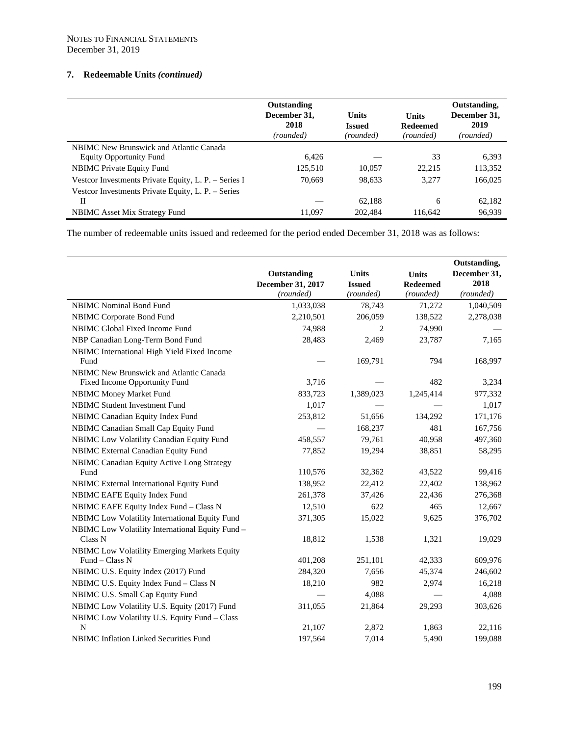NOTES TO FINANCIAL STATEMENTS
December 31, 2019

## 7. Redeemable Units *(continued)*

| | Outstanding December 31, 2018 *(rounded)* | Units Issued *(rounded)* | Units Redeemed *(rounded)* | Outstanding, December 31, 2019 *(rounded)* |
|---|---|---|---|---|
| NBIMC New Brunswick and Atlantic Canada Equity Opportunity Fund | 6,426 | — | 33 | 6,393 |
| NBIMC Private Equity Fund | 125,510 | 10,057 | 22,215 | 113,352 |
| Vestcor Investments Private Equity, L. P. – Series I | 70,669 | 98,633 | 3,277 | 166,025 |
| Vestcor Investments Private Equity, L. P. – Series II | — | 62,188 | 6 | 62,182 |
| NBIMC Asset Mix Strategy Fund | 11,097 | 202,484 | 116,642 | 96,939 |

The number of redeemable units issued and redeemed for the period ended December 31, 2018 was as follows:

| | Outstanding December 31, 2017 *(rounded)* | Units Issued *(rounded)* | Units Redeemed *(rounded)* | Outstanding, December 31, 2018 *(rounded)* |
|---|---|---|---|---|
| NBIMC Nominal Bond Fund | 1,033,038 | 78,743 | 71,272 | 1,040,509 |
| NBIMC Corporate Bond Fund | 2,210,501 | 206,059 | 138,522 | 2,278,038 |
| NBIMC Global Fixed Income Fund | 74,988 | 2 | 74,990 | — |
| NBP Canadian Long-Term Bond Fund | 28,483 | 2,469 | 23,787 | 7,165 |
| NBIMC International High Yield Fixed Income Fund | — | 169,791 | 794 | 168,997 |
| NBIMC New Brunswick and Atlantic Canada Fixed Income Opportunity Fund | 3,716 | — | 482 | 3,234 |
| NBIMC Money Market Fund | 833,723 | 1,389,023 | 1,245,414 | 977,332 |
| NBIMC Student Investment Fund | 1,017 | — | — | 1,017 |
| NBIMC Canadian Equity Index Fund | 253,812 | 51,656 | 134,292 | 171,176 |
| NBIMC Canadian Small Cap Equity Fund | — | 168,237 | 481 | 167,756 |
| NBIMC Low Volatility Canadian Equity Fund | 458,557 | 79,761 | 40,958 | 497,360 |
| NBIMC External Canadian Equity Fund | 77,852 | 19,294 | 38,851 | 58,295 |
| NBIMC Canadian Equity Active Long Strategy Fund | 110,576 | 32,362 | 43,522 | 99,416 |
| NBIMC External International Equity Fund | 138,952 | 22,412 | 22,402 | 138,962 |
| NBIMC EAFE Equity Index Fund | 261,378 | 37,426 | 22,436 | 276,368 |
| NBIMC EAFE Equity Index Fund – Class N | 12,510 | 622 | 465 | 12,667 |
| NBIMC Low Volatility International Equity Fund | 371,305 | 15,022 | 9,625 | 376,702 |
| NBIMC Low Volatility International Equity Fund – Class N | 18,812 | 1,538 | 1,321 | 19,029 |
| NBIMC Low Volatility Emerging Markets Equity Fund – Class N | 401,208 | 251,101 | 42,333 | 609,976 |
| NBIMC U.S. Equity Index (2017) Fund | 284,320 | 7,656 | 45,374 | 246,602 |
| NBIMC U.S. Equity Index Fund – Class N | 18,210 | 982 | 2,974 | 16,218 |
| NBIMC U.S. Small Cap Equity Fund | — | 4,088 | — | 4,088 |
| NBIMC Low Volatility U.S. Equity (2017) Fund | 311,055 | 21,864 | 29,293 | 303,626 |
| NBIMC Low Volatility U.S. Equity Fund – Class N | 21,107 | 2,872 | 1,863 | 22,116 |
| NBIMC Inflation Linked Securities Fund | 197,564 | 7,014 | 5,490 | 199,088 |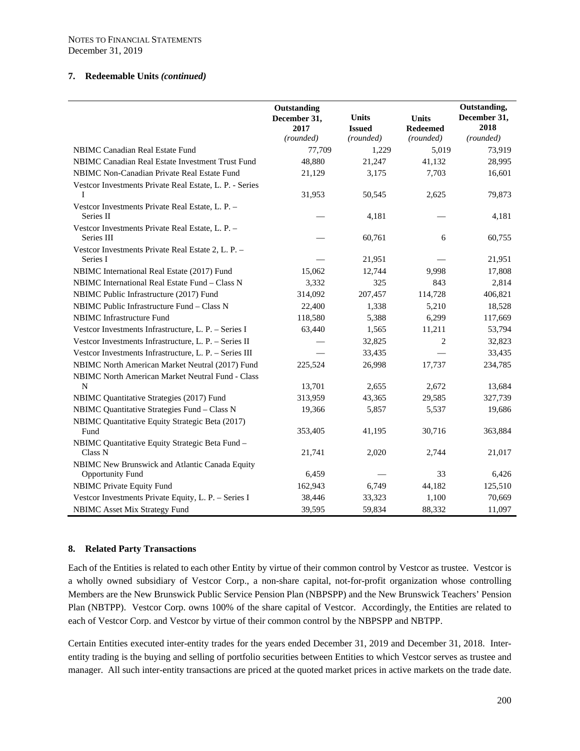NOTES TO FINANCIAL STATEMENTS
December 31, 2019

### 7. Redeemable Units *(continued)*

| | Outstanding December 31, 2017 *(rounded)* | Units Issued *(rounded)* | Units Redeemed *(rounded)* | Outstanding, December 31, 2018 *(rounded)* |
|---|---|---|---|---|
| NBIMC Canadian Real Estate Fund | 77,709 | 1,229 | 5,019 | 73,919 |
| NBIMC Canadian Real Estate Investment Trust Fund | 48,880 | 21,247 | 41,132 | 28,995 |
| NBIMC Non-Canadian Private Real Estate Fund | 21,129 | 3,175 | 7,703 | 16,601 |
| Vestcor Investments Private Real Estate, L. P. - Series I | 31,953 | 50,545 | 2,625 | 79,873 |
| Vestcor Investments Private Real Estate, L. P. – Series II | — | 4,181 | — | 4,181 |
| Vestcor Investments Private Real Estate, L. P. – Series III | — | 60,761 | 6 | 60,755 |
| Vestcor Investments Private Real Estate 2, L. P. – Series I | — | 21,951 | — | 21,951 |
| NBIMC International Real Estate (2017) Fund | 15,062 | 12,744 | 9,998 | 17,808 |
| NBIMC International Real Estate Fund – Class N | 3,332 | 325 | 843 | 2,814 |
| NBIMC Public Infrastructure (2017) Fund | 314,092 | 207,457 | 114,728 | 406,821 |
| NBIMC Public Infrastructure Fund – Class N | 22,400 | 1,338 | 5,210 | 18,528 |
| NBIMC Infrastructure Fund | 118,580 | 5,388 | 6,299 | 117,669 |
| Vestcor Investments Infrastructure, L. P. – Series I | 63,440 | 1,565 | 11,211 | 53,794 |
| Vestcor Investments Infrastructure, L. P. – Series II | — | 32,825 | 2 | 32,823 |
| Vestcor Investments Infrastructure, L. P. – Series III | — | 33,435 | — | 33,435 |
| NBIMC North American Market Neutral (2017) Fund | 225,524 | 26,998 | 17,737 | 234,785 |
| NBIMC North American Market Neutral Fund - Class N | 13,701 | 2,655 | 2,672 | 13,684 |
| NBIMC Quantitative Strategies (2017) Fund | 313,959 | 43,365 | 29,585 | 327,739 |
| NBIMC Quantitative Strategies Fund – Class N | 19,366 | 5,857 | 5,537 | 19,686 |
| NBIMC Quantitative Equity Strategic Beta (2017) Fund | 353,405 | 41,195 | 30,716 | 363,884 |
| NBIMC Quantitative Equity Strategic Beta Fund – Class N | 21,741 | 2,020 | 2,744 | 21,017 |
| NBIMC New Brunswick and Atlantic Canada Equity Opportunity Fund | 6,459 | — | 33 | 6,426 |
| NBIMC Private Equity Fund | 162,943 | 6,749 | 44,182 | 125,510 |
| Vestcor Investments Private Equity, L. P. – Series I | 38,446 | 33,323 | 1,100 | 70,669 |
| NBIMC Asset Mix Strategy Fund | 39,595 | 59,834 | 88,332 | 11,097 |

### 8. Related Party Transactions

Each of the Entities is related to each other Entity by virtue of their common control by Vestcor as trustee. Vestcor is a wholly owned subsidiary of Vestcor Corp., a non-share capital, not-for-profit organization whose controlling Members are the New Brunswick Public Service Pension Plan (NBPSPP) and the New Brunswick Teachers' Pension Plan (NBTPP). Vestcor Corp. owns 100% of the share capital of Vestcor. Accordingly, the Entities are related to each of Vestcor Corp. and Vestcor by virtue of their common control by the NBPSPP and NBTPP.

Certain Entities executed inter-entity trades for the years ended December 31, 2019 and December 31, 2018. Inter-entity trading is the buying and selling of portfolio securities between Entities to which Vestcor serves as trustee and manager. All such inter-entity transactions are priced at the quoted market prices in active markets on the trade date.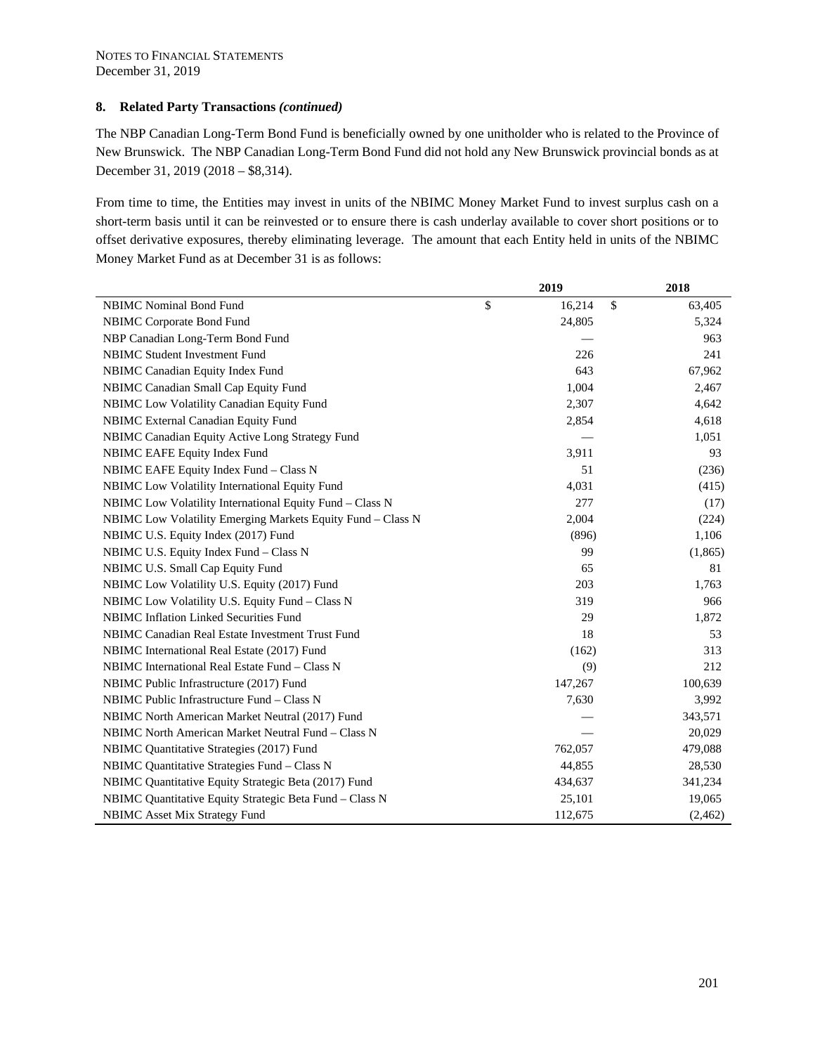NOTES TO FINANCIAL STATEMENTS
December 31, 2019

**8. Related Party Transactions *(continued)***

The NBP Canadian Long-Term Bond Fund is beneficially owned by one unitholder who is related to the Province of New Brunswick. The NBP Canadian Long-Term Bond Fund did not hold any New Brunswick provincial bonds as at December 31, 2019 (2018 – $8,314).

From time to time, the Entities may invest in units of the NBIMC Money Market Fund to invest surplus cash on a short-term basis until it can be reinvested or to ensure there is cash underlay available to cover short positions or to offset derivative exposures, thereby eliminating leverage. The amount that each Entity held in units of the NBIMC Money Market Fund as at December 31 is as follows:

| | 2019 | 2018 |
|---|---|---|
| NBIMC Nominal Bond Fund | $ 16,214 | $ 63,405 |
| NBIMC Corporate Bond Fund | 24,805 | 5,324 |
| NBP Canadian Long-Term Bond Fund | — | 963 |
| NBIMC Student Investment Fund | 226 | 241 |
| NBIMC Canadian Equity Index Fund | 643 | 67,962 |
| NBIMC Canadian Small Cap Equity Fund | 1,004 | 2,467 |
| NBIMC Low Volatility Canadian Equity Fund | 2,307 | 4,642 |
| NBIMC External Canadian Equity Fund | 2,854 | 4,618 |
| NBIMC Canadian Equity Active Long Strategy Fund | — | 1,051 |
| NBIMC EAFE Equity Index Fund | 3,911 | 93 |
| NBIMC EAFE Equity Index Fund – Class N | 51 | (236) |
| NBIMC Low Volatility International Equity Fund | 4,031 | (415) |
| NBIMC Low Volatility International Equity Fund – Class N | 277 | (17) |
| NBIMC Low Volatility Emerging Markets Equity Fund – Class N | 2,004 | (224) |
| NBIMC U.S. Equity Index (2017) Fund | (896) | 1,106 |
| NBIMC U.S. Equity Index Fund – Class N | 99 | (1,865) |
| NBIMC U.S. Small Cap Equity Fund | 65 | 81 |
| NBIMC Low Volatility U.S. Equity (2017) Fund | 203 | 1,763 |
| NBIMC Low Volatility U.S. Equity Fund – Class N | 319 | 966 |
| NBIMC Inflation Linked Securities Fund | 29 | 1,872 |
| NBIMC Canadian Real Estate Investment Trust Fund | 18 | 53 |
| NBIMC International Real Estate (2017) Fund | (162) | 313 |
| NBIMC International Real Estate Fund – Class N | (9) | 212 |
| NBIMC Public Infrastructure (2017) Fund | 147,267 | 100,639 |
| NBIMC Public Infrastructure Fund – Class N | 7,630 | 3,992 |
| NBIMC North American Market Neutral (2017) Fund | — | 343,571 |
| NBIMC North American Market Neutral Fund – Class N | — | 20,029 |
| NBIMC Quantitative Strategies (2017) Fund | 762,057 | 479,088 |
| NBIMC Quantitative Strategies Fund – Class N | 44,855 | 28,530 |
| NBIMC Quantitative Equity Strategic Beta (2017) Fund | 434,637 | 341,234 |
| NBIMC Quantitative Equity Strategic Beta Fund – Class N | 25,101 | 19,065 |
| NBIMC Asset Mix Strategy Fund | 112,675 | (2,462) |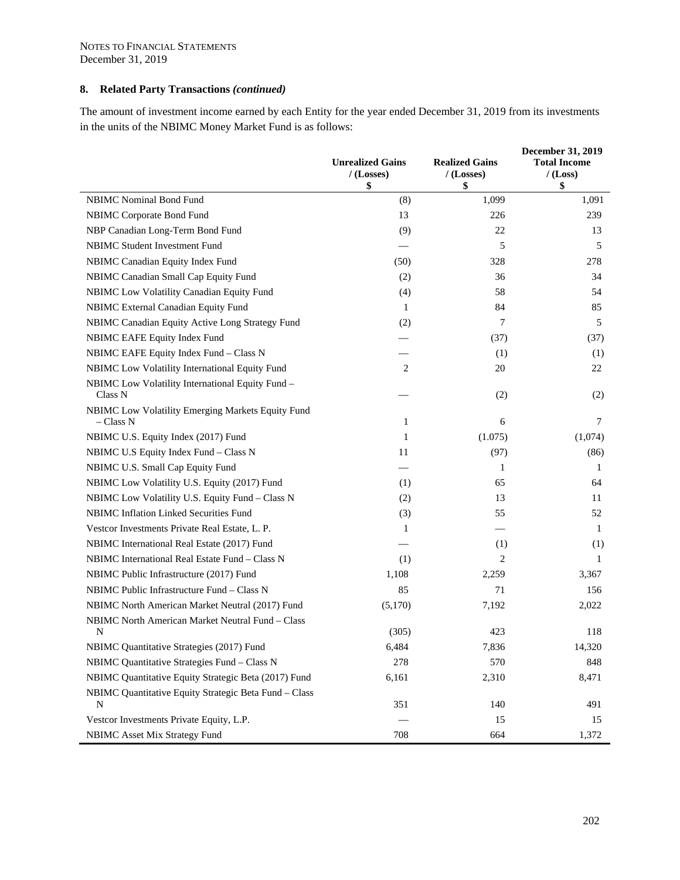NOTES TO FINANCIAL STATEMENTS
December 31, 2019

## 8. Related Party Transactions *(continued)*

The amount of investment income earned by each Entity for the year ended December 31, 2019 from its investments in the units of the NBIMC Money Market Fund is as follows:

| | Unrealized Gains / (Losses) $ | Realized Gains / (Losses) $ | December 31, 2019 Total Income / (Loss) $ |
|---|---|---|---|
| NBIMC Nominal Bond Fund | (8) | 1,099 | 1,091 |
| NBIMC Corporate Bond Fund | 13 | 226 | 239 |
| NBP Canadian Long-Term Bond Fund | (9) | 22 | 13 |
| NBIMC Student Investment Fund | — | 5 | 5 |
| NBIMC Canadian Equity Index Fund | (50) | 328 | 278 |
| NBIMC Canadian Small Cap Equity Fund | (2) | 36 | 34 |
| NBIMC Low Volatility Canadian Equity Fund | (4) | 58 | 54 |
| NBIMC External Canadian Equity Fund | 1 | 84 | 85 |
| NBIMC Canadian Equity Active Long Strategy Fund | (2) | 7 | 5 |
| NBIMC EAFE Equity Index Fund | — | (37) | (37) |
| NBIMC EAFE Equity Index Fund – Class N | — | (1) | (1) |
| NBIMC Low Volatility International Equity Fund | 2 | 20 | 22 |
| NBIMC Low Volatility International Equity Fund – Class N | — | (2) | (2) |
| NBIMC Low Volatility Emerging Markets Equity Fund – Class N | 1 | 6 | 7 |
| NBIMC U.S. Equity Index (2017) Fund | 1 | (1.075) | (1,074) |
| NBIMC U.S Equity Index Fund – Class N | 11 | (97) | (86) |
| NBIMC U.S. Small Cap Equity Fund | — | 1 | 1 |
| NBIMC Low Volatility U.S. Equity (2017) Fund | (1) | 65 | 64 |
| NBIMC Low Volatility U.S. Equity Fund – Class N | (2) | 13 | 11 |
| NBIMC Inflation Linked Securities Fund | (3) | 55 | 52 |
| Vestcor Investments Private Real Estate, L. P. | 1 | — | 1 |
| NBIMC International Real Estate (2017) Fund | — | (1) | (1) |
| NBIMC International Real Estate Fund – Class N | (1) | 2 | 1 |
| NBIMC Public Infrastructure (2017) Fund | 1,108 | 2,259 | 3,367 |
| NBIMC Public Infrastructure Fund – Class N | 85 | 71 | 156 |
| NBIMC North American Market Neutral (2017) Fund | (5,170) | 7,192 | 2,022 |
| NBIMC North American Market Neutral Fund – Class N | (305) | 423 | 118 |
| NBIMC Quantitative Strategies (2017) Fund | 6,484 | 7,836 | 14,320 |
| NBIMC Quantitative Strategies Fund – Class N | 278 | 570 | 848 |
| NBIMC Quantitative Equity Strategic Beta (2017) Fund | 6,161 | 2,310 | 8,471 |
| NBIMC Quantitative Equity Strategic Beta Fund – Class N | 351 | 140 | 491 |
| Vestcor Investments Private Equity, L.P. | — | 15 | 15 |
| NBIMC Asset Mix Strategy Fund | 708 | 664 | 1,372 |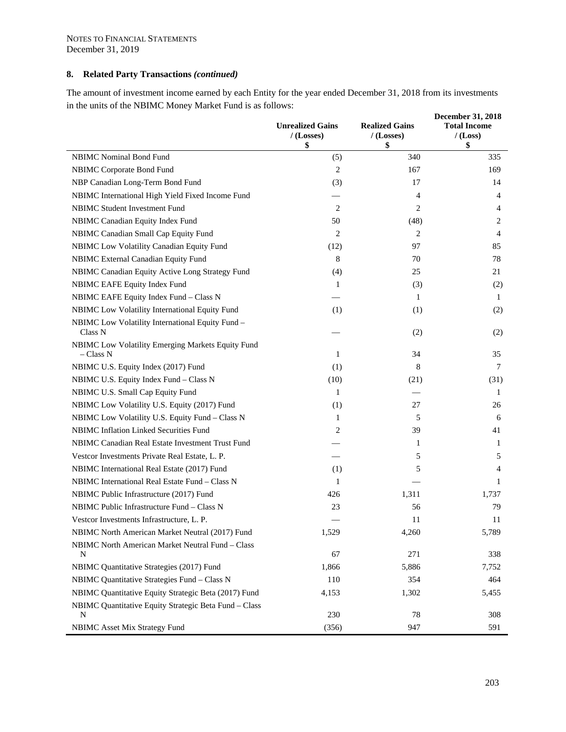NOTES TO FINANCIAL STATEMENTS
December 31, 2019

## 8. Related Party Transactions *(continued)*

The amount of investment income earned by each Entity for the year ended December 31, 2018 from its investments in the units of the NBIMC Money Market Fund is as follows:

| | Unrealized Gains / (Losses) $ | Realized Gains / (Losses) $ | December 31, 2018 Total Income / (Loss) $ |
|---|---|---|---|
| NBIMC Nominal Bond Fund | (5) | 340 | 335 |
| NBIMC Corporate Bond Fund | 2 | 167 | 169 |
| NBP Canadian Long-Term Bond Fund | (3) | 17 | 14 |
| NBIMC International High Yield Fixed Income Fund | — | 4 | 4 |
| NBIMC Student Investment Fund | 2 | 2 | 4 |
| NBIMC Canadian Equity Index Fund | 50 | (48) | 2 |
| NBIMC Canadian Small Cap Equity Fund | 2 | 2 | 4 |
| NBIMC Low Volatility Canadian Equity Fund | (12) | 97 | 85 |
| NBIMC External Canadian Equity Fund | 8 | 70 | 78 |
| NBIMC Canadian Equity Active Long Strategy Fund | (4) | 25 | 21 |
| NBIMC EAFE Equity Index Fund | 1 | (3) | (2) |
| NBIMC EAFE Equity Index Fund – Class N | — | 1 | 1 |
| NBIMC Low Volatility International Equity Fund | (1) | (1) | (2) |
| NBIMC Low Volatility International Equity Fund – Class N | — | (2) | (2) |
| NBIMC Low Volatility Emerging Markets Equity Fund – Class N | 1 | 34 | 35 |
| NBIMC U.S. Equity Index (2017) Fund | (1) | 8 | 7 |
| NBIMC U.S. Equity Index Fund – Class N | (10) | (21) | (31) |
| NBIMC U.S. Small Cap Equity Fund | 1 | — | 1 |
| NBIMC Low Volatility U.S. Equity (2017) Fund | (1) | 27 | 26 |
| NBIMC Low Volatility U.S. Equity Fund – Class N | 1 | 5 | 6 |
| NBIMC Inflation Linked Securities Fund | 2 | 39 | 41 |
| NBIMC Canadian Real Estate Investment Trust Fund | — | 1 | 1 |
| Vestcor Investments Private Real Estate, L. P. | — | 5 | 5 |
| NBIMC International Real Estate (2017) Fund | (1) | 5 | 4 |
| NBIMC International Real Estate Fund – Class N | 1 | — | 1 |
| NBIMC Public Infrastructure (2017) Fund | 426 | 1,311 | 1,737 |
| NBIMC Public Infrastructure Fund – Class N | 23 | 56 | 79 |
| Vestcor Investments Infrastructure, L. P. | — | 11 | 11 |
| NBIMC North American Market Neutral (2017) Fund | 1,529 | 4,260 | 5,789 |
| NBIMC North American Market Neutral Fund – Class N | 67 | 271 | 338 |
| NBIMC Quantitative Strategies (2017) Fund | 1,866 | 5,886 | 7,752 |
| NBIMC Quantitative Strategies Fund – Class N | 110 | 354 | 464 |
| NBIMC Quantitative Equity Strategic Beta (2017) Fund | 4,153 | 1,302 | 5,455 |
| NBIMC Quantitative Equity Strategic Beta Fund – Class N | 230 | 78 | 308 |
| NBIMC Asset Mix Strategy Fund | (356) | 947 | 591 |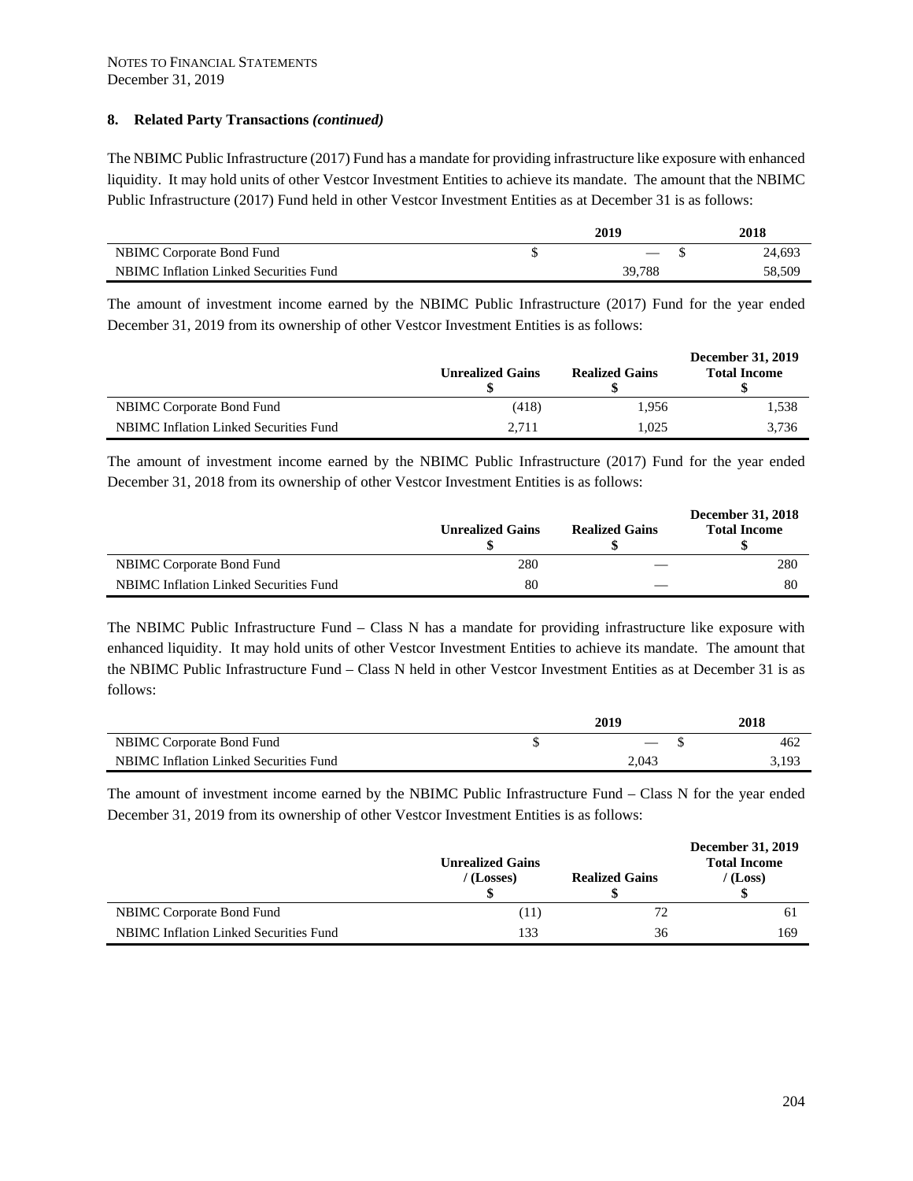NOTES TO FINANCIAL STATEMENTS
December 31, 2019

**8. Related Party Transactions *(continued)***

The NBIMC Public Infrastructure (2017) Fund has a mandate for providing infrastructure like exposure with enhanced liquidity. It may hold units of other Vestcor Investment Entities to achieve its mandate. The amount that the NBIMC Public Infrastructure (2017) Fund held in other Vestcor Investment Entities as at December 31 is as follows:

| | 2019 | 2018 |
|---|---|---|
| NBIMC Corporate Bond Fund | $ — | $ 24,693 |
| NBIMC Inflation Linked Securities Fund | 39,788 | 58,509 |

The amount of investment income earned by the NBIMC Public Infrastructure (2017) Fund for the year ended December 31, 2019 from its ownership of other Vestcor Investment Entities is as follows:

| | Unrealized Gains $ | Realized Gains $ | December 31, 2019 Total Income $ |
|---|---|---|---|
| NBIMC Corporate Bond Fund | (418) | 1,956 | 1,538 |
| NBIMC Inflation Linked Securities Fund | 2,711 | 1,025 | 3,736 |

The amount of investment income earned by the NBIMC Public Infrastructure (2017) Fund for the year ended December 31, 2018 from its ownership of other Vestcor Investment Entities is as follows:

| | Unrealized Gains $ | Realized Gains $ | December 31, 2018 Total Income $ |
|---|---|---|---|
| NBIMC Corporate Bond Fund | 280 | — | 280 |
| NBIMC Inflation Linked Securities Fund | 80 | — | 80 |

The NBIMC Public Infrastructure Fund – Class N has a mandate for providing infrastructure like exposure with enhanced liquidity. It may hold units of other Vestcor Investment Entities to achieve its mandate. The amount that the NBIMC Public Infrastructure Fund – Class N held in other Vestcor Investment Entities as at December 31 is as follows:

| | 2019 | 2018 |
|---|---|---|
| NBIMC Corporate Bond Fund | $ — | $ 462 |
| NBIMC Inflation Linked Securities Fund | 2,043 | 3,193 |

The amount of investment income earned by the NBIMC Public Infrastructure Fund – Class N for the year ended December 31, 2019 from its ownership of other Vestcor Investment Entities is as follows:

| | Unrealized Gains / (Losses) $ | Realized Gains $ | December 31, 2019 Total Income / (Loss) $ |
|---|---|---|---|
| NBIMC Corporate Bond Fund | (11) | 72 | 61 |
| NBIMC Inflation Linked Securities Fund | 133 | 36 | 169 |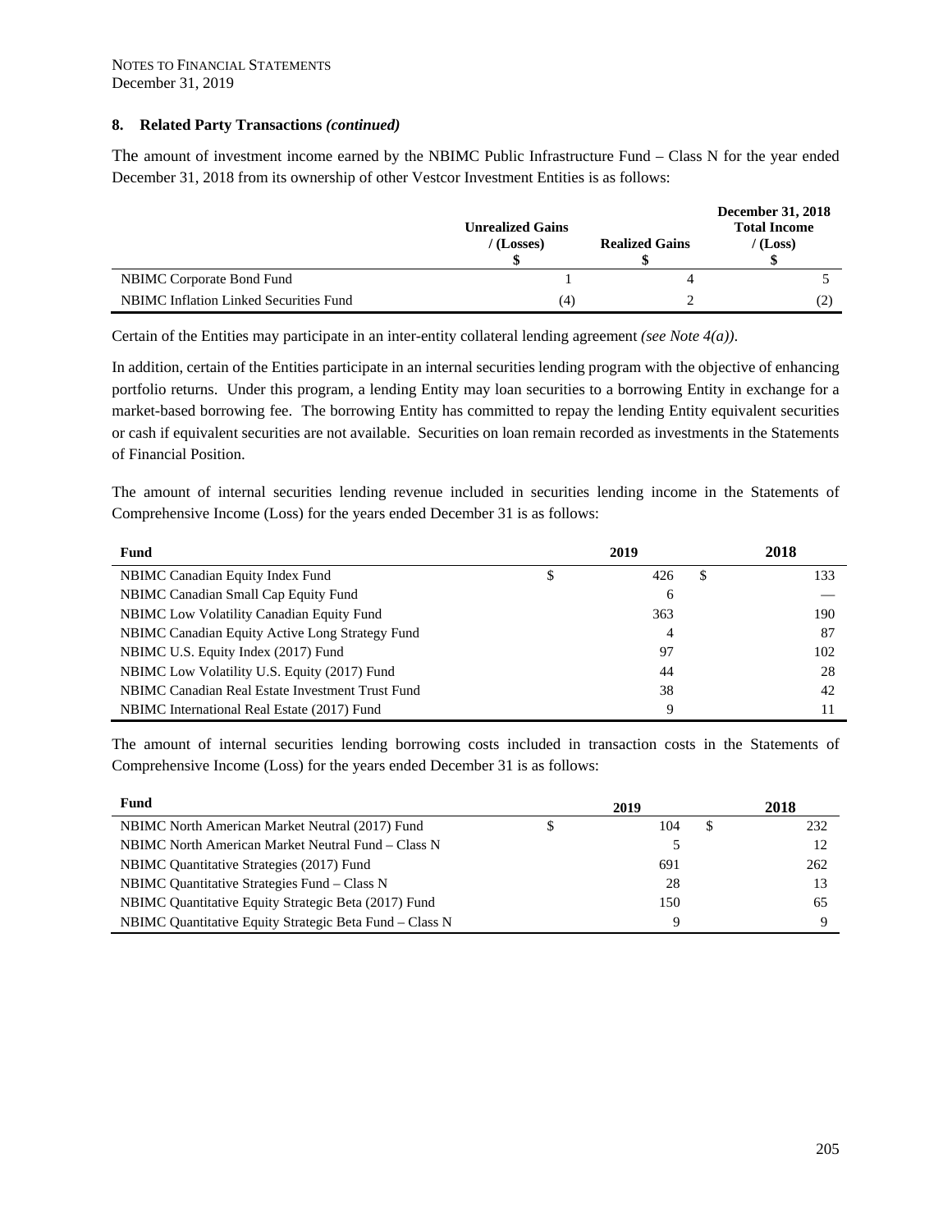## 8. Related Party Transactions *(continued)*

The amount of investment income earned by the NBIMC Public Infrastructure Fund – Class N for the year ended December 31, 2018 from its ownership of other Vestcor Investment Entities is as follows:

| | Unrealized Gains / (Losses) $ | Realized Gains $ | December 31, 2018 Total Income / (Loss) $ |
|---|---|---|---|
| NBIMC Corporate Bond Fund | 1 | 4 | 5 |
| NBIMC Inflation Linked Securities Fund | (4) | 2 | (2) |

Certain of the Entities may participate in an inter-entity collateral lending agreement *(see Note 4(a))*.

In addition, certain of the Entities participate in an internal securities lending program with the objective of enhancing portfolio returns. Under this program, a lending Entity may loan securities to a borrowing Entity in exchange for a market-based borrowing fee. The borrowing Entity has committed to repay the lending Entity equivalent securities or cash if equivalent securities are not available. Securities on loan remain recorded as investments in the Statements of Financial Position.

The amount of internal securities lending revenue included in securities lending income in the Statements of Comprehensive Income (Loss) for the years ended December 31 is as follows:

| Fund | 2019 | 2018 |
|---|---|---|
| NBIMC Canadian Equity Index Fund | $ 426 | $ 133 |
| NBIMC Canadian Small Cap Equity Fund | 6 | — |
| NBIMC Low Volatility Canadian Equity Fund | 363 | 190 |
| NBIMC Canadian Equity Active Long Strategy Fund | 4 | 87 |
| NBIMC U.S. Equity Index (2017) Fund | 97 | 102 |
| NBIMC Low Volatility U.S. Equity (2017) Fund | 44 | 28 |
| NBIMC Canadian Real Estate Investment Trust Fund | 38 | 42 |
| NBIMC International Real Estate (2017) Fund | 9 | 11 |

The amount of internal securities lending borrowing costs included in transaction costs in the Statements of Comprehensive Income (Loss) for the years ended December 31 is as follows:

| Fund | 2019 | 2018 |
|---|---|---|
| NBIMC North American Market Neutral (2017) Fund | $ 104 | $ 232 |
| NBIMC North American Market Neutral Fund – Class N | 5 | 12 |
| NBIMC Quantitative Strategies (2017) Fund | 691 | 262 |
| NBIMC Quantitative Strategies Fund – Class N | 28 | 13 |
| NBIMC Quantitative Equity Strategic Beta (2017) Fund | 150 | 65 |
| NBIMC Quantitative Equity Strategic Beta Fund – Class N | 9 | 9 |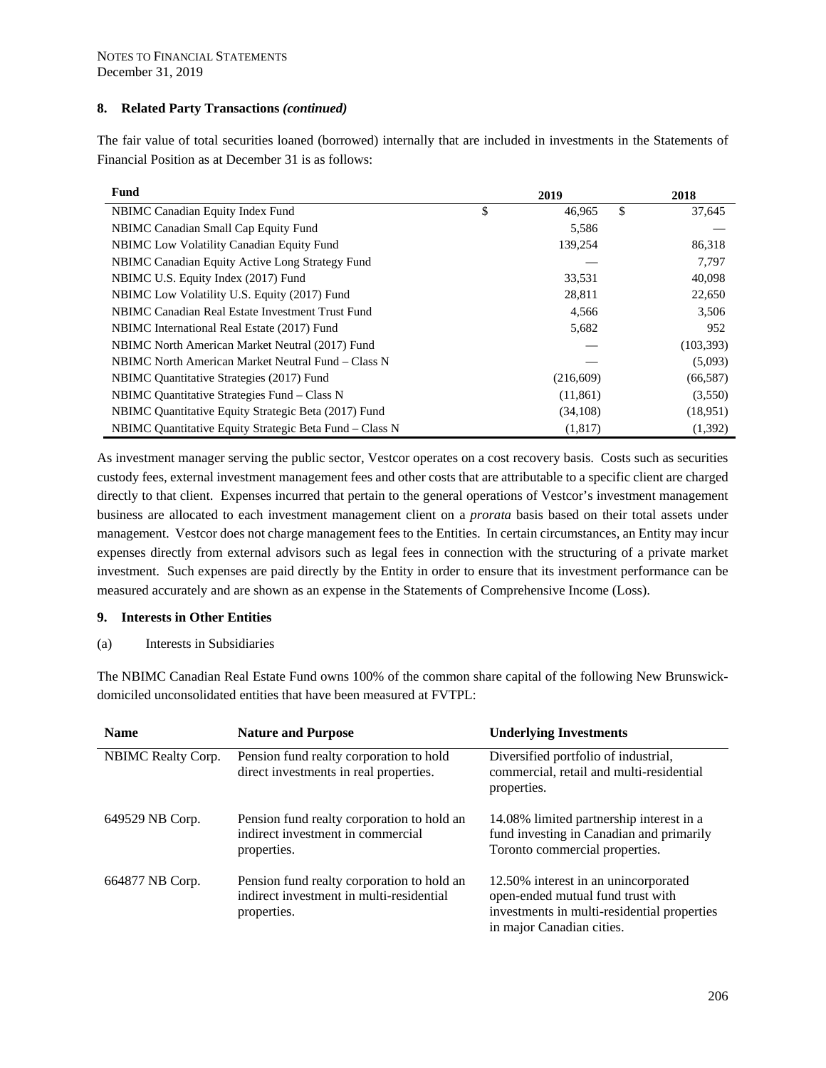NOTES TO FINANCIAL STATEMENTS
December 31, 2019

### 8. Related Party Transactions *(continued)*

The fair value of total securities loaned (borrowed) internally that are included in investments in the Statements of Financial Position as at December 31 is as follows:

| Fund | 2019 | 2018 |
|---|---|---|
| NBIMC Canadian Equity Index Fund | $ 46,965 | $ 37,645 |
| NBIMC Canadian Small Cap Equity Fund | 5,586 | — |
| NBIMC Low Volatility Canadian Equity Fund | 139,254 | 86,318 |
| NBIMC Canadian Equity Active Long Strategy Fund | — | 7,797 |
| NBIMC U.S. Equity Index (2017) Fund | 33,531 | 40,098 |
| NBIMC Low Volatility U.S. Equity (2017) Fund | 28,811 | 22,650 |
| NBIMC Canadian Real Estate Investment Trust Fund | 4,566 | 3,506 |
| NBIMC International Real Estate (2017) Fund | 5,682 | 952 |
| NBIMC North American Market Neutral (2017) Fund | — | (103,393) |
| NBIMC North American Market Neutral Fund – Class N | — | (5,093) |
| NBIMC Quantitative Strategies (2017) Fund | (216,609) | (66,587) |
| NBIMC Quantitative Strategies Fund – Class N | (11,861) | (3,550) |
| NBIMC Quantitative Equity Strategic Beta (2017) Fund | (34,108) | (18,951) |
| NBIMC Quantitative Equity Strategic Beta Fund – Class N | (1,817) | (1,392) |

As investment manager serving the public sector, Vestcor operates on a cost recovery basis. Costs such as securities custody fees, external investment management fees and other costs that are attributable to a specific client are charged directly to that client. Expenses incurred that pertain to the general operations of Vestcor's investment management business are allocated to each investment management client on a *prorata* basis based on their total assets under management. Vestcor does not charge management fees to the Entities. In certain circumstances, an Entity may incur expenses directly from external advisors such as legal fees in connection with the structuring of a private market investment. Such expenses are paid directly by the Entity in order to ensure that its investment performance can be measured accurately and are shown as an expense in the Statements of Comprehensive Income (Loss).

### 9. Interests in Other Entities

(a) Interests in Subsidiaries

The NBIMC Canadian Real Estate Fund owns 100% of the common share capital of the following New Brunswick-domiciled unconsolidated entities that have been measured at FVTPL:

| Name | Nature and Purpose | Underlying Investments |
|---|---|---|
| NBIMC Realty Corp. | Pension fund realty corporation to hold direct investments in real properties. | Diversified portfolio of industrial, commercial, retail and multi-residential properties. |
| 649529 NB Corp. | Pension fund realty corporation to hold an indirect investment in commercial properties. | 14.08% limited partnership interest in a fund investing in Canadian and primarily Toronto commercial properties. |
| 664877 NB Corp. | Pension fund realty corporation to hold an indirect investment in multi-residential properties. | 12.50% interest in an unincorporated open-ended mutual fund trust with investments in multi-residential properties in major Canadian cities. |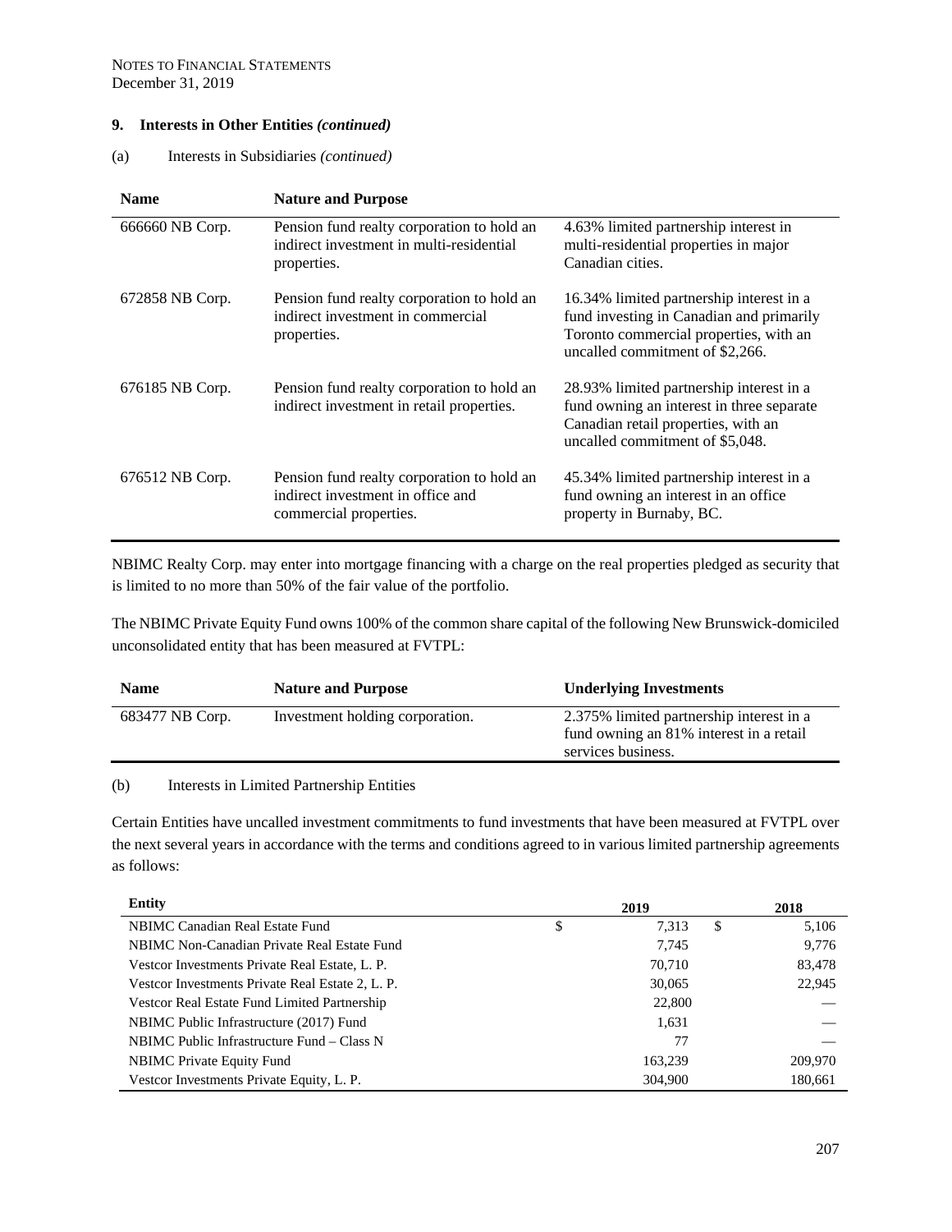NOTES TO FINANCIAL STATEMENTS
December 31, 2019

## 9. Interests in Other Entities *(continued)*

(a) Interests in Subsidiaries *(continued)*

| Name | Nature and Purpose | |
|---|---|---|
| 666660 NB Corp. | Pension fund realty corporation to hold an indirect investment in multi-residential properties. | 4.63% limited partnership interest in multi-residential properties in major Canadian cities. |
| 672858 NB Corp. | Pension fund realty corporation to hold an indirect investment in commercial properties. | 16.34% limited partnership interest in a fund investing in Canadian and primarily Toronto commercial properties, with an uncalled commitment of $2,266. |
| 676185 NB Corp. | Pension fund realty corporation to hold an indirect investment in retail properties. | 28.93% limited partnership interest in a fund owning an interest in three separate Canadian retail properties, with an uncalled commitment of $5,048. |
| 676512 NB Corp. | Pension fund realty corporation to hold an indirect investment in office and commercial properties. | 45.34% limited partnership interest in a fund owning an interest in an office property in Burnaby, BC. |

NBIMC Realty Corp. may enter into mortgage financing with a charge on the real properties pledged as security that is limited to no more than 50% of the fair value of the portfolio.

The NBIMC Private Equity Fund owns 100% of the common share capital of the following New Brunswick-domiciled unconsolidated entity that has been measured at FVTPL:

| Name | Nature and Purpose | Underlying Investments |
|---|---|---|
| 683477 NB Corp. | Investment holding corporation. | 2.375% limited partnership interest in a fund owning an 81% interest in a retail services business. |

(b) Interests in Limited Partnership Entities

Certain Entities have uncalled investment commitments to fund investments that have been measured at FVTPL over the next several years in accordance with the terms and conditions agreed to in various limited partnership agreements as follows:

| Entity | 2019 | 2018 |
|---|---|---|
| NBIMC Canadian Real Estate Fund | $ 7,313 | $ 5,106 |
| NBIMC Non-Canadian Private Real Estate Fund | 7,745 | 9,776 |
| Vestcor Investments Private Real Estate, L. P. | 70,710 | 83,478 |
| Vestcor Investments Private Real Estate 2, L. P. | 30,065 | 22,945 |
| Vestcor Real Estate Fund Limited Partnership | 22,800 | — |
| NBIMC Public Infrastructure (2017) Fund | 1,631 | — |
| NBIMC Public Infrastructure Fund – Class N | 77 | — |
| NBIMC Private Equity Fund | 163,239 | 209,970 |
| Vestcor Investments Private Equity, L. P. | 304,900 | 180,661 |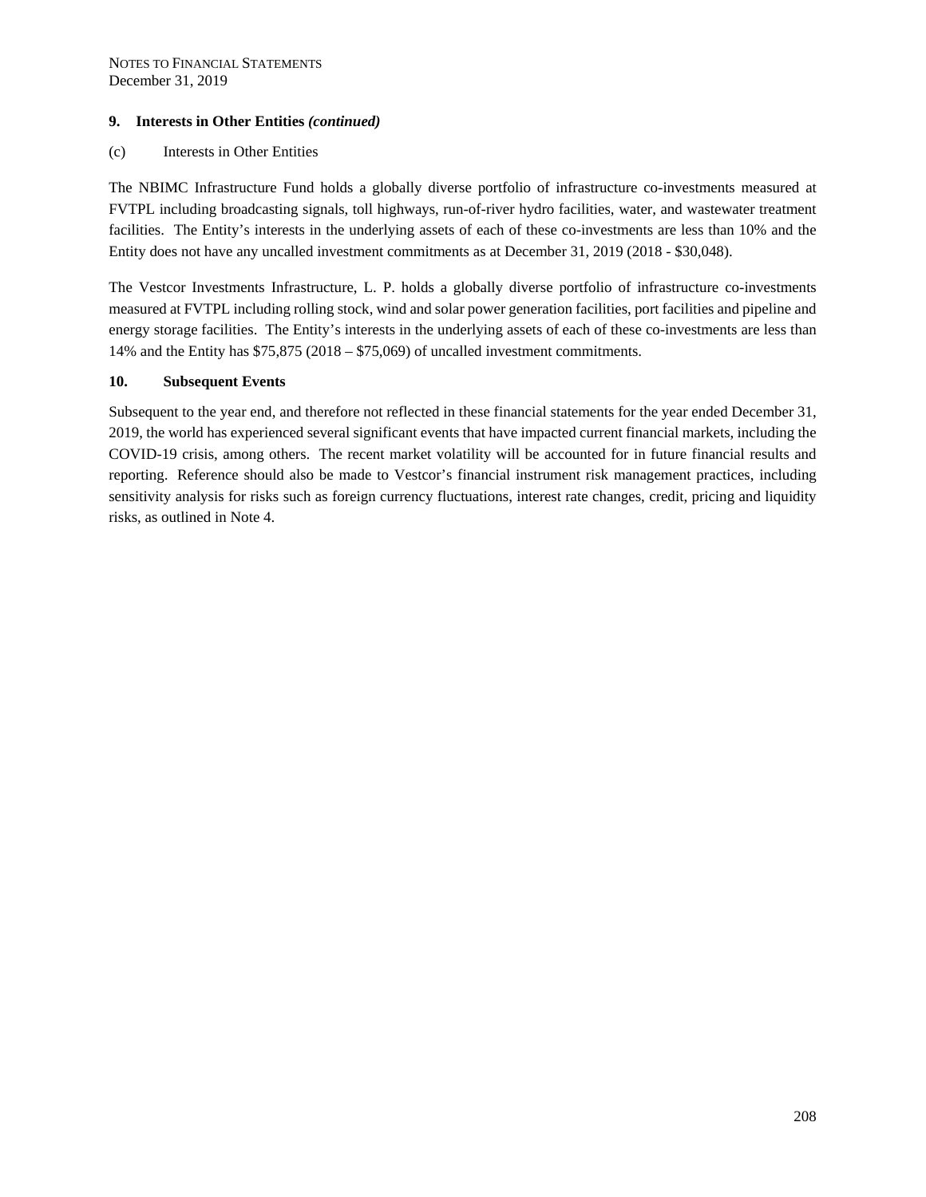## 9. Interests in Other Entities *(continued)*

(c) Interests in Other Entities

The NBIMC Infrastructure Fund holds a globally diverse portfolio of infrastructure co-investments measured at FVTPL including broadcasting signals, toll highways, run-of-river hydro facilities, water, and wastewater treatment facilities. The Entity's interests in the underlying assets of each of these co-investments are less than 10% and the Entity does not have any uncalled investment commitments as at December 31, 2019 (2018 - $30,048).

The Vestcor Investments Infrastructure, L. P. holds a globally diverse portfolio of infrastructure co-investments measured at FVTPL including rolling stock, wind and solar power generation facilities, port facilities and pipeline and energy storage facilities. The Entity's interests in the underlying assets of each of these co-investments are less than 14% and the Entity has $75,875 (2018 – $75,069) of uncalled investment commitments.

## 10. Subsequent Events

Subsequent to the year end, and therefore not reflected in these financial statements for the year ended December 31, 2019, the world has experienced several significant events that have impacted current financial markets, including the COVID-19 crisis, among others. The recent market volatility will be accounted for in future financial results and reporting. Reference should also be made to Vestcor's financial instrument risk management practices, including sensitivity analysis for risks such as foreign currency fluctuations, interest rate changes, credit, pricing and liquidity risks, as outlined in Note 4.